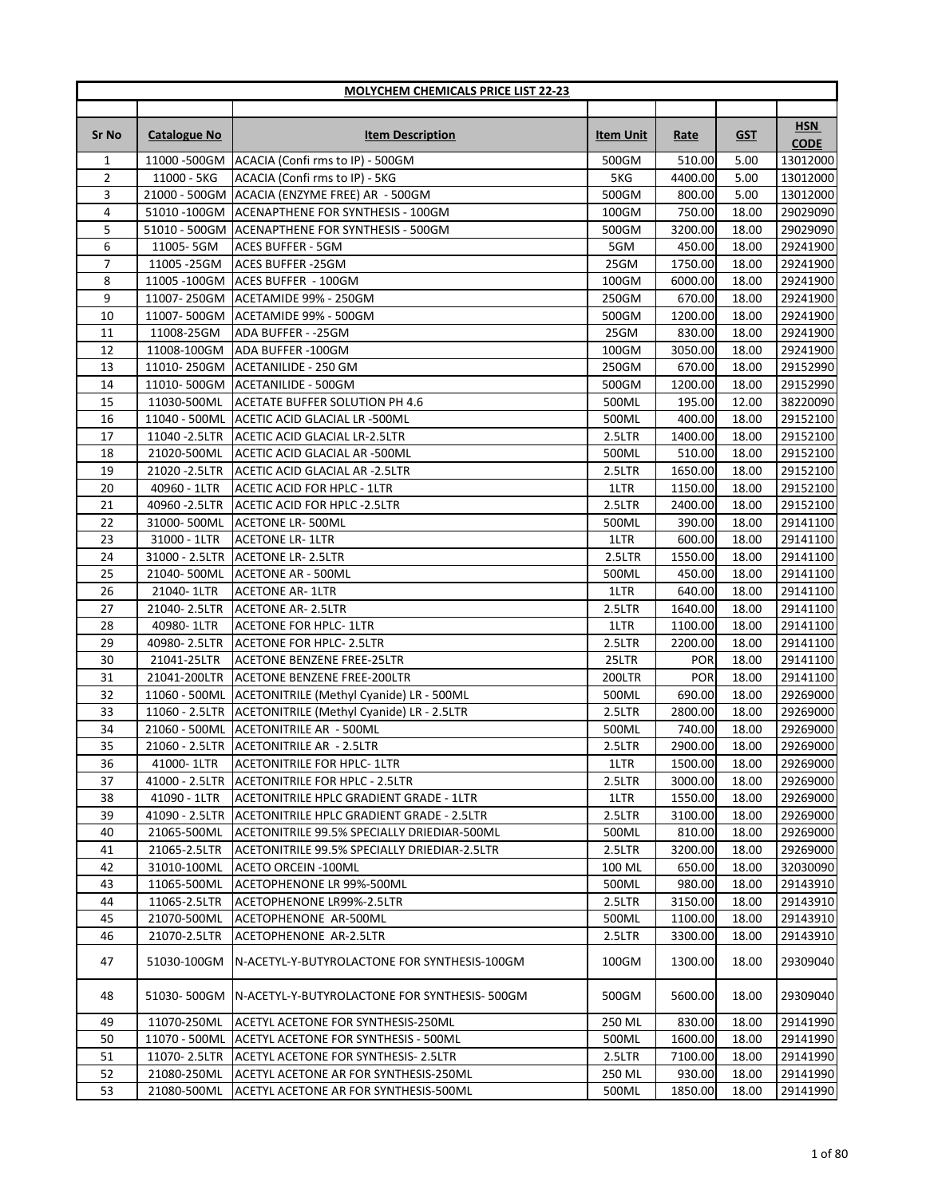**MOLYCHEM CHEMICALS PRICE LIST 22-23**

| Sr No | Catalogue No | Item Description | Item Unit | Rate | GST | HSN CODE |
|---|---|---|---|---|---|---|
| 1 | 11000 -500GM | ACACIA (Confi rms to IP) - 500GM | 500GM | 510.00 | 5.00 | 13012000 |
| 2 | 11000 - 5KG | ACACIA (Confi rms to IP) - 5KG | 5KG | 4400.00 | 5.00 | 13012000 |
| 3 | 21000 - 500GM | ACACIA (ENZYME FREE) AR - 500GM | 500GM | 800.00 | 5.00 | 13012000 |
| 4 | 51010 -100GM | ACENAPTHENE FOR SYNTHESIS - 100GM | 100GM | 750.00 | 18.00 | 29029090 |
| 5 | 51010 - 500GM | ACENAPTHENE FOR SYNTHESIS - 500GM | 500GM | 3200.00 | 18.00 | 29029090 |
| 6 | 11005- 5GM | ACES BUFFER - 5GM | 5GM | 450.00 | 18.00 | 29241900 |
| 7 | 11005 -25GM | ACES BUFFER -25GM | 25GM | 1750.00 | 18.00 | 29241900 |
| 8 | 11005 -100GM | ACES BUFFER - 100GM | 100GM | 6000.00 | 18.00 | 29241900 |
| 9 | 11007- 250GM | ACETAMIDE 99% - 250GM | 250GM | 670.00 | 18.00 | 29241900 |
| 10 | 11007- 500GM | ACETAMIDE 99% - 500GM | 500GM | 1200.00 | 18.00 | 29241900 |
| 11 | 11008-25GM | ADA BUFFER - -25GM | 25GM | 830.00 | 18.00 | 29241900 |
| 12 | 11008-100GM | ADA BUFFER -100GM | 100GM | 3050.00 | 18.00 | 29241900 |
| 13 | 11010- 250GM | ACETANILIDE - 250 GM | 250GM | 670.00 | 18.00 | 29152990 |
| 14 | 11010- 500GM | ACETANILIDE - 500GM | 500GM | 1200.00 | 18.00 | 29152990 |
| 15 | 11030-500ML | ACETATE BUFFER SOLUTION PH 4.6 | 500ML | 195.00 | 12.00 | 38220090 |
| 16 | 11040 - 500ML | ACETIC ACID GLACIAL LR -500ML | 500ML | 400.00 | 18.00 | 29152100 |
| 17 | 11040 -2.5LTR | ACETIC ACID GLACIAL LR-2.5LTR | 2.5LTR | 1400.00 | 18.00 | 29152100 |
| 18 | 21020-500ML | ACETIC ACID GLACIAL AR -500ML | 500ML | 510.00 | 18.00 | 29152100 |
| 19 | 21020 -2.5LTR | ACETIC ACID GLACIAL AR -2.5LTR | 2.5LTR | 1650.00 | 18.00 | 29152100 |
| 20 | 40960 - 1LTR | ACETIC ACID FOR HPLC - 1LTR | 1LTR | 1150.00 | 18.00 | 29152100 |
| 21 | 40960 -2.5LTR | ACETIC ACID FOR HPLC -2.5LTR | 2.5LTR | 2400.00 | 18.00 | 29152100 |
| 22 | 31000- 500ML | ACETONE LR- 500ML | 500ML | 390.00 | 18.00 | 29141100 |
| 23 | 31000 - 1LTR | ACETONE LR- 1LTR | 1LTR | 600.00 | 18.00 | 29141100 |
| 24 | 31000 - 2.5LTR | ACETONE LR- 2.5LTR | 2.5LTR | 1550.00 | 18.00 | 29141100 |
| 25 | 21040- 500ML | ACETONE AR - 500ML | 500ML | 450.00 | 18.00 | 29141100 |
| 26 | 21040- 1LTR | ACETONE AR- 1LTR | 1LTR | 640.00 | 18.00 | 29141100 |
| 27 | 21040- 2.5LTR | ACETONE AR- 2.5LTR | 2.5LTR | 1640.00 | 18.00 | 29141100 |
| 28 | 40980- 1LTR | ACETONE FOR HPLC- 1LTR | 1LTR | 1100.00 | 18.00 | 29141100 |
| 29 | 40980- 2.5LTR | ACETONE FOR HPLC- 2.5LTR | 2.5LTR | 2200.00 | 18.00 | 29141100 |
| 30 | 21041-25LTR | ACETONE BENZENE FREE-25LTR | 25LTR | POR | 18.00 | 29141100 |
| 31 | 21041-200LTR | ACETONE BENZENE FREE-200LTR | 200LTR | POR | 18.00 | 29141100 |
| 32 | 11060 - 500ML | ACETONITRILE (Methyl Cyanide) LR - 500ML | 500ML | 690.00 | 18.00 | 29269000 |
| 33 | 11060 - 2.5LTR | ACETONITRILE (Methyl Cyanide) LR - 2.5LTR | 2.5LTR | 2800.00 | 18.00 | 29269000 |
| 34 | 21060 - 500ML | ACETONITRILE AR - 500ML | 500ML | 740.00 | 18.00 | 29269000 |
| 35 | 21060 - 2.5LTR | ACETONITRILE AR - 2.5LTR | 2.5LTR | 2900.00 | 18.00 | 29269000 |
| 36 | 41000- 1LTR | ACETONITRILE FOR HPLC- 1LTR | 1LTR | 1500.00 | 18.00 | 29269000 |
| 37 | 41000 - 2.5LTR | ACETONITRILE FOR HPLC - 2.5LTR | 2.5LTR | 3000.00 | 18.00 | 29269000 |
| 38 | 41090 - 1LTR | ACETONITRILE HPLC GRADIENT GRADE - 1LTR | 1LTR | 1550.00 | 18.00 | 29269000 |
| 39 | 41090 - 2.5LTR | ACETONITRILE HPLC GRADIENT GRADE - 2.5LTR | 2.5LTR | 3100.00 | 18.00 | 29269000 |
| 40 | 21065-500ML | ACETONITRILE 99.5% SPECIALLY DRIEDIAR-500ML | 500ML | 810.00 | 18.00 | 29269000 |
| 41 | 21065-2.5LTR | ACETONITRILE 99.5% SPECIALLY DRIEDIAR-2.5LTR | 2.5LTR | 3200.00 | 18.00 | 29269000 |
| 42 | 31010-100ML | ACETO ORCEIN -100ML | 100 ML | 650.00 | 18.00 | 32030090 |
| 43 | 11065-500ML | ACETOPHENONE LR 99%-500ML | 500ML | 980.00 | 18.00 | 29143910 |
| 44 | 11065-2.5LTR | ACETOPHENONE LR99%-2.5LTR | 2.5LTR | 3150.00 | 18.00 | 29143910 |
| 45 | 21070-500ML | ACETOPHENONE AR-500ML | 500ML | 1100.00 | 18.00 | 29143910 |
| 46 | 21070-2.5LTR | ACETOPHENONE AR-2.5LTR | 2.5LTR | 3300.00 | 18.00 | 29143910 |
| 47 | 51030-100GM | N-ACETYL-Y-BUTYROLACTONE FOR SYNTHESIS-100GM | 100GM | 1300.00 | 18.00 | 29309040 |
| 48 | 51030- 500GM | N-ACETYL-Y-BUTYROLACTONE FOR SYNTHESIS- 500GM | 500GM | 5600.00 | 18.00 | 29309040 |
| 49 | 11070-250ML | ACETYL ACETONE FOR SYNTHESIS-250ML | 250 ML | 830.00 | 18.00 | 29141990 |
| 50 | 11070 - 500ML | ACETYL ACETONE FOR SYNTHESIS - 500ML | 500ML | 1600.00 | 18.00 | 29141990 |
| 51 | 11070- 2.5LTR | ACETYL ACETONE FOR SYNTHESIS- 2.5LTR | 2.5LTR | 7100.00 | 18.00 | 29141990 |
| 52 | 21080-250ML | ACETYL ACETONE AR FOR SYNTHESIS-250ML | 250 ML | 930.00 | 18.00 | 29141990 |
| 53 | 21080-500ML | ACETYL ACETONE AR FOR SYNTHESIS-500ML | 500ML | 1850.00 | 18.00 | 29141990 |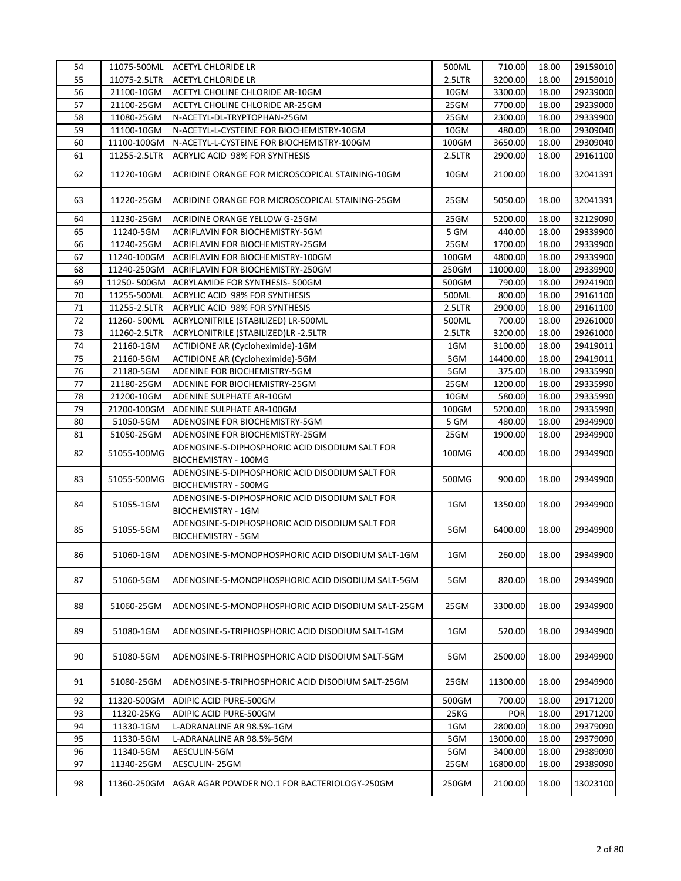| 54 | 11075-500ML | ACETYL CHLORIDE LR | 500ML | 710.00 | 18.00 | 29159010 |
|---|---|---|---|---|---|---|
| 55 | 11075-2.5LTR | ACETYL CHLORIDE LR | 2.5LTR | 3200.00 | 18.00 | 29159010 |
| 56 | 21100-10GM | ACETYL CHOLINE CHLORIDE AR-10GM | 10GM | 3300.00 | 18.00 | 29239000 |
| 57 | 21100-25GM | ACETYL CHOLINE CHLORIDE AR-25GM | 25GM | 7700.00 | 18.00 | 29239000 |
| 58 | 11080-25GM | N-ACETYL-DL-TRYPTOPHAN-25GM | 25GM | 2300.00 | 18.00 | 29339900 |
| 59 | 11100-10GM | N-ACETYL-L-CYSTEINE FOR BIOCHEMISTRY-10GM | 10GM | 480.00 | 18.00 | 29309040 |
| 60 | 11100-100GM | N-ACETYL-L-CYSTEINE FOR BIOCHEMISTRY-100GM | 100GM | 3650.00 | 18.00 | 29309040 |
| 61 | 11255-2.5LTR | ACRYLIC ACID 98% FOR SYNTHESIS | 2.5LTR | 2900.00 | 18.00 | 29161100 |
| 62 | 11220-10GM | ACRIDINE ORANGE FOR MICROSCOPICAL STAINING-10GM | 10GM | 2100.00 | 18.00 | 32041391 |
| 63 | 11220-25GM | ACRIDINE ORANGE FOR MICROSCOPICAL STAINING-25GM | 25GM | 5050.00 | 18.00 | 32041391 |
| 64 | 11230-25GM | ACRIDINE ORANGE YELLOW G-25GM | 25GM | 5200.00 | 18.00 | 32129090 |
| 65 | 11240-5GM | ACRIFLAVIN FOR BIOCHEMISTRY-5GM | 5 GM | 440.00 | 18.00 | 29339900 |
| 66 | 11240-25GM | ACRIFLAVIN FOR BIOCHEMISTRY-25GM | 25GM | 1700.00 | 18.00 | 29339900 |
| 67 | 11240-100GM | ACRIFLAVIN FOR BIOCHEMISTRY-100GM | 100GM | 4800.00 | 18.00 | 29339900 |
| 68 | 11240-250GM | ACRIFLAVIN FOR BIOCHEMISTRY-250GM | 250GM | 11000.00 | 18.00 | 29339900 |
| 69 | 11250- 500GM | ACRYLAMIDE FOR SYNTHESIS- 500GM | 500GM | 790.00 | 18.00 | 29241900 |
| 70 | 11255-500ML | ACRYLIC ACID 98% FOR SYNTHESIS | 500ML | 800.00 | 18.00 | 29161100 |
| 71 | 11255-2.5LTR | ACRYLIC ACID 98% FOR SYNTHESIS | 2.5LTR | 2900.00 | 18.00 | 29161100 |
| 72 | 11260- 500ML | ACRYLONITRILE (STABILIZED) LR-500ML | 500ML | 700.00 | 18.00 | 29261000 |
| 73 | 11260-2.5LTR | ACRYLONITRILE (STABILIZED)LR -2.5LTR | 2.5LTR | 3200.00 | 18.00 | 29261000 |
| 74 | 21160-1GM | ACTIDIONE AR (Cycloheximide)-1GM | 1GM | 3100.00 | 18.00 | 29419011 |
| 75 | 21160-5GM | ACTIDIONE AR (Cycloheximide)-5GM | 5GM | 14400.00 | 18.00 | 29419011 |
| 76 | 21180-5GM | ADENINE FOR BIOCHEMISTRY-5GM | 5GM | 375.00 | 18.00 | 29335990 |
| 77 | 21180-25GM | ADENINE FOR BIOCHEMISTRY-25GM | 25GM | 1200.00 | 18.00 | 29335990 |
| 78 | 21200-10GM | ADENINE SULPHATE AR-10GM | 10GM | 580.00 | 18.00 | 29335990 |
| 79 | 21200-100GM | ADENINE SULPHATE AR-100GM | 100GM | 5200.00 | 18.00 | 29335990 |
| 80 | 51050-5GM | ADENOSINE FOR BIOCHEMISTRY-5GM | 5 GM | 480.00 | 18.00 | 29349900 |
| 81 | 51050-25GM | ADENOSINE FOR BIOCHEMISTRY-25GM | 25GM | 1900.00 | 18.00 | 29349900 |
| 82 | 51055-100MG | ADENOSINE-5-DIPHOSPHORIC ACID DISODIUM SALT FOR BIOCHEMISTRY - 100MG | 100MG | 400.00 | 18.00 | 29349900 |
| 83 | 51055-500MG | ADENOSINE-5-DIPHOSPHORIC ACID DISODIUM SALT FOR BIOCHEMISTRY - 500MG | 500MG | 900.00 | 18.00 | 29349900 |
| 84 | 51055-1GM | ADENOSINE-5-DIPHOSPHORIC ACID DISODIUM SALT FOR BIOCHEMISTRY - 1GM | 1GM | 1350.00 | 18.00 | 29349900 |
| 85 | 51055-5GM | ADENOSINE-5-DIPHOSPHORIC ACID DISODIUM SALT FOR BIOCHEMISTRY - 5GM | 5GM | 6400.00 | 18.00 | 29349900 |
| 86 | 51060-1GM | ADENOSINE-5-MONOPHOSPHORIC ACID DISODIUM SALT-1GM | 1GM | 260.00 | 18.00 | 29349900 |
| 87 | 51060-5GM | ADENOSINE-5-MONOPHOSPHORIC ACID DISODIUM SALT-5GM | 5GM | 820.00 | 18.00 | 29349900 |
| 88 | 51060-25GM | ADENOSINE-5-MONOPHOSPHORIC ACID DISODIUM SALT-25GM | 25GM | 3300.00 | 18.00 | 29349900 |
| 89 | 51080-1GM | ADENOSINE-5-TRIPHOSPHORIC ACID DISODIUM SALT-1GM | 1GM | 520.00 | 18.00 | 29349900 |
| 90 | 51080-5GM | ADENOSINE-5-TRIPHOSPHORIC ACID DISODIUM SALT-5GM | 5GM | 2500.00 | 18.00 | 29349900 |
| 91 | 51080-25GM | ADENOSINE-5-TRIPHOSPHORIC ACID DISODIUM SALT-25GM | 25GM | 11300.00 | 18.00 | 29349900 |
| 92 | 11320-500GM | ADIPIC ACID PURE-500GM | 500GM | 700.00 | 18.00 | 29171200 |
| 93 | 11320-25KG | ADIPIC ACID PURE-500GM | 25KG | POR | 18.00 | 29171200 |
| 94 | 11330-1GM | L-ADRANALINE AR 98.5%-1GM | 1GM | 2800.00 | 18.00 | 29379090 |
| 95 | 11330-5GM | L-ADRANALINE AR 98.5%-5GM | 5GM | 13000.00 | 18.00 | 29379090 |
| 96 | 11340-5GM | AESCULIN-5GM | 5GM | 3400.00 | 18.00 | 29389090 |
| 97 | 11340-25GM | AESCULIN- 25GM | 25GM | 16800.00 | 18.00 | 29389090 |
| 98 | 11360-250GM | AGAR AGAR POWDER NO.1 FOR BACTERIOLOGY-250GM | 250GM | 2100.00 | 18.00 | 13023100 |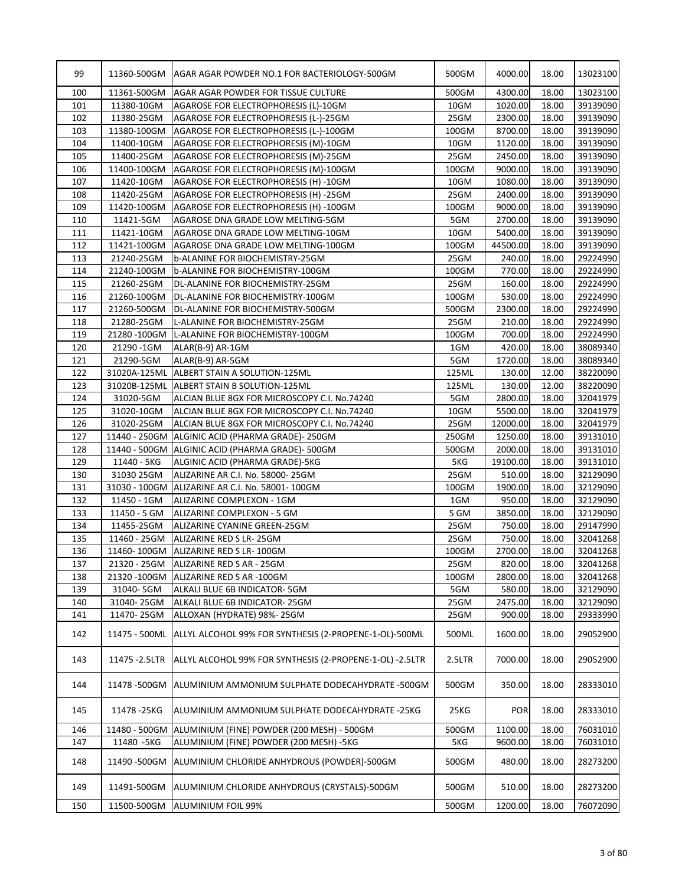| 99 | 11360-500GM | AGAR AGAR POWDER NO.1 FOR BACTERIOLOGY-500GM | 500GM | 4000.00 | 18.00 | 13023100 |
|---|---|---|---|---|---|---|
| 100 | 11361-500GM | AGAR AGAR POWDER FOR TISSUE CULTURE | 500GM | 4300.00 | 18.00 | 13023100 |
| 101 | 11380-10GM | AGAROSE FOR ELECTROPHORESIS (L)-10GM | 10GM | 1020.00 | 18.00 | 39139090 |
| 102 | 11380-25GM | AGAROSE FOR ELECTROPHORESIS (L-)-25GM | 25GM | 2300.00 | 18.00 | 39139090 |
| 103 | 11380-100GM | AGAROSE FOR ELECTROPHORESIS (L-)-100GM | 100GM | 8700.00 | 18.00 | 39139090 |
| 104 | 11400-10GM | AGAROSE FOR ELECTROPHORESIS (M)-10GM | 10GM | 1120.00 | 18.00 | 39139090 |
| 105 | 11400-25GM | AGAROSE FOR ELECTROPHORESIS (M)-25GM | 25GM | 2450.00 | 18.00 | 39139090 |
| 106 | 11400-100GM | AGAROSE FOR ELECTROPHORESIS (M)-100GM | 100GM | 9000.00 | 18.00 | 39139090 |
| 107 | 11420-10GM | AGAROSE FOR ELECTROPHORESIS (H) -10GM | 10GM | 1080.00 | 18.00 | 39139090 |
| 108 | 11420-25GM | AGAROSE FOR ELECTROPHORESIS (H) -25GM | 25GM | 2400.00 | 18.00 | 39139090 |
| 109 | 11420-100GM | AGAROSE FOR ELECTROPHORESIS (H) -100GM | 100GM | 9000.00 | 18.00 | 39139090 |
| 110 | 11421-5GM | AGAROSE DNA GRADE LOW MELTING-5GM | 5GM | 2700.00 | 18.00 | 39139090 |
| 111 | 11421-10GM | AGAROSE DNA GRADE LOW MELTING-10GM | 10GM | 5400.00 | 18.00 | 39139090 |
| 112 | 11421-100GM | AGAROSE DNA GRADE LOW MELTING-100GM | 100GM | 44500.00 | 18.00 | 39139090 |
| 113 | 21240-25GM | b-ALANINE FOR BIOCHEMISTRY-25GM | 25GM | 240.00 | 18.00 | 29224990 |
| 114 | 21240-100GM | b-ALANINE FOR BIOCHEMISTRY-100GM | 100GM | 770.00 | 18.00 | 29224990 |
| 115 | 21260-25GM | DL-ALANINE FOR BIOCHEMISTRY-25GM | 25GM | 160.00 | 18.00 | 29224990 |
| 116 | 21260-100GM | DL-ALANINE FOR BIOCHEMISTRY-100GM | 100GM | 530.00 | 18.00 | 29224990 |
| 117 | 21260-500GM | DL-ALANINE FOR BIOCHEMISTRY-500GM | 500GM | 2300.00 | 18.00 | 29224990 |
| 118 | 21280-25GM | L-ALANINE FOR BIOCHEMISTRY-25GM | 25GM | 210.00 | 18.00 | 29224990 |
| 119 | 21280 -100GM | L-ALANINE FOR BIOCHEMISTRY-100GM | 100GM | 700.00 | 18.00 | 29224990 |
| 120 | 21290 -1GM | ALAR(B-9) AR-1GM | 1GM | 420.00 | 18.00 | 38089340 |
| 121 | 21290-5GM | ALAR(B-9) AR-5GM | 5GM | 1720.00 | 18.00 | 38089340 |
| 122 | 31020A-125ML | ALBERT STAIN A SOLUTION-125ML | 125ML | 130.00 | 12.00 | 38220090 |
| 123 | 31020B-125ML | ALBERT STAIN B SOLUTION-125ML | 125ML | 130.00 | 12.00 | 38220090 |
| 124 | 31020-5GM | ALCIAN BLUE 8GX FOR MICROSCOPY C.I. No.74240 | 5GM | 2800.00 | 18.00 | 32041979 |
| 125 | 31020-10GM | ALCIAN BLUE 8GX FOR MICROSCOPY C.I. No.74240 | 10GM | 5500.00 | 18.00 | 32041979 |
| 126 | 31020-25GM | ALCIAN BLUE 8GX FOR MICROSCOPY C.I. No.74240 | 25GM | 12000.00 | 18.00 | 32041979 |
| 127 | 11440 - 250GM | ALGINIC ACID (PHARMA GRADE)- 250GM | 250GM | 1250.00 | 18.00 | 39131010 |
| 128 | 11440 - 500GM | ALGINIC ACID (PHARMA GRADE)- 500GM | 500GM | 2000.00 | 18.00 | 39131010 |
| 129 | 11440 - 5KG | ALGINIC ACID (PHARMA GRADE)-5KG | 5KG | 19100.00 | 18.00 | 39131010 |
| 130 | 31030 25GM | ALIZARINE AR C.I. No. 58000- 25GM | 25GM | 510.00 | 18.00 | 32129090 |
| 131 | 31030 - 100GM | ALIZARINE AR C.I. No. 58001- 100GM | 100GM | 1900.00 | 18.00 | 32129090 |
| 132 | 11450 - 1GM | ALIZARINE COMPLEXON - 1GM | 1GM | 950.00 | 18.00 | 32129090 |
| 133 | 11450 - 5 GM | ALIZARINE COMPLEXON - 5 GM | 5 GM | 3850.00 | 18.00 | 32129090 |
| 134 | 11455-25GM | ALIZARINE CYANINE GREEN-25GM | 25GM | 750.00 | 18.00 | 29147990 |
| 135 | 11460 - 25GM | ALIZARINE RED S LR- 25GM | 25GM | 750.00 | 18.00 | 32041268 |
| 136 | 11460- 100GM | ALIZARINE RED S LR- 100GM | 100GM | 2700.00 | 18.00 | 32041268 |
| 137 | 21320 - 25GM | ALIZARINE RED S AR - 25GM | 25GM | 820.00 | 18.00 | 32041268 |
| 138 | 21320 -100GM | ALIZARINE RED S AR -100GM | 100GM | 2800.00 | 18.00 | 32041268 |
| 139 | 31040- 5GM | ALKALI BLUE 6B INDICATOR- 5GM | 5GM | 580.00 | 18.00 | 32129090 |
| 140 | 31040- 25GM | ALKALI BLUE 6B INDICATOR- 25GM | 25GM | 2475.00 | 18.00 | 32129090 |
| 141 | 11470- 25GM | ALLOXAN (HYDRATE) 98%- 25GM | 25GM | 900.00 | 18.00 | 29333990 |
| 142 | 11475 - 500ML | ALLYL ALCOHOL 99% FOR SYNTHESIS (2-PROPENE-1-OL)-500ML | 500ML | 1600.00 | 18.00 | 29052900 |
| 143 | 11475 -2.5LTR | ALLYL ALCOHOL 99% FOR SYNTHESIS (2-PROPENE-1-OL) -2.5LTR | 2.5LTR | 7000.00 | 18.00 | 29052900 |
| 144 | 11478 -500GM | ALUMINIUM AMMONIUM SULPHATE DODECAHYDRATE -500GM | 500GM | 350.00 | 18.00 | 28333010 |
| 145 | 11478 -25KG | ALUMINIUM AMMONIUM SULPHATE DODECAHYDRATE -25KG | 25KG | POR | 18.00 | 28333010 |
| 146 | 11480 - 500GM | ALUMINIUM (FINE) POWDER (200 MESH) - 500GM | 500GM | 1100.00 | 18.00 | 76031010 |
| 147 | 11480 -5KG | ALUMINIUM (FINE) POWDER (200 MESH) -5KG | 5KG | 9600.00 | 18.00 | 76031010 |
| 148 | 11490 -500GM | ALUMINIUM CHLORIDE ANHYDROUS (POWDER)-500GM | 500GM | 480.00 | 18.00 | 28273200 |
| 149 | 11491-500GM | ALUMINIUM CHLORIDE ANHYDROUS (CRYSTALS)-500GM | 500GM | 510.00 | 18.00 | 28273200 |
| 150 | 11500-500GM | ALUMINIUM FOIL 99% | 500GM | 1200.00 | 18.00 | 76072090 |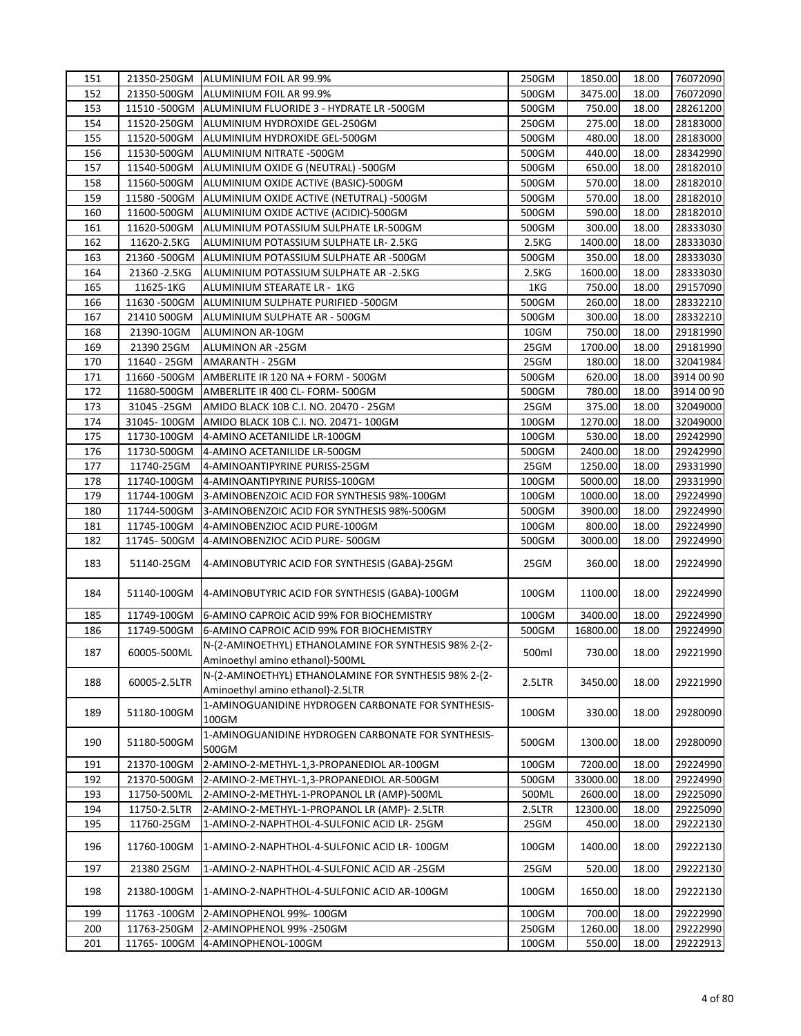| | | | | | | |
|---|---|---|---|---|---|---|
| 151 | 21350-250GM | ALUMINIUM FOIL AR 99.9% | 250GM | 1850.00 | 18.00 | 76072090 |
| 152 | 21350-500GM | ALUMINIUM FOIL AR 99.9% | 500GM | 3475.00 | 18.00 | 76072090 |
| 153 | 11510 -500GM | ALUMINIUM FLUORIDE 3 - HYDRATE LR -500GM | 500GM | 750.00 | 18.00 | 28261200 |
| 154 | 11520-250GM | ALUMINIUM HYDROXIDE GEL-250GM | 250GM | 275.00 | 18.00 | 28183000 |
| 155 | 11520-500GM | ALUMINIUM HYDROXIDE GEL-500GM | 500GM | 480.00 | 18.00 | 28183000 |
| 156 | 11530-500GM | ALUMINIUM NITRATE -500GM | 500GM | 440.00 | 18.00 | 28342990 |
| 157 | 11540-500GM | ALUMINIUM OXIDE G (NEUTRAL) -500GM | 500GM | 650.00 | 18.00 | 28182010 |
| 158 | 11560-500GM | ALUMINIUM OXIDE ACTIVE (BASIC)-500GM | 500GM | 570.00 | 18.00 | 28182010 |
| 159 | 11580 -500GM | ALUMINIUM OXIDE ACTIVE (NETUTRAL) -500GM | 500GM | 570.00 | 18.00 | 28182010 |
| 160 | 11600-500GM | ALUMINIUM OXIDE ACTIVE (ACIDIC)-500GM | 500GM | 590.00 | 18.00 | 28182010 |
| 161 | 11620-500GM | ALUMINIUM POTASSIUM SULPHATE LR-500GM | 500GM | 300.00 | 18.00 | 28333030 |
| 162 | 11620-2.5KG | ALUMINIUM POTASSIUM SULPHATE LR- 2.5KG | 2.5KG | 1400.00 | 18.00 | 28333030 |
| 163 | 21360 -500GM | ALUMINIUM POTASSIUM SULPHATE AR -500GM | 500GM | 350.00 | 18.00 | 28333030 |
| 164 | 21360 -2.5KG | ALUMINIUM POTASSIUM SULPHATE AR -2.5KG | 2.5KG | 1600.00 | 18.00 | 28333030 |
| 165 | 11625-1KG | ALUMINIUM STEARATE LR - 1KG | 1KG | 750.00 | 18.00 | 29157090 |
| 166 | 11630 -500GM | ALUMINIUM SULPHATE PURIFIED -500GM | 500GM | 260.00 | 18.00 | 28332210 |
| 167 | 21410 500GM | ALUMINIUM SULPHATE AR - 500GM | 500GM | 300.00 | 18.00 | 28332210 |
| 168 | 21390-10GM | ALUMINON AR-10GM | 10GM | 750.00 | 18.00 | 29181990 |
| 169 | 21390 25GM | ALUMINON AR -25GM | 25GM | 1700.00 | 18.00 | 29181990 |
| 170 | 11640 - 25GM | AMARANTH - 25GM | 25GM | 180.00 | 18.00 | 32041984 |
| 171 | 11660 -500GM | AMBERLITE IR 120 NA + FORM - 500GM | 500GM | 620.00 | 18.00 | 3914 00 90 |
| 172 | 11680-500GM | AMBERLITE IR 400 CL- FORM- 500GM | 500GM | 780.00 | 18.00 | 3914 00 90 |
| 173 | 31045 -25GM | AMIDO BLACK 10B C.I. NO. 20470 - 25GM | 25GM | 375.00 | 18.00 | 32049000 |
| 174 | 31045- 100GM | AMIDO BLACK 10B C.I. NO. 20471- 100GM | 100GM | 1270.00 | 18.00 | 32049000 |
| 175 | 11730-100GM | 4-AMINO ACETANILIDE LR-100GM | 100GM | 530.00 | 18.00 | 29242990 |
| 176 | 11730-500GM | 4-AMINO ACETANILIDE LR-500GM | 500GM | 2400.00 | 18.00 | 29242990 |
| 177 | 11740-25GM | 4-AMINOANTIPYRINE PURISS-25GM | 25GM | 1250.00 | 18.00 | 29331990 |
| 178 | 11740-100GM | 4-AMINOANTIPYRINE PURISS-100GM | 100GM | 5000.00 | 18.00 | 29331990 |
| 179 | 11744-100GM | 3-AMINOBENZOIC ACID FOR SYNTHESIS 98%-100GM | 100GM | 1000.00 | 18.00 | 29224990 |
| 180 | 11744-500GM | 3-AMINOBENZOIC ACID FOR SYNTHESIS 98%-500GM | 500GM | 3900.00 | 18.00 | 29224990 |
| 181 | 11745-100GM | 4-AMINOBENZIOC ACID PURE-100GM | 100GM | 800.00 | 18.00 | 29224990 |
| 182 | 11745- 500GM | 4-AMINOBENZIOC ACID PURE- 500GM | 500GM | 3000.00 | 18.00 | 29224990 |
| 183 | 51140-25GM | 4-AMINOBUTYRIC ACID FOR SYNTHESIS (GABA)-25GM | 25GM | 360.00 | 18.00 | 29224990 |
| 184 | 51140-100GM | 4-AMINOBUTYRIC ACID FOR SYNTHESIS (GABA)-100GM | 100GM | 1100.00 | 18.00 | 29224990 |
| 185 | 11749-100GM | 6-AMINO CAPROIC ACID 99% FOR BIOCHEMISTRY | 100GM | 3400.00 | 18.00 | 29224990 |
| 186 | 11749-500GM | 6-AMINO CAPROIC ACID 99% FOR BIOCHEMISTRY | 500GM | 16800.00 | 18.00 | 29224990 |
| 187 | 60005-500ML | N-(2-AMINOETHYL) ETHANOLAMINE FOR SYNTHESIS 98% 2-(2-Aminoethyl amino ethanol)-500ML | 500ml | 730.00 | 18.00 | 29221990 |
| 188 | 60005-2.5LTR | N-(2-AMINOETHYL) ETHANOLAMINE FOR SYNTHESIS 98% 2-(2-Aminoethyl amino ethanol)-2.5LTR | 2.5LTR | 3450.00 | 18.00 | 29221990 |
| 189 | 51180-100GM | 1-AMINOGUANIDINE HYDROGEN CARBONATE FOR SYNTHESIS-100GM | 100GM | 330.00 | 18.00 | 29280090 |
| 190 | 51180-500GM | 1-AMINOGUANIDINE HYDROGEN CARBONATE FOR SYNTHESIS-500GM | 500GM | 1300.00 | 18.00 | 29280090 |
| 191 | 21370-100GM | 2-AMINO-2-METHYL-1,3-PROPANEDIOL AR-100GM | 100GM | 7200.00 | 18.00 | 29224990 |
| 192 | 21370-500GM | 2-AMINO-2-METHYL-1,3-PROPANEDIOL AR-500GM | 500GM | 33000.00 | 18.00 | 29224990 |
| 193 | 11750-500ML | 2-AMINO-2-METHYL-1-PROPANOL LR (AMP)-500ML | 500ML | 2600.00 | 18.00 | 29225090 |
| 194 | 11750-2.5LTR | 2-AMINO-2-METHYL-1-PROPANOL LR (AMP)- 2.5LTR | 2.5LTR | 12300.00 | 18.00 | 29225090 |
| 195 | 11760-25GM | 1-AMINO-2-NAPHTHOL-4-SULFONIC ACID LR- 25GM | 25GM | 450.00 | 18.00 | 29222130 |
| 196 | 11760-100GM | 1-AMINO-2-NAPHTHOL-4-SULFONIC ACID LR- 100GM | 100GM | 1400.00 | 18.00 | 29222130 |
| 197 | 21380 25GM | 1-AMINO-2-NAPHTHOL-4-SULFONIC ACID AR -25GM | 25GM | 520.00 | 18.00 | 29222130 |
| 198 | 21380-100GM | 1-AMINO-2-NAPHTHOL-4-SULFONIC ACID AR-100GM | 100GM | 1650.00 | 18.00 | 29222130 |
| 199 | 11763 -100GM | 2-AMINOPHENOL 99%- 100GM | 100GM | 700.00 | 18.00 | 29222990 |
| 200 | 11763-250GM | 2-AMINOPHENOL 99% -250GM | 250GM | 1260.00 | 18.00 | 29222990 |
| 201 | 11765- 100GM | 4-AMINOPHENOL-100GM | 100GM | 550.00 | 18.00 | 29222913 |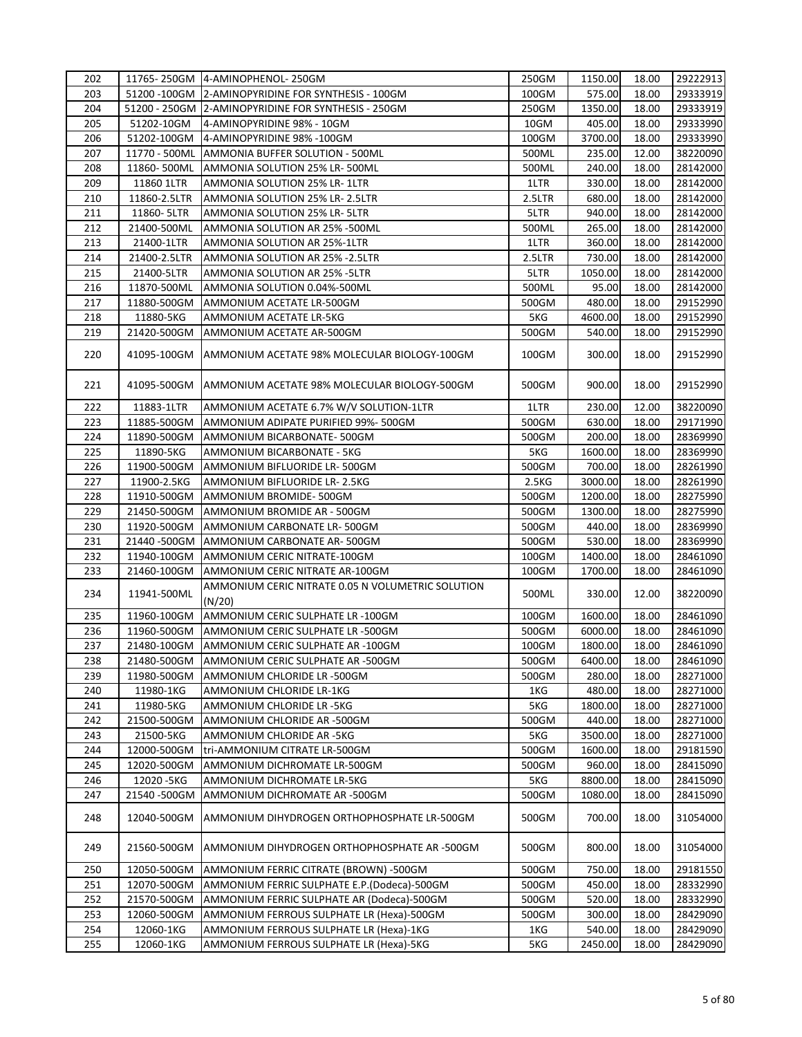| 202 | 11765- 250GM | 4-AMINOPHENOL- 250GM | 250GM | 1150.00 | 18.00 | 29222913 |
|---|---|---|---|---|---|---|
| 203 | 51200 -100GM | 2-AMINOPYRIDINE FOR SYNTHESIS - 100GM | 100GM | 575.00 | 18.00 | 29333919 |
| 204 | 51200 - 250GM | 2-AMINOPYRIDINE FOR SYNTHESIS - 250GM | 250GM | 1350.00 | 18.00 | 29333919 |
| 205 | 51202-10GM | 4-AMINOPYRIDINE 98% - 10GM | 10GM | 405.00 | 18.00 | 29333990 |
| 206 | 51202-100GM | 4-AMINOPYRIDINE 98% -100GM | 100GM | 3700.00 | 18.00 | 29333990 |
| 207 | 11770 - 500ML | AMMONIA BUFFER SOLUTION - 500ML | 500ML | 235.00 | 12.00 | 38220090 |
| 208 | 11860- 500ML | AMMONIA SOLUTION 25% LR- 500ML | 500ML | 240.00 | 18.00 | 28142000 |
| 209 | 11860 1LTR | AMMONIA SOLUTION 25% LR- 1LTR | 1LTR | 330.00 | 18.00 | 28142000 |
| 210 | 11860-2.5LTR | AMMONIA SOLUTION 25% LR- 2.5LTR | 2.5LTR | 680.00 | 18.00 | 28142000 |
| 211 | 11860- 5LTR | AMMONIA SOLUTION 25% LR- 5LTR | 5LTR | 940.00 | 18.00 | 28142000 |
| 212 | 21400-500ML | AMMONIA SOLUTION AR 25% -500ML | 500ML | 265.00 | 18.00 | 28142000 |
| 213 | 21400-1LTR | AMMONIA SOLUTION AR 25%-1LTR | 1LTR | 360.00 | 18.00 | 28142000 |
| 214 | 21400-2.5LTR | AMMONIA SOLUTION AR 25% -2.5LTR | 2.5LTR | 730.00 | 18.00 | 28142000 |
| 215 | 21400-5LTR | AMMONIA SOLUTION AR 25% -5LTR | 5LTR | 1050.00 | 18.00 | 28142000 |
| 216 | 11870-500ML | AMMONIA SOLUTION 0.04%-500ML | 500ML | 95.00 | 18.00 | 28142000 |
| 217 | 11880-500GM | AMMONIUM ACETATE LR-500GM | 500GM | 480.00 | 18.00 | 29152990 |
| 218 | 11880-5KG | AMMONIUM ACETATE LR-5KG | 5KG | 4600.00 | 18.00 | 29152990 |
| 219 | 21420-500GM | AMMONIUM ACETATE AR-500GM | 500GM | 540.00 | 18.00 | 29152990 |
| 220 | 41095-100GM | AMMONIUM ACETATE 98% MOLECULAR BIOLOGY-100GM | 100GM | 300.00 | 18.00 | 29152990 |
| 221 | 41095-500GM | AMMONIUM ACETATE 98% MOLECULAR BIOLOGY-500GM | 500GM | 900.00 | 18.00 | 29152990 |
| 222 | 11883-1LTR | AMMONIUM ACETATE 6.7% W/V SOLUTION-1LTR | 1LTR | 230.00 | 12.00 | 38220090 |
| 223 | 11885-500GM | AMMONIUM ADIPATE PURIFIED 99%- 500GM | 500GM | 630.00 | 18.00 | 29171990 |
| 224 | 11890-500GM | AMMONIUM BICARBONATE- 500GM | 500GM | 200.00 | 18.00 | 28369990 |
| 225 | 11890-5KG | AMMONIUM BICARBONATE - 5KG | 5KG | 1600.00 | 18.00 | 28369990 |
| 226 | 11900-500GM | AMMONIUM BIFLUORIDE LR- 500GM | 500GM | 700.00 | 18.00 | 28261990 |
| 227 | 11900-2.5KG | AMMONIUM BIFLUORIDE LR- 2.5KG | 2.5KG | 3000.00 | 18.00 | 28261990 |
| 228 | 11910-500GM | AMMONIUM BROMIDE- 500GM | 500GM | 1200.00 | 18.00 | 28275990 |
| 229 | 21450-500GM | AMMONIUM BROMIDE AR - 500GM | 500GM | 1300.00 | 18.00 | 28275990 |
| 230 | 11920-500GM | AMMONIUM CARBONATE LR- 500GM | 500GM | 440.00 | 18.00 | 28369990 |
| 231 | 21440 -500GM | AMMONIUM CARBONATE AR- 500GM | 500GM | 530.00 | 18.00 | 28369990 |
| 232 | 11940-100GM | AMMONIUM CERIC NITRATE-100GM | 100GM | 1400.00 | 18.00 | 28461090 |
| 233 | 21460-100GM | AMMONIUM CERIC NITRATE AR-100GM | 100GM | 1700.00 | 18.00 | 28461090 |
| 234 | 11941-500ML | AMMONIUM CERIC NITRATE 0.05 N VOLUMETRIC SOLUTION (N/20) | 500ML | 330.00 | 12.00 | 38220090 |
| 235 | 11960-100GM | AMMONIUM CERIC SULPHATE LR -100GM | 100GM | 1600.00 | 18.00 | 28461090 |
| 236 | 11960-500GM | AMMONIUM CERIC SULPHATE LR -500GM | 500GM | 6000.00 | 18.00 | 28461090 |
| 237 | 21480-100GM | AMMONIUM CERIC SULPHATE AR -100GM | 100GM | 1800.00 | 18.00 | 28461090 |
| 238 | 21480-500GM | AMMONIUM CERIC SULPHATE AR -500GM | 500GM | 6400.00 | 18.00 | 28461090 |
| 239 | 11980-500GM | AMMONIUM CHLORIDE LR -500GM | 500GM | 280.00 | 18.00 | 28271000 |
| 240 | 11980-1KG | AMMONIUM CHLORIDE LR-1KG | 1KG | 480.00 | 18.00 | 28271000 |
| 241 | 11980-5KG | AMMONIUM CHLORIDE LR -5KG | 5KG | 1800.00 | 18.00 | 28271000 |
| 242 | 21500-500GM | AMMONIUM CHLORIDE AR -500GM | 500GM | 440.00 | 18.00 | 28271000 |
| 243 | 21500-5KG | AMMONIUM CHLORIDE AR -5KG | 5KG | 3500.00 | 18.00 | 28271000 |
| 244 | 12000-500GM | tri-AMMONIUM CITRATE LR-500GM | 500GM | 1600.00 | 18.00 | 29181590 |
| 245 | 12020-500GM | AMMONIUM DICHROMATE LR-500GM | 500GM | 960.00 | 18.00 | 28415090 |
| 246 | 12020 -5KG | AMMONIUM DICHROMATE LR-5KG | 5KG | 8800.00 | 18.00 | 28415090 |
| 247 | 21540 -500GM | AMMONIUM DICHROMATE AR -500GM | 500GM | 1080.00 | 18.00 | 28415090 |
| 248 | 12040-500GM | AMMONIUM DIHYDROGEN ORTHOPHOSPHATE LR-500GM | 500GM | 700.00 | 18.00 | 31054000 |
| 249 | 21560-500GM | AMMONIUM DIHYDROGEN ORTHOPHOSPHATE AR -500GM | 500GM | 800.00 | 18.00 | 31054000 |
| 250 | 12050-500GM | AMMONIUM FERRIC CITRATE (BROWN) -500GM | 500GM | 750.00 | 18.00 | 29181550 |
| 251 | 12070-500GM | AMMONIUM FERRIC SULPHATE E.P.(Dodeca)-500GM | 500GM | 450.00 | 18.00 | 28332990 |
| 252 | 21570-500GM | AMMONIUM FERRIC SULPHATE AR (Dodeca)-500GM | 500GM | 520.00 | 18.00 | 28332990 |
| 253 | 12060-500GM | AMMONIUM FERROUS SULPHATE LR (Hexa)-500GM | 500GM | 300.00 | 18.00 | 28429090 |
| 254 | 12060-1KG | AMMONIUM FERROUS SULPHATE LR (Hexa)-1KG | 1KG | 540.00 | 18.00 | 28429090 |
| 255 | 12060-1KG | AMMONIUM FERROUS SULPHATE LR (Hexa)-5KG | 5KG | 2450.00 | 18.00 | 28429090 |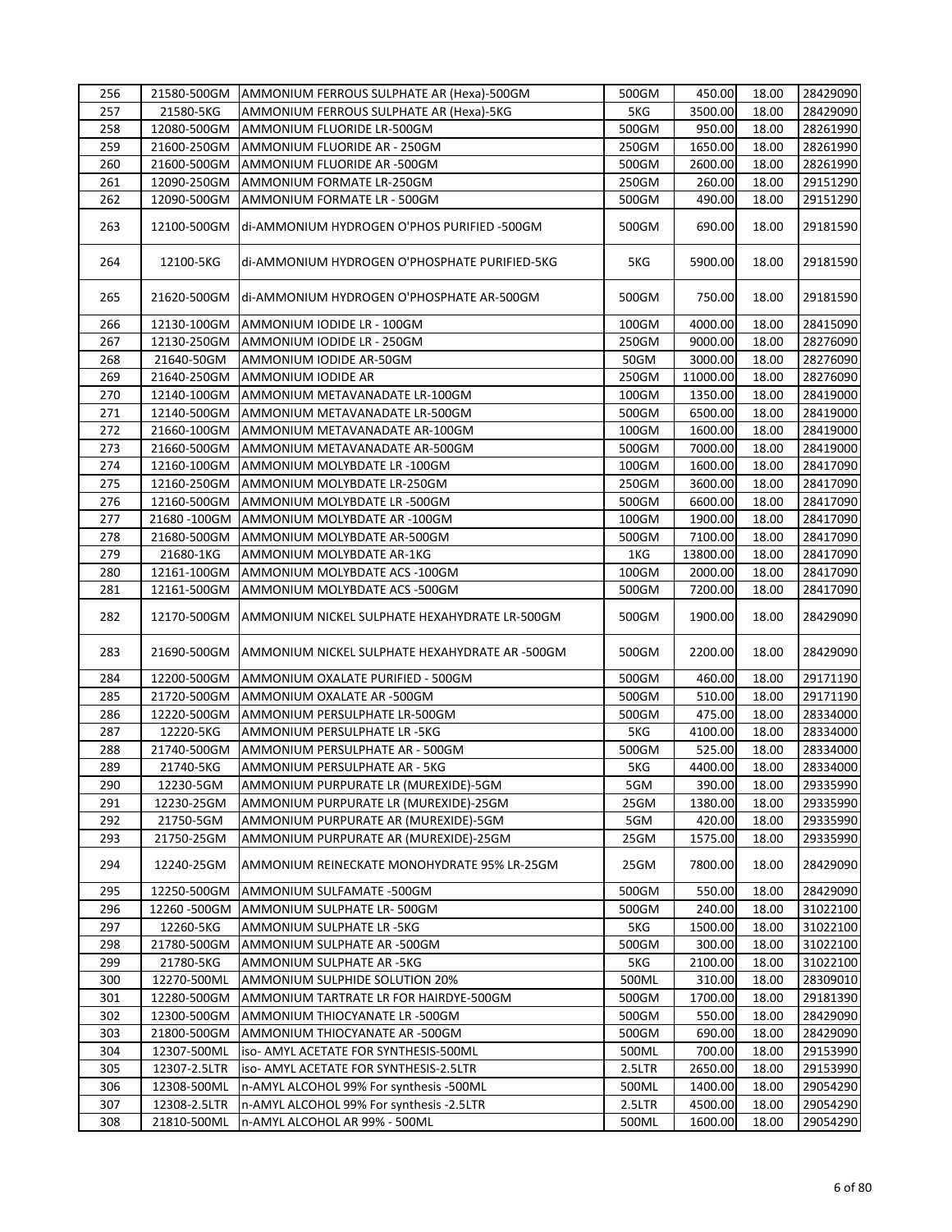| | | | | | | |
|---|---|---|---|---|---|---|
| 256 | 21580-500GM | AMMONIUM FERROUS SULPHATE AR (Hexa)-500GM | 500GM | 450.00 | 18.00 | 28429090 |
| 257 | 21580-5KG | AMMONIUM FERROUS SULPHATE AR (Hexa)-5KG | 5KG | 3500.00 | 18.00 | 28429090 |
| 258 | 12080-500GM | AMMONIUM FLUORIDE LR-500GM | 500GM | 950.00 | 18.00 | 28261990 |
| 259 | 21600-250GM | AMMONIUM FLUORIDE AR - 250GM | 250GM | 1650.00 | 18.00 | 28261990 |
| 260 | 21600-500GM | AMMONIUM FLUORIDE AR -500GM | 500GM | 2600.00 | 18.00 | 28261990 |
| 261 | 12090-250GM | AMMONIUM FORMATE LR-250GM | 250GM | 260.00 | 18.00 | 29151290 |
| 262 | 12090-500GM | AMMONIUM FORMATE LR - 500GM | 500GM | 490.00 | 18.00 | 29151290 |
| 263 | 12100-500GM | di-AMMONIUM HYDROGEN O'PHOS PURIFIED -500GM | 500GM | 690.00 | 18.00 | 29181590 |
| 264 | 12100-5KG | di-AMMONIUM HYDROGEN O'PHOSPHATE PURIFIED-5KG | 5KG | 5900.00 | 18.00 | 29181590 |
| 265 | 21620-500GM | di-AMMONIUM HYDROGEN O'PHOSPHATE AR-500GM | 500GM | 750.00 | 18.00 | 29181590 |
| 266 | 12130-100GM | AMMONIUM IODIDE LR - 100GM | 100GM | 4000.00 | 18.00 | 28415090 |
| 267 | 12130-250GM | AMMONIUM IODIDE LR - 250GM | 250GM | 9000.00 | 18.00 | 28276090 |
| 268 | 21640-50GM | AMMONIUM IODIDE AR-50GM | 50GM | 3000.00 | 18.00 | 28276090 |
| 269 | 21640-250GM | AMMONIUM IODIDE AR | 250GM | 11000.00 | 18.00 | 28276090 |
| 270 | 12140-100GM | AMMONIUM METAVANADATE LR-100GM | 100GM | 1350.00 | 18.00 | 28419000 |
| 271 | 12140-500GM | AMMONIUM METAVANADATE LR-500GM | 500GM | 6500.00 | 18.00 | 28419000 |
| 272 | 21660-100GM | AMMONIUM METAVANADATE AR-100GM | 100GM | 1600.00 | 18.00 | 28419000 |
| 273 | 21660-500GM | AMMONIUM METAVANADATE AR-500GM | 500GM | 7000.00 | 18.00 | 28419000 |
| 274 | 12160-100GM | AMMONIUM MOLYBDATE LR -100GM | 100GM | 1600.00 | 18.00 | 28417090 |
| 275 | 12160-250GM | AMMONIUM MOLYBDATE LR-250GM | 250GM | 3600.00 | 18.00 | 28417090 |
| 276 | 12160-500GM | AMMONIUM MOLYBDATE LR -500GM | 500GM | 6600.00 | 18.00 | 28417090 |
| 277 | 21680 -100GM | AMMONIUM MOLYBDATE AR -100GM | 100GM | 1900.00 | 18.00 | 28417090 |
| 278 | 21680-500GM | AMMONIUM MOLYBDATE AR-500GM | 500GM | 7100.00 | 18.00 | 28417090 |
| 279 | 21680-1KG | AMMONIUM MOLYBDATE AR-1KG | 1KG | 13800.00 | 18.00 | 28417090 |
| 280 | 12161-100GM | AMMONIUM MOLYBDATE ACS -100GM | 100GM | 2000.00 | 18.00 | 28417090 |
| 281 | 12161-500GM | AMMONIUM MOLYBDATE ACS -500GM | 500GM | 7200.00 | 18.00 | 28417090 |
| 282 | 12170-500GM | AMMONIUM NICKEL SULPHATE HEXAHYDRATE LR-500GM | 500GM | 1900.00 | 18.00 | 28429090 |
| 283 | 21690-500GM | AMMONIUM NICKEL SULPHATE HEXAHYDRATE AR -500GM | 500GM | 2200.00 | 18.00 | 28429090 |
| 284 | 12200-500GM | AMMONIUM OXALATE PURIFIED - 500GM | 500GM | 460.00 | 18.00 | 29171190 |
| 285 | 21720-500GM | AMMONIUM OXALATE AR -500GM | 500GM | 510.00 | 18.00 | 29171190 |
| 286 | 12220-500GM | AMMONIUM PERSULPHATE LR-500GM | 500GM | 475.00 | 18.00 | 28334000 |
| 287 | 12220-5KG | AMMONIUM PERSULPHATE LR -5KG | 5KG | 4100.00 | 18.00 | 28334000 |
| 288 | 21740-500GM | AMMONIUM PERSULPHATE AR - 500GM | 500GM | 525.00 | 18.00 | 28334000 |
| 289 | 21740-5KG | AMMONIUM PERSULPHATE AR - 5KG | 5KG | 4400.00 | 18.00 | 28334000 |
| 290 | 12230-5GM | AMMONIUM PURPURATE LR (MUREXIDE)-5GM | 5GM | 390.00 | 18.00 | 29335990 |
| 291 | 12230-25GM | AMMONIUM PURPURATE LR (MUREXIDE)-25GM | 25GM | 1380.00 | 18.00 | 29335990 |
| 292 | 21750-5GM | AMMONIUM PURPURATE AR (MUREXIDE)-5GM | 5GM | 420.00 | 18.00 | 29335990 |
| 293 | 21750-25GM | AMMONIUM PURPURATE AR (MUREXIDE)-25GM | 25GM | 1575.00 | 18.00 | 29335990 |
| 294 | 12240-25GM | AMMONIUM REINECKATE MONOHYDRATE 95% LR-25GM | 25GM | 7800.00 | 18.00 | 28429090 |
| 295 | 12250-500GM | AMMONIUM SULFAMATE -500GM | 500GM | 550.00 | 18.00 | 28429090 |
| 296 | 12260 -500GM | AMMONIUM SULPHATE LR- 500GM | 500GM | 240.00 | 18.00 | 31022100 |
| 297 | 12260-5KG | AMMONIUM SULPHATE LR -5KG | 5KG | 1500.00 | 18.00 | 31022100 |
| 298 | 21780-500GM | AMMONIUM SULPHATE AR -500GM | 500GM | 300.00 | 18.00 | 31022100 |
| 299 | 21780-5KG | AMMONIUM SULPHATE AR -5KG | 5KG | 2100.00 | 18.00 | 31022100 |
| 300 | 12270-500ML | AMMONIUM SULPHIDE SOLUTION 20% | 500ML | 310.00 | 18.00 | 28309010 |
| 301 | 12280-500GM | AMMONIUM TARTRATE LR FOR HAIRDYE-500GM | 500GM | 1700.00 | 18.00 | 29181390 |
| 302 | 12300-500GM | AMMONIUM THIOCYANATE LR -500GM | 500GM | 550.00 | 18.00 | 28429090 |
| 303 | 21800-500GM | AMMONIUM THIOCYANATE AR -500GM | 500GM | 690.00 | 18.00 | 28429090 |
| 304 | 12307-500ML | iso- AMYL ACETATE FOR SYNTHESIS-500ML | 500ML | 700.00 | 18.00 | 29153990 |
| 305 | 12307-2.5LTR | iso- AMYL ACETATE FOR SYNTHESIS-2.5LTR | 2.5LTR | 2650.00 | 18.00 | 29153990 |
| 306 | 12308-500ML | n-AMYL ALCOHOL 99% For synthesis -500ML | 500ML | 1400.00 | 18.00 | 29054290 |
| 307 | 12308-2.5LTR | n-AMYL ALCOHOL 99% For synthesis -2.5LTR | 2.5LTR | 4500.00 | 18.00 | 29054290 |
| 308 | 21810-500ML | n-AMYL ALCOHOL AR 99% - 500ML | 500ML | 1600.00 | 18.00 | 29054290 |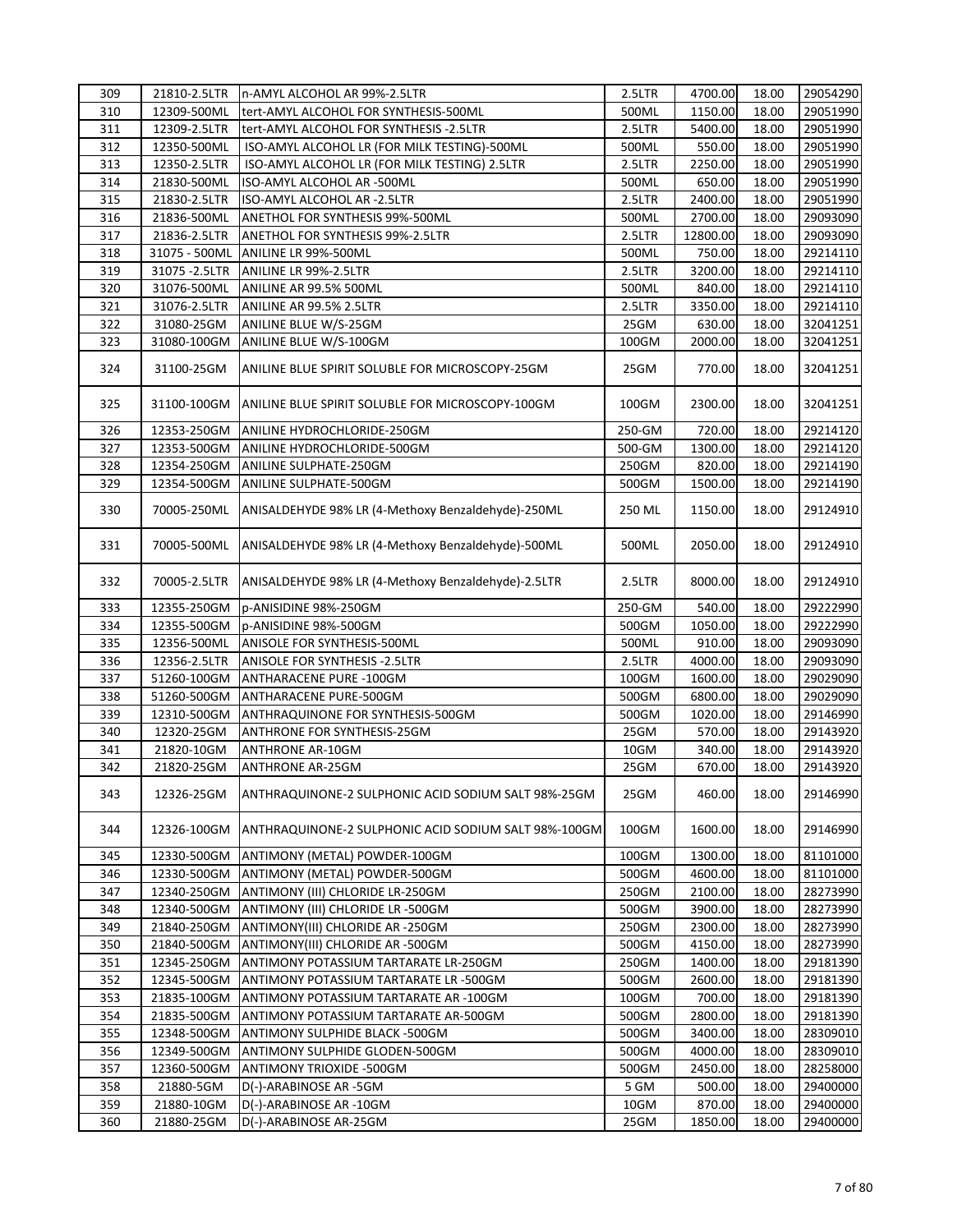| 309 | 21810-2.5LTR | n-AMYL ALCOHOL AR 99%-2.5LTR | 2.5LTR | 4700.00 | 18.00 | 29054290 |
|---|---|---|---|---|---|---|
| 310 | 12309-500ML | tert-AMYL ALCOHOL FOR SYNTHESIS-500ML | 500ML | 1150.00 | 18.00 | 29051990 |
| 311 | 12309-2.5LTR | tert-AMYL ALCOHOL FOR SYNTHESIS -2.5LTR | 2.5LTR | 5400.00 | 18.00 | 29051990 |
| 312 | 12350-500ML | ISO-AMYL ALCOHOL LR (FOR MILK TESTING)-500ML | 500ML | 550.00 | 18.00 | 29051990 |
| 313 | 12350-2.5LTR | ISO-AMYL ALCOHOL LR (FOR MILK TESTING) 2.5LTR | 2.5LTR | 2250.00 | 18.00 | 29051990 |
| 314 | 21830-500ML | ISO-AMYL ALCOHOL AR -500ML | 500ML | 650.00 | 18.00 | 29051990 |
| 315 | 21830-2.5LTR | ISO-AMYL ALCOHOL AR -2.5LTR | 2.5LTR | 2400.00 | 18.00 | 29051990 |
| 316 | 21836-500ML | ANETHOL FOR SYNTHESIS 99%-500ML | 500ML | 2700.00 | 18.00 | 29093090 |
| 317 | 21836-2.5LTR | ANETHOL FOR SYNTHESIS 99%-2.5LTR | 2.5LTR | 12800.00 | 18.00 | 29093090 |
| 318 | 31075 - 500ML | ANILINE LR 99%-500ML | 500ML | 750.00 | 18.00 | 29214110 |
| 319 | 31075 -2.5LTR | ANILINE LR 99%-2.5LTR | 2.5LTR | 3200.00 | 18.00 | 29214110 |
| 320 | 31076-500ML | ANILINE AR 99.5% 500ML | 500ML | 840.00 | 18.00 | 29214110 |
| 321 | 31076-2.5LTR | ANILINE AR 99.5% 2.5LTR | 2.5LTR | 3350.00 | 18.00 | 29214110 |
| 322 | 31080-25GM | ANILINE BLUE W/S-25GM | 25GM | 630.00 | 18.00 | 32041251 |
| 323 | 31080-100GM | ANILINE BLUE W/S-100GM | 100GM | 2000.00 | 18.00 | 32041251 |
| 324 | 31100-25GM | ANILINE BLUE SPIRIT SOLUBLE FOR MICROSCOPY-25GM | 25GM | 770.00 | 18.00 | 32041251 |
| 325 | 31100-100GM | ANILINE BLUE SPIRIT SOLUBLE FOR MICROSCOPY-100GM | 100GM | 2300.00 | 18.00 | 32041251 |
| 326 | 12353-250GM | ANILINE HYDROCHLORIDE-250GM | 250-GM | 720.00 | 18.00 | 29214120 |
| 327 | 12353-500GM | ANILINE HYDROCHLORIDE-500GM | 500-GM | 1300.00 | 18.00 | 29214120 |
| 328 | 12354-250GM | ANILINE SULPHATE-250GM | 250GM | 820.00 | 18.00 | 29214190 |
| 329 | 12354-500GM | ANILINE SULPHATE-500GM | 500GM | 1500.00 | 18.00 | 29214190 |
| 330 | 70005-250ML | ANISALDEHYDE 98% LR (4-Methoxy Benzaldehyde)-250ML | 250 ML | 1150.00 | 18.00 | 29124910 |
| 331 | 70005-500ML | ANISALDEHYDE 98% LR (4-Methoxy Benzaldehyde)-500ML | 500ML | 2050.00 | 18.00 | 29124910 |
| 332 | 70005-2.5LTR | ANISALDEHYDE 98% LR (4-Methoxy Benzaldehyde)-2.5LTR | 2.5LTR | 8000.00 | 18.00 | 29124910 |
| 333 | 12355-250GM | p-ANISIDINE 98%-250GM | 250-GM | 540.00 | 18.00 | 29222990 |
| 334 | 12355-500GM | p-ANISIDINE 98%-500GM | 500GM | 1050.00 | 18.00 | 29222990 |
| 335 | 12356-500ML | ANISOLE FOR SYNTHESIS-500ML | 500ML | 910.00 | 18.00 | 29093090 |
| 336 | 12356-2.5LTR | ANISOLE FOR SYNTHESIS -2.5LTR | 2.5LTR | 4000.00 | 18.00 | 29093090 |
| 337 | 51260-100GM | ANTHARACENE PURE -100GM | 100GM | 1600.00 | 18.00 | 29029090 |
| 338 | 51260-500GM | ANTHARACENE PURE-500GM | 500GM | 6800.00 | 18.00 | 29029090 |
| 339 | 12310-500GM | ANTHRAQUINONE FOR SYNTHESIS-500GM | 500GM | 1020.00 | 18.00 | 29146990 |
| 340 | 12320-25GM | ANTHRONE FOR SYNTHESIS-25GM | 25GM | 570.00 | 18.00 | 29143920 |
| 341 | 21820-10GM | ANTHRONE AR-10GM | 10GM | 340.00 | 18.00 | 29143920 |
| 342 | 21820-25GM | ANTHRONE AR-25GM | 25GM | 670.00 | 18.00 | 29143920 |
| 343 | 12326-25GM | ANTHRAQUINONE-2 SULPHONIC ACID SODIUM SALT 98%-25GM | 25GM | 460.00 | 18.00 | 29146990 |
| 344 | 12326-100GM | ANTHRAQUINONE-2 SULPHONIC ACID SODIUM SALT 98%-100GM | 100GM | 1600.00 | 18.00 | 29146990 |
| 345 | 12330-500GM | ANTIMONY (METAL) POWDER-100GM | 100GM | 1300.00 | 18.00 | 81101000 |
| 346 | 12330-500GM | ANTIMONY (METAL) POWDER-500GM | 500GM | 4600.00 | 18.00 | 81101000 |
| 347 | 12340-250GM | ANTIMONY (III) CHLORIDE LR-250GM | 250GM | 2100.00 | 18.00 | 28273990 |
| 348 | 12340-500GM | ANTIMONY (III) CHLORIDE LR -500GM | 500GM | 3900.00 | 18.00 | 28273990 |
| 349 | 21840-250GM | ANTIMONY(III) CHLORIDE AR -250GM | 250GM | 2300.00 | 18.00 | 28273990 |
| 350 | 21840-500GM | ANTIMONY(III) CHLORIDE AR -500GM | 500GM | 4150.00 | 18.00 | 28273990 |
| 351 | 12345-250GM | ANTIMONY POTASSIUM TARTARATE LR-250GM | 250GM | 1400.00 | 18.00 | 29181390 |
| 352 | 12345-500GM | ANTIMONY POTASSIUM TARTARATE LR -500GM | 500GM | 2600.00 | 18.00 | 29181390 |
| 353 | 21835-100GM | ANTIMONY POTASSIUM TARTARATE AR -100GM | 100GM | 700.00 | 18.00 | 29181390 |
| 354 | 21835-500GM | ANTIMONY POTASSIUM TARTARATE AR-500GM | 500GM | 2800.00 | 18.00 | 29181390 |
| 355 | 12348-500GM | ANTIMONY SULPHIDE BLACK -500GM | 500GM | 3400.00 | 18.00 | 28309010 |
| 356 | 12349-500GM | ANTIMONY SULPHIDE GLODEN-500GM | 500GM | 4000.00 | 18.00 | 28309010 |
| 357 | 12360-500GM | ANTIMONY TRIOXIDE -500GM | 500GM | 2450.00 | 18.00 | 28258000 |
| 358 | 21880-5GM | D(-)-ARABINOSE AR -5GM | 5 GM | 500.00 | 18.00 | 29400000 |
| 359 | 21880-10GM | D(-)-ARABINOSE AR -10GM | 10GM | 870.00 | 18.00 | 29400000 |
| 360 | 21880-25GM | D(-)-ARABINOSE AR-25GM | 25GM | 1850.00 | 18.00 | 29400000 |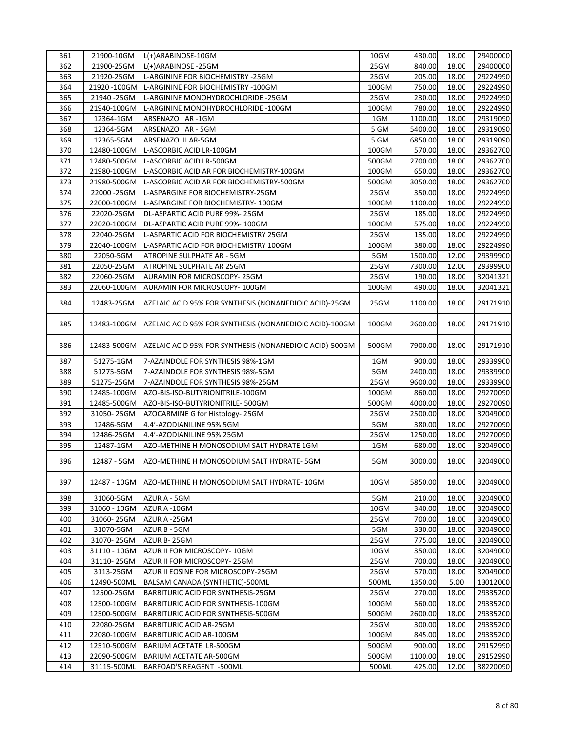| | | | | | | |
|---|---|---|---|---|---|---|
| 361 | 21900-10GM | L(+)ARABINOSE-10GM | 10GM | 430.00 | 18.00 | 29400000 |
| 362 | 21900-25GM | L(+)ARABINOSE -25GM | 25GM | 840.00 | 18.00 | 29400000 |
| 363 | 21920-25GM | L-ARGININE FOR BIOCHEMISTRY -25GM | 25GM | 205.00 | 18.00 | 29224990 |
| 364 | 21920 -100GM | L-ARGININE FOR BIOCHEMISTRY -100GM | 100GM | 750.00 | 18.00 | 29224990 |
| 365 | 21940 -25GM | L-ARGININE MONOHYDROCHLORIDE -25GM | 25GM | 230.00 | 18.00 | 29224990 |
| 366 | 21940-100GM | L-ARGININE MONOHYDROCHLORIDE -100GM | 100GM | 780.00 | 18.00 | 29224990 |
| 367 | 12364-1GM | ARSENAZO I AR -1GM | 1GM | 1100.00 | 18.00 | 29319090 |
| 368 | 12364-5GM | ARSENAZO I AR - 5GM | 5 GM | 5400.00 | 18.00 | 29319090 |
| 369 | 12365-5GM | ARSENAZO III AR-5GM | 5 GM | 6850.00 | 18.00 | 29319090 |
| 370 | 12480-100GM | L-ASCORBIC ACID LR-100GM | 100GM | 570.00 | 18.00 | 29362700 |
| 371 | 12480-500GM | L-ASCORBIC ACID LR-500GM | 500GM | 2700.00 | 18.00 | 29362700 |
| 372 | 21980-100GM | L-ASCORBIC ACID AR FOR BIOCHEMISTRY-100GM | 100GM | 650.00 | 18.00 | 29362700 |
| 373 | 21980-500GM | L-ASCORBIC ACID AR FOR BIOCHEMISTRY-500GM | 500GM | 3050.00 | 18.00 | 29362700 |
| 374 | 22000 -25GM | L-ASPARGINE FOR BIOCHEMISTRY-25GM | 25GM | 350.00 | 18.00 | 29224990 |
| 375 | 22000-100GM | L-ASPARGINE FOR BIOCHEMISTRY- 100GM | 100GM | 1100.00 | 18.00 | 29224990 |
| 376 | 22020-25GM | DL-ASPARTIC ACID PURE 99%- 25GM | 25GM | 185.00 | 18.00 | 29224990 |
| 377 | 22020-100GM | DL-ASPARTIC ACID PURE 99%- 100GM | 100GM | 575.00 | 18.00 | 29224990 |
| 378 | 22040-25GM | L-ASPARTIC ACID FOR BIOCHEMISTRY 25GM | 25GM | 135.00 | 18.00 | 29224990 |
| 379 | 22040-100GM | L-ASPARTIC ACID FOR BIOCHEMISTRY 100GM | 100GM | 380.00 | 18.00 | 29224990 |
| 380 | 22050-5GM | ATROPINE SULPHATE AR - 5GM | 5GM | 1500.00 | 12.00 | 29399900 |
| 381 | 22050-25GM | ATROPINE SULPHATE AR 25GM | 25GM | 7300.00 | 12.00 | 29399900 |
| 382 | 22060-25GM | AURAMIN FOR MICROSCOPY- 25GM | 25GM | 190.00 | 18.00 | 32041321 |
| 383 | 22060-100GM | AURAMIN FOR MICROSCOPY- 100GM | 100GM | 490.00 | 18.00 | 32041321 |
| 384 | 12483-25GM | AZELAIC ACID 95% FOR SYNTHESIS (NONANEDIOIC ACID)-25GM | 25GM | 1100.00 | 18.00 | 29171910 |
| 385 | 12483-100GM | AZELAIC ACID 95% FOR SYNTHESIS (NONANEDIOIC ACID)-100GM | 100GM | 2600.00 | 18.00 | 29171910 |
| 386 | 12483-500GM | AZELAIC ACID 95% FOR SYNTHESIS (NONANEDIOIC ACID)-500GM | 500GM | 7900.00 | 18.00 | 29171910 |
| 387 | 51275-1GM | 7-AZAINDOLE FOR SYNTHESIS 98%-1GM | 1GM | 900.00 | 18.00 | 29339900 |
| 388 | 51275-5GM | 7-AZAINDOLE FOR SYNTHESIS 98%-5GM | 5GM | 2400.00 | 18.00 | 29339900 |
| 389 | 51275-25GM | 7-AZAINDOLE FOR SYNTHESIS 98%-25GM | 25GM | 9600.00 | 18.00 | 29339900 |
| 390 | 12485-100GM | AZO-BIS-ISO-BUTYRIONITRILE-100GM | 100GM | 860.00 | 18.00 | 29270090 |
| 391 | 12485-500GM | AZO-BIS-ISO-BUTYRIONITRILE- 500GM | 500GM | 4000.00 | 18.00 | 29270090 |
| 392 | 31050- 25GM | AZOCARMINE G for Histology- 25GM | 25GM | 2500.00 | 18.00 | 32049000 |
| 393 | 12486-5GM | 4.4'-AZODIANILINE 95% 5GM | 5GM | 380.00 | 18.00 | 29270090 |
| 394 | 12486-25GM | 4.4'-AZODIANILINE 95% 25GM | 25GM | 1250.00 | 18.00 | 29270090 |
| 395 | 12487-1GM | AZO-METHINE H MONOSODIUM SALT HYDRATE 1GM | 1GM | 680.00 | 18.00 | 32049000 |
| 396 | 12487 - 5GM | AZO-METHINE H MONOSODIUM SALT HYDRATE- 5GM | 5GM | 3000.00 | 18.00 | 32049000 |
| 397 | 12487 - 10GM | AZO-METHINE H MONOSODIUM SALT HYDRATE- 10GM | 10GM | 5850.00 | 18.00 | 32049000 |
| 398 | 31060-5GM | AZUR A - 5GM | 5GM | 210.00 | 18.00 | 32049000 |
| 399 | 31060 - 10GM | AZUR A -10GM | 10GM | 340.00 | 18.00 | 32049000 |
| 400 | 31060- 25GM | AZUR A -25GM | 25GM | 700.00 | 18.00 | 32049000 |
| 401 | 31070-5GM | AZUR B - 5GM | 5GM | 330.00 | 18.00 | 32049000 |
| 402 | 31070- 25GM | AZUR B- 25GM | 25GM | 775.00 | 18.00 | 32049000 |
| 403 | 31110 - 10GM | AZUR II FOR MICROSCOPY- 10GM | 10GM | 350.00 | 18.00 | 32049000 |
| 404 | 31110- 25GM | AZUR II FOR MICROSCOPY- 25GM | 25GM | 700.00 | 18.00 | 32049000 |
| 405 | 3113-25GM | AZUR II EOSINE FOR MICROSCOPY-25GM | 25GM | 570.00 | 18.00 | 32049000 |
| 406 | 12490-500ML | BALSAM CANADA (SYNTHETIC)-500ML | 500ML | 1350.00 | 5.00 | 13012000 |
| 407 | 12500-25GM | BARBITURIC ACID FOR SYNTHESIS-25GM | 25GM | 270.00 | 18.00 | 29335200 |
| 408 | 12500-100GM | BARBITURIC ACID FOR SYNTHESIS-100GM | 100GM | 560.00 | 18.00 | 29335200 |
| 409 | 12500-500GM | BARBITURIC ACID FOR SYNTHESIS-500GM | 500GM | 2600.00 | 18.00 | 29335200 |
| 410 | 22080-25GM | BARBITURIC ACID AR-25GM | 25GM | 300.00 | 18.00 | 29335200 |
| 411 | 22080-100GM | BARBITURIC ACID AR-100GM | 100GM | 845.00 | 18.00 | 29335200 |
| 412 | 12510-500GM | BARIUM ACETATE LR-500GM | 500GM | 900.00 | 18.00 | 29152990 |
| 413 | 22090-500GM | BARIUM ACETATE AR-500GM | 500GM | 1100.00 | 18.00 | 29152990 |
| 414 | 31115-500ML | BARFOAD'S REAGENT -500ML | 500ML | 425.00 | 12.00 | 38220090 |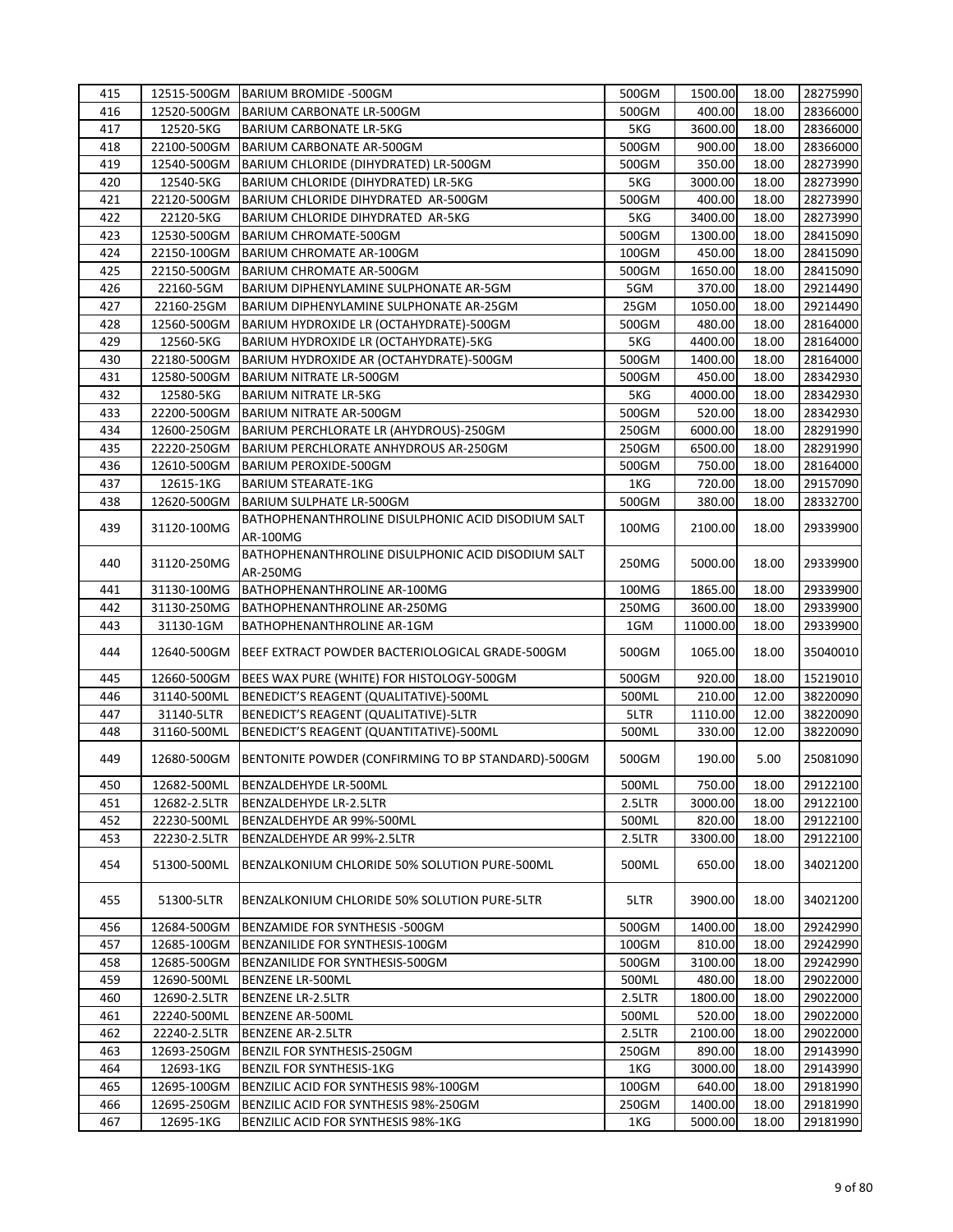| 415 | 12515-500GM | BARIUM BROMIDE -500GM | 500GM | 1500.00 | 18.00 | 28275990 |
|---|---|---|---|---|---|---|
| 416 | 12520-500GM | BARIUM CARBONATE LR-500GM | 500GM | 400.00 | 18.00 | 28366000 |
| 417 | 12520-5KG | BARIUM CARBONATE LR-5KG | 5KG | 3600.00 | 18.00 | 28366000 |
| 418 | 22100-500GM | BARIUM CARBONATE AR-500GM | 500GM | 900.00 | 18.00 | 28366000 |
| 419 | 12540-500GM | BARIUM CHLORIDE (DIHYDRATED) LR-500GM | 500GM | 350.00 | 18.00 | 28273990 |
| 420 | 12540-5KG | BARIUM CHLORIDE (DIHYDRATED) LR-5KG | 5KG | 3000.00 | 18.00 | 28273990 |
| 421 | 22120-500GM | BARIUM CHLORIDE DIHYDRATED AR-500GM | 500GM | 400.00 | 18.00 | 28273990 |
| 422 | 22120-5KG | BARIUM CHLORIDE DIHYDRATED AR-5KG | 5KG | 3400.00 | 18.00 | 28273990 |
| 423 | 12530-500GM | BARIUM CHROMATE-500GM | 500GM | 1300.00 | 18.00 | 28415090 |
| 424 | 22150-100GM | BARIUM CHROMATE AR-100GM | 100GM | 450.00 | 18.00 | 28415090 |
| 425 | 22150-500GM | BARIUM CHROMATE AR-500GM | 500GM | 1650.00 | 18.00 | 28415090 |
| 426 | 22160-5GM | BARIUM DIPHENYLAMINE SULPHONATE AR-5GM | 5GM | 370.00 | 18.00 | 29214490 |
| 427 | 22160-25GM | BARIUM DIPHENYLAMINE SULPHONATE AR-25GM | 25GM | 1050.00 | 18.00 | 29214490 |
| 428 | 12560-500GM | BARIUM HYDROXIDE LR (OCTAHYDRATE)-500GM | 500GM | 480.00 | 18.00 | 28164000 |
| 429 | 12560-5KG | BARIUM HYDROXIDE LR (OCTAHYDRATE)-5KG | 5KG | 4400.00 | 18.00 | 28164000 |
| 430 | 22180-500GM | BARIUM HYDROXIDE AR (OCTAHYDRATE)-500GM | 500GM | 1400.00 | 18.00 | 28164000 |
| 431 | 12580-500GM | BARIUM NITRATE LR-500GM | 500GM | 450.00 | 18.00 | 28342930 |
| 432 | 12580-5KG | BARIUM NITRATE LR-5KG | 5KG | 4000.00 | 18.00 | 28342930 |
| 433 | 22200-500GM | BARIUM NITRATE AR-500GM | 500GM | 520.00 | 18.00 | 28342930 |
| 434 | 12600-250GM | BARIUM PERCHLORATE LR (AHYDROUS)-250GM | 250GM | 6000.00 | 18.00 | 28291990 |
| 435 | 22220-250GM | BARIUM PERCHLORATE ANHYDROUS AR-250GM | 250GM | 6500.00 | 18.00 | 28291990 |
| 436 | 12610-500GM | BARIUM PEROXIDE-500GM | 500GM | 750.00 | 18.00 | 28164000 |
| 437 | 12615-1KG | BARIUM STEARATE-1KG | 1KG | 720.00 | 18.00 | 29157090 |
| 438 | 12620-500GM | BARIUM SULPHATE LR-500GM | 500GM | 380.00 | 18.00 | 28332700 |
| 439 | 31120-100MG | BATHOPHENANTHROLINE DISULPHONIC ACID DISODIUM SALT AR-100MG | 100MG | 2100.00 | 18.00 | 29339900 |
| 440 | 31120-250MG | BATHOPHENANTHROLINE DISULPHONIC ACID DISODIUM SALT AR-250MG | 250MG | 5000.00 | 18.00 | 29339900 |
| 441 | 31130-100MG | BATHOPHENANTHROLINE AR-100MG | 100MG | 1865.00 | 18.00 | 29339900 |
| 442 | 31130-250MG | BATHOPHENANTHROLINE AR-250MG | 250MG | 3600.00 | 18.00 | 29339900 |
| 443 | 31130-1GM | BATHOPHENANTHROLINE AR-1GM | 1GM | 11000.00 | 18.00 | 29339900 |
| 444 | 12640-500GM | BEEF EXTRACT POWDER BACTERIOLOGICAL GRADE-500GM | 500GM | 1065.00 | 18.00 | 35040010 |
| 445 | 12660-500GM | BEES WAX PURE (WHITE) FOR HISTOLOGY-500GM | 500GM | 920.00 | 18.00 | 15219010 |
| 446 | 31140-500ML | BENEDICT'S REAGENT (QUALITATIVE)-500ML | 500ML | 210.00 | 12.00 | 38220090 |
| 447 | 31140-5LTR | BENEDICT'S REAGENT (QUALITATIVE)-5LTR | 5LTR | 1110.00 | 12.00 | 38220090 |
| 448 | 31160-500ML | BENEDICT'S REAGENT (QUANTITATIVE)-500ML | 500ML | 330.00 | 12.00 | 38220090 |
| 449 | 12680-500GM | BENTONITE POWDER (CONFIRMING TO BP STANDARD)-500GM | 500GM | 190.00 | 5.00 | 25081090 |
| 450 | 12682-500ML | BENZALDEHYDE LR-500ML | 500ML | 750.00 | 18.00 | 29122100 |
| 451 | 12682-2.5LTR | BENZALDEHYDE LR-2.5LTR | 2.5LTR | 3000.00 | 18.00 | 29122100 |
| 452 | 22230-500ML | BENZALDEHYDE AR 99%-500ML | 500ML | 820.00 | 18.00 | 29122100 |
| 453 | 22230-2.5LTR | BENZALDEHYDE AR 99%-2.5LTR | 2.5LTR | 3300.00 | 18.00 | 29122100 |
| 454 | 51300-500ML | BENZALKONIUM CHLORIDE 50% SOLUTION PURE-500ML | 500ML | 650.00 | 18.00 | 34021200 |
| 455 | 51300-5LTR | BENZALKONIUM CHLORIDE 50% SOLUTION PURE-5LTR | 5LTR | 3900.00 | 18.00 | 34021200 |
| 456 | 12684-500GM | BENZAMIDE FOR SYNTHESIS -500GM | 500GM | 1400.00 | 18.00 | 29242990 |
| 457 | 12685-100GM | BENZANILIDE FOR SYNTHESIS-100GM | 100GM | 810.00 | 18.00 | 29242990 |
| 458 | 12685-500GM | BENZANILIDE FOR SYNTHESIS-500GM | 500GM | 3100.00 | 18.00 | 29242990 |
| 459 | 12690-500ML | BENZENE LR-500ML | 500ML | 480.00 | 18.00 | 29022000 |
| 460 | 12690-2.5LTR | BENZENE LR-2.5LTR | 2.5LTR | 1800.00 | 18.00 | 29022000 |
| 461 | 22240-500ML | BENZENE AR-500ML | 500ML | 520.00 | 18.00 | 29022000 |
| 462 | 22240-2.5LTR | BENZENE AR-2.5LTR | 2.5LTR | 2100.00 | 18.00 | 29022000 |
| 463 | 12693-250GM | BENZIL FOR SYNTHESIS-250GM | 250GM | 890.00 | 18.00 | 29143990 |
| 464 | 12693-1KG | BENZIL FOR SYNTHESIS-1KG | 1KG | 3000.00 | 18.00 | 29143990 |
| 465 | 12695-100GM | BENZILIC ACID FOR SYNTHESIS 98%-100GM | 100GM | 640.00 | 18.00 | 29181990 |
| 466 | 12695-250GM | BENZILIC ACID FOR SYNTHESIS 98%-250GM | 250GM | 1400.00 | 18.00 | 29181990 |
| 467 | 12695-1KG | BENZILIC ACID FOR SYNTHESIS 98%-1KG | 1KG | 5000.00 | 18.00 | 29181990 |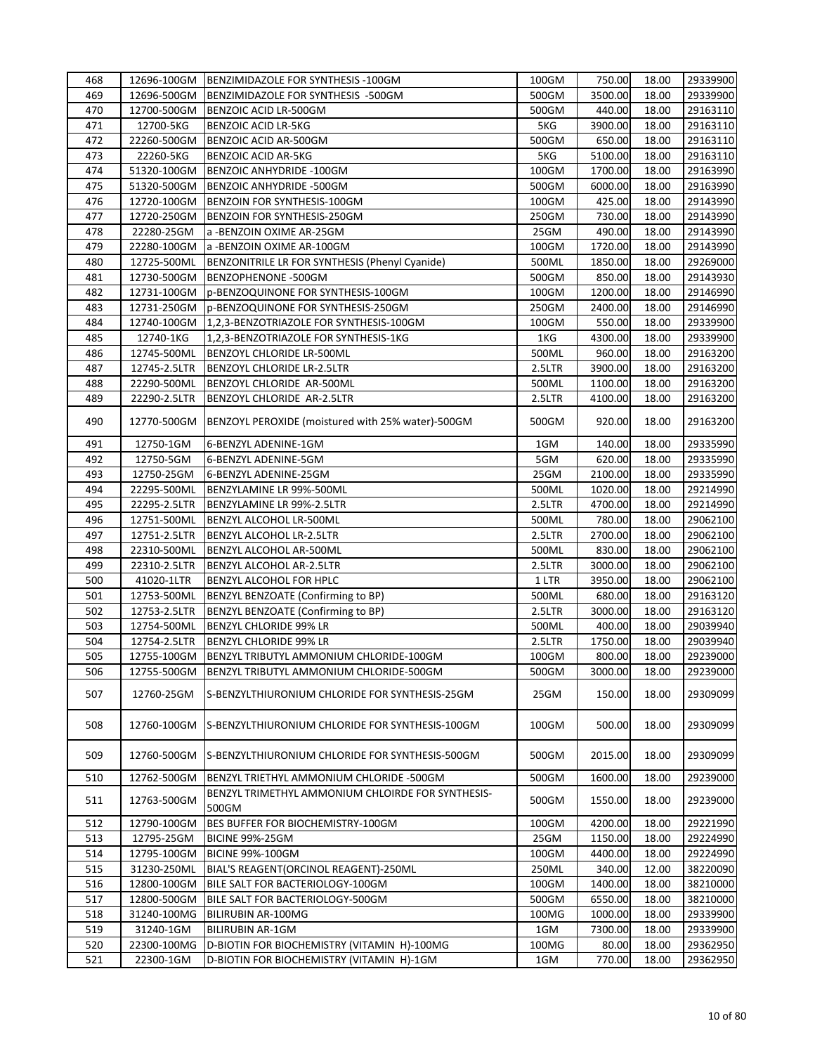| 468 | 12696-100GM | BENZIMIDAZOLE FOR SYNTHESIS -100GM | 100GM | 750.00 | 18.00 | 29339900 |
|---|---|---|---|---|---|---|
| 469 | 12696-500GM | BENZIMIDAZOLE FOR SYNTHESIS -500GM | 500GM | 3500.00 | 18.00 | 29339900 |
| 470 | 12700-500GM | BENZOIC ACID LR-500GM | 500GM | 440.00 | 18.00 | 29163110 |
| 471 | 12700-5KG | BENZOIC ACID LR-5KG | 5KG | 3900.00 | 18.00 | 29163110 |
| 472 | 22260-500GM | BENZOIC ACID AR-500GM | 500GM | 650.00 | 18.00 | 29163110 |
| 473 | 22260-5KG | BENZOIC ACID AR-5KG | 5KG | 5100.00 | 18.00 | 29163110 |
| 474 | 51320-100GM | BENZOIC ANHYDRIDE -100GM | 100GM | 1700.00 | 18.00 | 29163990 |
| 475 | 51320-500GM | BENZOIC ANHYDRIDE -500GM | 500GM | 6000.00 | 18.00 | 29163990 |
| 476 | 12720-100GM | BENZOIN FOR SYNTHESIS-100GM | 100GM | 425.00 | 18.00 | 29143990 |
| 477 | 12720-250GM | BENZOIN FOR SYNTHESIS-250GM | 250GM | 730.00 | 18.00 | 29143990 |
| 478 | 22280-25GM | a -BENZOIN OXIME AR-25GM | 25GM | 490.00 | 18.00 | 29143990 |
| 479 | 22280-100GM | a -BENZOIN OXIME AR-100GM | 100GM | 1720.00 | 18.00 | 29143990 |
| 480 | 12725-500ML | BENZONITRILE LR FOR SYNTHESIS (Phenyl Cyanide) | 500ML | 1850.00 | 18.00 | 29269000 |
| 481 | 12730-500GM | BENZOPHENONE -500GM | 500GM | 850.00 | 18.00 | 29143930 |
| 482 | 12731-100GM | p-BENZOQUINONE FOR SYNTHESIS-100GM | 100GM | 1200.00 | 18.00 | 29146990 |
| 483 | 12731-250GM | p-BENZOQUINONE FOR SYNTHESIS-250GM | 250GM | 2400.00 | 18.00 | 29146990 |
| 484 | 12740-100GM | 1,2,3-BENZOTRIAZOLE FOR SYNTHESIS-100GM | 100GM | 550.00 | 18.00 | 29339900 |
| 485 | 12740-1KG | 1,2,3-BENZOTRIAZOLE FOR SYNTHESIS-1KG | 1KG | 4300.00 | 18.00 | 29339900 |
| 486 | 12745-500ML | BENZOYL CHLORIDE LR-500ML | 500ML | 960.00 | 18.00 | 29163200 |
| 487 | 12745-2.5LTR | BENZOYL CHLORIDE LR-2.5LTR | 2.5LTR | 3900.00 | 18.00 | 29163200 |
| 488 | 22290-500ML | BENZOYL CHLORIDE AR-500ML | 500ML | 1100.00 | 18.00 | 29163200 |
| 489 | 22290-2.5LTR | BENZOYL CHLORIDE AR-2.5LTR | 2.5LTR | 4100.00 | 18.00 | 29163200 |
| 490 | 12770-500GM | BENZOYL PEROXIDE (moistured with 25% water)-500GM | 500GM | 920.00 | 18.00 | 29163200 |
| 491 | 12750-1GM | 6-BENZYL ADENINE-1GM | 1GM | 140.00 | 18.00 | 29335990 |
| 492 | 12750-5GM | 6-BENZYL ADENINE-5GM | 5GM | 620.00 | 18.00 | 29335990 |
| 493 | 12750-25GM | 6-BENZYL ADENINE-25GM | 25GM | 2100.00 | 18.00 | 29335990 |
| 494 | 22295-500ML | BENZYLAMINE LR 99%-500ML | 500ML | 1020.00 | 18.00 | 29214990 |
| 495 | 22295-2.5LTR | BENZYLAMINE LR 99%-2.5LTR | 2.5LTR | 4700.00 | 18.00 | 29214990 |
| 496 | 12751-500ML | BENZYL ALCOHOL LR-500ML | 500ML | 780.00 | 18.00 | 29062100 |
| 497 | 12751-2.5LTR | BENZYL ALCOHOL LR-2.5LTR | 2.5LTR | 2700.00 | 18.00 | 29062100 |
| 498 | 22310-500ML | BENZYL ALCOHOL AR-500ML | 500ML | 830.00 | 18.00 | 29062100 |
| 499 | 22310-2.5LTR | BENZYL ALCOHOL AR-2.5LTR | 2.5LTR | 3000.00 | 18.00 | 29062100 |
| 500 | 41020-1LTR | BENZYL ALCOHOL FOR HPLC | 1 LTR | 3950.00 | 18.00 | 29062100 |
| 501 | 12753-500ML | BENZYL BENZOATE (Confirming to BP) | 500ML | 680.00 | 18.00 | 29163120 |
| 502 | 12753-2.5LTR | BENZYL BENZOATE (Confirming to BP) | 2.5LTR | 3000.00 | 18.00 | 29163120 |
| 503 | 12754-500ML | BENZYL CHLORIDE 99% LR | 500ML | 400.00 | 18.00 | 29039940 |
| 504 | 12754-2.5LTR | BENZYL CHLORIDE 99% LR | 2.5LTR | 1750.00 | 18.00 | 29039940 |
| 505 | 12755-100GM | BENZYL TRIBUTYL AMMONIUM CHLORIDE-100GM | 100GM | 800.00 | 18.00 | 29239000 |
| 506 | 12755-500GM | BENZYL TRIBUTYL AMMONIUM CHLORIDE-500GM | 500GM | 3000.00 | 18.00 | 29239000 |
| 507 | 12760-25GM | S-BENZYLTHIURONIUM CHLORIDE FOR SYNTHESIS-25GM | 25GM | 150.00 | 18.00 | 29309099 |
| 508 | 12760-100GM | S-BENZYLTHIURONIUM CHLORIDE FOR SYNTHESIS-100GM | 100GM | 500.00 | 18.00 | 29309099 |
| 509 | 12760-500GM | S-BENZYLTHIURONIUM CHLORIDE FOR SYNTHESIS-500GM | 500GM | 2015.00 | 18.00 | 29309099 |
| 510 | 12762-500GM | BENZYL TRIETHYL AMMONIUM CHLORIDE -500GM | 500GM | 1600.00 | 18.00 | 29239000 |
| 511 | 12763-500GM | BENZYL TRIMETHYL AMMONIUM CHLOIRDE FOR SYNTHESIS-500GM | 500GM | 1550.00 | 18.00 | 29239000 |
| 512 | 12790-100GM | BES BUFFER FOR BIOCHEMISTRY-100GM | 100GM | 4200.00 | 18.00 | 29221990 |
| 513 | 12795-25GM | BICINE 99%-25GM | 25GM | 1150.00 | 18.00 | 29224990 |
| 514 | 12795-100GM | BICINE 99%-100GM | 100GM | 4400.00 | 18.00 | 29224990 |
| 515 | 31230-250ML | BIAL'S REAGENT(ORCINOL REAGENT)-250ML | 250ML | 340.00 | 12.00 | 38220090 |
| 516 | 12800-100GM | BILE SALT FOR BACTERIOLOGY-100GM | 100GM | 1400.00 | 18.00 | 38210000 |
| 517 | 12800-500GM | BILE SALT FOR BACTERIOLOGY-500GM | 500GM | 6550.00 | 18.00 | 38210000 |
| 518 | 31240-100MG | BILIRUBIN AR-100MG | 100MG | 1000.00 | 18.00 | 29339900 |
| 519 | 31240-1GM | BILIRUBIN AR-1GM | 1GM | 7300.00 | 18.00 | 29339900 |
| 520 | 22300-100MG | D-BIOTIN FOR BIOCHEMISTRY (VITAMIN H)-100MG | 100MG | 80.00 | 18.00 | 29362950 |
| 521 | 22300-1GM | D-BIOTIN FOR BIOCHEMISTRY (VITAMIN H)-1GM | 1GM | 770.00 | 18.00 | 29362950 |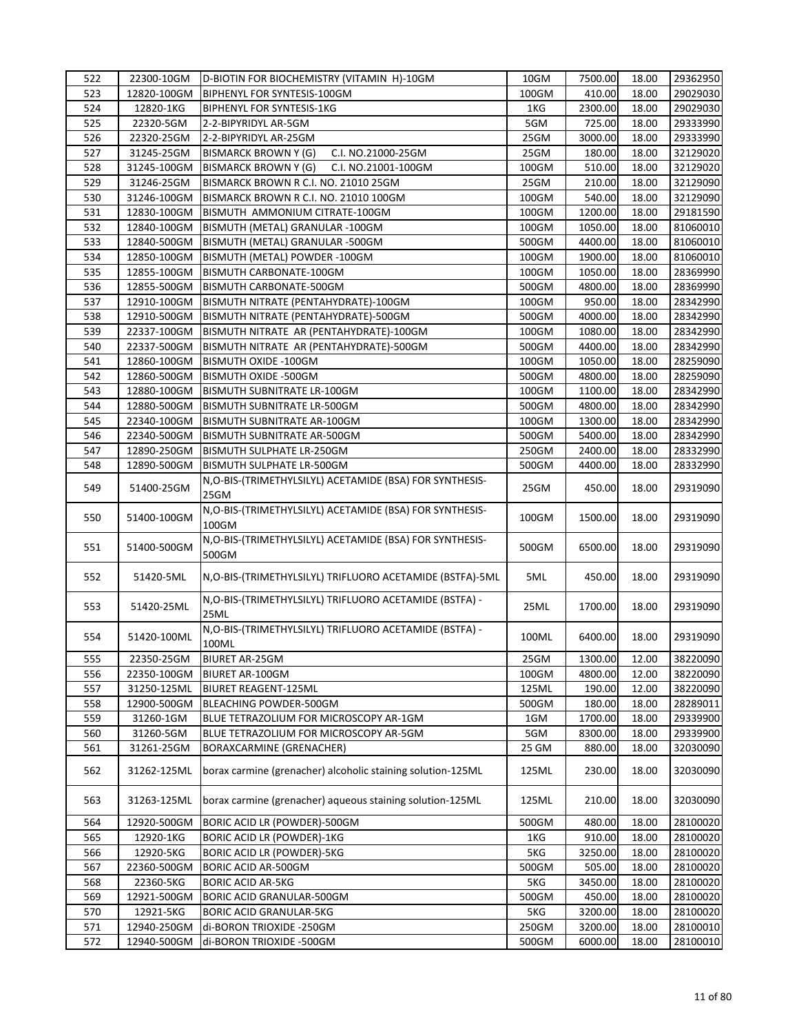| 522 | 22300-10GM | D-BIOTIN FOR BIOCHEMISTRY (VITAMIN H)-10GM | 10GM | 7500.00 | 18.00 | 29362950 |
|---|---|---|---|---|---|---|
| 523 | 12820-100GM | BIPHENYL FOR SYNTESIS-100GM | 100GM | 410.00 | 18.00 | 29029030 |
| 524 | 12820-1KG | BIPHENYL FOR SYNTESIS-1KG | 1KG | 2300.00 | 18.00 | 29029030 |
| 525 | 22320-5GM | 2-2-BIPYRIDYL AR-5GM | 5GM | 725.00 | 18.00 | 29333990 |
| 526 | 22320-25GM | 2-2-BIPYRIDYL AR-25GM | 25GM | 3000.00 | 18.00 | 29333990 |
| 527 | 31245-25GM | BISMARCK BROWN Y (G) C.I. NO.21000-25GM | 25GM | 180.00 | 18.00 | 32129020 |
| 528 | 31245-100GM | BISMARCK BROWN Y (G) C.I. NO.21001-100GM | 100GM | 510.00 | 18.00 | 32129020 |
| 529 | 31246-25GM | BISMARCK BROWN R C.I. NO. 21010 25GM | 25GM | 210.00 | 18.00 | 32129090 |
| 530 | 31246-100GM | BISMARCK BROWN R C.I. NO. 21010 100GM | 100GM | 540.00 | 18.00 | 32129090 |
| 531 | 12830-100GM | BISMUTH AMMONIUM CITRATE-100GM | 100GM | 1200.00 | 18.00 | 29181590 |
| 532 | 12840-100GM | BISMUTH (METAL) GRANULAR -100GM | 100GM | 1050.00 | 18.00 | 81060010 |
| 533 | 12840-500GM | BISMUTH (METAL) GRANULAR -500GM | 500GM | 4400.00 | 18.00 | 81060010 |
| 534 | 12850-100GM | BISMUTH (METAL) POWDER -100GM | 100GM | 1900.00 | 18.00 | 81060010 |
| 535 | 12855-100GM | BISMUTH CARBONATE-100GM | 100GM | 1050.00 | 18.00 | 28369990 |
| 536 | 12855-500GM | BISMUTH CARBONATE-500GM | 500GM | 4800.00 | 18.00 | 28369990 |
| 537 | 12910-100GM | BISMUTH NITRATE (PENTAHYDRATE)-100GM | 100GM | 950.00 | 18.00 | 28342990 |
| 538 | 12910-500GM | BISMUTH NITRATE (PENTAHYDRATE)-500GM | 500GM | 4000.00 | 18.00 | 28342990 |
| 539 | 22337-100GM | BISMUTH NITRATE AR (PENTAHYDRATE)-100GM | 100GM | 1080.00 | 18.00 | 28342990 |
| 540 | 22337-500GM | BISMUTH NITRATE AR (PENTAHYDRATE)-500GM | 500GM | 4400.00 | 18.00 | 28342990 |
| 541 | 12860-100GM | BISMUTH OXIDE -100GM | 100GM | 1050.00 | 18.00 | 28259090 |
| 542 | 12860-500GM | BISMUTH OXIDE -500GM | 500GM | 4800.00 | 18.00 | 28259090 |
| 543 | 12880-100GM | BISMUTH SUBNITRATE LR-100GM | 100GM | 1100.00 | 18.00 | 28342990 |
| 544 | 12880-500GM | BISMUTH SUBNITRATE LR-500GM | 500GM | 4800.00 | 18.00 | 28342990 |
| 545 | 22340-100GM | BISMUTH SUBNITRATE AR-100GM | 100GM | 1300.00 | 18.00 | 28342990 |
| 546 | 22340-500GM | BISMUTH SUBNITRATE AR-500GM | 500GM | 5400.00 | 18.00 | 28342990 |
| 547 | 12890-250GM | BISMUTH SULPHATE LR-250GM | 250GM | 2400.00 | 18.00 | 28332990 |
| 548 | 12890-500GM | BISMUTH SULPHATE LR-500GM | 500GM | 4400.00 | 18.00 | 28332990 |
| 549 | 51400-25GM | N,O-BIS-(TRIMETHYLSILYL) ACETAMIDE (BSA) FOR SYNTHESIS-25GM | 25GM | 450.00 | 18.00 | 29319090 |
| 550 | 51400-100GM | N,O-BIS-(TRIMETHYLSILYL) ACETAMIDE (BSA) FOR SYNTHESIS-100GM | 100GM | 1500.00 | 18.00 | 29319090 |
| 551 | 51400-500GM | N,O-BIS-(TRIMETHYLSILYL) ACETAMIDE (BSA) FOR SYNTHESIS-500GM | 500GM | 6500.00 | 18.00 | 29319090 |
| 552 | 51420-5ML | N,O-BIS-(TRIMETHYLSILYL) TRIFLUORO ACETAMIDE (BSTFA)-5ML | 5ML | 450.00 | 18.00 | 29319090 |
| 553 | 51420-25ML | N,O-BIS-(TRIMETHYLSILYL) TRIFLUORO ACETAMIDE (BSTFA) -25ML | 25ML | 1700.00 | 18.00 | 29319090 |
| 554 | 51420-100ML | N,O-BIS-(TRIMETHYLSILYL) TRIFLUORO ACETAMIDE (BSTFA) -100ML | 100ML | 6400.00 | 18.00 | 29319090 |
| 555 | 22350-25GM | BIURET AR-25GM | 25GM | 1300.00 | 12.00 | 38220090 |
| 556 | 22350-100GM | BIURET AR-100GM | 100GM | 4800.00 | 12.00 | 38220090 |
| 557 | 31250-125ML | BIURET REAGENT-125ML | 125ML | 190.00 | 12.00 | 38220090 |
| 558 | 12900-500GM | BLEACHING POWDER-500GM | 500GM | 180.00 | 18.00 | 28289011 |
| 559 | 31260-1GM | BLUE TETRAZOLIUM FOR MICROSCOPY AR-1GM | 1GM | 1700.00 | 18.00 | 29339900 |
| 560 | 31260-5GM | BLUE TETRAZOLIUM FOR MICROSCOPY AR-5GM | 5GM | 8300.00 | 18.00 | 29339900 |
| 561 | 31261-25GM | BORAXCARMINE (GRENACHER) | 25 GM | 880.00 | 18.00 | 32030090 |
| 562 | 31262-125ML | borax carmine (grenacher) alcoholic staining solution-125ML | 125ML | 230.00 | 18.00 | 32030090 |
| 563 | 31263-125ML | borax carmine (grenacher) aqueous staining solution-125ML | 125ML | 210.00 | 18.00 | 32030090 |
| 564 | 12920-500GM | BORIC ACID LR (POWDER)-500GM | 500GM | 480.00 | 18.00 | 28100020 |
| 565 | 12920-1KG | BORIC ACID LR (POWDER)-1KG | 1KG | 910.00 | 18.00 | 28100020 |
| 566 | 12920-5KG | BORIC ACID LR (POWDER)-5KG | 5KG | 3250.00 | 18.00 | 28100020 |
| 567 | 22360-500GM | BORIC ACID AR-500GM | 500GM | 505.00 | 18.00 | 28100020 |
| 568 | 22360-5KG | BORIC ACID AR-5KG | 5KG | 3450.00 | 18.00 | 28100020 |
| 569 | 12921-500GM | BORIC ACID GRANULAR-500GM | 500GM | 450.00 | 18.00 | 28100020 |
| 570 | 12921-5KG | BORIC ACID GRANULAR-5KG | 5KG | 3200.00 | 18.00 | 28100020 |
| 571 | 12940-250GM | di-BORON TRIOXIDE -250GM | 250GM | 3200.00 | 18.00 | 28100010 |
| 572 | 12940-500GM | di-BORON TRIOXIDE -500GM | 500GM | 6000.00 | 18.00 | 28100010 |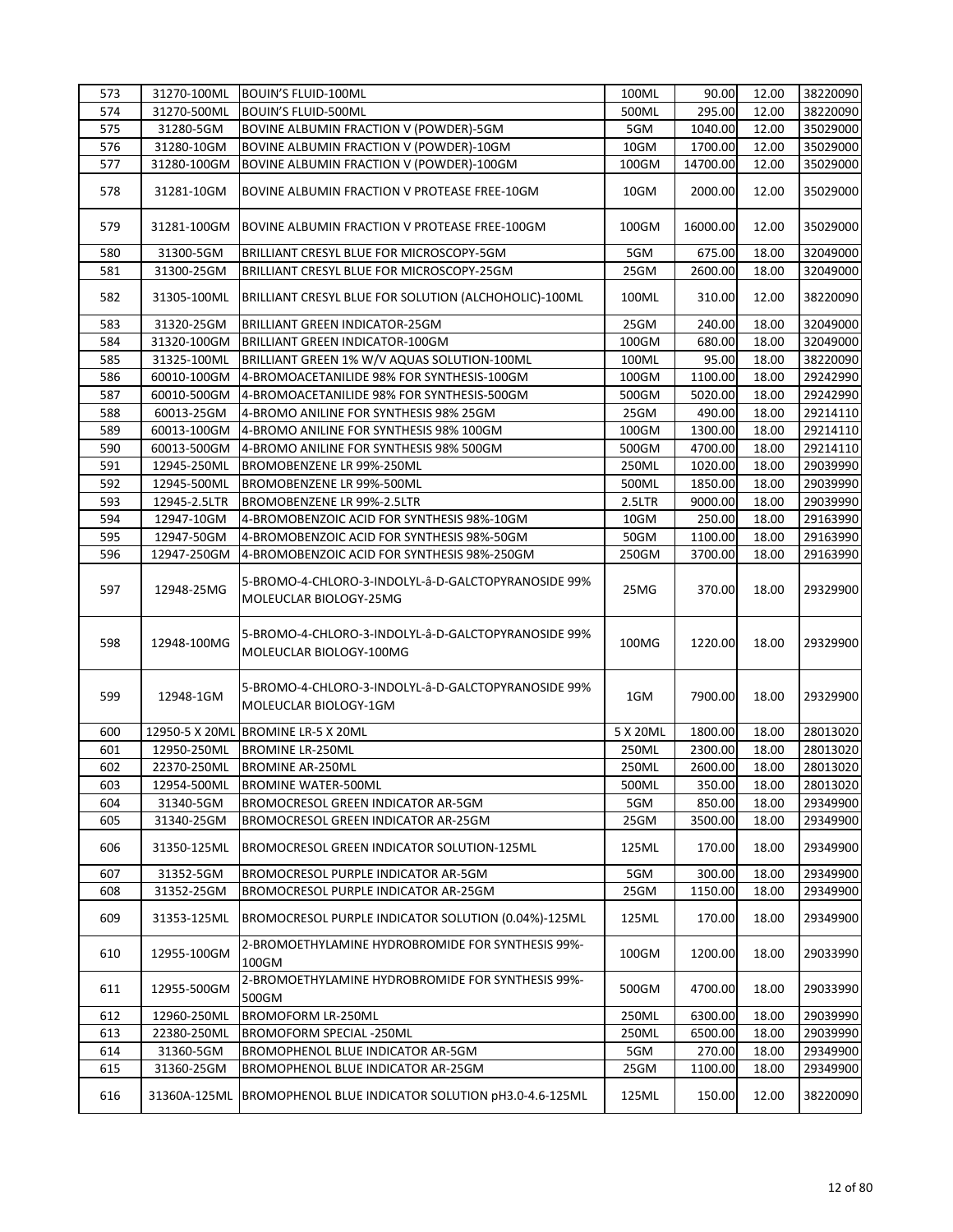| 573 | 31270-100ML | BOUIN'S FLUID-100ML | 100ML | 90.00 | 12.00 | 38220090 |
|---|---|---|---|---|---|---|
| 574 | 31270-500ML | BOUIN'S FLUID-500ML | 500ML | 295.00 | 12.00 | 38220090 |
| 575 | 31280-5GM | BOVINE ALBUMIN FRACTION V (POWDER)-5GM | 5GM | 1040.00 | 12.00 | 35029000 |
| 576 | 31280-10GM | BOVINE ALBUMIN FRACTION V (POWDER)-10GM | 10GM | 1700.00 | 12.00 | 35029000 |
| 577 | 31280-100GM | BOVINE ALBUMIN FRACTION V (POWDER)-100GM | 100GM | 14700.00 | 12.00 | 35029000 |
| 578 | 31281-10GM | BOVINE ALBUMIN FRACTION V PROTEASE FREE-10GM | 10GM | 2000.00 | 12.00 | 35029000 |
| 579 | 31281-100GM | BOVINE ALBUMIN FRACTION V PROTEASE FREE-100GM | 100GM | 16000.00 | 12.00 | 35029000 |
| 580 | 31300-5GM | BRILLIANT CRESYL BLUE FOR MICROSCOPY-5GM | 5GM | 675.00 | 18.00 | 32049000 |
| 581 | 31300-25GM | BRILLIANT CRESYL BLUE FOR MICROSCOPY-25GM | 25GM | 2600.00 | 18.00 | 32049000 |
| 582 | 31305-100ML | BRILLIANT CRESYL BLUE FOR SOLUTION (ALCHOHOLIC)-100ML | 100ML | 310.00 | 12.00 | 38220090 |
| 583 | 31320-25GM | BRILLIANT GREEN INDICATOR-25GM | 25GM | 240.00 | 18.00 | 32049000 |
| 584 | 31320-100GM | BRILLIANT GREEN INDICATOR-100GM | 100GM | 680.00 | 18.00 | 32049000 |
| 585 | 31325-100ML | BRILLIANT GREEN 1% W/V AQUAS SOLUTION-100ML | 100ML | 95.00 | 18.00 | 38220090 |
| 586 | 60010-100GM | 4-BROMOACETANILIDE 98% FOR SYNTHESIS-100GM | 100GM | 1100.00 | 18.00 | 29242990 |
| 587 | 60010-500GM | 4-BROMOACETANILIDE 98% FOR SYNTHESIS-500GM | 500GM | 5020.00 | 18.00 | 29242990 |
| 588 | 60013-25GM | 4-BROMO ANILINE FOR SYNTHESIS 98% 25GM | 25GM | 490.00 | 18.00 | 29214110 |
| 589 | 60013-100GM | 4-BROMO ANILINE FOR SYNTHESIS 98% 100GM | 100GM | 1300.00 | 18.00 | 29214110 |
| 590 | 60013-500GM | 4-BROMO ANILINE FOR SYNTHESIS 98% 500GM | 500GM | 4700.00 | 18.00 | 29214110 |
| 591 | 12945-250ML | BROMOBENZENE LR 99%-250ML | 250ML | 1020.00 | 18.00 | 29039990 |
| 592 | 12945-500ML | BROMOBENZENE LR 99%-500ML | 500ML | 1850.00 | 18.00 | 29039990 |
| 593 | 12945-2.5LTR | BROMOBENZENE LR 99%-2.5LTR | 2.5LTR | 9000.00 | 18.00 | 29039990 |
| 594 | 12947-10GM | 4-BROMOBENZOIC ACID FOR SYNTHESIS 98%-10GM | 10GM | 250.00 | 18.00 | 29163990 |
| 595 | 12947-50GM | 4-BROMOBENZOIC ACID FOR SYNTHESIS 98%-50GM | 50GM | 1100.00 | 18.00 | 29163990 |
| 596 | 12947-250GM | 4-BROMOBENZOIC ACID FOR SYNTHESIS 98%-250GM | 250GM | 3700.00 | 18.00 | 29163990 |
| 597 | 12948-25MG | 5-BROMO-4-CHLORO-3-INDOLYL-â-D-GALCTOPYRANOSIDE 99% MOLEUCLAR BIOLOGY-25MG | 25MG | 370.00 | 18.00 | 29329900 |
| 598 | 12948-100MG | 5-BROMO-4-CHLORO-3-INDOLYL-â-D-GALCTOPYRANOSIDE 99% MOLEUCLAR BIOLOGY-100MG | 100MG | 1220.00 | 18.00 | 29329900 |
| 599 | 12948-1GM | 5-BROMO-4-CHLORO-3-INDOLYL-â-D-GALCTOPYRANOSIDE 99% MOLEUCLAR BIOLOGY-1GM | 1GM | 7900.00 | 18.00 | 29329900 |
| 600 | 12950-5 X 20ML | BROMINE LR-5 X 20ML | 5 X 20ML | 1800.00 | 18.00 | 28013020 |
| 601 | 12950-250ML | BROMINE LR-250ML | 250ML | 2300.00 | 18.00 | 28013020 |
| 602 | 22370-250ML | BROMINE AR-250ML | 250ML | 2600.00 | 18.00 | 28013020 |
| 603 | 12954-500ML | BROMINE WATER-500ML | 500ML | 350.00 | 18.00 | 28013020 |
| 604 | 31340-5GM | BROMOCRESOL GREEN INDICATOR AR-5GM | 5GM | 850.00 | 18.00 | 29349900 |
| 605 | 31340-25GM | BROMOCRESOL GREEN INDICATOR AR-25GM | 25GM | 3500.00 | 18.00 | 29349900 |
| 606 | 31350-125ML | BROMOCRESOL GREEN INDICATOR SOLUTION-125ML | 125ML | 170.00 | 18.00 | 29349900 |
| 607 | 31352-5GM | BROMOCRESOL PURPLE INDICATOR AR-5GM | 5GM | 300.00 | 18.00 | 29349900 |
| 608 | 31352-25GM | BROMOCRESOL PURPLE INDICATOR AR-25GM | 25GM | 1150.00 | 18.00 | 29349900 |
| 609 | 31353-125ML | BROMOCRESOL PURPLE INDICATOR SOLUTION (0.04%)-125ML | 125ML | 170.00 | 18.00 | 29349900 |
| 610 | 12955-100GM | 2-BROMOETHYLAMINE HYDROBROMIDE FOR SYNTHESIS 99%-100GM | 100GM | 1200.00 | 18.00 | 29033990 |
| 611 | 12955-500GM | 2-BROMOETHYLAMINE HYDROBROMIDE FOR SYNTHESIS 99%-500GM | 500GM | 4700.00 | 18.00 | 29033990 |
| 612 | 12960-250ML | BROMOFORM LR-250ML | 250ML | 6300.00 | 18.00 | 29039990 |
| 613 | 22380-250ML | BROMOFORM SPECIAL -250ML | 250ML | 6500.00 | 18.00 | 29039990 |
| 614 | 31360-5GM | BROMOPHENOL BLUE INDICATOR AR-5GM | 5GM | 270.00 | 18.00 | 29349900 |
| 615 | 31360-25GM | BROMOPHENOL BLUE INDICATOR AR-25GM | 25GM | 1100.00 | 18.00 | 29349900 |
| 616 | 31360A-125ML | BROMOPHENOL BLUE INDICATOR SOLUTION pH3.0-4.6-125ML | 125ML | 150.00 | 12.00 | 38220090 |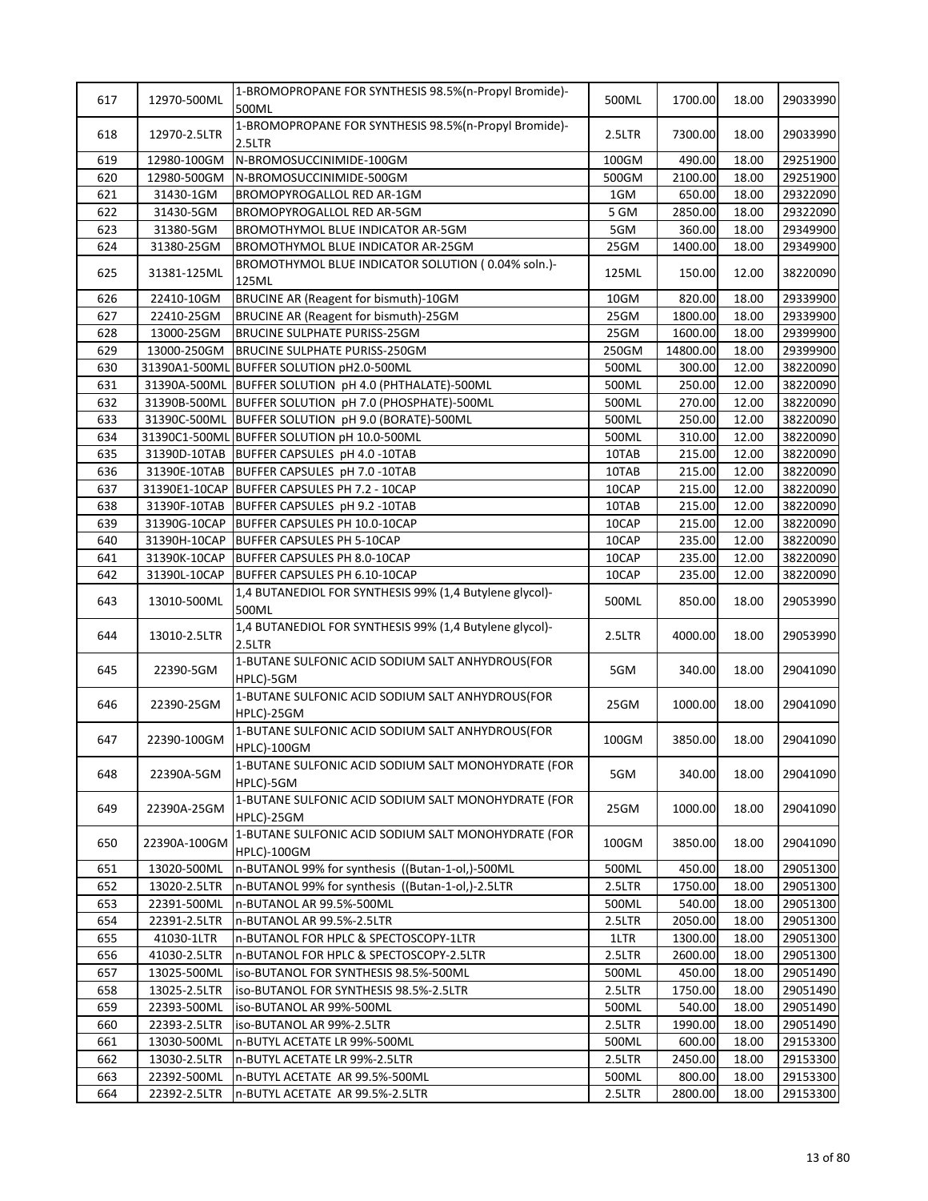| 617 | 12970-500ML | 1-BROMOPROPANE FOR SYNTHESIS 98.5%(n-Propyl Bromide)-500ML | 500ML | 1700.00 | 18.00 | 29033990 |
|---|---|---|---|---|---|---|
| 618 | 12970-2.5LTR | 1-BROMOPROPANE FOR SYNTHESIS 98.5%(n-Propyl Bromide)-2.5LTR | 2.5LTR | 7300.00 | 18.00 | 29033990 |
| 619 | 12980-100GM | N-BROMOSUCCINIMIDE-100GM | 100GM | 490.00 | 18.00 | 29251900 |
| 620 | 12980-500GM | N-BROMOSUCCINIMIDE-500GM | 500GM | 2100.00 | 18.00 | 29251900 |
| 621 | 31430-1GM | BROMOPYROGALLOL RED AR-1GM | 1GM | 650.00 | 18.00 | 29322090 |
| 622 | 31430-5GM | BROMOPYROGALLOL RED AR-5GM | 5 GM | 2850.00 | 18.00 | 29322090 |
| 623 | 31380-5GM | BROMOTHYMOL BLUE INDICATOR AR-5GM | 5GM | 360.00 | 18.00 | 29349900 |
| 624 | 31380-25GM | BROMOTHYMOL BLUE INDICATOR AR-25GM | 25GM | 1400.00 | 18.00 | 29349900 |
| 625 | 31381-125ML | BROMOTHYMOL BLUE INDICATOR SOLUTION ( 0.04% soln.)-125ML | 125ML | 150.00 | 12.00 | 38220090 |
| 626 | 22410-10GM | BRUCINE AR (Reagent for bismuth)-10GM | 10GM | 820.00 | 18.00 | 29339900 |
| 627 | 22410-25GM | BRUCINE AR (Reagent for bismuth)-25GM | 25GM | 1800.00 | 18.00 | 29339900 |
| 628 | 13000-25GM | BRUCINE SULPHATE PURISS-25GM | 25GM | 1600.00 | 18.00 | 29399900 |
| 629 | 13000-250GM | BRUCINE SULPHATE PURISS-250GM | 250GM | 14800.00 | 18.00 | 29399900 |
| 630 | 31390A1-500ML | BUFFER SOLUTION pH2.0-500ML | 500ML | 300.00 | 12.00 | 38220090 |
| 631 | 31390A-500ML | BUFFER SOLUTION pH 4.0 (PHTHALATE)-500ML | 500ML | 250.00 | 12.00 | 38220090 |
| 632 | 31390B-500ML | BUFFER SOLUTION pH 7.0 (PHOSPHATE)-500ML | 500ML | 270.00 | 12.00 | 38220090 |
| 633 | 31390C-500ML | BUFFER SOLUTION pH 9.0 (BORATE)-500ML | 500ML | 250.00 | 12.00 | 38220090 |
| 634 | 31390C1-500ML | BUFFER SOLUTION pH 10.0-500ML | 500ML | 310.00 | 12.00 | 38220090 |
| 635 | 31390D-10TAB | BUFFER CAPSULES pH 4.0 -10TAB | 10TAB | 215.00 | 12.00 | 38220090 |
| 636 | 31390E-10TAB | BUFFER CAPSULES pH 7.0 -10TAB | 10TAB | 215.00 | 12.00 | 38220090 |
| 637 | 31390E1-10CAP | BUFFER CAPSULES PH 7.2 - 10CAP | 10CAP | 215.00 | 12.00 | 38220090 |
| 638 | 31390F-10TAB | BUFFER CAPSULES pH 9.2 -10TAB | 10TAB | 215.00 | 12.00 | 38220090 |
| 639 | 31390G-10CAP | BUFFER CAPSULES PH 10.0-10CAP | 10CAP | 215.00 | 12.00 | 38220090 |
| 640 | 31390H-10CAP | BUFFER CAPSULES PH 5-10CAP | 10CAP | 235.00 | 12.00 | 38220090 |
| 641 | 31390K-10CAP | BUFFER CAPSULES PH 8.0-10CAP | 10CAP | 235.00 | 12.00 | 38220090 |
| 642 | 31390L-10CAP | BUFFER CAPSULES PH 6.10-10CAP | 10CAP | 235.00 | 12.00 | 38220090 |
| 643 | 13010-500ML | 1,4 BUTANEDIOL FOR SYNTHESIS 99% (1,4 Butylene glycol)-500ML | 500ML | 850.00 | 18.00 | 29053990 |
| 644 | 13010-2.5LTR | 1,4 BUTANEDIOL FOR SYNTHESIS 99% (1,4 Butylene glycol)-2.5LTR | 2.5LTR | 4000.00 | 18.00 | 29053990 |
| 645 | 22390-5GM | 1-BUTANE SULFONIC ACID SODIUM SALT ANHYDROUS(FOR HPLC)-5GM | 5GM | 340.00 | 18.00 | 29041090 |
| 646 | 22390-25GM | 1-BUTANE SULFONIC ACID SODIUM SALT ANHYDROUS(FOR HPLC)-25GM | 25GM | 1000.00 | 18.00 | 29041090 |
| 647 | 22390-100GM | 1-BUTANE SULFONIC ACID SODIUM SALT ANHYDROUS(FOR HPLC)-100GM | 100GM | 3850.00 | 18.00 | 29041090 |
| 648 | 22390A-5GM | 1-BUTANE SULFONIC ACID SODIUM SALT MONOHYDRATE (FOR HPLC)-5GM | 5GM | 340.00 | 18.00 | 29041090 |
| 649 | 22390A-25GM | 1-BUTANE SULFONIC ACID SODIUM SALT MONOHYDRATE (FOR HPLC)-25GM | 25GM | 1000.00 | 18.00 | 29041090 |
| 650 | 22390A-100GM | 1-BUTANE SULFONIC ACID SODIUM SALT MONOHYDRATE (FOR HPLC)-100GM | 100GM | 3850.00 | 18.00 | 29041090 |
| 651 | 13020-500ML | n-BUTANOL 99% for synthesis ((Butan-1-ol,)-500ML | 500ML | 450.00 | 18.00 | 29051300 |
| 652 | 13020-2.5LTR | n-BUTANOL 99% for synthesis ((Butan-1-ol,)-2.5LTR | 2.5LTR | 1750.00 | 18.00 | 29051300 |
| 653 | 22391-500ML | n-BUTANOL AR 99.5%-500ML | 500ML | 540.00 | 18.00 | 29051300 |
| 654 | 22391-2.5LTR | n-BUTANOL AR 99.5%-2.5LTR | 2.5LTR | 2050.00 | 18.00 | 29051300 |
| 655 | 41030-1LTR | n-BUTANOL FOR HPLC & SPECTOSCOPY-1LTR | 1LTR | 1300.00 | 18.00 | 29051300 |
| 656 | 41030-2.5LTR | n-BUTANOL FOR HPLC & SPECTOSCOPY-2.5LTR | 2.5LTR | 2600.00 | 18.00 | 29051300 |
| 657 | 13025-500ML | iso-BUTANOL FOR SYNTHESIS 98.5%-500ML | 500ML | 450.00 | 18.00 | 29051490 |
| 658 | 13025-2.5LTR | iso-BUTANOL FOR SYNTHESIS 98.5%-2.5LTR | 2.5LTR | 1750.00 | 18.00 | 29051490 |
| 659 | 22393-500ML | iso-BUTANOL AR 99%-500ML | 500ML | 540.00 | 18.00 | 29051490 |
| 660 | 22393-2.5LTR | iso-BUTANOL AR 99%-2.5LTR | 2.5LTR | 1990.00 | 18.00 | 29051490 |
| 661 | 13030-500ML | n-BUTYL ACETATE LR 99%-500ML | 500ML | 600.00 | 18.00 | 29153300 |
| 662 | 13030-2.5LTR | n-BUTYL ACETATE LR 99%-2.5LTR | 2.5LTR | 2450.00 | 18.00 | 29153300 |
| 663 | 22392-500ML | n-BUTYL ACETATE AR 99.5%-500ML | 500ML | 800.00 | 18.00 | 29153300 |
| 664 | 22392-2.5LTR | n-BUTYL ACETATE AR 99.5%-2.5LTR | 2.5LTR | 2800.00 | 18.00 | 29153300 |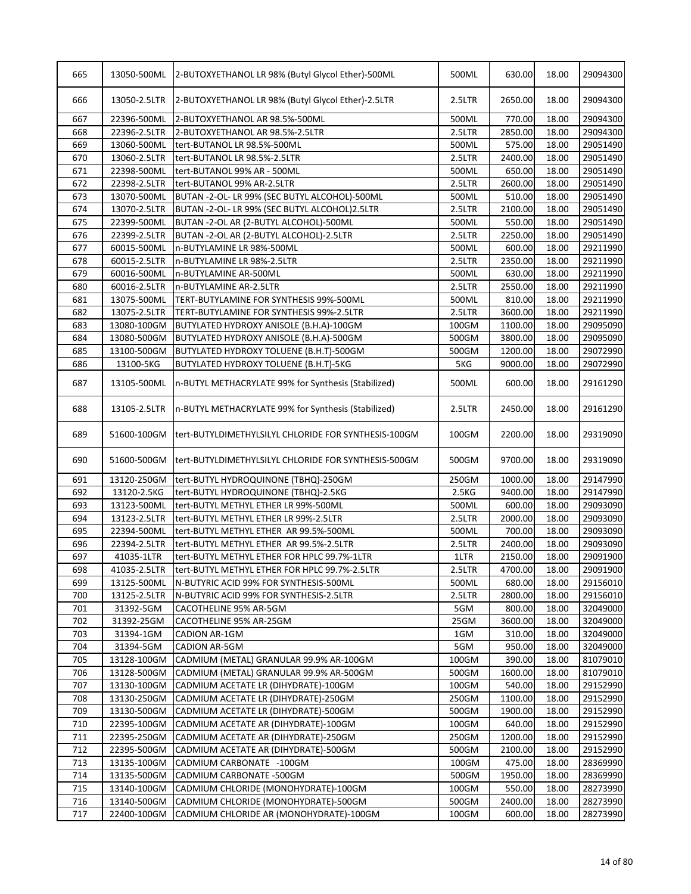| | | | | | | |
|---|---|---|---|---|---|---|
| 665 | 13050-500ML | 2-BUTOXYETHANOL LR 98% (Butyl Glycol Ether)-500ML | 500ML | 630.00 | 18.00 | 29094300 |
| 666 | 13050-2.5LTR | 2-BUTOXYETHANOL LR 98% (Butyl Glycol Ether)-2.5LTR | 2.5LTR | 2650.00 | 18.00 | 29094300 |
| 667 | 22396-500ML | 2-BUTOXYETHANOL AR 98.5%-500ML | 500ML | 770.00 | 18.00 | 29094300 |
| 668 | 22396-2.5LTR | 2-BUTOXYETHANOL AR 98.5%-2.5LTR | 2.5LTR | 2850.00 | 18.00 | 29094300 |
| 669 | 13060-500ML | tert-BUTANOL LR 98.5%-500ML | 500ML | 575.00 | 18.00 | 29051490 |
| 670 | 13060-2.5LTR | tert-BUTANOL LR 98.5%-2.5LTR | 2.5LTR | 2400.00 | 18.00 | 29051490 |
| 671 | 22398-500ML | tert-BUTANOL 99% AR - 500ML | 500ML | 650.00 | 18.00 | 29051490 |
| 672 | 22398-2.5LTR | tert-BUTANOL 99% AR-2.5LTR | 2.5LTR | 2600.00 | 18.00 | 29051490 |
| 673 | 13070-500ML | BUTAN -2-OL- LR 99% (SEC BUTYL ALCOHOL)-500ML | 500ML | 510.00 | 18.00 | 29051490 |
| 674 | 13070-2.5LTR | BUTAN -2-OL- LR 99% (SEC BUTYL ALCOHOL)2.5LTR | 2.5LTR | 2100.00 | 18.00 | 29051490 |
| 675 | 22399-500ML | BUTAN -2-OL AR (2-BUTYL ALCOHOL)-500ML | 500ML | 550.00 | 18.00 | 29051490 |
| 676 | 22399-2.5LTR | BUTAN -2-OL AR (2-BUTYL ALCOHOL)-2.5LTR | 2.5LTR | 2250.00 | 18.00 | 29051490 |
| 677 | 60015-500ML | n-BUTYLAMINE LR 98%-500ML | 500ML | 600.00 | 18.00 | 29211990 |
| 678 | 60015-2.5LTR | n-BUTYLAMINE LR 98%-2.5LTR | 2.5LTR | 2350.00 | 18.00 | 29211990 |
| 679 | 60016-500ML | n-BUTYLAMINE AR-500ML | 500ML | 630.00 | 18.00 | 29211990 |
| 680 | 60016-2.5LTR | n-BUTYLAMINE AR-2.5LTR | 2.5LTR | 2550.00 | 18.00 | 29211990 |
| 681 | 13075-500ML | TERT-BUTYLAMINE FOR SYNTHESIS 99%-500ML | 500ML | 810.00 | 18.00 | 29211990 |
| 682 | 13075-2.5LTR | TERT-BUTYLAMINE FOR SYNTHESIS 99%-2.5LTR | 2.5LTR | 3600.00 | 18.00 | 29211990 |
| 683 | 13080-100GM | BUTYLATED HYDROXY ANISOLE (B.H.A)-100GM | 100GM | 1100.00 | 18.00 | 29095090 |
| 684 | 13080-500GM | BUTYLATED HYDROXY ANISOLE (B.H.A)-500GM | 500GM | 3800.00 | 18.00 | 29095090 |
| 685 | 13100-500GM | BUTYLATED HYDROXY TOLUENE (B.H.T)-500GM | 500GM | 1200.00 | 18.00 | 29072990 |
| 686 | 13100-5KG | BUTYLATED HYDROXY TOLUENE (B.H.T)-5KG | 5KG | 9000.00 | 18.00 | 29072990 |
| 687 | 13105-500ML | n-BUTYL METHACRYLATE 99% for Synthesis (Stabilized) | 500ML | 600.00 | 18.00 | 29161290 |
| 688 | 13105-2.5LTR | n-BUTYL METHACRYLATE 99% for Synthesis (Stabilized) | 2.5LTR | 2450.00 | 18.00 | 29161290 |
| 689 | 51600-100GM | tert-BUTYLDIMETHYLSILYL CHLORIDE FOR SYNTHESIS-100GM | 100GM | 2200.00 | 18.00 | 29319090 |
| 690 | 51600-500GM | tert-BUTYLDIMETHYLSILYL CHLORIDE FOR SYNTHESIS-500GM | 500GM | 9700.00 | 18.00 | 29319090 |
| 691 | 13120-250GM | tert-BUTYL HYDROQUINONE (TBHQ)-250GM | 250GM | 1000.00 | 18.00 | 29147990 |
| 692 | 13120-2.5KG | tert-BUTYL HYDROQUINONE (TBHQ)-2.5KG | 2.5KG | 9400.00 | 18.00 | 29147990 |
| 693 | 13123-500ML | tert-BUTYL METHYL ETHER LR 99%-500ML | 500ML | 600.00 | 18.00 | 29093090 |
| 694 | 13123-2.5LTR | tert-BUTYL METHYL ETHER LR 99%-2.5LTR | 2.5LTR | 2000.00 | 18.00 | 29093090 |
| 695 | 22394-500ML | tert-BUTYL METHYL ETHER AR 99.5%-500ML | 500ML | 700.00 | 18.00 | 29093090 |
| 696 | 22394-2.5LTR | tert-BUTYL METHYL ETHER AR 99.5%-2.5LTR | 2.5LTR | 2400.00 | 18.00 | 29093090 |
| 697 | 41035-1LTR | tert-BUTYL METHYL ETHER FOR HPLC 99.7%-1LTR | 1LTR | 2150.00 | 18.00 | 29091900 |
| 698 | 41035-2.5LTR | tert-BUTYL METHYL ETHER FOR HPLC 99.7%-2.5LTR | 2.5LTR | 4700.00 | 18.00 | 29091900 |
| 699 | 13125-500ML | N-BUTYRIC ACID 99% FOR SYNTHESIS-500ML | 500ML | 680.00 | 18.00 | 29156010 |
| 700 | 13125-2.5LTR | N-BUTYRIC ACID 99% FOR SYNTHESIS-2.5LTR | 2.5LTR | 2800.00 | 18.00 | 29156010 |
| 701 | 31392-5GM | CACOTHELINE 95% AR-5GM | 5GM | 800.00 | 18.00 | 32049000 |
| 702 | 31392-25GM | CACOTHELINE 95% AR-25GM | 25GM | 3600.00 | 18.00 | 32049000 |
| 703 | 31394-1GM | CADION AR-1GM | 1GM | 310.00 | 18.00 | 32049000 |
| 704 | 31394-5GM | CADION AR-5GM | 5GM | 950.00 | 18.00 | 32049000 |
| 705 | 13128-100GM | CADMIUM (METAL) GRANULAR 99.9% AR-100GM | 100GM | 390.00 | 18.00 | 81079010 |
| 706 | 13128-500GM | CADMIUM (METAL) GRANULAR 99.9% AR-500GM | 500GM | 1600.00 | 18.00 | 81079010 |
| 707 | 13130-100GM | CADMIUM ACETATE LR (DIHYDRATE)-100GM | 100GM | 540.00 | 18.00 | 29152990 |
| 708 | 13130-250GM | CADMIUM ACETATE LR (DIHYDRATE)-250GM | 250GM | 1100.00 | 18.00 | 29152990 |
| 709 | 13130-500GM | CADMIUM ACETATE LR (DIHYDRATE)-500GM | 500GM | 1900.00 | 18.00 | 29152990 |
| 710 | 22395-100GM | CADMIUM ACETATE AR (DIHYDRATE)-100GM | 100GM | 640.00 | 18.00 | 29152990 |
| 711 | 22395-250GM | CADMIUM ACETATE AR (DIHYDRATE)-250GM | 250GM | 1200.00 | 18.00 | 29152990 |
| 712 | 22395-500GM | CADMIUM ACETATE AR (DIHYDRATE)-500GM | 500GM | 2100.00 | 18.00 | 29152990 |
| 713 | 13135-100GM | CADMIUM CARBONATE -100GM | 100GM | 475.00 | 18.00 | 28369990 |
| 714 | 13135-500GM | CADMIUM CARBONATE -500GM | 500GM | 1950.00 | 18.00 | 28369990 |
| 715 | 13140-100GM | CADMIUM CHLORIDE (MONOHYDRATE)-100GM | 100GM | 550.00 | 18.00 | 28273990 |
| 716 | 13140-500GM | CADMIUM CHLORIDE (MONOHYDRATE)-500GM | 500GM | 2400.00 | 18.00 | 28273990 |
| 717 | 22400-100GM | CADMIUM CHLORIDE AR (MONOHYDRATE)-100GM | 100GM | 600.00 | 18.00 | 28273990 |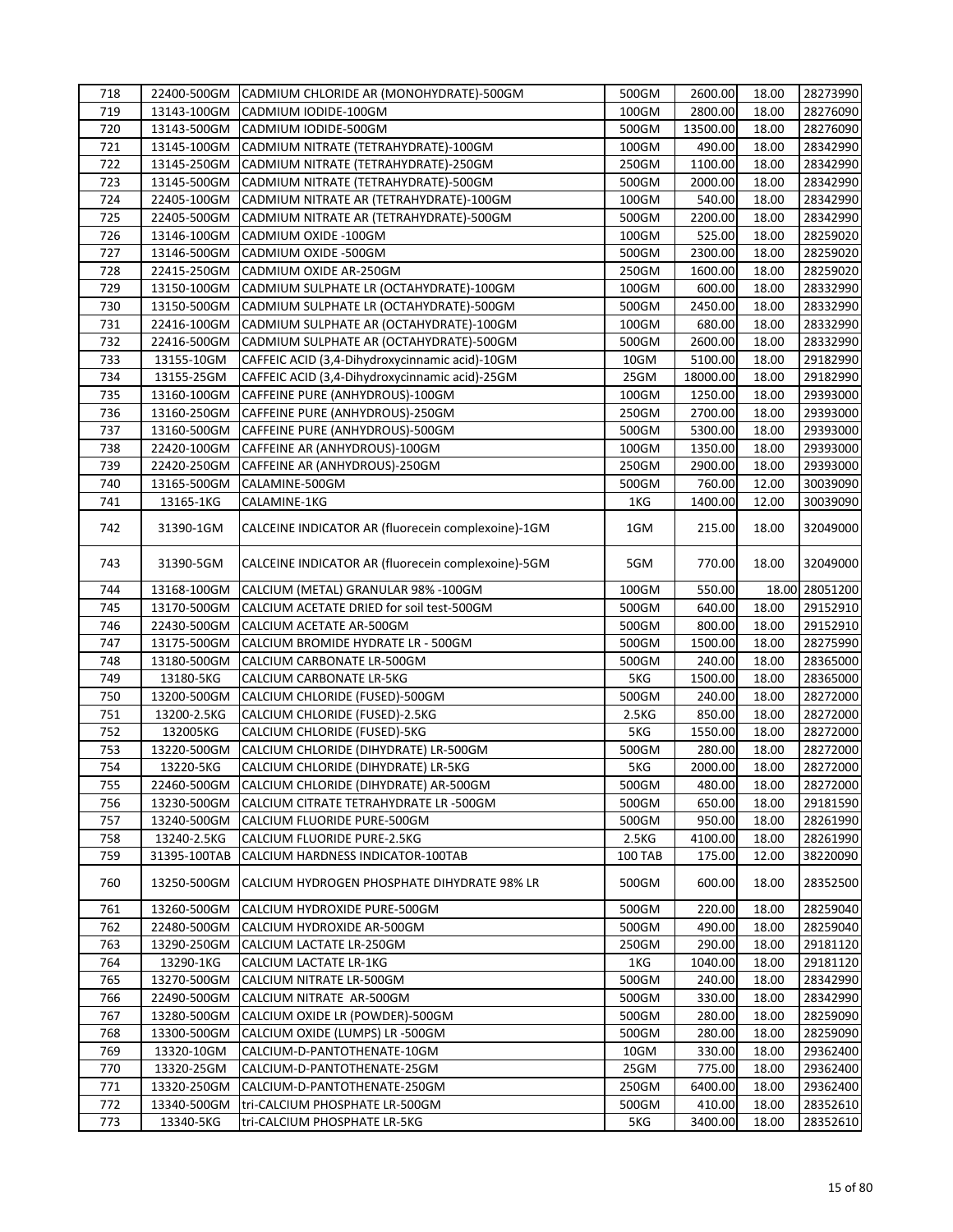| | | | | | | |
|---|---|---|---|---|---|---|
| 718 | 22400-500GM | CADMIUM CHLORIDE AR (MONOHYDRATE)-500GM | 500GM | 2600.00 | 18.00 | 28273990 |
| 719 | 13143-100GM | CADMIUM IODIDE-100GM | 100GM | 2800.00 | 18.00 | 28276090 |
| 720 | 13143-500GM | CADMIUM IODIDE-500GM | 500GM | 13500.00 | 18.00 | 28276090 |
| 721 | 13145-100GM | CADMIUM NITRATE (TETRAHYDRATE)-100GM | 100GM | 490.00 | 18.00 | 28342990 |
| 722 | 13145-250GM | CADMIUM NITRATE (TETRAHYDRATE)-250GM | 250GM | 1100.00 | 18.00 | 28342990 |
| 723 | 13145-500GM | CADMIUM NITRATE (TETRAHYDRATE)-500GM | 500GM | 2000.00 | 18.00 | 28342990 |
| 724 | 22405-100GM | CADMIUM NITRATE AR (TETRAHYDRATE)-100GM | 100GM | 540.00 | 18.00 | 28342990 |
| 725 | 22405-500GM | CADMIUM NITRATE AR (TETRAHYDRATE)-500GM | 500GM | 2200.00 | 18.00 | 28342990 |
| 726 | 13146-100GM | CADMIUM OXIDE -100GM | 100GM | 525.00 | 18.00 | 28259020 |
| 727 | 13146-500GM | CADMIUM OXIDE -500GM | 500GM | 2300.00 | 18.00 | 28259020 |
| 728 | 22415-250GM | CADMIUM OXIDE AR-250GM | 250GM | 1600.00 | 18.00 | 28259020 |
| 729 | 13150-100GM | CADMIUM SULPHATE LR (OCTAHYDRATE)-100GM | 100GM | 600.00 | 18.00 | 28332990 |
| 730 | 13150-500GM | CADMIUM SULPHATE LR (OCTAHYDRATE)-500GM | 500GM | 2450.00 | 18.00 | 28332990 |
| 731 | 22416-100GM | CADMIUM SULPHATE AR (OCTAHYDRATE)-100GM | 100GM | 680.00 | 18.00 | 28332990 |
| 732 | 22416-500GM | CADMIUM SULPHATE AR (OCTAHYDRATE)-500GM | 500GM | 2600.00 | 18.00 | 28332990 |
| 733 | 13155-10GM | CAFFEIC ACID (3,4-Dihydroxycinnamic acid)-10GM | 10GM | 5100.00 | 18.00 | 29182990 |
| 734 | 13155-25GM | CAFFEIC ACID (3,4-Dihydroxycinnamic acid)-25GM | 25GM | 18000.00 | 18.00 | 29182990 |
| 735 | 13160-100GM | CAFFEINE PURE (ANHYDROUS)-100GM | 100GM | 1250.00 | 18.00 | 29393000 |
| 736 | 13160-250GM | CAFFEINE PURE (ANHYDROUS)-250GM | 250GM | 2700.00 | 18.00 | 29393000 |
| 737 | 13160-500GM | CAFFEINE PURE (ANHYDROUS)-500GM | 500GM | 5300.00 | 18.00 | 29393000 |
| 738 | 22420-100GM | CAFFEINE AR (ANHYDROUS)-100GM | 100GM | 1350.00 | 18.00 | 29393000 |
| 739 | 22420-250GM | CAFFEINE AR (ANHYDROUS)-250GM | 250GM | 2900.00 | 18.00 | 29393000 |
| 740 | 13165-500GM | CALAMINE-500GM | 500GM | 760.00 | 12.00 | 30039090 |
| 741 | 13165-1KG | CALAMINE-1KG | 1KG | 1400.00 | 12.00 | 30039090 |
| 742 | 31390-1GM | CALCEINE INDICATOR AR (fluorecein complexoine)-1GM | 1GM | 215.00 | 18.00 | 32049000 |
| 743 | 31390-5GM | CALCEINE INDICATOR AR (fluorecein complexoine)-5GM | 5GM | 770.00 | 18.00 | 32049000 |
| 744 | 13168-100GM | CALCIUM (METAL) GRANULAR 98% -100GM | 100GM | 550.00 | 18.00 | 28051200 |
| 745 | 13170-500GM | CALCIUM ACETATE DRIED for soil test-500GM | 500GM | 640.00 | 18.00 | 29152910 |
| 746 | 22430-500GM | CALCIUM ACETATE AR-500GM | 500GM | 800.00 | 18.00 | 29152910 |
| 747 | 13175-500GM | CALCIUM BROMIDE HYDRATE LR - 500GM | 500GM | 1500.00 | 18.00 | 28275990 |
| 748 | 13180-500GM | CALCIUM CARBONATE LR-500GM | 500GM | 240.00 | 18.00 | 28365000 |
| 749 | 13180-5KG | CALCIUM CARBONATE LR-5KG | 5KG | 1500.00 | 18.00 | 28365000 |
| 750 | 13200-500GM | CALCIUM CHLORIDE (FUSED)-500GM | 500GM | 240.00 | 18.00 | 28272000 |
| 751 | 13200-2.5KG | CALCIUM CHLORIDE (FUSED)-2.5KG | 2.5KG | 850.00 | 18.00 | 28272000 |
| 752 | 132005KG | CALCIUM CHLORIDE (FUSED)-5KG | 5KG | 1550.00 | 18.00 | 28272000 |
| 753 | 13220-500GM | CALCIUM CHLORIDE (DIHYDRATE) LR-500GM | 500GM | 280.00 | 18.00 | 28272000 |
| 754 | 13220-5KG | CALCIUM CHLORIDE (DIHYDRATE) LR-5KG | 5KG | 2000.00 | 18.00 | 28272000 |
| 755 | 22460-500GM | CALCIUM CHLORIDE (DIHYDRATE) AR-500GM | 500GM | 480.00 | 18.00 | 28272000 |
| 756 | 13230-500GM | CALCIUM CITRATE TETRAHYDRATE LR -500GM | 500GM | 650.00 | 18.00 | 29181590 |
| 757 | 13240-500GM | CALCIUM FLUORIDE PURE-500GM | 500GM | 950.00 | 18.00 | 28261990 |
| 758 | 13240-2.5KG | CALCIUM FLUORIDE PURE-2.5KG | 2.5KG | 4100.00 | 18.00 | 28261990 |
| 759 | 31395-100TAB | CALCIUM HARDNESS INDICATOR-100TAB | 100 TAB | 175.00 | 12.00 | 38220090 |
| 760 | 13250-500GM | CALCIUM HYDROGEN PHOSPHATE DIHYDRATE 98% LR | 500GM | 600.00 | 18.00 | 28352500 |
| 761 | 13260-500GM | CALCIUM HYDROXIDE PURE-500GM | 500GM | 220.00 | 18.00 | 28259040 |
| 762 | 22480-500GM | CALCIUM HYDROXIDE AR-500GM | 500GM | 490.00 | 18.00 | 28259040 |
| 763 | 13290-250GM | CALCIUM LACTATE LR-250GM | 250GM | 290.00 | 18.00 | 29181120 |
| 764 | 13290-1KG | CALCIUM LACTATE LR-1KG | 1KG | 1040.00 | 18.00 | 29181120 |
| 765 | 13270-500GM | CALCIUM NITRATE LR-500GM | 500GM | 240.00 | 18.00 | 28342990 |
| 766 | 22490-500GM | CALCIUM NITRATE AR-500GM | 500GM | 330.00 | 18.00 | 28342990 |
| 767 | 13280-500GM | CALCIUM OXIDE LR (POWDER)-500GM | 500GM | 280.00 | 18.00 | 28259090 |
| 768 | 13300-500GM | CALCIUM OXIDE (LUMPS) LR -500GM | 500GM | 280.00 | 18.00 | 28259090 |
| 769 | 13320-10GM | CALCIUM-D-PANTOTHENATE-10GM | 10GM | 330.00 | 18.00 | 29362400 |
| 770 | 13320-25GM | CALCIUM-D-PANTOTHENATE-25GM | 25GM | 775.00 | 18.00 | 29362400 |
| 771 | 13320-250GM | CALCIUM-D-PANTOTHENATE-250GM | 250GM | 6400.00 | 18.00 | 29362400 |
| 772 | 13340-500GM | tri-CALCIUM PHOSPHATE LR-500GM | 500GM | 410.00 | 18.00 | 28352610 |
| 773 | 13340-5KG | tri-CALCIUM PHOSPHATE LR-5KG | 5KG | 3400.00 | 18.00 | 28352610 |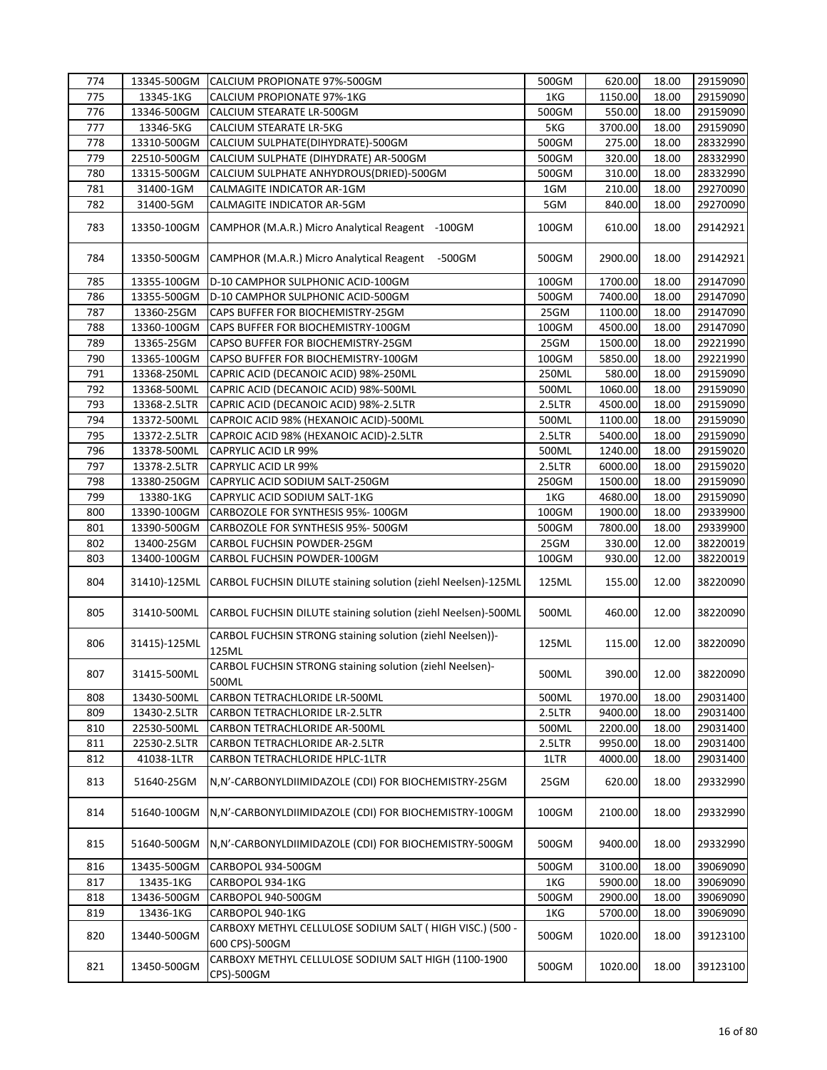| 774 | 13345-500GM | CALCIUM PROPIONATE 97%-500GM | 500GM | 620.00 | 18.00 | 29159090 |
|---|---|---|---|---|---|---|
| 775 | 13345-1KG | CALCIUM PROPIONATE 97%-1KG | 1KG | 1150.00 | 18.00 | 29159090 |
| 776 | 13346-500GM | CALCIUM STEARATE LR-500GM | 500GM | 550.00 | 18.00 | 29159090 |
| 777 | 13346-5KG | CALCIUM STEARATE LR-5KG | 5KG | 3700.00 | 18.00 | 29159090 |
| 778 | 13310-500GM | CALCIUM SULPHATE(DIHYDRATE)-500GM | 500GM | 275.00 | 18.00 | 28332990 |
| 779 | 22510-500GM | CALCIUM SULPHATE (DIHYDRATE) AR-500GM | 500GM | 320.00 | 18.00 | 28332990 |
| 780 | 13315-500GM | CALCIUM SULPHATE ANHYDROUS(DRIED)-500GM | 500GM | 310.00 | 18.00 | 28332990 |
| 781 | 31400-1GM | CALMAGITE INDICATOR AR-1GM | 1GM | 210.00 | 18.00 | 29270090 |
| 782 | 31400-5GM | CALMAGITE INDICATOR AR-5GM | 5GM | 840.00 | 18.00 | 29270090 |
| 783 | 13350-100GM | CAMPHOR (M.A.R.) Micro Analytical Reagent -100GM | 100GM | 610.00 | 18.00 | 29142921 |
| 784 | 13350-500GM | CAMPHOR (M.A.R.) Micro Analytical Reagent -500GM | 500GM | 2900.00 | 18.00 | 29142921 |
| 785 | 13355-100GM | D-10 CAMPHOR SULPHONIC ACID-100GM | 100GM | 1700.00 | 18.00 | 29147090 |
| 786 | 13355-500GM | D-10 CAMPHOR SULPHONIC ACID-500GM | 500GM | 7400.00 | 18.00 | 29147090 |
| 787 | 13360-25GM | CAPS BUFFER FOR BIOCHEMISTRY-25GM | 25GM | 1100.00 | 18.00 | 29147090 |
| 788 | 13360-100GM | CAPS BUFFER FOR BIOCHEMISTRY-100GM | 100GM | 4500.00 | 18.00 | 29147090 |
| 789 | 13365-25GM | CAPSO BUFFER FOR BIOCHEMISTRY-25GM | 25GM | 1500.00 | 18.00 | 29221990 |
| 790 | 13365-100GM | CAPSO BUFFER FOR BIOCHEMISTRY-100GM | 100GM | 5850.00 | 18.00 | 29221990 |
| 791 | 13368-250ML | CAPRIC ACID (DECANOIC ACID) 98%-250ML | 250ML | 580.00 | 18.00 | 29159090 |
| 792 | 13368-500ML | CAPRIC ACID (DECANOIC ACID) 98%-500ML | 500ML | 1060.00 | 18.00 | 29159090 |
| 793 | 13368-2.5LTR | CAPRIC ACID (DECANOIC ACID) 98%-2.5LTR | 2.5LTR | 4500.00 | 18.00 | 29159090 |
| 794 | 13372-500ML | CAPROIC ACID 98% (HEXANOIC ACID)-500ML | 500ML | 1100.00 | 18.00 | 29159090 |
| 795 | 13372-2.5LTR | CAPROIC ACID 98% (HEXANOIC ACID)-2.5LTR | 2.5LTR | 5400.00 | 18.00 | 29159090 |
| 796 | 13378-500ML | CAPRYLIC ACID LR 99% | 500ML | 1240.00 | 18.00 | 29159020 |
| 797 | 13378-2.5LTR | CAPRYLIC ACID LR 99% | 2.5LTR | 6000.00 | 18.00 | 29159020 |
| 798 | 13380-250GM | CAPRYLIC ACID SODIUM SALT-250GM | 250GM | 1500.00 | 18.00 | 29159090 |
| 799 | 13380-1KG | CAPRYLIC ACID SODIUM SALT-1KG | 1KG | 4680.00 | 18.00 | 29159090 |
| 800 | 13390-100GM | CARBOZOLE FOR SYNTHESIS 95%- 100GM | 100GM | 1900.00 | 18.00 | 29339900 |
| 801 | 13390-500GM | CARBOZOLE FOR SYNTHESIS 95%- 500GM | 500GM | 7800.00 | 18.00 | 29339900 |
| 802 | 13400-25GM | CARBOL FUCHSIN POWDER-25GM | 25GM | 330.00 | 12.00 | 38220019 |
| 803 | 13400-100GM | CARBOL FUCHSIN POWDER-100GM | 100GM | 930.00 | 12.00 | 38220019 |
| 804 | 31410)-125ML | CARBOL FUCHSIN DILUTE staining solution (ziehl Neelsen)-125ML | 125ML | 155.00 | 12.00 | 38220090 |
| 805 | 31410-500ML | CARBOL FUCHSIN DILUTE staining solution (ziehl Neelsen)-500ML | 500ML | 460.00 | 12.00 | 38220090 |
| 806 | 31415)-125ML | CARBOL FUCHSIN STRONG staining solution (ziehl Neelsen))-125ML | 125ML | 115.00 | 12.00 | 38220090 |
| 807 | 31415-500ML | CARBOL FUCHSIN STRONG staining solution (ziehl Neelsen)-500ML | 500ML | 390.00 | 12.00 | 38220090 |
| 808 | 13430-500ML | CARBON TETRACHLORIDE LR-500ML | 500ML | 1970.00 | 18.00 | 29031400 |
| 809 | 13430-2.5LTR | CARBON TETRACHLORIDE LR-2.5LTR | 2.5LTR | 9400.00 | 18.00 | 29031400 |
| 810 | 22530-500ML | CARBON TETRACHLORIDE AR-500ML | 500ML | 2200.00 | 18.00 | 29031400 |
| 811 | 22530-2.5LTR | CARBON TETRACHLORIDE AR-2.5LTR | 2.5LTR | 9950.00 | 18.00 | 29031400 |
| 812 | 41038-1LTR | CARBON TETRACHLORIDE HPLC-1LTR | 1LTR | 4000.00 | 18.00 | 29031400 |
| 813 | 51640-25GM | N,N'-CARBONYLDIIMIDAZOLE (CDI) FOR BIOCHEMISTRY-25GM | 25GM | 620.00 | 18.00 | 29332990 |
| 814 | 51640-100GM | N,N'-CARBONYLDIIMIDAZOLE (CDI) FOR BIOCHEMISTRY-100GM | 100GM | 2100.00 | 18.00 | 29332990 |
| 815 | 51640-500GM | N,N'-CARBONYLDIIMIDAZOLE (CDI) FOR BIOCHEMISTRY-500GM | 500GM | 9400.00 | 18.00 | 29332990 |
| 816 | 13435-500GM | CARBOPOL 934-500GM | 500GM | 3100.00 | 18.00 | 39069090 |
| 817 | 13435-1KG | CARBOPOL 934-1KG | 1KG | 5900.00 | 18.00 | 39069090 |
| 818 | 13436-500GM | CARBOPOL 940-500GM | 500GM | 2900.00 | 18.00 | 39069090 |
| 819 | 13436-1KG | CARBOPOL 940-1KG | 1KG | 5700.00 | 18.00 | 39069090 |
| 820 | 13440-500GM | CARBOXY METHYL CELLULOSE SODIUM SALT ( HIGH VISC.) (500 - 600 CPS)-500GM | 500GM | 1020.00 | 18.00 | 39123100 |
| 821 | 13450-500GM | CARBOXY METHYL CELLULOSE SODIUM SALT HIGH (1100-1900 CPS)-500GM | 500GM | 1020.00 | 18.00 | 39123100 |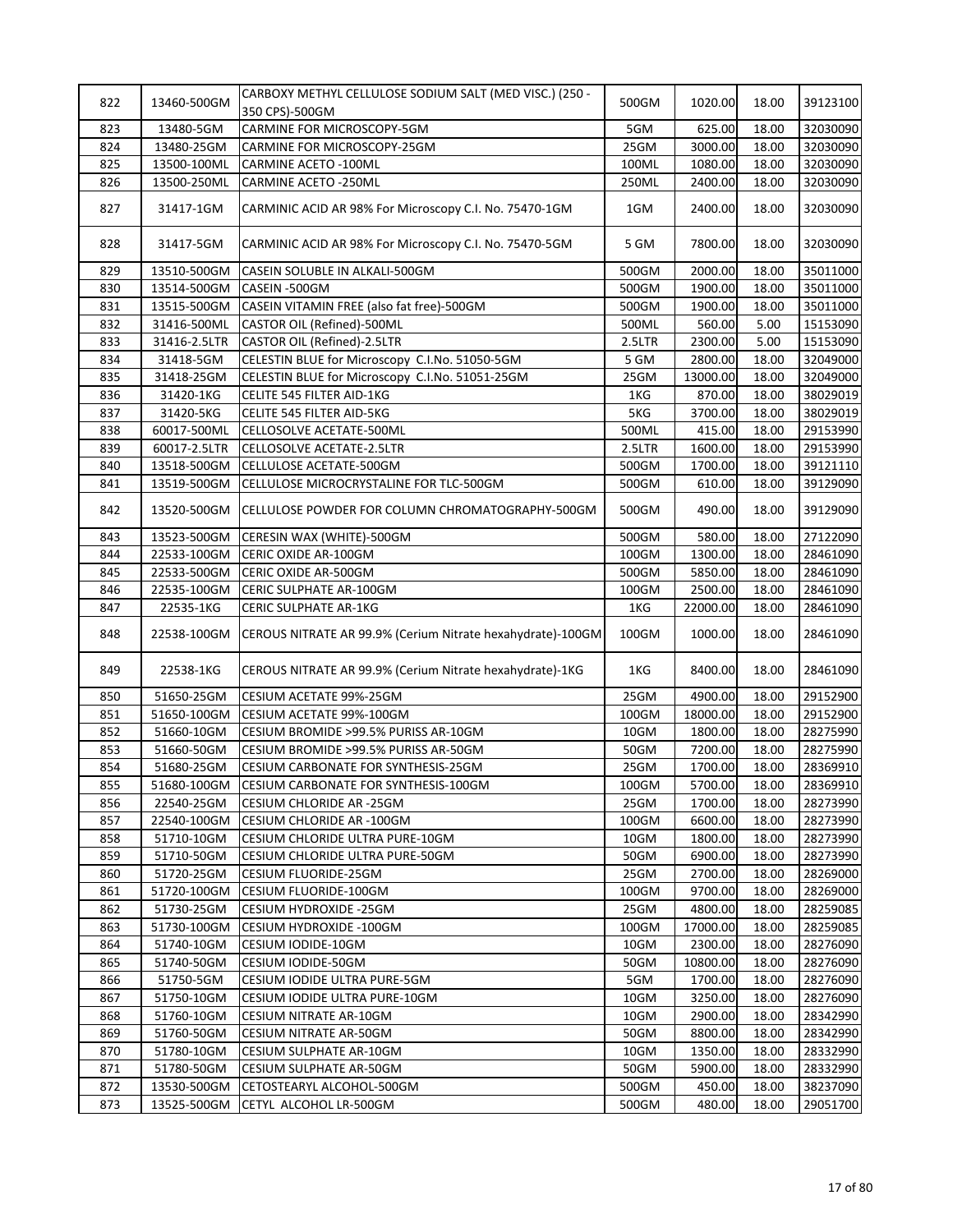| | | | | | | |
|---|---|---|---|---|---|---|
| 822 | 13460-500GM | CARBOXY METHYL CELLULOSE SODIUM SALT (MED VISC.) (250 - 350 CPS)-500GM | 500GM | 1020.00 | 18.00 | 39123100 |
| 823 | 13480-5GM | CARMINE FOR MICROSCOPY-5GM | 5GM | 625.00 | 18.00 | 32030090 |
| 824 | 13480-25GM | CARMINE FOR MICROSCOPY-25GM | 25GM | 3000.00 | 18.00 | 32030090 |
| 825 | 13500-100ML | CARMINE ACETO -100ML | 100ML | 1080.00 | 18.00 | 32030090 |
| 826 | 13500-250ML | CARMINE ACETO -250ML | 250ML | 2400.00 | 18.00 | 32030090 |
| 827 | 31417-1GM | CARMINIC ACID AR 98% For Microscopy C.I. No. 75470-1GM | 1GM | 2400.00 | 18.00 | 32030090 |
| 828 | 31417-5GM | CARMINIC ACID AR 98% For Microscopy C.I. No. 75470-5GM | 5 GM | 7800.00 | 18.00 | 32030090 |
| 829 | 13510-500GM | CASEIN SOLUBLE IN ALKALI-500GM | 500GM | 2000.00 | 18.00 | 35011000 |
| 830 | 13514-500GM | CASEIN -500GM | 500GM | 1900.00 | 18.00 | 35011000 |
| 831 | 13515-500GM | CASEIN VITAMIN FREE (also fat free)-500GM | 500GM | 1900.00 | 18.00 | 35011000 |
| 832 | 31416-500ML | CASTOR OIL (Refined)-500ML | 500ML | 560.00 | 5.00 | 15153090 |
| 833 | 31416-2.5LTR | CASTOR OIL (Refined)-2.5LTR | 2.5LTR | 2300.00 | 5.00 | 15153090 |
| 834 | 31418-5GM | CELESTIN BLUE for Microscopy C.I.No. 51050-5GM | 5 GM | 2800.00 | 18.00 | 32049000 |
| 835 | 31418-25GM | CELESTIN BLUE for Microscopy C.I.No. 51051-25GM | 25GM | 13000.00 | 18.00 | 32049000 |
| 836 | 31420-1KG | CELITE 545 FILTER AID-1KG | 1KG | 870.00 | 18.00 | 38029019 |
| 837 | 31420-5KG | CELITE 545 FILTER AID-5KG | 5KG | 3700.00 | 18.00 | 38029019 |
| 838 | 60017-500ML | CELLOSOLVE ACETATE-500ML | 500ML | 415.00 | 18.00 | 29153990 |
| 839 | 60017-2.5LTR | CELLOSOLVE ACETATE-2.5LTR | 2.5LTR | 1600.00 | 18.00 | 29153990 |
| 840 | 13518-500GM | CELLULOSE ACETATE-500GM | 500GM | 1700.00 | 18.00 | 39121110 |
| 841 | 13519-500GM | CELLULOSE MICROCRYSTALINE FOR TLC-500GM | 500GM | 610.00 | 18.00 | 39129090 |
| 842 | 13520-500GM | CELLULOSE POWDER FOR COLUMN CHROMATOGRAPHY-500GM | 500GM | 490.00 | 18.00 | 39129090 |
| 843 | 13523-500GM | CERESIN WAX (WHITE)-500GM | 500GM | 580.00 | 18.00 | 27122090 |
| 844 | 22533-100GM | CERIC OXIDE AR-100GM | 100GM | 1300.00 | 18.00 | 28461090 |
| 845 | 22533-500GM | CERIC OXIDE AR-500GM | 500GM | 5850.00 | 18.00 | 28461090 |
| 846 | 22535-100GM | CERIC SULPHATE AR-100GM | 100GM | 2500.00 | 18.00 | 28461090 |
| 847 | 22535-1KG | CERIC SULPHATE AR-1KG | 1KG | 22000.00 | 18.00 | 28461090 |
| 848 | 22538-100GM | CEROUS NITRATE AR 99.9% (Cerium Nitrate hexahydrate)-100GM | 100GM | 1000.00 | 18.00 | 28461090 |
| 849 | 22538-1KG | CEROUS NITRATE AR 99.9% (Cerium Nitrate hexahydrate)-1KG | 1KG | 8400.00 | 18.00 | 28461090 |
| 850 | 51650-25GM | CESIUM ACETATE 99%-25GM | 25GM | 4900.00 | 18.00 | 29152900 |
| 851 | 51650-100GM | CESIUM ACETATE 99%-100GM | 100GM | 18000.00 | 18.00 | 29152900 |
| 852 | 51660-10GM | CESIUM BROMIDE >99.5% PURISS AR-10GM | 10GM | 1800.00 | 18.00 | 28275990 |
| 853 | 51660-50GM | CESIUM BROMIDE >99.5% PURISS AR-50GM | 50GM | 7200.00 | 18.00 | 28275990 |
| 854 | 51680-25GM | CESIUM CARBONATE FOR SYNTHESIS-25GM | 25GM | 1700.00 | 18.00 | 28369910 |
| 855 | 51680-100GM | CESIUM CARBONATE FOR SYNTHESIS-100GM | 100GM | 5700.00 | 18.00 | 28369910 |
| 856 | 22540-25GM | CESIUM CHLORIDE AR -25GM | 25GM | 1700.00 | 18.00 | 28273990 |
| 857 | 22540-100GM | CESIUM CHLORIDE AR -100GM | 100GM | 6600.00 | 18.00 | 28273990 |
| 858 | 51710-10GM | CESIUM CHLORIDE ULTRA PURE-10GM | 10GM | 1800.00 | 18.00 | 28273990 |
| 859 | 51710-50GM | CESIUM CHLORIDE ULTRA PURE-50GM | 50GM | 6900.00 | 18.00 | 28273990 |
| 860 | 51720-25GM | CESIUM FLUORIDE-25GM | 25GM | 2700.00 | 18.00 | 28269000 |
| 861 | 51720-100GM | CESIUM FLUORIDE-100GM | 100GM | 9700.00 | 18.00 | 28269000 |
| 862 | 51730-25GM | CESIUM HYDROXIDE -25GM | 25GM | 4800.00 | 18.00 | 28259085 |
| 863 | 51730-100GM | CESIUM HYDROXIDE -100GM | 100GM | 17000.00 | 18.00 | 28259085 |
| 864 | 51740-10GM | CESIUM IODIDE-10GM | 10GM | 2300.00 | 18.00 | 28276090 |
| 865 | 51740-50GM | CESIUM IODIDE-50GM | 50GM | 10800.00 | 18.00 | 28276090 |
| 866 | 51750-5GM | CESIUM IODIDE ULTRA PURE-5GM | 5GM | 1700.00 | 18.00 | 28276090 |
| 867 | 51750-10GM | CESIUM IODIDE ULTRA PURE-10GM | 10GM | 3250.00 | 18.00 | 28276090 |
| 868 | 51760-10GM | CESIUM NITRATE AR-10GM | 10GM | 2900.00 | 18.00 | 28342990 |
| 869 | 51760-50GM | CESIUM NITRATE AR-50GM | 50GM | 8800.00 | 18.00 | 28342990 |
| 870 | 51780-10GM | CESIUM SULPHATE AR-10GM | 10GM | 1350.00 | 18.00 | 28332990 |
| 871 | 51780-50GM | CESIUM SULPHATE AR-50GM | 50GM | 5900.00 | 18.00 | 28332990 |
| 872 | 13530-500GM | CETOSTEARYL ALCOHOL-500GM | 500GM | 450.00 | 18.00 | 38237090 |
| 873 | 13525-500GM | CETYL ALCOHOL LR-500GM | 500GM | 480.00 | 18.00 | 29051700 |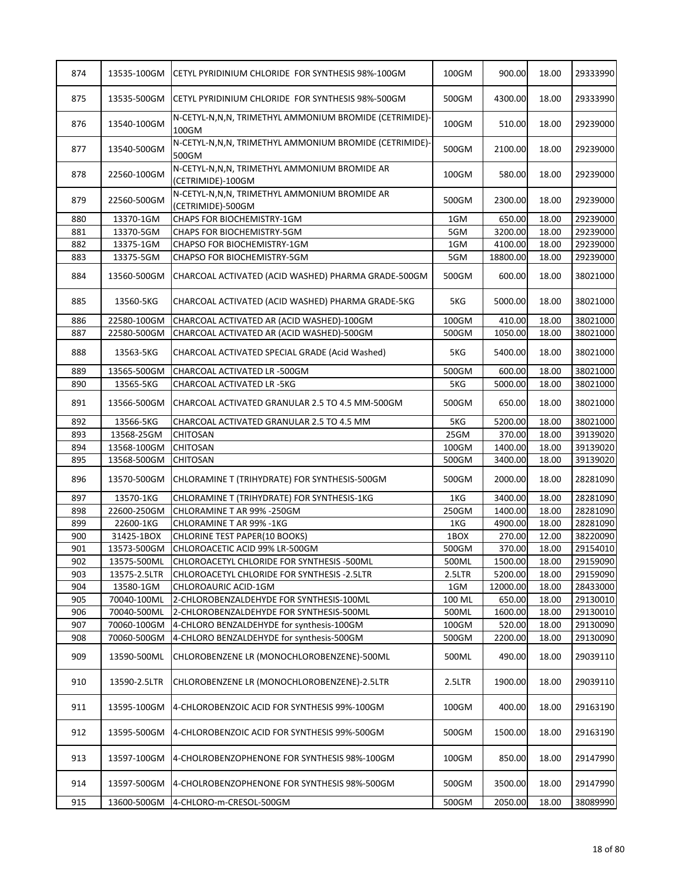| 874 | 13535-100GM | CETYL PYRIDINIUM CHLORIDE FOR SYNTHESIS 98%-100GM | 100GM | 900.00 | 18.00 | 29333990 |
|---|---|---|---|---|---|---|
| 875 | 13535-500GM | CETYL PYRIDINIUM CHLORIDE FOR SYNTHESIS 98%-500GM | 500GM | 4300.00 | 18.00 | 29333990 |
| 876 | 13540-100GM | N-CETYL-N,N,N, TRIMETHYL AMMONIUM BROMIDE (CETRIMIDE)-100GM | 100GM | 510.00 | 18.00 | 29239000 |
| 877 | 13540-500GM | N-CETYL-N,N,N, TRIMETHYL AMMONIUM BROMIDE (CETRIMIDE)-500GM | 500GM | 2100.00 | 18.00 | 29239000 |
| 878 | 22560-100GM | N-CETYL-N,N,N, TRIMETHYL AMMONIUM BROMIDE AR (CETRIMIDE)-100GM | 100GM | 580.00 | 18.00 | 29239000 |
| 879 | 22560-500GM | N-CETYL-N,N,N, TRIMETHYL AMMONIUM BROMIDE AR (CETRIMIDE)-500GM | 500GM | 2300.00 | 18.00 | 29239000 |
| 880 | 13370-1GM | CHAPS FOR BIOCHEMISTRY-1GM | 1GM | 650.00 | 18.00 | 29239000 |
| 881 | 13370-5GM | CHAPS FOR BIOCHEMISTRY-5GM | 5GM | 3200.00 | 18.00 | 29239000 |
| 882 | 13375-1GM | CHAPSO FOR BIOCHEMISTRY-1GM | 1GM | 4100.00 | 18.00 | 29239000 |
| 883 | 13375-5GM | CHAPSO FOR BIOCHEMISTRY-5GM | 5GM | 18800.00 | 18.00 | 29239000 |
| 884 | 13560-500GM | CHARCOAL ACTIVATED (ACID WASHED) PHARMA GRADE-500GM | 500GM | 600.00 | 18.00 | 38021000 |
| 885 | 13560-5KG | CHARCOAL ACTIVATED (ACID WASHED) PHARMA GRADE-5KG | 5KG | 5000.00 | 18.00 | 38021000 |
| 886 | 22580-100GM | CHARCOAL ACTIVATED AR (ACID WASHED)-100GM | 100GM | 410.00 | 18.00 | 38021000 |
| 887 | 22580-500GM | CHARCOAL ACTIVATED AR (ACID WASHED)-500GM | 500GM | 1050.00 | 18.00 | 38021000 |
| 888 | 13563-5KG | CHARCOAL ACTIVATED SPECIAL GRADE (Acid Washed) | 5KG | 5400.00 | 18.00 | 38021000 |
| 889 | 13565-500GM | CHARCOAL ACTIVATED LR -500GM | 500GM | 600.00 | 18.00 | 38021000 |
| 890 | 13565-5KG | CHARCOAL ACTIVATED LR -5KG | 5KG | 5000.00 | 18.00 | 38021000 |
| 891 | 13566-500GM | CHARCOAL ACTIVATED GRANULAR 2.5 TO 4.5 MM-500GM | 500GM | 650.00 | 18.00 | 38021000 |
| 892 | 13566-5KG | CHARCOAL ACTIVATED GRANULAR 2.5 TO 4.5 MM | 5KG | 5200.00 | 18.00 | 38021000 |
| 893 | 13568-25GM | CHITOSAN | 25GM | 370.00 | 18.00 | 39139020 |
| 894 | 13568-100GM | CHITOSAN | 100GM | 1400.00 | 18.00 | 39139020 |
| 895 | 13568-500GM | CHITOSAN | 500GM | 3400.00 | 18.00 | 39139020 |
| 896 | 13570-500GM | CHLORAMINE T (TRIHYDRATE) FOR SYNTHESIS-500GM | 500GM | 2000.00 | 18.00 | 28281090 |
| 897 | 13570-1KG | CHLORAMINE T (TRIHYDRATE) FOR SYNTHESIS-1KG | 1KG | 3400.00 | 18.00 | 28281090 |
| 898 | 22600-250GM | CHLORAMINE T AR 99% -250GM | 250GM | 1400.00 | 18.00 | 28281090 |
| 899 | 22600-1KG | CHLORAMINE T AR 99% -1KG | 1KG | 4900.00 | 18.00 | 28281090 |
| 900 | 31425-1BOX | CHLORINE TEST PAPER(10 BOOKS) | 1BOX | 270.00 | 12.00 | 38220090 |
| 901 | 13573-500GM | CHLOROACETIC ACID 99% LR-500GM | 500GM | 370.00 | 18.00 | 29154010 |
| 902 | 13575-500ML | CHLOROACETYL CHLORIDE FOR SYNTHESIS -500ML | 500ML | 1500.00 | 18.00 | 29159090 |
| 903 | 13575-2.5LTR | CHLOROACETYL CHLORIDE FOR SYNTHESIS -2.5LTR | 2.5LTR | 5200.00 | 18.00 | 29159090 |
| 904 | 13580-1GM | CHLOROAURIC ACID-1GM | 1GM | 12000.00 | 18.00 | 28433000 |
| 905 | 70040-100ML | 2-CHLOROBENZALDEHYDE FOR SYNTHESIS-100ML | 100 ML | 650.00 | 18.00 | 29130010 |
| 906 | 70040-500ML | 2-CHLOROBENZALDEHYDE FOR SYNTHESIS-500ML | 500ML | 1600.00 | 18.00 | 29130010 |
| 907 | 70060-100GM | 4-CHLORO BENZALDEHYDE for synthesis-100GM | 100GM | 520.00 | 18.00 | 29130090 |
| 908 | 70060-500GM | 4-CHLORO BENZALDEHYDE for synthesis-500GM | 500GM | 2200.00 | 18.00 | 29130090 |
| 909 | 13590-500ML | CHLOROBENZENE LR (MONOCHLOROBENZENE)-500ML | 500ML | 490.00 | 18.00 | 29039110 |
| 910 | 13590-2.5LTR | CHLOROBENZENE LR (MONOCHLOROBENZENE)-2.5LTR | 2.5LTR | 1900.00 | 18.00 | 29039110 |
| 911 | 13595-100GM | 4-CHLOROBENZOIC ACID FOR SYNTHESIS 99%-100GM | 100GM | 400.00 | 18.00 | 29163190 |
| 912 | 13595-500GM | 4-CHLOROBENZOIC ACID FOR SYNTHESIS 99%-500GM | 500GM | 1500.00 | 18.00 | 29163190 |
| 913 | 13597-100GM | 4-CHOLROBENZOPHENONE FOR SYNTHESIS 98%-100GM | 100GM | 850.00 | 18.00 | 29147990 |
| 914 | 13597-500GM | 4-CHOLROBENZOPHENONE FOR SYNTHESIS 98%-500GM | 500GM | 3500.00 | 18.00 | 29147990 |
| 915 | 13600-500GM | 4-CHLORO-m-CRESOL-500GM | 500GM | 2050.00 | 18.00 | 38089990 |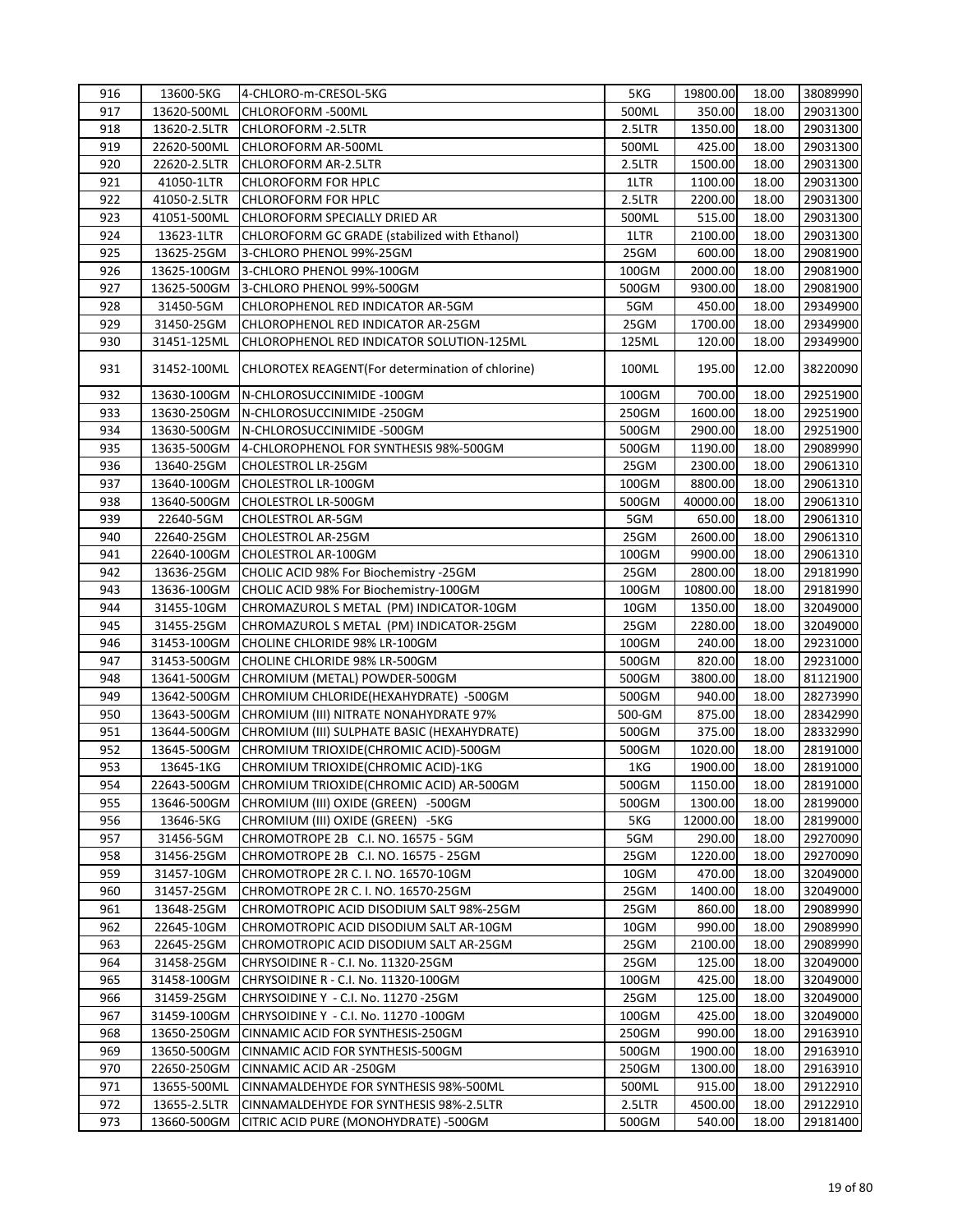| 916 | 13600-5KG | 4-CHLORO-m-CRESOL-5KG | 5KG | 19800.00 | 18.00 | 38089990 |
|---|---|---|---|---|---|---|
| 917 | 13620-500ML | CHLOROFORM -500ML | 500ML | 350.00 | 18.00 | 29031300 |
| 918 | 13620-2.5LTR | CHLOROFORM -2.5LTR | 2.5LTR | 1350.00 | 18.00 | 29031300 |
| 919 | 22620-500ML | CHLOROFORM AR-500ML | 500ML | 425.00 | 18.00 | 29031300 |
| 920 | 22620-2.5LTR | CHLOROFORM AR-2.5LTR | 2.5LTR | 1500.00 | 18.00 | 29031300 |
| 921 | 41050-1LTR | CHLOROFORM FOR HPLC | 1LTR | 1100.00 | 18.00 | 29031300 |
| 922 | 41050-2.5LTR | CHLOROFORM FOR HPLC | 2.5LTR | 2200.00 | 18.00 | 29031300 |
| 923 | 41051-500ML | CHLOROFORM SPECIALLY DRIED AR | 500ML | 515.00 | 18.00 | 29031300 |
| 924 | 13623-1LTR | CHLOROFORM GC GRADE (stabilized with Ethanol) | 1LTR | 2100.00 | 18.00 | 29031300 |
| 925 | 13625-25GM | 3-CHLORO PHENOL 99%-25GM | 25GM | 600.00 | 18.00 | 29081900 |
| 926 | 13625-100GM | 3-CHLORO PHENOL 99%-100GM | 100GM | 2000.00 | 18.00 | 29081900 |
| 927 | 13625-500GM | 3-CHLORO PHENOL 99%-500GM | 500GM | 9300.00 | 18.00 | 29081900 |
| 928 | 31450-5GM | CHLOROPHENOL RED INDICATOR AR-5GM | 5GM | 450.00 | 18.00 | 29349900 |
| 929 | 31450-25GM | CHLOROPHENOL RED INDICATOR AR-25GM | 25GM | 1700.00 | 18.00 | 29349900 |
| 930 | 31451-125ML | CHLOROPHENOL RED INDICATOR SOLUTION-125ML | 125ML | 120.00 | 18.00 | 29349900 |
| 931 | 31452-100ML | CHLOROTEX REAGENT(For determination of chlorine) | 100ML | 195.00 | 12.00 | 38220090 |
| 932 | 13630-100GM | N-CHLOROSUCCINIMIDE -100GM | 100GM | 700.00 | 18.00 | 29251900 |
| 933 | 13630-250GM | N-CHLOROSUCCINIMIDE -250GM | 250GM | 1600.00 | 18.00 | 29251900 |
| 934 | 13630-500GM | N-CHLOROSUCCINIMIDE -500GM | 500GM | 2900.00 | 18.00 | 29251900 |
| 935 | 13635-500GM | 4-CHLOROPHENOL FOR SYNTHESIS 98%-500GM | 500GM | 1190.00 | 18.00 | 29089990 |
| 936 | 13640-25GM | CHOLESTROL LR-25GM | 25GM | 2300.00 | 18.00 | 29061310 |
| 937 | 13640-100GM | CHOLESTROL LR-100GM | 100GM | 8800.00 | 18.00 | 29061310 |
| 938 | 13640-500GM | CHOLESTROL LR-500GM | 500GM | 40000.00 | 18.00 | 29061310 |
| 939 | 22640-5GM | CHOLESTROL AR-5GM | 5GM | 650.00 | 18.00 | 29061310 |
| 940 | 22640-25GM | CHOLESTROL AR-25GM | 25GM | 2600.00 | 18.00 | 29061310 |
| 941 | 22640-100GM | CHOLESTROL AR-100GM | 100GM | 9900.00 | 18.00 | 29061310 |
| 942 | 13636-25GM | CHOLIC ACID 98% For Biochemistry -25GM | 25GM | 2800.00 | 18.00 | 29181990 |
| 943 | 13636-100GM | CHOLIC ACID 98% For Biochemistry-100GM | 100GM | 10800.00 | 18.00 | 29181990 |
| 944 | 31455-10GM | CHROMAZUROL S METAL (PM) INDICATOR-10GM | 10GM | 1350.00 | 18.00 | 32049000 |
| 945 | 31455-25GM | CHROMAZUROL S METAL (PM) INDICATOR-25GM | 25GM | 2280.00 | 18.00 | 32049000 |
| 946 | 31453-100GM | CHOLINE CHLORIDE 98% LR-100GM | 100GM | 240.00 | 18.00 | 29231000 |
| 947 | 31453-500GM | CHOLINE CHLORIDE 98% LR-500GM | 500GM | 820.00 | 18.00 | 29231000 |
| 948 | 13641-500GM | CHROMIUM (METAL) POWDER-500GM | 500GM | 3800.00 | 18.00 | 81121900 |
| 949 | 13642-500GM | CHROMIUM CHLORIDE(HEXAHYDRATE) -500GM | 500GM | 940.00 | 18.00 | 28273990 |
| 950 | 13643-500GM | CHROMIUM (III) NITRATE NONAHYDRATE 97% | 500-GM | 875.00 | 18.00 | 28342990 |
| 951 | 13644-500GM | CHROMIUM (III) SULPHATE BASIC (HEXAHYDRATE) | 500GM | 375.00 | 18.00 | 28332990 |
| 952 | 13645-500GM | CHROMIUM TRIOXIDE(CHROMIC ACID)-500GM | 500GM | 1020.00 | 18.00 | 28191000 |
| 953 | 13645-1KG | CHROMIUM TRIOXIDE(CHROMIC ACID)-1KG | 1KG | 1900.00 | 18.00 | 28191000 |
| 954 | 22643-500GM | CHROMIUM TRIOXIDE(CHROMIC ACID) AR-500GM | 500GM | 1150.00 | 18.00 | 28191000 |
| 955 | 13646-500GM | CHROMIUM (III) OXIDE (GREEN) -500GM | 500GM | 1300.00 | 18.00 | 28199000 |
| 956 | 13646-5KG | CHROMIUM (III) OXIDE (GREEN) -5KG | 5KG | 12000.00 | 18.00 | 28199000 |
| 957 | 31456-5GM | CHROMOTROPE 2B C.I. NO. 16575 - 5GM | 5GM | 290.00 | 18.00 | 29270090 |
| 958 | 31456-25GM | CHROMOTROPE 2B C.I. NO. 16575 - 25GM | 25GM | 1220.00 | 18.00 | 29270090 |
| 959 | 31457-10GM | CHROMOTROPE 2R C. I. NO. 16570-10GM | 10GM | 470.00 | 18.00 | 32049000 |
| 960 | 31457-25GM | CHROMOTROPE 2R C. I. NO. 16570-25GM | 25GM | 1400.00 | 18.00 | 32049000 |
| 961 | 13648-25GM | CHROMOTROPIC ACID DISODIUM SALT 98%-25GM | 25GM | 860.00 | 18.00 | 29089990 |
| 962 | 22645-10GM | CHROMOTROPIC ACID DISODIUM SALT AR-10GM | 10GM | 990.00 | 18.00 | 29089990 |
| 963 | 22645-25GM | CHROMOTROPIC ACID DISODIUM SALT AR-25GM | 25GM | 2100.00 | 18.00 | 29089990 |
| 964 | 31458-25GM | CHRYSOIDINE R - C.I. No. 11320-25GM | 25GM | 125.00 | 18.00 | 32049000 |
| 965 | 31458-100GM | CHRYSOIDINE R - C.I. No. 11320-100GM | 100GM | 425.00 | 18.00 | 32049000 |
| 966 | 31459-25GM | CHRYSOIDINE Y - C.I. No. 11270 -25GM | 25GM | 125.00 | 18.00 | 32049000 |
| 967 | 31459-100GM | CHRYSOIDINE Y - C.I. No. 11270 -100GM | 100GM | 425.00 | 18.00 | 32049000 |
| 968 | 13650-250GM | CINNAMIC ACID FOR SYNTHESIS-250GM | 250GM | 990.00 | 18.00 | 29163910 |
| 969 | 13650-500GM | CINNAMIC ACID FOR SYNTHESIS-500GM | 500GM | 1900.00 | 18.00 | 29163910 |
| 970 | 22650-250GM | CINNAMIC ACID AR -250GM | 250GM | 1300.00 | 18.00 | 29163910 |
| 971 | 13655-500ML | CINNAMALDEHYDE FOR SYNTHESIS 98%-500ML | 500ML | 915.00 | 18.00 | 29122910 |
| 972 | 13655-2.5LTR | CINNAMALDEHYDE FOR SYNTHESIS 98%-2.5LTR | 2.5LTR | 4500.00 | 18.00 | 29122910 |
| 973 | 13660-500GM | CITRIC ACID PURE (MONOHYDRATE) -500GM | 500GM | 540.00 | 18.00 | 29181400 |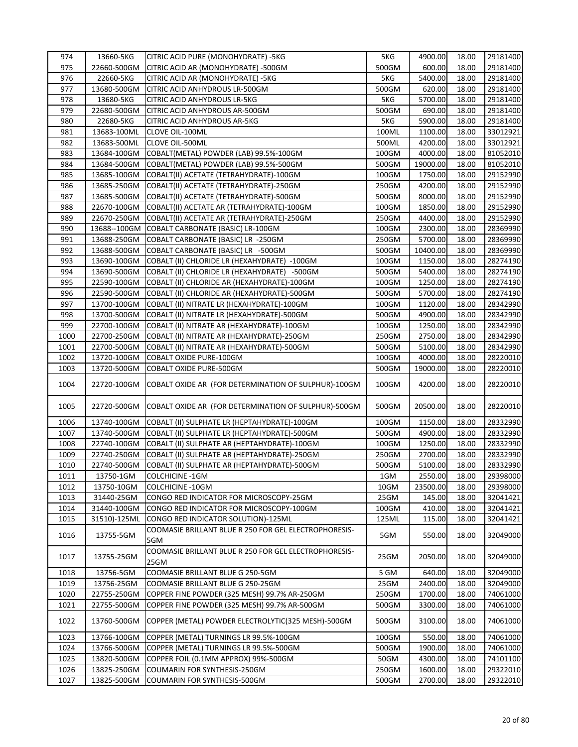| 974 | 13660-5KG | CITRIC ACID PURE (MONOHYDRATE) -5KG | 5KG | 4900.00 | 18.00 | 29181400 |
|---|---|---|---|---|---|---|
| 975 | 22660-500GM | CITRIC ACID AR (MONOHYDRATE) -500GM | 500GM | 600.00 | 18.00 | 29181400 |
| 976 | 22660-5KG | CITRIC ACID AR (MONOHYDRATE) -5KG | 5KG | 5400.00 | 18.00 | 29181400 |
| 977 | 13680-500GM | CITRIC ACID ANHYDROUS LR-500GM | 500GM | 620.00 | 18.00 | 29181400 |
| 978 | 13680-5KG | CITRIC ACID ANHYDROUS LR-5KG | 5KG | 5700.00 | 18.00 | 29181400 |
| 979 | 22680-500GM | CITRIC ACID ANHYDROUS AR-500GM | 500GM | 690.00 | 18.00 | 29181400 |
| 980 | 22680-5KG | CITRIC ACID ANHYDROUS AR-5KG | 5KG | 5900.00 | 18.00 | 29181400 |
| 981 | 13683-100ML | CLOVE OIL-100ML | 100ML | 1100.00 | 18.00 | 33012921 |
| 982 | 13683-500ML | CLOVE OIL-500ML | 500ML | 4200.00 | 18.00 | 33012921 |
| 983 | 13684-100GM | COBALT(METAL) POWDER (LAB) 99.5%-100GM | 100GM | 4000.00 | 18.00 | 81052010 |
| 984 | 13684-500GM | COBALT(METAL) POWDER (LAB) 99.5%-500GM | 500GM | 19000.00 | 18.00 | 81052010 |
| 985 | 13685-100GM | COBALT(II) ACETATE (TETRAHYDRATE)-100GM | 100GM | 1750.00 | 18.00 | 29152990 |
| 986 | 13685-250GM | COBALT(II) ACETATE (TETRAHYDRATE)-250GM | 250GM | 4200.00 | 18.00 | 29152990 |
| 987 | 13685-500GM | COBALT(II) ACETATE (TETRAHYDRATE)-500GM | 500GM | 8000.00 | 18.00 | 29152990 |
| 988 | 22670-100GM | COBALT(II) ACETATE AR (TETRAHYDRATE)-100GM | 100GM | 1850.00 | 18.00 | 29152990 |
| 989 | 22670-250GM | COBALT(II) ACETATE AR (TETRAHYDRATE)-250GM | 250GM | 4400.00 | 18.00 | 29152990 |
| 990 | 13688--100GM | COBALT CARBONATE (BASIC) LR-100GM | 100GM | 2300.00 | 18.00 | 28369990 |
| 991 | 13688-250GM | COBALT CARBONATE (BASIC) LR -250GM | 250GM | 5700.00 | 18.00 | 28369990 |
| 992 | 13688-500GM | COBALT CARBONATE (BASIC) LR -500GM | 500GM | 10400.00 | 18.00 | 28369990 |
| 993 | 13690-100GM | COBALT (II) CHLORIDE LR (HEXAHYDRATE) -100GM | 100GM | 1150.00 | 18.00 | 28274190 |
| 994 | 13690-500GM | COBALT (II) CHLORIDE LR (HEXAHYDRATE) -500GM | 500GM | 5400.00 | 18.00 | 28274190 |
| 995 | 22590-100GM | COBALT (II) CHLORIDE AR (HEXAHYDRATE)-100GM | 100GM | 1250.00 | 18.00 | 28274190 |
| 996 | 22590-500GM | COBALT (II) CHLORIDE AR (HEXAHYDRATE)-500GM | 500GM | 5700.00 | 18.00 | 28274190 |
| 997 | 13700-100GM | COBALT (II) NITRATE LR (HEXAHYDRATE)-100GM | 100GM | 1120.00 | 18.00 | 28342990 |
| 998 | 13700-500GM | COBALT (II) NITRATE LR (HEXAHYDRATE)-500GM | 500GM | 4900.00 | 18.00 | 28342990 |
| 999 | 22700-100GM | COBALT (II) NITRATE AR (HEXAHYDRATE)-100GM | 100GM | 1250.00 | 18.00 | 28342990 |
| 1000 | 22700-250GM | COBALT (II) NITRATE AR (HEXAHYDRATE)-250GM | 250GM | 2750.00 | 18.00 | 28342990 |
| 1001 | 22700-500GM | COBALT (II) NITRATE AR (HEXAHYDRATE)-500GM | 500GM | 5100.00 | 18.00 | 28342990 |
| 1002 | 13720-100GM | COBALT OXIDE PURE-100GM | 100GM | 4000.00 | 18.00 | 28220010 |
| 1003 | 13720-500GM | COBALT OXIDE PURE-500GM | 500GM | 19000.00 | 18.00 | 28220010 |
| 1004 | 22720-100GM | COBALT OXIDE AR (FOR DETERMINATION OF SULPHUR)-100GM | 100GM | 4200.00 | 18.00 | 28220010 |
| 1005 | 22720-500GM | COBALT OXIDE AR (FOR DETERMINATION OF SULPHUR)-500GM | 500GM | 20500.00 | 18.00 | 28220010 |
| 1006 | 13740-100GM | COBALT (II) SULPHATE LR (HEPTAHYDRATE)-100GM | 100GM | 1150.00 | 18.00 | 28332990 |
| 1007 | 13740-500GM | COBALT (II) SULPHATE LR (HEPTAHYDRATE)-500GM | 500GM | 4900.00 | 18.00 | 28332990 |
| 1008 | 22740-100GM | COBALT (II) SULPHATE AR (HEPTAHYDRATE)-100GM | 100GM | 1250.00 | 18.00 | 28332990 |
| 1009 | 22740-250GM | COBALT (II) SULPHATE AR (HEPTAHYDRATE)-250GM | 250GM | 2700.00 | 18.00 | 28332990 |
| 1010 | 22740-500GM | COBALT (II) SULPHATE AR (HEPTAHYDRATE)-500GM | 500GM | 5100.00 | 18.00 | 28332990 |
| 1011 | 13750-1GM | COLCHICINE -1GM | 1GM | 2550.00 | 18.00 | 29398000 |
| 1012 | 13750-10GM | COLCHICINE -10GM | 10GM | 23500.00 | 18.00 | 29398000 |
| 1013 | 31440-25GM | CONGO RED INDICATOR FOR MICROSCOPY-25GM | 25GM | 145.00 | 18.00 | 32041421 |
| 1014 | 31440-100GM | CONGO RED INDICATOR FOR MICROSCOPY-100GM | 100GM | 410.00 | 18.00 | 32041421 |
| 1015 | 31510)-125ML | CONGO RED INDICATOR SOLUTION)-125ML | 125ML | 115.00 | 18.00 | 32041421 |
| 1016 | 13755-5GM | COOMASIE BRILLANT BLUE R 250 FOR GEL ELECTROPHORESIS-5GM | 5GM | 550.00 | 18.00 | 32049000 |
| 1017 | 13755-25GM | COOMASIE BRILLANT BLUE R 250 FOR GEL ELECTROPHORESIS-25GM | 25GM | 2050.00 | 18.00 | 32049000 |
| 1018 | 13756-5GM | COOMASIE BRILLANT BLUE G 250-5GM | 5 GM | 640.00 | 18.00 | 32049000 |
| 1019 | 13756-25GM | COOMASIE BRILLANT BLUE G 250-25GM | 25GM | 2400.00 | 18.00 | 32049000 |
| 1020 | 22755-250GM | COPPER FINE POWDER (325 MESH) 99.7% AR-250GM | 250GM | 1700.00 | 18.00 | 74061000 |
| 1021 | 22755-500GM | COPPER FINE POWDER (325 MESH) 99.7% AR-500GM | 500GM | 3300.00 | 18.00 | 74061000 |
| 1022 | 13760-500GM | COPPER (METAL) POWDER ELECTROLYTIC(325 MESH)-500GM | 500GM | 3100.00 | 18.00 | 74061000 |
| 1023 | 13766-100GM | COPPER (METAL) TURNINGS LR 99.5%-100GM | 100GM | 550.00 | 18.00 | 74061000 |
| 1024 | 13766-500GM | COPPER (METAL) TURNINGS LR 99.5%-500GM | 500GM | 1900.00 | 18.00 | 74061000 |
| 1025 | 13820-500GM | COPPER FOIL (0.1MM APPROX) 99%-500GM | 50GM | 4300.00 | 18.00 | 74101100 |
| 1026 | 13825-250GM | COUMARIN FOR SYNTHESIS-250GM | 250GM | 1600.00 | 18.00 | 29322010 |
| 1027 | 13825-500GM | COUMARIN FOR SYNTHESIS-500GM | 500GM | 2700.00 | 18.00 | 29322010 |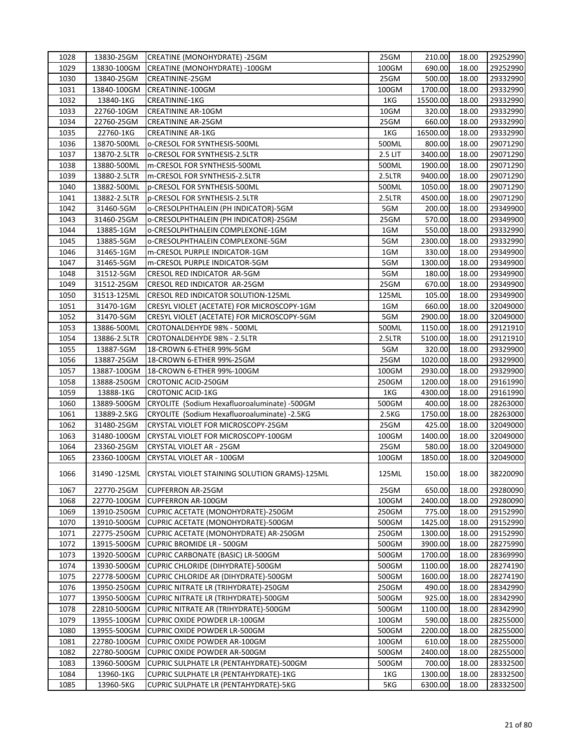| | | | | | | |
|---|---|---|---|---|---|---|
| 1028 | 13830-25GM | CREATINE (MONOHYDRATE) -25GM | 25GM | 210.00 | 18.00 | 29252990 |
| 1029 | 13830-100GM | CREATINE (MONOHYDRATE) -100GM | 100GM | 690.00 | 18.00 | 29252990 |
| 1030 | 13840-25GM | CREATININE-25GM | 25GM | 500.00 | 18.00 | 29332990 |
| 1031 | 13840-100GM | CREATININE-100GM | 100GM | 1700.00 | 18.00 | 29332990 |
| 1032 | 13840-1KG | CREATININE-1KG | 1KG | 15500.00 | 18.00 | 29332990 |
| 1033 | 22760-10GM | CREATININE AR-10GM | 10GM | 320.00 | 18.00 | 29332990 |
| 1034 | 22760-25GM | CREATININE AR-25GM | 25GM | 660.00 | 18.00 | 29332990 |
| 1035 | 22760-1KG | CREATININE AR-1KG | 1KG | 16500.00 | 18.00 | 29332990 |
| 1036 | 13870-500ML | o-CRESOL FOR SYNTHESIS-500ML | 500ML | 800.00 | 18.00 | 29071290 |
| 1037 | 13870-2.5LTR | o-CRESOL FOR SYNTHESIS-2.5LTR | 2.5 LIT | 3400.00 | 18.00 | 29071290 |
| 1038 | 13880-500ML | m-CRESOL FOR SYNTHESIS-500ML | 500ML | 1900.00 | 18.00 | 29071290 |
| 1039 | 13880-2.5LTR | m-CRESOL FOR SYNTHESIS-2.5LTR | 2.5LTR | 9400.00 | 18.00 | 29071290 |
| 1040 | 13882-500ML | p-CRESOL FOR SYNTHESIS-500ML | 500ML | 1050.00 | 18.00 | 29071290 |
| 1041 | 13882-2.5LTR | p-CRESOL FOR SYNTHESIS-2.5LTR | 2.5LTR | 4500.00 | 18.00 | 29071290 |
| 1042 | 31460-5GM | o-CRESOLPHTHALEIN (PH INDICATOR)-5GM | 5GM | 200.00 | 18.00 | 29349900 |
| 1043 | 31460-25GM | o-CRESOLPHTHALEIN (PH INDICATOR)-25GM | 25GM | 570.00 | 18.00 | 29349900 |
| 1044 | 13885-1GM | o-CRESOLPHTHALEIN COMPLEXONE-1GM | 1GM | 550.00 | 18.00 | 29332990 |
| 1045 | 13885-5GM | o-CRESOLPHTHALEIN COMPLEXONE-5GM | 5GM | 2300.00 | 18.00 | 29332990 |
| 1046 | 31465-1GM | m-CRESOL PURPLE INDICATOR-1GM | 1GM | 330.00 | 18.00 | 29349900 |
| 1047 | 31465-5GM | m-CRESOL PURPLE INDICATOR-5GM | 5GM | 1300.00 | 18.00 | 29349900 |
| 1048 | 31512-5GM | CRESOL RED INDICATOR AR-5GM | 5GM | 180.00 | 18.00 | 29349900 |
| 1049 | 31512-25GM | CRESOL RED INDICATOR AR-25GM | 25GM | 670.00 | 18.00 | 29349900 |
| 1050 | 31513-125ML | CRESOL RED INDICATOR SOLUTION-125ML | 125ML | 105.00 | 18.00 | 29349900 |
| 1051 | 31470-1GM | CRESYL VIOLET (ACETATE) FOR MICROSCOPY-1GM | 1GM | 660.00 | 18.00 | 32049000 |
| 1052 | 31470-5GM | CRESYL VIOLET (ACETATE) FOR MICROSCOPY-5GM | 5GM | 2900.00 | 18.00 | 32049000 |
| 1053 | 13886-500ML | CROTONALDEHYDE 98% - 500ML | 500ML | 1150.00 | 18.00 | 29121910 |
| 1054 | 13886-2.5LTR | CROTONALDEHYDE 98% - 2.5LTR | 2.5LTR | 5100.00 | 18.00 | 29121910 |
| 1055 | 13887-5GM | 18-CROWN 6-ETHER 99%-5GM | 5GM | 320.00 | 18.00 | 29329900 |
| 1056 | 13887-25GM | 18-CROWN 6-ETHER 99%-25GM | 25GM | 1020.00 | 18.00 | 29329900 |
| 1057 | 13887-100GM | 18-CROWN 6-ETHER 99%-100GM | 100GM | 2930.00 | 18.00 | 29329900 |
| 1058 | 13888-250GM | CROTONIC ACID-250GM | 250GM | 1200.00 | 18.00 | 29161990 |
| 1059 | 13888-1KG | CROTONIC ACID-1KG | 1KG | 4300.00 | 18.00 | 29161990 |
| 1060 | 13889-500GM | CRYOLITE (Sodium Hexafluoroaluminate) -500GM | 500GM | 400.00 | 18.00 | 28263000 |
| 1061 | 13889-2.5KG | CRYOLITE (Sodium Hexafluoroaluminate) -2.5KG | 2.5KG | 1750.00 | 18.00 | 28263000 |
| 1062 | 31480-25GM | CRYSTAL VIOLET FOR MICROSCOPY-25GM | 25GM | 425.00 | 18.00 | 32049000 |
| 1063 | 31480-100GM | CRYSTAL VIOLET FOR MICROSCOPY-100GM | 100GM | 1400.00 | 18.00 | 32049000 |
| 1064 | 23360-25GM | CRYSTAL VIOLET AR - 25GM | 25GM | 580.00 | 18.00 | 32049000 |
| 1065 | 23360-100GM | CRYSTAL VIOLET AR - 100GM | 100GM | 1850.00 | 18.00 | 32049000 |
| 1066 | 31490 -125ML | CRYSTAL VIOLET STAINING SOLUTION GRAMS)-125ML | 125ML | 150.00 | 18.00 | 38220090 |
| 1067 | 22770-25GM | CUPFERRON AR-25GM | 25GM | 650.00 | 18.00 | 29280090 |
| 1068 | 22770-100GM | CUPFERRON AR-100GM | 100GM | 2400.00 | 18.00 | 29280090 |
| 1069 | 13910-250GM | CUPRIC ACETATE (MONOHYDRATE)-250GM | 250GM | 775.00 | 18.00 | 29152990 |
| 1070 | 13910-500GM | CUPRIC ACETATE (MONOHYDRATE)-500GM | 500GM | 1425.00 | 18.00 | 29152990 |
| 1071 | 22775-250GM | CUPRIC ACETATE (MONOHYDRATE) AR-250GM | 250GM | 1300.00 | 18.00 | 29152990 |
| 1072 | 13915-500GM | CUPRIC BROMIDE LR - 500GM | 500GM | 3900.00 | 18.00 | 28275990 |
| 1073 | 13920-500GM | CUPRIC CARBONATE (BASIC) LR-500GM | 500GM | 1700.00 | 18.00 | 28369990 |
| 1074 | 13930-500GM | CUPRIC CHLORIDE (DIHYDRATE)-500GM | 500GM | 1100.00 | 18.00 | 28274190 |
| 1075 | 22778-500GM | CUPRIC CHLORIDE AR (DIHYDRATE)-500GM | 500GM | 1600.00 | 18.00 | 28274190 |
| 1076 | 13950-250GM | CUPRIC NITRATE LR (TRIHYDRATE)-250GM | 250GM | 490.00 | 18.00 | 28342990 |
| 1077 | 13950-500GM | CUPRIC NITRATE LR (TRIHYDRATE)-500GM | 500GM | 925.00 | 18.00 | 28342990 |
| 1078 | 22810-500GM | CUPRIC NITRATE AR (TRIHYDRATE)-500GM | 500GM | 1100.00 | 18.00 | 28342990 |
| 1079 | 13955-100GM | CUPRIC OXIDE POWDER LR-100GM | 100GM | 590.00 | 18.00 | 28255000 |
| 1080 | 13955-500GM | CUPRIC OXIDE POWDER LR-500GM | 500GM | 2200.00 | 18.00 | 28255000 |
| 1081 | 22780-100GM | CUPRIC OXIDE POWDER AR-100GM | 100GM | 610.00 | 18.00 | 28255000 |
| 1082 | 22780-500GM | CUPRIC OXIDE POWDER AR-500GM | 500GM | 2400.00 | 18.00 | 28255000 |
| 1083 | 13960-500GM | CUPRIC SULPHATE LR (PENTAHYDRATE)-500GM | 500GM | 700.00 | 18.00 | 28332500 |
| 1084 | 13960-1KG | CUPRIC SULPHATE LR (PENTAHYDRATE)-1KG | 1KG | 1300.00 | 18.00 | 28332500 |
| 1085 | 13960-5KG | CUPRIC SULPHATE LR (PENTAHYDRATE)-5KG | 5KG | 6300.00 | 18.00 | 28332500 |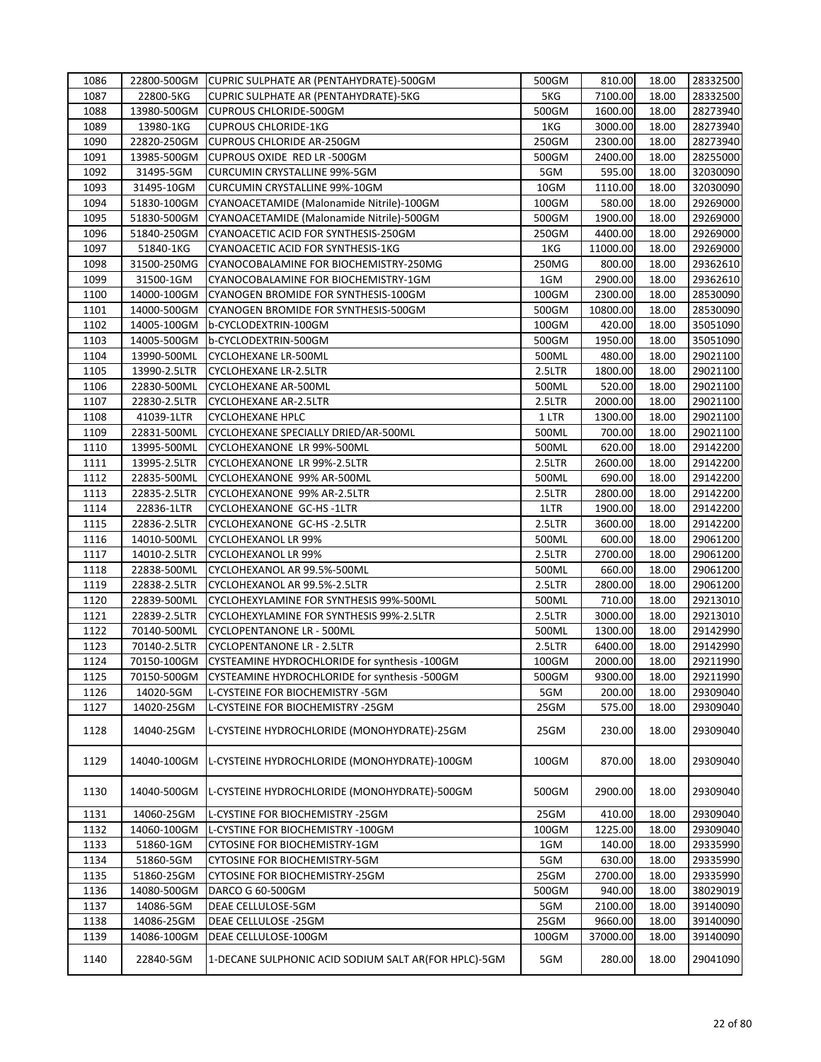| | | | | | | |
|---|---|---|---|---|---|---|
| 1086 | 22800-500GM | CUPRIC SULPHATE AR (PENTAHYDRATE)-500GM | 500GM | 810.00 | 18.00 | 28332500 |
| 1087 | 22800-5KG | CUPRIC SULPHATE AR (PENTAHYDRATE)-5KG | 5KG | 7100.00 | 18.00 | 28332500 |
| 1088 | 13980-500GM | CUPROUS CHLORIDE-500GM | 500GM | 1600.00 | 18.00 | 28273940 |
| 1089 | 13980-1KG | CUPROUS CHLORIDE-1KG | 1KG | 3000.00 | 18.00 | 28273940 |
| 1090 | 22820-250GM | CUPROUS CHLORIDE AR-250GM | 250GM | 2300.00 | 18.00 | 28273940 |
| 1091 | 13985-500GM | CUPROUS OXIDE RED LR -500GM | 500GM | 2400.00 | 18.00 | 28255000 |
| 1092 | 31495-5GM | CURCUMIN CRYSTALLINE 99%-5GM | 5GM | 595.00 | 18.00 | 32030090 |
| 1093 | 31495-10GM | CURCUMIN CRYSTALLINE 99%-10GM | 10GM | 1110.00 | 18.00 | 32030090 |
| 1094 | 51830-100GM | CYANOACETAMIDE (Malonamide Nitrile)-100GM | 100GM | 580.00 | 18.00 | 29269000 |
| 1095 | 51830-500GM | CYANOACETAMIDE (Malonamide Nitrile)-500GM | 500GM | 1900.00 | 18.00 | 29269000 |
| 1096 | 51840-250GM | CYANOACETIC ACID FOR SYNTHESIS-250GM | 250GM | 4400.00 | 18.00 | 29269000 |
| 1097 | 51840-1KG | CYANOACETIC ACID FOR SYNTHESIS-1KG | 1KG | 11000.00 | 18.00 | 29269000 |
| 1098 | 31500-250MG | CYANOCOBALAMINE FOR BIOCHEMISTRY-250MG | 250MG | 800.00 | 18.00 | 29362610 |
| 1099 | 31500-1GM | CYANOCOBALAMINE FOR BIOCHEMISTRY-1GM | 1GM | 2900.00 | 18.00 | 29362610 |
| 1100 | 14000-100GM | CYANOGEN BROMIDE FOR SYNTHESIS-100GM | 100GM | 2300.00 | 18.00 | 28530090 |
| 1101 | 14000-500GM | CYANOGEN BROMIDE FOR SYNTHESIS-500GM | 500GM | 10800.00 | 18.00 | 28530090 |
| 1102 | 14005-100GM | b-CYCLODEXTRIN-100GM | 100GM | 420.00 | 18.00 | 35051090 |
| 1103 | 14005-500GM | b-CYCLODEXTRIN-500GM | 500GM | 1950.00 | 18.00 | 35051090 |
| 1104 | 13990-500ML | CYCLOHEXANE LR-500ML | 500ML | 480.00 | 18.00 | 29021100 |
| 1105 | 13990-2.5LTR | CYCLOHEXANE LR-2.5LTR | 2.5LTR | 1800.00 | 18.00 | 29021100 |
| 1106 | 22830-500ML | CYCLOHEXANE AR-500ML | 500ML | 520.00 | 18.00 | 29021100 |
| 1107 | 22830-2.5LTR | CYCLOHEXANE AR-2.5LTR | 2.5LTR | 2000.00 | 18.00 | 29021100 |
| 1108 | 41039-1LTR | CYCLOHEXANE HPLC | 1 LTR | 1300.00 | 18.00 | 29021100 |
| 1109 | 22831-500ML | CYCLOHEXANE SPECIALLY DRIED/AR-500ML | 500ML | 700.00 | 18.00 | 29021100 |
| 1110 | 13995-500ML | CYCLOHEXANONE LR 99%-500ML | 500ML | 620.00 | 18.00 | 29142200 |
| 1111 | 13995-2.5LTR | CYCLOHEXANONE LR 99%-2.5LTR | 2.5LTR | 2600.00 | 18.00 | 29142200 |
| 1112 | 22835-500ML | CYCLOHEXANONE 99% AR-500ML | 500ML | 690.00 | 18.00 | 29142200 |
| 1113 | 22835-2.5LTR | CYCLOHEXANONE 99% AR-2.5LTR | 2.5LTR | 2800.00 | 18.00 | 29142200 |
| 1114 | 22836-1LTR | CYCLOHEXANONE GC-HS -1LTR | 1LTR | 1900.00 | 18.00 | 29142200 |
| 1115 | 22836-2.5LTR | CYCLOHEXANONE GC-HS -2.5LTR | 2.5LTR | 3600.00 | 18.00 | 29142200 |
| 1116 | 14010-500ML | CYCLOHEXANOL LR 99% | 500ML | 600.00 | 18.00 | 29061200 |
| 1117 | 14010-2.5LTR | CYCLOHEXANOL LR 99% | 2.5LTR | 2700.00 | 18.00 | 29061200 |
| 1118 | 22838-500ML | CYCLOHEXANOL AR 99.5%-500ML | 500ML | 660.00 | 18.00 | 29061200 |
| 1119 | 22838-2.5LTR | CYCLOHEXANOL AR 99.5%-2.5LTR | 2.5LTR | 2800.00 | 18.00 | 29061200 |
| 1120 | 22839-500ML | CYCLOHEXYLAMINE FOR SYNTHESIS 99%-500ML | 500ML | 710.00 | 18.00 | 29213010 |
| 1121 | 22839-2.5LTR | CYCLOHEXYLAMINE FOR SYNTHESIS 99%-2.5LTR | 2.5LTR | 3000.00 | 18.00 | 29213010 |
| 1122 | 70140-500ML | CYCLOPENTANONE LR - 500ML | 500ML | 1300.00 | 18.00 | 29142990 |
| 1123 | 70140-2.5LTR | CYCLOPENTANONE LR - 2.5LTR | 2.5LTR | 6400.00 | 18.00 | 29142990 |
| 1124 | 70150-100GM | CYSTEAMINE HYDROCHLORIDE for synthesis -100GM | 100GM | 2000.00 | 18.00 | 29211990 |
| 1125 | 70150-500GM | CYSTEAMINE HYDROCHLORIDE for synthesis -500GM | 500GM | 9300.00 | 18.00 | 29211990 |
| 1126 | 14020-5GM | L-CYSTEINE FOR BIOCHEMISTRY -5GM | 5GM | 200.00 | 18.00 | 29309040 |
| 1127 | 14020-25GM | L-CYSTEINE FOR BIOCHEMISTRY -25GM | 25GM | 575.00 | 18.00 | 29309040 |
| 1128 | 14040-25GM | L-CYSTEINE HYDROCHLORIDE (MONOHYDRATE)-25GM | 25GM | 230.00 | 18.00 | 29309040 |
| 1129 | 14040-100GM | L-CYSTEINE HYDROCHLORIDE (MONOHYDRATE)-100GM | 100GM | 870.00 | 18.00 | 29309040 |
| 1130 | 14040-500GM | L-CYSTEINE HYDROCHLORIDE (MONOHYDRATE)-500GM | 500GM | 2900.00 | 18.00 | 29309040 |
| 1131 | 14060-25GM | L-CYSTINE FOR BIOCHEMISTRY -25GM | 25GM | 410.00 | 18.00 | 29309040 |
| 1132 | 14060-100GM | L-CYSTINE FOR BIOCHEMISTRY -100GM | 100GM | 1225.00 | 18.00 | 29309040 |
| 1133 | 51860-1GM | CYTOSINE FOR BIOCHEMISTRY-1GM | 1GM | 140.00 | 18.00 | 29335990 |
| 1134 | 51860-5GM | CYTOSINE FOR BIOCHEMISTRY-5GM | 5GM | 630.00 | 18.00 | 29335990 |
| 1135 | 51860-25GM | CYTOSINE FOR BIOCHEMISTRY-25GM | 25GM | 2700.00 | 18.00 | 29335990 |
| 1136 | 14080-500GM | DARCO G 60-500GM | 500GM | 940.00 | 18.00 | 38029019 |
| 1137 | 14086-5GM | DEAE CELLULOSE-5GM | 5GM | 2100.00 | 18.00 | 39140090 |
| 1138 | 14086-25GM | DEAE CELLULOSE -25GM | 25GM | 9660.00 | 18.00 | 39140090 |
| 1139 | 14086-100GM | DEAE CELLULOSE-100GM | 100GM | 37000.00 | 18.00 | 39140090 |
| 1140 | 22840-5GM | 1-DECANE SULPHONIC ACID SODIUM SALT AR(FOR HPLC)-5GM | 5GM | 280.00 | 18.00 | 29041090 |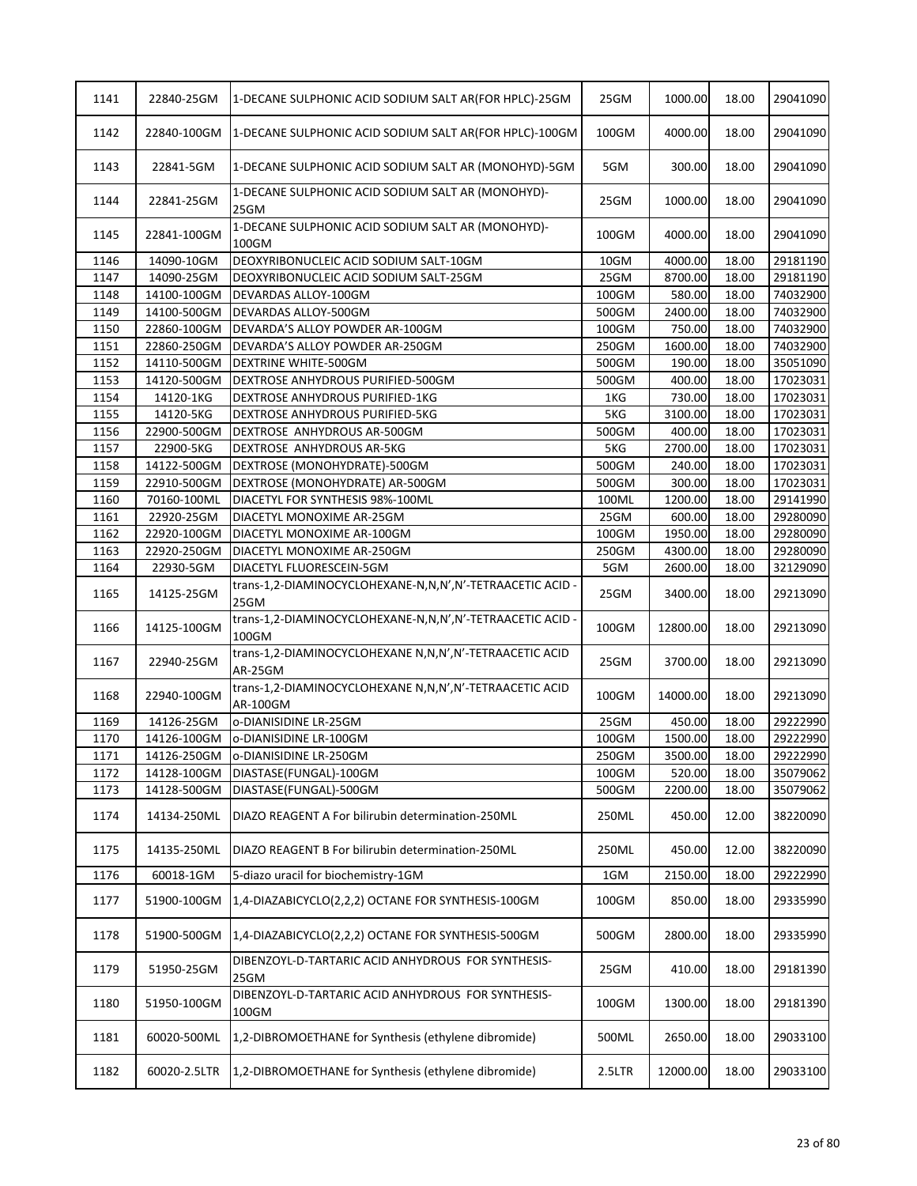| 1141 | 22840-25GM | 1-DECANE SULPHONIC ACID SODIUM SALT AR(FOR HPLC)-25GM | 25GM | 1000.00 | 18.00 | 29041090 |
|---|---|---|---|---|---|---|
| 1142 | 22840-100GM | 1-DECANE SULPHONIC ACID SODIUM SALT AR(FOR HPLC)-100GM | 100GM | 4000.00 | 18.00 | 29041090 |
| 1143 | 22841-5GM | 1-DECANE SULPHONIC ACID SODIUM SALT AR (MONOHYD)-5GM | 5GM | 300.00 | 18.00 | 29041090 |
| 1144 | 22841-25GM | 1-DECANE SULPHONIC ACID SODIUM SALT AR (MONOHYD)-25GM | 25GM | 1000.00 | 18.00 | 29041090 |
| 1145 | 22841-100GM | 1-DECANE SULPHONIC ACID SODIUM SALT AR (MONOHYD)-100GM | 100GM | 4000.00 | 18.00 | 29041090 |
| 1146 | 14090-10GM | DEOXYRIBONUCLEIC ACID SODIUM SALT-10GM | 10GM | 4000.00 | 18.00 | 29181190 |
| 1147 | 14090-25GM | DEOXYRIBONUCLEIC ACID SODIUM SALT-25GM | 25GM | 8700.00 | 18.00 | 29181190 |
| 1148 | 14100-100GM | DEVARDAS ALLOY-100GM | 100GM | 580.00 | 18.00 | 74032900 |
| 1149 | 14100-500GM | DEVARDAS ALLOY-500GM | 500GM | 2400.00 | 18.00 | 74032900 |
| 1150 | 22860-100GM | DEVARDA'S ALLOY POWDER AR-100GM | 100GM | 750.00 | 18.00 | 74032900 |
| 1151 | 22860-250GM | DEVARDA'S ALLOY POWDER AR-250GM | 250GM | 1600.00 | 18.00 | 74032900 |
| 1152 | 14110-500GM | DEXTRINE WHITE-500GM | 500GM | 190.00 | 18.00 | 35051090 |
| 1153 | 14120-500GM | DEXTROSE ANHYDROUS PURIFIED-500GM | 500GM | 400.00 | 18.00 | 17023031 |
| 1154 | 14120-1KG | DEXTROSE ANHYDROUS PURIFIED-1KG | 1KG | 730.00 | 18.00 | 17023031 |
| 1155 | 14120-5KG | DEXTROSE ANHYDROUS PURIFIED-5KG | 5KG | 3100.00 | 18.00 | 17023031 |
| 1156 | 22900-500GM | DEXTROSE ANHYDROUS AR-500GM | 500GM | 400.00 | 18.00 | 17023031 |
| 1157 | 22900-5KG | DEXTROSE ANHYDROUS AR-5KG | 5KG | 2700.00 | 18.00 | 17023031 |
| 1158 | 14122-500GM | DEXTROSE (MONOHYDRATE)-500GM | 500GM | 240.00 | 18.00 | 17023031 |
| 1159 | 22910-500GM | DEXTROSE (MONOHYDRATE) AR-500GM | 500GM | 300.00 | 18.00 | 17023031 |
| 1160 | 70160-100ML | DIACETYL FOR SYNTHESIS 98%-100ML | 100ML | 1200.00 | 18.00 | 29141990 |
| 1161 | 22920-25GM | DIACETYL MONOXIME AR-25GM | 25GM | 600.00 | 18.00 | 29280090 |
| 1162 | 22920-100GM | DIACETYL MONOXIME AR-100GM | 100GM | 1950.00 | 18.00 | 29280090 |
| 1163 | 22920-250GM | DIACETYL MONOXIME AR-250GM | 250GM | 4300.00 | 18.00 | 29280090 |
| 1164 | 22930-5GM | DIACETYL FLUORESCEIN-5GM | 5GM | 2600.00 | 18.00 | 32129090 |
| 1165 | 14125-25GM | trans-1,2-DIAMINOCYCLOHEXANE-N,N,N',N'-TETRAACETIC ACID -25GM | 25GM | 3400.00 | 18.00 | 29213090 |
| 1166 | 14125-100GM | trans-1,2-DIAMINOCYCLOHEXANE-N,N,N',N'-TETRAACETIC ACID -100GM | 100GM | 12800.00 | 18.00 | 29213090 |
| 1167 | 22940-25GM | trans-1,2-DIAMINOCYCLOHEXANE N,N,N',N'-TETRAACETIC ACID AR-25GM | 25GM | 3700.00 | 18.00 | 29213090 |
| 1168 | 22940-100GM | trans-1,2-DIAMINOCYCLOHEXANE N,N,N',N'-TETRAACETIC ACID AR-100GM | 100GM | 14000.00 | 18.00 | 29213090 |
| 1169 | 14126-25GM | o-DIANISIDINE LR-25GM | 25GM | 450.00 | 18.00 | 29222990 |
| 1170 | 14126-100GM | o-DIANISIDINE LR-100GM | 100GM | 1500.00 | 18.00 | 29222990 |
| 1171 | 14126-250GM | o-DIANISIDINE LR-250GM | 250GM | 3500.00 | 18.00 | 29222990 |
| 1172 | 14128-100GM | DIASTASE(FUNGAL)-100GM | 100GM | 520.00 | 18.00 | 35079062 |
| 1173 | 14128-500GM | DIASTASE(FUNGAL)-500GM | 500GM | 2200.00 | 18.00 | 35079062 |
| 1174 | 14134-250ML | DIAZO REAGENT A For bilirubin determination-250ML | 250ML | 450.00 | 12.00 | 38220090 |
| 1175 | 14135-250ML | DIAZO REAGENT B For bilirubin determination-250ML | 250ML | 450.00 | 12.00 | 38220090 |
| 1176 | 60018-1GM | 5-diazo uracil for biochemistry-1GM | 1GM | 2150.00 | 18.00 | 29222990 |
| 1177 | 51900-100GM | 1,4-DIAZABICYCLO(2,2,2) OCTANE FOR SYNTHESIS-100GM | 100GM | 850.00 | 18.00 | 29335990 |
| 1178 | 51900-500GM | 1,4-DIAZABICYCLO(2,2,2) OCTANE FOR SYNTHESIS-500GM | 500GM | 2800.00 | 18.00 | 29335990 |
| 1179 | 51950-25GM | DIBENZOYL-D-TARTARIC ACID ANHYDROUS FOR SYNTHESIS-25GM | 25GM | 410.00 | 18.00 | 29181390 |
| 1180 | 51950-100GM | DIBENZOYL-D-TARTARIC ACID ANHYDROUS FOR SYNTHESIS-100GM | 100GM | 1300.00 | 18.00 | 29181390 |
| 1181 | 60020-500ML | 1,2-DIBROMOETHANE for Synthesis (ethylene dibromide) | 500ML | 2650.00 | 18.00 | 29033100 |
| 1182 | 60020-2.5LTR | 1,2-DIBROMOETHANE for Synthesis (ethylene dibromide) | 2.5LTR | 12000.00 | 18.00 | 29033100 |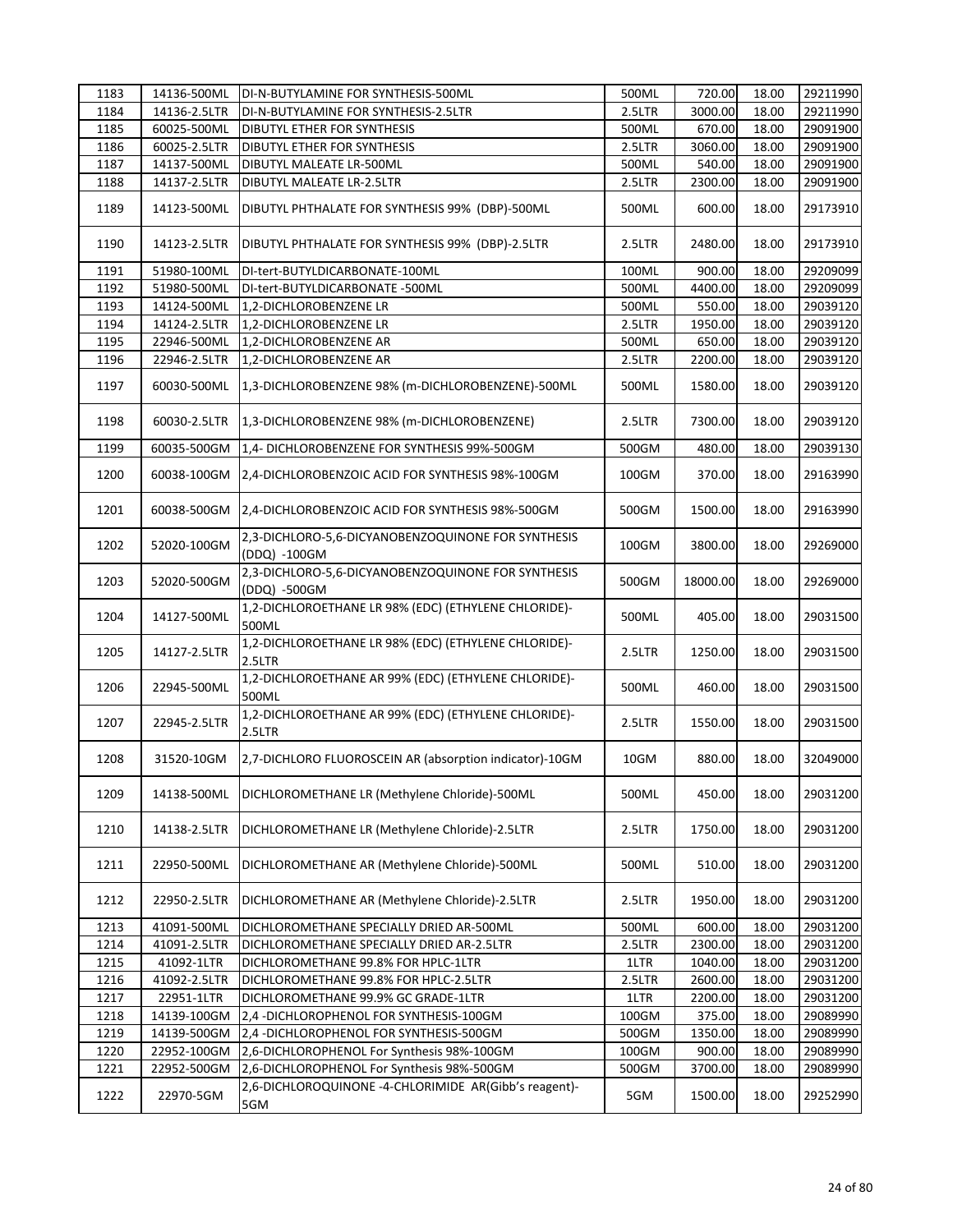| | | | | | | |
|---|---|---|---|---|---|---|
| 1183 | 14136-500ML | DI-N-BUTYLAMINE FOR SYNTHESIS-500ML | 500ML | 720.00 | 18.00 | 29211990 |
| 1184 | 14136-2.5LTR | DI-N-BUTYLAMINE FOR SYNTHESIS-2.5LTR | 2.5LTR | 3000.00 | 18.00 | 29211990 |
| 1185 | 60025-500ML | DIBUTYL ETHER FOR SYNTHESIS | 500ML | 670.00 | 18.00 | 29091900 |
| 1186 | 60025-2.5LTR | DIBUTYL ETHER FOR SYNTHESIS | 2.5LTR | 3060.00 | 18.00 | 29091900 |
| 1187 | 14137-500ML | DIBUTYL MALEATE LR-500ML | 500ML | 540.00 | 18.00 | 29091900 |
| 1188 | 14137-2.5LTR | DIBUTYL MALEATE LR-2.5LTR | 2.5LTR | 2300.00 | 18.00 | 29091900 |
| 1189 | 14123-500ML | DIBUTYL PHTHALATE FOR SYNTHESIS 99% (DBP)-500ML | 500ML | 600.00 | 18.00 | 29173910 |
| 1190 | 14123-2.5LTR | DIBUTYL PHTHALATE FOR SYNTHESIS 99% (DBP)-2.5LTR | 2.5LTR | 2480.00 | 18.00 | 29173910 |
| 1191 | 51980-100ML | DI-tert-BUTYLDICARBONATE-100ML | 100ML | 900.00 | 18.00 | 29209099 |
| 1192 | 51980-500ML | DI-tert-BUTYLDICARBONATE -500ML | 500ML | 4400.00 | 18.00 | 29209099 |
| 1193 | 14124-500ML | 1,2-DICHLOROBENZENE LR | 500ML | 550.00 | 18.00 | 29039120 |
| 1194 | 14124-2.5LTR | 1,2-DICHLOROBENZENE LR | 2.5LTR | 1950.00 | 18.00 | 29039120 |
| 1195 | 22946-500ML | 1,2-DICHLOROBENZENE AR | 500ML | 650.00 | 18.00 | 29039120 |
| 1196 | 22946-2.5LTR | 1,2-DICHLOROBENZENE AR | 2.5LTR | 2200.00 | 18.00 | 29039120 |
| 1197 | 60030-500ML | 1,3-DICHLOROBENZENE 98% (m-DICHLOROBENZENE)-500ML | 500ML | 1580.00 | 18.00 | 29039120 |
| 1198 | 60030-2.5LTR | 1,3-DICHLOROBENZENE 98% (m-DICHLOROBENZENE) | 2.5LTR | 7300.00 | 18.00 | 29039120 |
| 1199 | 60035-500GM | 1,4- DICHLOROBENZENE FOR SYNTHESIS 99%-500GM | 500GM | 480.00 | 18.00 | 29039130 |
| 1200 | 60038-100GM | 2,4-DICHLOROBENZOIC ACID FOR SYNTHESIS 98%-100GM | 100GM | 370.00 | 18.00 | 29163990 |
| 1201 | 60038-500GM | 2,4-DICHLOROBENZOIC ACID FOR SYNTHESIS 98%-500GM | 500GM | 1500.00 | 18.00 | 29163990 |
| 1202 | 52020-100GM | 2,3-DICHLORO-5,6-DICYANOBENZOQUINONE FOR SYNTHESIS (DDQ) -100GM | 100GM | 3800.00 | 18.00 | 29269000 |
| 1203 | 52020-500GM | 2,3-DICHLORO-5,6-DICYANOBENZOQUINONE FOR SYNTHESIS (DDQ) -500GM | 500GM | 18000.00 | 18.00 | 29269000 |
| 1204 | 14127-500ML | 1,2-DICHLOROETHANE LR 98% (EDC) (ETHYLENE CHLORIDE)-500ML | 500ML | 405.00 | 18.00 | 29031500 |
| 1205 | 14127-2.5LTR | 1,2-DICHLOROETHANE LR 98% (EDC) (ETHYLENE CHLORIDE)-2.5LTR | 2.5LTR | 1250.00 | 18.00 | 29031500 |
| 1206 | 22945-500ML | 1,2-DICHLOROETHANE AR 99% (EDC) (ETHYLENE CHLORIDE)-500ML | 500ML | 460.00 | 18.00 | 29031500 |
| 1207 | 22945-2.5LTR | 1,2-DICHLOROETHANE AR 99% (EDC) (ETHYLENE CHLORIDE)-2.5LTR | 2.5LTR | 1550.00 | 18.00 | 29031500 |
| 1208 | 31520-10GM | 2,7-DICHLORO FLUOROSCEIN AR (absorption indicator)-10GM | 10GM | 880.00 | 18.00 | 32049000 |
| 1209 | 14138-500ML | DICHLOROMETHANE LR (Methylene Chloride)-500ML | 500ML | 450.00 | 18.00 | 29031200 |
| 1210 | 14138-2.5LTR | DICHLOROMETHANE LR (Methylene Chloride)-2.5LTR | 2.5LTR | 1750.00 | 18.00 | 29031200 |
| 1211 | 22950-500ML | DICHLOROMETHANE AR (Methylene Chloride)-500ML | 500ML | 510.00 | 18.00 | 29031200 |
| 1212 | 22950-2.5LTR | DICHLOROMETHANE AR (Methylene Chloride)-2.5LTR | 2.5LTR | 1950.00 | 18.00 | 29031200 |
| 1213 | 41091-500ML | DICHLOROMETHANE SPECIALLY DRIED AR-500ML | 500ML | 600.00 | 18.00 | 29031200 |
| 1214 | 41091-2.5LTR | DICHLOROMETHANE SPECIALLY DRIED AR-2.5LTR | 2.5LTR | 2300.00 | 18.00 | 29031200 |
| 1215 | 41092-1LTR | DICHLOROMETHANE 99.8% FOR HPLC-1LTR | 1LTR | 1040.00 | 18.00 | 29031200 |
| 1216 | 41092-2.5LTR | DICHLOROMETHANE 99.8% FOR HPLC-2.5LTR | 2.5LTR | 2600.00 | 18.00 | 29031200 |
| 1217 | 22951-1LTR | DICHLOROMETHANE 99.9% GC GRADE-1LTR | 1LTR | 2200.00 | 18.00 | 29031200 |
| 1218 | 14139-100GM | 2,4 -DICHLOROPHENOL FOR SYNTHESIS-100GM | 100GM | 375.00 | 18.00 | 29089990 |
| 1219 | 14139-500GM | 2,4 -DICHLOROPHENOL FOR SYNTHESIS-500GM | 500GM | 1350.00 | 18.00 | 29089990 |
| 1220 | 22952-100GM | 2,6-DICHLOROPHENOL For Synthesis 98%-100GM | 100GM | 900.00 | 18.00 | 29089990 |
| 1221 | 22952-500GM | 2,6-DICHLOROPHENOL For Synthesis 98%-500GM | 500GM | 3700.00 | 18.00 | 29089990 |
| 1222 | 22970-5GM | 2,6-DICHLOROQUINONE -4-CHLORIMIDE AR(Gibb's reagent)-5GM | 5GM | 1500.00 | 18.00 | 29252990 |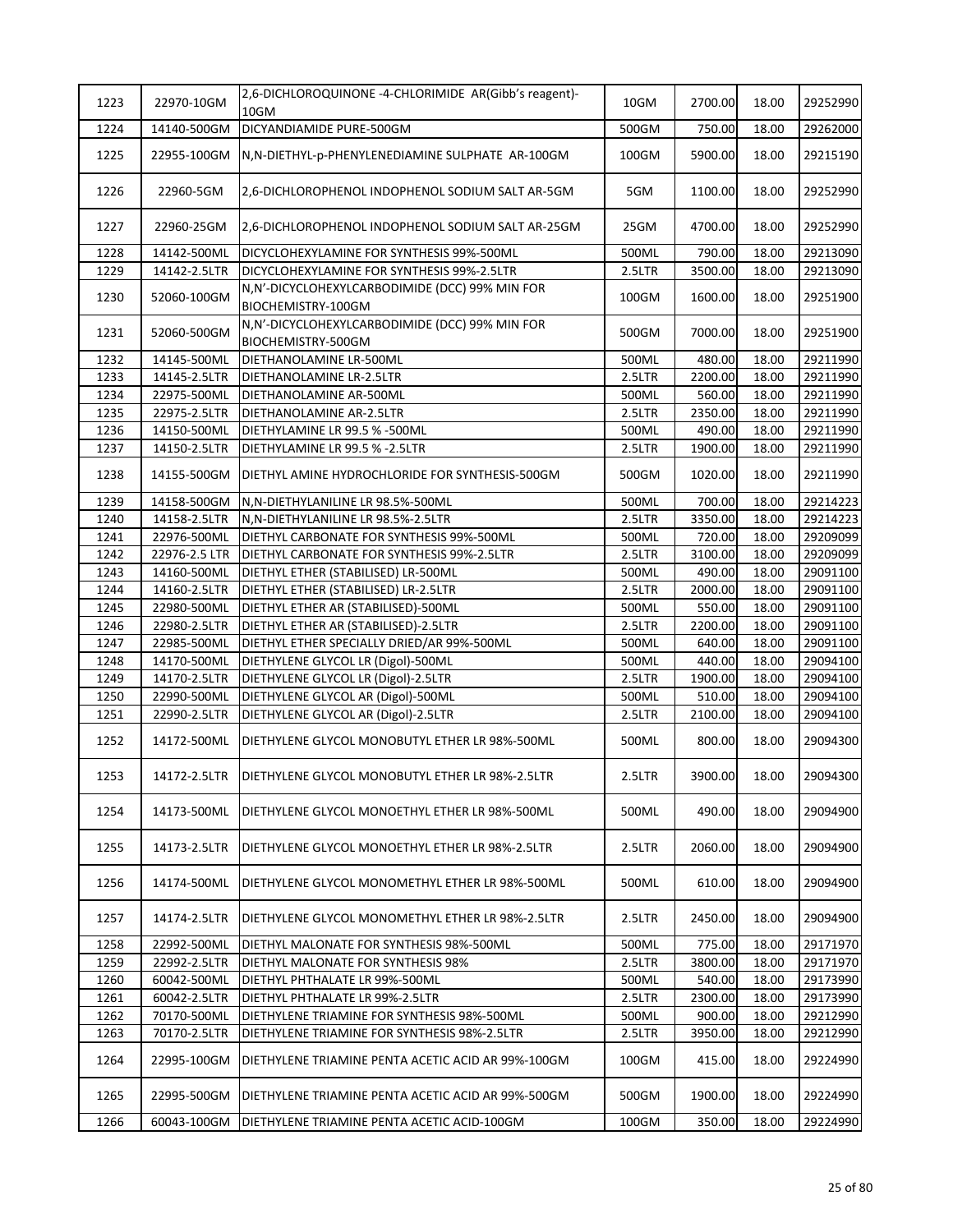| 1223 | 22970-10GM | 2,6-DICHLOROQUINONE -4-CHLORIMIDE AR(Gibb's reagent)-10GM | 10GM | 2700.00 | 18.00 | 29252990 |
|---|---|---|---|---|---|---|
| 1224 | 14140-500GM | DICYANDIAMIDE PURE-500GM | 500GM | 750.00 | 18.00 | 29262000 |
| 1225 | 22955-100GM | N,N-DIETHYL-p-PHENYLENEDIAMINE SULPHATE AR-100GM | 100GM | 5900.00 | 18.00 | 29215190 |
| 1226 | 22960-5GM | 2,6-DICHLOROPHENOL INDOPHENOL SODIUM SALT AR-5GM | 5GM | 1100.00 | 18.00 | 29252990 |
| 1227 | 22960-25GM | 2,6-DICHLOROPHENOL INDOPHENOL SODIUM SALT AR-25GM | 25GM | 4700.00 | 18.00 | 29252990 |
| 1228 | 14142-500ML | DICYCLOHEXYLAMINE FOR SYNTHESIS 99%-500ML | 500ML | 790.00 | 18.00 | 29213090 |
| 1229 | 14142-2.5LTR | DICYCLOHEXYLAMINE FOR SYNTHESIS 99%-2.5LTR | 2.5LTR | 3500.00 | 18.00 | 29213090 |
| 1230 | 52060-100GM | N,N'-DICYCLOHEXYLCARBODIMIDE (DCC) 99% MIN FOR BIOCHEMISTRY-100GM | 100GM | 1600.00 | 18.00 | 29251900 |
| 1231 | 52060-500GM | N,N'-DICYCLOHEXYLCARBODIMIDE (DCC) 99% MIN FOR BIOCHEMISTRY-500GM | 500GM | 7000.00 | 18.00 | 29251900 |
| 1232 | 14145-500ML | DIETHANOLAMINE LR-500ML | 500ML | 480.00 | 18.00 | 29211990 |
| 1233 | 14145-2.5LTR | DIETHANOLAMINE LR-2.5LTR | 2.5LTR | 2200.00 | 18.00 | 29211990 |
| 1234 | 22975-500ML | DIETHANOLAMINE AR-500ML | 500ML | 560.00 | 18.00 | 29211990 |
| 1235 | 22975-2.5LTR | DIETHANOLAMINE AR-2.5LTR | 2.5LTR | 2350.00 | 18.00 | 29211990 |
| 1236 | 14150-500ML | DIETHYLAMINE LR 99.5 % -500ML | 500ML | 490.00 | 18.00 | 29211990 |
| 1237 | 14150-2.5LTR | DIETHYLAMINE LR 99.5 % -2.5LTR | 2.5LTR | 1900.00 | 18.00 | 29211990 |
| 1238 | 14155-500GM | DIETHYL AMINE HYDROCHLORIDE FOR SYNTHESIS-500GM | 500GM | 1020.00 | 18.00 | 29211990 |
| 1239 | 14158-500GM | N,N-DIETHYLANILINE LR 98.5%-500ML | 500ML | 700.00 | 18.00 | 29214223 |
| 1240 | 14158-2.5LTR | N,N-DIETHYLANILINE LR 98.5%-2.5LTR | 2.5LTR | 3350.00 | 18.00 | 29214223 |
| 1241 | 22976-500ML | DIETHYL CARBONATE FOR SYNTHESIS 99%-500ML | 500ML | 720.00 | 18.00 | 29209099 |
| 1242 | 22976-2.5 LTR | DIETHYL CARBONATE FOR SYNTHESIS 99%-2.5LTR | 2.5LTR | 3100.00 | 18.00 | 29209099 |
| 1243 | 14160-500ML | DIETHYL ETHER (STABILISED) LR-500ML | 500ML | 490.00 | 18.00 | 29091100 |
| 1244 | 14160-2.5LTR | DIETHYL ETHER (STABILISED) LR-2.5LTR | 2.5LTR | 2000.00 | 18.00 | 29091100 |
| 1245 | 22980-500ML | DIETHYL ETHER AR (STABILISED)-500ML | 500ML | 550.00 | 18.00 | 29091100 |
| 1246 | 22980-2.5LTR | DIETHYL ETHER AR (STABILISED)-2.5LTR | 2.5LTR | 2200.00 | 18.00 | 29091100 |
| 1247 | 22985-500ML | DIETHYL ETHER SPECIALLY DRIED/AR 99%-500ML | 500ML | 640.00 | 18.00 | 29091100 |
| 1248 | 14170-500ML | DIETHYLENE GLYCOL LR (Digol)-500ML | 500ML | 440.00 | 18.00 | 29094100 |
| 1249 | 14170-2.5LTR | DIETHYLENE GLYCOL LR (Digol)-2.5LTR | 2.5LTR | 1900.00 | 18.00 | 29094100 |
| 1250 | 22990-500ML | DIETHYLENE GLYCOL AR (Digol)-500ML | 500ML | 510.00 | 18.00 | 29094100 |
| 1251 | 22990-2.5LTR | DIETHYLENE GLYCOL AR (Digol)-2.5LTR | 2.5LTR | 2100.00 | 18.00 | 29094100 |
| 1252 | 14172-500ML | DIETHYLENE GLYCOL MONOBUTYL ETHER LR 98%-500ML | 500ML | 800.00 | 18.00 | 29094300 |
| 1253 | 14172-2.5LTR | DIETHYLENE GLYCOL MONOBUTYL ETHER LR 98%-2.5LTR | 2.5LTR | 3900.00 | 18.00 | 29094300 |
| 1254 | 14173-500ML | DIETHYLENE GLYCOL MONOETHYL ETHER LR 98%-500ML | 500ML | 490.00 | 18.00 | 29094900 |
| 1255 | 14173-2.5LTR | DIETHYLENE GLYCOL MONOETHYL ETHER LR 98%-2.5LTR | 2.5LTR | 2060.00 | 18.00 | 29094900 |
| 1256 | 14174-500ML | DIETHYLENE GLYCOL MONOMETHYL ETHER LR 98%-500ML | 500ML | 610.00 | 18.00 | 29094900 |
| 1257 | 14174-2.5LTR | DIETHYLENE GLYCOL MONOMETHYL ETHER LR 98%-2.5LTR | 2.5LTR | 2450.00 | 18.00 | 29094900 |
| 1258 | 22992-500ML | DIETHYL MALONATE FOR SYNTHESIS 98%-500ML | 500ML | 775.00 | 18.00 | 29171970 |
| 1259 | 22992-2.5LTR | DIETHYL MALONATE FOR SYNTHESIS 98% | 2.5LTR | 3800.00 | 18.00 | 29171970 |
| 1260 | 60042-500ML | DIETHYL PHTHALATE LR 99%-500ML | 500ML | 540.00 | 18.00 | 29173990 |
| 1261 | 60042-2.5LTR | DIETHYL PHTHALATE LR 99%-2.5LTR | 2.5LTR | 2300.00 | 18.00 | 29173990 |
| 1262 | 70170-500ML | DIETHYLENE TRIAMINE FOR SYNTHESIS 98%-500ML | 500ML | 900.00 | 18.00 | 29212990 |
| 1263 | 70170-2.5LTR | DIETHYLENE TRIAMINE FOR SYNTHESIS 98%-2.5LTR | 2.5LTR | 3950.00 | 18.00 | 29212990 |
| 1264 | 22995-100GM | DIETHYLENE TRIAMINE PENTA ACETIC ACID AR 99%-100GM | 100GM | 415.00 | 18.00 | 29224990 |
| 1265 | 22995-500GM | DIETHYLENE TRIAMINE PENTA ACETIC ACID AR 99%-500GM | 500GM | 1900.00 | 18.00 | 29224990 |
| 1266 | 60043-100GM | DIETHYLENE TRIAMINE PENTA ACETIC ACID-100GM | 100GM | 350.00 | 18.00 | 29224990 |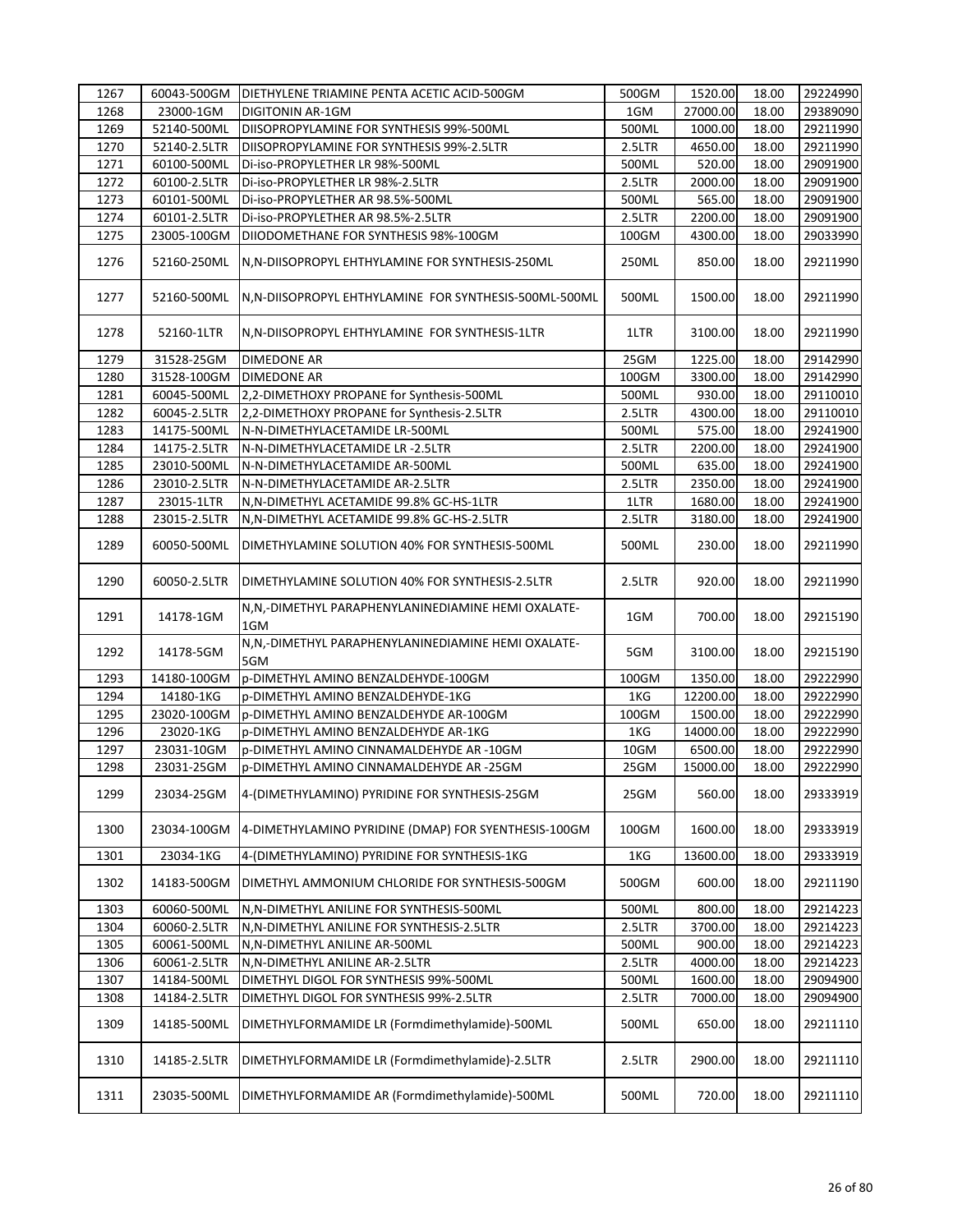| 1267 | 60043-500GM | DIETHYLENE TRIAMINE PENTA ACETIC ACID-500GM | 500GM | 1520.00 | 18.00 | 29224990 |
|---|---|---|---|---|---|---|
| 1268 | 23000-1GM | DIGITONIN AR-1GM | 1GM | 27000.00 | 18.00 | 29389090 |
| 1269 | 52140-500ML | DIISOPROPYLAMINE FOR SYNTHESIS 99%-500ML | 500ML | 1000.00 | 18.00 | 29211990 |
| 1270 | 52140-2.5LTR | DIISOPROPYLAMINE FOR SYNTHESIS 99%-2.5LTR | 2.5LTR | 4650.00 | 18.00 | 29211990 |
| 1271 | 60100-500ML | Di-iso-PROPYLETHER LR 98%-500ML | 500ML | 520.00 | 18.00 | 29091900 |
| 1272 | 60100-2.5LTR | Di-iso-PROPYLETHER LR 98%-2.5LTR | 2.5LTR | 2000.00 | 18.00 | 29091900 |
| 1273 | 60101-500ML | Di-iso-PROPYLETHER AR 98.5%-500ML | 500ML | 565.00 | 18.00 | 29091900 |
| 1274 | 60101-2.5LTR | Di-iso-PROPYLETHER AR 98.5%-2.5LTR | 2.5LTR | 2200.00 | 18.00 | 29091900 |
| 1275 | 23005-100GM | DIIODOMETHANE FOR SYNTHESIS 98%-100GM | 100GM | 4300.00 | 18.00 | 29033990 |
| 1276 | 52160-250ML | N,N-DIISOPROPYL EHTHYLAMINE FOR SYNTHESIS-250ML | 250ML | 850.00 | 18.00 | 29211990 |
| 1277 | 52160-500ML | N,N-DIISOPROPYL EHTHYLAMINE FOR SYNTHESIS-500ML-500ML | 500ML | 1500.00 | 18.00 | 29211990 |
| 1278 | 52160-1LTR | N,N-DIISOPROPYL EHTHYLAMINE FOR SYNTHESIS-1LTR | 1LTR | 3100.00 | 18.00 | 29211990 |
| 1279 | 31528-25GM | DIMEDONE AR | 25GM | 1225.00 | 18.00 | 29142990 |
| 1280 | 31528-100GM | DIMEDONE AR | 100GM | 3300.00 | 18.00 | 29142990 |
| 1281 | 60045-500ML | 2,2-DIMETHOXY PROPANE for Synthesis-500ML | 500ML | 930.00 | 18.00 | 29110010 |
| 1282 | 60045-2.5LTR | 2,2-DIMETHOXY PROPANE for Synthesis-2.5LTR | 2.5LTR | 4300.00 | 18.00 | 29110010 |
| 1283 | 14175-500ML | N-N-DIMETHYLACETAMIDE LR-500ML | 500ML | 575.00 | 18.00 | 29241900 |
| 1284 | 14175-2.5LTR | N-N-DIMETHYLACETAMIDE LR -2.5LTR | 2.5LTR | 2200.00 | 18.00 | 29241900 |
| 1285 | 23010-500ML | N-N-DIMETHYLACETAMIDE AR-500ML | 500ML | 635.00 | 18.00 | 29241900 |
| 1286 | 23010-2.5LTR | N-N-DIMETHYLACETAMIDE AR-2.5LTR | 2.5LTR | 2350.00 | 18.00 | 29241900 |
| 1287 | 23015-1LTR | N,N-DIMETHYL ACETAMIDE 99.8% GC-HS-1LTR | 1LTR | 1680.00 | 18.00 | 29241900 |
| 1288 | 23015-2.5LTR | N,N-DIMETHYL ACETAMIDE 99.8% GC-HS-2.5LTR | 2.5LTR | 3180.00 | 18.00 | 29241900 |
| 1289 | 60050-500ML | DIMETHYLAMINE SOLUTION 40% FOR SYNTHESIS-500ML | 500ML | 230.00 | 18.00 | 29211990 |
| 1290 | 60050-2.5LTR | DIMETHYLAMINE SOLUTION 40% FOR SYNTHESIS-2.5LTR | 2.5LTR | 920.00 | 18.00 | 29211990 |
| 1291 | 14178-1GM | N,N,-DIMETHYL PARAPHENYLANINEDIAMINE HEMI OXALATE-1GM | 1GM | 700.00 | 18.00 | 29215190 |
| 1292 | 14178-5GM | N,N,-DIMETHYL PARAPHENYLANINEDIAMINE HEMI OXALATE-5GM | 5GM | 3100.00 | 18.00 | 29215190 |
| 1293 | 14180-100GM | p-DIMETHYL AMINO BENZALDEHYDE-100GM | 100GM | 1350.00 | 18.00 | 29222990 |
| 1294 | 14180-1KG | p-DIMETHYL AMINO BENZALDEHYDE-1KG | 1KG | 12200.00 | 18.00 | 29222990 |
| 1295 | 23020-100GM | p-DIMETHYL AMINO BENZALDEHYDE AR-100GM | 100GM | 1500.00 | 18.00 | 29222990 |
| 1296 | 23020-1KG | p-DIMETHYL AMINO BENZALDEHYDE AR-1KG | 1KG | 14000.00 | 18.00 | 29222990 |
| 1297 | 23031-10GM | p-DIMETHYL AMINO CINNAMALDEHYDE AR -10GM | 10GM | 6500.00 | 18.00 | 29222990 |
| 1298 | 23031-25GM | p-DIMETHYL AMINO CINNAMALDEHYDE AR -25GM | 25GM | 15000.00 | 18.00 | 29222990 |
| 1299 | 23034-25GM | 4-(DIMETHYLAMINO) PYRIDINE FOR SYNTHESIS-25GM | 25GM | 560.00 | 18.00 | 29333919 |
| 1300 | 23034-100GM | 4-DIMETHYLAMINO PYRIDINE (DMAP) FOR SYENTHESIS-100GM | 100GM | 1600.00 | 18.00 | 29333919 |
| 1301 | 23034-1KG | 4-(DIMETHYLAMINO) PYRIDINE FOR SYNTHESIS-1KG | 1KG | 13600.00 | 18.00 | 29333919 |
| 1302 | 14183-500GM | DIMETHYL AMMONIUM CHLORIDE FOR SYNTHESIS-500GM | 500GM | 600.00 | 18.00 | 29211190 |
| 1303 | 60060-500ML | N,N-DIMETHYL ANILINE FOR SYNTHESIS-500ML | 500ML | 800.00 | 18.00 | 29214223 |
| 1304 | 60060-2.5LTR | N,N-DIMETHYL ANILINE FOR SYNTHESIS-2.5LTR | 2.5LTR | 3700.00 | 18.00 | 29214223 |
| 1305 | 60061-500ML | N,N-DIMETHYL ANILINE AR-500ML | 500ML | 900.00 | 18.00 | 29214223 |
| 1306 | 60061-2.5LTR | N,N-DIMETHYL ANILINE AR-2.5LTR | 2.5LTR | 4000.00 | 18.00 | 29214223 |
| 1307 | 14184-500ML | DIMETHYL DIGOL FOR SYNTHESIS 99%-500ML | 500ML | 1600.00 | 18.00 | 29094900 |
| 1308 | 14184-2.5LTR | DIMETHYL DIGOL FOR SYNTHESIS 99%-2.5LTR | 2.5LTR | 7000.00 | 18.00 | 29094900 |
| 1309 | 14185-500ML | DIMETHYLFORMAMIDE LR (Formdimethylamide)-500ML | 500ML | 650.00 | 18.00 | 29211110 |
| 1310 | 14185-2.5LTR | DIMETHYLFORMAMIDE LR (Formdimethylamide)-2.5LTR | 2.5LTR | 2900.00 | 18.00 | 29211110 |
| 1311 | 23035-500ML | DIMETHYLFORMAMIDE AR (Formdimethylamide)-500ML | 500ML | 720.00 | 18.00 | 29211110 |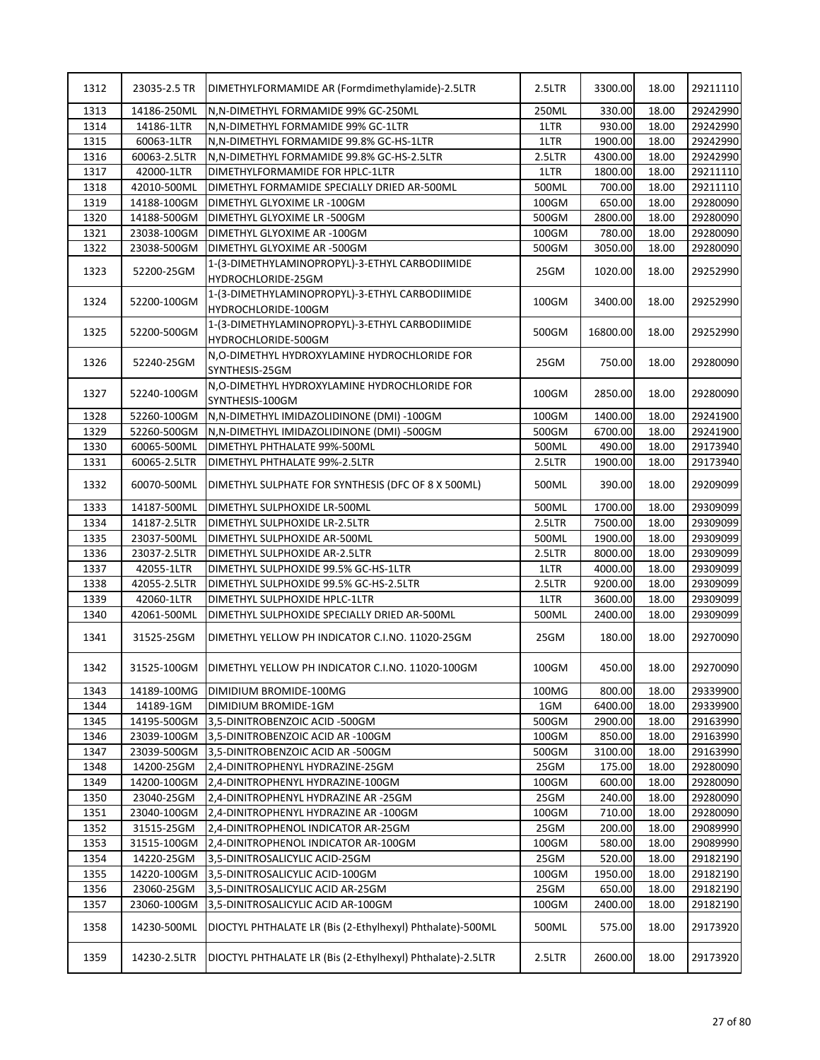| 1312 | 23035-2.5 TR | DIMETHYLFORMAMIDE AR (Formdimethylamide)-2.5LTR | 2.5LTR | 3300.00 | 18.00 | 29211110 |
|---|---|---|---|---|---|---|
| 1313 | 14186-250ML | N,N-DIMETHYL FORMAMIDE 99% GC-250ML | 250ML | 330.00 | 18.00 | 29242990 |
| 1314 | 14186-1LTR | N,N-DIMETHYL FORMAMIDE 99% GC-1LTR | 1LTR | 930.00 | 18.00 | 29242990 |
| 1315 | 60063-1LTR | N,N-DIMETHYL FORMAMIDE 99.8% GC-HS-1LTR | 1LTR | 1900.00 | 18.00 | 29242990 |
| 1316 | 60063-2.5LTR | N,N-DIMETHYL FORMAMIDE 99.8% GC-HS-2.5LTR | 2.5LTR | 4300.00 | 18.00 | 29242990 |
| 1317 | 42000-1LTR | DIMETHYLFORMAMIDE FOR HPLC-1LTR | 1LTR | 1800.00 | 18.00 | 29211110 |
| 1318 | 42010-500ML | DIMETHYL FORMAMIDE SPECIALLY DRIED AR-500ML | 500ML | 700.00 | 18.00 | 29211110 |
| 1319 | 14188-100GM | DIMETHYL GLYOXIME LR -100GM | 100GM | 650.00 | 18.00 | 29280090 |
| 1320 | 14188-500GM | DIMETHYL GLYOXIME LR -500GM | 500GM | 2800.00 | 18.00 | 29280090 |
| 1321 | 23038-100GM | DIMETHYL GLYOXIME AR -100GM | 100GM | 780.00 | 18.00 | 29280090 |
| 1322 | 23038-500GM | DIMETHYL GLYOXIME AR -500GM | 500GM | 3050.00 | 18.00 | 29280090 |
| 1323 | 52200-25GM | 1-(3-DIMETHYLAMINOPROPYL)-3-ETHYL CARBODIIMIDE HYDROCHLORIDE-25GM | 25GM | 1020.00 | 18.00 | 29252990 |
| 1324 | 52200-100GM | 1-(3-DIMETHYLAMINOPROPYL)-3-ETHYL CARBODIIMIDE HYDROCHLORIDE-100GM | 100GM | 3400.00 | 18.00 | 29252990 |
| 1325 | 52200-500GM | 1-(3-DIMETHYLAMINOPROPYL)-3-ETHYL CARBODIIMIDE HYDROCHLORIDE-500GM | 500GM | 16800.00 | 18.00 | 29252990 |
| 1326 | 52240-25GM | N,O-DIMETHYL HYDROXYLAMINE HYDROCHLORIDE FOR SYNTHESIS-25GM | 25GM | 750.00 | 18.00 | 29280090 |
| 1327 | 52240-100GM | N,O-DIMETHYL HYDROXYLAMINE HYDROCHLORIDE FOR SYNTHESIS-100GM | 100GM | 2850.00 | 18.00 | 29280090 |
| 1328 | 52260-100GM | N,N-DIMETHYL IMIDAZOLIDINONE (DMI) -100GM | 100GM | 1400.00 | 18.00 | 29241900 |
| 1329 | 52260-500GM | N,N-DIMETHYL IMIDAZOLIDINONE (DMI) -500GM | 500GM | 6700.00 | 18.00 | 29241900 |
| 1330 | 60065-500ML | DIMETHYL PHTHALATE 99%-500ML | 500ML | 490.00 | 18.00 | 29173940 |
| 1331 | 60065-2.5LTR | DIMETHYL PHTHALATE 99%-2.5LTR | 2.5LTR | 1900.00 | 18.00 | 29173940 |
| 1332 | 60070-500ML | DIMETHYL SULPHATE FOR SYNTHESIS (DFC OF 8 X 500ML) | 500ML | 390.00 | 18.00 | 29209099 |
| 1333 | 14187-500ML | DIMETHYL SULPHOXIDE LR-500ML | 500ML | 1700.00 | 18.00 | 29309099 |
| 1334 | 14187-2.5LTR | DIMETHYL SULPHOXIDE LR-2.5LTR | 2.5LTR | 7500.00 | 18.00 | 29309099 |
| 1335 | 23037-500ML | DIMETHYL SULPHOXIDE AR-500ML | 500ML | 1900.00 | 18.00 | 29309099 |
| 1336 | 23037-2.5LTR | DIMETHYL SULPHOXIDE AR-2.5LTR | 2.5LTR | 8000.00 | 18.00 | 29309099 |
| 1337 | 42055-1LTR | DIMETHYL SULPHOXIDE 99.5% GC-HS-1LTR | 1LTR | 4000.00 | 18.00 | 29309099 |
| 1338 | 42055-2.5LTR | DIMETHYL SULPHOXIDE 99.5% GC-HS-2.5LTR | 2.5LTR | 9200.00 | 18.00 | 29309099 |
| 1339 | 42060-1LTR | DIMETHYL SULPHOXIDE HPLC-1LTR | 1LTR | 3600.00 | 18.00 | 29309099 |
| 1340 | 42061-500ML | DIMETHYL SULPHOXIDE SPECIALLY DRIED AR-500ML | 500ML | 2400.00 | 18.00 | 29309099 |
| 1341 | 31525-25GM | DIMETHYL YELLOW PH INDICATOR C.I.NO. 11020-25GM | 25GM | 180.00 | 18.00 | 29270090 |
| 1342 | 31525-100GM | DIMETHYL YELLOW PH INDICATOR C.I.NO. 11020-100GM | 100GM | 450.00 | 18.00 | 29270090 |
| 1343 | 14189-100MG | DIMIDIUM BROMIDE-100MG | 100MG | 800.00 | 18.00 | 29339900 |
| 1344 | 14189-1GM | DIMIDIUM BROMIDE-1GM | 1GM | 6400.00 | 18.00 | 29339900 |
| 1345 | 14195-500GM | 3,5-DINITROBENZOIC ACID -500GM | 500GM | 2900.00 | 18.00 | 29163990 |
| 1346 | 23039-100GM | 3,5-DINITROBENZOIC ACID AR -100GM | 100GM | 850.00 | 18.00 | 29163990 |
| 1347 | 23039-500GM | 3,5-DINITROBENZOIC ACID AR -500GM | 500GM | 3100.00 | 18.00 | 29163990 |
| 1348 | 14200-25GM | 2,4-DINITROPHENYL HYDRAZINE-25GM | 25GM | 175.00 | 18.00 | 29280090 |
| 1349 | 14200-100GM | 2,4-DINITROPHENYL HYDRAZINE-100GM | 100GM | 600.00 | 18.00 | 29280090 |
| 1350 | 23040-25GM | 2,4-DINITROPHENYL HYDRAZINE AR -25GM | 25GM | 240.00 | 18.00 | 29280090 |
| 1351 | 23040-100GM | 2,4-DINITROPHENYL HYDRAZINE AR -100GM | 100GM | 710.00 | 18.00 | 29280090 |
| 1352 | 31515-25GM | 2,4-DINITROPHENOL INDICATOR AR-25GM | 25GM | 200.00 | 18.00 | 29089990 |
| 1353 | 31515-100GM | 2,4-DINITROPHENOL INDICATOR AR-100GM | 100GM | 580.00 | 18.00 | 29089990 |
| 1354 | 14220-25GM | 3,5-DINITROSALICYLIC ACID-25GM | 25GM | 520.00 | 18.00 | 29182190 |
| 1355 | 14220-100GM | 3,5-DINITROSALICYLIC ACID-100GM | 100GM | 1950.00 | 18.00 | 29182190 |
| 1356 | 23060-25GM | 3,5-DINITROSALICYLIC ACID AR-25GM | 25GM | 650.00 | 18.00 | 29182190 |
| 1357 | 23060-100GM | 3,5-DINITROSALICYLIC ACID AR-100GM | 100GM | 2400.00 | 18.00 | 29182190 |
| 1358 | 14230-500ML | DIOCTYL PHTHALATE LR (Bis (2-Ethylhexyl) Phthalate)-500ML | 500ML | 575.00 | 18.00 | 29173920 |
| 1359 | 14230-2.5LTR | DIOCTYL PHTHALATE LR (Bis (2-Ethylhexyl) Phthalate)-2.5LTR | 2.5LTR | 2600.00 | 18.00 | 29173920 |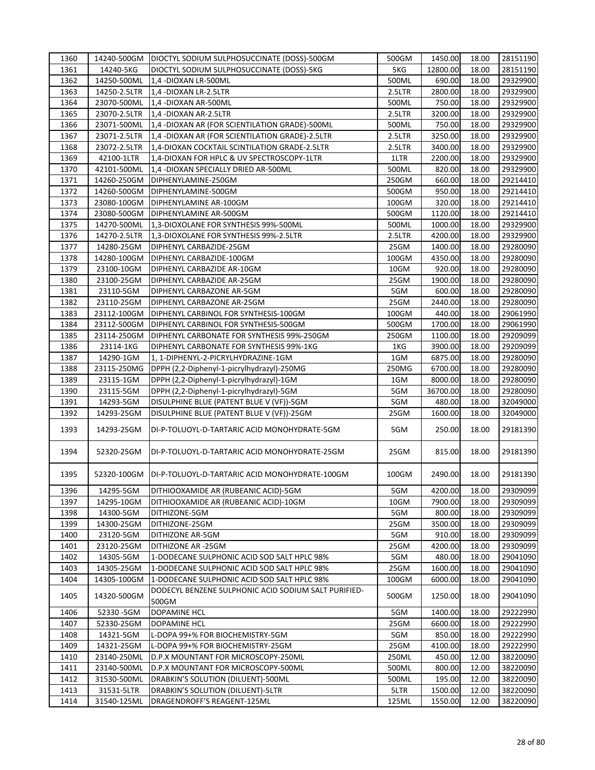| 1360 | 14240-500GM | DIOCTYL SODIUM SULPHOSUCCINATE (DOSS)-500GM | 500GM | 1450.00 | 18.00 | 28151190 |
|---|---|---|---|---|---|---|
| 1361 | 14240-5KG | DIOCTYL SODIUM SULPHOSUCCINATE (DOSS)-5KG | 5KG | 12800.00 | 18.00 | 28151190 |
| 1362 | 14250-500ML | 1,4 -DIOXAN LR-500ML | 500ML | 690.00 | 18.00 | 29329900 |
| 1363 | 14250-2.5LTR | 1,4 -DIOXAN LR-2.5LTR | 2.5LTR | 2800.00 | 18.00 | 29329900 |
| 1364 | 23070-500ML | 1,4 -DIOXAN AR-500ML | 500ML | 750.00 | 18.00 | 29329900 |
| 1365 | 23070-2.5LTR | 1,4 -DIOXAN AR-2.5LTR | 2.5LTR | 3200.00 | 18.00 | 29329900 |
| 1366 | 23071-500ML | 1,4 -DIOXAN AR (FOR SCIENTILATION GRADE)-500ML | 500ML | 750.00 | 18.00 | 29329900 |
| 1367 | 23071-2.5LTR | 1,4 -DIOXAN AR (FOR SCIENTILATION GRADE)-2.5LTR | 2.5LTR | 3250.00 | 18.00 | 29329900 |
| 1368 | 23072-2.5LTR | 1,4-DIOXAN COCKTAIL SCINTILATION GRADE-2.5LTR | 2.5LTR | 3400.00 | 18.00 | 29329900 |
| 1369 | 42100-1LTR | 1,4-DIOXAN FOR HPLC & UV SPECTROSCOPY-1LTR | 1LTR | 2200.00 | 18.00 | 29329900 |
| 1370 | 42101-500ML | 1,4 -DIOXAN SPECIALLY DRIED AR-500ML | 500ML | 820.00 | 18.00 | 29329900 |
| 1371 | 14260-250GM | DIPHENYLAMINE-250GM | 250GM | 660.00 | 18.00 | 29214410 |
| 1372 | 14260-500GM | DIPHENYLAMINE-500GM | 500GM | 950.00 | 18.00 | 29214410 |
| 1373 | 23080-100GM | DIPHENYLAMINE AR-100GM | 100GM | 320.00 | 18.00 | 29214410 |
| 1374 | 23080-500GM | DIPHENYLAMINE AR-500GM | 500GM | 1120.00 | 18.00 | 29214410 |
| 1375 | 14270-500ML | 1,3-DIOXOLANE FOR SYNTHESIS 99%-500ML | 500ML | 1000.00 | 18.00 | 29329900 |
| 1376 | 14270-2.5LTR | 1,3-DIOXOLANE FOR SYNTHESIS 99%-2.5LTR | 2.5LTR | 4200.00 | 18.00 | 29329900 |
| 1377 | 14280-25GM | DIPHENYL CARBAZIDE-25GM | 25GM | 1400.00 | 18.00 | 29280090 |
| 1378 | 14280-100GM | DIPHENYL CARBAZIDE-100GM | 100GM | 4350.00 | 18.00 | 29280090 |
| 1379 | 23100-10GM | DIPHENYL CARBAZIDE AR-10GM | 10GM | 920.00 | 18.00 | 29280090 |
| 1380 | 23100-25GM | DIPHENYL CARBAZIDE AR-25GM | 25GM | 1900.00 | 18.00 | 29280090 |
| 1381 | 23110-5GM | DIPHENYL CARBAZONE AR-5GM | 5GM | 600.00 | 18.00 | 29280090 |
| 1382 | 23110-25GM | DIPHENYL CARBAZONE AR-25GM | 25GM | 2440.00 | 18.00 | 29280090 |
| 1383 | 23112-100GM | DIPHENYL CARBINOL FOR SYNTHESIS-100GM | 100GM | 440.00 | 18.00 | 29061990 |
| 1384 | 23112-500GM | DIPHENYL CARBINOL FOR SYNTHESIS-500GM | 500GM | 1700.00 | 18.00 | 29061990 |
| 1385 | 23114-250GM | DIPHENYL CARBONATE FOR SYNTHESIS 99%-250GM | 250GM | 1100.00 | 18.00 | 29209099 |
| 1386 | 23114-1KG | DIPHENYL CARBONATE FOR SYNTHESIS 99%-1KG | 1KG | 3900.00 | 18.00 | 29209099 |
| 1387 | 14290-1GM | 1, 1-DIPHENYL-2-PICRYLHYDRAZINE-1GM | 1GM | 6875.00 | 18.00 | 29280090 |
| 1388 | 23115-250MG | DPPH (2,2-Diphenyl-1-picrylhydrazyl)-250MG | 250MG | 6700.00 | 18.00 | 29280090 |
| 1389 | 23115-1GM | DPPH (2,2-Diphenyl-1-picrylhydrazyl)-1GM | 1GM | 8000.00 | 18.00 | 29280090 |
| 1390 | 23115-5GM | DPPH (2,2-Diphenyl-1-picrylhydrazyl)-5GM | 5GM | 36700.00 | 18.00 | 29280090 |
| 1391 | 14293-5GM | DISULPHINE BLUE (PATENT BLUE V (VF))-5GM | 5GM | 480.00 | 18.00 | 32049000 |
| 1392 | 14293-25GM | DISULPHINE BLUE (PATENT BLUE V (VF))-25GM | 25GM | 1600.00 | 18.00 | 32049000 |
| 1393 | 14293-25GM | DI-P-TOLUOYL-D-TARTARIC ACID MONOHYDRATE-5GM | 5GM | 250.00 | 18.00 | 29181390 |
| 1394 | 52320-25GM | DI-P-TOLUOYL-D-TARTARIC ACID MONOHYDRATE-25GM | 25GM | 815.00 | 18.00 | 29181390 |
| 1395 | 52320-100GM | DI-P-TOLUOYL-D-TARTARIC ACID MONOHYDRATE-100GM | 100GM | 2490.00 | 18.00 | 29181390 |
| 1396 | 14295-5GM | DITHIOOXAMIDE AR (RUBEANIC ACID)-5GM | 5GM | 4200.00 | 18.00 | 29309099 |
| 1397 | 14295-10GM | DITHIOOXAMIDE AR (RUBEANIC ACID)-10GM | 10GM | 7900.00 | 18.00 | 29309099 |
| 1398 | 14300-5GM | DITHIZONE-5GM | 5GM | 800.00 | 18.00 | 29309099 |
| 1399 | 14300-25GM | DITHIZONE-25GM | 25GM | 3500.00 | 18.00 | 29309099 |
| 1400 | 23120-5GM | DITHIZONE AR-5GM | 5GM | 910.00 | 18.00 | 29309099 |
| 1401 | 23120-25GM | DITHIZONE AR -25GM | 25GM | 4200.00 | 18.00 | 29309099 |
| 1402 | 14305-5GM | 1-DODECANE SULPHONIC ACID SOD SALT HPLC 98% | 5GM | 480.00 | 18.00 | 29041090 |
| 1403 | 14305-25GM | 1-DODECANE SULPHONIC ACID SOD SALT HPLC 98% | 25GM | 1600.00 | 18.00 | 29041090 |
| 1404 | 14305-100GM | 1-DODECANE SULPHONIC ACID SOD SALT HPLC 98% | 100GM | 6000.00 | 18.00 | 29041090 |
| 1405 | 14320-500GM | DODECYL BENZENE SULPHONIC ACID SODIUM SALT PURIFIED-500GM | 500GM | 1250.00 | 18.00 | 29041090 |
| 1406 | 52330 -5GM | DOPAMINE HCL | 5GM | 1400.00 | 18.00 | 29222990 |
| 1407 | 52330-25GM | DOPAMINE HCL | 25GM | 6600.00 | 18.00 | 29222990 |
| 1408 | 14321-5GM | L-DOPA 99+% FOR BIOCHEMISTRY-5GM | 5GM | 850.00 | 18.00 | 29222990 |
| 1409 | 14321-25GM | L-DOPA 99+% FOR BIOCHEMISTRY-25GM | 25GM | 4100.00 | 18.00 | 29222990 |
| 1410 | 23140-250ML | D.P.X MOUNTANT FOR MICROSCOPY-250ML | 250ML | 450.00 | 12.00 | 38220090 |
| 1411 | 23140-500ML | D.P.X MOUNTANT FOR MICROSCOPY-500ML | 500ML | 800.00 | 12.00 | 38220090 |
| 1412 | 31530-500ML | DRABKIN'S SOLUTION (DILUENT)-500ML | 500ML | 195.00 | 12.00 | 38220090 |
| 1413 | 31531-5LTR | DRABKIN'S SOLUTION (DILUENT)-5LTR | 5LTR | 1500.00 | 12.00 | 38220090 |
| 1414 | 31540-125ML | DRAGENDROFF'S REAGENT-125ML | 125ML | 1550.00 | 12.00 | 38220090 |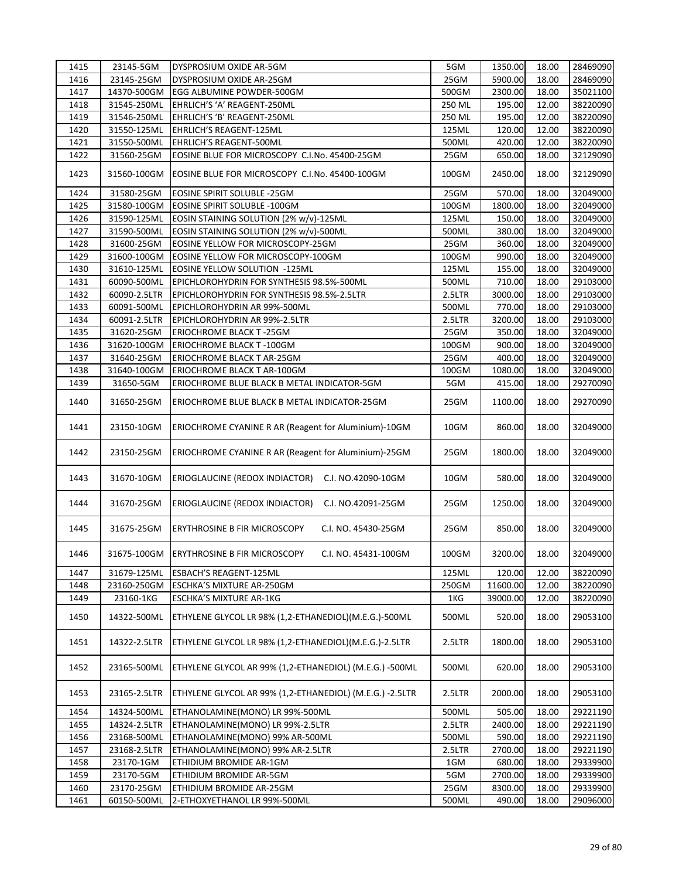| | | | | | | |
|---|---|---|---|---|---|---|
| 1415 | 23145-5GM | DYSPROSIUM OXIDE AR-5GM | 5GM | 1350.00 | 18.00 | 28469090 |
| 1416 | 23145-25GM | DYSPROSIUM OXIDE AR-25GM | 25GM | 5900.00 | 18.00 | 28469090 |
| 1417 | 14370-500GM | EGG ALBUMINE POWDER-500GM | 500GM | 2300.00 | 18.00 | 35021100 |
| 1418 | 31545-250ML | EHRLICH'S 'A' REAGENT-250ML | 250 ML | 195.00 | 12.00 | 38220090 |
| 1419 | 31546-250ML | EHRLICH'S 'B' REAGENT-250ML | 250 ML | 195.00 | 12.00 | 38220090 |
| 1420 | 31550-125ML | EHRLICH'S REAGENT-125ML | 125ML | 120.00 | 12.00 | 38220090 |
| 1421 | 31550-500ML | EHRLICH'S REAGENT-500ML | 500ML | 420.00 | 12.00 | 38220090 |
| 1422 | 31560-25GM | EOSINE BLUE FOR MICROSCOPY C.I.No. 45400-25GM | 25GM | 650.00 | 18.00 | 32129090 |
| 1423 | 31560-100GM | EOSINE BLUE FOR MICROSCOPY C.I.No. 45400-100GM | 100GM | 2450.00 | 18.00 | 32129090 |
| 1424 | 31580-25GM | EOSINE SPIRIT SOLUBLE -25GM | 25GM | 570.00 | 18.00 | 32049000 |
| 1425 | 31580-100GM | EOSINE SPIRIT SOLUBLE -100GM | 100GM | 1800.00 | 18.00 | 32049000 |
| 1426 | 31590-125ML | EOSIN STAINING SOLUTION (2% w/v)-125ML | 125ML | 150.00 | 18.00 | 32049000 |
| 1427 | 31590-500ML | EOSIN STAINING SOLUTION (2% w/v)-500ML | 500ML | 380.00 | 18.00 | 32049000 |
| 1428 | 31600-25GM | EOSINE YELLOW FOR MICROSCOPY-25GM | 25GM | 360.00 | 18.00 | 32049000 |
| 1429 | 31600-100GM | EOSINE YELLOW FOR MICROSCOPY-100GM | 100GM | 990.00 | 18.00 | 32049000 |
| 1430 | 31610-125ML | EOSINE YELLOW SOLUTION -125ML | 125ML | 155.00 | 18.00 | 32049000 |
| 1431 | 60090-500ML | EPICHLOROHYDRIN FOR SYNTHESIS 98.5%-500ML | 500ML | 710.00 | 18.00 | 29103000 |
| 1432 | 60090-2.5LTR | EPICHLOROHYDRIN FOR SYNTHESIS 98.5%-2.5LTR | 2.5LTR | 3000.00 | 18.00 | 29103000 |
| 1433 | 60091-500ML | EPICHLOROHYDRIN AR 99%-500ML | 500ML | 770.00 | 18.00 | 29103000 |
| 1434 | 60091-2.5LTR | EPICHLOROHYDRIN AR 99%-2.5LTR | 2.5LTR | 3200.00 | 18.00 | 29103000 |
| 1435 | 31620-25GM | ERIOCHROME BLACK T -25GM | 25GM | 350.00 | 18.00 | 32049000 |
| 1436 | 31620-100GM | ERIOCHROME BLACK T -100GM | 100GM | 900.00 | 18.00 | 32049000 |
| 1437 | 31640-25GM | ERIOCHROME BLACK T AR-25GM | 25GM | 400.00 | 18.00 | 32049000 |
| 1438 | 31640-100GM | ERIOCHROME BLACK T AR-100GM | 100GM | 1080.00 | 18.00 | 32049000 |
| 1439 | 31650-5GM | ERIOCHROME BLUE BLACK B METAL INDICATOR-5GM | 5GM | 415.00 | 18.00 | 29270090 |
| 1440 | 31650-25GM | ERIOCHROME BLUE BLACK B METAL INDICATOR-25GM | 25GM | 1100.00 | 18.00 | 29270090 |
| 1441 | 23150-10GM | ERIOCHROME CYANINE R AR (Reagent for Aluminium)-10GM | 10GM | 860.00 | 18.00 | 32049000 |
| 1442 | 23150-25GM | ERIOCHROME CYANINE R AR (Reagent for Aluminium)-25GM | 25GM | 1800.00 | 18.00 | 32049000 |
| 1443 | 31670-10GM | ERIOGLAUCINE (REDOX INDIACTOR) C.I. NO.42090-10GM | 10GM | 580.00 | 18.00 | 32049000 |
| 1444 | 31670-25GM | ERIOGLAUCINE (REDOX INDIACTOR) C.I. NO.42091-25GM | 25GM | 1250.00 | 18.00 | 32049000 |
| 1445 | 31675-25GM | ERYTHROSINE B FIR MICROSCOPY C.I. NO. 45430-25GM | 25GM | 850.00 | 18.00 | 32049000 |
| 1446 | 31675-100GM | ERYTHROSINE B FIR MICROSCOPY C.I. NO. 45431-100GM | 100GM | 3200.00 | 18.00 | 32049000 |
| 1447 | 31679-125ML | ESBACH'S REAGENT-125ML | 125ML | 120.00 | 12.00 | 38220090 |
| 1448 | 23160-250GM | ESCHKA'S MIXTURE AR-250GM | 250GM | 11600.00 | 12.00 | 38220090 |
| 1449 | 23160-1KG | ESCHKA'S MIXTURE AR-1KG | 1KG | 39000.00 | 12.00 | 38220090 |
| 1450 | 14322-500ML | ETHYLENE GLYCOL LR 98% (1,2-ETHANEDIOL)(M.E.G.)-500ML | 500ML | 520.00 | 18.00 | 29053100 |
| 1451 | 14322-2.5LTR | ETHYLENE GLYCOL LR 98% (1,2-ETHANEDIOL)(M.E.G.)-2.5LTR | 2.5LTR | 1800.00 | 18.00 | 29053100 |
| 1452 | 23165-500ML | ETHYLENE GLYCOL AR 99% (1,2-ETHANEDIOL) (M.E.G.) -500ML | 500ML | 620.00 | 18.00 | 29053100 |
| 1453 | 23165-2.5LTR | ETHYLENE GLYCOL AR 99% (1,2-ETHANEDIOL) (M.E.G.) -2.5LTR | 2.5LTR | 2000.00 | 18.00 | 29053100 |
| 1454 | 14324-500ML | ETHANOLAMINE(MONO) LR 99%-500ML | 500ML | 505.00 | 18.00 | 29221190 |
| 1455 | 14324-2.5LTR | ETHANOLAMINE(MONO) LR 99%-2.5LTR | 2.5LTR | 2400.00 | 18.00 | 29221190 |
| 1456 | 23168-500ML | ETHANOLAMINE(MONO) 99% AR-500ML | 500ML | 590.00 | 18.00 | 29221190 |
| 1457 | 23168-2.5LTR | ETHANOLAMINE(MONO) 99% AR-2.5LTR | 2.5LTR | 2700.00 | 18.00 | 29221190 |
| 1458 | 23170-1GM | ETHIDIUM BROMIDE AR-1GM | 1GM | 680.00 | 18.00 | 29339900 |
| 1459 | 23170-5GM | ETHIDIUM BROMIDE AR-5GM | 5GM | 2700.00 | 18.00 | 29339900 |
| 1460 | 23170-25GM | ETHIDIUM BROMIDE AR-25GM | 25GM | 8300.00 | 18.00 | 29339900 |
| 1461 | 60150-500ML | 2-ETHOXYETHANOL LR 99%-500ML | 500ML | 490.00 | 18.00 | 29096000 |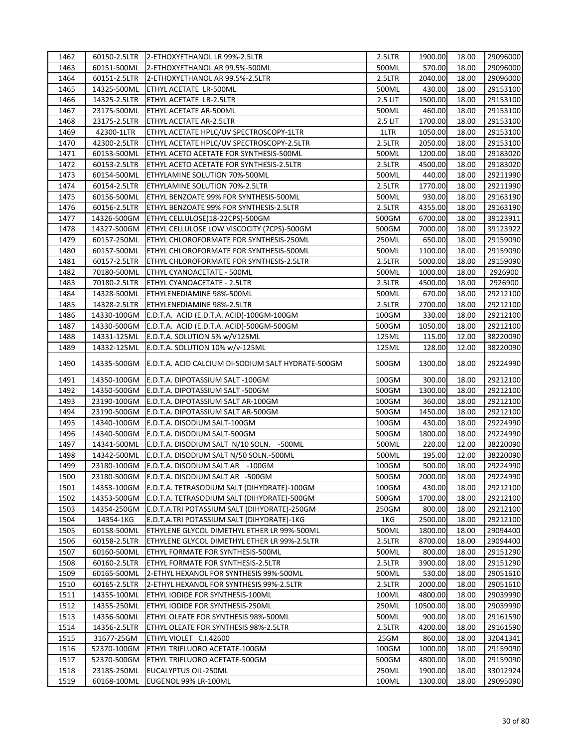| 1462 | 60150-2.5LTR | 2-ETHOXYETHANOL LR 99%-2.5LTR | 2.5LTR | 1900.00 | 18.00 | 29096000 |
|---|---|---|---|---|---|---|
| 1463 | 60151-500ML | 2-ETHOXYETHANOL AR 99.5%-500ML | 500ML | 570.00 | 18.00 | 29096000 |
| 1464 | 60151-2.5LTR | 2-ETHOXYETHANOL AR 99.5%-2.5LTR | 2.5LTR | 2040.00 | 18.00 | 29096000 |
| 1465 | 14325-500ML | ETHYL ACETATE LR-500ML | 500ML | 430.00 | 18.00 | 29153100 |
| 1466 | 14325-2.5LTR | ETHYL ACETATE LR-2.5LTR | 2.5 LIT | 1500.00 | 18.00 | 29153100 |
| 1467 | 23175-500ML | ETHYL ACETATE AR-500ML | 500ML | 460.00 | 18.00 | 29153100 |
| 1468 | 23175-2.5LTR | ETHYL ACETATE AR-2.5LTR | 2.5 LIT | 1700.00 | 18.00 | 29153100 |
| 1469 | 42300-1LTR | ETHYL ACETATE HPLC/UV SPECTROSCOPY-1LTR | 1LTR | 1050.00 | 18.00 | 29153100 |
| 1470 | 42300-2.5LTR | ETHYL ACETATE HPLC/UV SPECTROSCOPY-2.5LTR | 2.5LTR | 2050.00 | 18.00 | 29153100 |
| 1471 | 60153-500ML | ETHYL ACETO ACETATE FOR SYNTHESIS-500ML | 500ML | 1200.00 | 18.00 | 29183020 |
| 1472 | 60153-2.5LTR | ETHYL ACETO ACETATE FOR SYNTHESIS-2.5LTR | 2.5LTR | 4500.00 | 18.00 | 29183020 |
| 1473 | 60154-500ML | ETHYLAMINE SOLUTION 70%-500ML | 500ML | 440.00 | 18.00 | 29211990 |
| 1474 | 60154-2.5LTR | ETHYLAMINE SOLUTION 70%-2.5LTR | 2.5LTR | 1770.00 | 18.00 | 29211990 |
| 1475 | 60156-500ML | ETHYL BENZOATE 99% FOR SYNTHESIS-500ML | 500ML | 930.00 | 18.00 | 29163190 |
| 1476 | 60156-2.5LTR | ETHYL BENZOATE 99% FOR SYNTHESIS-2.5LTR | 2.5LTR | 4355.00 | 18.00 | 29163190 |
| 1477 | 14326-500GM | ETHYL CELLULOSE(18-22CPS)-500GM | 500GM | 6700.00 | 18.00 | 39123911 |
| 1478 | 14327-500GM | ETHYL CELLULOSE LOW VISCOCITY (7CPS)-500GM | 500GM | 7000.00 | 18.00 | 39123922 |
| 1479 | 60157-250ML | ETHYL CHLOROFORMATE FOR SYNTHESIS-250ML | 250ML | 650.00 | 18.00 | 29159090 |
| 1480 | 60157-500ML | ETHYL CHLOROFORMATE FOR SYNTHESIS-500ML | 500ML | 1100.00 | 18.00 | 29159090 |
| 1481 | 60157-2.5LTR | ETHYL CHLOROFORMATE FOR SYNTHESIS-2.5LTR | 2.5LTR | 5000.00 | 18.00 | 29159090 |
| 1482 | 70180-500ML | ETHYL CYANOACETATE - 500ML | 500ML | 1000.00 | 18.00 | 2926900 |
| 1483 | 70180-2.5LTR | ETHYL CYANOACETATE - 2.5LTR | 2.5LTR | 4500.00 | 18.00 | 2926900 |
| 1484 | 14328-500ML | ETHYLENEDIAMINE 98%-500ML | 500ML | 670.00 | 18.00 | 29212100 |
| 1485 | 14328-2.5LTR | ETHYLENEDIAMINE 98%-2.5LTR | 2.5LTR | 2700.00 | 18.00 | 29212100 |
| 1486 | 14330-100GM | E.D.T.A. ACID (E.D.T.A. ACID)-100GM-100GM | 100GM | 330.00 | 18.00 | 29212100 |
| 1487 | 14330-500GM | E.D.T.A. ACID (E.D.T.A. ACID)-500GM-500GM | 500GM | 1050.00 | 18.00 | 29212100 |
| 1488 | 14331-125ML | E.D.T.A. SOLUTION 5% w/V125ML | 125ML | 115.00 | 12.00 | 38220090 |
| 1489 | 14332-125ML | E.D.T.A. SOLUTION 10% w/v-125ML | 125ML | 128.00 | 12.00 | 38220090 |
| 1490 | 14335-500GM | E.D.T.A. ACID CALCIUM DI-SODIUM SALT HYDRATE-500GM | 500GM | 1300.00 | 18.00 | 29224990 |
| 1491 | 14350-100GM | E.D.T.A. DIPOTASSIUM SALT -100GM | 100GM | 300.00 | 18.00 | 29212100 |
| 1492 | 14350-500GM | E.D.T.A. DIPOTASSIUM SALT -500GM | 500GM | 1300.00 | 18.00 | 29212100 |
| 1493 | 23190-100GM | E.D.T.A. DIPOTASSIUM SALT AR-100GM | 100GM | 360.00 | 18.00 | 29212100 |
| 1494 | 23190-500GM | E.D.T.A. DIPOTASSIUM SALT AR-500GM | 500GM | 1450.00 | 18.00 | 29212100 |
| 1495 | 14340-100GM | E.D.T.A. DISODIUM SALT-100GM | 100GM | 430.00 | 18.00 | 29224990 |
| 1496 | 14340-500GM | E.D.T.A. DISODIUM SALT-500GM | 500GM | 1800.00 | 18.00 | 29224990 |
| 1497 | 14341-500ML | E.D.T.A. DISODIUM SALT N/10 SOLN. -500ML | 500ML | 220.00 | 12.00 | 38220090 |
| 1498 | 14342-500ML | E.D.T.A. DISODIUM SALT N/50 SOLN.-500ML | 500ML | 195.00 | 12.00 | 38220090 |
| 1499 | 23180-100GM | E.D.T.A. DISODIUM SALT AR -100GM | 100GM | 500.00 | 18.00 | 29224990 |
| 1500 | 23180-500GM | E.D.T.A. DISODIUM SALT AR -500GM | 500GM | 2000.00 | 18.00 | 29224990 |
| 1501 | 14353-100GM | E.D.T.A. TETRASODIUM SALT (DIHYDRATE)-100GM | 100GM | 430.00 | 18.00 | 29212100 |
| 1502 | 14353-500GM | E.D.T.A. TETRASODIUM SALT (DIHYDRATE)-500GM | 500GM | 1700.00 | 18.00 | 29212100 |
| 1503 | 14354-250GM | E.D.T.A.TRI POTASSIUM SALT (DIHYDRATE)-250GM | 250GM | 800.00 | 18.00 | 29212100 |
| 1504 | 14354-1KG | E.D.T.A.TRI POTASSIUM SALT (DIHYDRATE)-1KG | 1KG | 2500.00 | 18.00 | 29212100 |
| 1505 | 60158-500ML | ETHYLENE GLYCOL DIMETHYL ETHER LR 99%-500ML | 500ML | 1800.00 | 18.00 | 29094400 |
| 1506 | 60158-2.5LTR | ETHYLENE GLYCOL DIMETHYL ETHER LR 99%-2.5LTR | 2.5LTR | 8700.00 | 18.00 | 29094400 |
| 1507 | 60160-500ML | ETHYL FORMATE FOR SYNTHESIS-500ML | 500ML | 800.00 | 18.00 | 29151290 |
| 1508 | 60160-2.5LTR | ETHYL FORMATE FOR SYNTHESIS-2.5LTR | 2.5LTR | 3900.00 | 18.00 | 29151290 |
| 1509 | 60165-500ML | 2-ETHYL HEXANOL FOR SYNTHESIS 99%-500ML | 500ML | 530.00 | 18.00 | 29051610 |
| 1510 | 60165-2.5LTR | 2-ETHYL HEXANOL FOR SYNTHESIS 99%-2.5LTR | 2.5LTR | 2000.00 | 18.00 | 29051610 |
| 1511 | 14355-100ML | ETHYL IODIDE FOR SYNTHESIS-100ML | 100ML | 4800.00 | 18.00 | 29039990 |
| 1512 | 14355-250ML | ETHYL IODIDE FOR SYNTHESIS-250ML | 250ML | 10500.00 | 18.00 | 29039990 |
| 1513 | 14356-500ML | ETHYL OLEATE FOR SYNTHESIS 98%-500ML | 500ML | 900.00 | 18.00 | 29161590 |
| 1514 | 14356-2.5LTR | ETHYL OLEATE FOR SYNTHESIS 98%-2.5LTR | 2.5LTR | 4200.00 | 18.00 | 29161590 |
| 1515 | 31677-25GM | ETHYL VIOLET C.I.42600 | 25GM | 860.00 | 18.00 | 32041341 |
| 1516 | 52370-100GM | ETHYL TRIFLUORO ACETATE-100GM | 100GM | 1000.00 | 18.00 | 29159090 |
| 1517 | 52370-500GM | ETHYL TRIFLUORO ACETATE-500GM | 500GM | 4800.00 | 18.00 | 29159090 |
| 1518 | 23185-250ML | EUCALYPTUS OIL-250ML | 250ML | 1900.00 | 18.00 | 33012924 |
| 1519 | 60168-100ML | EUGENOL 99% LR-100ML | 100ML | 1300.00 | 18.00 | 29095090 |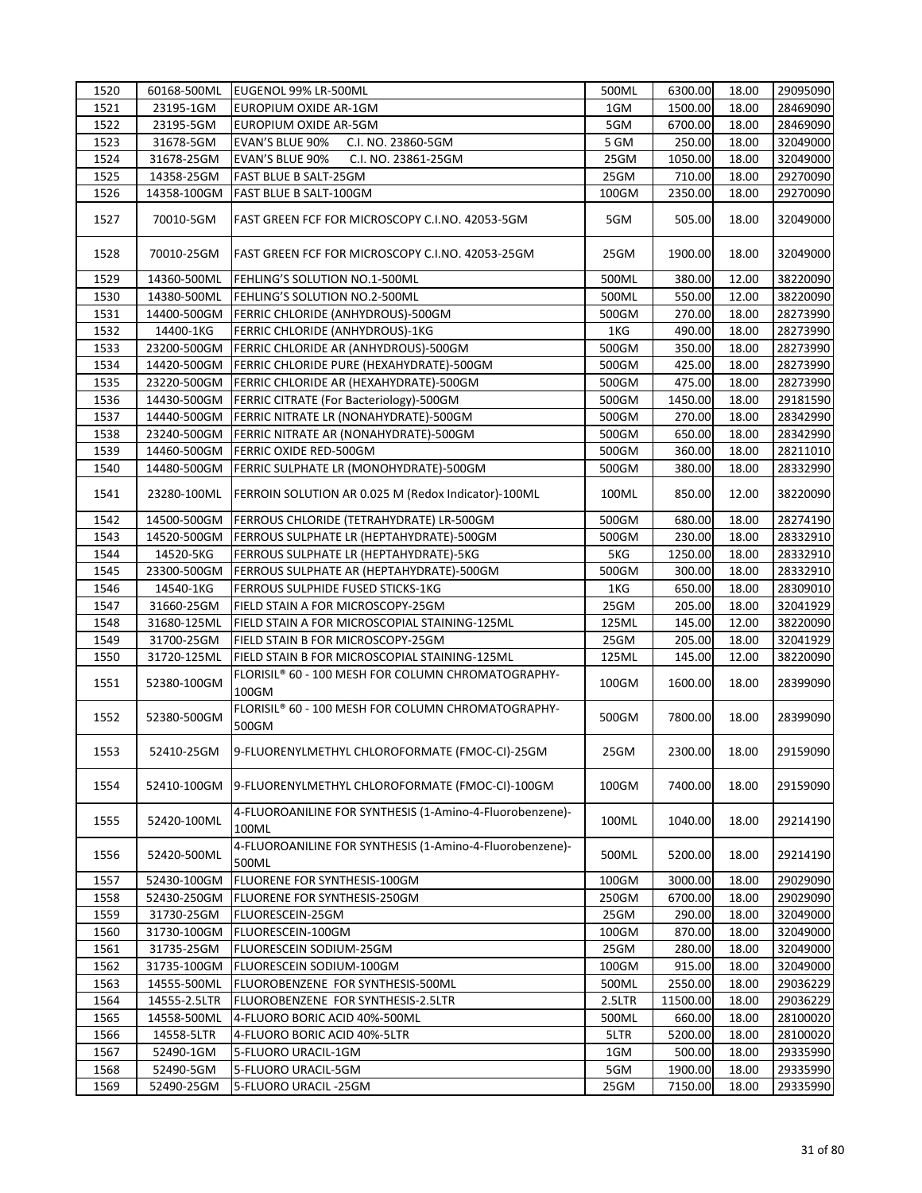| | | | | | | |
|---|---|---|---|---|---|---|
| 1520 | 60168-500ML | EUGENOL 99% LR-500ML | 500ML | 6300.00 | 18.00 | 29095090 |
| 1521 | 23195-1GM | EUROPIUM OXIDE AR-1GM | 1GM | 1500.00 | 18.00 | 28469090 |
| 1522 | 23195-5GM | EUROPIUM OXIDE AR-5GM | 5GM | 6700.00 | 18.00 | 28469090 |
| 1523 | 31678-5GM | EVAN'S BLUE 90% C.I. NO. 23860-5GM | 5 GM | 250.00 | 18.00 | 32049000 |
| 1524 | 31678-25GM | EVAN'S BLUE 90% C.I. NO. 23861-25GM | 25GM | 1050.00 | 18.00 | 32049000 |
| 1525 | 14358-25GM | FAST BLUE B SALT-25GM | 25GM | 710.00 | 18.00 | 29270090 |
| 1526 | 14358-100GM | FAST BLUE B SALT-100GM | 100GM | 2350.00 | 18.00 | 29270090 |
| 1527 | 70010-5GM | FAST GREEN FCF FOR MICROSCOPY C.I.NO. 42053-5GM | 5GM | 505.00 | 18.00 | 32049000 |
| 1528 | 70010-25GM | FAST GREEN FCF FOR MICROSCOPY C.I.NO. 42053-25GM | 25GM | 1900.00 | 18.00 | 32049000 |
| 1529 | 14360-500ML | FEHLING'S SOLUTION NO.1-500ML | 500ML | 380.00 | 12.00 | 38220090 |
| 1530 | 14380-500ML | FEHLING'S SOLUTION NO.2-500ML | 500ML | 550.00 | 12.00 | 38220090 |
| 1531 | 14400-500GM | FERRIC CHLORIDE (ANHYDROUS)-500GM | 500GM | 270.00 | 18.00 | 28273990 |
| 1532 | 14400-1KG | FERRIC CHLORIDE (ANHYDROUS)-1KG | 1KG | 490.00 | 18.00 | 28273990 |
| 1533 | 23200-500GM | FERRIC CHLORIDE AR (ANHYDROUS)-500GM | 500GM | 350.00 | 18.00 | 28273990 |
| 1534 | 14420-500GM | FERRIC CHLORIDE PURE (HEXAHYDRATE)-500GM | 500GM | 425.00 | 18.00 | 28273990 |
| 1535 | 23220-500GM | FERRIC CHLORIDE AR (HEXAHYDRATE)-500GM | 500GM | 475.00 | 18.00 | 28273990 |
| 1536 | 14430-500GM | FERRIC CITRATE (For Bacteriology)-500GM | 500GM | 1450.00 | 18.00 | 29181590 |
| 1537 | 14440-500GM | FERRIC NITRATE LR (NONAHYDRATE)-500GM | 500GM | 270.00 | 18.00 | 28342990 |
| 1538 | 23240-500GM | FERRIC NITRATE AR (NONAHYDRATE)-500GM | 500GM | 650.00 | 18.00 | 28342990 |
| 1539 | 14460-500GM | FERRIC OXIDE RED-500GM | 500GM | 360.00 | 18.00 | 28211010 |
| 1540 | 14480-500GM | FERRIC SULPHATE LR (MONOHYDRATE)-500GM | 500GM | 380.00 | 18.00 | 28332990 |
| 1541 | 23280-100ML | FERROIN SOLUTION AR 0.025 M (Redox Indicator)-100ML | 100ML | 850.00 | 12.00 | 38220090 |
| 1542 | 14500-500GM | FERROUS CHLORIDE (TETRAHYDRATE) LR-500GM | 500GM | 680.00 | 18.00 | 28274190 |
| 1543 | 14520-500GM | FERROUS SULPHATE LR (HEPTAHYDRATE)-500GM | 500GM | 230.00 | 18.00 | 28332910 |
| 1544 | 14520-5KG | FERROUS SULPHATE LR (HEPTAHYDRATE)-5KG | 5KG | 1250.00 | 18.00 | 28332910 |
| 1545 | 23300-500GM | FERROUS SULPHATE AR (HEPTAHYDRATE)-500GM | 500GM | 300.00 | 18.00 | 28332910 |
| 1546 | 14540-1KG | FERROUS SULPHIDE FUSED STICKS-1KG | 1KG | 650.00 | 18.00 | 28309010 |
| 1547 | 31660-25GM | FIELD STAIN A FOR MICROSCOPY-25GM | 25GM | 205.00 | 18.00 | 32041929 |
| 1548 | 31680-125ML | FIELD STAIN A FOR MICROSCOPIAL STAINING-125ML | 125ML | 145.00 | 12.00 | 38220090 |
| 1549 | 31700-25GM | FIELD STAIN B FOR MICROSCOPY-25GM | 25GM | 205.00 | 18.00 | 32041929 |
| 1550 | 31720-125ML | FIELD STAIN B FOR MICROSCOPIAL STAINING-125ML | 125ML | 145.00 | 12.00 | 38220090 |
| 1551 | 52380-100GM | FLORISIL® 60 - 100 MESH FOR COLUMN CHROMATOGRAPHY-100GM | 100GM | 1600.00 | 18.00 | 28399090 |
| 1552 | 52380-500GM | FLORISIL® 60 - 100 MESH FOR COLUMN CHROMATOGRAPHY-500GM | 500GM | 7800.00 | 18.00 | 28399090 |
| 1553 | 52410-25GM | 9-FLUORENYLMETHYL CHLOROFORMATE (FMOC-CI)-25GM | 25GM | 2300.00 | 18.00 | 29159090 |
| 1554 | 52410-100GM | 9-FLUORENYLMETHYL CHLOROFORMATE (FMOC-CI)-100GM | 100GM | 7400.00 | 18.00 | 29159090 |
| 1555 | 52420-100ML | 4-FLUOROANILINE FOR SYNTHESIS (1-Amino-4-Fluorobenzene)-100ML | 100ML | 1040.00 | 18.00 | 29214190 |
| 1556 | 52420-500ML | 4-FLUOROANILINE FOR SYNTHESIS (1-Amino-4-Fluorobenzene)-500ML | 500ML | 5200.00 | 18.00 | 29214190 |
| 1557 | 52430-100GM | FLUORENE FOR SYNTHESIS-100GM | 100GM | 3000.00 | 18.00 | 29029090 |
| 1558 | 52430-250GM | FLUORENE FOR SYNTHESIS-250GM | 250GM | 6700.00 | 18.00 | 29029090 |
| 1559 | 31730-25GM | FLUORESCEIN-25GM | 25GM | 290.00 | 18.00 | 32049000 |
| 1560 | 31730-100GM | FLUORESCEIN-100GM | 100GM | 870.00 | 18.00 | 32049000 |
| 1561 | 31735-25GM | FLUORESCEIN SODIUM-25GM | 25GM | 280.00 | 18.00 | 32049000 |
| 1562 | 31735-100GM | FLUORESCEIN SODIUM-100GM | 100GM | 915.00 | 18.00 | 32049000 |
| 1563 | 14555-500ML | FLUOROBENZENE FOR SYNTHESIS-500ML | 500ML | 2550.00 | 18.00 | 29036229 |
| 1564 | 14555-2.5LTR | FLUOROBENZENE FOR SYNTHESIS-2.5LTR | 2.5LTR | 11500.00 | 18.00 | 29036229 |
| 1565 | 14558-500ML | 4-FLUORO BORIC ACID 40%-500ML | 500ML | 660.00 | 18.00 | 28100020 |
| 1566 | 14558-5LTR | 4-FLUORO BORIC ACID 40%-5LTR | 5LTR | 5200.00 | 18.00 | 28100020 |
| 1567 | 52490-1GM | 5-FLUORO URACIL-1GM | 1GM | 500.00 | 18.00 | 29335990 |
| 1568 | 52490-5GM | 5-FLUORO URACIL-5GM | 5GM | 1900.00 | 18.00 | 29335990 |
| 1569 | 52490-25GM | 5-FLUORO URACIL -25GM | 25GM | 7150.00 | 18.00 | 29335990 |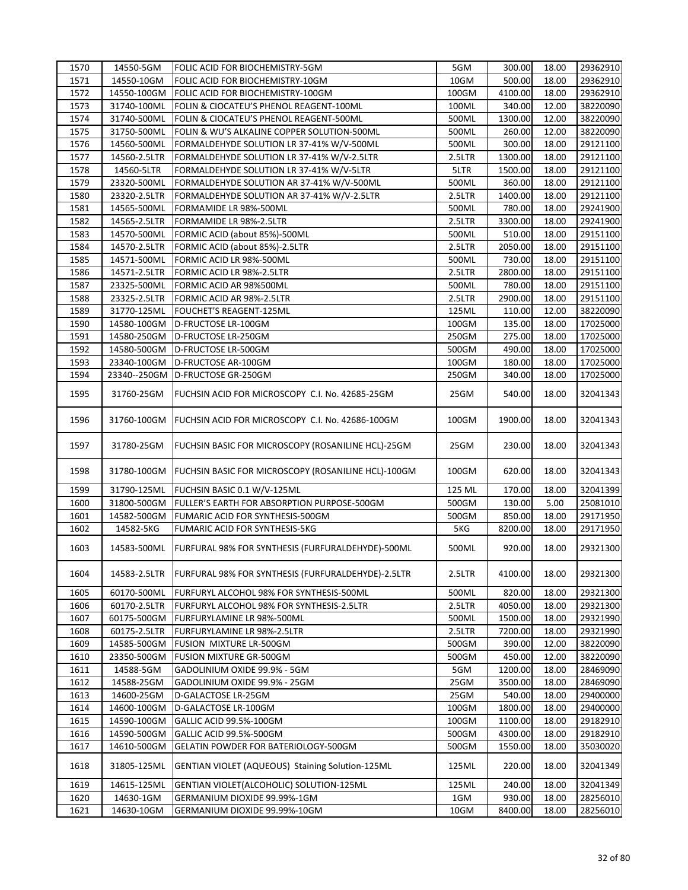| | | | | | | |
|---|---|---|---|---|---|---|
| 1570 | 14550-5GM | FOLIC ACID FOR BIOCHEMISTRY-5GM | 5GM | 300.00 | 18.00 | 29362910 |
| 1571 | 14550-10GM | FOLIC ACID FOR BIOCHEMISTRY-10GM | 10GM | 500.00 | 18.00 | 29362910 |
| 1572 | 14550-100GM | FOLIC ACID FOR BIOCHEMISTRY-100GM | 100GM | 4100.00 | 18.00 | 29362910 |
| 1573 | 31740-100ML | FOLIN & CIOCATEU'S PHENOL REAGENT-100ML | 100ML | 340.00 | 12.00 | 38220090 |
| 1574 | 31740-500ML | FOLIN & CIOCATEU'S PHENOL REAGENT-500ML | 500ML | 1300.00 | 12.00 | 38220090 |
| 1575 | 31750-500ML | FOLIN & WU'S ALKALINE COPPER SOLUTION-500ML | 500ML | 260.00 | 12.00 | 38220090 |
| 1576 | 14560-500ML | FORMALDEHYDE SOLUTION LR 37-41% W/V-500ML | 500ML | 300.00 | 18.00 | 29121100 |
| 1577 | 14560-2.5LTR | FORMALDEHYDE SOLUTION LR 37-41% W/V-2.5LTR | 2.5LTR | 1300.00 | 18.00 | 29121100 |
| 1578 | 14560-5LTR | FORMALDEHYDE SOLUTION LR 37-41% W/V-5LTR | 5LTR | 1500.00 | 18.00 | 29121100 |
| 1579 | 23320-500ML | FORMALDEHYDE SOLUTION AR 37-41% W/V-500ML | 500ML | 360.00 | 18.00 | 29121100 |
| 1580 | 23320-2.5LTR | FORMALDEHYDE SOLUTION AR 37-41% W/V-2.5LTR | 2.5LTR | 1400.00 | 18.00 | 29121100 |
| 1581 | 14565-500ML | FORMAMIDE LR 98%-500ML | 500ML | 780.00 | 18.00 | 29241900 |
| 1582 | 14565-2.5LTR | FORMAMIDE LR 98%-2.5LTR | 2.5LTR | 3300.00 | 18.00 | 29241900 |
| 1583 | 14570-500ML | FORMIC ACID (about 85%)-500ML | 500ML | 510.00 | 18.00 | 29151100 |
| 1584 | 14570-2.5LTR | FORMIC ACID (about 85%)-2.5LTR | 2.5LTR | 2050.00 | 18.00 | 29151100 |
| 1585 | 14571-500ML | FORMIC ACID LR 98%-500ML | 500ML | 730.00 | 18.00 | 29151100 |
| 1586 | 14571-2.5LTR | FORMIC ACID LR 98%-2.5LTR | 2.5LTR | 2800.00 | 18.00 | 29151100 |
| 1587 | 23325-500ML | FORMIC ACID AR 98%500ML | 500ML | 780.00 | 18.00 | 29151100 |
| 1588 | 23325-2.5LTR | FORMIC ACID AR 98%-2.5LTR | 2.5LTR | 2900.00 | 18.00 | 29151100 |
| 1589 | 31770-125ML | FOUCHET'S REAGENT-125ML | 125ML | 110.00 | 12.00 | 38220090 |
| 1590 | 14580-100GM | D-FRUCTOSE LR-100GM | 100GM | 135.00 | 18.00 | 17025000 |
| 1591 | 14580-250GM | D-FRUCTOSE LR-250GM | 250GM | 275.00 | 18.00 | 17025000 |
| 1592 | 14580-500GM | D-FRUCTOSE LR-500GM | 500GM | 490.00 | 18.00 | 17025000 |
| 1593 | 23340-100GM | D-FRUCTOSE AR-100GM | 100GM | 180.00 | 18.00 | 17025000 |
| 1594 | 23340--250GM | D-FRUCTOSE GR-250GM | 250GM | 340.00 | 18.00 | 17025000 |
| 1595 | 31760-25GM | FUCHSIN ACID FOR MICROSCOPY C.I. No. 42685-25GM | 25GM | 540.00 | 18.00 | 32041343 |
| 1596 | 31760-100GM | FUCHSIN ACID FOR MICROSCOPY C.I. No. 42686-100GM | 100GM | 1900.00 | 18.00 | 32041343 |
| 1597 | 31780-25GM | FUCHSIN BASIC FOR MICROSCOPY (ROSANILINE HCL)-25GM | 25GM | 230.00 | 18.00 | 32041343 |
| 1598 | 31780-100GM | FUCHSIN BASIC FOR MICROSCOPY (ROSANILINE HCL)-100GM | 100GM | 620.00 | 18.00 | 32041343 |
| 1599 | 31790-125ML | FUCHSIN BASIC 0.1 W/V-125ML | 125 ML | 170.00 | 18.00 | 32041399 |
| 1600 | 31800-500GM | FULLER'S EARTH FOR ABSORPTION PURPOSE-500GM | 500GM | 130.00 | 5.00 | 25081010 |
| 1601 | 14582-500GM | FUMARIC ACID FOR SYNTHESIS-500GM | 500GM | 850.00 | 18.00 | 29171950 |
| 1602 | 14582-5KG | FUMARIC ACID FOR SYNTHESIS-5KG | 5KG | 8200.00 | 18.00 | 29171950 |
| 1603 | 14583-500ML | FURFURAL 98% FOR SYNTHESIS (FURFURALDEHYDE)-500ML | 500ML | 920.00 | 18.00 | 29321300 |
| 1604 | 14583-2.5LTR | FURFURAL 98% FOR SYNTHESIS (FURFURALDEHYDE)-2.5LTR | 2.5LTR | 4100.00 | 18.00 | 29321300 |
| 1605 | 60170-500ML | FURFURYL ALCOHOL 98% FOR SYNTHESIS-500ML | 500ML | 820.00 | 18.00 | 29321300 |
| 1606 | 60170-2.5LTR | FURFURYL ALCOHOL 98% FOR SYNTHESIS-2.5LTR | 2.5LTR | 4050.00 | 18.00 | 29321300 |
| 1607 | 60175-500GM | FURFURYLAMINE LR 98%-500ML | 500ML | 1500.00 | 18.00 | 29321990 |
| 1608 | 60175-2.5LTR | FURFURYLAMINE LR 98%-2.5LTR | 2.5LTR | 7200.00 | 18.00 | 29321990 |
| 1609 | 14585-500GM | FUSION MIXTURE LR-500GM | 500GM | 390.00 | 12.00 | 38220090 |
| 1610 | 23350-500GM | FUSION MIXTURE GR-500GM | 500GM | 450.00 | 12.00 | 38220090 |
| 1611 | 14588-5GM | GADOLINIUM OXIDE 99.9% - 5GM | 5GM | 1200.00 | 18.00 | 28469090 |
| 1612 | 14588-25GM | GADOLINIUM OXIDE 99.9% - 25GM | 25GM | 3500.00 | 18.00 | 28469090 |
| 1613 | 14600-25GM | D-GALACTOSE LR-25GM | 25GM | 540.00 | 18.00 | 29400000 |
| 1614 | 14600-100GM | D-GALACTOSE LR-100GM | 100GM | 1800.00 | 18.00 | 29400000 |
| 1615 | 14590-100GM | GALLIC ACID 99.5%-100GM | 100GM | 1100.00 | 18.00 | 29182910 |
| 1616 | 14590-500GM | GALLIC ACID 99.5%-500GM | 500GM | 4300.00 | 18.00 | 29182910 |
| 1617 | 14610-500GM | GELATIN POWDER FOR BATERIOLOGY-500GM | 500GM | 1550.00 | 18.00 | 35030020 |
| 1618 | 31805-125ML | GENTIAN VIOLET (AQUEOUS) Staining Solution-125ML | 125ML | 220.00 | 18.00 | 32041349 |
| 1619 | 14615-125ML | GENTIAN VIOLET(ALCOHOLIC) SOLUTION-125ML | 125ML | 240.00 | 18.00 | 32041349 |
| 1620 | 14630-1GM | GERMANIUM DIOXIDE 99.99%-1GM | 1GM | 930.00 | 18.00 | 28256010 |
| 1621 | 14630-10GM | GERMANIUM DIOXIDE 99.99%-10GM | 10GM | 8400.00 | 18.00 | 28256010 |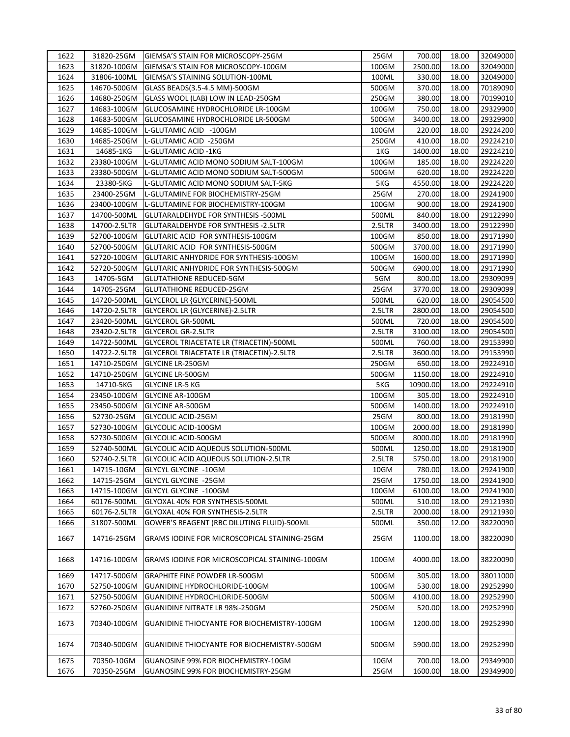| 1622 | 31820-25GM | GIEMSA'S STAIN FOR MICROSCOPY-25GM | 25GM | 700.00 | 18.00 | 32049000 |
|---|---|---|---|---|---|---|
| 1623 | 31820-100GM | GIEMSA'S STAIN FOR MICROSCOPY-100GM | 100GM | 2500.00 | 18.00 | 32049000 |
| 1624 | 31806-100ML | GIEMSA'S STAINING SOLUTION-100ML | 100ML | 330.00 | 18.00 | 32049000 |
| 1625 | 14670-500GM | GLASS BEADS(3.5-4.5 MM)-500GM | 500GM | 370.00 | 18.00 | 70189090 |
| 1626 | 14680-250GM | GLASS WOOL (LAB) LOW IN LEAD-250GM | 250GM | 380.00 | 18.00 | 70199010 |
| 1627 | 14683-100GM | GLUCOSAMINE HYDROCHLORIDE LR-100GM | 100GM | 750.00 | 18.00 | 29329900 |
| 1628 | 14683-500GM | GLUCOSAMINE HYDROCHLORIDE LR-500GM | 500GM | 3400.00 | 18.00 | 29329900 |
| 1629 | 14685-100GM | L-GLUTAMIC ACID -100GM | 100GM | 220.00 | 18.00 | 29224200 |
| 1630 | 14685-250GM | L-GLUTAMIC ACID -250GM | 250GM | 410.00 | 18.00 | 29224210 |
| 1631 | 14685-1KG | L-GLUTAMIC ACID -1KG | 1KG | 1400.00 | 18.00 | 29224210 |
| 1632 | 23380-100GM | L-GLUTAMIC ACID MONO SODIUM SALT-100GM | 100GM | 185.00 | 18.00 | 29224220 |
| 1633 | 23380-500GM | L-GLUTAMIC ACID MONO SODIUM SALT-500GM | 500GM | 620.00 | 18.00 | 29224220 |
| 1634 | 23380-5KG | L-GLUTAMIC ACID MONO SODIUM SALT-5KG | 5KG | 4550.00 | 18.00 | 29224220 |
| 1635 | 23400-25GM | L-GLUTAMINE FOR BIOCHEMISTRY-25GM | 25GM | 270.00 | 18.00 | 29241900 |
| 1636 | 23400-100GM | L-GLUTAMINE FOR BIOCHEMISTRY-100GM | 100GM | 900.00 | 18.00 | 29241900 |
| 1637 | 14700-500ML | GLUTARALDEHYDE FOR SYNTHESIS -500ML | 500ML | 840.00 | 18.00 | 29122990 |
| 1638 | 14700-2.5LTR | GLUTARALDEHYDE FOR SYNTHESIS -2.5LTR | 2.5LTR | 3400.00 | 18.00 | 29122990 |
| 1639 | 52700-100GM | GLUTARIC ACID FOR SYNTHESIS-100GM | 100GM | 850.00 | 18.00 | 29171990 |
| 1640 | 52700-500GM | GLUTARIC ACID FOR SYNTHESIS-500GM | 500GM | 3700.00 | 18.00 | 29171990 |
| 1641 | 52720-100GM | GLUTARIC ANHYDRIDE FOR SYNTHESIS-100GM | 100GM | 1600.00 | 18.00 | 29171990 |
| 1642 | 52720-500GM | GLUTARIC ANHYDRIDE FOR SYNTHESIS-500GM | 500GM | 6900.00 | 18.00 | 29171990 |
| 1643 | 14705-5GM | GLUTATHIONE REDUCED-5GM | 5GM | 800.00 | 18.00 | 29309099 |
| 1644 | 14705-25GM | GLUTATHIONE REDUCED-25GM | 25GM | 3770.00 | 18.00 | 29309099 |
| 1645 | 14720-500ML | GLYCEROL LR {GLYCERINE}-500ML | 500ML | 620.00 | 18.00 | 29054500 |
| 1646 | 14720-2.5LTR | GLYCEROL LR {GLYCERINE}-2.5LTR | 2.5LTR | 2800.00 | 18.00 | 29054500 |
| 1647 | 23420-500ML | GLYCEROL GR-500ML | 500ML | 720.00 | 18.00 | 29054500 |
| 1648 | 23420-2.5LTR | GLYCEROL GR-2.5LTR | 2.5LTR | 3100.00 | 18.00 | 29054500 |
| 1649 | 14722-500ML | GLYCEROL TRIACETATE LR (TRIACETIN)-500ML | 500ML | 760.00 | 18.00 | 29153990 |
| 1650 | 14722-2.5LTR | GLYCEROL TRIACETATE LR (TRIACETIN)-2.5LTR | 2.5LTR | 3600.00 | 18.00 | 29153990 |
| 1651 | 14710-250GM | GLYCINE LR-250GM | 250GM | 650.00 | 18.00 | 29224910 |
| 1652 | 14710-250GM | GLYCINE LR-500GM | 500GM | 1150.00 | 18.00 | 29224910 |
| 1653 | 14710-5KG | GLYCINE LR-5 KG | 5KG | 10900.00 | 18.00 | 29224910 |
| 1654 | 23450-100GM | GLYCINE AR-100GM | 100GM | 305.00 | 18.00 | 29224910 |
| 1655 | 23450-500GM | GLYCINE AR-500GM | 500GM | 1400.00 | 18.00 | 29224910 |
| 1656 | 52730-25GM | GLYCOLIC ACID-25GM | 25GM | 800.00 | 18.00 | 29181990 |
| 1657 | 52730-100GM | GLYCOLIC ACID-100GM | 100GM | 2000.00 | 18.00 | 29181990 |
| 1658 | 52730-500GM | GLYCOLIC ACID-500GM | 500GM | 8000.00 | 18.00 | 29181990 |
| 1659 | 52740-500ML | GLYCOLIC ACID AQUEOUS SOLUTION-500ML | 500ML | 1250.00 | 18.00 | 29181900 |
| 1660 | 52740-2.5LTR | GLYCOLIC ACID AQUEOUS SOLUTION-2.5LTR | 2.5LTR | 5750.00 | 18.00 | 29181900 |
| 1661 | 14715-10GM | GLYCYL GLYCINE -10GM | 10GM | 780.00 | 18.00 | 29241900 |
| 1662 | 14715-25GM | GLYCYL GLYCINE -25GM | 25GM | 1750.00 | 18.00 | 29241900 |
| 1663 | 14715-100GM | GLYCYL GLYCINE -100GM | 100GM | 6100.00 | 18.00 | 29241900 |
| 1664 | 60176-500ML | GLYOXAL 40% FOR SYNTHESIS-500ML | 500ML | 510.00 | 18.00 | 29121930 |
| 1665 | 60176-2.5LTR | GLYOXAL 40% FOR SYNTHESIS-2.5LTR | 2.5LTR | 2000.00 | 18.00 | 29121930 |
| 1666 | 31807-500ML | GOWER'S REAGENT (RBC DILUTING FLUID)-500ML | 500ML | 350.00 | 12.00 | 38220090 |
| 1667 | 14716-25GM | GRAMS IODINE FOR MICROSCOPICAL STAINING-25GM | 25GM | 1100.00 | 18.00 | 38220090 |
| 1668 | 14716-100GM | GRAMS IODINE FOR MICROSCOPICAL STAINING-100GM | 100GM | 4000.00 | 18.00 | 38220090 |
| 1669 | 14717-500GM | GRAPHITE FINE POWDER LR-500GM | 500GM | 305.00 | 18.00 | 38011000 |
| 1670 | 52750-100GM | GUANIDINE HYDROCHLORIDE-100GM | 100GM | 530.00 | 18.00 | 29252990 |
| 1671 | 52750-500GM | GUANIDINE HYDROCHLORIDE-500GM | 500GM | 4100.00 | 18.00 | 29252990 |
| 1672 | 52760-250GM | GUANIDINE NITRATE LR 98%-250GM | 250GM | 520.00 | 18.00 | 29252990 |
| 1673 | 70340-100GM | GUANIDINE THIOCYANTE FOR BIOCHEMISTRY-100GM | 100GM | 1200.00 | 18.00 | 29252990 |
| 1674 | 70340-500GM | GUANIDINE THIOCYANTE FOR BIOCHEMISTRY-500GM | 500GM | 5900.00 | 18.00 | 29252990 |
| 1675 | 70350-10GM | GUANOSINE 99% FOR BIOCHEMISTRY-10GM | 10GM | 700.00 | 18.00 | 29349900 |
| 1676 | 70350-25GM | GUANOSINE 99% FOR BIOCHEMISTRY-25GM | 25GM | 1600.00 | 18.00 | 29349900 |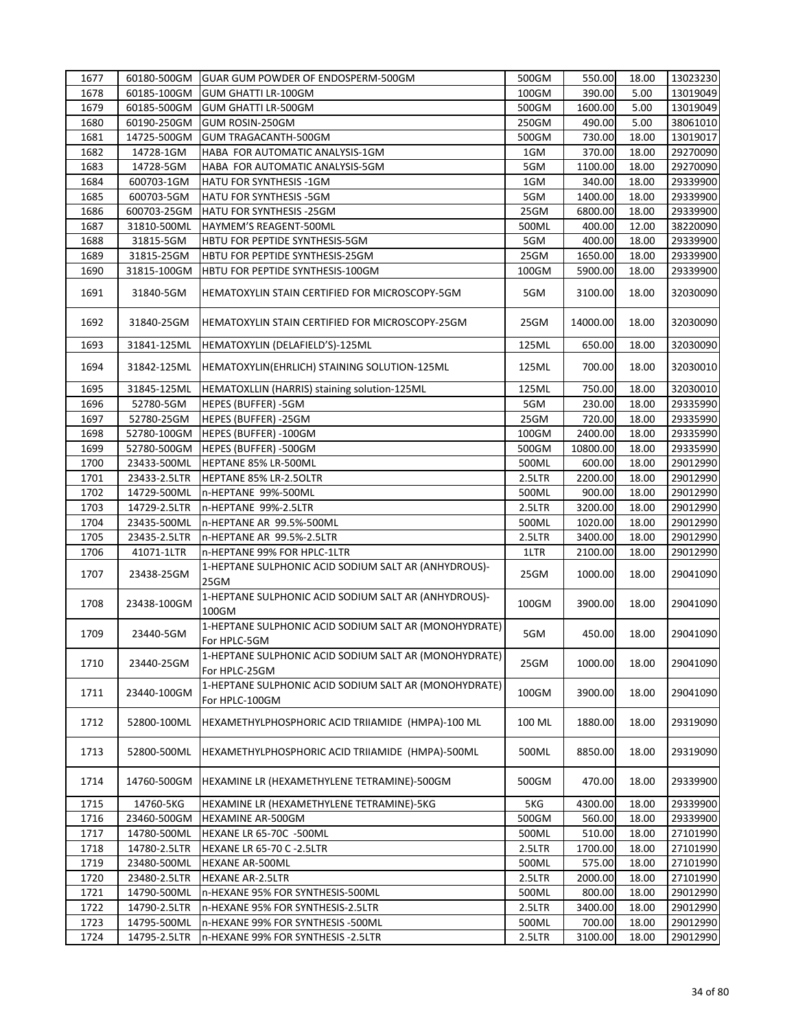| 1677 | 60180-500GM | GUAR GUM POWDER OF ENDOSPERM-500GM | 500GM | 550.00 | 18.00 | 13023230 |
|---|---|---|---|---|---|---|
| 1678 | 60185-100GM | GUM GHATTI LR-100GM | 100GM | 390.00 | 5.00 | 13019049 |
| 1679 | 60185-500GM | GUM GHATTI LR-500GM | 500GM | 1600.00 | 5.00 | 13019049 |
| 1680 | 60190-250GM | GUM ROSIN-250GM | 250GM | 490.00 | 5.00 | 38061010 |
| 1681 | 14725-500GM | GUM TRAGACANTH-500GM | 500GM | 730.00 | 18.00 | 13019017 |
| 1682 | 14728-1GM | HABA FOR AUTOMATIC ANALYSIS-1GM | 1GM | 370.00 | 18.00 | 29270090 |
| 1683 | 14728-5GM | HABA FOR AUTOMATIC ANALYSIS-5GM | 5GM | 1100.00 | 18.00 | 29270090 |
| 1684 | 600703-1GM | HATU FOR SYNTHESIS -1GM | 1GM | 340.00 | 18.00 | 29339900 |
| 1685 | 600703-5GM | HATU FOR SYNTHESIS -5GM | 5GM | 1400.00 | 18.00 | 29339900 |
| 1686 | 600703-25GM | HATU FOR SYNTHESIS -25GM | 25GM | 6800.00 | 18.00 | 29339900 |
| 1687 | 31810-500ML | HAYMEM'S REAGENT-500ML | 500ML | 400.00 | 12.00 | 38220090 |
| 1688 | 31815-5GM | HBTU FOR PEPTIDE SYNTHESIS-5GM | 5GM | 400.00 | 18.00 | 29339900 |
| 1689 | 31815-25GM | HBTU FOR PEPTIDE SYNTHESIS-25GM | 25GM | 1650.00 | 18.00 | 29339900 |
| 1690 | 31815-100GM | HBTU FOR PEPTIDE SYNTHESIS-100GM | 100GM | 5900.00 | 18.00 | 29339900 |
| 1691 | 31840-5GM | HEMATOXYLIN STAIN CERTIFIED FOR MICROSCOPY-5GM | 5GM | 3100.00 | 18.00 | 32030090 |
| 1692 | 31840-25GM | HEMATOXYLIN STAIN CERTIFIED FOR MICROSCOPY-25GM | 25GM | 14000.00 | 18.00 | 32030090 |
| 1693 | 31841-125ML | HEMATOXYLIN (DELAFIELD'S)-125ML | 125ML | 650.00 | 18.00 | 32030090 |
| 1694 | 31842-125ML | HEMATOXYLIN(EHRLICH) STAINING SOLUTION-125ML | 125ML | 700.00 | 18.00 | 32030010 |
| 1695 | 31845-125ML | HEMATOXLLIN (HARRIS) staining solution-125ML | 125ML | 750.00 | 18.00 | 32030010 |
| 1696 | 52780-5GM | HEPES (BUFFER) -5GM | 5GM | 230.00 | 18.00 | 29335990 |
| 1697 | 52780-25GM | HEPES (BUFFER) -25GM | 25GM | 720.00 | 18.00 | 29335990 |
| 1698 | 52780-100GM | HEPES (BUFFER) -100GM | 100GM | 2400.00 | 18.00 | 29335990 |
| 1699 | 52780-500GM | HEPES (BUFFER) -500GM | 500GM | 10800.00 | 18.00 | 29335990 |
| 1700 | 23433-500ML | HEPTANE 85% LR-500ML | 500ML | 600.00 | 18.00 | 29012990 |
| 1701 | 23433-2.5LTR | HEPTANE 85% LR-2.5OLTR | 2.5LTR | 2200.00 | 18.00 | 29012990 |
| 1702 | 14729-500ML | n-HEPTANE 99%-500ML | 500ML | 900.00 | 18.00 | 29012990 |
| 1703 | 14729-2.5LTR | n-HEPTANE 99%-2.5LTR | 2.5LTR | 3200.00 | 18.00 | 29012990 |
| 1704 | 23435-500ML | n-HEPTANE AR 99.5%-500ML | 500ML | 1020.00 | 18.00 | 29012990 |
| 1705 | 23435-2.5LTR | n-HEPTANE AR 99.5%-2.5LTR | 2.5LTR | 3400.00 | 18.00 | 29012990 |
| 1706 | 41071-1LTR | n-HEPTANE 99% FOR HPLC-1LTR | 1LTR | 2100.00 | 18.00 | 29012990 |
| 1707 | 23438-25GM | 1-HEPTANE SULPHONIC ACID SODIUM SALT AR (ANHYDROUS)-25GM | 25GM | 1000.00 | 18.00 | 29041090 |
| 1708 | 23438-100GM | 1-HEPTANE SULPHONIC ACID SODIUM SALT AR (ANHYDROUS)-100GM | 100GM | 3900.00 | 18.00 | 29041090 |
| 1709 | 23440-5GM | 1-HEPTANE SULPHONIC ACID SODIUM SALT AR (MONOHYDRATE) For HPLC-5GM | 5GM | 450.00 | 18.00 | 29041090 |
| 1710 | 23440-25GM | 1-HEPTANE SULPHONIC ACID SODIUM SALT AR (MONOHYDRATE) For HPLC-25GM | 25GM | 1000.00 | 18.00 | 29041090 |
| 1711 | 23440-100GM | 1-HEPTANE SULPHONIC ACID SODIUM SALT AR (MONOHYDRATE) For HPLC-100GM | 100GM | 3900.00 | 18.00 | 29041090 |
| 1712 | 52800-100ML | HEXAMETHYLPHOSPHORIC ACID TRIIAMIDE (HMPA)-100 ML | 100 ML | 1880.00 | 18.00 | 29319090 |
| 1713 | 52800-500ML | HEXAMETHYLPHOSPHORIC ACID TRIIAMIDE (HMPA)-500ML | 500ML | 8850.00 | 18.00 | 29319090 |
| 1714 | 14760-500GM | HEXAMINE LR (HEXAMETHYLENE TETRAMINE)-500GM | 500GM | 470.00 | 18.00 | 29339900 |
| 1715 | 14760-5KG | HEXAMINE LR (HEXAMETHYLENE TETRAMINE)-5KG | 5KG | 4300.00 | 18.00 | 29339900 |
| 1716 | 23460-500GM | HEXAMINE AR-500GM | 500GM | 560.00 | 18.00 | 29339900 |
| 1717 | 14780-500ML | HEXANE LR 65-70C -500ML | 500ML | 510.00 | 18.00 | 27101990 |
| 1718 | 14780-2.5LTR | HEXANE LR 65-70 C -2.5LTR | 2.5LTR | 1700.00 | 18.00 | 27101990 |
| 1719 | 23480-500ML | HEXANE AR-500ML | 500ML | 575.00 | 18.00 | 27101990 |
| 1720 | 23480-2.5LTR | HEXANE AR-2.5LTR | 2.5LTR | 2000.00 | 18.00 | 27101990 |
| 1721 | 14790-500ML | n-HEXANE 95% FOR SYNTHESIS-500ML | 500ML | 800.00 | 18.00 | 29012990 |
| 1722 | 14790-2.5LTR | n-HEXANE 95% FOR SYNTHESIS-2.5LTR | 2.5LTR | 3400.00 | 18.00 | 29012990 |
| 1723 | 14795-500ML | n-HEXANE 99% FOR SYNTHESIS -500ML | 500ML | 700.00 | 18.00 | 29012990 |
| 1724 | 14795-2.5LTR | n-HEXANE 99% FOR SYNTHESIS -2.5LTR | 2.5LTR | 3100.00 | 18.00 | 29012990 |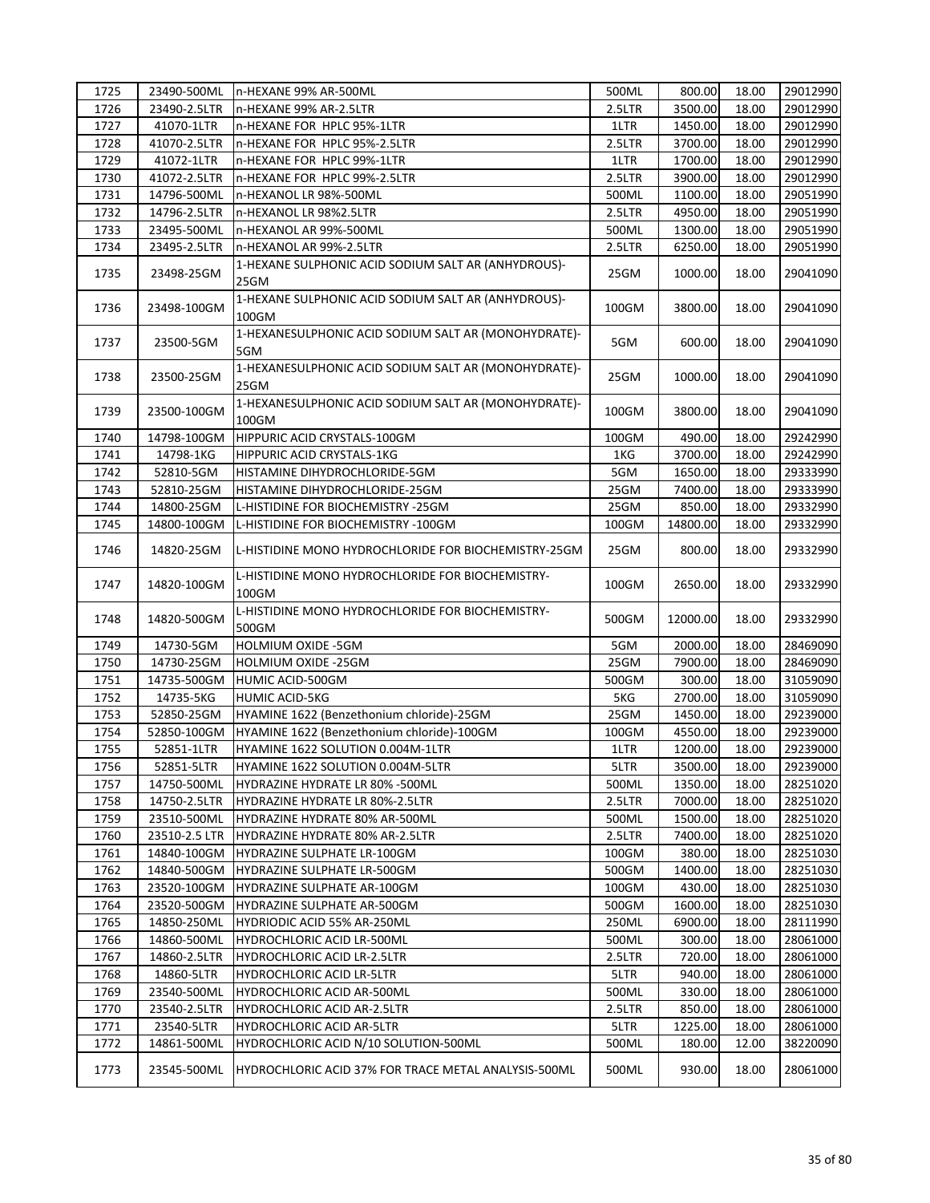| 1725 | 23490-500ML | n-HEXANE 99% AR-500ML | 500ML | 800.00 | 18.00 | 29012990 |
|---|---|---|---|---|---|---|
| 1726 | 23490-2.5LTR | n-HEXANE 99% AR-2.5LTR | 2.5LTR | 3500.00 | 18.00 | 29012990 |
| 1727 | 41070-1LTR | n-HEXANE FOR HPLC 95%-1LTR | 1LTR | 1450.00 | 18.00 | 29012990 |
| 1728 | 41070-2.5LTR | n-HEXANE FOR HPLC 95%-2.5LTR | 2.5LTR | 3700.00 | 18.00 | 29012990 |
| 1729 | 41072-1LTR | n-HEXANE FOR HPLC 99%-1LTR | 1LTR | 1700.00 | 18.00 | 29012990 |
| 1730 | 41072-2.5LTR | n-HEXANE FOR HPLC 99%-2.5LTR | 2.5LTR | 3900.00 | 18.00 | 29012990 |
| 1731 | 14796-500ML | n-HEXANOL LR 98%-500ML | 500ML | 1100.00 | 18.00 | 29051990 |
| 1732 | 14796-2.5LTR | n-HEXANOL LR 98%2.5LTR | 2.5LTR | 4950.00 | 18.00 | 29051990 |
| 1733 | 23495-500ML | n-HEXANOL AR 99%-500ML | 500ML | 1300.00 | 18.00 | 29051990 |
| 1734 | 23495-2.5LTR | n-HEXANOL AR 99%-2.5LTR | 2.5LTR | 6250.00 | 18.00 | 29051990 |
| 1735 | 23498-25GM | 1-HEXANE SULPHONIC ACID SODIUM SALT AR (ANHYDROUS)-25GM | 25GM | 1000.00 | 18.00 | 29041090 |
| 1736 | 23498-100GM | 1-HEXANE SULPHONIC ACID SODIUM SALT AR (ANHYDROUS)-100GM | 100GM | 3800.00 | 18.00 | 29041090 |
| 1737 | 23500-5GM | 1-HEXANESULPHONIC ACID SODIUM SALT AR (MONOHYDRATE)-5GM | 5GM | 600.00 | 18.00 | 29041090 |
| 1738 | 23500-25GM | 1-HEXANESULPHONIC ACID SODIUM SALT AR (MONOHYDRATE)-25GM | 25GM | 1000.00 | 18.00 | 29041090 |
| 1739 | 23500-100GM | 1-HEXANESULPHONIC ACID SODIUM SALT AR (MONOHYDRATE)-100GM | 100GM | 3800.00 | 18.00 | 29041090 |
| 1740 | 14798-100GM | HIPPURIC ACID CRYSTALS-100GM | 100GM | 490.00 | 18.00 | 29242990 |
| 1741 | 14798-1KG | HIPPURIC ACID CRYSTALS-1KG | 1KG | 3700.00 | 18.00 | 29242990 |
| 1742 | 52810-5GM | HISTAMINE DIHYDROCHLORIDE-5GM | 5GM | 1650.00 | 18.00 | 29333990 |
| 1743 | 52810-25GM | HISTAMINE DIHYDROCHLORIDE-25GM | 25GM | 7400.00 | 18.00 | 29333990 |
| 1744 | 14800-25GM | L-HISTIDINE FOR BIOCHEMISTRY -25GM | 25GM | 850.00 | 18.00 | 29332990 |
| 1745 | 14800-100GM | L-HISTIDINE FOR BIOCHEMISTRY -100GM | 100GM | 14800.00 | 18.00 | 29332990 |
| 1746 | 14820-25GM | L-HISTIDINE MONO HYDROCHLORIDE FOR BIOCHEMISTRY-25GM | 25GM | 800.00 | 18.00 | 29332990 |
| 1747 | 14820-100GM | L-HISTIDINE MONO HYDROCHLORIDE FOR BIOCHEMISTRY-100GM | 100GM | 2650.00 | 18.00 | 29332990 |
| 1748 | 14820-500GM | L-HISTIDINE MONO HYDROCHLORIDE FOR BIOCHEMISTRY-500GM | 500GM | 12000.00 | 18.00 | 29332990 |
| 1749 | 14730-5GM | HOLMIUM OXIDE -5GM | 5GM | 2000.00 | 18.00 | 28469090 |
| 1750 | 14730-25GM | HOLMIUM OXIDE -25GM | 25GM | 7900.00 | 18.00 | 28469090 |
| 1751 | 14735-500GM | HUMIC ACID-500GM | 500GM | 300.00 | 18.00 | 31059090 |
| 1752 | 14735-5KG | HUMIC ACID-5KG | 5KG | 2700.00 | 18.00 | 31059090 |
| 1753 | 52850-25GM | HYAMINE 1622 (Benzethonium chloride)-25GM | 25GM | 1450.00 | 18.00 | 29239000 |
| 1754 | 52850-100GM | HYAMINE 1622 (Benzethonium chloride)-100GM | 100GM | 4550.00 | 18.00 | 29239000 |
| 1755 | 52851-1LTR | HYAMINE 1622 SOLUTION 0.004M-1LTR | 1LTR | 1200.00 | 18.00 | 29239000 |
| 1756 | 52851-5LTR | HYAMINE 1622 SOLUTION 0.004M-5LTR | 5LTR | 3500.00 | 18.00 | 29239000 |
| 1757 | 14750-500ML | HYDRAZINE HYDRATE LR 80% -500ML | 500ML | 1350.00 | 18.00 | 28251020 |
| 1758 | 14750-2.5LTR | HYDRAZINE HYDRATE LR 80%-2.5LTR | 2.5LTR | 7000.00 | 18.00 | 28251020 |
| 1759 | 23510-500ML | HYDRAZINE HYDRATE 80% AR-500ML | 500ML | 1500.00 | 18.00 | 28251020 |
| 1760 | 23510-2.5 LTR | HYDRAZINE HYDRATE 80% AR-2.5LTR | 2.5LTR | 7400.00 | 18.00 | 28251020 |
| 1761 | 14840-100GM | HYDRAZINE SULPHATE LR-100GM | 100GM | 380.00 | 18.00 | 28251030 |
| 1762 | 14840-500GM | HYDRAZINE SULPHATE LR-500GM | 500GM | 1400.00 | 18.00 | 28251030 |
| 1763 | 23520-100GM | HYDRAZINE SULPHATE AR-100GM | 100GM | 430.00 | 18.00 | 28251030 |
| 1764 | 23520-500GM | HYDRAZINE SULPHATE AR-500GM | 500GM | 1600.00 | 18.00 | 28251030 |
| 1765 | 14850-250ML | HYDRIODIC ACID 55% AR-250ML | 250ML | 6900.00 | 18.00 | 28111990 |
| 1766 | 14860-500ML | HYDROCHLORIC ACID LR-500ML | 500ML | 300.00 | 18.00 | 28061000 |
| 1767 | 14860-2.5LTR | HYDROCHLORIC ACID LR-2.5LTR | 2.5LTR | 720.00 | 18.00 | 28061000 |
| 1768 | 14860-5LTR | HYDROCHLORIC ACID LR-5LTR | 5LTR | 940.00 | 18.00 | 28061000 |
| 1769 | 23540-500ML | HYDROCHLORIC ACID AR-500ML | 500ML | 330.00 | 18.00 | 28061000 |
| 1770 | 23540-2.5LTR | HYDROCHLORIC ACID AR-2.5LTR | 2.5LTR | 850.00 | 18.00 | 28061000 |
| 1771 | 23540-5LTR | HYDROCHLORIC ACID AR-5LTR | 5LTR | 1225.00 | 18.00 | 28061000 |
| 1772 | 14861-500ML | HYDROCHLORIC ACID N/10 SOLUTION-500ML | 500ML | 180.00 | 12.00 | 38220090 |
| 1773 | 23545-500ML | HYDROCHLORIC ACID 37% FOR TRACE METAL ANALYSIS-500ML | 500ML | 930.00 | 18.00 | 28061000 |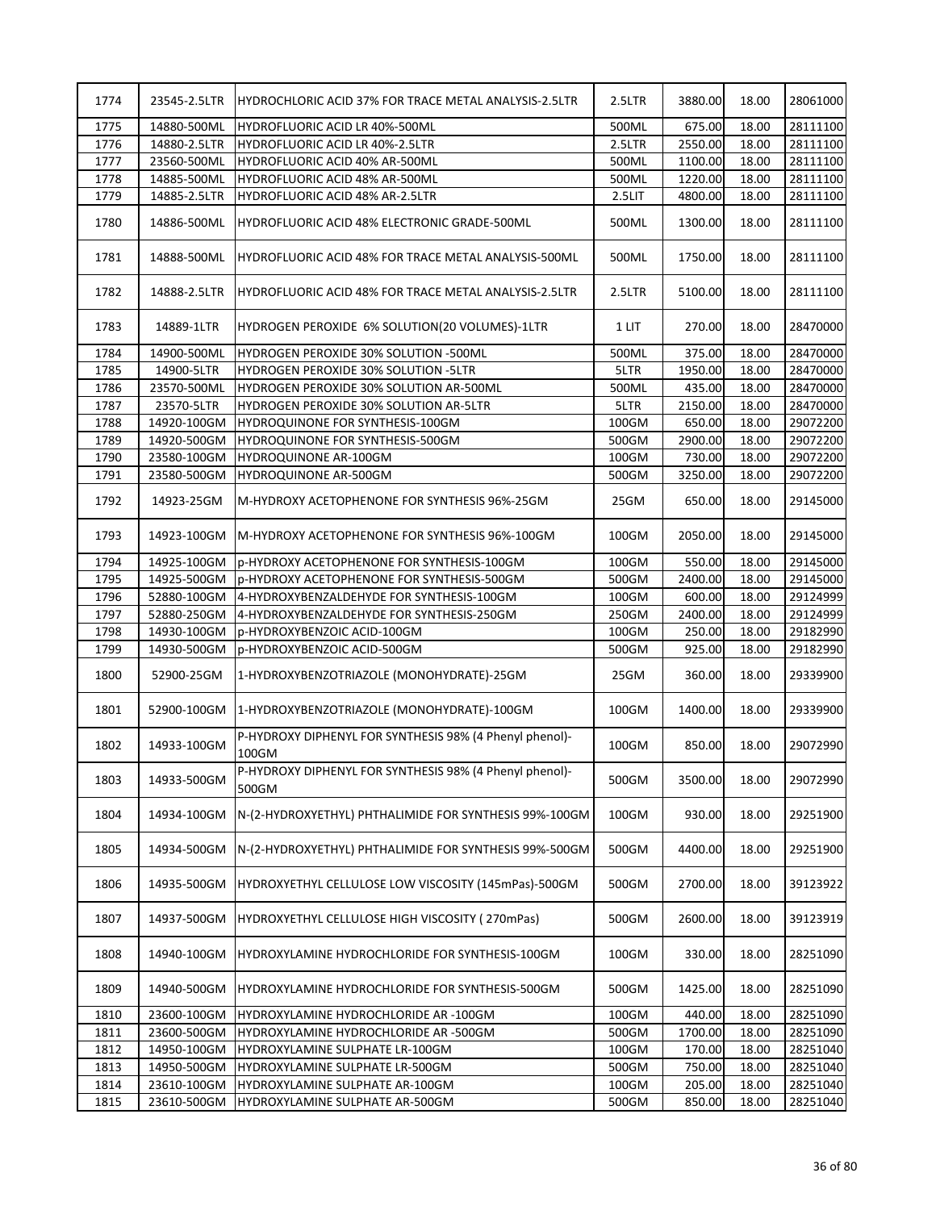| | | | | | | |
|---|---|---|---|---|---|---|
| 1774 | 23545-2.5LTR | HYDROCHLORIC ACID 37% FOR TRACE METAL ANALYSIS-2.5LTR | 2.5LTR | 3880.00 | 18.00 | 28061000 |
| 1775 | 14880-500ML | HYDROFLUORIC ACID LR 40%-500ML | 500ML | 675.00 | 18.00 | 28111100 |
| 1776 | 14880-2.5LTR | HYDROFLUORIC ACID LR 40%-2.5LTR | 2.5LTR | 2550.00 | 18.00 | 28111100 |
| 1777 | 23560-500ML | HYDROFLUORIC ACID 40% AR-500ML | 500ML | 1100.00 | 18.00 | 28111100 |
| 1778 | 14885-500ML | HYDROFLUORIC ACID 48% AR-500ML | 500ML | 1220.00 | 18.00 | 28111100 |
| 1779 | 14885-2.5LTR | HYDROFLUORIC ACID 48% AR-2.5LTR | 2.5LIT | 4800.00 | 18.00 | 28111100 |
| 1780 | 14886-500ML | HYDROFLUORIC ACID 48% ELECTRONIC GRADE-500ML | 500ML | 1300.00 | 18.00 | 28111100 |
| 1781 | 14888-500ML | HYDROFLUORIC ACID 48% FOR TRACE METAL ANALYSIS-500ML | 500ML | 1750.00 | 18.00 | 28111100 |
| 1782 | 14888-2.5LTR | HYDROFLUORIC ACID 48% FOR TRACE METAL ANALYSIS-2.5LTR | 2.5LTR | 5100.00 | 18.00 | 28111100 |
| 1783 | 14889-1LTR | HYDROGEN PEROXIDE 6% SOLUTION(20 VOLUMES)-1LTR | 1 LIT | 270.00 | 18.00 | 28470000 |
| 1784 | 14900-500ML | HYDROGEN PEROXIDE 30% SOLUTION -500ML | 500ML | 375.00 | 18.00 | 28470000 |
| 1785 | 14900-5LTR | HYDROGEN PEROXIDE 30% SOLUTION -5LTR | 5LTR | 1950.00 | 18.00 | 28470000 |
| 1786 | 23570-500ML | HYDROGEN PEROXIDE 30% SOLUTION AR-500ML | 500ML | 435.00 | 18.00 | 28470000 |
| 1787 | 23570-5LTR | HYDROGEN PEROXIDE 30% SOLUTION AR-5LTR | 5LTR | 2150.00 | 18.00 | 28470000 |
| 1788 | 14920-100GM | HYDROQUINONE FOR SYNTHESIS-100GM | 100GM | 650.00 | 18.00 | 29072200 |
| 1789 | 14920-500GM | HYDROQUINONE FOR SYNTHESIS-500GM | 500GM | 2900.00 | 18.00 | 29072200 |
| 1790 | 23580-100GM | HYDROQUINONE AR-100GM | 100GM | 730.00 | 18.00 | 29072200 |
| 1791 | 23580-500GM | HYDROQUINONE AR-500GM | 500GM | 3250.00 | 18.00 | 29072200 |
| 1792 | 14923-25GM | M-HYDROXY ACETOPHENONE FOR SYNTHESIS 96%-25GM | 25GM | 650.00 | 18.00 | 29145000 |
| 1793 | 14923-100GM | M-HYDROXY ACETOPHENONE FOR SYNTHESIS 96%-100GM | 100GM | 2050.00 | 18.00 | 29145000 |
| 1794 | 14925-100GM | p-HYDROXY ACETOPHENONE FOR SYNTHESIS-100GM | 100GM | 550.00 | 18.00 | 29145000 |
| 1795 | 14925-500GM | p-HYDROXY ACETOPHENONE FOR SYNTHESIS-500GM | 500GM | 2400.00 | 18.00 | 29145000 |
| 1796 | 52880-100GM | 4-HYDROXYBENZALDEHYDE FOR SYNTHESIS-100GM | 100GM | 600.00 | 18.00 | 29124999 |
| 1797 | 52880-250GM | 4-HYDROXYBENZALDEHYDE FOR SYNTHESIS-250GM | 250GM | 2400.00 | 18.00 | 29124999 |
| 1798 | 14930-100GM | p-HYDROXYBENZOIC ACID-100GM | 100GM | 250.00 | 18.00 | 29182990 |
| 1799 | 14930-500GM | p-HYDROXYBENZOIC ACID-500GM | 500GM | 925.00 | 18.00 | 29182990 |
| 1800 | 52900-25GM | 1-HYDROXYBENZOTRIAZOLE (MONOHYDRATE)-25GM | 25GM | 360.00 | 18.00 | 29339900 |
| 1801 | 52900-100GM | 1-HYDROXYBENZOTRIAZOLE (MONOHYDRATE)-100GM | 100GM | 1400.00 | 18.00 | 29339900 |
| 1802 | 14933-100GM | P-HYDROXY DIPHENYL FOR SYNTHESIS 98% (4 Phenyl phenol)-100GM | 100GM | 850.00 | 18.00 | 29072990 |
| 1803 | 14933-500GM | P-HYDROXY DIPHENYL FOR SYNTHESIS 98% (4 Phenyl phenol)-500GM | 500GM | 3500.00 | 18.00 | 29072990 |
| 1804 | 14934-100GM | N-(2-HYDROXYETHYL) PHTHALIMIDE FOR SYNTHESIS 99%-100GM | 100GM | 930.00 | 18.00 | 29251900 |
| 1805 | 14934-500GM | N-(2-HYDROXYETHYL) PHTHALIMIDE FOR SYNTHESIS 99%-500GM | 500GM | 4400.00 | 18.00 | 29251900 |
| 1806 | 14935-500GM | HYDROXYETHYL CELLULOSE LOW VISCOSITY (145mPas)-500GM | 500GM | 2700.00 | 18.00 | 39123922 |
| 1807 | 14937-500GM | HYDROXYETHYL CELLULOSE HIGH VISCOSITY ( 270mPas) | 500GM | 2600.00 | 18.00 | 39123919 |
| 1808 | 14940-100GM | HYDROXYLAMINE HYDROCHLORIDE FOR SYNTHESIS-100GM | 100GM | 330.00 | 18.00 | 28251090 |
| 1809 | 14940-500GM | HYDROXYLAMINE HYDROCHLORIDE FOR SYNTHESIS-500GM | 500GM | 1425.00 | 18.00 | 28251090 |
| 1810 | 23600-100GM | HYDROXYLAMINE HYDROCHLORIDE AR -100GM | 100GM | 440.00 | 18.00 | 28251090 |
| 1811 | 23600-500GM | HYDROXYLAMINE HYDROCHLORIDE AR -500GM | 500GM | 1700.00 | 18.00 | 28251090 |
| 1812 | 14950-100GM | HYDROXYLAMINE SULPHATE LR-100GM | 100GM | 170.00 | 18.00 | 28251040 |
| 1813 | 14950-500GM | HYDROXYLAMINE SULPHATE LR-500GM | 500GM | 750.00 | 18.00 | 28251040 |
| 1814 | 23610-100GM | HYDROXYLAMINE SULPHATE AR-100GM | 100GM | 205.00 | 18.00 | 28251040 |
| 1815 | 23610-500GM | HYDROXYLAMINE SULPHATE AR-500GM | 500GM | 850.00 | 18.00 | 28251040 |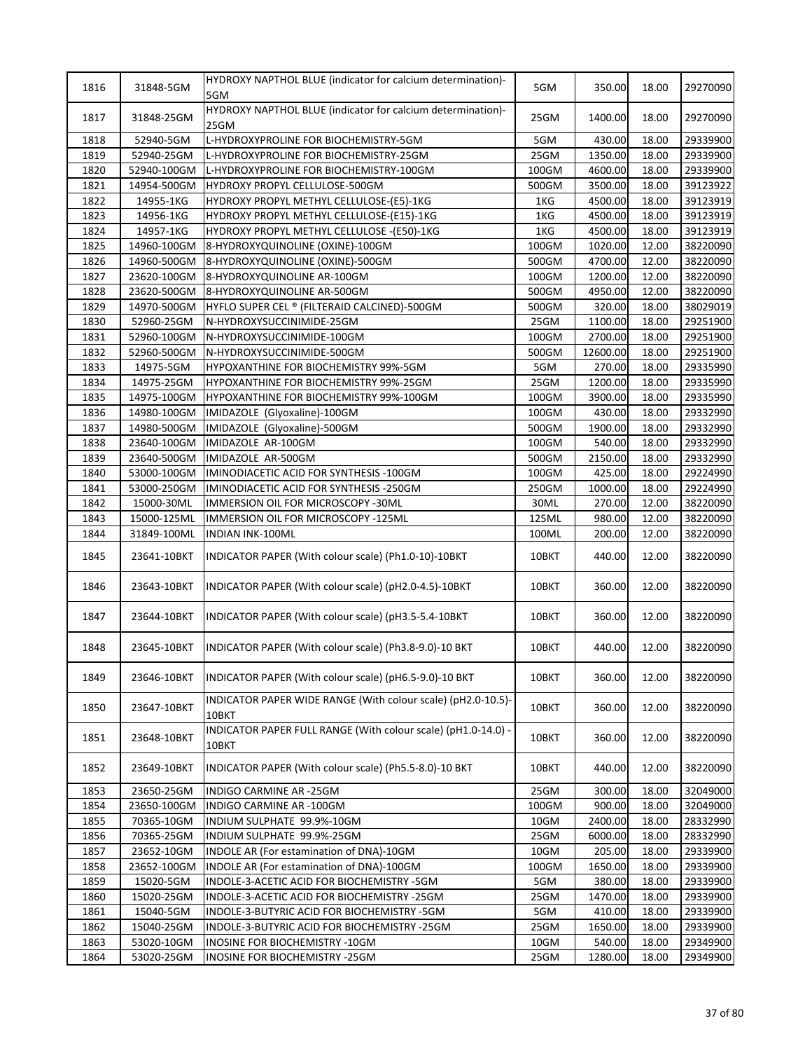| 1816 | 31848-5GM | HYDROXY NAPTHOL BLUE (indicator for calcium determination)-5GM | 5GM | 350.00 | 18.00 | 29270090 |
|---|---|---|---|---|---|---|
| 1817 | 31848-25GM | HYDROXY NAPTHOL BLUE (indicator for calcium determination)-25GM | 25GM | 1400.00 | 18.00 | 29270090 |
| 1818 | 52940-5GM | L-HYDROXYPROLINE FOR BIOCHEMISTRY-5GM | 5GM | 430.00 | 18.00 | 29339900 |
| 1819 | 52940-25GM | L-HYDROXYPROLINE FOR BIOCHEMISTRY-25GM | 25GM | 1350.00 | 18.00 | 29339900 |
| 1820 | 52940-100GM | L-HYDROXYPROLINE FOR BIOCHEMISTRY-100GM | 100GM | 4600.00 | 18.00 | 29339900 |
| 1821 | 14954-500GM | HYDROXY PROPYL CELLULOSE-500GM | 500GM | 3500.00 | 18.00 | 39123922 |
| 1822 | 14955-1KG | HYDROXY PROPYL METHYL CELLULOSE-(E5)-1KG | 1KG | 4500.00 | 18.00 | 39123919 |
| 1823 | 14956-1KG | HYDROXY PROPYL METHYL CELLULOSE-(E15)-1KG | 1KG | 4500.00 | 18.00 | 39123919 |
| 1824 | 14957-1KG | HYDROXY PROPYL METHYL CELLULOSE -(E50)-1KG | 1KG | 4500.00 | 18.00 | 39123919 |
| 1825 | 14960-100GM | 8-HYDROXYQUINOLINE (OXINE)-100GM | 100GM | 1020.00 | 12.00 | 38220090 |
| 1826 | 14960-500GM | 8-HYDROXYQUINOLINE (OXINE)-500GM | 500GM | 4700.00 | 12.00 | 38220090 |
| 1827 | 23620-100GM | 8-HYDROXYQUINOLINE AR-100GM | 100GM | 1200.00 | 12.00 | 38220090 |
| 1828 | 23620-500GM | 8-HYDROXYQUINOLINE AR-500GM | 500GM | 4950.00 | 12.00 | 38220090 |
| 1829 | 14970-500GM | HYFLO SUPER CEL ® (FILTERAID CALCINED)-500GM | 500GM | 320.00 | 18.00 | 38029019 |
| 1830 | 52960-25GM | N-HYDROXYSUCCINIMIDE-25GM | 25GM | 1100.00 | 18.00 | 29251900 |
| 1831 | 52960-100GM | N-HYDROXYSUCCINIMIDE-100GM | 100GM | 2700.00 | 18.00 | 29251900 |
| 1832 | 52960-500GM | N-HYDROXYSUCCINIMIDE-500GM | 500GM | 12600.00 | 18.00 | 29251900 |
| 1833 | 14975-5GM | HYPOXANTHINE FOR BIOCHEMISTRY 99%-5GM | 5GM | 270.00 | 18.00 | 29335990 |
| 1834 | 14975-25GM | HYPOXANTHINE FOR BIOCHEMISTRY 99%-25GM | 25GM | 1200.00 | 18.00 | 29335990 |
| 1835 | 14975-100GM | HYPOXANTHINE FOR BIOCHEMISTRY 99%-100GM | 100GM | 3900.00 | 18.00 | 29335990 |
| 1836 | 14980-100GM | IMIDAZOLE (Glyoxaline)-100GM | 100GM | 430.00 | 18.00 | 29332990 |
| 1837 | 14980-500GM | IMIDAZOLE (Glyoxaline)-500GM | 500GM | 1900.00 | 18.00 | 29332990 |
| 1838 | 23640-100GM | IMIDAZOLE AR-100GM | 100GM | 540.00 | 18.00 | 29332990 |
| 1839 | 23640-500GM | IMIDAZOLE AR-500GM | 500GM | 2150.00 | 18.00 | 29332990 |
| 1840 | 53000-100GM | IMINODIACETIC ACID FOR SYNTHESIS -100GM | 100GM | 425.00 | 18.00 | 29224990 |
| 1841 | 53000-250GM | IMINODIACETIC ACID FOR SYNTHESIS -250GM | 250GM | 1000.00 | 18.00 | 29224990 |
| 1842 | 15000-30ML | IMMERSION OIL FOR MICROSCOPY -30ML | 30ML | 270.00 | 12.00 | 38220090 |
| 1843 | 15000-125ML | IMMERSION OIL FOR MICROSCOPY -125ML | 125ML | 980.00 | 12.00 | 38220090 |
| 1844 | 31849-100ML | INDIAN INK-100ML | 100ML | 200.00 | 12.00 | 38220090 |
| 1845 | 23641-10BKT | INDICATOR PAPER (With colour scale) (Ph1.0-10)-10BKT | 10BKT | 440.00 | 12.00 | 38220090 |
| 1846 | 23643-10BKT | INDICATOR PAPER (With colour scale) (pH2.0-4.5)-10BKT | 10BKT | 360.00 | 12.00 | 38220090 |
| 1847 | 23644-10BKT | INDICATOR PAPER (With colour scale) (pH3.5-5.4-10BKT | 10BKT | 360.00 | 12.00 | 38220090 |
| 1848 | 23645-10BKT | INDICATOR PAPER (With colour scale) (Ph3.8-9.0)-10 BKT | 10BKT | 440.00 | 12.00 | 38220090 |
| 1849 | 23646-10BKT | INDICATOR PAPER (With colour scale) (pH6.5-9.0)-10 BKT | 10BKT | 360.00 | 12.00 | 38220090 |
| 1850 | 23647-10BKT | INDICATOR PAPER WIDE RANGE (With colour scale) (pH2.0-10.5)-10BKT | 10BKT | 360.00 | 12.00 | 38220090 |
| 1851 | 23648-10BKT | INDICATOR PAPER FULL RANGE (With colour scale) (pH1.0-14.0) -10BKT | 10BKT | 360.00 | 12.00 | 38220090 |
| 1852 | 23649-10BKT | INDICATOR PAPER (With colour scale) (Ph5.5-8.0)-10 BKT | 10BKT | 440.00 | 12.00 | 38220090 |
| 1853 | 23650-25GM | INDIGO CARMINE AR -25GM | 25GM | 300.00 | 18.00 | 32049000 |
| 1854 | 23650-100GM | INDIGO CARMINE AR -100GM | 100GM | 900.00 | 18.00 | 32049000 |
| 1855 | 70365-10GM | INDIUM SULPHATE 99.9%-10GM | 10GM | 2400.00 | 18.00 | 28332990 |
| 1856 | 70365-25GM | INDIUM SULPHATE 99.9%-25GM | 25GM | 6000.00 | 18.00 | 28332990 |
| 1857 | 23652-10GM | INDOLE AR (For estamination of DNA)-10GM | 10GM | 205.00 | 18.00 | 29339900 |
| 1858 | 23652-100GM | INDOLE AR (For estamination of DNA)-100GM | 100GM | 1650.00 | 18.00 | 29339900 |
| 1859 | 15020-5GM | INDOLE-3-ACETIC ACID FOR BIOCHEMISTRY -5GM | 5GM | 380.00 | 18.00 | 29339900 |
| 1860 | 15020-25GM | INDOLE-3-ACETIC ACID FOR BIOCHEMISTRY -25GM | 25GM | 1470.00 | 18.00 | 29339900 |
| 1861 | 15040-5GM | INDOLE-3-BUTYRIC ACID FOR BIOCHEMISTRY -5GM | 5GM | 410.00 | 18.00 | 29339900 |
| 1862 | 15040-25GM | INDOLE-3-BUTYRIC ACID FOR BIOCHEMISTRY -25GM | 25GM | 1650.00 | 18.00 | 29339900 |
| 1863 | 53020-10GM | INOSINE FOR BIOCHEMISTRY -10GM | 10GM | 540.00 | 18.00 | 29349900 |
| 1864 | 53020-25GM | INOSINE FOR BIOCHEMISTRY -25GM | 25GM | 1280.00 | 18.00 | 29349900 |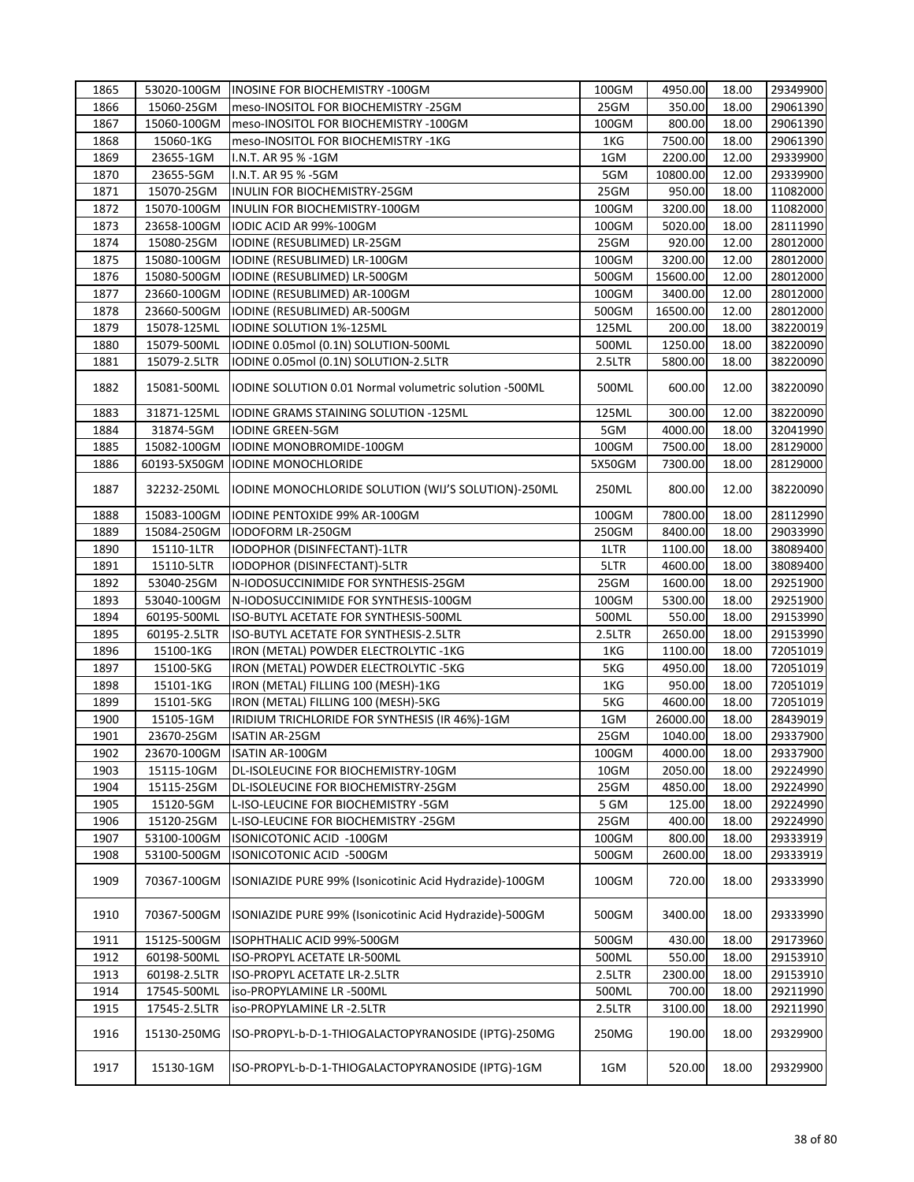| 1865 | 53020-100GM | INOSINE FOR BIOCHEMISTRY -100GM | 100GM | 4950.00 | 18.00 | 29349900 |
|---|---|---|---|---|---|---|
| 1866 | 15060-25GM | meso-INOSITOL FOR BIOCHEMISTRY -25GM | 25GM | 350.00 | 18.00 | 29061390 |
| 1867 | 15060-100GM | meso-INOSITOL FOR BIOCHEMISTRY -100GM | 100GM | 800.00 | 18.00 | 29061390 |
| 1868 | 15060-1KG | meso-INOSITOL FOR BIOCHEMISTRY -1KG | 1KG | 7500.00 | 18.00 | 29061390 |
| 1869 | 23655-1GM | I.N.T. AR 95 % -1GM | 1GM | 2200.00 | 12.00 | 29339900 |
| 1870 | 23655-5GM | I.N.T. AR 95 % -5GM | 5GM | 10800.00 | 12.00 | 29339900 |
| 1871 | 15070-25GM | INULIN FOR BIOCHEMISTRY-25GM | 25GM | 950.00 | 18.00 | 11082000 |
| 1872 | 15070-100GM | INULIN FOR BIOCHEMISTRY-100GM | 100GM | 3200.00 | 18.00 | 11082000 |
| 1873 | 23658-100GM | IODIC ACID AR 99%-100GM | 100GM | 5020.00 | 18.00 | 28111990 |
| 1874 | 15080-25GM | IODINE (RESUBLIMED) LR-25GM | 25GM | 920.00 | 12.00 | 28012000 |
| 1875 | 15080-100GM | IODINE (RESUBLIMED) LR-100GM | 100GM | 3200.00 | 12.00 | 28012000 |
| 1876 | 15080-500GM | IODINE (RESUBLIMED) LR-500GM | 500GM | 15600.00 | 12.00 | 28012000 |
| 1877 | 23660-100GM | IODINE (RESUBLIMED) AR-100GM | 100GM | 3400.00 | 12.00 | 28012000 |
| 1878 | 23660-500GM | IODINE (RESUBLIMED) AR-500GM | 500GM | 16500.00 | 12.00 | 28012000 |
| 1879 | 15078-125ML | IODINE SOLUTION 1%-125ML | 125ML | 200.00 | 18.00 | 38220019 |
| 1880 | 15079-500ML | IODINE 0.05mol (0.1N) SOLUTION-500ML | 500ML | 1250.00 | 18.00 | 38220090 |
| 1881 | 15079-2.5LTR | IODINE 0.05mol (0.1N) SOLUTION-2.5LTR | 2.5LTR | 5800.00 | 18.00 | 38220090 |
| 1882 | 15081-500ML | IODINE SOLUTION 0.01 Normal volumetric solution -500ML | 500ML | 600.00 | 12.00 | 38220090 |
| 1883 | 31871-125ML | IODINE GRAMS STAINING SOLUTION -125ML | 125ML | 300.00 | 12.00 | 38220090 |
| 1884 | 31874-5GM | IODINE GREEN-5GM | 5GM | 4000.00 | 18.00 | 32041990 |
| 1885 | 15082-100GM | IODINE MONOBROMIDE-100GM | 100GM | 7500.00 | 18.00 | 28129000 |
| 1886 | 60193-5X50GM | IODINE MONOCHLORIDE | 5X50GM | 7300.00 | 18.00 | 28129000 |
| 1887 | 32232-250ML | IODINE MONOCHLORIDE SOLUTION (WIJ'S SOLUTION)-250ML | 250ML | 800.00 | 12.00 | 38220090 |
| 1888 | 15083-100GM | IODINE PENTOXIDE 99% AR-100GM | 100GM | 7800.00 | 18.00 | 28112990 |
| 1889 | 15084-250GM | IODOFORM LR-250GM | 250GM | 8400.00 | 18.00 | 29033990 |
| 1890 | 15110-1LTR | IODOPHOR (DISINFECTANT)-1LTR | 1LTR | 1100.00 | 18.00 | 38089400 |
| 1891 | 15110-5LTR | IODOPHOR (DISINFECTANT)-5LTR | 5LTR | 4600.00 | 18.00 | 38089400 |
| 1892 | 53040-25GM | N-IODOSUCCINIMIDE FOR SYNTHESIS-25GM | 25GM | 1600.00 | 18.00 | 29251900 |
| 1893 | 53040-100GM | N-IODOSUCCINIMIDE FOR SYNTHESIS-100GM | 100GM | 5300.00 | 18.00 | 29251900 |
| 1894 | 60195-500ML | ISO-BUTYL ACETATE FOR SYNTHESIS-500ML | 500ML | 550.00 | 18.00 | 29153990 |
| 1895 | 60195-2.5LTR | ISO-BUTYL ACETATE FOR SYNTHESIS-2.5LTR | 2.5LTR | 2650.00 | 18.00 | 29153990 |
| 1896 | 15100-1KG | IRON (METAL) POWDER ELECTROLYTIC -1KG | 1KG | 1100.00 | 18.00 | 72051019 |
| 1897 | 15100-5KG | IRON (METAL) POWDER ELECTROLYTIC -5KG | 5KG | 4950.00 | 18.00 | 72051019 |
| 1898 | 15101-1KG | IRON (METAL) FILLING 100 (MESH)-1KG | 1KG | 950.00 | 18.00 | 72051019 |
| 1899 | 15101-5KG | IRON (METAL) FILLING 100 (MESH)-5KG | 5KG | 4600.00 | 18.00 | 72051019 |
| 1900 | 15105-1GM | IRIDIUM TRICHLORIDE FOR SYNTHESIS (IR 46%)-1GM | 1GM | 26000.00 | 18.00 | 28439019 |
| 1901 | 23670-25GM | ISATIN AR-25GM | 25GM | 1040.00 | 18.00 | 29337900 |
| 1902 | 23670-100GM | ISATIN AR-100GM | 100GM | 4000.00 | 18.00 | 29337900 |
| 1903 | 15115-10GM | DL-ISOLEUCINE FOR BIOCHEMISTRY-10GM | 10GM | 2050.00 | 18.00 | 29224990 |
| 1904 | 15115-25GM | DL-ISOLEUCINE FOR BIOCHEMISTRY-25GM | 25GM | 4850.00 | 18.00 | 29224990 |
| 1905 | 15120-5GM | L-ISO-LEUCINE FOR BIOCHEMISTRY -5GM | 5 GM | 125.00 | 18.00 | 29224990 |
| 1906 | 15120-25GM | L-ISO-LEUCINE FOR BIOCHEMISTRY -25GM | 25GM | 400.00 | 18.00 | 29224990 |
| 1907 | 53100-100GM | ISONICOTONIC ACID -100GM | 100GM | 800.00 | 18.00 | 29333919 |
| 1908 | 53100-500GM | ISONICOTONIC ACID -500GM | 500GM | 2600.00 | 18.00 | 29333919 |
| 1909 | 70367-100GM | ISONIAZIDE PURE 99% (Isonicotinic Acid Hydrazide)-100GM | 100GM | 720.00 | 18.00 | 29333990 |
| 1910 | 70367-500GM | ISONIAZIDE PURE 99% (Isonicotinic Acid Hydrazide)-500GM | 500GM | 3400.00 | 18.00 | 29333990 |
| 1911 | 15125-500GM | ISOPHTHALIC ACID 99%-500GM | 500GM | 430.00 | 18.00 | 29173960 |
| 1912 | 60198-500ML | ISO-PROPYL ACETATE LR-500ML | 500ML | 550.00 | 18.00 | 29153910 |
| 1913 | 60198-2.5LTR | ISO-PROPYL ACETATE LR-2.5LTR | 2.5LTR | 2300.00 | 18.00 | 29153910 |
| 1914 | 17545-500ML | iso-PROPYLAMINE LR -500ML | 500ML | 700.00 | 18.00 | 29211990 |
| 1915 | 17545-2.5LTR | iso-PROPYLAMINE LR -2.5LTR | 2.5LTR | 3100.00 | 18.00 | 29211990 |
| 1916 | 15130-250MG | ISO-PROPYL-b-D-1-THIOGALACTOPYRANOSIDE (IPTG)-250MG | 250MG | 190.00 | 18.00 | 29329900 |
| 1917 | 15130-1GM | ISO-PROPYL-b-D-1-THIOGALACTOPYRANOSIDE (IPTG)-1GM | 1GM | 520.00 | 18.00 | 29329900 |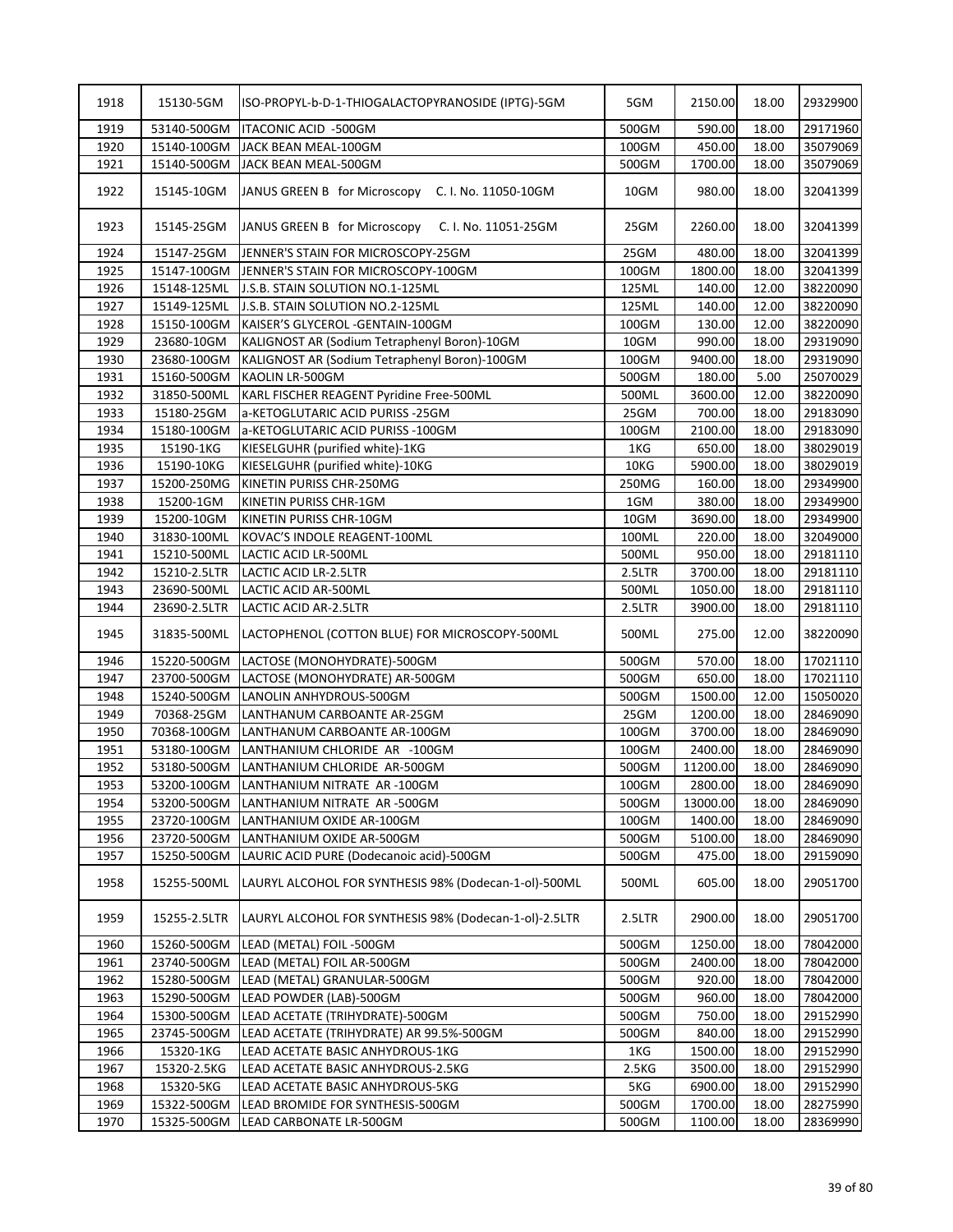| 1918 | 15130-5GM | ISO-PROPYL-b-D-1-THIOGALACTOPYRANOSIDE (IPTG)-5GM | 5GM | 2150.00 | 18.00 | 29329900 |
|---|---|---|---|---|---|---|
| 1919 | 53140-500GM | ITACONIC ACID -500GM | 500GM | 590.00 | 18.00 | 29171960 |
| 1920 | 15140-100GM | JACK BEAN MEAL-100GM | 100GM | 450.00 | 18.00 | 35079069 |
| 1921 | 15140-500GM | JACK BEAN MEAL-500GM | 500GM | 1700.00 | 18.00 | 35079069 |
| 1922 | 15145-10GM | JANUS GREEN B for Microscopy C. I. No. 11050-10GM | 10GM | 980.00 | 18.00 | 32041399 |
| 1923 | 15145-25GM | JANUS GREEN B for Microscopy C. I. No. 11051-25GM | 25GM | 2260.00 | 18.00 | 32041399 |
| 1924 | 15147-25GM | JENNER'S STAIN FOR MICROSCOPY-25GM | 25GM | 480.00 | 18.00 | 32041399 |
| 1925 | 15147-100GM | JENNER'S STAIN FOR MICROSCOPY-100GM | 100GM | 1800.00 | 18.00 | 32041399 |
| 1926 | 15148-125ML | J.S.B. STAIN SOLUTION NO.1-125ML | 125ML | 140.00 | 12.00 | 38220090 |
| 1927 | 15149-125ML | J.S.B. STAIN SOLUTION NO.2-125ML | 125ML | 140.00 | 12.00 | 38220090 |
| 1928 | 15150-100GM | KAISER'S GLYCEROL -GENTAIN-100GM | 100GM | 130.00 | 12.00 | 38220090 |
| 1929 | 23680-10GM | KALIGNOST AR (Sodium Tetraphenyl Boron)-10GM | 10GM | 990.00 | 18.00 | 29319090 |
| 1930 | 23680-100GM | KALIGNOST AR (Sodium Tetraphenyl Boron)-100GM | 100GM | 9400.00 | 18.00 | 29319090 |
| 1931 | 15160-500GM | KAOLIN LR-500GM | 500GM | 180.00 | 5.00 | 25070029 |
| 1932 | 31850-500ML | KARL FISCHER REAGENT Pyridine Free-500ML | 500ML | 3600.00 | 12.00 | 38220090 |
| 1933 | 15180-25GM | a-KETOGLUTARIC ACID PURISS -25GM | 25GM | 700.00 | 18.00 | 29183090 |
| 1934 | 15180-100GM | a-KETOGLUTARIC ACID PURISS -100GM | 100GM | 2100.00 | 18.00 | 29183090 |
| 1935 | 15190-1KG | KIESELGUHR (purified white)-1KG | 1KG | 650.00 | 18.00 | 38029019 |
| 1936 | 15190-10KG | KIESELGUHR (purified white)-10KG | 10KG | 5900.00 | 18.00 | 38029019 |
| 1937 | 15200-250MG | KINETIN PURISS CHR-250MG | 250MG | 160.00 | 18.00 | 29349900 |
| 1938 | 15200-1GM | KINETIN PURISS CHR-1GM | 1GM | 380.00 | 18.00 | 29349900 |
| 1939 | 15200-10GM | KINETIN PURISS CHR-10GM | 10GM | 3690.00 | 18.00 | 29349900 |
| 1940 | 31830-100ML | KOVAC'S INDOLE REAGENT-100ML | 100ML | 220.00 | 18.00 | 32049000 |
| 1941 | 15210-500ML | LACTIC ACID LR-500ML | 500ML | 950.00 | 18.00 | 29181110 |
| 1942 | 15210-2.5LTR | LACTIC ACID LR-2.5LTR | 2.5LTR | 3700.00 | 18.00 | 29181110 |
| 1943 | 23690-500ML | LACTIC ACID AR-500ML | 500ML | 1050.00 | 18.00 | 29181110 |
| 1944 | 23690-2.5LTR | LACTIC ACID AR-2.5LTR | 2.5LTR | 3900.00 | 18.00 | 29181110 |
| 1945 | 31835-500ML | LACTOPHENOL (COTTON BLUE) FOR MICROSCOPY-500ML | 500ML | 275.00 | 12.00 | 38220090 |
| 1946 | 15220-500GM | LACTOSE (MONOHYDRATE)-500GM | 500GM | 570.00 | 18.00 | 17021110 |
| 1947 | 23700-500GM | LACTOSE (MONOHYDRATE) AR-500GM | 500GM | 650.00 | 18.00 | 17021110 |
| 1948 | 15240-500GM | LANOLIN ANHYDROUS-500GM | 500GM | 1500.00 | 12.00 | 15050020 |
| 1949 | 70368-25GM | LANTHANUM CARBOANTE AR-25GM | 25GM | 1200.00 | 18.00 | 28469090 |
| 1950 | 70368-100GM | LANTHANUM CARBOANTE AR-100GM | 100GM | 3700.00 | 18.00 | 28469090 |
| 1951 | 53180-100GM | LANTHANIUM CHLORIDE AR -100GM | 100GM | 2400.00 | 18.00 | 28469090 |
| 1952 | 53180-500GM | LANTHANIUM CHLORIDE AR-500GM | 500GM | 11200.00 | 18.00 | 28469090 |
| 1953 | 53200-100GM | LANTHANIUM NITRATE AR -100GM | 100GM | 2800.00 | 18.00 | 28469090 |
| 1954 | 53200-500GM | LANTHANIUM NITRATE AR -500GM | 500GM | 13000.00 | 18.00 | 28469090 |
| 1955 | 23720-100GM | LANTHANIUM OXIDE AR-100GM | 100GM | 1400.00 | 18.00 | 28469090 |
| 1956 | 23720-500GM | LANTHANIUM OXIDE AR-500GM | 500GM | 5100.00 | 18.00 | 28469090 |
| 1957 | 15250-500GM | LAURIC ACID PURE (Dodecanoic acid)-500GM | 500GM | 475.00 | 18.00 | 29159090 |
| 1958 | 15255-500ML | LAURYL ALCOHOL FOR SYNTHESIS 98% (Dodecan-1-ol)-500ML | 500ML | 605.00 | 18.00 | 29051700 |
| 1959 | 15255-2.5LTR | LAURYL ALCOHOL FOR SYNTHESIS 98% (Dodecan-1-ol)-2.5LTR | 2.5LTR | 2900.00 | 18.00 | 29051700 |
| 1960 | 15260-500GM | LEAD (METAL) FOIL -500GM | 500GM | 1250.00 | 18.00 | 78042000 |
| 1961 | 23740-500GM | LEAD (METAL) FOIL AR-500GM | 500GM | 2400.00 | 18.00 | 78042000 |
| 1962 | 15280-500GM | LEAD (METAL) GRANULAR-500GM | 500GM | 920.00 | 18.00 | 78042000 |
| 1963 | 15290-500GM | LEAD POWDER (LAB)-500GM | 500GM | 960.00 | 18.00 | 78042000 |
| 1964 | 15300-500GM | LEAD ACETATE (TRIHYDRATE)-500GM | 500GM | 750.00 | 18.00 | 29152990 |
| 1965 | 23745-500GM | LEAD ACETATE (TRIHYDRATE) AR 99.5%-500GM | 500GM | 840.00 | 18.00 | 29152990 |
| 1966 | 15320-1KG | LEAD ACETATE BASIC ANHYDROUS-1KG | 1KG | 1500.00 | 18.00 | 29152990 |
| 1967 | 15320-2.5KG | LEAD ACETATE BASIC ANHYDROUS-2.5KG | 2.5KG | 3500.00 | 18.00 | 29152990 |
| 1968 | 15320-5KG | LEAD ACETATE BASIC ANHYDROUS-5KG | 5KG | 6900.00 | 18.00 | 29152990 |
| 1969 | 15322-500GM | LEAD BROMIDE FOR SYNTHESIS-500GM | 500GM | 1700.00 | 18.00 | 28275990 |
| 1970 | 15325-500GM | LEAD CARBONATE LR-500GM | 500GM | 1100.00 | 18.00 | 28369990 |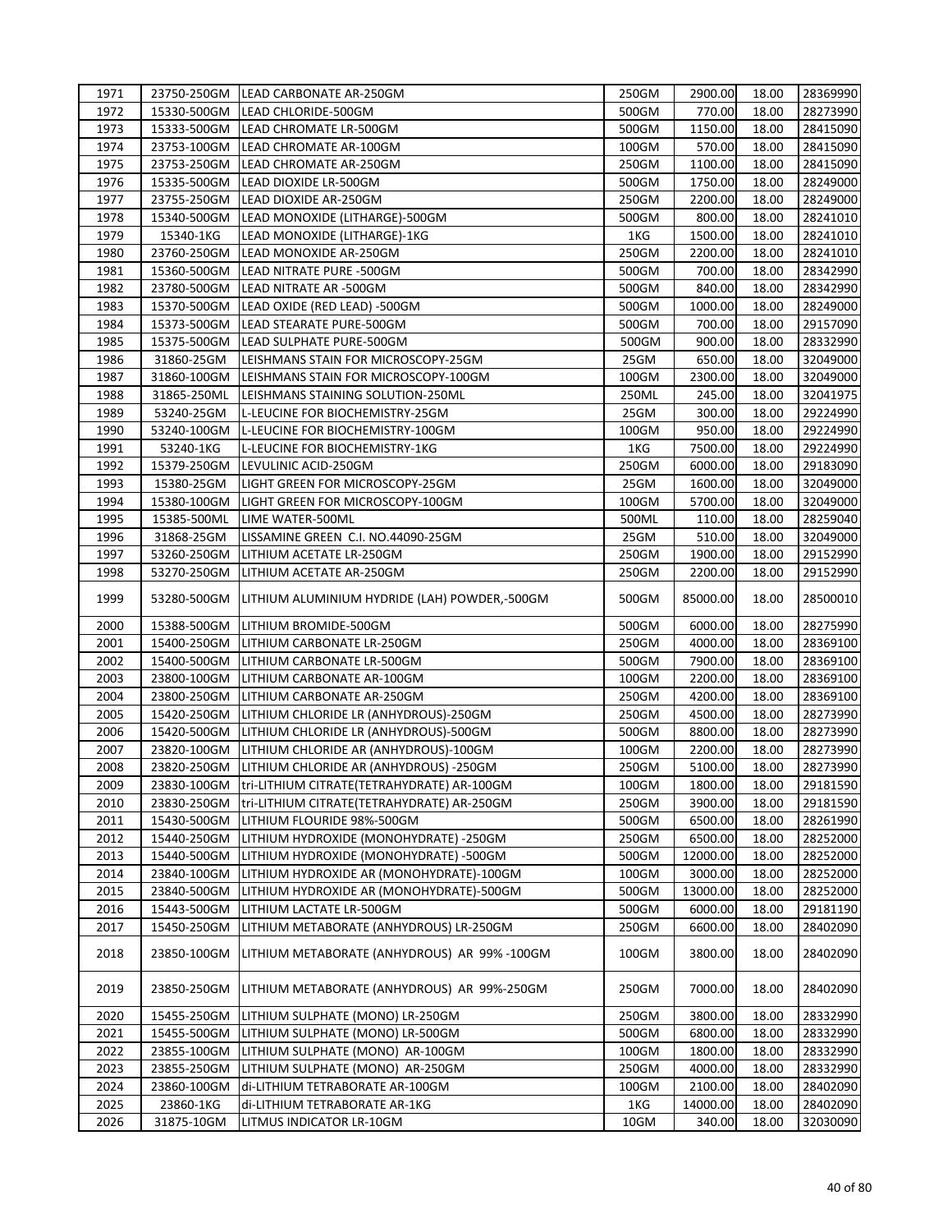| 1971 | 23750-250GM | LEAD CARBONATE AR-250GM | 250GM | 2900.00 | 18.00 | 28369990 |
|---|---|---|---|---|---|---|
| 1972 | 15330-500GM | LEAD CHLORIDE-500GM | 500GM | 770.00 | 18.00 | 28273990 |
| 1973 | 15333-500GM | LEAD CHROMATE LR-500GM | 500GM | 1150.00 | 18.00 | 28415090 |
| 1974 | 23753-100GM | LEAD CHROMATE AR-100GM | 100GM | 570.00 | 18.00 | 28415090 |
| 1975 | 23753-250GM | LEAD CHROMATE AR-250GM | 250GM | 1100.00 | 18.00 | 28415090 |
| 1976 | 15335-500GM | LEAD DIOXIDE LR-500GM | 500GM | 1750.00 | 18.00 | 28249000 |
| 1977 | 23755-250GM | LEAD DIOXIDE AR-250GM | 250GM | 2200.00 | 18.00 | 28249000 |
| 1978 | 15340-500GM | LEAD MONOXIDE (LITHARGE)-500GM | 500GM | 800.00 | 18.00 | 28241010 |
| 1979 | 15340-1KG | LEAD MONOXIDE (LITHARGE)-1KG | 1KG | 1500.00 | 18.00 | 28241010 |
| 1980 | 23760-250GM | LEAD MONOXIDE AR-250GM | 250GM | 2200.00 | 18.00 | 28241010 |
| 1981 | 15360-500GM | LEAD NITRATE PURE -500GM | 500GM | 700.00 | 18.00 | 28342990 |
| 1982 | 23780-500GM | LEAD NITRATE AR -500GM | 500GM | 840.00 | 18.00 | 28342990 |
| 1983 | 15370-500GM | LEAD OXIDE (RED LEAD) -500GM | 500GM | 1000.00 | 18.00 | 28249000 |
| 1984 | 15373-500GM | LEAD STEARATE PURE-500GM | 500GM | 700.00 | 18.00 | 29157090 |
| 1985 | 15375-500GM | LEAD SULPHATE PURE-500GM | 500GM | 900.00 | 18.00 | 28332990 |
| 1986 | 31860-25GM | LEISHMANS STAIN FOR MICROSCOPY-25GM | 25GM | 650.00 | 18.00 | 32049000 |
| 1987 | 31860-100GM | LEISHMANS STAIN FOR MICROSCOPY-100GM | 100GM | 2300.00 | 18.00 | 32049000 |
| 1988 | 31865-250ML | LEISHMANS STAINING SOLUTION-250ML | 250ML | 245.00 | 18.00 | 32041975 |
| 1989 | 53240-25GM | L-LEUCINE FOR BIOCHEMISTRY-25GM | 25GM | 300.00 | 18.00 | 29224990 |
| 1990 | 53240-100GM | L-LEUCINE FOR BIOCHEMISTRY-100GM | 100GM | 950.00 | 18.00 | 29224990 |
| 1991 | 53240-1KG | L-LEUCINE FOR BIOCHEMISTRY-1KG | 1KG | 7500.00 | 18.00 | 29224990 |
| 1992 | 15379-250GM | LEVULINIC ACID-250GM | 250GM | 6000.00 | 18.00 | 29183090 |
| 1993 | 15380-25GM | LIGHT GREEN FOR MICROSCOPY-25GM | 25GM | 1600.00 | 18.00 | 32049000 |
| 1994 | 15380-100GM | LIGHT GREEN FOR MICROSCOPY-100GM | 100GM | 5700.00 | 18.00 | 32049000 |
| 1995 | 15385-500ML | LIME WATER-500ML | 500ML | 110.00 | 18.00 | 28259040 |
| 1996 | 31868-25GM | LISSAMINE GREEN C.I. NO.44090-25GM | 25GM | 510.00 | 18.00 | 32049000 |
| 1997 | 53260-250GM | LITHIUM ACETATE LR-250GM | 250GM | 1900.00 | 18.00 | 29152990 |
| 1998 | 53270-250GM | LITHIUM ACETATE AR-250GM | 250GM | 2200.00 | 18.00 | 29152990 |
| 1999 | 53280-500GM | LITHIUM ALUMINIUM HYDRIDE (LAH) POWDER,-500GM | 500GM | 85000.00 | 18.00 | 28500010 |
| 2000 | 15388-500GM | LITHIUM BROMIDE-500GM | 500GM | 6000.00 | 18.00 | 28275990 |
| 2001 | 15400-250GM | LITHIUM CARBONATE LR-250GM | 250GM | 4000.00 | 18.00 | 28369100 |
| 2002 | 15400-500GM | LITHIUM CARBONATE LR-500GM | 500GM | 7900.00 | 18.00 | 28369100 |
| 2003 | 23800-100GM | LITHIUM CARBONATE AR-100GM | 100GM | 2200.00 | 18.00 | 28369100 |
| 2004 | 23800-250GM | LITHIUM CARBONATE AR-250GM | 250GM | 4200.00 | 18.00 | 28369100 |
| 2005 | 15420-250GM | LITHIUM CHLORIDE LR (ANHYDROUS)-250GM | 250GM | 4500.00 | 18.00 | 28273990 |
| 2006 | 15420-500GM | LITHIUM CHLORIDE LR (ANHYDROUS)-500GM | 500GM | 8800.00 | 18.00 | 28273990 |
| 2007 | 23820-100GM | LITHIUM CHLORIDE AR (ANHYDROUS)-100GM | 100GM | 2200.00 | 18.00 | 28273990 |
| 2008 | 23820-250GM | LITHIUM CHLORIDE AR (ANHYDROUS) -250GM | 250GM | 5100.00 | 18.00 | 28273990 |
| 2009 | 23830-100GM | tri-LITHIUM CITRATE(TETRAHYDRATE) AR-100GM | 100GM | 1800.00 | 18.00 | 29181590 |
| 2010 | 23830-250GM | tri-LITHIUM CITRATE(TETRAHYDRATE) AR-250GM | 250GM | 3900.00 | 18.00 | 29181590 |
| 2011 | 15430-500GM | LITHIUM FLOURIDE 98%-500GM | 500GM | 6500.00 | 18.00 | 28261990 |
| 2012 | 15440-250GM | LITHIUM HYDROXIDE (MONOHYDRATE) -250GM | 250GM | 6500.00 | 18.00 | 28252000 |
| 2013 | 15440-500GM | LITHIUM HYDROXIDE (MONOHYDRATE) -500GM | 500GM | 12000.00 | 18.00 | 28252000 |
| 2014 | 23840-100GM | LITHIUM HYDROXIDE AR (MONOHYDRATE)-100GM | 100GM | 3000.00 | 18.00 | 28252000 |
| 2015 | 23840-500GM | LITHIUM HYDROXIDE AR (MONOHYDRATE)-500GM | 500GM | 13000.00 | 18.00 | 28252000 |
| 2016 | 15443-500GM | LITHIUM LACTATE LR-500GM | 500GM | 6000.00 | 18.00 | 29181190 |
| 2017 | 15450-250GM | LITHIUM METABORATE (ANHYDROUS) LR-250GM | 250GM | 6600.00 | 18.00 | 28402090 |
| 2018 | 23850-100GM | LITHIUM METABORATE (ANHYDROUS) AR 99% -100GM | 100GM | 3800.00 | 18.00 | 28402090 |
| 2019 | 23850-250GM | LITHIUM METABORATE (ANHYDROUS) AR 99%-250GM | 250GM | 7000.00 | 18.00 | 28402090 |
| 2020 | 15455-250GM | LITHIUM SULPHATE (MONO) LR-250GM | 250GM | 3800.00 | 18.00 | 28332990 |
| 2021 | 15455-500GM | LITHIUM SULPHATE (MONO) LR-500GM | 500GM | 6800.00 | 18.00 | 28332990 |
| 2022 | 23855-100GM | LITHIUM SULPHATE (MONO) AR-100GM | 100GM | 1800.00 | 18.00 | 28332990 |
| 2023 | 23855-250GM | LITHIUM SULPHATE (MONO) AR-250GM | 250GM | 4000.00 | 18.00 | 28332990 |
| 2024 | 23860-100GM | di-LITHIUM TETRABORATE AR-100GM | 100GM | 2100.00 | 18.00 | 28402090 |
| 2025 | 23860-1KG | di-LITHIUM TETRABORATE AR-1KG | 1KG | 14000.00 | 18.00 | 28402090 |
| 2026 | 31875-10GM | LITMUS INDICATOR LR-10GM | 10GM | 340.00 | 18.00 | 32030090 |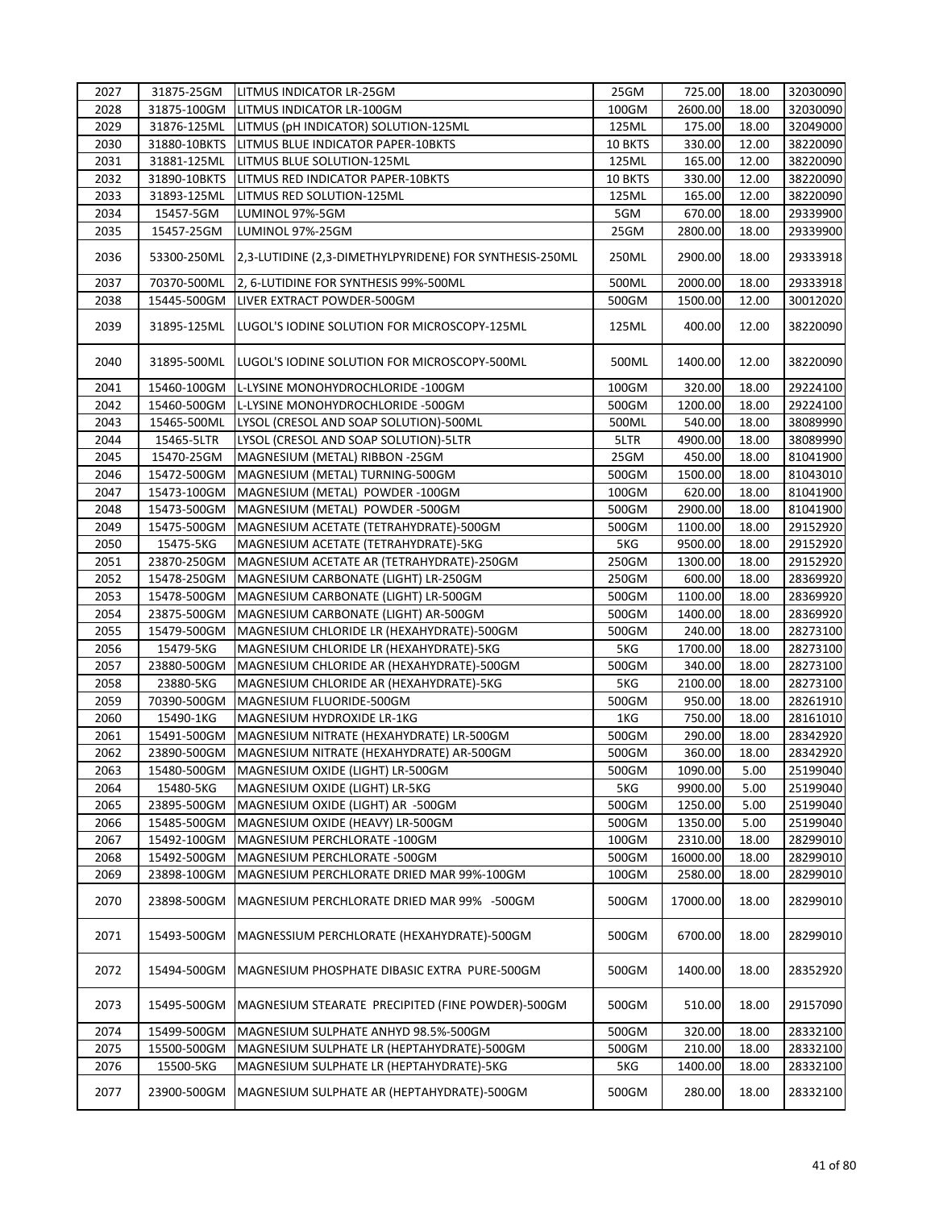| | | | | | | |
|---|---|---|---|---|---|---|
| 2027 | 31875-25GM | LITMUS INDICATOR LR-25GM | 25GM | 725.00 | 18.00 | 32030090 |
| 2028 | 31875-100GM | LITMUS INDICATOR LR-100GM | 100GM | 2600.00 | 18.00 | 32030090 |
| 2029 | 31876-125ML | LITMUS (pH INDICATOR) SOLUTION-125ML | 125ML | 175.00 | 18.00 | 32049000 |
| 2030 | 31880-10BKTS | LITMUS BLUE INDICATOR PAPER-10BKTS | 10 BKTS | 330.00 | 12.00 | 38220090 |
| 2031 | 31881-125ML | LITMUS BLUE SOLUTION-125ML | 125ML | 165.00 | 12.00 | 38220090 |
| 2032 | 31890-10BKTS | LITMUS RED INDICATOR PAPER-10BKTS | 10 BKTS | 330.00 | 12.00 | 38220090 |
| 2033 | 31893-125ML | LITMUS RED SOLUTION-125ML | 125ML | 165.00 | 12.00 | 38220090 |
| 2034 | 15457-5GM | LUMINOL 97%-5GM | 5GM | 670.00 | 18.00 | 29339900 |
| 2035 | 15457-25GM | LUMINOL 97%-25GM | 25GM | 2800.00 | 18.00 | 29339900 |
| 2036 | 53300-250ML | 2,3-LUTIDINE (2,3-DIMETHYLPYRIDENE) FOR SYNTHESIS-250ML | 250ML | 2900.00 | 18.00 | 29333918 |
| 2037 | 70370-500ML | 2, 6-LUTIDINE FOR SYNTHESIS 99%-500ML | 500ML | 2000.00 | 18.00 | 29333918 |
| 2038 | 15445-500GM | LIVER EXTRACT POWDER-500GM | 500GM | 1500.00 | 12.00 | 30012020 |
| 2039 | 31895-125ML | LUGOL'S IODINE SOLUTION FOR MICROSCOPY-125ML | 125ML | 400.00 | 12.00 | 38220090 |
| 2040 | 31895-500ML | LUGOL'S IODINE SOLUTION FOR MICROSCOPY-500ML | 500ML | 1400.00 | 12.00 | 38220090 |
| 2041 | 15460-100GM | L-LYSINE MONOHYDROCHLORIDE -100GM | 100GM | 320.00 | 18.00 | 29224100 |
| 2042 | 15460-500GM | L-LYSINE MONOHYDROCHLORIDE -500GM | 500GM | 1200.00 | 18.00 | 29224100 |
| 2043 | 15465-500ML | LYSOL (CRESOL AND SOAP SOLUTION)-500ML | 500ML | 540.00 | 18.00 | 38089990 |
| 2044 | 15465-5LTR | LYSOL (CRESOL AND SOAP SOLUTION)-5LTR | 5LTR | 4900.00 | 18.00 | 38089990 |
| 2045 | 15470-25GM | MAGNESIUM (METAL) RIBBON -25GM | 25GM | 450.00 | 18.00 | 81041900 |
| 2046 | 15472-500GM | MAGNESIUM (METAL) TURNING-500GM | 500GM | 1500.00 | 18.00 | 81043010 |
| 2047 | 15473-100GM | MAGNESIUM (METAL) POWDER -100GM | 100GM | 620.00 | 18.00 | 81041900 |
| 2048 | 15473-500GM | MAGNESIUM (METAL) POWDER -500GM | 500GM | 2900.00 | 18.00 | 81041900 |
| 2049 | 15475-500GM | MAGNESIUM ACETATE (TETRAHYDRATE)-500GM | 500GM | 1100.00 | 18.00 | 29152920 |
| 2050 | 15475-5KG | MAGNESIUM ACETATE (TETRAHYDRATE)-5KG | 5KG | 9500.00 | 18.00 | 29152920 |
| 2051 | 23870-250GM | MAGNESIUM ACETATE AR (TETRAHYDRATE)-250GM | 250GM | 1300.00 | 18.00 | 29152920 |
| 2052 | 15478-250GM | MAGNESIUM CARBONATE (LIGHT) LR-250GM | 250GM | 600.00 | 18.00 | 28369920 |
| 2053 | 15478-500GM | MAGNESIUM CARBONATE (LIGHT) LR-500GM | 500GM | 1100.00 | 18.00 | 28369920 |
| 2054 | 23875-500GM | MAGNESIUM CARBONATE (LIGHT) AR-500GM | 500GM | 1400.00 | 18.00 | 28369920 |
| 2055 | 15479-500GM | MAGNESIUM CHLORIDE LR (HEXAHYDRATE)-500GM | 500GM | 240.00 | 18.00 | 28273100 |
| 2056 | 15479-5KG | MAGNESIUM CHLORIDE LR (HEXAHYDRATE)-5KG | 5KG | 1700.00 | 18.00 | 28273100 |
| 2057 | 23880-500GM | MAGNESIUM CHLORIDE AR (HEXAHYDRATE)-500GM | 500GM | 340.00 | 18.00 | 28273100 |
| 2058 | 23880-5KG | MAGNESIUM CHLORIDE AR (HEXAHYDRATE)-5KG | 5KG | 2100.00 | 18.00 | 28273100 |
| 2059 | 70390-500GM | MAGNESIUM FLUORIDE-500GM | 500GM | 950.00 | 18.00 | 28261910 |
| 2060 | 15490-1KG | MAGNESIUM HYDROXIDE LR-1KG | 1KG | 750.00 | 18.00 | 28161010 |
| 2061 | 15491-500GM | MAGNESIUM NITRATE (HEXAHYDRATE) LR-500GM | 500GM | 290.00 | 18.00 | 28342920 |
| 2062 | 23890-500GM | MAGNESIUM NITRATE (HEXAHYDRATE) AR-500GM | 500GM | 360.00 | 18.00 | 28342920 |
| 2063 | 15480-500GM | MAGNESIUM OXIDE (LIGHT) LR-500GM | 500GM | 1090.00 | 5.00 | 25199040 |
| 2064 | 15480-5KG | MAGNESIUM OXIDE (LIGHT) LR-5KG | 5KG | 9900.00 | 5.00 | 25199040 |
| 2065 | 23895-500GM | MAGNESIUM OXIDE (LIGHT) AR -500GM | 500GM | 1250.00 | 5.00 | 25199040 |
| 2066 | 15485-500GM | MAGNESIUM OXIDE (HEAVY) LR-500GM | 500GM | 1350.00 | 5.00 | 25199040 |
| 2067 | 15492-100GM | MAGNESIUM PERCHLORATE -100GM | 100GM | 2310.00 | 18.00 | 28299010 |
| 2068 | 15492-500GM | MAGNESIUM PERCHLORATE -500GM | 500GM | 16000.00 | 18.00 | 28299010 |
| 2069 | 23898-100GM | MAGNESIUM PERCHLORATE DRIED MAR 99%-100GM | 100GM | 2580.00 | 18.00 | 28299010 |
| 2070 | 23898-500GM | MAGNESIUM PERCHLORATE DRIED MAR 99% -500GM | 500GM | 17000.00 | 18.00 | 28299010 |
| 2071 | 15493-500GM | MAGNESSIUM PERCHLORATE (HEXAHYDRATE)-500GM | 500GM | 6700.00 | 18.00 | 28299010 |
| 2072 | 15494-500GM | MAGNESIUM PHOSPHATE DIBASIC EXTRA PURE-500GM | 500GM | 1400.00 | 18.00 | 28352920 |
| 2073 | 15495-500GM | MAGNESIUM STEARATE PRECIPITED (FINE POWDER)-500GM | 500GM | 510.00 | 18.00 | 29157090 |
| 2074 | 15499-500GM | MAGNESIUM SULPHATE ANHYD 98.5%-500GM | 500GM | 320.00 | 18.00 | 28332100 |
| 2075 | 15500-500GM | MAGNESIUM SULPHATE LR (HEPTAHYDRATE)-500GM | 500GM | 210.00 | 18.00 | 28332100 |
| 2076 | 15500-5KG | MAGNESIUM SULPHATE LR (HEPTAHYDRATE)-5KG | 5KG | 1400.00 | 18.00 | 28332100 |
| 2077 | 23900-500GM | MAGNESIUM SULPHATE AR (HEPTAHYDRATE)-500GM | 500GM | 280.00 | 18.00 | 28332100 |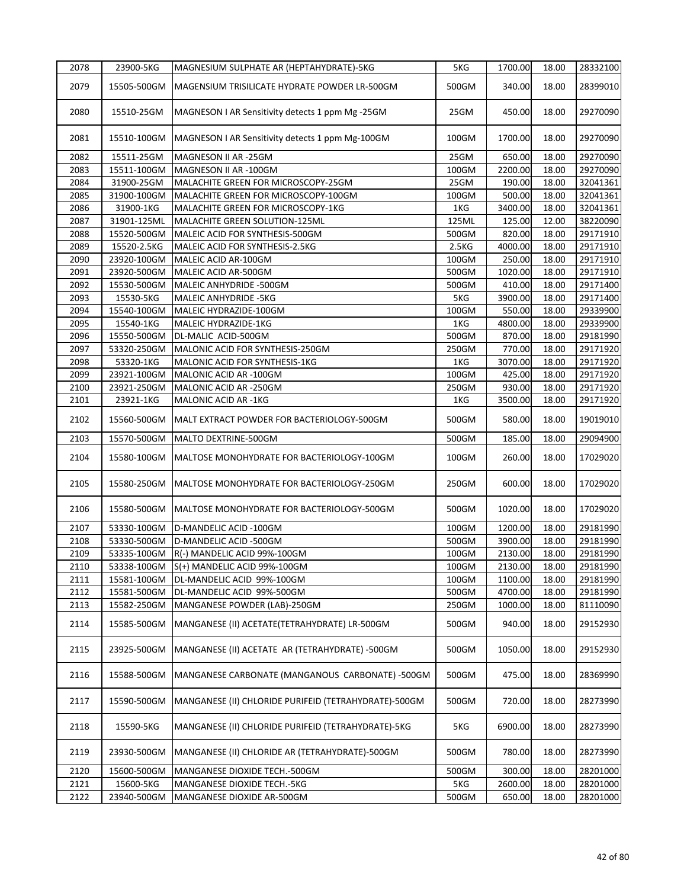| 2078 | 23900-5KG | MAGNESIUM SULPHATE AR (HEPTAHYDRATE)-5KG | 5KG | 1700.00 | 18.00 | 28332100 |
|---|---|---|---|---|---|---|
| 2079 | 15505-500GM | MAGENSIUM TRISILICATE HYDRATE POWDER LR-500GM | 500GM | 340.00 | 18.00 | 28399010 |
| 2080 | 15510-25GM | MAGNESON I AR Sensitivity detects 1 ppm Mg -25GM | 25GM | 450.00 | 18.00 | 29270090 |
| 2081 | 15510-100GM | MAGNESON I AR Sensitivity detects 1 ppm Mg-100GM | 100GM | 1700.00 | 18.00 | 29270090 |
| 2082 | 15511-25GM | MAGNESON II AR -25GM | 25GM | 650.00 | 18.00 | 29270090 |
| 2083 | 15511-100GM | MAGNESON II AR -100GM | 100GM | 2200.00 | 18.00 | 29270090 |
| 2084 | 31900-25GM | MALACHITE GREEN FOR MICROSCOPY-25GM | 25GM | 190.00 | 18.00 | 32041361 |
| 2085 | 31900-100GM | MALACHITE GREEN FOR MICROSCOPY-100GM | 100GM | 500.00 | 18.00 | 32041361 |
| 2086 | 31900-1KG | MALACHITE GREEN FOR MICROSCOPY-1KG | 1KG | 3400.00 | 18.00 | 32041361 |
| 2087 | 31901-125ML | MALACHITE GREEN SOLUTION-125ML | 125ML | 125.00 | 12.00 | 38220090 |
| 2088 | 15520-500GM | MALEIC ACID FOR SYNTHESIS-500GM | 500GM | 820.00 | 18.00 | 29171910 |
| 2089 | 15520-2.5KG | MALEIC ACID FOR SYNTHESIS-2.5KG | 2.5KG | 4000.00 | 18.00 | 29171910 |
| 2090 | 23920-100GM | MALEIC ACID AR-100GM | 100GM | 250.00 | 18.00 | 29171910 |
| 2091 | 23920-500GM | MALEIC ACID AR-500GM | 500GM | 1020.00 | 18.00 | 29171910 |
| 2092 | 15530-500GM | MALEIC ANHYDRIDE -500GM | 500GM | 410.00 | 18.00 | 29171400 |
| 2093 | 15530-5KG | MALEIC ANHYDRIDE -5KG | 5KG | 3900.00 | 18.00 | 29171400 |
| 2094 | 15540-100GM | MALEIC HYDRAZIDE-100GM | 100GM | 550.00 | 18.00 | 29339900 |
| 2095 | 15540-1KG | MALEIC HYDRAZIDE-1KG | 1KG | 4800.00 | 18.00 | 29339900 |
| 2096 | 15550-500GM | DL-MALIC ACID-500GM | 500GM | 870.00 | 18.00 | 29181990 |
| 2097 | 53320-250GM | MALONIC ACID FOR SYNTHESIS-250GM | 250GM | 770.00 | 18.00 | 29171920 |
| 2098 | 53320-1KG | MALONIC ACID FOR SYNTHESIS-1KG | 1KG | 3070.00 | 18.00 | 29171920 |
| 2099 | 23921-100GM | MALONIC ACID AR -100GM | 100GM | 425.00 | 18.00 | 29171920 |
| 2100 | 23921-250GM | MALONIC ACID AR -250GM | 250GM | 930.00 | 18.00 | 29171920 |
| 2101 | 23921-1KG | MALONIC ACID AR -1KG | 1KG | 3500.00 | 18.00 | 29171920 |
| 2102 | 15560-500GM | MALT EXTRACT POWDER FOR BACTERIOLOGY-500GM | 500GM | 580.00 | 18.00 | 19019010 |
| 2103 | 15570-500GM | MALTO DEXTRINE-500GM | 500GM | 185.00 | 18.00 | 29094900 |
| 2104 | 15580-100GM | MALTOSE MONOHYDRATE FOR BACTERIOLOGY-100GM | 100GM | 260.00 | 18.00 | 17029020 |
| 2105 | 15580-250GM | MALTOSE MONOHYDRATE FOR BACTERIOLOGY-250GM | 250GM | 600.00 | 18.00 | 17029020 |
| 2106 | 15580-500GM | MALTOSE MONOHYDRATE FOR BACTERIOLOGY-500GM | 500GM | 1020.00 | 18.00 | 17029020 |
| 2107 | 53330-100GM | D-MANDELIC ACID -100GM | 100GM | 1200.00 | 18.00 | 29181990 |
| 2108 | 53330-500GM | D-MANDELIC ACID -500GM | 500GM | 3900.00 | 18.00 | 29181990 |
| 2109 | 53335-100GM | R(-) MANDELIC ACID 99%-100GM | 100GM | 2130.00 | 18.00 | 29181990 |
| 2110 | 53338-100GM | S(+) MANDELIC ACID 99%-100GM | 100GM | 2130.00 | 18.00 | 29181990 |
| 2111 | 15581-100GM | DL-MANDELIC ACID 99%-100GM | 100GM | 1100.00 | 18.00 | 29181990 |
| 2112 | 15581-500GM | DL-MANDELIC ACID 99%-500GM | 500GM | 4700.00 | 18.00 | 29181990 |
| 2113 | 15582-250GM | MANGANESE POWDER (LAB)-250GM | 250GM | 1000.00 | 18.00 | 81110090 |
| 2114 | 15585-500GM | MANGANESE (II) ACETATE(TETRAHYDRATE) LR-500GM | 500GM | 940.00 | 18.00 | 29152930 |
| 2115 | 23925-500GM | MANGANESE (II) ACETATE AR (TETRAHYDRATE) -500GM | 500GM | 1050.00 | 18.00 | 29152930 |
| 2116 | 15588-500GM | MANGANESE CARBONATE (MANGANOUS CARBONATE) -500GM | 500GM | 475.00 | 18.00 | 28369990 |
| 2117 | 15590-500GM | MANGANESE (II) CHLORIDE PURIFEID (TETRAHYDRATE)-500GM | 500GM | 720.00 | 18.00 | 28273990 |
| 2118 | 15590-5KG | MANGANESE (II) CHLORIDE PURIFEID (TETRAHYDRATE)-5KG | 5KG | 6900.00 | 18.00 | 28273990 |
| 2119 | 23930-500GM | MANGANESE (II) CHLORIDE AR (TETRAHYDRATE)-500GM | 500GM | 780.00 | 18.00 | 28273990 |
| 2120 | 15600-500GM | MANGANESE DIOXIDE TECH.-500GM | 500GM | 300.00 | 18.00 | 28201000 |
| 2121 | 15600-5KG | MANGANESE DIOXIDE TECH.-5KG | 5KG | 2600.00 | 18.00 | 28201000 |
| 2122 | 23940-500GM | MANGANESE DIOXIDE AR-500GM | 500GM | 650.00 | 18.00 | 28201000 |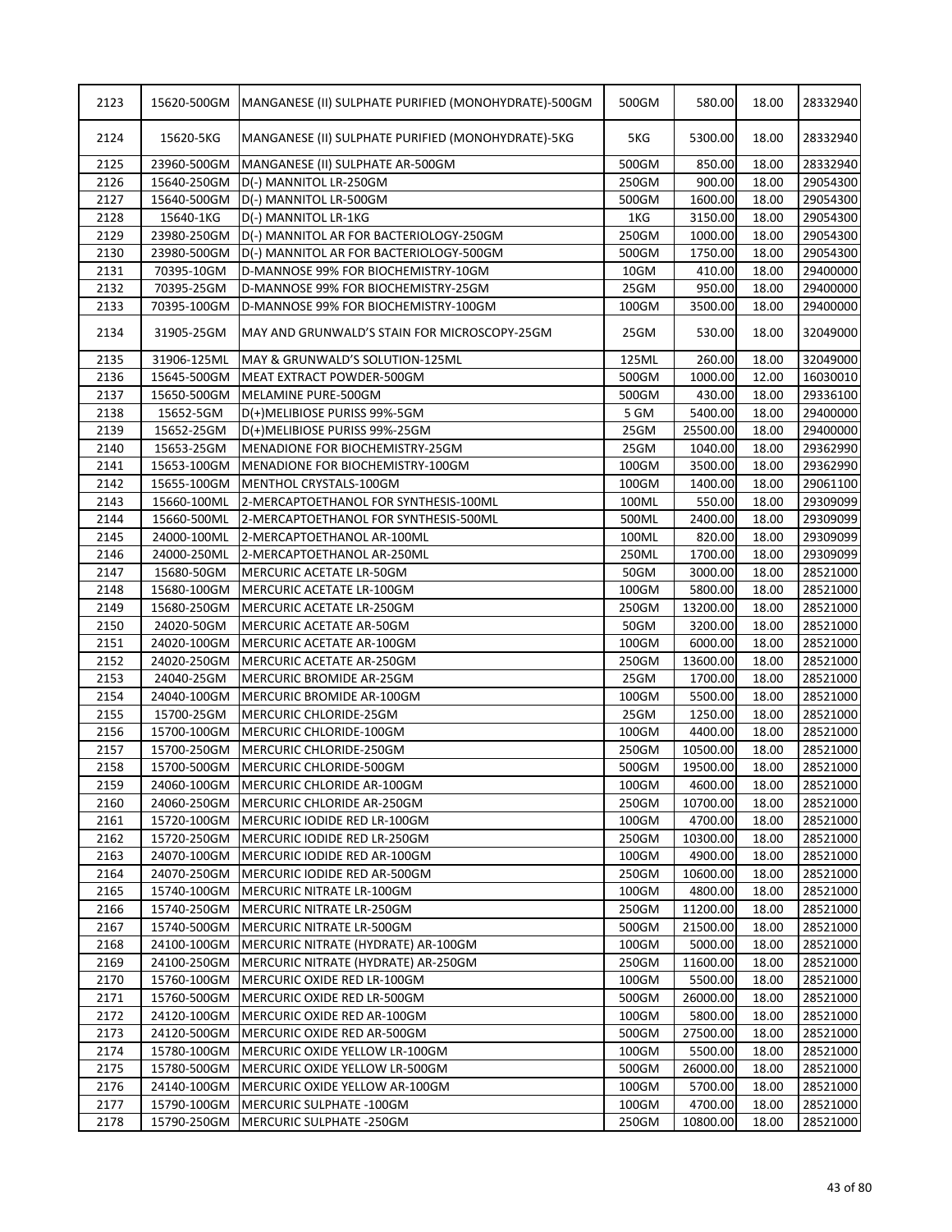| 2123 | 15620-500GM | MANGANESE (II) SULPHATE PURIFIED (MONOHYDRATE)-500GM | 500GM | 580.00 | 18.00 | 28332940 |
|---|---|---|---|---|---|---|
| 2124 | 15620-5KG | MANGANESE (II) SULPHATE PURIFIED (MONOHYDRATE)-5KG | 5KG | 5300.00 | 18.00 | 28332940 |
| 2125 | 23960-500GM | MANGANESE (II) SULPHATE AR-500GM | 500GM | 850.00 | 18.00 | 28332940 |
| 2126 | 15640-250GM | D(-) MANNITOL LR-250GM | 250GM | 900.00 | 18.00 | 29054300 |
| 2127 | 15640-500GM | D(-) MANNITOL LR-500GM | 500GM | 1600.00 | 18.00 | 29054300 |
| 2128 | 15640-1KG | D(-) MANNITOL LR-1KG | 1KG | 3150.00 | 18.00 | 29054300 |
| 2129 | 23980-250GM | D(-) MANNITOL AR FOR BACTERIOLOGY-250GM | 250GM | 1000.00 | 18.00 | 29054300 |
| 2130 | 23980-500GM | D(-) MANNITOL AR FOR BACTERIOLOGY-500GM | 500GM | 1750.00 | 18.00 | 29054300 |
| 2131 | 70395-10GM | D-MANNOSE 99% FOR BIOCHEMISTRY-10GM | 10GM | 410.00 | 18.00 | 29400000 |
| 2132 | 70395-25GM | D-MANNOSE 99% FOR BIOCHEMISTRY-25GM | 25GM | 950.00 | 18.00 | 29400000 |
| 2133 | 70395-100GM | D-MANNOSE 99% FOR BIOCHEMISTRY-100GM | 100GM | 3500.00 | 18.00 | 29400000 |
| 2134 | 31905-25GM | MAY AND GRUNWALD'S STAIN FOR MICROSCOPY-25GM | 25GM | 530.00 | 18.00 | 32049000 |
| 2135 | 31906-125ML | MAY & GRUNWALD'S SOLUTION-125ML | 125ML | 260.00 | 18.00 | 32049000 |
| 2136 | 15645-500GM | MEAT EXTRACT POWDER-500GM | 500GM | 1000.00 | 12.00 | 16030010 |
| 2137 | 15650-500GM | MELAMINE PURE-500GM | 500GM | 430.00 | 18.00 | 29336100 |
| 2138 | 15652-5GM | D(+)MELIBIOSE PURISS 99%-5GM | 5 GM | 5400.00 | 18.00 | 29400000 |
| 2139 | 15652-25GM | D(+)MELIBIOSE PURISS 99%-25GM | 25GM | 25500.00 | 18.00 | 29400000 |
| 2140 | 15653-25GM | MENADIONE FOR BIOCHEMISTRY-25GM | 25GM | 1040.00 | 18.00 | 29362990 |
| 2141 | 15653-100GM | MENADIONE FOR BIOCHEMISTRY-100GM | 100GM | 3500.00 | 18.00 | 29362990 |
| 2142 | 15655-100GM | MENTHOL CRYSTALS-100GM | 100GM | 1400.00 | 18.00 | 29061100 |
| 2143 | 15660-100ML | 2-MERCAPTOETHANOL FOR SYNTHESIS-100ML | 100ML | 550.00 | 18.00 | 29309099 |
| 2144 | 15660-500ML | 2-MERCAPTOETHANOL FOR SYNTHESIS-500ML | 500ML | 2400.00 | 18.00 | 29309099 |
| 2145 | 24000-100ML | 2-MERCAPTOETHANOL AR-100ML | 100ML | 820.00 | 18.00 | 29309099 |
| 2146 | 24000-250ML | 2-MERCAPTOETHANOL AR-250ML | 250ML | 1700.00 | 18.00 | 29309099 |
| 2147 | 15680-50GM | MERCURIC ACETATE LR-50GM | 50GM | 3000.00 | 18.00 | 28521000 |
| 2148 | 15680-100GM | MERCURIC ACETATE LR-100GM | 100GM | 5800.00 | 18.00 | 28521000 |
| 2149 | 15680-250GM | MERCURIC ACETATE LR-250GM | 250GM | 13200.00 | 18.00 | 28521000 |
| 2150 | 24020-50GM | MERCURIC ACETATE AR-50GM | 50GM | 3200.00 | 18.00 | 28521000 |
| 2151 | 24020-100GM | MERCURIC ACETATE AR-100GM | 100GM | 6000.00 | 18.00 | 28521000 |
| 2152 | 24020-250GM | MERCURIC ACETATE AR-250GM | 250GM | 13600.00 | 18.00 | 28521000 |
| 2153 | 24040-25GM | MERCURIC BROMIDE AR-25GM | 25GM | 1700.00 | 18.00 | 28521000 |
| 2154 | 24040-100GM | MERCURIC BROMIDE AR-100GM | 100GM | 5500.00 | 18.00 | 28521000 |
| 2155 | 15700-25GM | MERCURIC CHLORIDE-25GM | 25GM | 1250.00 | 18.00 | 28521000 |
| 2156 | 15700-100GM | MERCURIC CHLORIDE-100GM | 100GM | 4400.00 | 18.00 | 28521000 |
| 2157 | 15700-250GM | MERCURIC CHLORIDE-250GM | 250GM | 10500.00 | 18.00 | 28521000 |
| 2158 | 15700-500GM | MERCURIC CHLORIDE-500GM | 500GM | 19500.00 | 18.00 | 28521000 |
| 2159 | 24060-100GM | MERCURIC CHLORIDE AR-100GM | 100GM | 4600.00 | 18.00 | 28521000 |
| 2160 | 24060-250GM | MERCURIC CHLORIDE AR-250GM | 250GM | 10700.00 | 18.00 | 28521000 |
| 2161 | 15720-100GM | MERCURIC IODIDE RED LR-100GM | 100GM | 4700.00 | 18.00 | 28521000 |
| 2162 | 15720-250GM | MERCURIC IODIDE RED LR-250GM | 250GM | 10300.00 | 18.00 | 28521000 |
| 2163 | 24070-100GM | MERCURIC IODIDE RED AR-100GM | 100GM | 4900.00 | 18.00 | 28521000 |
| 2164 | 24070-250GM | MERCURIC IODIDE RED AR-500GM | 250GM | 10600.00 | 18.00 | 28521000 |
| 2165 | 15740-100GM | MERCURIC NITRATE LR-100GM | 100GM | 4800.00 | 18.00 | 28521000 |
| 2166 | 15740-250GM | MERCURIC NITRATE LR-250GM | 250GM | 11200.00 | 18.00 | 28521000 |
| 2167 | 15740-500GM | MERCURIC NITRATE LR-500GM | 500GM | 21500.00 | 18.00 | 28521000 |
| 2168 | 24100-100GM | MERCURIC NITRATE (HYDRATE) AR-100GM | 100GM | 5000.00 | 18.00 | 28521000 |
| 2169 | 24100-250GM | MERCURIC NITRATE (HYDRATE) AR-250GM | 250GM | 11600.00 | 18.00 | 28521000 |
| 2170 | 15760-100GM | MERCURIC OXIDE RED LR-100GM | 100GM | 5500.00 | 18.00 | 28521000 |
| 2171 | 15760-500GM | MERCURIC OXIDE RED LR-500GM | 500GM | 26000.00 | 18.00 | 28521000 |
| 2172 | 24120-100GM | MERCURIC OXIDE RED AR-100GM | 100GM | 5800.00 | 18.00 | 28521000 |
| 2173 | 24120-500GM | MERCURIC OXIDE RED AR-500GM | 500GM | 27500.00 | 18.00 | 28521000 |
| 2174 | 15780-100GM | MERCURIC OXIDE YELLOW LR-100GM | 100GM | 5500.00 | 18.00 | 28521000 |
| 2175 | 15780-500GM | MERCURIC OXIDE YELLOW LR-500GM | 500GM | 26000.00 | 18.00 | 28521000 |
| 2176 | 24140-100GM | MERCURIC OXIDE YELLOW AR-100GM | 100GM | 5700.00 | 18.00 | 28521000 |
| 2177 | 15790-100GM | MERCURIC SULPHATE -100GM | 100GM | 4700.00 | 18.00 | 28521000 |
| 2178 | 15790-250GM | MERCURIC SULPHATE -250GM | 250GM | 10800.00 | 18.00 | 28521000 |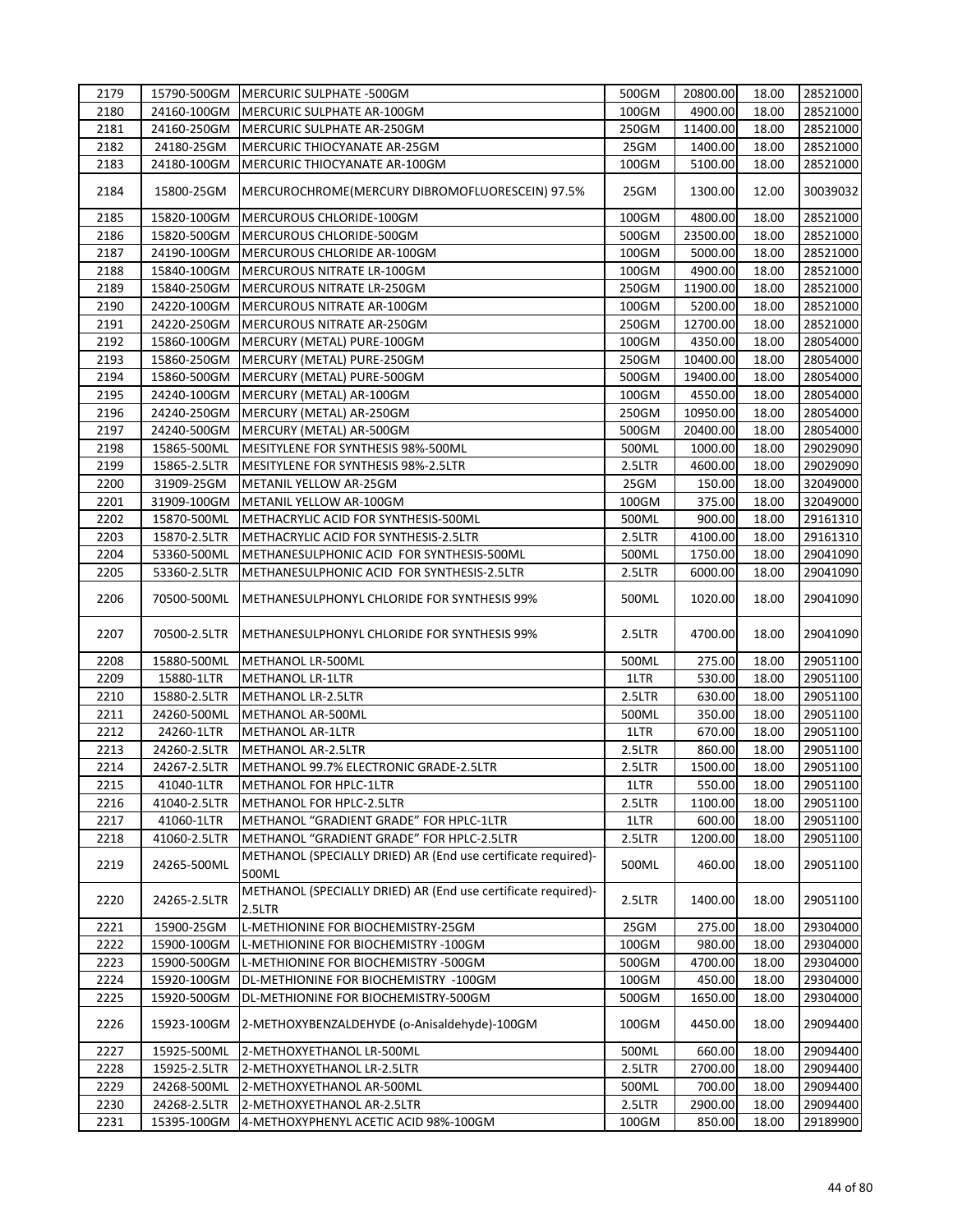| 2179 | 15790-500GM | MERCURIC SULPHATE -500GM | 500GM | 20800.00 | 18.00 | 28521000 |
|---|---|---|---|---|---|---|
| 2180 | 24160-100GM | MERCURIC SULPHATE AR-100GM | 100GM | 4900.00 | 18.00 | 28521000 |
| 2181 | 24160-250GM | MERCURIC SULPHATE AR-250GM | 250GM | 11400.00 | 18.00 | 28521000 |
| 2182 | 24180-25GM | MERCURIC THIOCYANATE AR-25GM | 25GM | 1400.00 | 18.00 | 28521000 |
| 2183 | 24180-100GM | MERCURIC THIOCYANATE AR-100GM | 100GM | 5100.00 | 18.00 | 28521000 |
| 2184 | 15800-25GM | MERCUROCHROME(MERCURY DIBROMOFLUORESCEIN) 97.5% | 25GM | 1300.00 | 12.00 | 30039032 |
| 2185 | 15820-100GM | MERCUROUS CHLORIDE-100GM | 100GM | 4800.00 | 18.00 | 28521000 |
| 2186 | 15820-500GM | MERCUROUS CHLORIDE-500GM | 500GM | 23500.00 | 18.00 | 28521000 |
| 2187 | 24190-100GM | MERCUROUS CHLORIDE AR-100GM | 100GM | 5000.00 | 18.00 | 28521000 |
| 2188 | 15840-100GM | MERCUROUS NITRATE LR-100GM | 100GM | 4900.00 | 18.00 | 28521000 |
| 2189 | 15840-250GM | MERCUROUS NITRATE LR-250GM | 250GM | 11900.00 | 18.00 | 28521000 |
| 2190 | 24220-100GM | MERCUROUS NITRATE AR-100GM | 100GM | 5200.00 | 18.00 | 28521000 |
| 2191 | 24220-250GM | MERCUROUS NITRATE AR-250GM | 250GM | 12700.00 | 18.00 | 28521000 |
| 2192 | 15860-100GM | MERCURY (METAL) PURE-100GM | 100GM | 4350.00 | 18.00 | 28054000 |
| 2193 | 15860-250GM | MERCURY (METAL) PURE-250GM | 250GM | 10400.00 | 18.00 | 28054000 |
| 2194 | 15860-500GM | MERCURY (METAL) PURE-500GM | 500GM | 19400.00 | 18.00 | 28054000 |
| 2195 | 24240-100GM | MERCURY (METAL) AR-100GM | 100GM | 4550.00 | 18.00 | 28054000 |
| 2196 | 24240-250GM | MERCURY (METAL) AR-250GM | 250GM | 10950.00 | 18.00 | 28054000 |
| 2197 | 24240-500GM | MERCURY (METAL) AR-500GM | 500GM | 20400.00 | 18.00 | 28054000 |
| 2198 | 15865-500ML | MESITYLENE FOR SYNTHESIS 98%-500ML | 500ML | 1000.00 | 18.00 | 29029090 |
| 2199 | 15865-2.5LTR | MESITYLENE FOR SYNTHESIS 98%-2.5LTR | 2.5LTR | 4600.00 | 18.00 | 29029090 |
| 2200 | 31909-25GM | METANIL YELLOW AR-25GM | 25GM | 150.00 | 18.00 | 32049000 |
| 2201 | 31909-100GM | METANIL YELLOW AR-100GM | 100GM | 375.00 | 18.00 | 32049000 |
| 2202 | 15870-500ML | METHACRYLIC ACID FOR SYNTHESIS-500ML | 500ML | 900.00 | 18.00 | 29161310 |
| 2203 | 15870-2.5LTR | METHACRYLIC ACID FOR SYNTHESIS-2.5LTR | 2.5LTR | 4100.00 | 18.00 | 29161310 |
| 2204 | 53360-500ML | METHANESULPHONIC ACID FOR SYNTHESIS-500ML | 500ML | 1750.00 | 18.00 | 29041090 |
| 2205 | 53360-2.5LTR | METHANESULPHONIC ACID FOR SYNTHESIS-2.5LTR | 2.5LTR | 6000.00 | 18.00 | 29041090 |
| 2206 | 70500-500ML | METHANESULPHONYL CHLORIDE FOR SYNTHESIS 99% | 500ML | 1020.00 | 18.00 | 29041090 |
| 2207 | 70500-2.5LTR | METHANESULPHONYL CHLORIDE FOR SYNTHESIS 99% | 2.5LTR | 4700.00 | 18.00 | 29041090 |
| 2208 | 15880-500ML | METHANOL LR-500ML | 500ML | 275.00 | 18.00 | 29051100 |
| 2209 | 15880-1LTR | METHANOL LR-1LTR | 1LTR | 530.00 | 18.00 | 29051100 |
| 2210 | 15880-2.5LTR | METHANOL LR-2.5LTR | 2.5LTR | 630.00 | 18.00 | 29051100 |
| 2211 | 24260-500ML | METHANOL AR-500ML | 500ML | 350.00 | 18.00 | 29051100 |
| 2212 | 24260-1LTR | METHANOL AR-1LTR | 1LTR | 670.00 | 18.00 | 29051100 |
| 2213 | 24260-2.5LTR | METHANOL AR-2.5LTR | 2.5LTR | 860.00 | 18.00 | 29051100 |
| 2214 | 24267-2.5LTR | METHANOL 99.7% ELECTRONIC GRADE-2.5LTR | 2.5LTR | 1500.00 | 18.00 | 29051100 |
| 2215 | 41040-1LTR | METHANOL FOR HPLC-1LTR | 1LTR | 550.00 | 18.00 | 29051100 |
| 2216 | 41040-2.5LTR | METHANOL FOR HPLC-2.5LTR | 2.5LTR | 1100.00 | 18.00 | 29051100 |
| 2217 | 41060-1LTR | METHANOL “GRADIENT GRADE” FOR HPLC-1LTR | 1LTR | 600.00 | 18.00 | 29051100 |
| 2218 | 41060-2.5LTR | METHANOL “GRADIENT GRADE” FOR HPLC-2.5LTR | 2.5LTR | 1200.00 | 18.00 | 29051100 |
| 2219 | 24265-500ML | METHANOL (SPECIALLY DRIED) AR (End use certificate required)-500ML | 500ML | 460.00 | 18.00 | 29051100 |
| 2220 | 24265-2.5LTR | METHANOL (SPECIALLY DRIED) AR (End use certificate required)-2.5LTR | 2.5LTR | 1400.00 | 18.00 | 29051100 |
| 2221 | 15900-25GM | L-METHIONINE FOR BIOCHEMISTRY-25GM | 25GM | 275.00 | 18.00 | 29304000 |
| 2222 | 15900-100GM | L-METHIONINE FOR BIOCHEMISTRY -100GM | 100GM | 980.00 | 18.00 | 29304000 |
| 2223 | 15900-500GM | L-METHIONINE FOR BIOCHEMISTRY -500GM | 500GM | 4700.00 | 18.00 | 29304000 |
| 2224 | 15920-100GM | DL-METHIONINE FOR BIOCHEMISTRY -100GM | 100GM | 450.00 | 18.00 | 29304000 |
| 2225 | 15920-500GM | DL-METHIONINE FOR BIOCHEMISTRY-500GM | 500GM | 1650.00 | 18.00 | 29304000 |
| 2226 | 15923-100GM | 2-METHOXYBENZALDEHYDE (o-Anisaldehyde)-100GM | 100GM | 4450.00 | 18.00 | 29094400 |
| 2227 | 15925-500ML | 2-METHOXYETHANOL LR-500ML | 500ML | 660.00 | 18.00 | 29094400 |
| 2228 | 15925-2.5LTR | 2-METHOXYETHANOL LR-2.5LTR | 2.5LTR | 2700.00 | 18.00 | 29094400 |
| 2229 | 24268-500ML | 2-METHOXYETHANOL AR-500ML | 500ML | 700.00 | 18.00 | 29094400 |
| 2230 | 24268-2.5LTR | 2-METHOXYETHANOL AR-2.5LTR | 2.5LTR | 2900.00 | 18.00 | 29094400 |
| 2231 | 15395-100GM | 4-METHOXYPHENYL ACETIC ACID 98%-100GM | 100GM | 850.00 | 18.00 | 29189900 |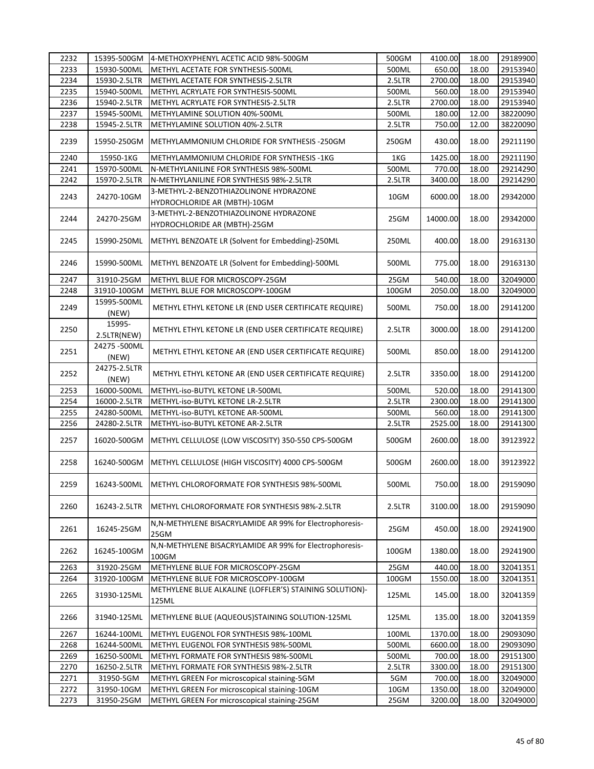| | | | | | | |
|---|---|---|---|---|---|---|
| 2232 | 15395-500GM | 4-METHOXYPHENYL ACETIC ACID 98%-500GM | 500GM | 4100.00 | 18.00 | 29189900 |
| 2233 | 15930-500ML | METHYL ACETATE FOR SYNTHESIS-500ML | 500ML | 650.00 | 18.00 | 29153940 |
| 2234 | 15930-2.5LTR | METHYL ACETATE FOR SYNTHESIS-2.5LTR | 2.5LTR | 2700.00 | 18.00 | 29153940 |
| 2235 | 15940-500ML | METHYL ACRYLATE FOR SYNTHESIS-500ML | 500ML | 560.00 | 18.00 | 29153940 |
| 2236 | 15940-2.5LTR | METHYL ACRYLATE FOR SYNTHESIS-2.5LTR | 2.5LTR | 2700.00 | 18.00 | 29153940 |
| 2237 | 15945-500ML | METHYLAMINE SOLUTION 40%-500ML | 500ML | 180.00 | 12.00 | 38220090 |
| 2238 | 15945-2.5LTR | METHYLAMINE SOLUTION 40%-2.5LTR | 2.5LTR | 750.00 | 12.00 | 38220090 |
| 2239 | 15950-250GM | METHYLAMMONIUM CHLORIDE FOR SYNTHESIS -250GM | 250GM | 430.00 | 18.00 | 29211190 |
| 2240 | 15950-1KG | METHYLAMMONIUM CHLORIDE FOR SYNTHESIS -1KG | 1KG | 1425.00 | 18.00 | 29211190 |
| 2241 | 15970-500ML | N-METHYLANILINE FOR SYNTHESIS 98%-500ML | 500ML | 770.00 | 18.00 | 29214290 |
| 2242 | 15970-2.5LTR | N-METHYLANILINE FOR SYNTHESIS 98%-2.5LTR | 2.5LTR | 3400.00 | 18.00 | 29214290 |
| 2243 | 24270-10GM | 3-METHYL-2-BENZOTHIAZOLINONE HYDRAZONE HYDROCHLORIDE AR (MBTH)-10GM | 10GM | 6000.00 | 18.00 | 29342000 |
| 2244 | 24270-25GM | 3-METHYL-2-BENZOTHIAZOLINONE HYDRAZONE HYDROCHLORIDE AR (MBTH)-25GM | 25GM | 14000.00 | 18.00 | 29342000 |
| 2245 | 15990-250ML | METHYL BENZOATE LR (Solvent for Embedding)-250ML | 250ML | 400.00 | 18.00 | 29163130 |
| 2246 | 15990-500ML | METHYL BENZOATE LR (Solvent for Embedding)-500ML | 500ML | 775.00 | 18.00 | 29163130 |
| 2247 | 31910-25GM | METHYL BLUE FOR MICROSCOPY-25GM | 25GM | 540.00 | 18.00 | 32049000 |
| 2248 | 31910-100GM | METHYL BLUE FOR MICROSCOPY-100GM | 100GM | 2050.00 | 18.00 | 32049000 |
| 2249 | 15995-500ML (NEW) | METHYL ETHYL KETONE LR (END USER CERTIFICATE REQUIRE) | 500ML | 750.00 | 18.00 | 29141200 |
| 2250 | 15995-2.5LTR(NEW) | METHYL ETHYL KETONE LR (END USER CERTIFICATE REQUIRE) | 2.5LTR | 3000.00 | 18.00 | 29141200 |
| 2251 | 24275 -500ML (NEW) | METHYL ETHYL KETONE AR (END USER CERTIFICATE REQUIRE) | 500ML | 850.00 | 18.00 | 29141200 |
| 2252 | 24275-2.5LTR (NEW) | METHYL ETHYL KETONE AR (END USER CERTIFICATE REQUIRE) | 2.5LTR | 3350.00 | 18.00 | 29141200 |
| 2253 | 16000-500ML | METHYL-iso-BUTYL KETONE LR-500ML | 500ML | 520.00 | 18.00 | 29141300 |
| 2254 | 16000-2.5LTR | METHYL-iso-BUTYL KETONE LR-2.5LTR | 2.5LTR | 2300.00 | 18.00 | 29141300 |
| 2255 | 24280-500ML | METHYL-iso-BUTYL KETONE AR-500ML | 500ML | 560.00 | 18.00 | 29141300 |
| 2256 | 24280-2.5LTR | METHYL-iso-BUTYL KETONE AR-2.5LTR | 2.5LTR | 2525.00 | 18.00 | 29141300 |
| 2257 | 16020-500GM | METHYL CELLULOSE (LOW VISCOSITY) 350-550 CPS-500GM | 500GM | 2600.00 | 18.00 | 39123922 |
| 2258 | 16240-500GM | METHYL CELLULOSE (HIGH VISCOSITY) 4000 CPS-500GM | 500GM | 2600.00 | 18.00 | 39123922 |
| 2259 | 16243-500ML | METHYL CHLOROFORMATE FOR SYNTHESIS 98%-500ML | 500ML | 750.00 | 18.00 | 29159090 |
| 2260 | 16243-2.5LTR | METHYL CHLOROFORMATE FOR SYNTHESIS 98%-2.5LTR | 2.5LTR | 3100.00 | 18.00 | 29159090 |
| 2261 | 16245-25GM | N,N-METHYLENE BISACRYLAMIDE AR 99% for Electrophoresis-25GM | 25GM | 450.00 | 18.00 | 29241900 |
| 2262 | 16245-100GM | N,N-METHYLENE BISACRYLAMIDE AR 99% for Electrophoresis-100GM | 100GM | 1380.00 | 18.00 | 29241900 |
| 2263 | 31920-25GM | METHYLENE BLUE FOR MICROSCOPY-25GM | 25GM | 440.00 | 18.00 | 32041351 |
| 2264 | 31920-100GM | METHYLENE BLUE FOR MICROSCOPY-100GM | 100GM | 1550.00 | 18.00 | 32041351 |
| 2265 | 31930-125ML | METHYLENE BLUE ALKALINE (LOFFLER'S) STAINING SOLUTION)-125ML | 125ML | 145.00 | 18.00 | 32041359 |
| 2266 | 31940-125ML | METHYLENE BLUE (AQUEOUS)STAINING SOLUTION-125ML | 125ML | 135.00 | 18.00 | 32041359 |
| 2267 | 16244-100ML | METHYL EUGENOL FOR SYNTHESIS 98%-100ML | 100ML | 1370.00 | 18.00 | 29093090 |
| 2268 | 16244-500ML | METHYL EUGENOL FOR SYNTHESIS 98%-500ML | 500ML | 6600.00 | 18.00 | 29093090 |
| 2269 | 16250-500ML | METHYL FORMATE FOR SYNTHESIS 98%-500ML | 500ML | 700.00 | 18.00 | 29151300 |
| 2270 | 16250-2.5LTR | METHYL FORMATE FOR SYNTHESIS 98%-2.5LTR | 2.5LTR | 3300.00 | 18.00 | 29151300 |
| 2271 | 31950-5GM | METHYL GREEN For microscopical staining-5GM | 5GM | 700.00 | 18.00 | 32049000 |
| 2272 | 31950-10GM | METHYL GREEN For microscopical staining-10GM | 10GM | 1350.00 | 18.00 | 32049000 |
| 2273 | 31950-25GM | METHYL GREEN For microscopical staining-25GM | 25GM | 3200.00 | 18.00 | 32049000 |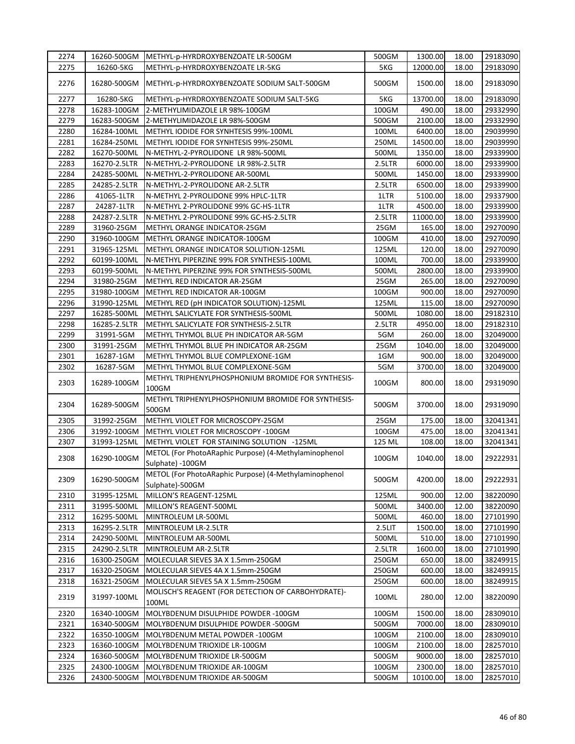| 2274 | 16260-500GM | METHYL-p-HYRDROXYBENZOATE LR-500GM | 500GM | 1300.00 | 18.00 | 29183090 |
|---|---|---|---|---|---|---|
| 2275 | 16260-5KG | METHYL-p-HYRDROXYBENZOATE LR-5KG | 5KG | 12000.00 | 18.00 | 29183090 |
| 2276 | 16280-500GM | METHYL-p-HYRDROXYBENZOATE SODIUM SALT-500GM | 500GM | 1500.00 | 18.00 | 29183090 |
| 2277 | 16280-5KG | METHYL-p-HYRDROXYBENZOATE SODIUM SALT-5KG | 5KG | 13700.00 | 18.00 | 29183090 |
| 2278 | 16283-100GM | 2-METHYLIMIDAZOLE LR 98%-100GM | 100GM | 490.00 | 18.00 | 29332990 |
| 2279 | 16283-500GM | 2-METHYLIMIDAZOLE LR 98%-500GM | 500GM | 2100.00 | 18.00 | 29332990 |
| 2280 | 16284-100ML | METHYL IODIDE FOR SYNHTESIS 99%-100ML | 100ML | 6400.00 | 18.00 | 29039990 |
| 2281 | 16284-250ML | METHYL IODIDE FOR SYNHTESIS 99%-250ML | 250ML | 14500.00 | 18.00 | 29039990 |
| 2282 | 16270-500ML | N-METHYL-2-PYROLIDONE LR 98%-500ML | 500ML | 1350.00 | 18.00 | 29339900 |
| 2283 | 16270-2.5LTR | N-METHYL-2-PYROLIDONE LR 98%-2.5LTR | 2.5LTR | 6000.00 | 18.00 | 29339900 |
| 2284 | 24285-500ML | N-METHYL-2-PYROLIDONE AR-500ML | 500ML | 1450.00 | 18.00 | 29339900 |
| 2285 | 24285-2.5LTR | N-METHYL-2-PYROLIDONE AR-2.5LTR | 2.5LTR | 6500.00 | 18.00 | 29339900 |
| 2286 | 41065-1LTR | N-METHYL 2-PYROLIDONE 99% HPLC-1LTR | 1LTR | 5100.00 | 18.00 | 29337900 |
| 2287 | 24287-1LTR | N-METHYL 2-PYROLIDONE 99% GC-HS-1LTR | 1LTR | 4500.00 | 18.00 | 29339900 |
| 2288 | 24287-2.5LTR | N-METHYL 2-PYROLIDONE 99% GC-HS-2.5LTR | 2.5LTR | 11000.00 | 18.00 | 29339900 |
| 2289 | 31960-25GM | METHYL ORANGE INDICATOR-25GM | 25GM | 165.00 | 18.00 | 29270090 |
| 2290 | 31960-100GM | METHYL ORANGE INDICATOR-100GM | 100GM | 410.00 | 18.00 | 29270090 |
| 2291 | 31965-125ML | METHYL ORANGE INDICATOR SOLUTION-125ML | 125ML | 120.00 | 18.00 | 29270090 |
| 2292 | 60199-100ML | N-METHYL PIPERZINE 99% FOR SYNTHESIS-100ML | 100ML | 700.00 | 18.00 | 29339900 |
| 2293 | 60199-500ML | N-METHYL PIPERZINE 99% FOR SYNTHESIS-500ML | 500ML | 2800.00 | 18.00 | 29339900 |
| 2294 | 31980-25GM | METHYL RED INDICATOR AR-25GM | 25GM | 265.00 | 18.00 | 29270090 |
| 2295 | 31980-100GM | METHYL RED INDICATOR AR-100GM | 100GM | 900.00 | 18.00 | 29270090 |
| 2296 | 31990-125ML | METHYL RED (pH INDICATOR SOLUTION)-125ML | 125ML | 115.00 | 18.00 | 29270090 |
| 2297 | 16285-500ML | METHYL SALICYLATE FOR SYNTHESIS-500ML | 500ML | 1080.00 | 18.00 | 29182310 |
| 2298 | 16285-2.5LTR | METHYL SALICYLATE FOR SYNTHESIS-2.5LTR | 2.5LTR | 4950.00 | 18.00 | 29182310 |
| 2299 | 31991-5GM | METHYL THYMOL BLUE PH INDICATOR AR-5GM | 5GM | 260.00 | 18.00 | 32049000 |
| 2300 | 31991-25GM | METHYL THYMOL BLUE PH INDICATOR AR-25GM | 25GM | 1040.00 | 18.00 | 32049000 |
| 2301 | 16287-1GM | METHYL THYMOL BLUE COMPLEXONE-1GM | 1GM | 900.00 | 18.00 | 32049000 |
| 2302 | 16287-5GM | METHYL THYMOL BLUE COMPLEXONE-5GM | 5GM | 3700.00 | 18.00 | 32049000 |
| 2303 | 16289-100GM | METHYL TRIPHENYLPHOSPHONIUM BROMIDE FOR SYNTHESIS-100GM | 100GM | 800.00 | 18.00 | 29319090 |
| 2304 | 16289-500GM | METHYL TRIPHENYLPHOSPHONIUM BROMIDE FOR SYNTHESIS-500GM | 500GM | 3700.00 | 18.00 | 29319090 |
| 2305 | 31992-25GM | METHYL VIOLET FOR MICROSCOPY-25GM | 25GM | 175.00 | 18.00 | 32041341 |
| 2306 | 31992-100GM | METHYL VIOLET FOR MICROSCOPY -100GM | 100GM | 475.00 | 18.00 | 32041341 |
| 2307 | 31993-125ML | METHYL VIOLET FOR STAINING SOLUTION -125ML | 125 ML | 108.00 | 18.00 | 32041341 |
| 2308 | 16290-100GM | METOL (For PhotoARaphic Purpose) (4-Methylaminophenol Sulphate) -100GM | 100GM | 1040.00 | 18.00 | 29222931 |
| 2309 | 16290-500GM | METOL (For PhotoARaphic Purpose) (4-Methylaminophenol Sulphate)-500GM | 500GM | 4200.00 | 18.00 | 29222931 |
| 2310 | 31995-125ML | MILLON'S REAGENT-125ML | 125ML | 900.00 | 12.00 | 38220090 |
| 2311 | 31995-500ML | MILLON'S REAGENT-500ML | 500ML | 3400.00 | 12.00 | 38220090 |
| 2312 | 16295-500ML | MINTROLEUM LR-500ML | 500ML | 460.00 | 18.00 | 27101990 |
| 2313 | 16295-2.5LTR | MINTROLEUM LR-2.5LTR | 2.5LIT | 1500.00 | 18.00 | 27101990 |
| 2314 | 24290-500ML | MINTROLEUM AR-500ML | 500ML | 510.00 | 18.00 | 27101990 |
| 2315 | 24290-2.5LTR | MINTROLEUM AR-2.5LTR | 2.5LTR | 1600.00 | 18.00 | 27101990 |
| 2316 | 16300-250GM | MOLECULAR SIEVES 3A X 1.5mm-250GM | 250GM | 650.00 | 18.00 | 38249915 |
| 2317 | 16320-250GM | MOLECULAR SIEVES 4A X 1.5mm-250GM | 250GM | 600.00 | 18.00 | 38249915 |
| 2318 | 16321-250GM | MOLECULAR SIEVES 5A X 1.5mm-250GM | 250GM | 600.00 | 18.00 | 38249915 |
| 2319 | 31997-100ML | MOLISCH'S REAGENT (FOR DETECTION OF CARBOHYDRATE)-100ML | 100ML | 280.00 | 12.00 | 38220090 |
| 2320 | 16340-100GM | MOLYBDENUM DISULPHIDE POWDER -100GM | 100GM | 1500.00 | 18.00 | 28309010 |
| 2321 | 16340-500GM | MOLYBDENUM DISULPHIDE POWDER -500GM | 500GM | 7000.00 | 18.00 | 28309010 |
| 2322 | 16350-100GM | MOLYBDENUM METAL POWDER -100GM | 100GM | 2100.00 | 18.00 | 28309010 |
| 2323 | 16360-100GM | MOLYBDENUM TRIOXIDE LR-100GM | 100GM | 2100.00 | 18.00 | 28257010 |
| 2324 | 16360-500GM | MOLYBDENUM TRIOXIDE LR-500GM | 500GM | 9000.00 | 18.00 | 28257010 |
| 2325 | 24300-100GM | MOLYBDENUM TRIOXIDE AR-100GM | 100GM | 2300.00 | 18.00 | 28257010 |
| 2326 | 24300-500GM | MOLYBDENUM TRIOXIDE AR-500GM | 500GM | 10100.00 | 18.00 | 28257010 |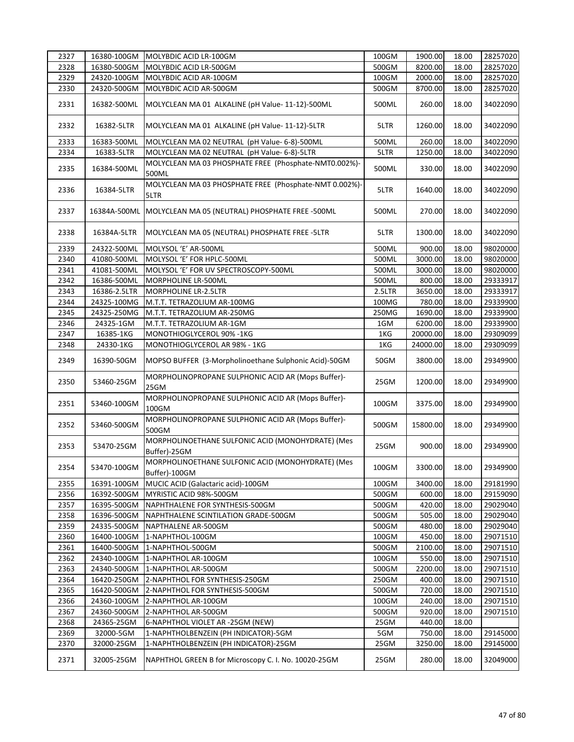| 2327 | 16380-100GM | MOLYBDIC ACID LR-100GM | 100GM | 1900.00 | 18.00 | 28257020 |
|---|---|---|---|---|---|---|
| 2328 | 16380-500GM | MOLYBDIC ACID LR-500GM | 500GM | 8200.00 | 18.00 | 28257020 |
| 2329 | 24320-100GM | MOLYBDIC ACID AR-100GM | 100GM | 2000.00 | 18.00 | 28257020 |
| 2330 | 24320-500GM | MOLYBDIC ACID AR-500GM | 500GM | 8700.00 | 18.00 | 28257020 |
| 2331 | 16382-500ML | MOLYCLEAN MA 01 ALKALINE (pH Value- 11-12)-500ML | 500ML | 260.00 | 18.00 | 34022090 |
| 2332 | 16382-5LTR | MOLYCLEAN MA 01 ALKALINE (pH Value- 11-12)-5LTR | 5LTR | 1260.00 | 18.00 | 34022090 |
| 2333 | 16383-500ML | MOLYCLEAN MA 02 NEUTRAL (pH Value- 6-8)-500ML | 500ML | 260.00 | 18.00 | 34022090 |
| 2334 | 16383-5LTR | MOLYCLEAN MA 02 NEUTRAL (pH Value- 6-8)-5LTR | 5LTR | 1250.00 | 18.00 | 34022090 |
| 2335 | 16384-500ML | MOLYCLEAN MA 03 PHOSPHATE FREE (Phosphate-NMT0.002%)-500ML | 500ML | 330.00 | 18.00 | 34022090 |
| 2336 | 16384-5LTR | MOLYCLEAN MA 03 PHOSPHATE FREE (Phosphate-NMT 0.002%)-5LTR | 5LTR | 1640.00 | 18.00 | 34022090 |
| 2337 | 16384A-500ML | MOLYCLEAN MA 05 (NEUTRAL) PHOSPHATE FREE -500ML | 500ML | 270.00 | 18.00 | 34022090 |
| 2338 | 16384A-5LTR | MOLYCLEAN MA 05 (NEUTRAL) PHOSPHATE FREE -5LTR | 5LTR | 1300.00 | 18.00 | 34022090 |
| 2339 | 24322-500ML | MOLYSOL 'E' AR-500ML | 500ML | 900.00 | 18.00 | 98020000 |
| 2340 | 41080-500ML | MOLYSOL 'E' FOR HPLC-500ML | 500ML | 3000.00 | 18.00 | 98020000 |
| 2341 | 41081-500ML | MOLYSOL 'E' FOR UV SPECTROSCOPY-500ML | 500ML | 3000.00 | 18.00 | 98020000 |
| 2342 | 16386-500ML | MORPHOLINE LR-500ML | 500ML | 800.00 | 18.00 | 29333917 |
| 2343 | 16386-2.5LTR | MORPHOLINE LR-2.5LTR | 2.5LTR | 3650.00 | 18.00 | 29333917 |
| 2344 | 24325-100MG | M.T.T. TETRAZOLIUM AR-100MG | 100MG | 780.00 | 18.00 | 29339900 |
| 2345 | 24325-250MG | M.T.T. TETRAZOLIUM AR-250MG | 250MG | 1690.00 | 18.00 | 29339900 |
| 2346 | 24325-1GM | M.T.T. TETRAZOLIUM AR-1GM | 1GM | 6200.00 | 18.00 | 29339900 |
| 2347 | 16385-1KG | MONOTHIOGLYCEROL 90% -1KG | 1KG | 20000.00 | 18.00 | 29309099 |
| 2348 | 24330-1KG | MONOTHIOGLYCEROL AR 98% - 1KG | 1KG | 24000.00 | 18.00 | 29309099 |
| 2349 | 16390-50GM | MOPSO BUFFER (3-Morpholinoethane Sulphonic Acid)-50GM | 50GM | 3800.00 | 18.00 | 29349900 |
| 2350 | 53460-25GM | MORPHOLINOPROPANE SULPHONIC ACID AR (Mops Buffer)-25GM | 25GM | 1200.00 | 18.00 | 29349900 |
| 2351 | 53460-100GM | MORPHOLINOPROPANE SULPHONIC ACID AR (Mops Buffer)-100GM | 100GM | 3375.00 | 18.00 | 29349900 |
| 2352 | 53460-500GM | MORPHOLINOPROPANE SULPHONIC ACID AR (Mops Buffer)-500GM | 500GM | 15800.00 | 18.00 | 29349900 |
| 2353 | 53470-25GM | MORPHOLINOETHANE SULFONIC ACID (MONOHYDRATE) (Mes Buffer)-25GM | 25GM | 900.00 | 18.00 | 29349900 |
| 2354 | 53470-100GM | MORPHOLINOETHANE SULFONIC ACID (MONOHYDRATE) (Mes Buffer)-100GM | 100GM | 3300.00 | 18.00 | 29349900 |
| 2355 | 16391-100GM | MUCIC ACID (Galactaric acid)-100GM | 100GM | 3400.00 | 18.00 | 29181990 |
| 2356 | 16392-500GM | MYRISTIC ACID 98%-500GM | 500GM | 600.00 | 18.00 | 29159090 |
| 2357 | 16395-500GM | NAPHTHALENE FOR SYNTHESIS-500GM | 500GM | 420.00 | 18.00 | 29029040 |
| 2358 | 16396-500GM | NAPHTHALENE SCINTILATION GRADE-500GM | 500GM | 505.00 | 18.00 | 29029040 |
| 2359 | 24335-500GM | NAPTHALENE AR-500GM | 500GM | 480.00 | 18.00 | 29029040 |
| 2360 | 16400-100GM | 1-NAPHTHOL-100GM | 100GM | 450.00 | 18.00 | 29071510 |
| 2361 | 16400-500GM | 1-NAPHTHOL-500GM | 500GM | 2100.00 | 18.00 | 29071510 |
| 2362 | 24340-100GM | 1-NAPHTHOL AR-100GM | 100GM | 550.00 | 18.00 | 29071510 |
| 2363 | 24340-500GM | 1-NAPHTHOL AR-500GM | 500GM | 2200.00 | 18.00 | 29071510 |
| 2364 | 16420-250GM | 2-NAPHTHOL FOR SYNTHESIS-250GM | 250GM | 400.00 | 18.00 | 29071510 |
| 2365 | 16420-500GM | 2-NAPHTHOL FOR SYNTHESIS-500GM | 500GM | 720.00 | 18.00 | 29071510 |
| 2366 | 24360-100GM | 2-NAPHTHOL AR-100GM | 100GM | 240.00 | 18.00 | 29071510 |
| 2367 | 24360-500GM | 2-NAPHTHOL AR-500GM | 500GM | 920.00 | 18.00 | 29071510 |
| 2368 | 24365-25GM | 6-NAPHTHOL VIOLET AR -25GM (NEW) | 25GM | 440.00 | 18.00 | |
| 2369 | 32000-5GM | 1-NAPHTHOLBENZEIN (PH INDICATOR)-5GM | 5GM | 750.00 | 18.00 | 29145000 |
| 2370 | 32000-25GM | 1-NAPHTHOLBENZEIN (PH INDICATOR)-25GM | 25GM | 3250.00 | 18.00 | 29145000 |
| 2371 | 32005-25GM | NAPHTHOL GREEN B for Microscopy C. I. No. 10020-25GM | 25GM | 280.00 | 18.00 | 32049000 |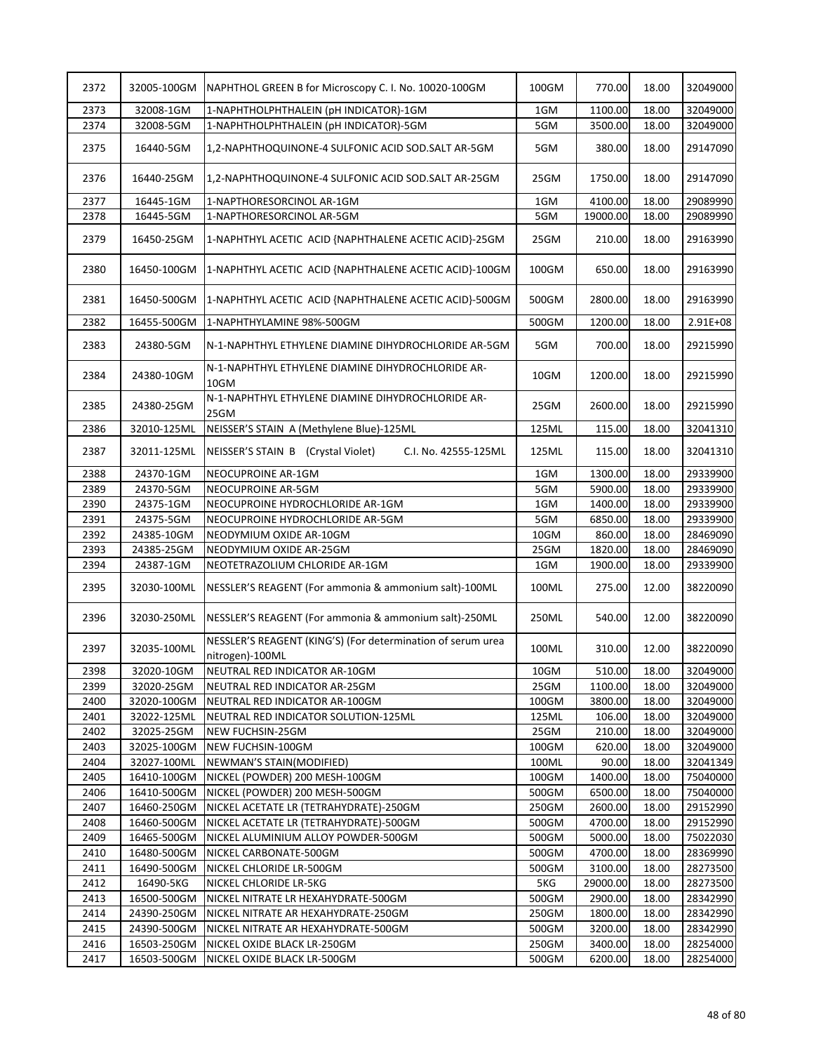| 2372 | 32005-100GM | NAPHTHOL GREEN B for Microscopy C. I. No. 10020-100GM | 100GM | 770.00 | 18.00 | 32049000 |
|---|---|---|---|---|---|---|
| 2373 | 32008-1GM | 1-NAPHTHOLPHTHALEIN (pH INDICATOR)-1GM | 1GM | 1100.00 | 18.00 | 32049000 |
| 2374 | 32008-5GM | 1-NAPHTHOLPHTHALEIN (pH INDICATOR)-5GM | 5GM | 3500.00 | 18.00 | 32049000 |
| 2375 | 16440-5GM | 1,2-NAPHTHOQUINONE-4 SULFONIC ACID SOD.SALT AR-5GM | 5GM | 380.00 | 18.00 | 29147090 |
| 2376 | 16440-25GM | 1,2-NAPHTHOQUINONE-4 SULFONIC ACID SOD.SALT AR-25GM | 25GM | 1750.00 | 18.00 | 29147090 |
| 2377 | 16445-1GM | 1-NAPTHORESORCINOL AR-1GM | 1GM | 4100.00 | 18.00 | 29089990 |
| 2378 | 16445-5GM | 1-NAPTHORESORCINOL AR-5GM | 5GM | 19000.00 | 18.00 | 29089990 |
| 2379 | 16450-25GM | 1-NAPHTHYL ACETIC ACID {NAPHTHALENE ACETIC ACID}-25GM | 25GM | 210.00 | 18.00 | 29163990 |
| 2380 | 16450-100GM | 1-NAPHTHYL ACETIC ACID {NAPHTHALENE ACETIC ACID}-100GM | 100GM | 650.00 | 18.00 | 29163990 |
| 2381 | 16450-500GM | 1-NAPHTHYL ACETIC ACID {NAPHTHALENE ACETIC ACID}-500GM | 500GM | 2800.00 | 18.00 | 29163990 |
| 2382 | 16455-500GM | 1-NAPHTHYLAMINE 98%-500GM | 500GM | 1200.00 | 18.00 | 2.91E+08 |
| 2383 | 24380-5GM | N-1-NAPHTHYL ETHYLENE DIAMINE DIHYDROCHLORIDE AR-5GM | 5GM | 700.00 | 18.00 | 29215990 |
| 2384 | 24380-10GM | N-1-NAPHTHYL ETHYLENE DIAMINE DIHYDROCHLORIDE AR-10GM | 10GM | 1200.00 | 18.00 | 29215990 |
| 2385 | 24380-25GM | N-1-NAPHTHYL ETHYLENE DIAMINE DIHYDROCHLORIDE AR-25GM | 25GM | 2600.00 | 18.00 | 29215990 |
| 2386 | 32010-125ML | NEISSER'S STAIN A (Methylene Blue)-125ML | 125ML | 115.00 | 18.00 | 32041310 |
| 2387 | 32011-125ML | NEISSER'S STAIN B (Crystal Violet) C.I. No. 42555-125ML | 125ML | 115.00 | 18.00 | 32041310 |
| 2388 | 24370-1GM | NEOCUPROINE AR-1GM | 1GM | 1300.00 | 18.00 | 29339900 |
| 2389 | 24370-5GM | NEOCUPROINE AR-5GM | 5GM | 5900.00 | 18.00 | 29339900 |
| 2390 | 24375-1GM | NEOCUPROINE HYDROCHLORIDE AR-1GM | 1GM | 1400.00 | 18.00 | 29339900 |
| 2391 | 24375-5GM | NEOCUPROINE HYDROCHLORIDE AR-5GM | 5GM | 6850.00 | 18.00 | 29339900 |
| 2392 | 24385-10GM | NEODYMIUM OXIDE AR-10GM | 10GM | 860.00 | 18.00 | 28469090 |
| 2393 | 24385-25GM | NEODYMIUM OXIDE AR-25GM | 25GM | 1820.00 | 18.00 | 28469090 |
| 2394 | 24387-1GM | NEOTETRAZOLIUM CHLORIDE AR-1GM | 1GM | 1900.00 | 18.00 | 29339900 |
| 2395 | 32030-100ML | NESSLER'S REAGENT (For ammonia & ammonium salt)-100ML | 100ML | 275.00 | 12.00 | 38220090 |
| 2396 | 32030-250ML | NESSLER'S REAGENT (For ammonia & ammonium salt)-250ML | 250ML | 540.00 | 12.00 | 38220090 |
| 2397 | 32035-100ML | NESSLER'S REAGENT (KING'S) (For determination of serum urea nitrogen)-100ML | 100ML | 310.00 | 12.00 | 38220090 |
| 2398 | 32020-10GM | NEUTRAL RED INDICATOR AR-10GM | 10GM | 510.00 | 18.00 | 32049000 |
| 2399 | 32020-25GM | NEUTRAL RED INDICATOR AR-25GM | 25GM | 1100.00 | 18.00 | 32049000 |
| 2400 | 32020-100GM | NEUTRAL RED INDICATOR AR-100GM | 100GM | 3800.00 | 18.00 | 32049000 |
| 2401 | 32022-125ML | NEUTRAL RED INDICATOR SOLUTION-125ML | 125ML | 106.00 | 18.00 | 32049000 |
| 2402 | 32025-25GM | NEW FUCHSIN-25GM | 25GM | 210.00 | 18.00 | 32049000 |
| 2403 | 32025-100GM | NEW FUCHSIN-100GM | 100GM | 620.00 | 18.00 | 32049000 |
| 2404 | 32027-100ML | NEWMAN'S STAIN(MODIFIED) | 100ML | 90.00 | 18.00 | 32041349 |
| 2405 | 16410-100GM | NICKEL (POWDER) 200 MESH-100GM | 100GM | 1400.00 | 18.00 | 75040000 |
| 2406 | 16410-500GM | NICKEL (POWDER) 200 MESH-500GM | 500GM | 6500.00 | 18.00 | 75040000 |
| 2407 | 16460-250GM | NICKEL ACETATE LR (TETRAHYDRATE)-250GM | 250GM | 2600.00 | 18.00 | 29152990 |
| 2408 | 16460-500GM | NICKEL ACETATE LR (TETRAHYDRATE)-500GM | 500GM | 4700.00 | 18.00 | 29152990 |
| 2409 | 16465-500GM | NICKEL ALUMINIUM ALLOY POWDER-500GM | 500GM | 5000.00 | 18.00 | 75022030 |
| 2410 | 16480-500GM | NICKEL CARBONATE-500GM | 500GM | 4700.00 | 18.00 | 28369990 |
| 2411 | 16490-500GM | NICKEL CHLORIDE LR-500GM | 500GM | 3100.00 | 18.00 | 28273500 |
| 2412 | 16490-5KG | NICKEL CHLORIDE LR-5KG | 5KG | 29000.00 | 18.00 | 28273500 |
| 2413 | 16500-500GM | NICKEL NITRATE LR HEXAHYDRATE-500GM | 500GM | 2900.00 | 18.00 | 28342990 |
| 2414 | 24390-250GM | NICKEL NITRATE AR HEXAHYDRATE-250GM | 250GM | 1800.00 | 18.00 | 28342990 |
| 2415 | 24390-500GM | NICKEL NITRATE AR HEXAHYDRATE-500GM | 500GM | 3200.00 | 18.00 | 28342990 |
| 2416 | 16503-250GM | NICKEL OXIDE BLACK LR-250GM | 250GM | 3400.00 | 18.00 | 28254000 |
| 2417 | 16503-500GM | NICKEL OXIDE BLACK LR-500GM | 500GM | 6200.00 | 18.00 | 28254000 |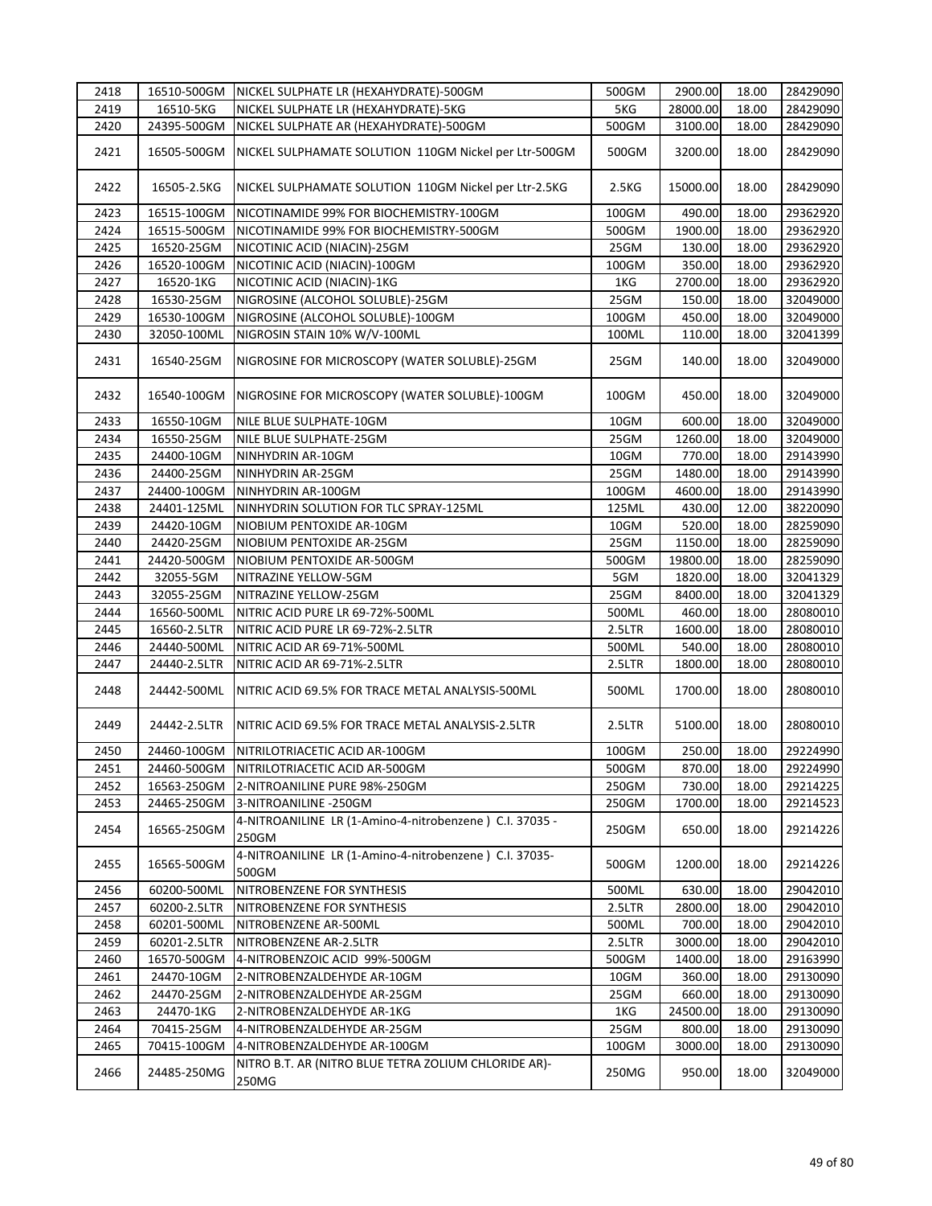| 2418 | 16510-500GM | NICKEL SULPHATE LR (HEXAHYDRATE)-500GM | 500GM | 2900.00 | 18.00 | 28429090 |
|---|---|---|---|---|---|---|
| 2419 | 16510-5KG | NICKEL SULPHATE LR (HEXAHYDRATE)-5KG | 5KG | 28000.00 | 18.00 | 28429090 |
| 2420 | 24395-500GM | NICKEL SULPHATE AR (HEXAHYDRATE)-500GM | 500GM | 3100.00 | 18.00 | 28429090 |
| 2421 | 16505-500GM | NICKEL SULPHAMATE SOLUTION 110GM Nickel per Ltr-500GM | 500GM | 3200.00 | 18.00 | 28429090 |
| 2422 | 16505-2.5KG | NICKEL SULPHAMATE SOLUTION 110GM Nickel per Ltr-2.5KG | 2.5KG | 15000.00 | 18.00 | 28429090 |
| 2423 | 16515-100GM | NICOTINAMIDE 99% FOR BIOCHEMISTRY-100GM | 100GM | 490.00 | 18.00 | 29362920 |
| 2424 | 16515-500GM | NICOTINAMIDE 99% FOR BIOCHEMISTRY-500GM | 500GM | 1900.00 | 18.00 | 29362920 |
| 2425 | 16520-25GM | NICOTINIC ACID (NIACIN)-25GM | 25GM | 130.00 | 18.00 | 29362920 |
| 2426 | 16520-100GM | NICOTINIC ACID (NIACIN)-100GM | 100GM | 350.00 | 18.00 | 29362920 |
| 2427 | 16520-1KG | NICOTINIC ACID (NIACIN)-1KG | 1KG | 2700.00 | 18.00 | 29362920 |
| 2428 | 16530-25GM | NIGROSINE (ALCOHOL SOLUBLE)-25GM | 25GM | 150.00 | 18.00 | 32049000 |
| 2429 | 16530-100GM | NIGROSINE (ALCOHOL SOLUBLE)-100GM | 100GM | 450.00 | 18.00 | 32049000 |
| 2430 | 32050-100ML | NIGROSIN STAIN 10% W/V-100ML | 100ML | 110.00 | 18.00 | 32041399 |
| 2431 | 16540-25GM | NIGROSINE FOR MICROSCOPY (WATER SOLUBLE)-25GM | 25GM | 140.00 | 18.00 | 32049000 |
| 2432 | 16540-100GM | NIGROSINE FOR MICROSCOPY (WATER SOLUBLE)-100GM | 100GM | 450.00 | 18.00 | 32049000 |
| 2433 | 16550-10GM | NILE BLUE SULPHATE-10GM | 10GM | 600.00 | 18.00 | 32049000 |
| 2434 | 16550-25GM | NILE BLUE SULPHATE-25GM | 25GM | 1260.00 | 18.00 | 32049000 |
| 2435 | 24400-10GM | NINHYDRIN AR-10GM | 10GM | 770.00 | 18.00 | 29143990 |
| 2436 | 24400-25GM | NINHYDRIN AR-25GM | 25GM | 1480.00 | 18.00 | 29143990 |
| 2437 | 24400-100GM | NINHYDRIN AR-100GM | 100GM | 4600.00 | 18.00 | 29143990 |
| 2438 | 24401-125ML | NINHYDRIN SOLUTION FOR TLC SPRAY-125ML | 125ML | 430.00 | 12.00 | 38220090 |
| 2439 | 24420-10GM | NIOBIUM PENTOXIDE AR-10GM | 10GM | 520.00 | 18.00 | 28259090 |
| 2440 | 24420-25GM | NIOBIUM PENTOXIDE AR-25GM | 25GM | 1150.00 | 18.00 | 28259090 |
| 2441 | 24420-500GM | NIOBIUM PENTOXIDE AR-500GM | 500GM | 19800.00 | 18.00 | 28259090 |
| 2442 | 32055-5GM | NITRAZINE YELLOW-5GM | 5GM | 1820.00 | 18.00 | 32041329 |
| 2443 | 32055-25GM | NITRAZINE YELLOW-25GM | 25GM | 8400.00 | 18.00 | 32041329 |
| 2444 | 16560-500ML | NITRIC ACID PURE LR 69-72%-500ML | 500ML | 460.00 | 18.00 | 28080010 |
| 2445 | 16560-2.5LTR | NITRIC ACID PURE LR 69-72%-2.5LTR | 2.5LTR | 1600.00 | 18.00 | 28080010 |
| 2446 | 24440-500ML | NITRIC ACID AR 69-71%-500ML | 500ML | 540.00 | 18.00 | 28080010 |
| 2447 | 24440-2.5LTR | NITRIC ACID AR 69-71%-2.5LTR | 2.5LTR | 1800.00 | 18.00 | 28080010 |
| 2448 | 24442-500ML | NITRIC ACID 69.5% FOR TRACE METAL ANALYSIS-500ML | 500ML | 1700.00 | 18.00 | 28080010 |
| 2449 | 24442-2.5LTR | NITRIC ACID 69.5% FOR TRACE METAL ANALYSIS-2.5LTR | 2.5LTR | 5100.00 | 18.00 | 28080010 |
| 2450 | 24460-100GM | NITRILOTRIACETIC ACID AR-100GM | 100GM | 250.00 | 18.00 | 29224990 |
| 2451 | 24460-500GM | NITRILOTRIACETIC ACID AR-500GM | 500GM | 870.00 | 18.00 | 29224990 |
| 2452 | 16563-250GM | 2-NITROANILINE PURE 98%-250GM | 250GM | 730.00 | 18.00 | 29214225 |
| 2453 | 24465-250GM | 3-NITROANILINE -250GM | 250GM | 1700.00 | 18.00 | 29214523 |
| 2454 | 16565-250GM | 4-NITROANILINE LR (1-Amino-4-nitrobenzene ) C.I. 37035 -250GM | 250GM | 650.00 | 18.00 | 29214226 |
| 2455 | 16565-500GM | 4-NITROANILINE LR (1-Amino-4-nitrobenzene ) C.I. 37035-500GM | 500GM | 1200.00 | 18.00 | 29214226 |
| 2456 | 60200-500ML | NITROBENZENE FOR SYNTHESIS | 500ML | 630.00 | 18.00 | 29042010 |
| 2457 | 60200-2.5LTR | NITROBENZENE FOR SYNTHESIS | 2.5LTR | 2800.00 | 18.00 | 29042010 |
| 2458 | 60201-500ML | NITROBENZENE AR-500ML | 500ML | 700.00 | 18.00 | 29042010 |
| 2459 | 60201-2.5LTR | NITROBENZENE AR-2.5LTR | 2.5LTR | 3000.00 | 18.00 | 29042010 |
| 2460 | 16570-500GM | 4-NITROBENZOIC ACID 99%-500GM | 500GM | 1400.00 | 18.00 | 29163990 |
| 2461 | 24470-10GM | 2-NITROBENZALDEHYDE AR-10GM | 10GM | 360.00 | 18.00 | 29130090 |
| 2462 | 24470-25GM | 2-NITROBENZALDEHYDE AR-25GM | 25GM | 660.00 | 18.00 | 29130090 |
| 2463 | 24470-1KG | 2-NITROBENZALDEHYDE AR-1KG | 1KG | 24500.00 | 18.00 | 29130090 |
| 2464 | 70415-25GM | 4-NITROBENZALDEHYDE AR-25GM | 25GM | 800.00 | 18.00 | 29130090 |
| 2465 | 70415-100GM | 4-NITROBENZALDEHYDE AR-100GM | 100GM | 3000.00 | 18.00 | 29130090 |
| 2466 | 24485-250MG | NITRO B.T. AR (NITRO BLUE TETRA ZOLIUM CHLORIDE AR)-250MG | 250MG | 950.00 | 18.00 | 32049000 |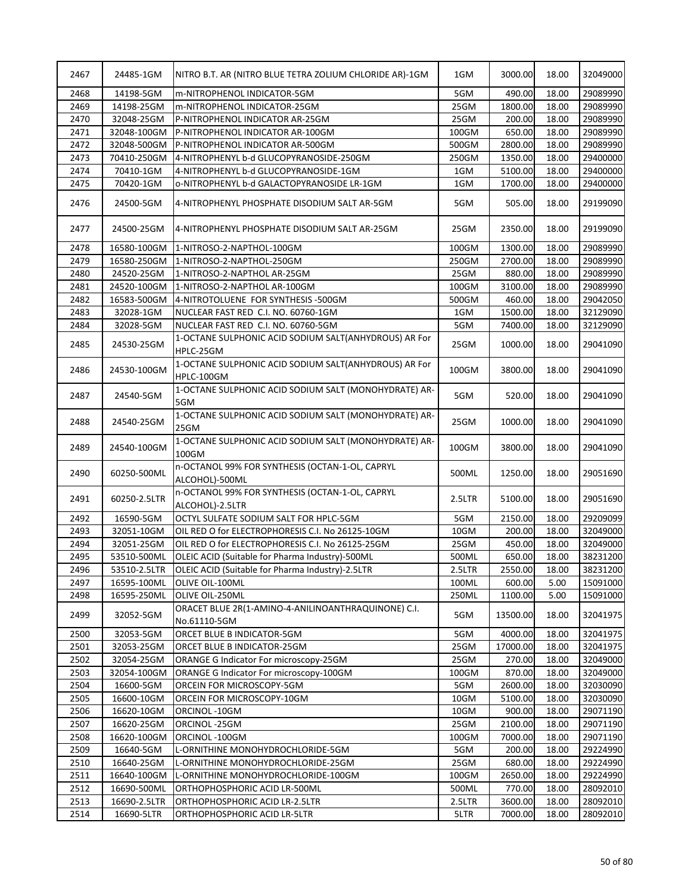| 2467 | 24485-1GM | NITRO B.T. AR (NITRO BLUE TETRA ZOLIUM CHLORIDE AR)-1GM | 1GM | 3000.00 | 18.00 | 32049000 |
|---|---|---|---|---|---|---|
| 2468 | 14198-5GM | m-NITROPHENOL INDICATOR-5GM | 5GM | 490.00 | 18.00 | 29089990 |
| 2469 | 14198-25GM | m-NITROPHENOL INDICATOR-25GM | 25GM | 1800.00 | 18.00 | 29089990 |
| 2470 | 32048-25GM | P-NITROPHENOL INDICATOR AR-25GM | 25GM | 200.00 | 18.00 | 29089990 |
| 2471 | 32048-100GM | P-NITROPHENOL INDICATOR AR-100GM | 100GM | 650.00 | 18.00 | 29089990 |
| 2472 | 32048-500GM | P-NITROPHENOL INDICATOR AR-500GM | 500GM | 2800.00 | 18.00 | 29089990 |
| 2473 | 70410-250GM | 4-NITROPHENYL b-d GLUCOPYRANOSIDE-250GM | 250GM | 1350.00 | 18.00 | 29400000 |
| 2474 | 70410-1GM | 4-NITROPHENYL b-d GLUCOPYRANOSIDE-1GM | 1GM | 5100.00 | 18.00 | 29400000 |
| 2475 | 70420-1GM | o-NITROPHENYL b-d GALACTOPYRANOSIDE LR-1GM | 1GM | 1700.00 | 18.00 | 29400000 |
| 2476 | 24500-5GM | 4-NITROPHENYL PHOSPHATE DISODIUM SALT AR-5GM | 5GM | 505.00 | 18.00 | 29199090 |
| 2477 | 24500-25GM | 4-NITROPHENYL PHOSPHATE DISODIUM SALT AR-25GM | 25GM | 2350.00 | 18.00 | 29199090 |
| 2478 | 16580-100GM | 1-NITROSO-2-NAPTHOL-100GM | 100GM | 1300.00 | 18.00 | 29089990 |
| 2479 | 16580-250GM | 1-NITROSO-2-NAPTHOL-250GM | 250GM | 2700.00 | 18.00 | 29089990 |
| 2480 | 24520-25GM | 1-NITROSO-2-NAPTHOL AR-25GM | 25GM | 880.00 | 18.00 | 29089990 |
| 2481 | 24520-100GM | 1-NITROSO-2-NAPTHOL AR-100GM | 100GM | 3100.00 | 18.00 | 29089990 |
| 2482 | 16583-500GM | 4-NITROTOLUENE FOR SYNTHESIS -500GM | 500GM | 460.00 | 18.00 | 29042050 |
| 2483 | 32028-1GM | NUCLEAR FAST RED C.I. NO. 60760-1GM | 1GM | 1500.00 | 18.00 | 32129090 |
| 2484 | 32028-5GM | NUCLEAR FAST RED C.I. NO. 60760-5GM | 5GM | 7400.00 | 18.00 | 32129090 |
| 2485 | 24530-25GM | 1-OCTANE SULPHONIC ACID SODIUM SALT(ANHYDROUS) AR For HPLC-25GM | 25GM | 1000.00 | 18.00 | 29041090 |
| 2486 | 24530-100GM | 1-OCTANE SULPHONIC ACID SODIUM SALT(ANHYDROUS) AR For HPLC-100GM | 100GM | 3800.00 | 18.00 | 29041090 |
| 2487 | 24540-5GM | 1-OCTANE SULPHONIC ACID SODIUM SALT (MONOHYDRATE) AR-5GM | 5GM | 520.00 | 18.00 | 29041090 |
| 2488 | 24540-25GM | 1-OCTANE SULPHONIC ACID SODIUM SALT (MONOHYDRATE) AR-25GM | 25GM | 1000.00 | 18.00 | 29041090 |
| 2489 | 24540-100GM | 1-OCTANE SULPHONIC ACID SODIUM SALT (MONOHYDRATE) AR-100GM | 100GM | 3800.00 | 18.00 | 29041090 |
| 2490 | 60250-500ML | n-OCTANOL 99% FOR SYNTHESIS (OCTAN-1-OL, CAPRYL ALCOHOL)-500ML | 500ML | 1250.00 | 18.00 | 29051690 |
| 2491 | 60250-2.5LTR | n-OCTANOL 99% FOR SYNTHESIS (OCTAN-1-OL, CAPRYL ALCOHOL)-2.5LTR | 2.5LTR | 5100.00 | 18.00 | 29051690 |
| 2492 | 16590-5GM | OCTYL SULFATE SODIUM SALT FOR HPLC-5GM | 5GM | 2150.00 | 18.00 | 29209099 |
| 2493 | 32051-10GM | OIL RED O for ELECTROPHORESIS C.I. No 26125-10GM | 10GM | 200.00 | 18.00 | 32049000 |
| 2494 | 32051-25GM | OIL RED O for ELECTROPHORESIS C.I. No 26125-25GM | 25GM | 450.00 | 18.00 | 32049000 |
| 2495 | 53510-500ML | OLEIC ACID (Suitable for Pharma Industry)-500ML | 500ML | 650.00 | 18.00 | 38231200 |
| 2496 | 53510-2.5LTR | OLEIC ACID (Suitable for Pharma Industry)-2.5LTR | 2.5LTR | 2550.00 | 18.00 | 38231200 |
| 2497 | 16595-100ML | OLIVE OIL-100ML | 100ML | 600.00 | 5.00 | 15091000 |
| 2498 | 16595-250ML | OLIVE OIL-250ML | 250ML | 1100.00 | 5.00 | 15091000 |
| 2499 | 32052-5GM | ORACET BLUE 2R(1-AMINO-4-ANILINOANTHRAQUINONE) C.I. No.61110-5GM | 5GM | 13500.00 | 18.00 | 32041975 |
| 2500 | 32053-5GM | ORCET BLUE B INDICATOR-5GM | 5GM | 4000.00 | 18.00 | 32041975 |
| 2501 | 32053-25GM | ORCET BLUE B INDICATOR-25GM | 25GM | 17000.00 | 18.00 | 32041975 |
| 2502 | 32054-25GM | ORANGE G Indicator For microscopy-25GM | 25GM | 270.00 | 18.00 | 32049000 |
| 2503 | 32054-100GM | ORANGE G Indicator For microscopy-100GM | 100GM | 870.00 | 18.00 | 32049000 |
| 2504 | 16600-5GM | ORCEIN FOR MICROSCOPY-5GM | 5GM | 2600.00 | 18.00 | 32030090 |
| 2505 | 16600-10GM | ORCEIN FOR MICROSCOPY-10GM | 10GM | 5100.00 | 18.00 | 32030090 |
| 2506 | 16620-10GM | ORCINOL -10GM | 10GM | 900.00 | 18.00 | 29071190 |
| 2507 | 16620-25GM | ORCINOL -25GM | 25GM | 2100.00 | 18.00 | 29071190 |
| 2508 | 16620-100GM | ORCINOL -100GM | 100GM | 7000.00 | 18.00 | 29071190 |
| 2509 | 16640-5GM | L-ORNITHINE MONOHYDROCHLORIDE-5GM | 5GM | 200.00 | 18.00 | 29224990 |
| 2510 | 16640-25GM | L-ORNITHINE MONOHYDROCHLORIDE-25GM | 25GM | 680.00 | 18.00 | 29224990 |
| 2511 | 16640-100GM | L-ORNITHINE MONOHYDROCHLORIDE-100GM | 100GM | 2650.00 | 18.00 | 29224990 |
| 2512 | 16690-500ML | ORTHOPHOSPHORIC ACID LR-500ML | 500ML | 770.00 | 18.00 | 28092010 |
| 2513 | 16690-2.5LTR | ORTHOPHOSPHORIC ACID LR-2.5LTR | 2.5LTR | 3600.00 | 18.00 | 28092010 |
| 2514 | 16690-5LTR | ORTHOPHOSPHORIC ACID LR-5LTR | 5LTR | 7000.00 | 18.00 | 28092010 |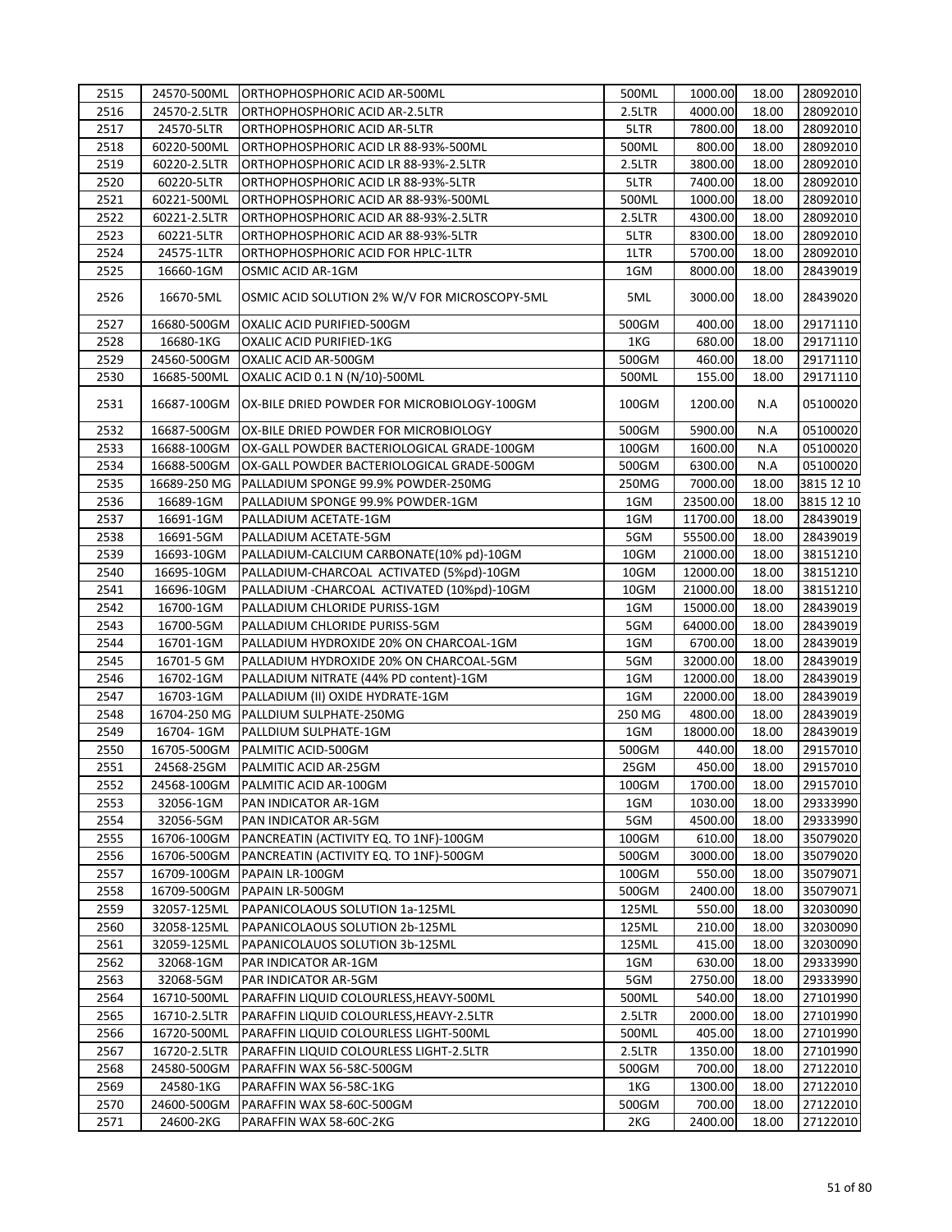| 2515 | 24570-500ML | ORTHOPHOSPHORIC ACID AR-500ML | 500ML | 1000.00 | 18.00 | 28092010 |
|---|---|---|---|---|---|---|
| 2516 | 24570-2.5LTR | ORTHOPHOSPHORIC ACID AR-2.5LTR | 2.5LTR | 4000.00 | 18.00 | 28092010 |
| 2517 | 24570-5LTR | ORTHOPHOSPHORIC ACID AR-5LTR | 5LTR | 7800.00 | 18.00 | 28092010 |
| 2518 | 60220-500ML | ORTHOPHOSPHORIC ACID LR 88-93%-500ML | 500ML | 800.00 | 18.00 | 28092010 |
| 2519 | 60220-2.5LTR | ORTHOPHOSPHORIC ACID LR 88-93%-2.5LTR | 2.5LTR | 3800.00 | 18.00 | 28092010 |
| 2520 | 60220-5LTR | ORTHOPHOSPHORIC ACID LR 88-93%-5LTR | 5LTR | 7400.00 | 18.00 | 28092010 |
| 2521 | 60221-500ML | ORTHOPHOSPHORIC ACID AR 88-93%-500ML | 500ML | 1000.00 | 18.00 | 28092010 |
| 2522 | 60221-2.5LTR | ORTHOPHOSPHORIC ACID AR 88-93%-2.5LTR | 2.5LTR | 4300.00 | 18.00 | 28092010 |
| 2523 | 60221-5LTR | ORTHOPHOSPHORIC ACID AR 88-93%-5LTR | 5LTR | 8300.00 | 18.00 | 28092010 |
| 2524 | 24575-1LTR | ORTHOPHOSPHORIC ACID FOR HPLC-1LTR | 1LTR | 5700.00 | 18.00 | 28092010 |
| 2525 | 16660-1GM | OSMIC ACID AR-1GM | 1GM | 8000.00 | 18.00 | 28439019 |
| 2526 | 16670-5ML | OSMIC ACID SOLUTION 2% W/V FOR MICROSCOPY-5ML | 5ML | 3000.00 | 18.00 | 28439020 |
| 2527 | 16680-500GM | OXALIC ACID PURIFIED-500GM | 500GM | 400.00 | 18.00 | 29171110 |
| 2528 | 16680-1KG | OXALIC ACID PURIFIED-1KG | 1KG | 680.00 | 18.00 | 29171110 |
| 2529 | 24560-500GM | OXALIC ACID AR-500GM | 500GM | 460.00 | 18.00 | 29171110 |
| 2530 | 16685-500ML | OXALIC ACID 0.1 N (N/10)-500ML | 500ML | 155.00 | 18.00 | 29171110 |
| 2531 | 16687-100GM | OX-BILE DRIED POWDER FOR MICROBIOLOGY-100GM | 100GM | 1200.00 | N.A | 05100020 |
| 2532 | 16687-500GM | OX-BILE DRIED POWDER FOR MICROBIOLOGY | 500GM | 5900.00 | N.A | 05100020 |
| 2533 | 16688-100GM | OX-GALL POWDER BACTERIOLOGICAL GRADE-100GM | 100GM | 1600.00 | N.A | 05100020 |
| 2534 | 16688-500GM | OX-GALL POWDER BACTERIOLOGICAL GRADE-500GM | 500GM | 6300.00 | N.A | 05100020 |
| 2535 | 16689-250 MG | PALLADIUM SPONGE 99.9% POWDER-250MG | 250MG | 7000.00 | 18.00 | 3815 12 10 |
| 2536 | 16689-1GM | PALLADIUM SPONGE 99.9% POWDER-1GM | 1GM | 23500.00 | 18.00 | 3815 12 10 |
| 2537 | 16691-1GM | PALLADIUM ACETATE-1GM | 1GM | 11700.00 | 18.00 | 28439019 |
| 2538 | 16691-5GM | PALLADIUM ACETATE-5GM | 5GM | 55500.00 | 18.00 | 28439019 |
| 2539 | 16693-10GM | PALLADIUM-CALCIUM CARBONATE(10% pd)-10GM | 10GM | 21000.00 | 18.00 | 38151210 |
| 2540 | 16695-10GM | PALLADIUM-CHARCOAL ACTIVATED (5%pd)-10GM | 10GM | 12000.00 | 18.00 | 38151210 |
| 2541 | 16696-10GM | PALLADIUM -CHARCOAL ACTIVATED (10%pd)-10GM | 10GM | 21000.00 | 18.00 | 38151210 |
| 2542 | 16700-1GM | PALLADIUM CHLORIDE PURISS-1GM | 1GM | 15000.00 | 18.00 | 28439019 |
| 2543 | 16700-5GM | PALLADIUM CHLORIDE PURISS-5GM | 5GM | 64000.00 | 18.00 | 28439019 |
| 2544 | 16701-1GM | PALLADIUM HYDROXIDE 20% ON CHARCOAL-1GM | 1GM | 6700.00 | 18.00 | 28439019 |
| 2545 | 16701-5 GM | PALLADIUM HYDROXIDE 20% ON CHARCOAL-5GM | 5GM | 32000.00 | 18.00 | 28439019 |
| 2546 | 16702-1GM | PALLADIUM NITRATE (44% PD content)-1GM | 1GM | 12000.00 | 18.00 | 28439019 |
| 2547 | 16703-1GM | PALLADIUM (II) OXIDE HYDRATE-1GM | 1GM | 22000.00 | 18.00 | 28439019 |
| 2548 | 16704-250 MG | PALLDIUM SULPHATE-250MG | 250 MG | 4800.00 | 18.00 | 28439019 |
| 2549 | 16704- 1GM | PALLDIUM SULPHATE-1GM | 1GM | 18000.00 | 18.00 | 28439019 |
| 2550 | 16705-500GM | PALMITIC ACID-500GM | 500GM | 440.00 | 18.00 | 29157010 |
| 2551 | 24568-25GM | PALMITIC ACID AR-25GM | 25GM | 450.00 | 18.00 | 29157010 |
| 2552 | 24568-100GM | PALMITIC ACID AR-100GM | 100GM | 1700.00 | 18.00 | 29157010 |
| 2553 | 32056-1GM | PAN INDICATOR AR-1GM | 1GM | 1030.00 | 18.00 | 29333990 |
| 2554 | 32056-5GM | PAN INDICATOR AR-5GM | 5GM | 4500.00 | 18.00 | 29333990 |
| 2555 | 16706-100GM | PANCREATIN (ACTIVITY EQ. TO 1NF)-100GM | 100GM | 610.00 | 18.00 | 35079020 |
| 2556 | 16706-500GM | PANCREATIN (ACTIVITY EQ. TO 1NF)-500GM | 500GM | 3000.00 | 18.00 | 35079020 |
| 2557 | 16709-100GM | PAPAIN LR-100GM | 100GM | 550.00 | 18.00 | 35079071 |
| 2558 | 16709-500GM | PAPAIN LR-500GM | 500GM | 2400.00 | 18.00 | 35079071 |
| 2559 | 32057-125ML | PAPANICOLAOUS SOLUTION 1a-125ML | 125ML | 550.00 | 18.00 | 32030090 |
| 2560 | 32058-125ML | PAPANICOLAOUS SOLUTION 2b-125ML | 125ML | 210.00 | 18.00 | 32030090 |
| 2561 | 32059-125ML | PAPANICOLAUOS SOLUTION 3b-125ML | 125ML | 415.00 | 18.00 | 32030090 |
| 2562 | 32068-1GM | PAR INDICATOR AR-1GM | 1GM | 630.00 | 18.00 | 29333990 |
| 2563 | 32068-5GM | PAR INDICATOR AR-5GM | 5GM | 2750.00 | 18.00 | 29333990 |
| 2564 | 16710-500ML | PARAFFIN LIQUID COLOURLESS,HEAVY-500ML | 500ML | 540.00 | 18.00 | 27101990 |
| 2565 | 16710-2.5LTR | PARAFFIN LIQUID COLOURLESS,HEAVY-2.5LTR | 2.5LTR | 2000.00 | 18.00 | 27101990 |
| 2566 | 16720-500ML | PARAFFIN LIQUID COLOURLESS LIGHT-500ML | 500ML | 405.00 | 18.00 | 27101990 |
| 2567 | 16720-2.5LTR | PARAFFIN LIQUID COLOURLESS LIGHT-2.5LTR | 2.5LTR | 1350.00 | 18.00 | 27101990 |
| 2568 | 24580-500GM | PARAFFIN WAX 56-58C-500GM | 500GM | 700.00 | 18.00 | 27122010 |
| 2569 | 24580-1KG | PARAFFIN WAX 56-58C-1KG | 1KG | 1300.00 | 18.00 | 27122010 |
| 2570 | 24600-500GM | PARAFFIN WAX 58-60C-500GM | 500GM | 700.00 | 18.00 | 27122010 |
| 2571 | 24600-2KG | PARAFFIN WAX 58-60C-2KG | 2KG | 2400.00 | 18.00 | 27122010 |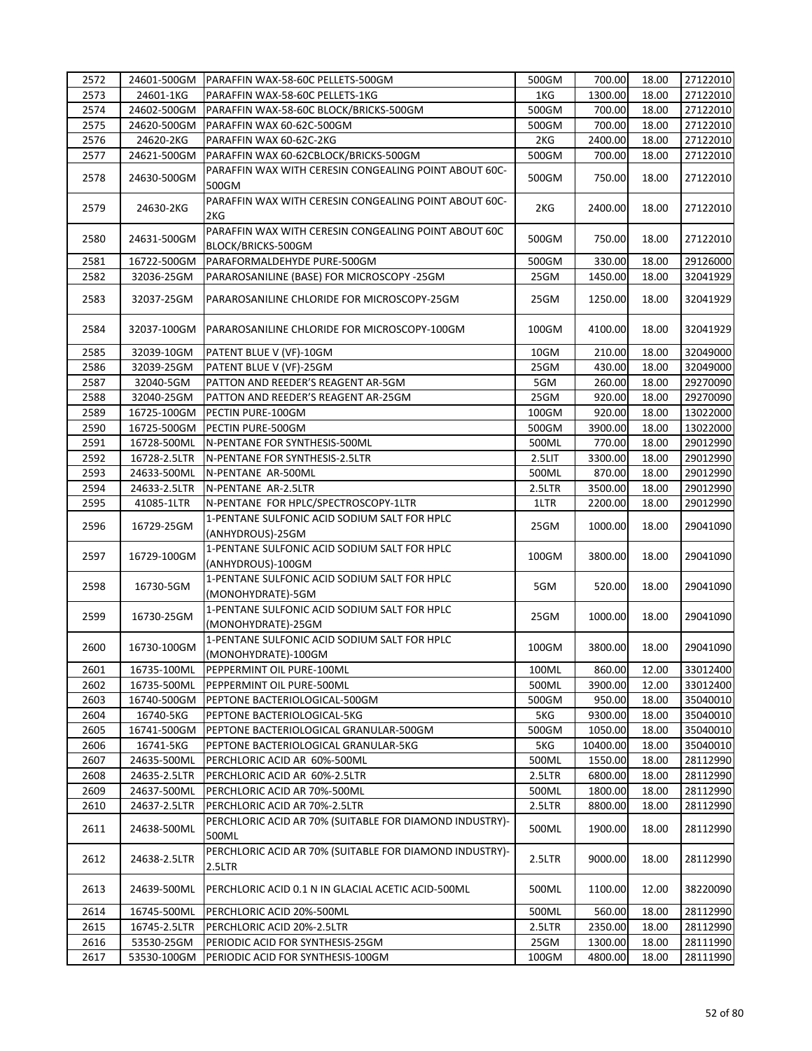| 2572 | 24601-500GM | PARAFFIN WAX-58-60C PELLETS-500GM | 500GM | 700.00 | 18.00 | 27122010 |
|---|---|---|---|---|---|---|
| 2573 | 24601-1KG | PARAFFIN WAX-58-60C PELLETS-1KG | 1KG | 1300.00 | 18.00 | 27122010 |
| 2574 | 24602-500GM | PARAFFIN WAX-58-60C BLOCK/BRICKS-500GM | 500GM | 700.00 | 18.00 | 27122010 |
| 2575 | 24620-500GM | PARAFFIN WAX 60-62C-500GM | 500GM | 700.00 | 18.00 | 27122010 |
| 2576 | 24620-2KG | PARAFFIN WAX 60-62C-2KG | 2KG | 2400.00 | 18.00 | 27122010 |
| 2577 | 24621-500GM | PARAFFIN WAX 60-62CBLOCK/BRICKS-500GM | 500GM | 700.00 | 18.00 | 27122010 |
| 2578 | 24630-500GM | PARAFFIN WAX WITH CERESIN CONGEALING POINT ABOUT 60C-500GM | 500GM | 750.00 | 18.00 | 27122010 |
| 2579 | 24630-2KG | PARAFFIN WAX WITH CERESIN CONGEALING POINT ABOUT 60C-2KG | 2KG | 2400.00 | 18.00 | 27122010 |
| 2580 | 24631-500GM | PARAFFIN WAX WITH CERESIN CONGEALING POINT ABOUT 60C BLOCK/BRICKS-500GM | 500GM | 750.00 | 18.00 | 27122010 |
| 2581 | 16722-500GM | PARAFORMALDEHYDE PURE-500GM | 500GM | 330.00 | 18.00 | 29126000 |
| 2582 | 32036-25GM | PARAROSANILINE (BASE) FOR MICROSCOPY -25GM | 25GM | 1450.00 | 18.00 | 32041929 |
| 2583 | 32037-25GM | PARAROSANILINE CHLORIDE FOR MICROSCOPY-25GM | 25GM | 1250.00 | 18.00 | 32041929 |
| 2584 | 32037-100GM | PARAROSANILINE CHLORIDE FOR MICROSCOPY-100GM | 100GM | 4100.00 | 18.00 | 32041929 |
| 2585 | 32039-10GM | PATENT BLUE V (VF)-10GM | 10GM | 210.00 | 18.00 | 32049000 |
| 2586 | 32039-25GM | PATENT BLUE V (VF)-25GM | 25GM | 430.00 | 18.00 | 32049000 |
| 2587 | 32040-5GM | PATTON AND REEDER'S REAGENT AR-5GM | 5GM | 260.00 | 18.00 | 29270090 |
| 2588 | 32040-25GM | PATTON AND REEDER'S REAGENT AR-25GM | 25GM | 920.00 | 18.00 | 29270090 |
| 2589 | 16725-100GM | PECTIN PURE-100GM | 100GM | 920.00 | 18.00 | 13022000 |
| 2590 | 16725-500GM | PECTIN PURE-500GM | 500GM | 3900.00 | 18.00 | 13022000 |
| 2591 | 16728-500ML | N-PENTANE FOR SYNTHESIS-500ML | 500ML | 770.00 | 18.00 | 29012990 |
| 2592 | 16728-2.5LTR | N-PENTANE FOR SYNTHESIS-2.5LTR | 2.5LIT | 3300.00 | 18.00 | 29012990 |
| 2593 | 24633-500ML | N-PENTANE AR-500ML | 500ML | 870.00 | 18.00 | 29012990 |
| 2594 | 24633-2.5LTR | N-PENTANE AR-2.5LTR | 2.5LTR | 3500.00 | 18.00 | 29012990 |
| 2595 | 41085-1LTR | N-PENTANE FOR HPLC/SPECTROSCOPY-1LTR | 1LTR | 2200.00 | 18.00 | 29012990 |
| 2596 | 16729-25GM | 1-PENTANE SULFONIC ACID SODIUM SALT FOR HPLC (ANHYDROUS)-25GM | 25GM | 1000.00 | 18.00 | 29041090 |
| 2597 | 16729-100GM | 1-PENTANE SULFONIC ACID SODIUM SALT FOR HPLC (ANHYDROUS)-100GM | 100GM | 3800.00 | 18.00 | 29041090 |
| 2598 | 16730-5GM | 1-PENTANE SULFONIC ACID SODIUM SALT FOR HPLC (MONOHYDRATE)-5GM | 5GM | 520.00 | 18.00 | 29041090 |
| 2599 | 16730-25GM | 1-PENTANE SULFONIC ACID SODIUM SALT FOR HPLC (MONOHYDRATE)-25GM | 25GM | 1000.00 | 18.00 | 29041090 |
| 2600 | 16730-100GM | 1-PENTANE SULFONIC ACID SODIUM SALT FOR HPLC (MONOHYDRATE)-100GM | 100GM | 3800.00 | 18.00 | 29041090 |
| 2601 | 16735-100ML | PEPPERMINT OIL PURE-100ML | 100ML | 860.00 | 12.00 | 33012400 |
| 2602 | 16735-500ML | PEPPERMINT OIL PURE-500ML | 500ML | 3900.00 | 12.00 | 33012400 |
| 2603 | 16740-500GM | PEPTONE BACTERIOLOGICAL-500GM | 500GM | 950.00 | 18.00 | 35040010 |
| 2604 | 16740-5KG | PEPTONE BACTERIOLOGICAL-5KG | 5KG | 9300.00 | 18.00 | 35040010 |
| 2605 | 16741-500GM | PEPTONE BACTERIOLOGICAL GRANULAR-500GM | 500GM | 1050.00 | 18.00 | 35040010 |
| 2606 | 16741-5KG | PEPTONE BACTERIOLOGICAL GRANULAR-5KG | 5KG | 10400.00 | 18.00 | 35040010 |
| 2607 | 24635-500ML | PERCHLORIC ACID AR 60%-500ML | 500ML | 1550.00 | 18.00 | 28112990 |
| 2608 | 24635-2.5LTR | PERCHLORIC ACID AR 60%-2.5LTR | 2.5LTR | 6800.00 | 18.00 | 28112990 |
| 2609 | 24637-500ML | PERCHLORIC ACID AR 70%-500ML | 500ML | 1800.00 | 18.00 | 28112990 |
| 2610 | 24637-2.5LTR | PERCHLORIC ACID AR 70%-2.5LTR | 2.5LTR | 8800.00 | 18.00 | 28112990 |
| 2611 | 24638-500ML | PERCHLORIC ACID AR 70% (SUITABLE FOR DIAMOND INDUSTRY)-500ML | 500ML | 1900.00 | 18.00 | 28112990 |
| 2612 | 24638-2.5LTR | PERCHLORIC ACID AR 70% (SUITABLE FOR DIAMOND INDUSTRY)-2.5LTR | 2.5LTR | 9000.00 | 18.00 | 28112990 |
| 2613 | 24639-500ML | PERCHLORIC ACID 0.1 N IN GLACIAL ACETIC ACID-500ML | 500ML | 1100.00 | 12.00 | 38220090 |
| 2614 | 16745-500ML | PERCHLORIC ACID 20%-500ML | 500ML | 560.00 | 18.00 | 28112990 |
| 2615 | 16745-2.5LTR | PERCHLORIC ACID 20%-2.5LTR | 2.5LTR | 2350.00 | 18.00 | 28112990 |
| 2616 | 53530-25GM | PERIODIC ACID FOR SYNTHESIS-25GM | 25GM | 1300.00 | 18.00 | 28111990 |
| 2617 | 53530-100GM | PERIODIC ACID FOR SYNTHESIS-100GM | 100GM | 4800.00 | 18.00 | 28111990 |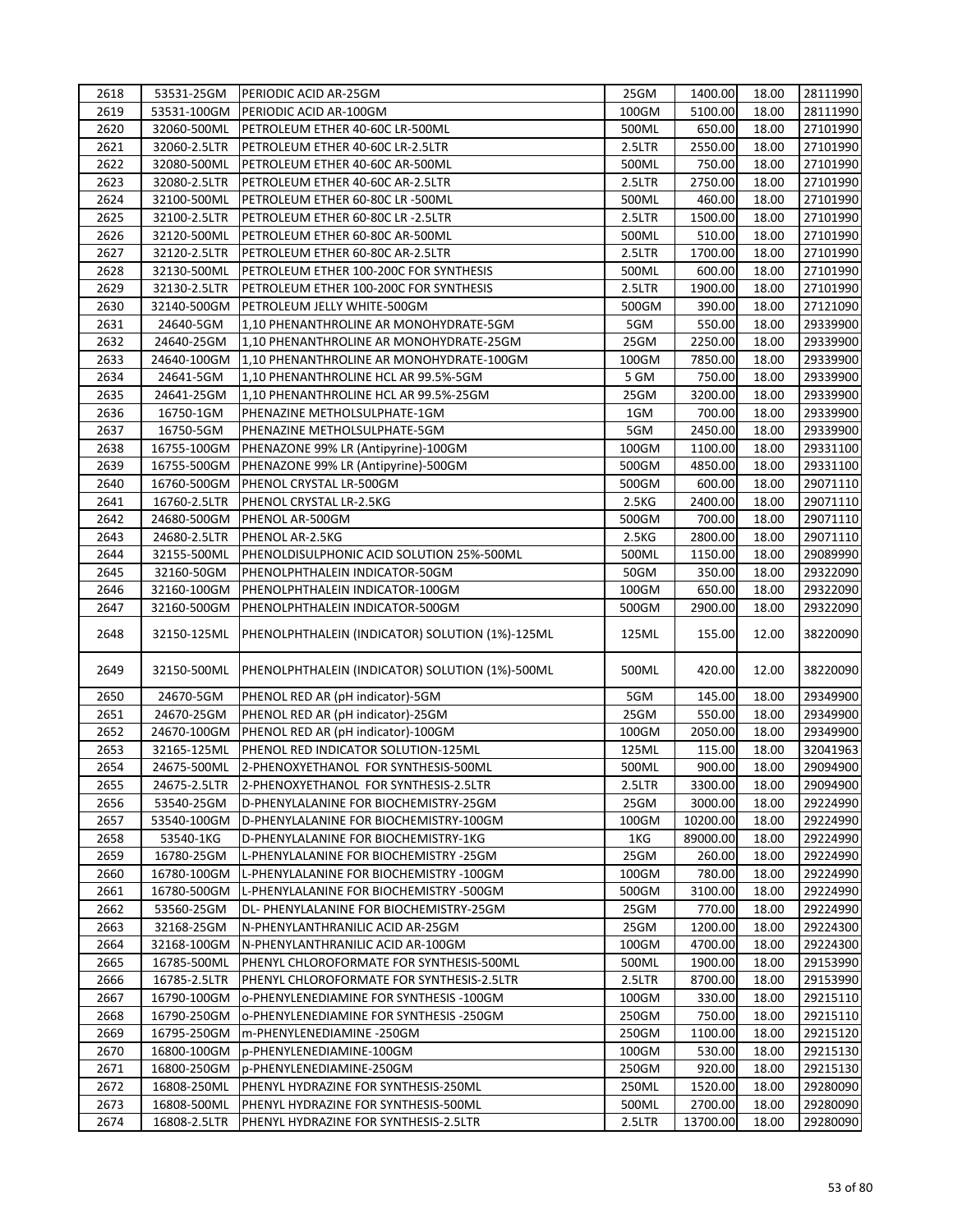| 2618 | 53531-25GM | PERIODIC ACID AR-25GM | 25GM | 1400.00 | 18.00 | 28111990 |
|---|---|---|---|---|---|---|
| 2619 | 53531-100GM | PERIODIC ACID AR-100GM | 100GM | 5100.00 | 18.00 | 28111990 |
| 2620 | 32060-500ML | PETROLEUM ETHER 40-60C LR-500ML | 500ML | 650.00 | 18.00 | 27101990 |
| 2621 | 32060-2.5LTR | PETROLEUM ETHER 40-60C LR-2.5LTR | 2.5LTR | 2550.00 | 18.00 | 27101990 |
| 2622 | 32080-500ML | PETROLEUM ETHER 40-60C AR-500ML | 500ML | 750.00 | 18.00 | 27101990 |
| 2623 | 32080-2.5LTR | PETROLEUM ETHER 40-60C AR-2.5LTR | 2.5LTR | 2750.00 | 18.00 | 27101990 |
| 2624 | 32100-500ML | PETROLEUM ETHER 60-80C LR -500ML | 500ML | 460.00 | 18.00 | 27101990 |
| 2625 | 32100-2.5LTR | PETROLEUM ETHER 60-80C LR -2.5LTR | 2.5LTR | 1500.00 | 18.00 | 27101990 |
| 2626 | 32120-500ML | PETROLEUM ETHER 60-80C AR-500ML | 500ML | 510.00 | 18.00 | 27101990 |
| 2627 | 32120-2.5LTR | PETROLEUM ETHER 60-80C AR-2.5LTR | 2.5LTR | 1700.00 | 18.00 | 27101990 |
| 2628 | 32130-500ML | PETROLEUM ETHER 100-200C FOR SYNTHESIS | 500ML | 600.00 | 18.00 | 27101990 |
| 2629 | 32130-2.5LTR | PETROLEUM ETHER 100-200C FOR SYNTHESIS | 2.5LTR | 1900.00 | 18.00 | 27101990 |
| 2630 | 32140-500GM | PETROLEUM JELLY WHITE-500GM | 500GM | 390.00 | 18.00 | 27121090 |
| 2631 | 24640-5GM | 1,10 PHENANTHROLINE AR MONOHYDRATE-5GM | 5GM | 550.00 | 18.00 | 29339900 |
| 2632 | 24640-25GM | 1,10 PHENANTHROLINE AR MONOHYDRATE-25GM | 25GM | 2250.00 | 18.00 | 29339900 |
| 2633 | 24640-100GM | 1,10 PHENANTHROLINE AR MONOHYDRATE-100GM | 100GM | 7850.00 | 18.00 | 29339900 |
| 2634 | 24641-5GM | 1,10 PHENANTHROLINE HCL AR 99.5%-5GM | 5 GM | 750.00 | 18.00 | 29339900 |
| 2635 | 24641-25GM | 1,10 PHENANTHROLINE HCL AR 99.5%-25GM | 25GM | 3200.00 | 18.00 | 29339900 |
| 2636 | 16750-1GM | PHENAZINE METHOLSULPHATE-1GM | 1GM | 700.00 | 18.00 | 29339900 |
| 2637 | 16750-5GM | PHENAZINE METHOLSULPHATE-5GM | 5GM | 2450.00 | 18.00 | 29339900 |
| 2638 | 16755-100GM | PHENAZONE 99% LR (Antipyrine)-100GM | 100GM | 1100.00 | 18.00 | 29331100 |
| 2639 | 16755-500GM | PHENAZONE 99% LR (Antipyrine)-500GM | 500GM | 4850.00 | 18.00 | 29331100 |
| 2640 | 16760-500GM | PHENOL CRYSTAL LR-500GM | 500GM | 600.00 | 18.00 | 29071110 |
| 2641 | 16760-2.5LTR | PHENOL CRYSTAL LR-2.5KG | 2.5KG | 2400.00 | 18.00 | 29071110 |
| 2642 | 24680-500GM | PHENOL AR-500GM | 500GM | 700.00 | 18.00 | 29071110 |
| 2643 | 24680-2.5LTR | PHENOL AR-2.5KG | 2.5KG | 2800.00 | 18.00 | 29071110 |
| 2644 | 32155-500ML | PHENOLDISULPHONIC ACID SOLUTION 25%-500ML | 500ML | 1150.00 | 18.00 | 29089990 |
| 2645 | 32160-50GM | PHENOLPHTHALEIN INDICATOR-50GM | 50GM | 350.00 | 18.00 | 29322090 |
| 2646 | 32160-100GM | PHENOLPHTHALEIN INDICATOR-100GM | 100GM | 650.00 | 18.00 | 29322090 |
| 2647 | 32160-500GM | PHENOLPHTHALEIN INDICATOR-500GM | 500GM | 2900.00 | 18.00 | 29322090 |
| 2648 | 32150-125ML | PHENOLPHTHALEIN (INDICATOR) SOLUTION (1%)-125ML | 125ML | 155.00 | 12.00 | 38220090 |
| 2649 | 32150-500ML | PHENOLPHTHALEIN (INDICATOR) SOLUTION (1%)-500ML | 500ML | 420.00 | 12.00 | 38220090 |
| 2650 | 24670-5GM | PHENOL RED AR (pH indicator)-5GM | 5GM | 145.00 | 18.00 | 29349900 |
| 2651 | 24670-25GM | PHENOL RED AR (pH indicator)-25GM | 25GM | 550.00 | 18.00 | 29349900 |
| 2652 | 24670-100GM | PHENOL RED AR (pH indicator)-100GM | 100GM | 2050.00 | 18.00 | 29349900 |
| 2653 | 32165-125ML | PHENOL RED INDICATOR SOLUTION-125ML | 125ML | 115.00 | 18.00 | 32041963 |
| 2654 | 24675-500ML | 2-PHENOXYETHANOL FOR SYNTHESIS-500ML | 500ML | 900.00 | 18.00 | 29094900 |
| 2655 | 24675-2.5LTR | 2-PHENOXYETHANOL FOR SYNTHESIS-2.5LTR | 2.5LTR | 3300.00 | 18.00 | 29094900 |
| 2656 | 53540-25GM | D-PHENYLALANINE FOR BIOCHEMISTRY-25GM | 25GM | 3000.00 | 18.00 | 29224990 |
| 2657 | 53540-100GM | D-PHENYLALANINE FOR BIOCHEMISTRY-100GM | 100GM | 10200.00 | 18.00 | 29224990 |
| 2658 | 53540-1KG | D-PHENYLALANINE FOR BIOCHEMISTRY-1KG | 1KG | 89000.00 | 18.00 | 29224990 |
| 2659 | 16780-25GM | L-PHENYLALANINE FOR BIOCHEMISTRY -25GM | 25GM | 260.00 | 18.00 | 29224990 |
| 2660 | 16780-100GM | L-PHENYLALANINE FOR BIOCHEMISTRY -100GM | 100GM | 780.00 | 18.00 | 29224990 |
| 2661 | 16780-500GM | L-PHENYLALANINE FOR BIOCHEMISTRY -500GM | 500GM | 3100.00 | 18.00 | 29224990 |
| 2662 | 53560-25GM | DL- PHENYLALANINE FOR BIOCHEMISTRY-25GM | 25GM | 770.00 | 18.00 | 29224990 |
| 2663 | 32168-25GM | N-PHENYLANTHRANILIC ACID AR-25GM | 25GM | 1200.00 | 18.00 | 29224300 |
| 2664 | 32168-100GM | N-PHENYLANTHRANILIC ACID AR-100GM | 100GM | 4700.00 | 18.00 | 29224300 |
| 2665 | 16785-500ML | PHENYL CHLOROFORMATE FOR SYNTHESIS-500ML | 500ML | 1900.00 | 18.00 | 29153990 |
| 2666 | 16785-2.5LTR | PHENYL CHLOROFORMATE FOR SYNTHESIS-2.5LTR | 2.5LTR | 8700.00 | 18.00 | 29153990 |
| 2667 | 16790-100GM | o-PHENYLENEDIAMINE FOR SYNTHESIS -100GM | 100GM | 330.00 | 18.00 | 29215110 |
| 2668 | 16790-250GM | o-PHENYLENEDIAMINE FOR SYNTHESIS -250GM | 250GM | 750.00 | 18.00 | 29215110 |
| 2669 | 16795-250GM | m-PHENYLENEDIAMINE -250GM | 250GM | 1100.00 | 18.00 | 29215120 |
| 2670 | 16800-100GM | p-PHENYLENEDIAMINE-100GM | 100GM | 530.00 | 18.00 | 29215130 |
| 2671 | 16800-250GM | p-PHENYLENEDIAMINE-250GM | 250GM | 920.00 | 18.00 | 29215130 |
| 2672 | 16808-250ML | PHENYL HYDRAZINE FOR SYNTHESIS-250ML | 250ML | 1520.00 | 18.00 | 29280090 |
| 2673 | 16808-500ML | PHENYL HYDRAZINE FOR SYNTHESIS-500ML | 500ML | 2700.00 | 18.00 | 29280090 |
| 2674 | 16808-2.5LTR | PHENYL HYDRAZINE FOR SYNTHESIS-2.5LTR | 2.5LTR | 13700.00 | 18.00 | 29280090 |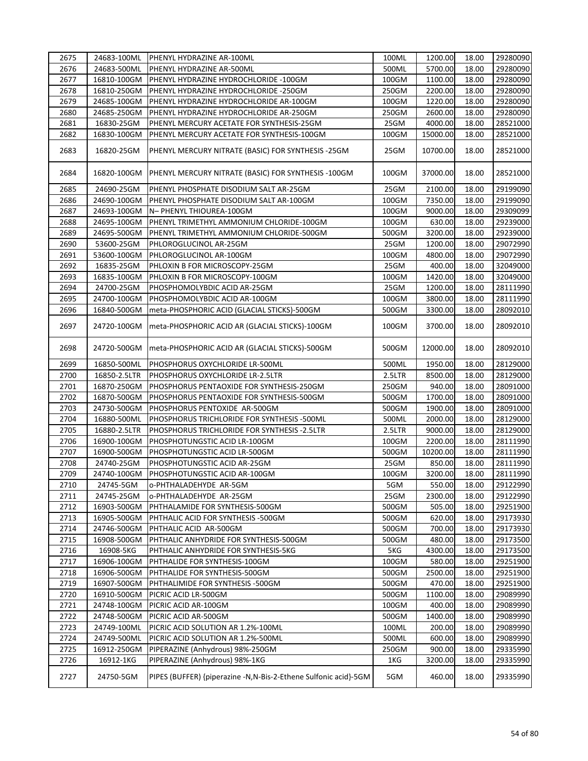| 2675 | 24683-100ML | PHENYL HYDRAZINE AR-100ML | 100ML | 1200.00 | 18.00 | 29280090 |
|---|---|---|---|---|---|---|
| 2676 | 24683-500ML | PHENYL HYDRAZINE AR-500ML | 500ML | 5700.00 | 18.00 | 29280090 |
| 2677 | 16810-100GM | PHENYL HYDRAZINE HYDROCHLORIDE -100GM | 100GM | 1100.00 | 18.00 | 29280090 |
| 2678 | 16810-250GM | PHENYL HYDRAZINE HYDROCHLORIDE -250GM | 250GM | 2200.00 | 18.00 | 29280090 |
| 2679 | 24685-100GM | PHENYL HYDRAZINE HYDROCHLORIDE AR-100GM | 100GM | 1220.00 | 18.00 | 29280090 |
| 2680 | 24685-250GM | PHENYL HYDRAZINE HYDROCHLORIDE AR-250GM | 250GM | 2600.00 | 18.00 | 29280090 |
| 2681 | 16830-25GM | PHENYL MERCURY ACETATE FOR SYNTHESIS-25GM | 25GM | 4000.00 | 18.00 | 28521000 |
| 2682 | 16830-100GM | PHENYL MERCURY ACETATE FOR SYNTHESIS-100GM | 100GM | 15000.00 | 18.00 | 28521000 |
| 2683 | 16820-25GM | PHENYL MERCURY NITRATE (BASIC) FOR SYNTHESIS -25GM | 25GM | 10700.00 | 18.00 | 28521000 |
| 2684 | 16820-100GM | PHENYL MERCURY NITRATE (BASIC) FOR SYNTHESIS -100GM | 100GM | 37000.00 | 18.00 | 28521000 |
| 2685 | 24690-25GM | PHENYL PHOSPHATE DISODIUM SALT AR-25GM | 25GM | 2100.00 | 18.00 | 29199090 |
| 2686 | 24690-100GM | PHENYL PHOSPHATE DISODIUM SALT AR-100GM | 100GM | 7350.00 | 18.00 | 29199090 |
| 2687 | 24693-100GM | N– PHENYL THIOUREA-100GM | 100GM | 9000.00 | 18.00 | 29309099 |
| 2688 | 24695-100GM | PHENYL TRIMETHYL AMMONIUM CHLORIDE-100GM | 100GM | 630.00 | 18.00 | 29239000 |
| 2689 | 24695-500GM | PHENYL TRIMETHYL AMMONIUM CHLORIDE-500GM | 500GM | 3200.00 | 18.00 | 29239000 |
| 2690 | 53600-25GM | PHLOROGLUCINOL AR-25GM | 25GM | 1200.00 | 18.00 | 29072990 |
| 2691 | 53600-100GM | PHLOROGLUCINOL AR-100GM | 100GM | 4800.00 | 18.00 | 29072990 |
| 2692 | 16835-25GM | PHLOXIN B FOR MICROSCOPY-25GM | 25GM | 400.00 | 18.00 | 32049000 |
| 2693 | 16835-100GM | PHLOXIN B FOR MICROSCOPY-100GM | 100GM | 1420.00 | 18.00 | 32049000 |
| 2694 | 24700-25GM | PHOSPHOMOLYBDIC ACID AR-25GM | 25GM | 1200.00 | 18.00 | 28111990 |
| 2695 | 24700-100GM | PHOSPHOMOLYBDIC ACID AR-100GM | 100GM | 3800.00 | 18.00 | 28111990 |
| 2696 | 16840-500GM | meta-PHOSPHORIC ACID (GLACIAL STICKS)-500GM | 500GM | 3300.00 | 18.00 | 28092010 |
| 2697 | 24720-100GM | meta-PHOSPHORIC ACID AR (GLACIAL STICKS)-100GM | 100GM | 3700.00 | 18.00 | 28092010 |
| 2698 | 24720-500GM | meta-PHOSPHORIC ACID AR (GLACIAL STICKS)-500GM | 500GM | 12000.00 | 18.00 | 28092010 |
| 2699 | 16850-500ML | PHOSPHORUS OXYCHLORIDE LR-500ML | 500ML | 1950.00 | 18.00 | 28129000 |
| 2700 | 16850-2.5LTR | PHOSPHORUS OXYCHLORIDE LR-2.5LTR | 2.5LTR | 8500.00 | 18.00 | 28129000 |
| 2701 | 16870-250GM | PHOSPHORUS PENTAOXIDE FOR SYNTHESIS-250GM | 250GM | 940.00 | 18.00 | 28091000 |
| 2702 | 16870-500GM | PHOSPHORUS PENTAOXIDE FOR SYNTHESIS-500GM | 500GM | 1700.00 | 18.00 | 28091000 |
| 2703 | 24730-500GM | PHOSPHORUS PENTOXIDE AR-500GM | 500GM | 1900.00 | 18.00 | 28091000 |
| 2704 | 16880-500ML | PHOSPHORUS TRICHLORIDE FOR SYNTHESIS -500ML | 500ML | 2000.00 | 18.00 | 28129000 |
| 2705 | 16880-2.5LTR | PHOSPHORUS TRICHLORIDE FOR SYNTHESIS -2.5LTR | 2.5LTR | 9000.00 | 18.00 | 28129000 |
| 2706 | 16900-100GM | PHOSPHOTUNGSTIC ACID LR-100GM | 100GM | 2200.00 | 18.00 | 28111990 |
| 2707 | 16900-500GM | PHOSPHOTUNGSTIC ACID LR-500GM | 500GM | 10200.00 | 18.00 | 28111990 |
| 2708 | 24740-25GM | PHOSPHOTUNGSTIC ACID AR-25GM | 25GM | 850.00 | 18.00 | 28111990 |
| 2709 | 24740-100GM | PHOSPHOTUNGSTIC ACID AR-100GM | 100GM | 3200.00 | 18.00 | 28111990 |
| 2710 | 24745-5GM | o-PHTHALADEHYDE AR-5GM | 5GM | 550.00 | 18.00 | 29122990 |
| 2711 | 24745-25GM | o-PHTHALADEHYDE AR-25GM | 25GM | 2300.00 | 18.00 | 29122990 |
| 2712 | 16903-500GM | PHTHALAMIDE FOR SYNTHESIS-500GM | 500GM | 505.00 | 18.00 | 29251900 |
| 2713 | 16905-500GM | PHTHALIC ACID FOR SYNTHESIS -500GM | 500GM | 620.00 | 18.00 | 29173930 |
| 2714 | 24746-500GM | PHTHALIC ACID AR-500GM | 500GM | 700.00 | 18.00 | 29173930 |
| 2715 | 16908-500GM | PHTHALIC ANHYDRIDE FOR SYNTHESIS-500GM | 500GM | 480.00 | 18.00 | 29173500 |
| 2716 | 16908-5KG | PHTHALIC ANHYDRIDE FOR SYNTHESIS-5KG | 5KG | 4300.00 | 18.00 | 29173500 |
| 2717 | 16906-100GM | PHTHALIDE FOR SYNTHESIS-100GM | 100GM | 580.00 | 18.00 | 29251900 |
| 2718 | 16906-500GM | PHTHALIDE FOR SYNTHESIS-500GM | 500GM | 2500.00 | 18.00 | 29251900 |
| 2719 | 16907-500GM | PHTHALIMIDE FOR SYNTHESIS -500GM | 500GM | 470.00 | 18.00 | 29251900 |
| 2720 | 16910-500GM | PICRIC ACID LR-500GM | 500GM | 1100.00 | 18.00 | 29089990 |
| 2721 | 24748-100GM | PICRIC ACID AR-100GM | 100GM | 400.00 | 18.00 | 29089990 |
| 2722 | 24748-500GM | PICRIC ACID AR-500GM | 500GM | 1400.00 | 18.00 | 29089990 |
| 2723 | 24749-100ML | PICRIC ACID SOLUTION AR 1.2%-100ML | 100ML | 200.00 | 18.00 | 29089990 |
| 2724 | 24749-500ML | PICRIC ACID SOLUTION AR 1.2%-500ML | 500ML | 600.00 | 18.00 | 29089990 |
| 2725 | 16912-250GM | PIPERAZINE (Anhydrous) 98%-250GM | 250GM | 900.00 | 18.00 | 29335990 |
| 2726 | 16912-1KG | PIPERAZINE (Anhydrous) 98%-1KG | 1KG | 3200.00 | 18.00 | 29335990 |
| 2727 | 24750-5GM | PIPES (BUFFER) {piperazine -N,N-Bis-2-Ethene Sulfonic acid}-5GM | 5GM | 460.00 | 18.00 | 29335990 |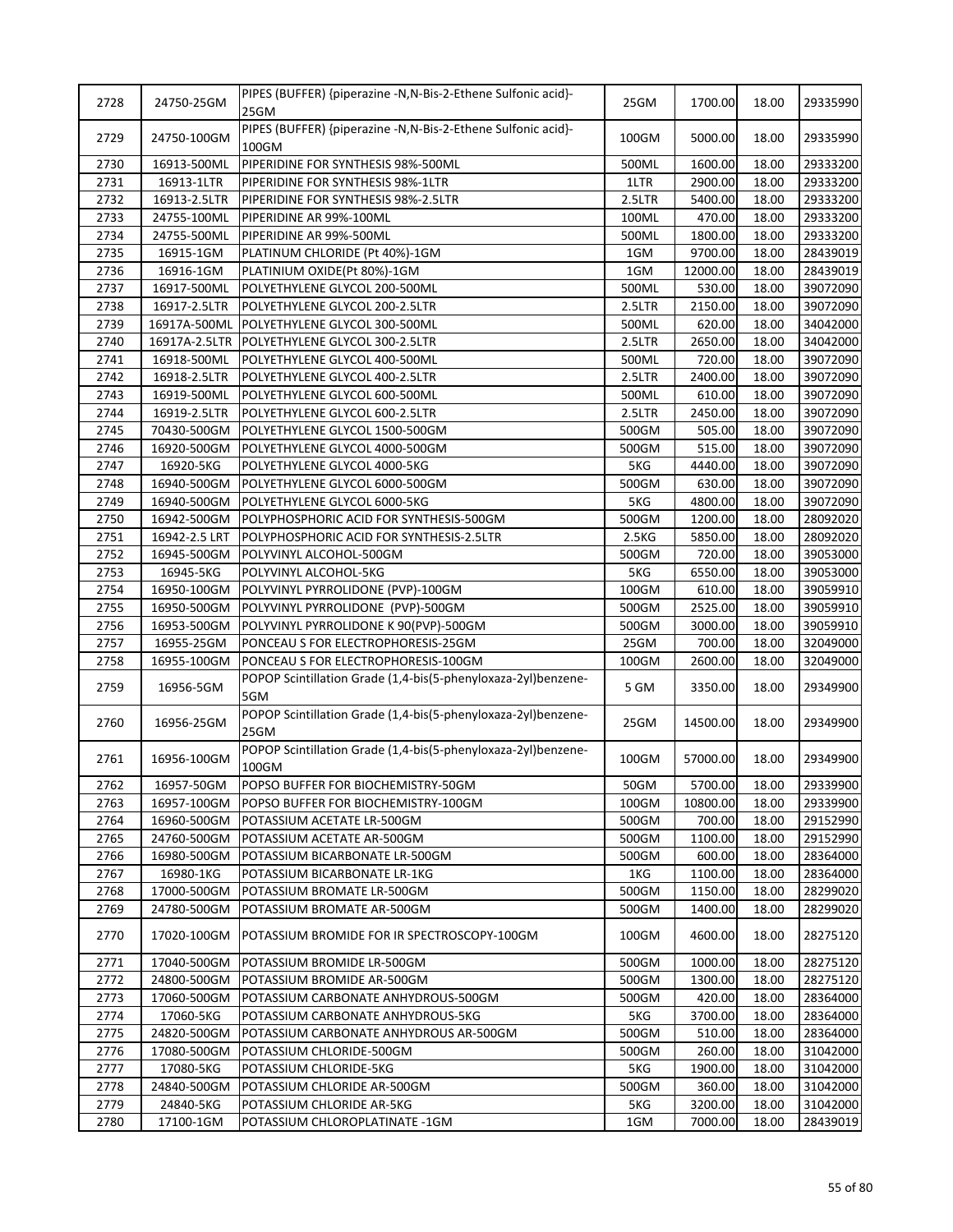| 2728 | 24750-25GM | PIPES (BUFFER) {piperazine -N,N-Bis-2-Ethene Sulfonic acid}-25GM | 25GM | 1700.00 | 18.00 | 29335990 |
|---|---|---|---|---|---|---|
| 2729 | 24750-100GM | PIPES (BUFFER) {piperazine -N,N-Bis-2-Ethene Sulfonic acid}-100GM | 100GM | 5000.00 | 18.00 | 29335990 |
| 2730 | 16913-500ML | PIPERIDINE FOR SYNTHESIS 98%-500ML | 500ML | 1600.00 | 18.00 | 29333200 |
| 2731 | 16913-1LTR | PIPERIDINE FOR SYNTHESIS 98%-1LTR | 1LTR | 2900.00 | 18.00 | 29333200 |
| 2732 | 16913-2.5LTR | PIPERIDINE FOR SYNTHESIS 98%-2.5LTR | 2.5LTR | 5400.00 | 18.00 | 29333200 |
| 2733 | 24755-100ML | PIPERIDINE AR 99%-100ML | 100ML | 470.00 | 18.00 | 29333200 |
| 2734 | 24755-500ML | PIPERIDINE AR 99%-500ML | 500ML | 1800.00 | 18.00 | 29333200 |
| 2735 | 16915-1GM | PLATINUM CHLORIDE (Pt 40%)-1GM | 1GM | 9700.00 | 18.00 | 28439019 |
| 2736 | 16916-1GM | PLATINIUM OXIDE(Pt 80%)-1GM | 1GM | 12000.00 | 18.00 | 28439019 |
| 2737 | 16917-500ML | POLYETHYLENE GLYCOL 200-500ML | 500ML | 530.00 | 18.00 | 39072090 |
| 2738 | 16917-2.5LTR | POLYETHYLENE GLYCOL 200-2.5LTR | 2.5LTR | 2150.00 | 18.00 | 39072090 |
| 2739 | 16917A-500ML | POLYETHYLENE GLYCOL 300-500ML | 500ML | 620.00 | 18.00 | 34042000 |
| 2740 | 16917A-2.5LTR | POLYETHYLENE GLYCOL 300-2.5LTR | 2.5LTR | 2650.00 | 18.00 | 34042000 |
| 2741 | 16918-500ML | POLYETHYLENE GLYCOL 400-500ML | 500ML | 720.00 | 18.00 | 39072090 |
| 2742 | 16918-2.5LTR | POLYETHYLENE GLYCOL 400-2.5LTR | 2.5LTR | 2400.00 | 18.00 | 39072090 |
| 2743 | 16919-500ML | POLYETHYLENE GLYCOL 600-500ML | 500ML | 610.00 | 18.00 | 39072090 |
| 2744 | 16919-2.5LTR | POLYETHYLENE GLYCOL 600-2.5LTR | 2.5LTR | 2450.00 | 18.00 | 39072090 |
| 2745 | 70430-500GM | POLYETHYLENE GLYCOL 1500-500GM | 500GM | 505.00 | 18.00 | 39072090 |
| 2746 | 16920-500GM | POLYETHYLENE GLYCOL 4000-500GM | 500GM | 515.00 | 18.00 | 39072090 |
| 2747 | 16920-5KG | POLYETHYLENE GLYCOL 4000-5KG | 5KG | 4440.00 | 18.00 | 39072090 |
| 2748 | 16940-500GM | POLYETHYLENE GLYCOL 6000-500GM | 500GM | 630.00 | 18.00 | 39072090 |
| 2749 | 16940-500GM | POLYETHYLENE GLYCOL 6000-5KG | 5KG | 4800.00 | 18.00 | 39072090 |
| 2750 | 16942-500GM | POLYPHOSPHORIC ACID FOR SYNTHESIS-500GM | 500GM | 1200.00 | 18.00 | 28092020 |
| 2751 | 16942-2.5 LRT | POLYPHOSPHORIC ACID FOR SYNTHESIS-2.5LTR | 2.5KG | 5850.00 | 18.00 | 28092020 |
| 2752 | 16945-500GM | POLYVINYL ALCOHOL-500GM | 500GM | 720.00 | 18.00 | 39053000 |
| 2753 | 16945-5KG | POLYVINYL ALCOHOL-5KG | 5KG | 6550.00 | 18.00 | 39053000 |
| 2754 | 16950-100GM | POLYVINYL PYRROLIDONE (PVP)-100GM | 100GM | 610.00 | 18.00 | 39059910 |
| 2755 | 16950-500GM | POLYVINYL PYRROLIDONE (PVP)-500GM | 500GM | 2525.00 | 18.00 | 39059910 |
| 2756 | 16953-500GM | POLYVINYL PYRROLIDONE K 90(PVP)-500GM | 500GM | 3000.00 | 18.00 | 39059910 |
| 2757 | 16955-25GM | PONCEAU S FOR ELECTROPHORESIS-25GM | 25GM | 700.00 | 18.00 | 32049000 |
| 2758 | 16955-100GM | PONCEAU S FOR ELECTROPHORESIS-100GM | 100GM | 2600.00 | 18.00 | 32049000 |
| 2759 | 16956-5GM | POPOP Scintillation Grade (1,4-bis(5-phenyloxaza-2yl)benzene-5GM | 5 GM | 3350.00 | 18.00 | 29349900 |
| 2760 | 16956-25GM | POPOP Scintillation Grade (1,4-bis(5-phenyloxaza-2yl)benzene-25GM | 25GM | 14500.00 | 18.00 | 29349900 |
| 2761 | 16956-100GM | POPOP Scintillation Grade (1,4-bis(5-phenyloxaza-2yl)benzene-100GM | 100GM | 57000.00 | 18.00 | 29349900 |
| 2762 | 16957-50GM | POPSO BUFFER FOR BIOCHEMISTRY-50GM | 50GM | 5700.00 | 18.00 | 29339900 |
| 2763 | 16957-100GM | POPSO BUFFER FOR BIOCHEMISTRY-100GM | 100GM | 10800.00 | 18.00 | 29339900 |
| 2764 | 16960-500GM | POTASSIUM ACETATE LR-500GM | 500GM | 700.00 | 18.00 | 29152990 |
| 2765 | 24760-500GM | POTASSIUM ACETATE AR-500GM | 500GM | 1100.00 | 18.00 | 29152990 |
| 2766 | 16980-500GM | POTASSIUM BICARBONATE LR-500GM | 500GM | 600.00 | 18.00 | 28364000 |
| 2767 | 16980-1KG | POTASSIUM BICARBONATE LR-1KG | 1KG | 1100.00 | 18.00 | 28364000 |
| 2768 | 17000-500GM | POTASSIUM BROMATE LR-500GM | 500GM | 1150.00 | 18.00 | 28299020 |
| 2769 | 24780-500GM | POTASSIUM BROMATE AR-500GM | 500GM | 1400.00 | 18.00 | 28299020 |
| 2770 | 17020-100GM | POTASSIUM BROMIDE FOR IR SPECTROSCOPY-100GM | 100GM | 4600.00 | 18.00 | 28275120 |
| 2771 | 17040-500GM | POTASSIUM BROMIDE LR-500GM | 500GM | 1000.00 | 18.00 | 28275120 |
| 2772 | 24800-500GM | POTASSIUM BROMIDE AR-500GM | 500GM | 1300.00 | 18.00 | 28275120 |
| 2773 | 17060-500GM | POTASSIUM CARBONATE ANHYDROUS-500GM | 500GM | 420.00 | 18.00 | 28364000 |
| 2774 | 17060-5KG | POTASSIUM CARBONATE ANHYDROUS-5KG | 5KG | 3700.00 | 18.00 | 28364000 |
| 2775 | 24820-500GM | POTASSIUM CARBONATE ANHYDROUS AR-500GM | 500GM | 510.00 | 18.00 | 28364000 |
| 2776 | 17080-500GM | POTASSIUM CHLORIDE-500GM | 500GM | 260.00 | 18.00 | 31042000 |
| 2777 | 17080-5KG | POTASSIUM CHLORIDE-5KG | 5KG | 1900.00 | 18.00 | 31042000 |
| 2778 | 24840-500GM | POTASSIUM CHLORIDE AR-500GM | 500GM | 360.00 | 18.00 | 31042000 |
| 2779 | 24840-5KG | POTASSIUM CHLORIDE AR-5KG | 5KG | 3200.00 | 18.00 | 31042000 |
| 2780 | 17100-1GM | POTASSIUM CHLOROPLATINATE -1GM | 1GM | 7000.00 | 18.00 | 28439019 |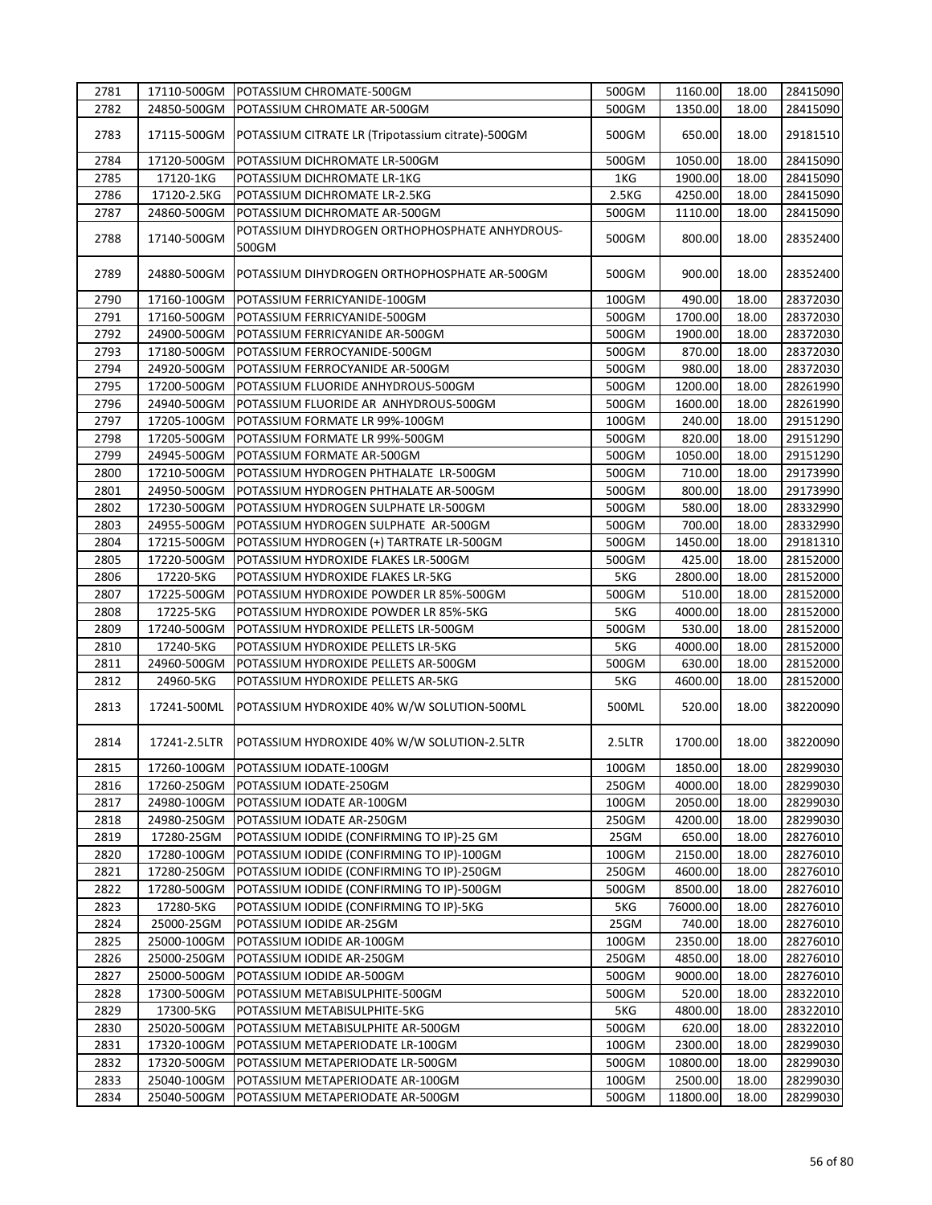| 2781 | 17110-500GM | POTASSIUM CHROMATE-500GM | 500GM | 1160.00 | 18.00 | 28415090 |
|---|---|---|---|---|---|---|
| 2782 | 24850-500GM | POTASSIUM CHROMATE AR-500GM | 500GM | 1350.00 | 18.00 | 28415090 |
| 2783 | 17115-500GM | POTASSIUM CITRATE LR (Tripotassium citrate)-500GM | 500GM | 650.00 | 18.00 | 29181510 |
| 2784 | 17120-500GM | POTASSIUM DICHROMATE LR-500GM | 500GM | 1050.00 | 18.00 | 28415090 |
| 2785 | 17120-1KG | POTASSIUM DICHROMATE LR-1KG | 1KG | 1900.00 | 18.00 | 28415090 |
| 2786 | 17120-2.5KG | POTASSIUM DICHROMATE LR-2.5KG | 2.5KG | 4250.00 | 18.00 | 28415090 |
| 2787 | 24860-500GM | POTASSIUM DICHROMATE AR-500GM | 500GM | 1110.00 | 18.00 | 28415090 |
| 2788 | 17140-500GM | POTASSIUM DIHYDROGEN ORTHOPHOSPHATE ANHYDROUS-500GM | 500GM | 800.00 | 18.00 | 28352400 |
| 2789 | 24880-500GM | POTASSIUM DIHYDROGEN ORTHOPHOSPHATE AR-500GM | 500GM | 900.00 | 18.00 | 28352400 |
| 2790 | 17160-100GM | POTASSIUM FERRICYANIDE-100GM | 100GM | 490.00 | 18.00 | 28372030 |
| 2791 | 17160-500GM | POTASSIUM FERRICYANIDE-500GM | 500GM | 1700.00 | 18.00 | 28372030 |
| 2792 | 24900-500GM | POTASSIUM FERRICYANIDE AR-500GM | 500GM | 1900.00 | 18.00 | 28372030 |
| 2793 | 17180-500GM | POTASSIUM FERROCYANIDE-500GM | 500GM | 870.00 | 18.00 | 28372030 |
| 2794 | 24920-500GM | POTASSIUM FERROCYANIDE AR-500GM | 500GM | 980.00 | 18.00 | 28372030 |
| 2795 | 17200-500GM | POTASSIUM FLUORIDE ANHYDROUS-500GM | 500GM | 1200.00 | 18.00 | 28261990 |
| 2796 | 24940-500GM | POTASSIUM FLUORIDE AR ANHYDROUS-500GM | 500GM | 1600.00 | 18.00 | 28261990 |
| 2797 | 17205-100GM | POTASSIUM FORMATE LR 99%-100GM | 100GM | 240.00 | 18.00 | 29151290 |
| 2798 | 17205-500GM | POTASSIUM FORMATE LR 99%-500GM | 500GM | 820.00 | 18.00 | 29151290 |
| 2799 | 24945-500GM | POTASSIUM FORMATE AR-500GM | 500GM | 1050.00 | 18.00 | 29151290 |
| 2800 | 17210-500GM | POTASSIUM HYDROGEN PHTHALATE LR-500GM | 500GM | 710.00 | 18.00 | 29173990 |
| 2801 | 24950-500GM | POTASSIUM HYDROGEN PHTHALATE AR-500GM | 500GM | 800.00 | 18.00 | 29173990 |
| 2802 | 17230-500GM | POTASSIUM HYDROGEN SULPHATE LR-500GM | 500GM | 580.00 | 18.00 | 28332990 |
| 2803 | 24955-500GM | POTASSIUM HYDROGEN SULPHATE AR-500GM | 500GM | 700.00 | 18.00 | 28332990 |
| 2804 | 17215-500GM | POTASSIUM HYDROGEN (+) TARTRATE LR-500GM | 500GM | 1450.00 | 18.00 | 29181310 |
| 2805 | 17220-500GM | POTASSIUM HYDROXIDE FLAKES LR-500GM | 500GM | 425.00 | 18.00 | 28152000 |
| 2806 | 17220-5KG | POTASSIUM HYDROXIDE FLAKES LR-5KG | 5KG | 2800.00 | 18.00 | 28152000 |
| 2807 | 17225-500GM | POTASSIUM HYDROXIDE POWDER LR 85%-500GM | 500GM | 510.00 | 18.00 | 28152000 |
| 2808 | 17225-5KG | POTASSIUM HYDROXIDE POWDER LR 85%-5KG | 5KG | 4000.00 | 18.00 | 28152000 |
| 2809 | 17240-500GM | POTASSIUM HYDROXIDE PELLETS LR-500GM | 500GM | 530.00 | 18.00 | 28152000 |
| 2810 | 17240-5KG | POTASSIUM HYDROXIDE PELLETS LR-5KG | 5KG | 4000.00 | 18.00 | 28152000 |
| 2811 | 24960-500GM | POTASSIUM HYDROXIDE PELLETS AR-500GM | 500GM | 630.00 | 18.00 | 28152000 |
| 2812 | 24960-5KG | POTASSIUM HYDROXIDE PELLETS AR-5KG | 5KG | 4600.00 | 18.00 | 28152000 |
| 2813 | 17241-500ML | POTASSIUM HYDROXIDE 40% W/W SOLUTION-500ML | 500ML | 520.00 | 18.00 | 38220090 |
| 2814 | 17241-2.5LTR | POTASSIUM HYDROXIDE 40% W/W SOLUTION-2.5LTR | 2.5LTR | 1700.00 | 18.00 | 38220090 |
| 2815 | 17260-100GM | POTASSIUM IODATE-100GM | 100GM | 1850.00 | 18.00 | 28299030 |
| 2816 | 17260-250GM | POTASSIUM IODATE-250GM | 250GM | 4000.00 | 18.00 | 28299030 |
| 2817 | 24980-100GM | POTASSIUM IODATE AR-100GM | 100GM | 2050.00 | 18.00 | 28299030 |
| 2818 | 24980-250GM | POTASSIUM IODATE AR-250GM | 250GM | 4200.00 | 18.00 | 28299030 |
| 2819 | 17280-25GM | POTASSIUM IODIDE (CONFIRMING TO IP)-25 GM | 25GM | 650.00 | 18.00 | 28276010 |
| 2820 | 17280-100GM | POTASSIUM IODIDE (CONFIRMING TO IP)-100GM | 100GM | 2150.00 | 18.00 | 28276010 |
| 2821 | 17280-250GM | POTASSIUM IODIDE (CONFIRMING TO IP)-250GM | 250GM | 4600.00 | 18.00 | 28276010 |
| 2822 | 17280-500GM | POTASSIUM IODIDE (CONFIRMING TO IP)-500GM | 500GM | 8500.00 | 18.00 | 28276010 |
| 2823 | 17280-5KG | POTASSIUM IODIDE (CONFIRMING TO IP)-5KG | 5KG | 76000.00 | 18.00 | 28276010 |
| 2824 | 25000-25GM | POTASSIUM IODIDE AR-25GM | 25GM | 740.00 | 18.00 | 28276010 |
| 2825 | 25000-100GM | POTASSIUM IODIDE AR-100GM | 100GM | 2350.00 | 18.00 | 28276010 |
| 2826 | 25000-250GM | POTASSIUM IODIDE AR-250GM | 250GM | 4850.00 | 18.00 | 28276010 |
| 2827 | 25000-500GM | POTASSIUM IODIDE AR-500GM | 500GM | 9000.00 | 18.00 | 28276010 |
| 2828 | 17300-500GM | POTASSIUM METABISULPHITE-500GM | 500GM | 520.00 | 18.00 | 28322010 |
| 2829 | 17300-5KG | POTASSIUM METABISULPHITE-5KG | 5KG | 4800.00 | 18.00 | 28322010 |
| 2830 | 25020-500GM | POTASSIUM METABISULPHITE AR-500GM | 500GM | 620.00 | 18.00 | 28322010 |
| 2831 | 17320-100GM | POTASSIUM METAPERIODATE LR-100GM | 100GM | 2300.00 | 18.00 | 28299030 |
| 2832 | 17320-500GM | POTASSIUM METAPERIODATE LR-500GM | 500GM | 10800.00 | 18.00 | 28299030 |
| 2833 | 25040-100GM | POTASSIUM METAPERIODATE AR-100GM | 100GM | 2500.00 | 18.00 | 28299030 |
| 2834 | 25040-500GM | POTASSIUM METAPERIODATE AR-500GM | 500GM | 11800.00 | 18.00 | 28299030 |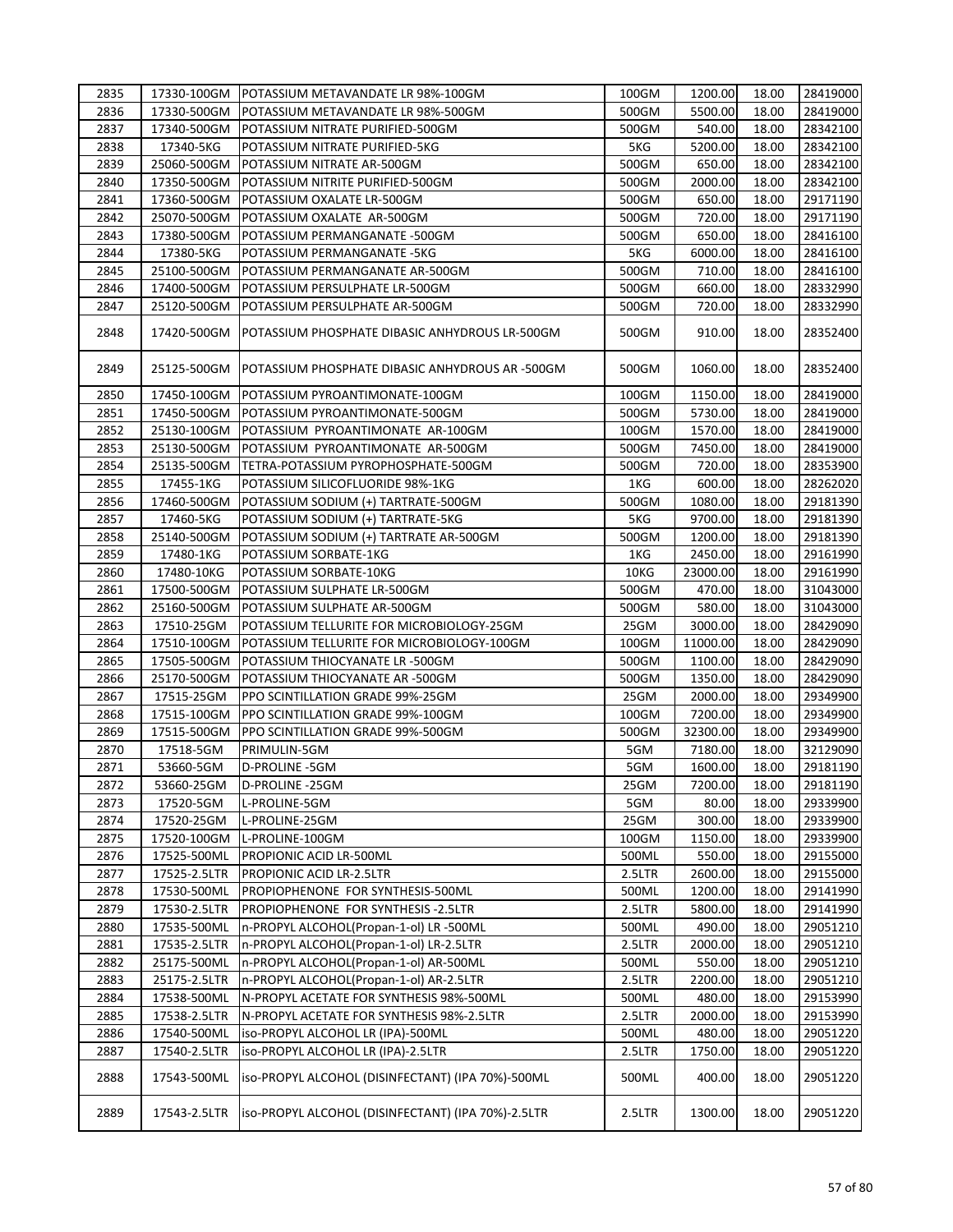| | | | | | | |
|---|---|---|---|---|---|---|
| 2835 | 17330-100GM | POTASSIUM METAVANDATE LR 98%-100GM | 100GM | 1200.00 | 18.00 | 28419000 |
| 2836 | 17330-500GM | POTASSIUM METAVANDATE LR 98%-500GM | 500GM | 5500.00 | 18.00 | 28419000 |
| 2837 | 17340-500GM | POTASSIUM NITRATE PURIFIED-500GM | 500GM | 540.00 | 18.00 | 28342100 |
| 2838 | 17340-5KG | POTASSIUM NITRATE PURIFIED-5KG | 5KG | 5200.00 | 18.00 | 28342100 |
| 2839 | 25060-500GM | POTASSIUM NITRATE AR-500GM | 500GM | 650.00 | 18.00 | 28342100 |
| 2840 | 17350-500GM | POTASSIUM NITRITE PURIFIED-500GM | 500GM | 2000.00 | 18.00 | 28342100 |
| 2841 | 17360-500GM | POTASSIUM OXALATE LR-500GM | 500GM | 650.00 | 18.00 | 29171190 |
| 2842 | 25070-500GM | POTASSIUM OXALATE AR-500GM | 500GM | 720.00 | 18.00 | 29171190 |
| 2843 | 17380-500GM | POTASSIUM PERMANGANATE -500GM | 500GM | 650.00 | 18.00 | 28416100 |
| 2844 | 17380-5KG | POTASSIUM PERMANGANATE -5KG | 5KG | 6000.00 | 18.00 | 28416100 |
| 2845 | 25100-500GM | POTASSIUM PERMANGANATE AR-500GM | 500GM | 710.00 | 18.00 | 28416100 |
| 2846 | 17400-500GM | POTASSIUM PERSULPHATE LR-500GM | 500GM | 660.00 | 18.00 | 28332990 |
| 2847 | 25120-500GM | POTASSIUM PERSULPHATE AR-500GM | 500GM | 720.00 | 18.00 | 28332990 |
| 2848 | 17420-500GM | POTASSIUM PHOSPHATE DIBASIC ANHYDROUS LR-500GM | 500GM | 910.00 | 18.00 | 28352400 |
| 2849 | 25125-500GM | POTASSIUM PHOSPHATE DIBASIC ANHYDROUS AR -500GM | 500GM | 1060.00 | 18.00 | 28352400 |
| 2850 | 17450-100GM | POTASSIUM PYROANTIMONATE-100GM | 100GM | 1150.00 | 18.00 | 28419000 |
| 2851 | 17450-500GM | POTASSIUM PYROANTIMONATE-500GM | 500GM | 5730.00 | 18.00 | 28419000 |
| 2852 | 25130-100GM | POTASSIUM PYROANTIMONATE AR-100GM | 100GM | 1570.00 | 18.00 | 28419000 |
| 2853 | 25130-500GM | POTASSIUM PYROANTIMONATE AR-500GM | 500GM | 7450.00 | 18.00 | 28419000 |
| 2854 | 25135-500GM | TETRA-POTASSIUM PYROPHOSPHATE-500GM | 500GM | 720.00 | 18.00 | 28353900 |
| 2855 | 17455-1KG | POTASSIUM SILICOFLUORIDE 98%-1KG | 1KG | 600.00 | 18.00 | 28262020 |
| 2856 | 17460-500GM | POTASSIUM SODIUM (+) TARTRATE-500GM | 500GM | 1080.00 | 18.00 | 29181390 |
| 2857 | 17460-5KG | POTASSIUM SODIUM (+) TARTRATE-5KG | 5KG | 9700.00 | 18.00 | 29181390 |
| 2858 | 25140-500GM | POTASSIUM SODIUM (+) TARTRATE AR-500GM | 500GM | 1200.00 | 18.00 | 29181390 |
| 2859 | 17480-1KG | POTASSIUM SORBATE-1KG | 1KG | 2450.00 | 18.00 | 29161990 |
| 2860 | 17480-10KG | POTASSIUM SORBATE-10KG | 10KG | 23000.00 | 18.00 | 29161990 |
| 2861 | 17500-500GM | POTASSIUM SULPHATE LR-500GM | 500GM | 470.00 | 18.00 | 31043000 |
| 2862 | 25160-500GM | POTASSIUM SULPHATE AR-500GM | 500GM | 580.00 | 18.00 | 31043000 |
| 2863 | 17510-25GM | POTASSIUM TELLURITE FOR MICROBIOLOGY-25GM | 25GM | 3000.00 | 18.00 | 28429090 |
| 2864 | 17510-100GM | POTASSIUM TELLURITE FOR MICROBIOLOGY-100GM | 100GM | 11000.00 | 18.00 | 28429090 |
| 2865 | 17505-500GM | POTASSIUM THIOCYANATE LR -500GM | 500GM | 1100.00 | 18.00 | 28429090 |
| 2866 | 25170-500GM | POTASSIUM THIOCYANATE AR -500GM | 500GM | 1350.00 | 18.00 | 28429090 |
| 2867 | 17515-25GM | PPO SCINTILLATION GRADE 99%-25GM | 25GM | 2000.00 | 18.00 | 29349900 |
| 2868 | 17515-100GM | PPO SCINTILLATION GRADE 99%-100GM | 100GM | 7200.00 | 18.00 | 29349900 |
| 2869 | 17515-500GM | PPO SCINTILLATION GRADE 99%-500GM | 500GM | 32300.00 | 18.00 | 29349900 |
| 2870 | 17518-5GM | PRIMULIN-5GM | 5GM | 7180.00 | 18.00 | 32129090 |
| 2871 | 53660-5GM | D-PROLINE -5GM | 5GM | 1600.00 | 18.00 | 29181190 |
| 2872 | 53660-25GM | D-PROLINE -25GM | 25GM | 7200.00 | 18.00 | 29181190 |
| 2873 | 17520-5GM | L-PROLINE-5GM | 5GM | 80.00 | 18.00 | 29339900 |
| 2874 | 17520-25GM | L-PROLINE-25GM | 25GM | 300.00 | 18.00 | 29339900 |
| 2875 | 17520-100GM | L-PROLINE-100GM | 100GM | 1150.00 | 18.00 | 29339900 |
| 2876 | 17525-500ML | PROPIONIC ACID LR-500ML | 500ML | 550.00 | 18.00 | 29155000 |
| 2877 | 17525-2.5LTR | PROPIONIC ACID LR-2.5LTR | 2.5LTR | 2600.00 | 18.00 | 29155000 |
| 2878 | 17530-500ML | PROPIOPHENONE FOR SYNTHESIS-500ML | 500ML | 1200.00 | 18.00 | 29141990 |
| 2879 | 17530-2.5LTR | PROPIOPHENONE FOR SYNTHESIS -2.5LTR | 2.5LTR | 5800.00 | 18.00 | 29141990 |
| 2880 | 17535-500ML | n-PROPYL ALCOHOL(Propan-1-ol) LR -500ML | 500ML | 490.00 | 18.00 | 29051210 |
| 2881 | 17535-2.5LTR | n-PROPYL ALCOHOL(Propan-1-ol) LR-2.5LTR | 2.5LTR | 2000.00 | 18.00 | 29051210 |
| 2882 | 25175-500ML | n-PROPYL ALCOHOL(Propan-1-ol) AR-500ML | 500ML | 550.00 | 18.00 | 29051210 |
| 2883 | 25175-2.5LTR | n-PROPYL ALCOHOL(Propan-1-ol) AR-2.5LTR | 2.5LTR | 2200.00 | 18.00 | 29051210 |
| 2884 | 17538-500ML | N-PROPYL ACETATE FOR SYNTHESIS 98%-500ML | 500ML | 480.00 | 18.00 | 29153990 |
| 2885 | 17538-2.5LTR | N-PROPYL ACETATE FOR SYNTHESIS 98%-2.5LTR | 2.5LTR | 2000.00 | 18.00 | 29153990 |
| 2886 | 17540-500ML | iso-PROPYL ALCOHOL LR (IPA)-500ML | 500ML | 480.00 | 18.00 | 29051220 |
| 2887 | 17540-2.5LTR | iso-PROPYL ALCOHOL LR (IPA)-2.5LTR | 2.5LTR | 1750.00 | 18.00 | 29051220 |
| 2888 | 17543-500ML | iso-PROPYL ALCOHOL (DISINFECTANT) (IPA 70%)-500ML | 500ML | 400.00 | 18.00 | 29051220 |
| 2889 | 17543-2.5LTR | iso-PROPYL ALCOHOL (DISINFECTANT) (IPA 70%)-2.5LTR | 2.5LTR | 1300.00 | 18.00 | 29051220 |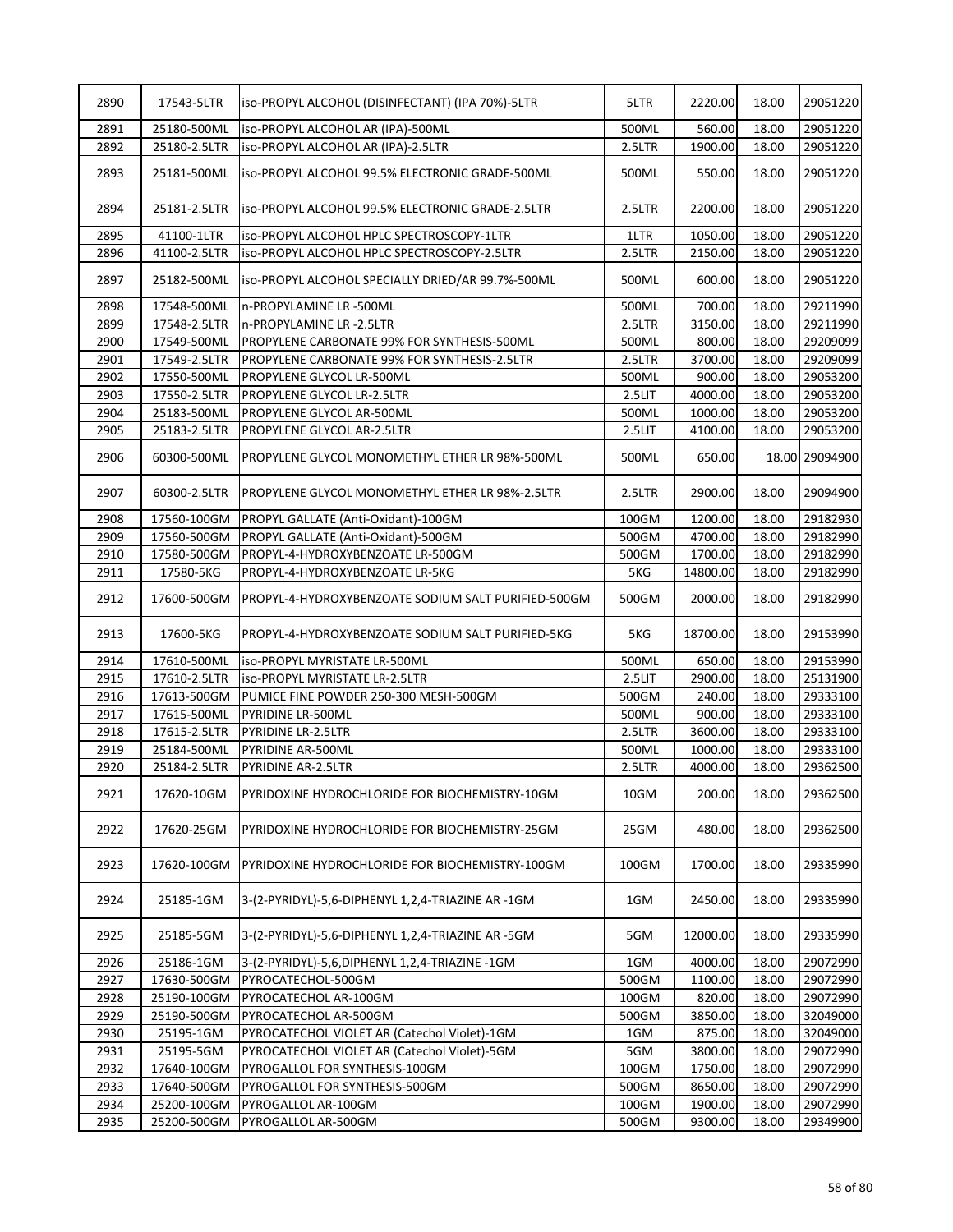| 2890 | 17543-5LTR | iso-PROPYL ALCOHOL (DISINFECTANT) (IPA 70%)-5LTR | 5LTR | 2220.00 | 18.00 | 29051220 |
|---|---|---|---|---|---|---|
| 2891 | 25180-500ML | iso-PROPYL ALCOHOL AR (IPA)-500ML | 500ML | 560.00 | 18.00 | 29051220 |
| 2892 | 25180-2.5LTR | iso-PROPYL ALCOHOL AR (IPA)-2.5LTR | 2.5LTR | 1900.00 | 18.00 | 29051220 |
| 2893 | 25181-500ML | iso-PROPYL ALCOHOL 99.5% ELECTRONIC GRADE-500ML | 500ML | 550.00 | 18.00 | 29051220 |
| 2894 | 25181-2.5LTR | iso-PROPYL ALCOHOL 99.5% ELECTRONIC GRADE-2.5LTR | 2.5LTR | 2200.00 | 18.00 | 29051220 |
| 2895 | 41100-1LTR | iso-PROPYL ALCOHOL HPLC SPECTROSCOPY-1LTR | 1LTR | 1050.00 | 18.00 | 29051220 |
| 2896 | 41100-2.5LTR | iso-PROPYL ALCOHOL HPLC SPECTROSCOPY-2.5LTR | 2.5LTR | 2150.00 | 18.00 | 29051220 |
| 2897 | 25182-500ML | iso-PROPYL ALCOHOL SPECIALLY DRIED/AR 99.7%-500ML | 500ML | 600.00 | 18.00 | 29051220 |
| 2898 | 17548-500ML | n-PROPYLAMINE LR -500ML | 500ML | 700.00 | 18.00 | 29211990 |
| 2899 | 17548-2.5LTR | n-PROPYLAMINE LR -2.5LTR | 2.5LTR | 3150.00 | 18.00 | 29211990 |
| 2900 | 17549-500ML | PROPYLENE CARBONATE 99% FOR SYNTHESIS-500ML | 500ML | 800.00 | 18.00 | 29209099 |
| 2901 | 17549-2.5LTR | PROPYLENE CARBONATE 99% FOR SYNTHESIS-2.5LTR | 2.5LTR | 3700.00 | 18.00 | 29209099 |
| 2902 | 17550-500ML | PROPYLENE GLYCOL LR-500ML | 500ML | 900.00 | 18.00 | 29053200 |
| 2903 | 17550-2.5LTR | PROPYLENE GLYCOL LR-2.5LTR | 2.5LIT | 4000.00 | 18.00 | 29053200 |
| 2904 | 25183-500ML | PROPYLENE GLYCOL AR-500ML | 500ML | 1000.00 | 18.00 | 29053200 |
| 2905 | 25183-2.5LTR | PROPYLENE GLYCOL AR-2.5LTR | 2.5LIT | 4100.00 | 18.00 | 29053200 |
| 2906 | 60300-500ML | PROPYLENE GLYCOL MONOMETHYL ETHER LR 98%-500ML | 500ML | 650.00 | 18.00 | 29094900 |
| 2907 | 60300-2.5LTR | PROPYLENE GLYCOL MONOMETHYL ETHER LR 98%-2.5LTR | 2.5LTR | 2900.00 | 18.00 | 29094900 |
| 2908 | 17560-100GM | PROPYL GALLATE (Anti-Oxidant)-100GM | 100GM | 1200.00 | 18.00 | 29182930 |
| 2909 | 17560-500GM | PROPYL GALLATE (Anti-Oxidant)-500GM | 500GM | 4700.00 | 18.00 | 29182990 |
| 2910 | 17580-500GM | PROPYL-4-HYDROXYBENZOATE LR-500GM | 500GM | 1700.00 | 18.00 | 29182990 |
| 2911 | 17580-5KG | PROPYL-4-HYDROXYBENZOATE LR-5KG | 5KG | 14800.00 | 18.00 | 29182990 |
| 2912 | 17600-500GM | PROPYL-4-HYDROXYBENZOATE SODIUM SALT PURIFIED-500GM | 500GM | 2000.00 | 18.00 | 29182990 |
| 2913 | 17600-5KG | PROPYL-4-HYDROXYBENZOATE SODIUM SALT PURIFIED-5KG | 5KG | 18700.00 | 18.00 | 29153990 |
| 2914 | 17610-500ML | iso-PROPYL MYRISTATE LR-500ML | 500ML | 650.00 | 18.00 | 29153990 |
| 2915 | 17610-2.5LTR | iso-PROPYL MYRISTATE LR-2.5LTR | 2.5LIT | 2900.00 | 18.00 | 25131900 |
| 2916 | 17613-500GM | PUMICE FINE POWDER 250-300 MESH-500GM | 500GM | 240.00 | 18.00 | 29333100 |
| 2917 | 17615-500ML | PYRIDINE LR-500ML | 500ML | 900.00 | 18.00 | 29333100 |
| 2918 | 17615-2.5LTR | PYRIDINE LR-2.5LTR | 2.5LTR | 3600.00 | 18.00 | 29333100 |
| 2919 | 25184-500ML | PYRIDINE AR-500ML | 500ML | 1000.00 | 18.00 | 29333100 |
| 2920 | 25184-2.5LTR | PYRIDINE AR-2.5LTR | 2.5LTR | 4000.00 | 18.00 | 29362500 |
| 2921 | 17620-10GM | PYRIDOXINE HYDROCHLORIDE FOR BIOCHEMISTRY-10GM | 10GM | 200.00 | 18.00 | 29362500 |
| 2922 | 17620-25GM | PYRIDOXINE HYDROCHLORIDE FOR BIOCHEMISTRY-25GM | 25GM | 480.00 | 18.00 | 29362500 |
| 2923 | 17620-100GM | PYRIDOXINE HYDROCHLORIDE FOR BIOCHEMISTRY-100GM | 100GM | 1700.00 | 18.00 | 29335990 |
| 2924 | 25185-1GM | 3-(2-PYRIDYL)-5,6-DIPHENYL 1,2,4-TRIAZINE AR -1GM | 1GM | 2450.00 | 18.00 | 29335990 |
| 2925 | 25185-5GM | 3-(2-PYRIDYL)-5,6-DIPHENYL 1,2,4-TRIAZINE AR -5GM | 5GM | 12000.00 | 18.00 | 29335990 |
| 2926 | 25186-1GM | 3-(2-PYRIDYL)-5,6,DIPHENYL 1,2,4-TRIAZINE -1GM | 1GM | 4000.00 | 18.00 | 29072990 |
| 2927 | 17630-500GM | PYROCATECHOL-500GM | 500GM | 1100.00 | 18.00 | 29072990 |
| 2928 | 25190-100GM | PYROCATECHOL AR-100GM | 100GM | 820.00 | 18.00 | 29072990 |
| 2929 | 25190-500GM | PYROCATECHOL AR-500GM | 500GM | 3850.00 | 18.00 | 32049000 |
| 2930 | 25195-1GM | PYROCATECHOL VIOLET AR (Catechol Violet)-1GM | 1GM | 875.00 | 18.00 | 32049000 |
| 2931 | 25195-5GM | PYROCATECHOL VIOLET AR (Catechol Violet)-5GM | 5GM | 3800.00 | 18.00 | 29072990 |
| 2932 | 17640-100GM | PYROGALLOL FOR SYNTHESIS-100GM | 100GM | 1750.00 | 18.00 | 29072990 |
| 2933 | 17640-500GM | PYROGALLOL FOR SYNTHESIS-500GM | 500GM | 8650.00 | 18.00 | 29072990 |
| 2934 | 25200-100GM | PYROGALLOL AR-100GM | 100GM | 1900.00 | 18.00 | 29072990 |
| 2935 | 25200-500GM | PYROGALLOL AR-500GM | 500GM | 9300.00 | 18.00 | 29349900 |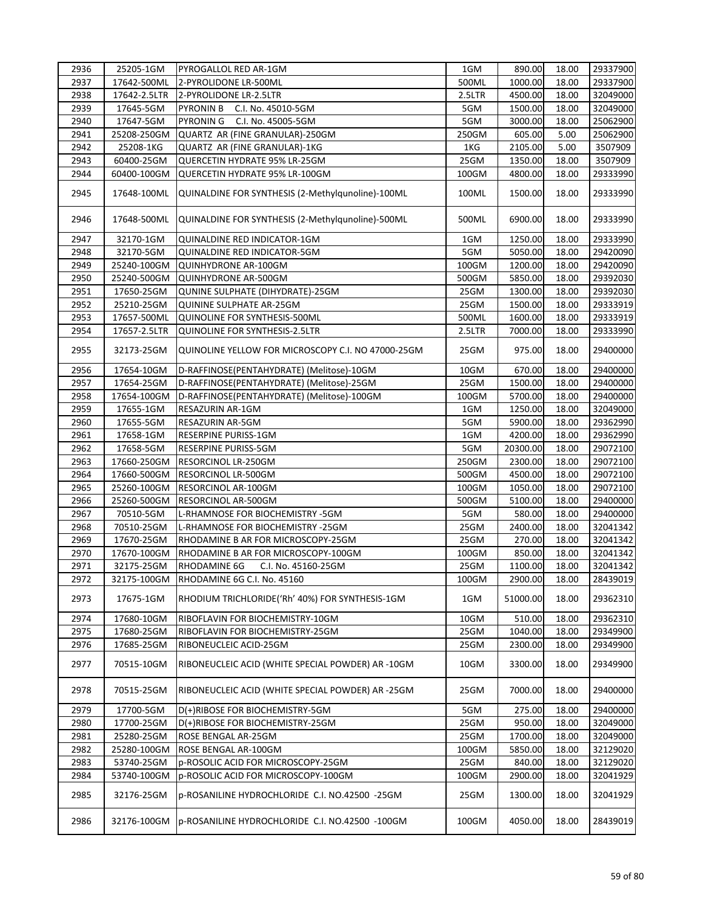| 2936 | 25205-1GM | PYROGALLOL RED AR-1GM | 1GM | 890.00 | 18.00 | 29337900 |
|---|---|---|---|---|---|---|
| 2937 | 17642-500ML | 2-PYROLIDONE LR-500ML | 500ML | 1000.00 | 18.00 | 29337900 |
| 2938 | 17642-2.5LTR | 2-PYROLIDONE LR-2.5LTR | 2.5LTR | 4500.00 | 18.00 | 32049000 |
| 2939 | 17645-5GM | PYRONIN B C.I. No. 45010-5GM | 5GM | 1500.00 | 18.00 | 32049000 |
| 2940 | 17647-5GM | PYRONIN G C.I. No. 45005-5GM | 5GM | 3000.00 | 18.00 | 25062900 |
| 2941 | 25208-250GM | QUARTZ AR (FINE GRANULAR)-250GM | 250GM | 605.00 | 5.00 | 25062900 |
| 2942 | 25208-1KG | QUARTZ AR (FINE GRANULAR)-1KG | 1KG | 2105.00 | 5.00 | 3507909 |
| 2943 | 60400-25GM | QUERCETIN HYDRATE 95% LR-25GM | 25GM | 1350.00 | 18.00 | 3507909 |
| 2944 | 60400-100GM | QUERCETIN HYDRATE 95% LR-100GM | 100GM | 4800.00 | 18.00 | 29333990 |
| 2945 | 17648-100ML | QUINALDINE FOR SYNTHESIS (2-Methylqunoline)-100ML | 100ML | 1500.00 | 18.00 | 29333990 |
| 2946 | 17648-500ML | QUINALDINE FOR SYNTHESIS (2-Methylqunoline)-500ML | 500ML | 6900.00 | 18.00 | 29333990 |
| 2947 | 32170-1GM | QUINALDINE RED INDICATOR-1GM | 1GM | 1250.00 | 18.00 | 29333990 |
| 2948 | 32170-5GM | QUINALDINE RED INDICATOR-5GM | 5GM | 5050.00 | 18.00 | 29420090 |
| 2949 | 25240-100GM | QUINHYDRONE AR-100GM | 100GM | 1200.00 | 18.00 | 29420090 |
| 2950 | 25240-500GM | QUINHYDRONE AR-500GM | 500GM | 5850.00 | 18.00 | 29392030 |
| 2951 | 17650-25GM | QUNINE SULPHATE (DIHYDRATE)-25GM | 25GM | 1300.00 | 18.00 | 29392030 |
| 2952 | 25210-25GM | QUININE SULPHATE AR-25GM | 25GM | 1500.00 | 18.00 | 29333919 |
| 2953 | 17657-500ML | QUINOLINE FOR SYNTHESIS-500ML | 500ML | 1600.00 | 18.00 | 29333919 |
| 2954 | 17657-2.5LTR | QUINOLINE FOR SYNTHESIS-2.5LTR | 2.5LTR | 7000.00 | 18.00 | 29333990 |
| 2955 | 32173-25GM | QUINOLINE YELLOW FOR MICROSCOPY C.I. NO 47000-25GM | 25GM | 975.00 | 18.00 | 29400000 |
| 2956 | 17654-10GM | D-RAFFINOSE(PENTAHYDRATE) (Melitose)-10GM | 10GM | 670.00 | 18.00 | 29400000 |
| 2957 | 17654-25GM | D-RAFFINOSE(PENTAHYDRATE) (Melitose)-25GM | 25GM | 1500.00 | 18.00 | 29400000 |
| 2958 | 17654-100GM | D-RAFFINOSE(PENTAHYDRATE) (Melitose)-100GM | 100GM | 5700.00 | 18.00 | 29400000 |
| 2959 | 17655-1GM | RESAZURIN AR-1GM | 1GM | 1250.00 | 18.00 | 32049000 |
| 2960 | 17655-5GM | RESAZURIN AR-5GM | 5GM | 5900.00 | 18.00 | 29362990 |
| 2961 | 17658-1GM | RESERPINE PURISS-1GM | 1GM | 4200.00 | 18.00 | 29362990 |
| 2962 | 17658-5GM | RESERPINE PURISS-5GM | 5GM | 20300.00 | 18.00 | 29072100 |
| 2963 | 17660-250GM | RESORCINOL LR-250GM | 250GM | 2300.00 | 18.00 | 29072100 |
| 2964 | 17660-500GM | RESORCINOL LR-500GM | 500GM | 4500.00 | 18.00 | 29072100 |
| 2965 | 25260-100GM | RESORCINOL AR-100GM | 100GM | 1050.00 | 18.00 | 29072100 |
| 2966 | 25260-500GM | RESORCINOL AR-500GM | 500GM | 5100.00 | 18.00 | 29400000 |
| 2967 | 70510-5GM | L-RHAMNOSE FOR BIOCHEMISTRY -5GM | 5GM | 580.00 | 18.00 | 29400000 |
| 2968 | 70510-25GM | L-RHAMNOSE FOR BIOCHEMISTRY -25GM | 25GM | 2400.00 | 18.00 | 32041342 |
| 2969 | 17670-25GM | RHODAMINE B AR FOR MICROSCOPY-25GM | 25GM | 270.00 | 18.00 | 32041342 |
| 2970 | 17670-100GM | RHODAMINE B AR FOR MICROSCOPY-100GM | 100GM | 850.00 | 18.00 | 32041342 |
| 2971 | 32175-25GM | RHODAMINE 6G C.I. No. 45160-25GM | 25GM | 1100.00 | 18.00 | 32041342 |
| 2972 | 32175-100GM | RHODAMINE 6G C.I. No. 45160 | 100GM | 2900.00 | 18.00 | 28439019 |
| 2973 | 17675-1GM | RHODIUM TRICHLORIDE('Rh' 40%) FOR SYNTHESIS-1GM | 1GM | 51000.00 | 18.00 | 29362310 |
| 2974 | 17680-10GM | RIBOFLAVIN FOR BIOCHEMISTRY-10GM | 10GM | 510.00 | 18.00 | 29362310 |
| 2975 | 17680-25GM | RIBOFLAVIN FOR BIOCHEMISTRY-25GM | 25GM | 1040.00 | 18.00 | 29349900 |
| 2976 | 17685-25GM | RIBONEUCLEIC ACID-25GM | 25GM | 2300.00 | 18.00 | 29349900 |
| 2977 | 70515-10GM | RIBONEUCLEIC ACID (WHITE SPECIAL POWDER) AR -10GM | 10GM | 3300.00 | 18.00 | 29349900 |
| 2978 | 70515-25GM | RIBONEUCLEIC ACID (WHITE SPECIAL POWDER) AR -25GM | 25GM | 7000.00 | 18.00 | 29400000 |
| 2979 | 17700-5GM | D(+)RIBOSE FOR BIOCHEMISTRY-5GM | 5GM | 275.00 | 18.00 | 29400000 |
| 2980 | 17700-25GM | D(+)RIBOSE FOR BIOCHEMISTRY-25GM | 25GM | 950.00 | 18.00 | 32049000 |
| 2981 | 25280-25GM | ROSE BENGAL AR-25GM | 25GM | 1700.00 | 18.00 | 32049000 |
| 2982 | 25280-100GM | ROSE BENGAL AR-100GM | 100GM | 5850.00 | 18.00 | 32129020 |
| 2983 | 53740-25GM | p-ROSOLIC ACID FOR MICROSCOPY-25GM | 25GM | 840.00 | 18.00 | 32129020 |
| 2984 | 53740-100GM | p-ROSOLIC ACID FOR MICROSCOPY-100GM | 100GM | 2900.00 | 18.00 | 32041929 |
| 2985 | 32176-25GM | p-ROSANILINE HYDROCHLORIDE C.I. NO.42500 -25GM | 25GM | 1300.00 | 18.00 | 32041929 |
| 2986 | 32176-100GM | p-ROSANILINE HYDROCHLORIDE C.I. NO.42500 -100GM | 100GM | 4050.00 | 18.00 | 28439019 |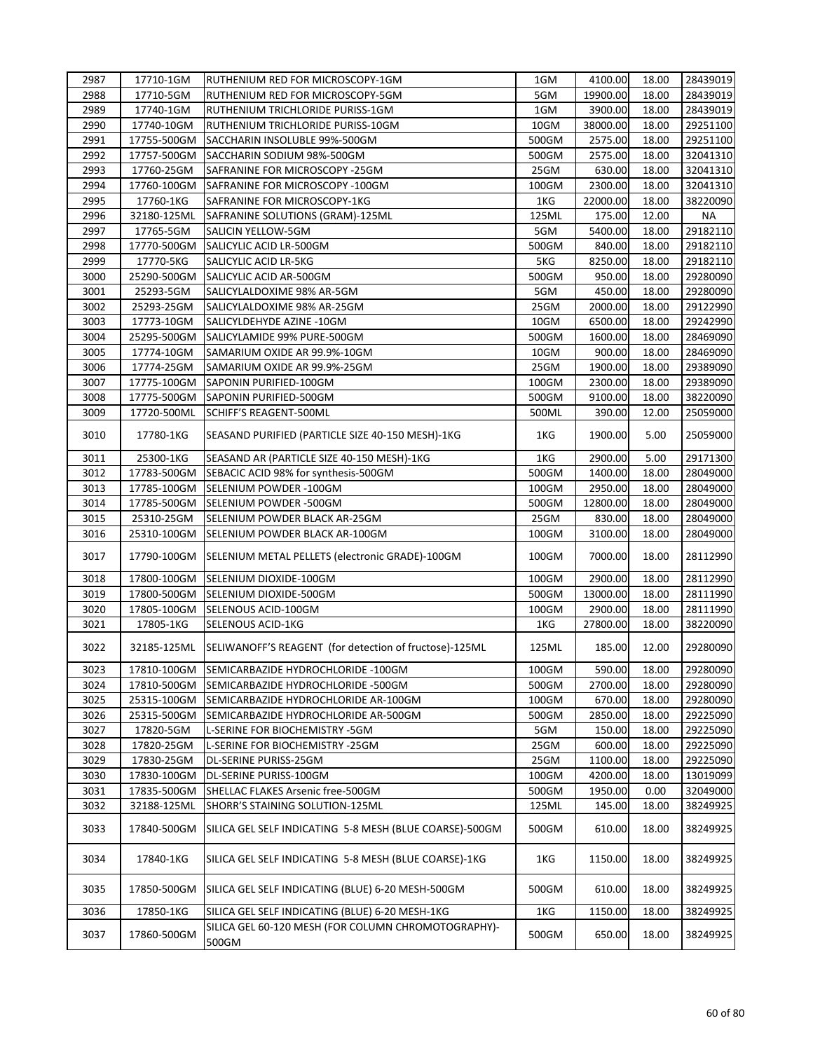| 2987 | 17710-1GM | RUTHENIUM RED FOR MICROSCOPY-1GM | 1GM | 4100.00 | 18.00 | 28439019 |
|---|---|---|---|---|---|---|
| 2988 | 17710-5GM | RUTHENIUM RED FOR MICROSCOPY-5GM | 5GM | 19900.00 | 18.00 | 28439019 |
| 2989 | 17740-1GM | RUTHENIUM TRICHLORIDE PURISS-1GM | 1GM | 3900.00 | 18.00 | 28439019 |
| 2990 | 17740-10GM | RUTHENIUM TRICHLORIDE PURISS-10GM | 10GM | 38000.00 | 18.00 | 29251100 |
| 2991 | 17755-500GM | SACCHARIN INSOLUBLE 99%-500GM | 500GM | 2575.00 | 18.00 | 29251100 |
| 2992 | 17757-500GM | SACCHARIN SODIUM 98%-500GM | 500GM | 2575.00 | 18.00 | 32041310 |
| 2993 | 17760-25GM | SAFRANINE FOR MICROSCOPY -25GM | 25GM | 630.00 | 18.00 | 32041310 |
| 2994 | 17760-100GM | SAFRANINE FOR MICROSCOPY -100GM | 100GM | 2300.00 | 18.00 | 32041310 |
| 2995 | 17760-1KG | SAFRANINE FOR MICROSCOPY-1KG | 1KG | 22000.00 | 18.00 | 38220090 |
| 2996 | 32180-125ML | SAFRANINE SOLUTIONS (GRAM)-125ML | 125ML | 175.00 | 12.00 | NA |
| 2997 | 17765-5GM | SALICIN YELLOW-5GM | 5GM | 5400.00 | 18.00 | 29182110 |
| 2998 | 17770-500GM | SALICYLIC ACID LR-500GM | 500GM | 840.00 | 18.00 | 29182110 |
| 2999 | 17770-5KG | SALICYLIC ACID LR-5KG | 5KG | 8250.00 | 18.00 | 29182110 |
| 3000 | 25290-500GM | SALICYLIC ACID AR-500GM | 500GM | 950.00 | 18.00 | 29280090 |
| 3001 | 25293-5GM | SALICYLALDOXIME 98% AR-5GM | 5GM | 450.00 | 18.00 | 29280090 |
| 3002 | 25293-25GM | SALICYLALDOXIME 98% AR-25GM | 25GM | 2000.00 | 18.00 | 29122990 |
| 3003 | 17773-10GM | SALICYLDEHYDE AZINE -10GM | 10GM | 6500.00 | 18.00 | 29242990 |
| 3004 | 25295-500GM | SALICYLAMIDE 99% PURE-500GM | 500GM | 1600.00 | 18.00 | 28469090 |
| 3005 | 17774-10GM | SAMARIUM OXIDE AR 99.9%-10GM | 10GM | 900.00 | 18.00 | 28469090 |
| 3006 | 17774-25GM | SAMARIUM OXIDE AR 99.9%-25GM | 25GM | 1900.00 | 18.00 | 29389090 |
| 3007 | 17775-100GM | SAPONIN PURIFIED-100GM | 100GM | 2300.00 | 18.00 | 29389090 |
| 3008 | 17775-500GM | SAPONIN PURIFIED-500GM | 500GM | 9100.00 | 18.00 | 38220090 |
| 3009 | 17720-500ML | SCHIFF'S REAGENT-500ML | 500ML | 390.00 | 12.00 | 25059000 |
| 3010 | 17780-1KG | SEASAND PURIFIED (PARTICLE SIZE 40-150 MESH)-1KG | 1KG | 1900.00 | 5.00 | 25059000 |
| 3011 | 25300-1KG | SEASAND AR (PARTICLE SIZE 40-150 MESH)-1KG | 1KG | 2900.00 | 5.00 | 29171300 |
| 3012 | 17783-500GM | SEBACIC ACID 98% for synthesis-500GM | 500GM | 1400.00 | 18.00 | 28049000 |
| 3013 | 17785-100GM | SELENIUM POWDER -100GM | 100GM | 2950.00 | 18.00 | 28049000 |
| 3014 | 17785-500GM | SELENIUM POWDER -500GM | 500GM | 12800.00 | 18.00 | 28049000 |
| 3015 | 25310-25GM | SELENIUM POWDER BLACK AR-25GM | 25GM | 830.00 | 18.00 | 28049000 |
| 3016 | 25310-100GM | SELENIUM POWDER BLACK AR-100GM | 100GM | 3100.00 | 18.00 | 28049000 |
| 3017 | 17790-100GM | SELENIUM METAL PELLETS (electronic GRADE)-100GM | 100GM | 7000.00 | 18.00 | 28112990 |
| 3018 | 17800-100GM | SELENIUM DIOXIDE-100GM | 100GM | 2900.00 | 18.00 | 28112990 |
| 3019 | 17800-500GM | SELENIUM DIOXIDE-500GM | 500GM | 13000.00 | 18.00 | 28111990 |
| 3020 | 17805-100GM | SELENOUS ACID-100GM | 100GM | 2900.00 | 18.00 | 28111990 |
| 3021 | 17805-1KG | SELENOUS ACID-1KG | 1KG | 27800.00 | 18.00 | 38220090 |
| 3022 | 32185-125ML | SELIWANOFF'S REAGENT (for detection of fructose)-125ML | 125ML | 185.00 | 12.00 | 29280090 |
| 3023 | 17810-100GM | SEMICARBAZIDE HYDROCHLORIDE -100GM | 100GM | 590.00 | 18.00 | 29280090 |
| 3024 | 17810-500GM | SEMICARBAZIDE HYDROCHLORIDE -500GM | 500GM | 2700.00 | 18.00 | 29280090 |
| 3025 | 25315-100GM | SEMICARBAZIDE HYDROCHLORIDE AR-100GM | 100GM | 670.00 | 18.00 | 29280090 |
| 3026 | 25315-500GM | SEMICARBAZIDE HYDROCHLORIDE AR-500GM | 500GM | 2850.00 | 18.00 | 29225090 |
| 3027 | 17820-5GM | L-SERINE FOR BIOCHEMISTRY -5GM | 5GM | 150.00 | 18.00 | 29225090 |
| 3028 | 17820-25GM | L-SERINE FOR BIOCHEMISTRY -25GM | 25GM | 600.00 | 18.00 | 29225090 |
| 3029 | 17830-25GM | DL-SERINE PURISS-25GM | 25GM | 1100.00 | 18.00 | 29225090 |
| 3030 | 17830-100GM | DL-SERINE PURISS-100GM | 100GM | 4200.00 | 18.00 | 13019099 |
| 3031 | 17835-500GM | SHELLAC FLAKES Arsenic free-500GM | 500GM | 1950.00 | 0.00 | 32049000 |
| 3032 | 32188-125ML | SHORR'S STAINING SOLUTION-125ML | 125ML | 145.00 | 18.00 | 38249925 |
| 3033 | 17840-500GM | SILICA GEL SELF INDICATING 5-8 MESH (BLUE COARSE)-500GM | 500GM | 610.00 | 18.00 | 38249925 |
| 3034 | 17840-1KG | SILICA GEL SELF INDICATING 5-8 MESH (BLUE COARSE)-1KG | 1KG | 1150.00 | 18.00 | 38249925 |
| 3035 | 17850-500GM | SILICA GEL SELF INDICATING (BLUE) 6-20 MESH-500GM | 500GM | 610.00 | 18.00 | 38249925 |
| 3036 | 17850-1KG | SILICA GEL SELF INDICATING (BLUE) 6-20 MESH-1KG | 1KG | 1150.00 | 18.00 | 38249925 |
| 3037 | 17860-500GM | SILICA GEL 60-120 MESH (FOR COLUMN CHROMOTOGRAPHY)-500GM | 500GM | 650.00 | 18.00 | 38249925 |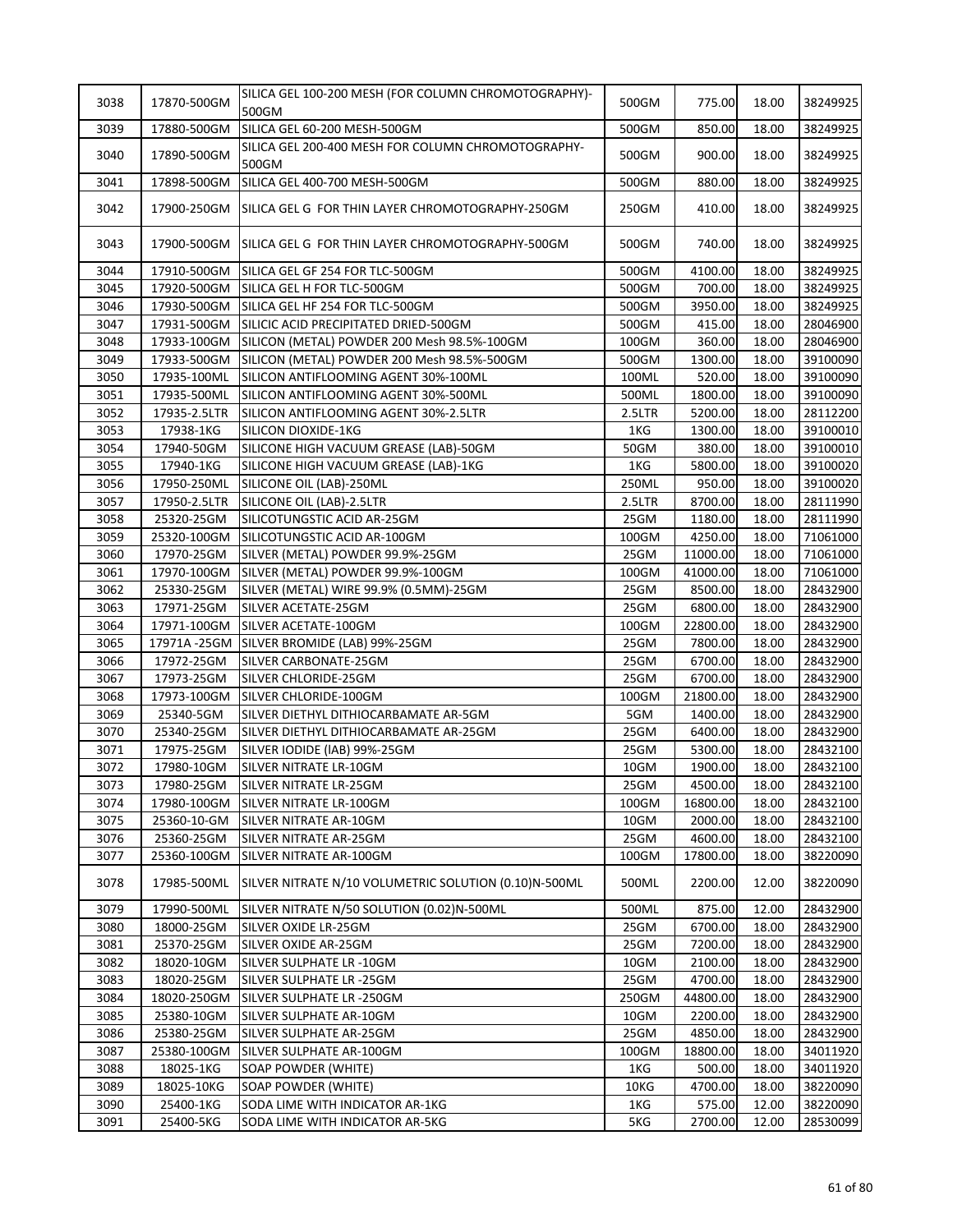| 3038 | 17870-500GM | SILICA GEL 100-200 MESH (FOR COLUMN CHROMOTOGRAPHY)-500GM | 500GM | 775.00 | 18.00 | 38249925 |
|---|---|---|---|---|---|---|
| 3039 | 17880-500GM | SILICA GEL 60-200 MESH-500GM | 500GM | 850.00 | 18.00 | 38249925 |
| 3040 | 17890-500GM | SILICA GEL 200-400 MESH FOR COLUMN CHROMOTOGRAPHY-500GM | 500GM | 900.00 | 18.00 | 38249925 |
| 3041 | 17898-500GM | SILICA GEL 400-700 MESH-500GM | 500GM | 880.00 | 18.00 | 38249925 |
| 3042 | 17900-250GM | SILICA GEL G FOR THIN LAYER CHROMOTOGRAPHY-250GM | 250GM | 410.00 | 18.00 | 38249925 |
| 3043 | 17900-500GM | SILICA GEL G FOR THIN LAYER CHROMOTOGRAPHY-500GM | 500GM | 740.00 | 18.00 | 38249925 |
| 3044 | 17910-500GM | SILICA GEL GF 254 FOR TLC-500GM | 500GM | 4100.00 | 18.00 | 38249925 |
| 3045 | 17920-500GM | SILICA GEL H FOR TLC-500GM | 500GM | 700.00 | 18.00 | 38249925 |
| 3046 | 17930-500GM | SILICA GEL HF 254 FOR TLC-500GM | 500GM | 3950.00 | 18.00 | 38249925 |
| 3047 | 17931-500GM | SILICIC ACID PRECIPITATED DRIED-500GM | 500GM | 415.00 | 18.00 | 28046900 |
| 3048 | 17933-100GM | SILICON (METAL) POWDER 200 Mesh 98.5%-100GM | 100GM | 360.00 | 18.00 | 28046900 |
| 3049 | 17933-500GM | SILICON (METAL) POWDER 200 Mesh 98.5%-500GM | 500GM | 1300.00 | 18.00 | 39100090 |
| 3050 | 17935-100ML | SILICON ANTIFLOOMING AGENT 30%-100ML | 100ML | 520.00 | 18.00 | 39100090 |
| 3051 | 17935-500ML | SILICON ANTIFLOOMING AGENT 30%-500ML | 500ML | 1800.00 | 18.00 | 39100090 |
| 3052 | 17935-2.5LTR | SILICON ANTIFLOOMING AGENT 30%-2.5LTR | 2.5LTR | 5200.00 | 18.00 | 28112200 |
| 3053 | 17938-1KG | SILICON DIOXIDE-1KG | 1KG | 1300.00 | 18.00 | 39100010 |
| 3054 | 17940-50GM | SILICONE HIGH VACUUM GREASE (LAB)-50GM | 50GM | 380.00 | 18.00 | 39100010 |
| 3055 | 17940-1KG | SILICONE HIGH VACUUM GREASE (LAB)-1KG | 1KG | 5800.00 | 18.00 | 39100020 |
| 3056 | 17950-250ML | SILICONE OIL (LAB)-250ML | 250ML | 950.00 | 18.00 | 39100020 |
| 3057 | 17950-2.5LTR | SILICONE OIL (LAB)-2.5LTR | 2.5LTR | 8700.00 | 18.00 | 28111990 |
| 3058 | 25320-25GM | SILICOTUNGSTIC ACID AR-25GM | 25GM | 1180.00 | 18.00 | 28111990 |
| 3059 | 25320-100GM | SILICOTUNGSTIC ACID AR-100GM | 100GM | 4250.00 | 18.00 | 71061000 |
| 3060 | 17970-25GM | SILVER (METAL) POWDER 99.9%-25GM | 25GM | 11000.00 | 18.00 | 71061000 |
| 3061 | 17970-100GM | SILVER (METAL) POWDER 99.9%-100GM | 100GM | 41000.00 | 18.00 | 71061000 |
| 3062 | 25330-25GM | SILVER (METAL) WIRE 99.9% (0.5MM)-25GM | 25GM | 8500.00 | 18.00 | 28432900 |
| 3063 | 17971-25GM | SILVER ACETATE-25GM | 25GM | 6800.00 | 18.00 | 28432900 |
| 3064 | 17971-100GM | SILVER ACETATE-100GM | 100GM | 22800.00 | 18.00 | 28432900 |
| 3065 | 17971A -25GM | SILVER BROMIDE (LAB) 99%-25GM | 25GM | 7800.00 | 18.00 | 28432900 |
| 3066 | 17972-25GM | SILVER CARBONATE-25GM | 25GM | 6700.00 | 18.00 | 28432900 |
| 3067 | 17973-25GM | SILVER CHLORIDE-25GM | 25GM | 6700.00 | 18.00 | 28432900 |
| 3068 | 17973-100GM | SILVER CHLORIDE-100GM | 100GM | 21800.00 | 18.00 | 28432900 |
| 3069 | 25340-5GM | SILVER DIETHYL DITHIOCARBAMATE AR-5GM | 5GM | 1400.00 | 18.00 | 28432900 |
| 3070 | 25340-25GM | SILVER DIETHYL DITHIOCARBAMATE AR-25GM | 25GM | 6400.00 | 18.00 | 28432900 |
| 3071 | 17975-25GM | SILVER IODIDE (lAB) 99%-25GM | 25GM | 5300.00 | 18.00 | 28432100 |
| 3072 | 17980-10GM | SILVER NITRATE LR-10GM | 10GM | 1900.00 | 18.00 | 28432100 |
| 3073 | 17980-25GM | SILVER NITRATE LR-25GM | 25GM | 4500.00 | 18.00 | 28432100 |
| 3074 | 17980-100GM | SILVER NITRATE LR-100GM | 100GM | 16800.00 | 18.00 | 28432100 |
| 3075 | 25360-10-GM | SILVER NITRATE AR-10GM | 10GM | 2000.00 | 18.00 | 28432100 |
| 3076 | 25360-25GM | SILVER NITRATE AR-25GM | 25GM | 4600.00 | 18.00 | 28432100 |
| 3077 | 25360-100GM | SILVER NITRATE AR-100GM | 100GM | 17800.00 | 18.00 | 38220090 |
| 3078 | 17985-500ML | SILVER NITRATE N/10 VOLUMETRIC SOLUTION (0.10)N-500ML | 500ML | 2200.00 | 12.00 | 38220090 |
| 3079 | 17990-500ML | SILVER NITRATE N/50 SOLUTION (0.02)N-500ML | 500ML | 875.00 | 12.00 | 28432900 |
| 3080 | 18000-25GM | SILVER OXIDE LR-25GM | 25GM | 6700.00 | 18.00 | 28432900 |
| 3081 | 25370-25GM | SILVER OXIDE AR-25GM | 25GM | 7200.00 | 18.00 | 28432900 |
| 3082 | 18020-10GM | SILVER SULPHATE LR -10GM | 10GM | 2100.00 | 18.00 | 28432900 |
| 3083 | 18020-25GM | SILVER SULPHATE LR -25GM | 25GM | 4700.00 | 18.00 | 28432900 |
| 3084 | 18020-250GM | SILVER SULPHATE LR -250GM | 250GM | 44800.00 | 18.00 | 28432900 |
| 3085 | 25380-10GM | SILVER SULPHATE AR-10GM | 10GM | 2200.00 | 18.00 | 28432900 |
| 3086 | 25380-25GM | SILVER SULPHATE AR-25GM | 25GM | 4850.00 | 18.00 | 28432900 |
| 3087 | 25380-100GM | SILVER SULPHATE AR-100GM | 100GM | 18800.00 | 18.00 | 34011920 |
| 3088 | 18025-1KG | SOAP POWDER (WHITE) | 1KG | 500.00 | 18.00 | 34011920 |
| 3089 | 18025-10KG | SOAP POWDER (WHITE) | 10KG | 4700.00 | 18.00 | 38220090 |
| 3090 | 25400-1KG | SODA LIME WITH INDICATOR AR-1KG | 1KG | 575.00 | 12.00 | 38220090 |
| 3091 | 25400-5KG | SODA LIME WITH INDICATOR AR-5KG | 5KG | 2700.00 | 12.00 | 28530099 |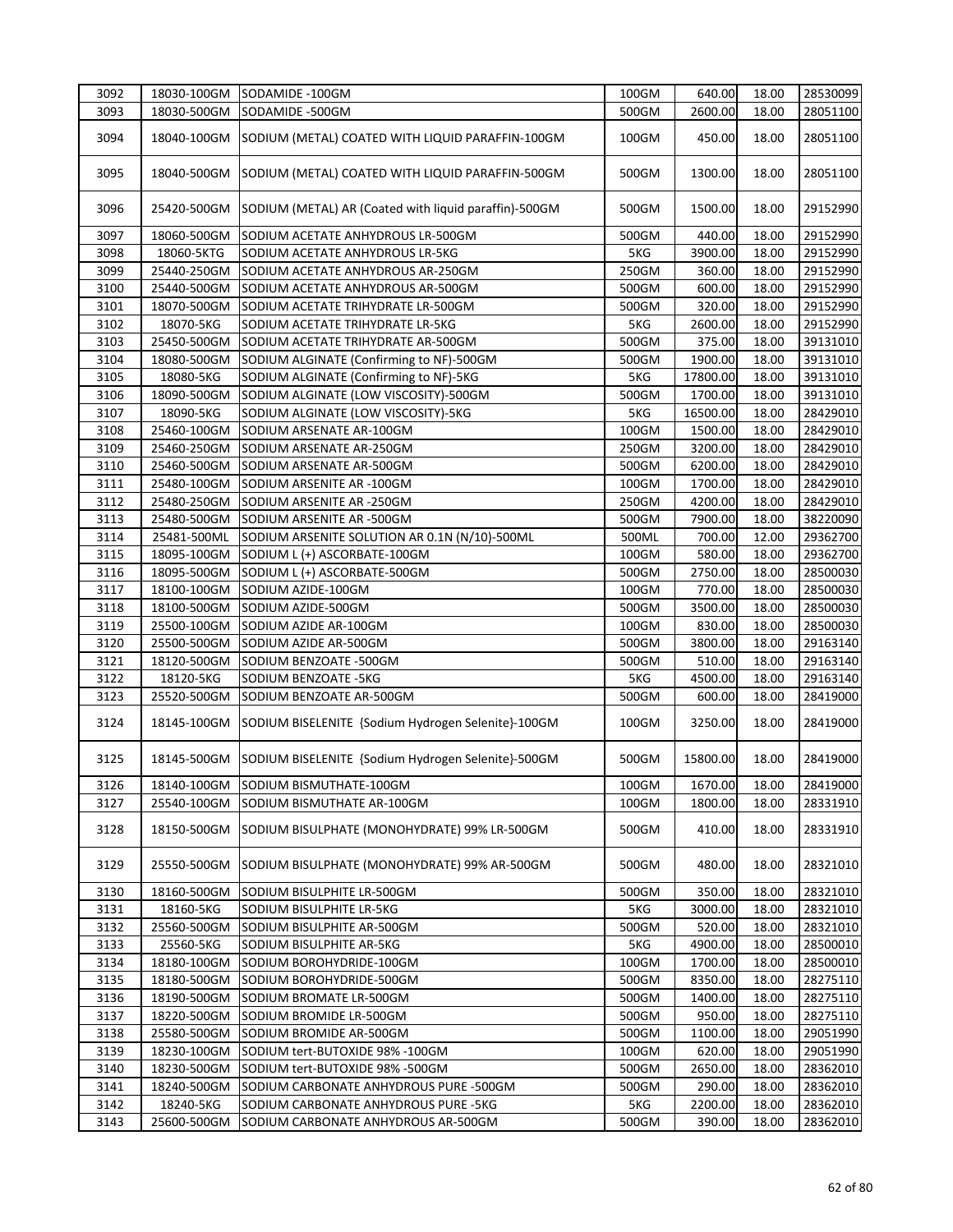| 3092 | 18030-100GM | SODAMIDE -100GM | 100GM | 640.00 | 18.00 | 28530099 |
|---|---|---|---|---|---|---|
| 3093 | 18030-500GM | SODAMIDE -500GM | 500GM | 2600.00 | 18.00 | 28051100 |
| 3094 | 18040-100GM | SODIUM (METAL) COATED WITH LIQUID PARAFFIN-100GM | 100GM | 450.00 | 18.00 | 28051100 |
| 3095 | 18040-500GM | SODIUM (METAL) COATED WITH LIQUID PARAFFIN-500GM | 500GM | 1300.00 | 18.00 | 28051100 |
| 3096 | 25420-500GM | SODIUM (METAL) AR (Coated with liquid paraffin)-500GM | 500GM | 1500.00 | 18.00 | 29152990 |
| 3097 | 18060-500GM | SODIUM ACETATE ANHYDROUS LR-500GM | 500GM | 440.00 | 18.00 | 29152990 |
| 3098 | 18060-5KTG | SODIUM ACETATE ANHYDROUS LR-5KG | 5KG | 3900.00 | 18.00 | 29152990 |
| 3099 | 25440-250GM | SODIUM ACETATE ANHYDROUS AR-250GM | 250GM | 360.00 | 18.00 | 29152990 |
| 3100 | 25440-500GM | SODIUM ACETATE ANHYDROUS AR-500GM | 500GM | 600.00 | 18.00 | 29152990 |
| 3101 | 18070-500GM | SODIUM ACETATE TRIHYDRATE LR-500GM | 500GM | 320.00 | 18.00 | 29152990 |
| 3102 | 18070-5KG | SODIUM ACETATE TRIHYDRATE LR-5KG | 5KG | 2600.00 | 18.00 | 29152990 |
| 3103 | 25450-500GM | SODIUM ACETATE TRIHYDRATE AR-500GM | 500GM | 375.00 | 18.00 | 39131010 |
| 3104 | 18080-500GM | SODIUM ALGINATE (Confirming to NF)-500GM | 500GM | 1900.00 | 18.00 | 39131010 |
| 3105 | 18080-5KG | SODIUM ALGINATE (Confirming to NF)-5KG | 5KG | 17800.00 | 18.00 | 39131010 |
| 3106 | 18090-500GM | SODIUM ALGINATE (LOW VISCOSITY)-500GM | 500GM | 1700.00 | 18.00 | 39131010 |
| 3107 | 18090-5KG | SODIUM ALGINATE (LOW VISCOSITY)-5KG | 5KG | 16500.00 | 18.00 | 28429010 |
| 3108 | 25460-100GM | SODIUM ARSENATE AR-100GM | 100GM | 1500.00 | 18.00 | 28429010 |
| 3109 | 25460-250GM | SODIUM ARSENATE AR-250GM | 250GM | 3200.00 | 18.00 | 28429010 |
| 3110 | 25460-500GM | SODIUM ARSENATE AR-500GM | 500GM | 6200.00 | 18.00 | 28429010 |
| 3111 | 25480-100GM | SODIUM ARSENITE AR -100GM | 100GM | 1700.00 | 18.00 | 28429010 |
| 3112 | 25480-250GM | SODIUM ARSENITE AR -250GM | 250GM | 4200.00 | 18.00 | 28429010 |
| 3113 | 25480-500GM | SODIUM ARSENITE AR -500GM | 500GM | 7900.00 | 18.00 | 38220090 |
| 3114 | 25481-500ML | SODIUM ARSENITE SOLUTION AR 0.1N (N/10)-500ML | 500ML | 700.00 | 12.00 | 29362700 |
| 3115 | 18095-100GM | SODIUM L (+) ASCORBATE-100GM | 100GM | 580.00 | 18.00 | 29362700 |
| 3116 | 18095-500GM | SODIUM L (+) ASCORBATE-500GM | 500GM | 2750.00 | 18.00 | 28500030 |
| 3117 | 18100-100GM | SODIUM AZIDE-100GM | 100GM | 770.00 | 18.00 | 28500030 |
| 3118 | 18100-500GM | SODIUM AZIDE-500GM | 500GM | 3500.00 | 18.00 | 28500030 |
| 3119 | 25500-100GM | SODIUM AZIDE AR-100GM | 100GM | 830.00 | 18.00 | 28500030 |
| 3120 | 25500-500GM | SODIUM AZIDE AR-500GM | 500GM | 3800.00 | 18.00 | 29163140 |
| 3121 | 18120-500GM | SODIUM BENZOATE -500GM | 500GM | 510.00 | 18.00 | 29163140 |
| 3122 | 18120-5KG | SODIUM BENZOATE -5KG | 5KG | 4500.00 | 18.00 | 29163140 |
| 3123 | 25520-500GM | SODIUM BENZOATE AR-500GM | 500GM | 600.00 | 18.00 | 28419000 |
| 3124 | 18145-100GM | SODIUM BISELENITE {Sodium Hydrogen Selenite}-100GM | 100GM | 3250.00 | 18.00 | 28419000 |
| 3125 | 18145-500GM | SODIUM BISELENITE {Sodium Hydrogen Selenite}-500GM | 500GM | 15800.00 | 18.00 | 28419000 |
| 3126 | 18140-100GM | SODIUM BISMUTHATE-100GM | 100GM | 1670.00 | 18.00 | 28419000 |
| 3127 | 25540-100GM | SODIUM BISMUTHATE AR-100GM | 100GM | 1800.00 | 18.00 | 28331910 |
| 3128 | 18150-500GM | SODIUM BISULPHATE (MONOHYDRATE) 99% LR-500GM | 500GM | 410.00 | 18.00 | 28331910 |
| 3129 | 25550-500GM | SODIUM BISULPHATE (MONOHYDRATE) 99% AR-500GM | 500GM | 480.00 | 18.00 | 28321010 |
| 3130 | 18160-500GM | SODIUM BISULPHITE LR-500GM | 500GM | 350.00 | 18.00 | 28321010 |
| 3131 | 18160-5KG | SODIUM BISULPHITE LR-5KG | 5KG | 3000.00 | 18.00 | 28321010 |
| 3132 | 25560-500GM | SODIUM BISULPHITE AR-500GM | 500GM | 520.00 | 18.00 | 28321010 |
| 3133 | 25560-5KG | SODIUM BISULPHITE AR-5KG | 5KG | 4900.00 | 18.00 | 28500010 |
| 3134 | 18180-100GM | SODIUM BOROHYDRIDE-100GM | 100GM | 1700.00 | 18.00 | 28500010 |
| 3135 | 18180-500GM | SODIUM BOROHYDRIDE-500GM | 500GM | 8350.00 | 18.00 | 28275110 |
| 3136 | 18190-500GM | SODIUM BROMATE LR-500GM | 500GM | 1400.00 | 18.00 | 28275110 |
| 3137 | 18220-500GM | SODIUM BROMIDE LR-500GM | 500GM | 950.00 | 18.00 | 28275110 |
| 3138 | 25580-500GM | SODIUM BROMIDE AR-500GM | 500GM | 1100.00 | 18.00 | 29051990 |
| 3139 | 18230-100GM | SODIUM tert-BUTOXIDE 98% -100GM | 100GM | 620.00 | 18.00 | 29051990 |
| 3140 | 18230-500GM | SODIUM tert-BUTOXIDE 98% -500GM | 500GM | 2650.00 | 18.00 | 28362010 |
| 3141 | 18240-500GM | SODIUM CARBONATE ANHYDROUS PURE -500GM | 500GM | 290.00 | 18.00 | 28362010 |
| 3142 | 18240-5KG | SODIUM CARBONATE ANHYDROUS PURE -5KG | 5KG | 2200.00 | 18.00 | 28362010 |
| 3143 | 25600-500GM | SODIUM CARBONATE ANHYDROUS AR-500GM | 500GM | 390.00 | 18.00 | 28362010 |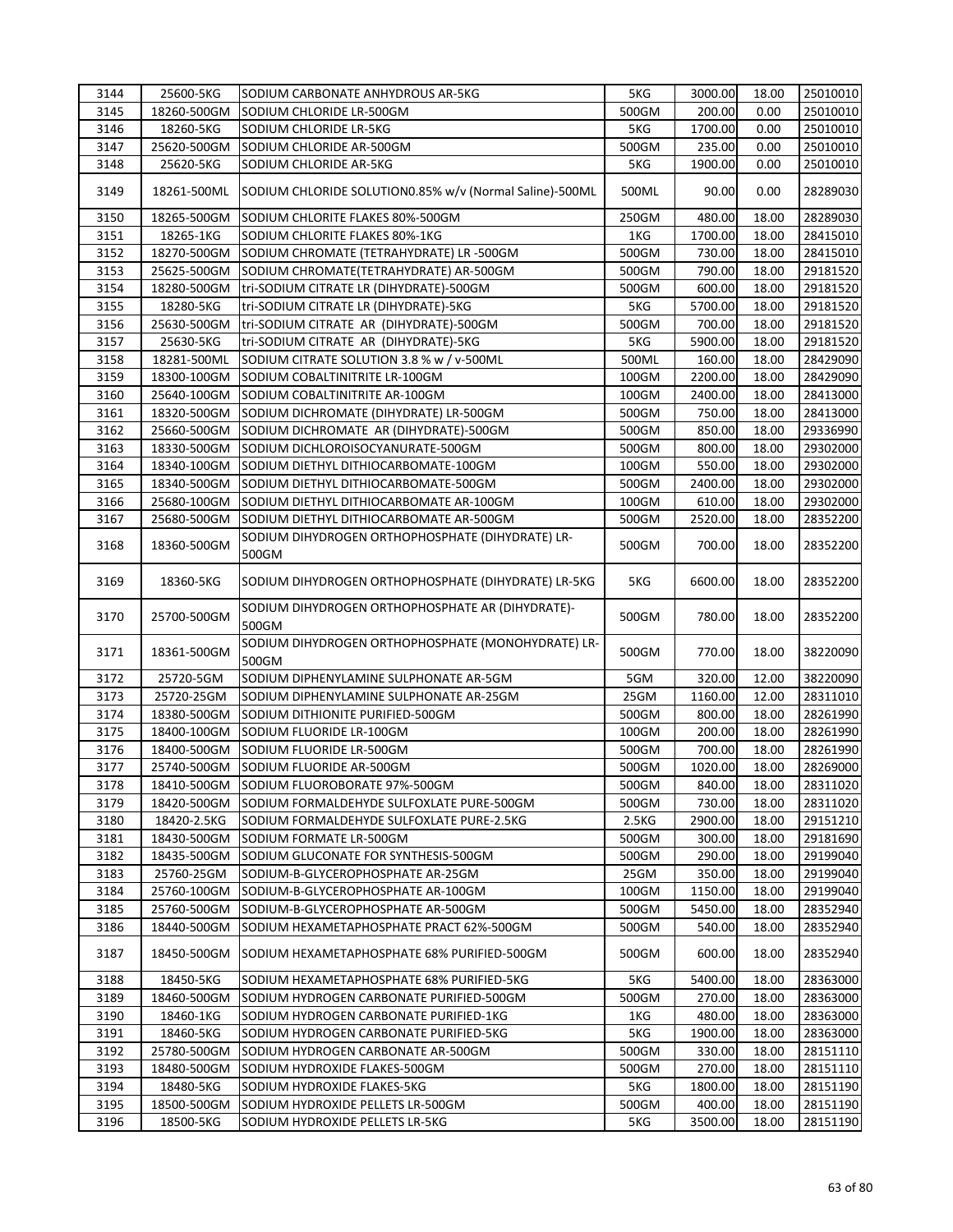| | | | | | | |
|---|---|---|---|---|---|---|
| 3144 | 25600-5KG | SODIUM CARBONATE ANHYDROUS AR-5KG | 5KG | 3000.00 | 18.00 | 25010010 |
| 3145 | 18260-500GM | SODIUM CHLORIDE LR-500GM | 500GM | 200.00 | 0.00 | 25010010 |
| 3146 | 18260-5KG | SODIUM CHLORIDE LR-5KG | 5KG | 1700.00 | 0.00 | 25010010 |
| 3147 | 25620-500GM | SODIUM CHLORIDE AR-500GM | 500GM | 235.00 | 0.00 | 25010010 |
| 3148 | 25620-5KG | SODIUM CHLORIDE AR-5KG | 5KG | 1900.00 | 0.00 | 25010010 |
| 3149 | 18261-500ML | SODIUM CHLORIDE SOLUTION0.85% w/v (Normal Saline)-500ML | 500ML | 90.00 | 0.00 | 28289030 |
| 3150 | 18265-500GM | SODIUM CHLORITE FLAKES 80%-500GM | 250GM | 480.00 | 18.00 | 28289030 |
| 3151 | 18265-1KG | SODIUM CHLORITE FLAKES 80%-1KG | 1KG | 1700.00 | 18.00 | 28415010 |
| 3152 | 18270-500GM | SODIUM CHROMATE (TETRAHYDRATE) LR -500GM | 500GM | 730.00 | 18.00 | 28415010 |
| 3153 | 25625-500GM | SODIUM CHROMATE(TETRAHYDRATE) AR-500GM | 500GM | 790.00 | 18.00 | 29181520 |
| 3154 | 18280-500GM | tri-SODIUM CITRATE LR (DIHYDRATE)-500GM | 500GM | 600.00 | 18.00 | 29181520 |
| 3155 | 18280-5KG | tri-SODIUM CITRATE LR (DIHYDRATE)-5KG | 5KG | 5700.00 | 18.00 | 29181520 |
| 3156 | 25630-500GM | tri-SODIUM CITRATE AR (DIHYDRATE)-500GM | 500GM | 700.00 | 18.00 | 29181520 |
| 3157 | 25630-5KG | tri-SODIUM CITRATE AR (DIHYDRATE)-5KG | 5KG | 5900.00 | 18.00 | 29181520 |
| 3158 | 18281-500ML | SODIUM CITRATE SOLUTION 3.8 % w / v-500ML | 500ML | 160.00 | 18.00 | 28429090 |
| 3159 | 18300-100GM | SODIUM COBALTINITRITE LR-100GM | 100GM | 2200.00 | 18.00 | 28429090 |
| 3160 | 25640-100GM | SODIUM COBALTINITRITE AR-100GM | 100GM | 2400.00 | 18.00 | 28413000 |
| 3161 | 18320-500GM | SODIUM DICHROMATE (DIHYDRATE) LR-500GM | 500GM | 750.00 | 18.00 | 28413000 |
| 3162 | 25660-500GM | SODIUM DICHROMATE AR (DIHYDRATE)-500GM | 500GM | 850.00 | 18.00 | 29336990 |
| 3163 | 18330-500GM | SODIUM DICHLOROISOCYANURATE-500GM | 500GM | 800.00 | 18.00 | 29302000 |
| 3164 | 18340-100GM | SODIUM DIETHYL DITHIOCARBOMATE-100GM | 100GM | 550.00 | 18.00 | 29302000 |
| 3165 | 18340-500GM | SODIUM DIETHYL DITHIOCARBOMATE-500GM | 500GM | 2400.00 | 18.00 | 29302000 |
| 3166 | 25680-100GM | SODIUM DIETHYL DITHIOCARBOMATE AR-100GM | 100GM | 610.00 | 18.00 | 29302000 |
| 3167 | 25680-500GM | SODIUM DIETHYL DITHIOCARBOMATE AR-500GM | 500GM | 2520.00 | 18.00 | 28352200 |
| 3168 | 18360-500GM | SODIUM DIHYDROGEN ORTHOPHOSPHATE (DIHYDRATE) LR-500GM | 500GM | 700.00 | 18.00 | 28352200 |
| 3169 | 18360-5KG | SODIUM DIHYDROGEN ORTHOPHOSPHATE (DIHYDRATE) LR-5KG | 5KG | 6600.00 | 18.00 | 28352200 |
| 3170 | 25700-500GM | SODIUM DIHYDROGEN ORTHOPHOSPHATE AR (DIHYDRATE)-500GM | 500GM | 780.00 | 18.00 | 28352200 |
| 3171 | 18361-500GM | SODIUM DIHYDROGEN ORTHOPHOSPHATE (MONOHYDRATE) LR-500GM | 500GM | 770.00 | 18.00 | 38220090 |
| 3172 | 25720-5GM | SODIUM DIPHENYLAMINE SULPHONATE AR-5GM | 5GM | 320.00 | 12.00 | 38220090 |
| 3173 | 25720-25GM | SODIUM DIPHENYLAMINE SULPHONATE AR-25GM | 25GM | 1160.00 | 12.00 | 28311010 |
| 3174 | 18380-500GM | SODIUM DITHIONITE PURIFIED-500GM | 500GM | 800.00 | 18.00 | 28261990 |
| 3175 | 18400-100GM | SODIUM FLUORIDE LR-100GM | 100GM | 200.00 | 18.00 | 28261990 |
| 3176 | 18400-500GM | SODIUM FLUORIDE LR-500GM | 500GM | 700.00 | 18.00 | 28261990 |
| 3177 | 25740-500GM | SODIUM FLUORIDE AR-500GM | 500GM | 1020.00 | 18.00 | 28269000 |
| 3178 | 18410-500GM | SODIUM FLUOROBORATE 97%-500GM | 500GM | 840.00 | 18.00 | 28311020 |
| 3179 | 18420-500GM | SODIUM FORMALDEHYDE SULFOXLATE PURE-500GM | 500GM | 730.00 | 18.00 | 28311020 |
| 3180 | 18420-2.5KG | SODIUM FORMALDEHYDE SULFOXLATE PURE-2.5KG | 2.5KG | 2900.00 | 18.00 | 29151210 |
| 3181 | 18430-500GM | SODIUM FORMATE LR-500GM | 500GM | 300.00 | 18.00 | 29181690 |
| 3182 | 18435-500GM | SODIUM GLUCONATE FOR SYNTHESIS-500GM | 500GM | 290.00 | 18.00 | 29199040 |
| 3183 | 25760-25GM | SODIUM-B-GLYCEROPHOSPHATE AR-25GM | 25GM | 350.00 | 18.00 | 29199040 |
| 3184 | 25760-100GM | SODIUM-B-GLYCEROPHOSPHATE AR-100GM | 100GM | 1150.00 | 18.00 | 29199040 |
| 3185 | 25760-500GM | SODIUM-B-GLYCEROPHOSPHATE AR-500GM | 500GM | 5450.00 | 18.00 | 28352940 |
| 3186 | 18440-500GM | SODIUM HEXAMETAPHOSPHATE PRACT 62%-500GM | 500GM | 540.00 | 18.00 | 28352940 |
| 3187 | 18450-500GM | SODIUM HEXAMETAPHOSPHATE 68% PURIFIED-500GM | 500GM | 600.00 | 18.00 | 28352940 |
| 3188 | 18450-5KG | SODIUM HEXAMETAPHOSPHATE 68% PURIFIED-5KG | 5KG | 5400.00 | 18.00 | 28363000 |
| 3189 | 18460-500GM | SODIUM HYDROGEN CARBONATE PURIFIED-500GM | 500GM | 270.00 | 18.00 | 28363000 |
| 3190 | 18460-1KG | SODIUM HYDROGEN CARBONATE PURIFIED-1KG | 1KG | 480.00 | 18.00 | 28363000 |
| 3191 | 18460-5KG | SODIUM HYDROGEN CARBONATE PURIFIED-5KG | 5KG | 1900.00 | 18.00 | 28363000 |
| 3192 | 25780-500GM | SODIUM HYDROGEN CARBONATE AR-500GM | 500GM | 330.00 | 18.00 | 28151110 |
| 3193 | 18480-500GM | SODIUM HYDROXIDE FLAKES-500GM | 500GM | 270.00 | 18.00 | 28151110 |
| 3194 | 18480-5KG | SODIUM HYDROXIDE FLAKES-5KG | 5KG | 1800.00 | 18.00 | 28151190 |
| 3195 | 18500-500GM | SODIUM HYDROXIDE PELLETS LR-500GM | 500GM | 400.00 | 18.00 | 28151190 |
| 3196 | 18500-5KG | SODIUM HYDROXIDE PELLETS LR-5KG | 5KG | 3500.00 | 18.00 | 28151190 |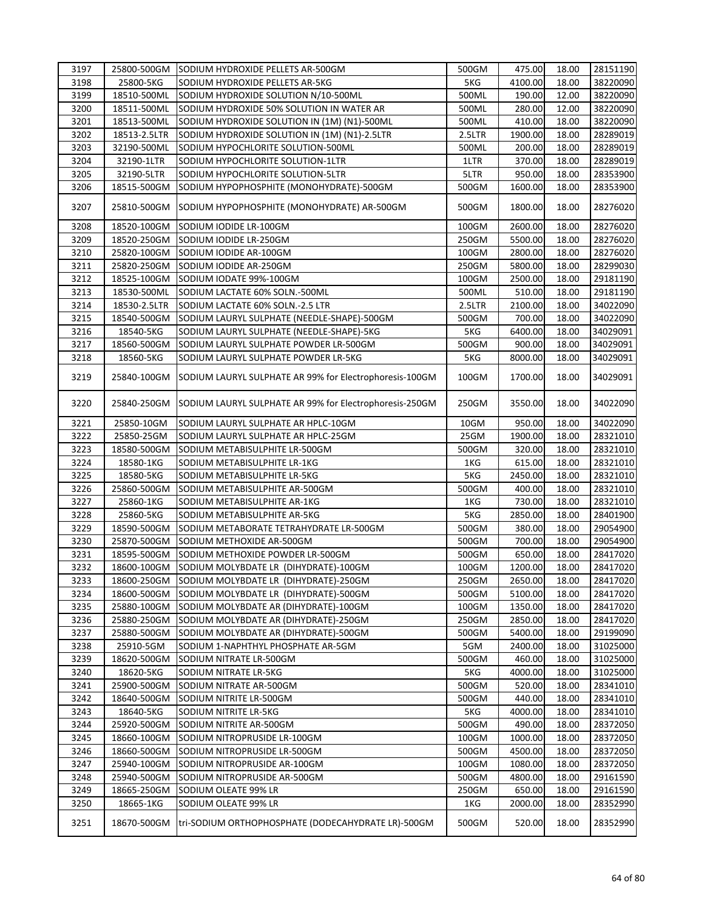| 3197 | 25800-500GM | SODIUM HYDROXIDE PELLETS AR-500GM | 500GM | 475.00 | 18.00 | 28151190 |
|---|---|---|---|---|---|---|
| 3198 | 25800-5KG | SODIUM HYDROXIDE PELLETS AR-5KG | 5KG | 4100.00 | 18.00 | 38220090 |
| 3199 | 18510-500ML | SODIUM HYDROXIDE SOLUTION N/10-500ML | 500ML | 190.00 | 12.00 | 38220090 |
| 3200 | 18511-500ML | SODIUM HYDROXIDE 50% SOLUTION IN WATER AR | 500ML | 280.00 | 12.00 | 38220090 |
| 3201 | 18513-500ML | SODIUM HYDROXIDE SOLUTION IN (1M) (N1)-500ML | 500ML | 410.00 | 18.00 | 38220090 |
| 3202 | 18513-2.5LTR | SODIUM HYDROXIDE SOLUTION IN (1M) (N1)-2.5LTR | 2.5LTR | 1900.00 | 18.00 | 28289019 |
| 3203 | 32190-500ML | SODIUM HYPOCHLORITE SOLUTION-500ML | 500ML | 200.00 | 18.00 | 28289019 |
| 3204 | 32190-1LTR | SODIUM HYPOCHLORITE SOLUTION-1LTR | 1LTR | 370.00 | 18.00 | 28289019 |
| 3205 | 32190-5LTR | SODIUM HYPOCHLORITE SOLUTION-5LTR | 5LTR | 950.00 | 18.00 | 28353900 |
| 3206 | 18515-500GM | SODIUM HYPOPHOSPHITE (MONOHYDRATE)-500GM | 500GM | 1600.00 | 18.00 | 28353900 |
| 3207 | 25810-500GM | SODIUM HYPOPHOSPHITE (MONOHYDRATE) AR-500GM | 500GM | 1800.00 | 18.00 | 28276020 |
| 3208 | 18520-100GM | SODIUM IODIDE LR-100GM | 100GM | 2600.00 | 18.00 | 28276020 |
| 3209 | 18520-250GM | SODIUM IODIDE LR-250GM | 250GM | 5500.00 | 18.00 | 28276020 |
| 3210 | 25820-100GM | SODIUM IODIDE AR-100GM | 100GM | 2800.00 | 18.00 | 28276020 |
| 3211 | 25820-250GM | SODIUM IODIDE AR-250GM | 250GM | 5800.00 | 18.00 | 28299030 |
| 3212 | 18525-100GM | SODIUM IODATE 99%-100GM | 100GM | 2500.00 | 18.00 | 29181190 |
| 3213 | 18530-500ML | SODIUM LACTATE 60% SOLN.-500ML | 500ML | 510.00 | 18.00 | 29181190 |
| 3214 | 18530-2.5LTR | SODIUM LACTATE 60% SOLN.-2.5 LTR | 2.5LTR | 2100.00 | 18.00 | 34022090 |
| 3215 | 18540-500GM | SODIUM LAURYL SULPHATE (NEEDLE-SHAPE)-500GM | 500GM | 700.00 | 18.00 | 34022090 |
| 3216 | 18540-5KG | SODIUM LAURYL SULPHATE (NEEDLE-SHAPE)-5KG | 5KG | 6400.00 | 18.00 | 34029091 |
| 3217 | 18560-500GM | SODIUM LAURYL SULPHATE POWDER LR-500GM | 500GM | 900.00 | 18.00 | 34029091 |
| 3218 | 18560-5KG | SODIUM LAURYL SULPHATE POWDER LR-5KG | 5KG | 8000.00 | 18.00 | 34029091 |
| 3219 | 25840-100GM | SODIUM LAURYL SULPHATE AR 99% for Electrophoresis-100GM | 100GM | 1700.00 | 18.00 | 34029091 |
| 3220 | 25840-250GM | SODIUM LAURYL SULPHATE AR 99% for Electrophoresis-250GM | 250GM | 3550.00 | 18.00 | 34022090 |
| 3221 | 25850-10GM | SODIUM LAURYL SULPHATE AR HPLC-10GM | 10GM | 950.00 | 18.00 | 34022090 |
| 3222 | 25850-25GM | SODIUM LAURYL SULPHATE AR HPLC-25GM | 25GM | 1900.00 | 18.00 | 28321010 |
| 3223 | 18580-500GM | SODIUM METABISULPHITE LR-500GM | 500GM | 320.00 | 18.00 | 28321010 |
| 3224 | 18580-1KG | SODIUM METABISULPHITE LR-1KG | 1KG | 615.00 | 18.00 | 28321010 |
| 3225 | 18580-5KG | SODIUM METABISULPHITE LR-5KG | 5KG | 2450.00 | 18.00 | 28321010 |
| 3226 | 25860-500GM | SODIUM METABISULPHITE AR-500GM | 500GM | 400.00 | 18.00 | 28321010 |
| 3227 | 25860-1KG | SODIUM METABISULPHITE AR-1KG | 1KG | 730.00 | 18.00 | 28321010 |
| 3228 | 25860-5KG | SODIUM METABISULPHITE AR-5KG | 5KG | 2850.00 | 18.00 | 28401900 |
| 3229 | 18590-500GM | SODIUM METABORATE TETRAHYDRATE LR-500GM | 500GM | 380.00 | 18.00 | 29054900 |
| 3230 | 25870-500GM | SODIUM METHOXIDE AR-500GM | 500GM | 700.00 | 18.00 | 29054900 |
| 3231 | 18595-500GM | SODIUM METHOXIDE POWDER LR-500GM | 500GM | 650.00 | 18.00 | 28417020 |
| 3232 | 18600-100GM | SODIUM MOLYBDATE LR (DIHYDRATE)-100GM | 100GM | 1200.00 | 18.00 | 28417020 |
| 3233 | 18600-250GM | SODIUM MOLYBDATE LR (DIHYDRATE)-250GM | 250GM | 2650.00 | 18.00 | 28417020 |
| 3234 | 18600-500GM | SODIUM MOLYBDATE LR (DIHYDRATE)-500GM | 500GM | 5100.00 | 18.00 | 28417020 |
| 3235 | 25880-100GM | SODIUM MOLYBDATE AR (DIHYDRATE)-100GM | 100GM | 1350.00 | 18.00 | 28417020 |
| 3236 | 25880-250GM | SODIUM MOLYBDATE AR (DIHYDRATE)-250GM | 250GM | 2850.00 | 18.00 | 28417020 |
| 3237 | 25880-500GM | SODIUM MOLYBDATE AR (DIHYDRATE)-500GM | 500GM | 5400.00 | 18.00 | 29199090 |
| 3238 | 25910-5GM | SODIUM 1-NAPHTHYL PHOSPHATE AR-5GM | 5GM | 2400.00 | 18.00 | 31025000 |
| 3239 | 18620-500GM | SODIUM NITRATE LR-500GM | 500GM | 460.00 | 18.00 | 31025000 |
| 3240 | 18620-5KG | SODIUM NITRATE LR-5KG | 5KG | 4000.00 | 18.00 | 31025000 |
| 3241 | 25900-500GM | SODIUM NITRATE AR-500GM | 500GM | 520.00 | 18.00 | 28341010 |
| 3242 | 18640-500GM | SODIUM NITRITE LR-500GM | 500GM | 440.00 | 18.00 | 28341010 |
| 3243 | 18640-5KG | SODIUM NITRITE LR-5KG | 5KG | 4000.00 | 18.00 | 28341010 |
| 3244 | 25920-500GM | SODIUM NITRITE AR-500GM | 500GM | 490.00 | 18.00 | 28372050 |
| 3245 | 18660-100GM | SODIUM NITROPRUSIDE LR-100GM | 100GM | 1000.00 | 18.00 | 28372050 |
| 3246 | 18660-500GM | SODIUM NITROPRUSIDE LR-500GM | 500GM | 4500.00 | 18.00 | 28372050 |
| 3247 | 25940-100GM | SODIUM NITROPRUSIDE AR-100GM | 100GM | 1080.00 | 18.00 | 28372050 |
| 3248 | 25940-500GM | SODIUM NITROPRUSIDE AR-500GM | 500GM | 4800.00 | 18.00 | 29161590 |
| 3249 | 18665-250GM | SODIUM OLEATE 99% LR | 250GM | 650.00 | 18.00 | 29161590 |
| 3250 | 18665-1KG | SODIUM OLEATE 99% LR | 1KG | 2000.00 | 18.00 | 28352990 |
| 3251 | 18670-500GM | tri-SODIUM ORTHOPHOSPHATE (DODECAHYDRATE LR)-500GM | 500GM | 520.00 | 18.00 | 28352990 |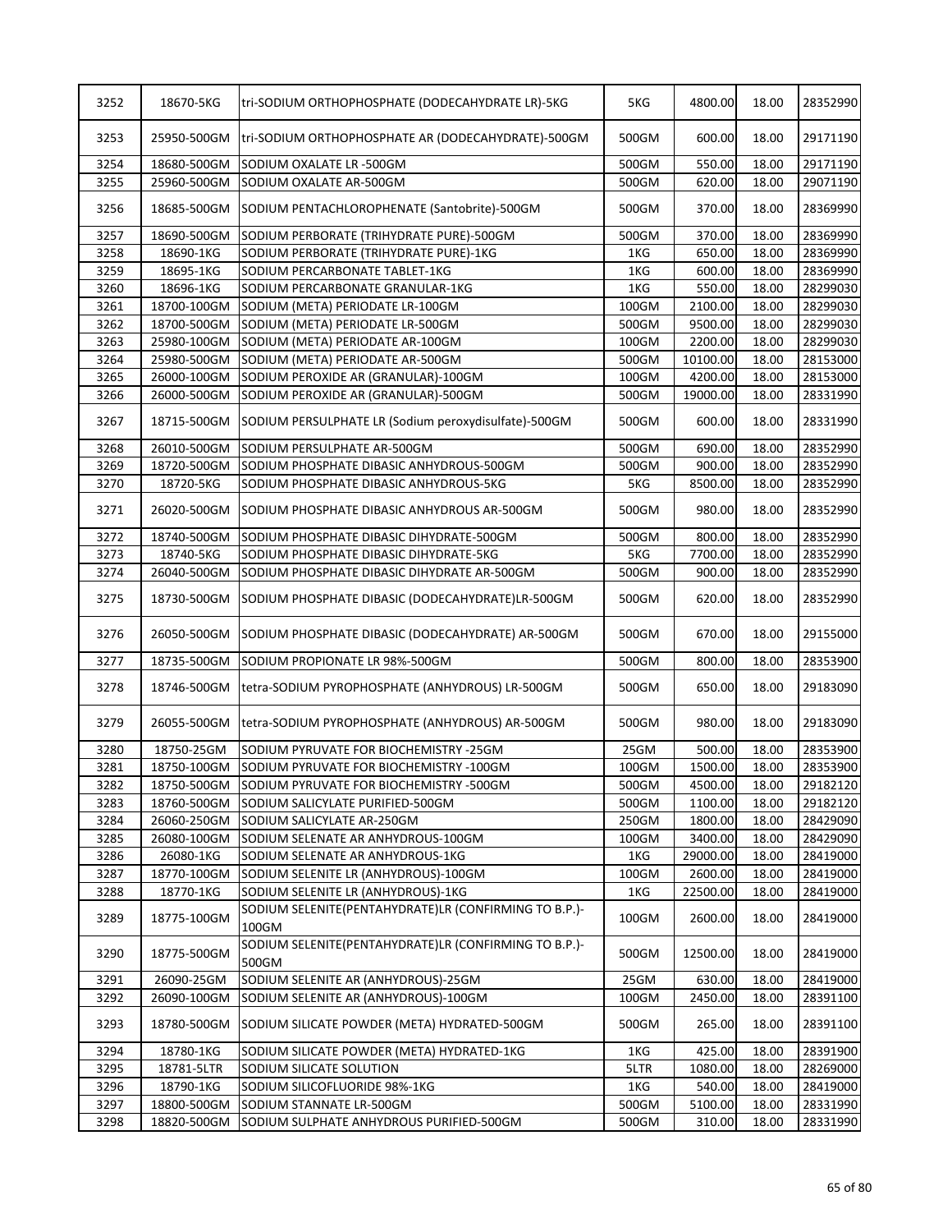| | | | | | | |
|---|---|---|---|---|---|---|
| 3252 | 18670-5KG | tri-SODIUM ORTHOPHOSPHATE (DODECAHYDRATE LR)-5KG | 5KG | 4800.00 | 18.00 | 28352990 |
| 3253 | 25950-500GM | tri-SODIUM ORTHOPHOSPHATE AR (DODECAHYDRATE)-500GM | 500GM | 600.00 | 18.00 | 29171190 |
| 3254 | 18680-500GM | SODIUM OXALATE LR -500GM | 500GM | 550.00 | 18.00 | 29171190 |
| 3255 | 25960-500GM | SODIUM OXALATE AR-500GM | 500GM | 620.00 | 18.00 | 29071190 |
| 3256 | 18685-500GM | SODIUM PENTACHLOROPHENATE (Santobrite)-500GM | 500GM | 370.00 | 18.00 | 28369990 |
| 3257 | 18690-500GM | SODIUM PERBORATE (TRIHYDRATE PURE)-500GM | 500GM | 370.00 | 18.00 | 28369990 |
| 3258 | 18690-1KG | SODIUM PERBORATE (TRIHYDRATE PURE)-1KG | 1KG | 650.00 | 18.00 | 28369990 |
| 3259 | 18695-1KG | SODIUM PERCARBONATE TABLET-1KG | 1KG | 600.00 | 18.00 | 28369990 |
| 3260 | 18696-1KG | SODIUM PERCARBONATE GRANULAR-1KG | 1KG | 550.00 | 18.00 | 28299030 |
| 3261 | 18700-100GM | SODIUM (META) PERIODATE LR-100GM | 100GM | 2100.00 | 18.00 | 28299030 |
| 3262 | 18700-500GM | SODIUM (META) PERIODATE LR-500GM | 500GM | 9500.00 | 18.00 | 28299030 |
| 3263 | 25980-100GM | SODIUM (META) PERIODATE AR-100GM | 100GM | 2200.00 | 18.00 | 28299030 |
| 3264 | 25980-500GM | SODIUM (META) PERIODATE AR-500GM | 500GM | 10100.00 | 18.00 | 28153000 |
| 3265 | 26000-100GM | SODIUM PEROXIDE AR (GRANULAR)-100GM | 100GM | 4200.00 | 18.00 | 28153000 |
| 3266 | 26000-500GM | SODIUM PEROXIDE AR (GRANULAR)-500GM | 500GM | 19000.00 | 18.00 | 28331990 |
| 3267 | 18715-500GM | SODIUM PERSULPHATE LR (Sodium peroxydisulfate)-500GM | 500GM | 600.00 | 18.00 | 28331990 |
| 3268 | 26010-500GM | SODIUM PERSULPHATE AR-500GM | 500GM | 690.00 | 18.00 | 28352990 |
| 3269 | 18720-500GM | SODIUM PHOSPHATE DIBASIC ANHYDROUS-500GM | 500GM | 900.00 | 18.00 | 28352990 |
| 3270 | 18720-5KG | SODIUM PHOSPHATE DIBASIC ANHYDROUS-5KG | 5KG | 8500.00 | 18.00 | 28352990 |
| 3271 | 26020-500GM | SODIUM PHOSPHATE DIBASIC ANHYDROUS AR-500GM | 500GM | 980.00 | 18.00 | 28352990 |
| 3272 | 18740-500GM | SODIUM PHOSPHATE DIBASIC DIHYDRATE-500GM | 500GM | 800.00 | 18.00 | 28352990 |
| 3273 | 18740-5KG | SODIUM PHOSPHATE DIBASIC DIHYDRATE-5KG | 5KG | 7700.00 | 18.00 | 28352990 |
| 3274 | 26040-500GM | SODIUM PHOSPHATE DIBASIC DIHYDRATE AR-500GM | 500GM | 900.00 | 18.00 | 28352990 |
| 3275 | 18730-500GM | SODIUM PHOSPHATE DIBASIC (DODECAHYDRATE)LR-500GM | 500GM | 620.00 | 18.00 | 28352990 |
| 3276 | 26050-500GM | SODIUM PHOSPHATE DIBASIC (DODECAHYDRATE) AR-500GM | 500GM | 670.00 | 18.00 | 29155000 |
| 3277 | 18735-500GM | SODIUM PROPIONATE LR 98%-500GM | 500GM | 800.00 | 18.00 | 28353900 |
| 3278 | 18746-500GM | tetra-SODIUM PYROPHOSPHATE (ANHYDROUS) LR-500GM | 500GM | 650.00 | 18.00 | 29183090 |
| 3279 | 26055-500GM | tetra-SODIUM PYROPHOSPHATE (ANHYDROUS) AR-500GM | 500GM | 980.00 | 18.00 | 29183090 |
| 3280 | 18750-25GM | SODIUM PYRUVATE FOR BIOCHEMISTRY -25GM | 25GM | 500.00 | 18.00 | 28353900 |
| 3281 | 18750-100GM | SODIUM PYRUVATE FOR BIOCHEMISTRY -100GM | 100GM | 1500.00 | 18.00 | 28353900 |
| 3282 | 18750-500GM | SODIUM PYRUVATE FOR BIOCHEMISTRY -500GM | 500GM | 4500.00 | 18.00 | 29182120 |
| 3283 | 18760-500GM | SODIUM SALICYLATE PURIFIED-500GM | 500GM | 1100.00 | 18.00 | 29182120 |
| 3284 | 26060-250GM | SODIUM SALICYLATE AR-250GM | 250GM | 1800.00 | 18.00 | 28429090 |
| 3285 | 26080-100GM | SODIUM SELENATE AR ANHYDROUS-100GM | 100GM | 3400.00 | 18.00 | 28429090 |
| 3286 | 26080-1KG | SODIUM SELENATE AR ANHYDROUS-1KG | 1KG | 29000.00 | 18.00 | 28419000 |
| 3287 | 18770-100GM | SODIUM SELENITE LR (ANHYDROUS)-100GM | 100GM | 2600.00 | 18.00 | 28419000 |
| 3288 | 18770-1KG | SODIUM SELENITE LR (ANHYDROUS)-1KG | 1KG | 22500.00 | 18.00 | 28419000 |
| 3289 | 18775-100GM | SODIUM SELENITE(PENTAHYDRATE)LR (CONFIRMING TO B.P.)-100GM | 100GM | 2600.00 | 18.00 | 28419000 |
| 3290 | 18775-500GM | SODIUM SELENITE(PENTAHYDRATE)LR (CONFIRMING TO B.P.)-500GM | 500GM | 12500.00 | 18.00 | 28419000 |
| 3291 | 26090-25GM | SODIUM SELENITE AR (ANHYDROUS)-25GM | 25GM | 630.00 | 18.00 | 28419000 |
| 3292 | 26090-100GM | SODIUM SELENITE AR (ANHYDROUS)-100GM | 100GM | 2450.00 | 18.00 | 28391100 |
| 3293 | 18780-500GM | SODIUM SILICATE POWDER (META) HYDRATED-500GM | 500GM | 265.00 | 18.00 | 28391100 |
| 3294 | 18780-1KG | SODIUM SILICATE POWDER (META) HYDRATED-1KG | 1KG | 425.00 | 18.00 | 28391900 |
| 3295 | 18781-5LTR | SODIUM SILICATE SOLUTION | 5LTR | 1080.00 | 18.00 | 28269000 |
| 3296 | 18790-1KG | SODIUM SILICOFLUORIDE 98%-1KG | 1KG | 540.00 | 18.00 | 28419000 |
| 3297 | 18800-500GM | SODIUM STANNATE LR-500GM | 500GM | 5100.00 | 18.00 | 28331990 |
| 3298 | 18820-500GM | SODIUM SULPHATE ANHYDROUS PURIFIED-500GM | 500GM | 310.00 | 18.00 | 28331990 |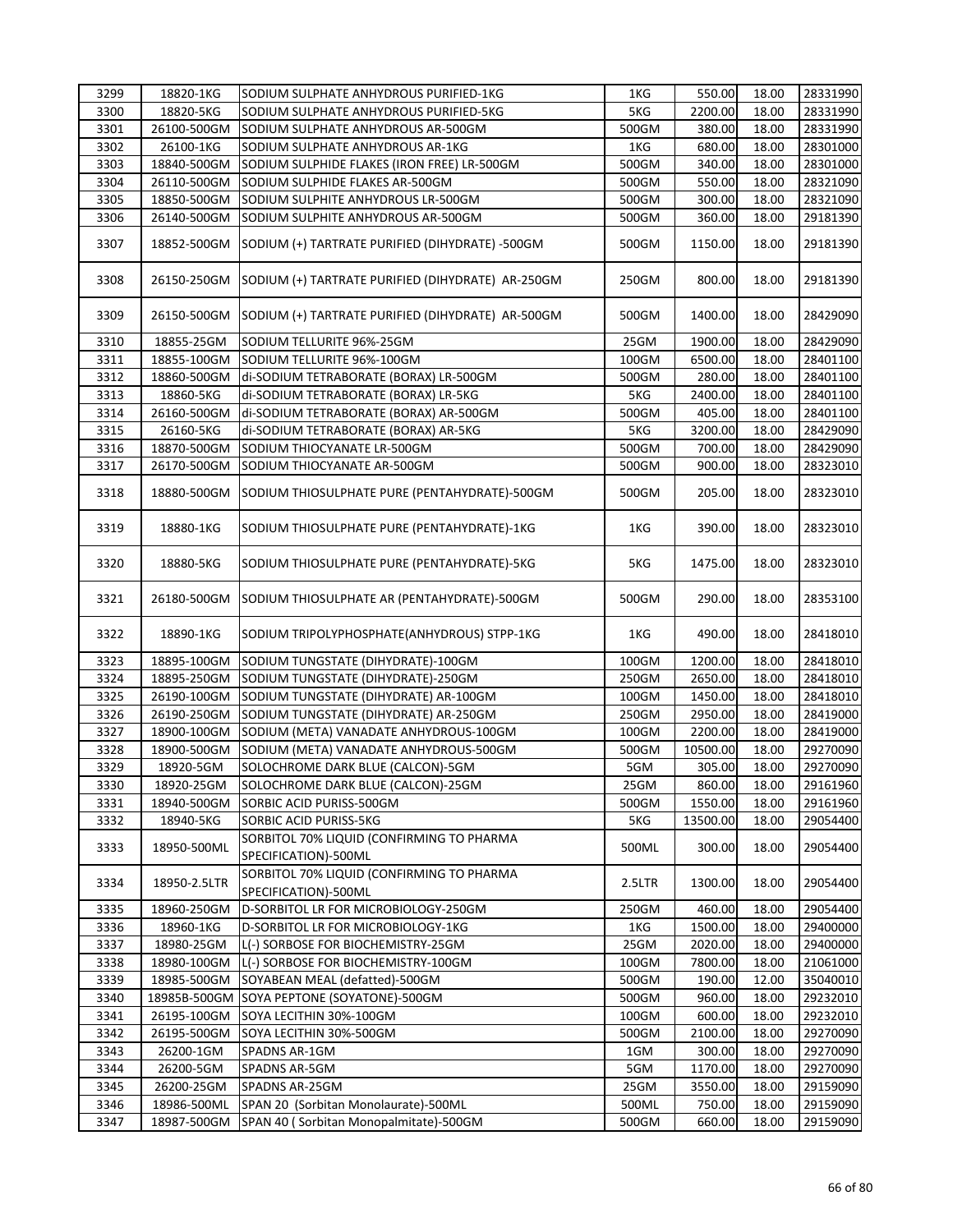| 3299 | 18820-1KG | SODIUM SULPHATE ANHYDROUS PURIFIED-1KG | 1KG | 550.00 | 18.00 | 28331990 |
|---|---|---|---|---|---|---|
| 3300 | 18820-5KG | SODIUM SULPHATE ANHYDROUS PURIFIED-5KG | 5KG | 2200.00 | 18.00 | 28331990 |
| 3301 | 26100-500GM | SODIUM SULPHATE ANHYDROUS AR-500GM | 500GM | 380.00 | 18.00 | 28331990 |
| 3302 | 26100-1KG | SODIUM SULPHATE ANHYDROUS AR-1KG | 1KG | 680.00 | 18.00 | 28301000 |
| 3303 | 18840-500GM | SODIUM SULPHIDE FLAKES (IRON FREE) LR-500GM | 500GM | 340.00 | 18.00 | 28301000 |
| 3304 | 26110-500GM | SODIUM SULPHIDE FLAKES AR-500GM | 500GM | 550.00 | 18.00 | 28321090 |
| 3305 | 18850-500GM | SODIUM SULPHITE ANHYDROUS LR-500GM | 500GM | 300.00 | 18.00 | 28321090 |
| 3306 | 26140-500GM | SODIUM SULPHITE ANHYDROUS AR-500GM | 500GM | 360.00 | 18.00 | 29181390 |
| 3307 | 18852-500GM | SODIUM (+) TARTRATE PURIFIED (DIHYDRATE) -500GM | 500GM | 1150.00 | 18.00 | 29181390 |
| 3308 | 26150-250GM | SODIUM (+) TARTRATE PURIFIED (DIHYDRATE) AR-250GM | 250GM | 800.00 | 18.00 | 29181390 |
| 3309 | 26150-500GM | SODIUM (+) TARTRATE PURIFIED (DIHYDRATE) AR-500GM | 500GM | 1400.00 | 18.00 | 28429090 |
| 3310 | 18855-25GM | SODIUM TELLURITE 96%-25GM | 25GM | 1900.00 | 18.00 | 28429090 |
| 3311 | 18855-100GM | SODIUM TELLURITE 96%-100GM | 100GM | 6500.00 | 18.00 | 28401100 |
| 3312 | 18860-500GM | di-SODIUM TETRABORATE (BORAX) LR-500GM | 500GM | 280.00 | 18.00 | 28401100 |
| 3313 | 18860-5KG | di-SODIUM TETRABORATE (BORAX) LR-5KG | 5KG | 2400.00 | 18.00 | 28401100 |
| 3314 | 26160-500GM | di-SODIUM TETRABORATE (BORAX) AR-500GM | 500GM | 405.00 | 18.00 | 28401100 |
| 3315 | 26160-5KG | di-SODIUM TETRABORATE (BORAX) AR-5KG | 5KG | 3200.00 | 18.00 | 28429090 |
| 3316 | 18870-500GM | SODIUM THIOCYANATE LR-500GM | 500GM | 700.00 | 18.00 | 28429090 |
| 3317 | 26170-500GM | SODIUM THIOCYANATE AR-500GM | 500GM | 900.00 | 18.00 | 28323010 |
| 3318 | 18880-500GM | SODIUM THIOSULPHATE PURE (PENTAHYDRATE)-500GM | 500GM | 205.00 | 18.00 | 28323010 |
| 3319 | 18880-1KG | SODIUM THIOSULPHATE PURE (PENTAHYDRATE)-1KG | 1KG | 390.00 | 18.00 | 28323010 |
| 3320 | 18880-5KG | SODIUM THIOSULPHATE PURE (PENTAHYDRATE)-5KG | 5KG | 1475.00 | 18.00 | 28323010 |
| 3321 | 26180-500GM | SODIUM THIOSULPHATE AR (PENTAHYDRATE)-500GM | 500GM | 290.00 | 18.00 | 28353100 |
| 3322 | 18890-1KG | SODIUM TRIPOLYPHOSPHATE(ANHYDROUS) STPP-1KG | 1KG | 490.00 | 18.00 | 28418010 |
| 3323 | 18895-100GM | SODIUM TUNGSTATE (DIHYDRATE)-100GM | 100GM | 1200.00 | 18.00 | 28418010 |
| 3324 | 18895-250GM | SODIUM TUNGSTATE (DIHYDRATE)-250GM | 250GM | 2650.00 | 18.00 | 28418010 |
| 3325 | 26190-100GM | SODIUM TUNGSTATE (DIHYDRATE) AR-100GM | 100GM | 1450.00 | 18.00 | 28418010 |
| 3326 | 26190-250GM | SODIUM TUNGSTATE (DIHYDRATE) AR-250GM | 250GM | 2950.00 | 18.00 | 28419000 |
| 3327 | 18900-100GM | SODIUM (META) VANADATE ANHYDROUS-100GM | 100GM | 2200.00 | 18.00 | 28419000 |
| 3328 | 18900-500GM | SODIUM (META) VANADATE ANHYDROUS-500GM | 500GM | 10500.00 | 18.00 | 29270090 |
| 3329 | 18920-5GM | SOLOCHROME DARK BLUE (CALCON)-5GM | 5GM | 305.00 | 18.00 | 29270090 |
| 3330 | 18920-25GM | SOLOCHROME DARK BLUE (CALCON)-25GM | 25GM | 860.00 | 18.00 | 29161960 |
| 3331 | 18940-500GM | SORBIC ACID PURISS-500GM | 500GM | 1550.00 | 18.00 | 29161960 |
| 3332 | 18940-5KG | SORBIC ACID PURISS-5KG | 5KG | 13500.00 | 18.00 | 29054400 |
| 3333 | 18950-500ML | SORBITOL 70% LIQUID (CONFIRMING TO PHARMA SPECIFICATION)-500ML | 500ML | 300.00 | 18.00 | 29054400 |
| 3334 | 18950-2.5LTR | SORBITOL 70% LIQUID (CONFIRMING TO PHARMA SPECIFICATION)-500ML | 2.5LTR | 1300.00 | 18.00 | 29054400 |
| 3335 | 18960-250GM | D-SORBITOL LR FOR MICROBIOLOGY-250GM | 250GM | 460.00 | 18.00 | 29054400 |
| 3336 | 18960-1KG | D-SORBITOL LR FOR MICROBIOLOGY-1KG | 1KG | 1500.00 | 18.00 | 29400000 |
| 3337 | 18980-25GM | L(-) SORBOSE FOR BIOCHEMISTRY-25GM | 25GM | 2020.00 | 18.00 | 29400000 |
| 3338 | 18980-100GM | L(-) SORBOSE FOR BIOCHEMISTRY-100GM | 100GM | 7800.00 | 18.00 | 21061000 |
| 3339 | 18985-500GM | SOYABEAN MEAL (defatted)-500GM | 500GM | 190.00 | 12.00 | 35040010 |
| 3340 | 18985B-500GM | SOYA PEPTONE (SOYATONE)-500GM | 500GM | 960.00 | 18.00 | 29232010 |
| 3341 | 26195-100GM | SOYA LECITHIN 30%-100GM | 100GM | 600.00 | 18.00 | 29232010 |
| 3342 | 26195-500GM | SOYA LECITHIN 30%-500GM | 500GM | 2100.00 | 18.00 | 29270090 |
| 3343 | 26200-1GM | SPADNS AR-1GM | 1GM | 300.00 | 18.00 | 29270090 |
| 3344 | 26200-5GM | SPADNS AR-5GM | 5GM | 1170.00 | 18.00 | 29270090 |
| 3345 | 26200-25GM | SPADNS AR-25GM | 25GM | 3550.00 | 18.00 | 29159090 |
| 3346 | 18986-500ML | SPAN 20 (Sorbitan Monolaurate)-500ML | 500ML | 750.00 | 18.00 | 29159090 |
| 3347 | 18987-500GM | SPAN 40 ( Sorbitan Monopalmitate)-500GM | 500GM | 660.00 | 18.00 | 29159090 |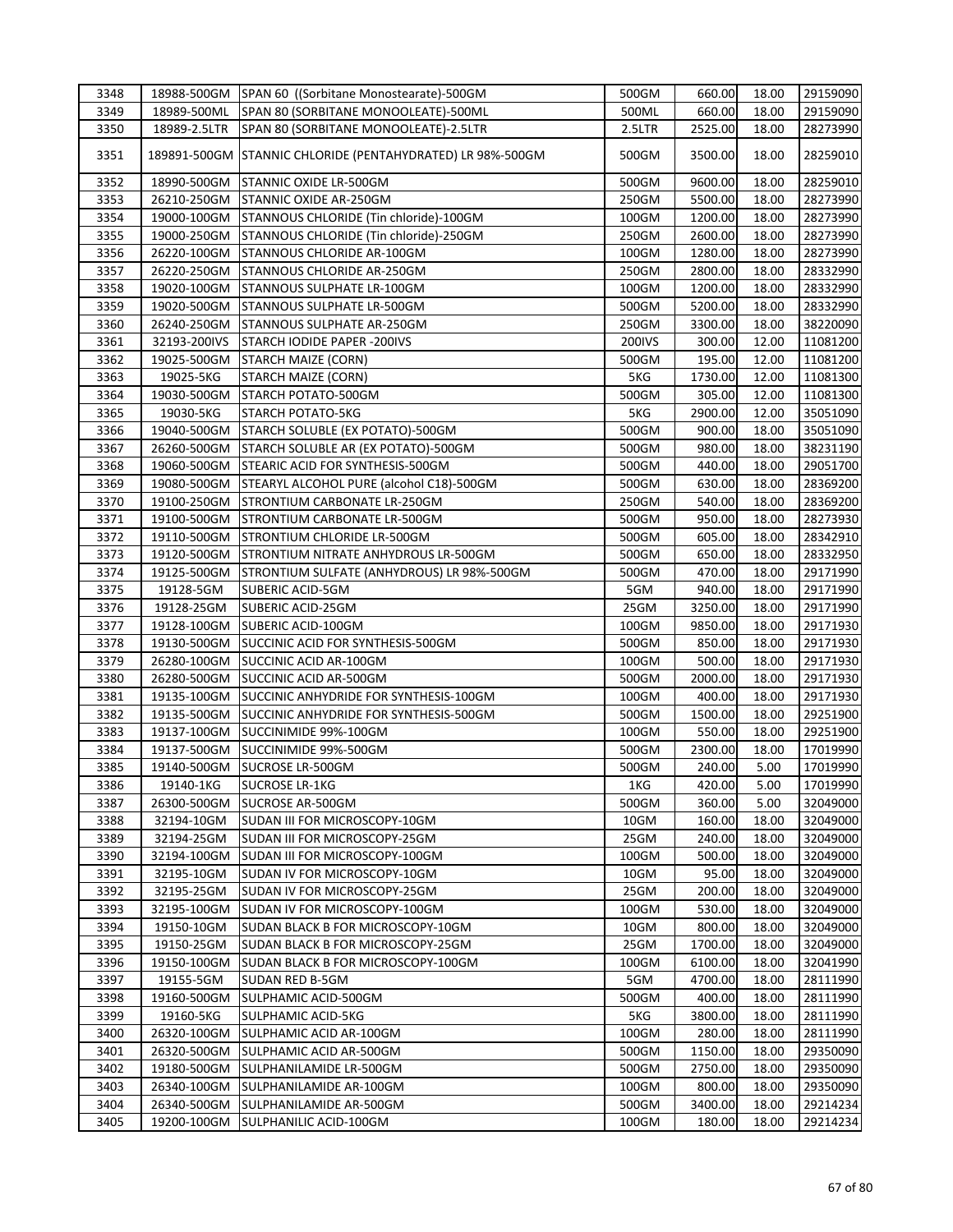| 3348 | 18988-500GM | SPAN 60 ((Sorbitane Monostearate)-500GM | 500GM | 660.00 | 18.00 | 29159090 |
|---|---|---|---|---|---|---|
| 3349 | 18989-500ML | SPAN 80 (SORBITANE MONOOLEATE)-500ML | 500ML | 660.00 | 18.00 | 29159090 |
| 3350 | 18989-2.5LTR | SPAN 80 (SORBITANE MONOOLEATE)-2.5LTR | 2.5LTR | 2525.00 | 18.00 | 28273990 |
| 3351 | 189891-500GM | STANNIC CHLORIDE (PENTAHYDRATED) LR 98%-500GM | 500GM | 3500.00 | 18.00 | 28259010 |
| 3352 | 18990-500GM | STANNIC OXIDE LR-500GM | 500GM | 9600.00 | 18.00 | 28259010 |
| 3353 | 26210-250GM | STANNIC OXIDE AR-250GM | 250GM | 5500.00 | 18.00 | 28273990 |
| 3354 | 19000-100GM | STANNOUS CHLORIDE (Tin chloride)-100GM | 100GM | 1200.00 | 18.00 | 28273990 |
| 3355 | 19000-250GM | STANNOUS CHLORIDE (Tin chloride)-250GM | 250GM | 2600.00 | 18.00 | 28273990 |
| 3356 | 26220-100GM | STANNOUS CHLORIDE AR-100GM | 100GM | 1280.00 | 18.00 | 28273990 |
| 3357 | 26220-250GM | STANNOUS CHLORIDE AR-250GM | 250GM | 2800.00 | 18.00 | 28332990 |
| 3358 | 19020-100GM | STANNOUS SULPHATE LR-100GM | 100GM | 1200.00 | 18.00 | 28332990 |
| 3359 | 19020-500GM | STANNOUS SULPHATE LR-500GM | 500GM | 5200.00 | 18.00 | 28332990 |
| 3360 | 26240-250GM | STANNOUS SULPHATE AR-250GM | 250GM | 3300.00 | 18.00 | 38220090 |
| 3361 | 32193-200IVS | STARCH IODIDE PAPER -200IVS | 200IVS | 300.00 | 12.00 | 11081200 |
| 3362 | 19025-500GM | STARCH MAIZE (CORN) | 500GM | 195.00 | 12.00 | 11081200 |
| 3363 | 19025-5KG | STARCH MAIZE (CORN) | 5KG | 1730.00 | 12.00 | 11081300 |
| 3364 | 19030-500GM | STARCH POTATO-500GM | 500GM | 305.00 | 12.00 | 11081300 |
| 3365 | 19030-5KG | STARCH POTATO-5KG | 5KG | 2900.00 | 12.00 | 35051090 |
| 3366 | 19040-500GM | STARCH SOLUBLE (EX POTATO)-500GM | 500GM | 900.00 | 18.00 | 35051090 |
| 3367 | 26260-500GM | STARCH SOLUBLE AR (EX POTATO)-500GM | 500GM | 980.00 | 18.00 | 38231190 |
| 3368 | 19060-500GM | STEARIC ACID FOR SYNTHESIS-500GM | 500GM | 440.00 | 18.00 | 29051700 |
| 3369 | 19080-500GM | STEARYL ALCOHOL PURE (alcohol C18)-500GM | 500GM | 630.00 | 18.00 | 28369200 |
| 3370 | 19100-250GM | STRONTIUM CARBONATE LR-250GM | 250GM | 540.00 | 18.00 | 28369200 |
| 3371 | 19100-500GM | STRONTIUM CARBONATE LR-500GM | 500GM | 950.00 | 18.00 | 28273930 |
| 3372 | 19110-500GM | STRONTIUM CHLORIDE LR-500GM | 500GM | 605.00 | 18.00 | 28342910 |
| 3373 | 19120-500GM | STRONTIUM NITRATE ANHYDROUS LR-500GM | 500GM | 650.00 | 18.00 | 28332950 |
| 3374 | 19125-500GM | STRONTIUM SULFATE (ANHYDROUS) LR 98%-500GM | 500GM | 470.00 | 18.00 | 29171990 |
| 3375 | 19128-5GM | SUBERIC ACID-5GM | 5GM | 940.00 | 18.00 | 29171990 |
| 3376 | 19128-25GM | SUBERIC ACID-25GM | 25GM | 3250.00 | 18.00 | 29171990 |
| 3377 | 19128-100GM | SUBERIC ACID-100GM | 100GM | 9850.00 | 18.00 | 29171930 |
| 3378 | 19130-500GM | SUCCINIC ACID FOR SYNTHESIS-500GM | 500GM | 850.00 | 18.00 | 29171930 |
| 3379 | 26280-100GM | SUCCINIC ACID AR-100GM | 100GM | 500.00 | 18.00 | 29171930 |
| 3380 | 26280-500GM | SUCCINIC ACID AR-500GM | 500GM | 2000.00 | 18.00 | 29171930 |
| 3381 | 19135-100GM | SUCCINIC ANHYDRIDE FOR SYNTHESIS-100GM | 100GM | 400.00 | 18.00 | 29171930 |
| 3382 | 19135-500GM | SUCCINIC ANHYDRIDE FOR SYNTHESIS-500GM | 500GM | 1500.00 | 18.00 | 29251900 |
| 3383 | 19137-100GM | SUCCINIMIDE 99%-100GM | 100GM | 550.00 | 18.00 | 29251900 |
| 3384 | 19137-500GM | SUCCINIMIDE 99%-500GM | 500GM | 2300.00 | 18.00 | 17019990 |
| 3385 | 19140-500GM | SUCROSE LR-500GM | 500GM | 240.00 | 5.00 | 17019990 |
| 3386 | 19140-1KG | SUCROSE LR-1KG | 1KG | 420.00 | 5.00 | 17019990 |
| 3387 | 26300-500GM | SUCROSE AR-500GM | 500GM | 360.00 | 5.00 | 32049000 |
| 3388 | 32194-10GM | SUDAN III FOR MICROSCOPY-10GM | 10GM | 160.00 | 18.00 | 32049000 |
| 3389 | 32194-25GM | SUDAN III FOR MICROSCOPY-25GM | 25GM | 240.00 | 18.00 | 32049000 |
| 3390 | 32194-100GM | SUDAN III FOR MICROSCOPY-100GM | 100GM | 500.00 | 18.00 | 32049000 |
| 3391 | 32195-10GM | SUDAN IV FOR MICROSCOPY-10GM | 10GM | 95.00 | 18.00 | 32049000 |
| 3392 | 32195-25GM | SUDAN IV FOR MICROSCOPY-25GM | 25GM | 200.00 | 18.00 | 32049000 |
| 3393 | 32195-100GM | SUDAN IV FOR MICROSCOPY-100GM | 100GM | 530.00 | 18.00 | 32049000 |
| 3394 | 19150-10GM | SUDAN BLACK B FOR MICROSCOPY-10GM | 10GM | 800.00 | 18.00 | 32049000 |
| 3395 | 19150-25GM | SUDAN BLACK B FOR MICROSCOPY-25GM | 25GM | 1700.00 | 18.00 | 32049000 |
| 3396 | 19150-100GM | SUDAN BLACK B FOR MICROSCOPY-100GM | 100GM | 6100.00 | 18.00 | 32041990 |
| 3397 | 19155-5GM | SUDAN RED B-5GM | 5GM | 4700.00 | 18.00 | 28111990 |
| 3398 | 19160-500GM | SULPHAMIC ACID-500GM | 500GM | 400.00 | 18.00 | 28111990 |
| 3399 | 19160-5KG | SULPHAMIC ACID-5KG | 5KG | 3800.00 | 18.00 | 28111990 |
| 3400 | 26320-100GM | SULPHAMIC ACID AR-100GM | 100GM | 280.00 | 18.00 | 28111990 |
| 3401 | 26320-500GM | SULPHAMIC ACID AR-500GM | 500GM | 1150.00 | 18.00 | 29350090 |
| 3402 | 19180-500GM | SULPHANILAMIDE LR-500GM | 500GM | 2750.00 | 18.00 | 29350090 |
| 3403 | 26340-100GM | SULPHANILAMIDE AR-100GM | 100GM | 800.00 | 18.00 | 29350090 |
| 3404 | 26340-500GM | SULPHANILAMIDE AR-500GM | 500GM | 3400.00 | 18.00 | 29214234 |
| 3405 | 19200-100GM | SULPHANILIC ACID-100GM | 100GM | 180.00 | 18.00 | 29214234 |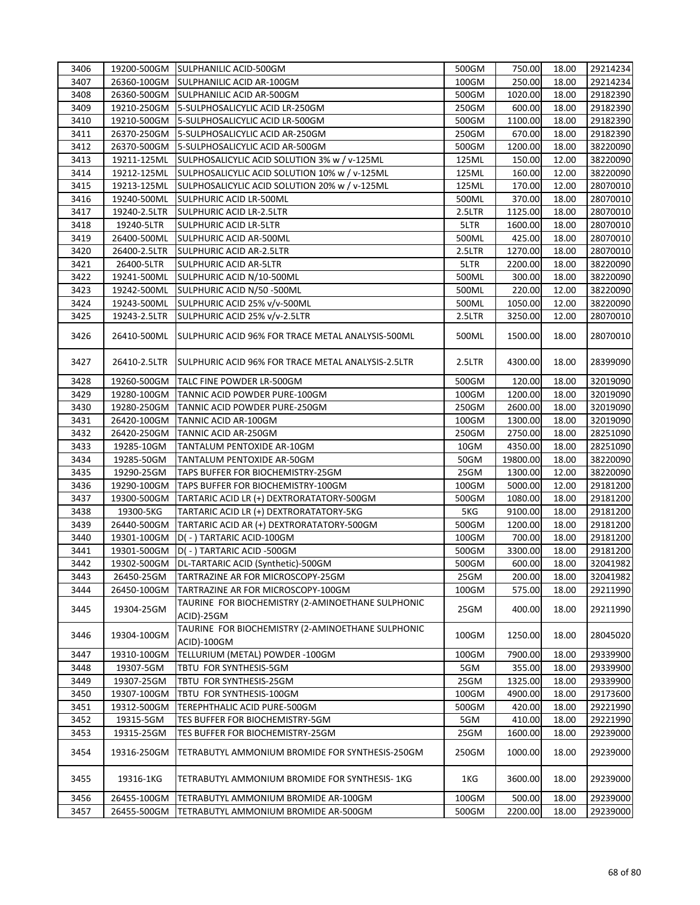| 3406 | 19200-500GM | SULPHANILIC ACID-500GM | 500GM | 750.00 | 18.00 | 29214234 |
|---|---|---|---|---|---|---|
| 3407 | 26360-100GM | SULPHANILIC ACID AR-100GM | 100GM | 250.00 | 18.00 | 29214234 |
| 3408 | 26360-500GM | SULPHANILIC ACID AR-500GM | 500GM | 1020.00 | 18.00 | 29182390 |
| 3409 | 19210-250GM | 5-SULPHOSALICYLIC ACID LR-250GM | 250GM | 600.00 | 18.00 | 29182390 |
| 3410 | 19210-500GM | 5-SULPHOSALICYLIC ACID LR-500GM | 500GM | 1100.00 | 18.00 | 29182390 |
| 3411 | 26370-250GM | 5-SULPHOSALICYLIC ACID AR-250GM | 250GM | 670.00 | 18.00 | 29182390 |
| 3412 | 26370-500GM | 5-SULPHOSALICYLIC ACID AR-500GM | 500GM | 1200.00 | 18.00 | 38220090 |
| 3413 | 19211-125ML | SULPHOSALICYLIC ACID SOLUTION 3% w / v-125ML | 125ML | 150.00 | 12.00 | 38220090 |
| 3414 | 19212-125ML | SULPHOSALICYLIC ACID SOLUTION 10% w / v-125ML | 125ML | 160.00 | 12.00 | 38220090 |
| 3415 | 19213-125ML | SULPHOSALICYLIC ACID SOLUTION 20% w / v-125ML | 125ML | 170.00 | 12.00 | 28070010 |
| 3416 | 19240-500ML | SULPHURIC ACID LR-500ML | 500ML | 370.00 | 18.00 | 28070010 |
| 3417 | 19240-2.5LTR | SULPHURIC ACID LR-2.5LTR | 2.5LTR | 1125.00 | 18.00 | 28070010 |
| 3418 | 19240-5LTR | SULPHURIC ACID LR-5LTR | 5LTR | 1600.00 | 18.00 | 28070010 |
| 3419 | 26400-500ML | SULPHURIC ACID AR-500ML | 500ML | 425.00 | 18.00 | 28070010 |
| 3420 | 26400-2.5LTR | SULPHURIC ACID AR-2.5LTR | 2.5LTR | 1270.00 | 18.00 | 28070010 |
| 3421 | 26400-5LTR | SULPHURIC ACID AR-5LTR | 5LTR | 2200.00 | 18.00 | 38220090 |
| 3422 | 19241-500ML | SULPHURIC ACID N/10-500ML | 500ML | 300.00 | 18.00 | 38220090 |
| 3423 | 19242-500ML | SULPHURIC ACID N/50 -500ML | 500ML | 220.00 | 12.00 | 38220090 |
| 3424 | 19243-500ML | SULPHURIC ACID 25% v/v-500ML | 500ML | 1050.00 | 12.00 | 38220090 |
| 3425 | 19243-2.5LTR | SULPHURIC ACID 25% v/v-2.5LTR | 2.5LTR | 3250.00 | 12.00 | 28070010 |
| 3426 | 26410-500ML | SULPHURIC ACID 96% FOR TRACE METAL ANALYSIS-500ML | 500ML | 1500.00 | 18.00 | 28070010 |
| 3427 | 26410-2.5LTR | SULPHURIC ACID 96% FOR TRACE METAL ANALYSIS-2.5LTR | 2.5LTR | 4300.00 | 18.00 | 28399090 |
| 3428 | 19260-500GM | TALC FINE POWDER LR-500GM | 500GM | 120.00 | 18.00 | 32019090 |
| 3429 | 19280-100GM | TANNIC ACID POWDER PURE-100GM | 100GM | 1200.00 | 18.00 | 32019090 |
| 3430 | 19280-250GM | TANNIC ACID POWDER PURE-250GM | 250GM | 2600.00 | 18.00 | 32019090 |
| 3431 | 26420-100GM | TANNIC ACID AR-100GM | 100GM | 1300.00 | 18.00 | 32019090 |
| 3432 | 26420-250GM | TANNIC ACID AR-250GM | 250GM | 2750.00 | 18.00 | 28251090 |
| 3433 | 19285-10GM | TANTALUM PENTOXIDE AR-10GM | 10GM | 4350.00 | 18.00 | 28251090 |
| 3434 | 19285-50GM | TANTALUM PENTOXIDE AR-50GM | 50GM | 19800.00 | 18.00 | 38220090 |
| 3435 | 19290-25GM | TAPS BUFFER FOR BIOCHEMISTRY-25GM | 25GM | 1300.00 | 12.00 | 38220090 |
| 3436 | 19290-100GM | TAPS BUFFER FOR BIOCHEMISTRY-100GM | 100GM | 5000.00 | 12.00 | 29181200 |
| 3437 | 19300-500GM | TARTARIC ACID LR (+) DEXTRORATATORY-500GM | 500GM | 1080.00 | 18.00 | 29181200 |
| 3438 | 19300-5KG | TARTARIC ACID LR (+) DEXTRORATATORY-5KG | 5KG | 9100.00 | 18.00 | 29181200 |
| 3439 | 26440-500GM | TARTARIC ACID AR (+) DEXTRORATATORY-500GM | 500GM | 1200.00 | 18.00 | 29181200 |
| 3440 | 19301-100GM | D( - ) TARTARIC ACID-100GM | 100GM | 700.00 | 18.00 | 29181200 |
| 3441 | 19301-500GM | D( - ) TARTARIC ACID -500GM | 500GM | 3300.00 | 18.00 | 29181200 |
| 3442 | 19302-500GM | DL-TARTARIC ACID (Synthetic)-500GM | 500GM | 600.00 | 18.00 | 32041982 |
| 3443 | 26450-25GM | TARTRAZINE AR FOR MICROSCOPY-25GM | 25GM | 200.00 | 18.00 | 32041982 |
| 3444 | 26450-100GM | TARTRAZINE AR FOR MICROSCOPY-100GM | 100GM | 575.00 | 18.00 | 29211990 |
| 3445 | 19304-25GM | TAURINE FOR BIOCHEMISTRY (2-AMINOETHANE SULPHONIC ACID)-25GM | 25GM | 400.00 | 18.00 | 29211990 |
| 3446 | 19304-100GM | TAURINE FOR BIOCHEMISTRY (2-AMINOETHANE SULPHONIC ACID)-100GM | 100GM | 1250.00 | 18.00 | 28045020 |
| 3447 | 19310-100GM | TELLURIUM (METAL) POWDER -100GM | 100GM | 7900.00 | 18.00 | 29339900 |
| 3448 | 19307-5GM | TBTU FOR SYNTHESIS-5GM | 5GM | 355.00 | 18.00 | 29339900 |
| 3449 | 19307-25GM | TBTU FOR SYNTHESIS-25GM | 25GM | 1325.00 | 18.00 | 29339900 |
| 3450 | 19307-100GM | TBTU FOR SYNTHESIS-100GM | 100GM | 4900.00 | 18.00 | 29173600 |
| 3451 | 19312-500GM | TEREPHTHALIC ACID PURE-500GM | 500GM | 420.00 | 18.00 | 29221990 |
| 3452 | 19315-5GM | TES BUFFER FOR BIOCHEMISTRY-5GM | 5GM | 410.00 | 18.00 | 29221990 |
| 3453 | 19315-25GM | TES BUFFER FOR BIOCHEMISTRY-25GM | 25GM | 1600.00 | 18.00 | 29239000 |
| 3454 | 19316-250GM | TETRABUTYL AMMONIUM BROMIDE FOR SYNTHESIS-250GM | 250GM | 1000.00 | 18.00 | 29239000 |
| 3455 | 19316-1KG | TETRABUTYL AMMONIUM BROMIDE FOR SYNTHESIS- 1KG | 1KG | 3600.00 | 18.00 | 29239000 |
| 3456 | 26455-100GM | TETRABUTYL AMMONIUM BROMIDE AR-100GM | 100GM | 500.00 | 18.00 | 29239000 |
| 3457 | 26455-500GM | TETRABUTYL AMMONIUM BROMIDE AR-500GM | 500GM | 2200.00 | 18.00 | 29239000 |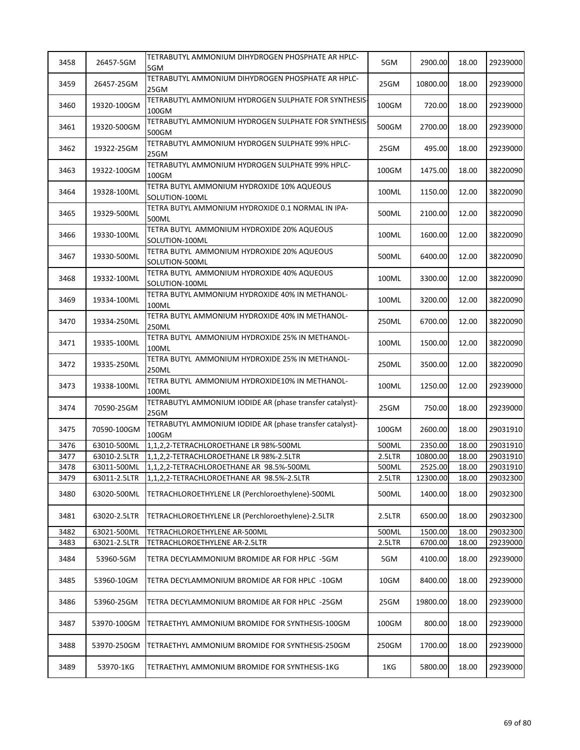| 3458 | 26457-5GM | TETRABUTYL AMMONIUM DIHYDROGEN PHOSPHATE AR HPLC-5GM | 5GM | 2900.00 | 18.00 | 29239000 |
|---|---|---|---|---|---|---|
| 3459 | 26457-25GM | TETRABUTYL AMMONIUM DIHYDROGEN PHOSPHATE AR HPLC-25GM | 25GM | 10800.00 | 18.00 | 29239000 |
| 3460 | 19320-100GM | TETRABUTYL AMMONIUM HYDROGEN SULPHATE FOR SYNTHESIS-100GM | 100GM | 720.00 | 18.00 | 29239000 |
| 3461 | 19320-500GM | TETRABUTYL AMMONIUM HYDROGEN SULPHATE FOR SYNTHESIS-500GM | 500GM | 2700.00 | 18.00 | 29239000 |
| 3462 | 19322-25GM | TETRABUTYL AMMONIUM HYDROGEN SULPHATE 99% HPLC-25GM | 25GM | 495.00 | 18.00 | 29239000 |
| 3463 | 19322-100GM | TETRABUTYL AMMONIUM HYDROGEN SULPHATE 99% HPLC-100GM | 100GM | 1475.00 | 18.00 | 38220090 |
| 3464 | 19328-100ML | TETRA BUTYL AMMONIUM HYDROXIDE 10% AQUEOUS SOLUTION-100ML | 100ML | 1150.00 | 12.00 | 38220090 |
| 3465 | 19329-500ML | TETRA BUTYL AMMONIUM HYDROXIDE 0.1 NORMAL IN IPA-500ML | 500ML | 2100.00 | 12.00 | 38220090 |
| 3466 | 19330-100ML | TETRA BUTYL AMMONIUM HYDROXIDE 20% AQUEOUS SOLUTION-100ML | 100ML | 1600.00 | 12.00 | 38220090 |
| 3467 | 19330-500ML | TETRA BUTYL AMMONIUM HYDROXIDE 20% AQUEOUS SOLUTION-500ML | 500ML | 6400.00 | 12.00 | 38220090 |
| 3468 | 19332-100ML | TETRA BUTYL AMMONIUM HYDROXIDE 40% AQUEOUS SOLUTION-100ML | 100ML | 3300.00 | 12.00 | 38220090 |
| 3469 | 19334-100ML | TETRA BUTYL AMMONIUM HYDROXIDE 40% IN METHANOL-100ML | 100ML | 3200.00 | 12.00 | 38220090 |
| 3470 | 19334-250ML | TETRA BUTYL AMMONIUM HYDROXIDE 40% IN METHANOL-250ML | 250ML | 6700.00 | 12.00 | 38220090 |
| 3471 | 19335-100ML | TETRA BUTYL AMMONIUM HYDROXIDE 25% IN METHANOL-100ML | 100ML | 1500.00 | 12.00 | 38220090 |
| 3472 | 19335-250ML | TETRA BUTYL AMMONIUM HYDROXIDE 25% IN METHANOL-250ML | 250ML | 3500.00 | 12.00 | 38220090 |
| 3473 | 19338-100ML | TETRA BUTYL AMMONIUM HYDROXIDE10% IN METHANOL-100ML | 100ML | 1250.00 | 12.00 | 29239000 |
| 3474 | 70590-25GM | TETRABUTYL AMMONIUM IODIDE AR (phase transfer catalyst)-25GM | 25GM | 750.00 | 18.00 | 29239000 |
| 3475 | 70590-100GM | TETRABUTYL AMMONIUM IODIDE AR (phase transfer catalyst)-100GM | 100GM | 2600.00 | 18.00 | 29031910 |
| 3476 | 63010-500ML | 1,1,2,2-TETRACHLOROETHANE LR 98%-500ML | 500ML | 2350.00 | 18.00 | 29031910 |
| 3477 | 63010-2.5LTR | 1,1,2,2-TETRACHLOROETHANE LR 98%-2.5LTR | 2.5LTR | 10800.00 | 18.00 | 29031910 |
| 3478 | 63011-500ML | 1,1,2,2-TETRACHLOROETHANE AR 98.5%-500ML | 500ML | 2525.00 | 18.00 | 29031910 |
| 3479 | 63011-2.5LTR | 1,1,2,2-TETRACHLOROETHANE AR 98.5%-2.5LTR | 2.5LTR | 12300.00 | 18.00 | 29032300 |
| 3480 | 63020-500ML | TETRACHLOROETHYLENE LR (Perchloroethylene)-500ML | 500ML | 1400.00 | 18.00 | 29032300 |
| 3481 | 63020-2.5LTR | TETRACHLOROETHYLENE LR (Perchloroethylene)-2.5LTR | 2.5LTR | 6500.00 | 18.00 | 29032300 |
| 3482 | 63021-500ML | TETRACHLOROETHYLENE AR-500ML | 500ML | 1500.00 | 18.00 | 29032300 |
| 3483 | 63021-2.5LTR | TETRACHLOROETHYLENE AR-2.5LTR | 2.5LTR | 6700.00 | 18.00 | 29239000 |
| 3484 | 53960-5GM | TETRA DECYLAMMONIUM BROMIDE AR FOR HPLC -5GM | 5GM | 4100.00 | 18.00 | 29239000 |
| 3485 | 53960-10GM | TETRA DECYLAMMONIUM BROMIDE AR FOR HPLC -10GM | 10GM | 8400.00 | 18.00 | 29239000 |
| 3486 | 53960-25GM | TETRA DECYLAMMONIUM BROMIDE AR FOR HPLC -25GM | 25GM | 19800.00 | 18.00 | 29239000 |
| 3487 | 53970-100GM | TETRAETHYL AMMONIUM BROMIDE FOR SYNTHESIS-100GM | 100GM | 800.00 | 18.00 | 29239000 |
| 3488 | 53970-250GM | TETRAETHYL AMMONIUM BROMIDE FOR SYNTHESIS-250GM | 250GM | 1700.00 | 18.00 | 29239000 |
| 3489 | 53970-1KG | TETRAETHYL AMMONIUM BROMIDE FOR SYNTHESIS-1KG | 1KG | 5800.00 | 18.00 | 29239000 |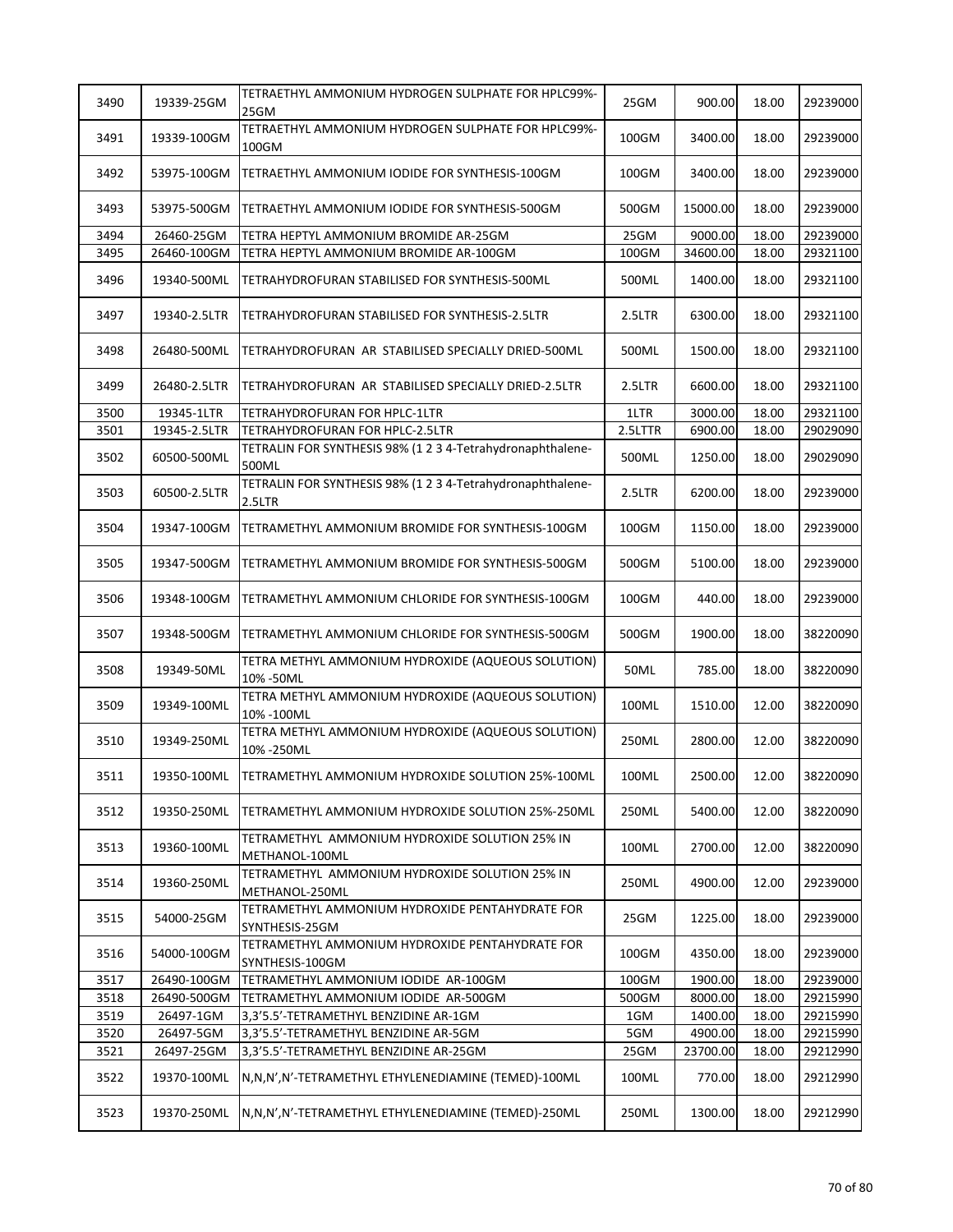| 3490 | 19339-25GM | TETRAETHYL AMMONIUM HYDROGEN SULPHATE FOR HPLC99%-25GM | 25GM | 900.00 | 18.00 | 29239000 |
|---|---|---|---|---|---|---|
| 3491 | 19339-100GM | TETRAETHYL AMMONIUM HYDROGEN SULPHATE FOR HPLC99%-100GM | 100GM | 3400.00 | 18.00 | 29239000 |
| 3492 | 53975-100GM | TETRAETHYL AMMONIUM IODIDE FOR SYNTHESIS-100GM | 100GM | 3400.00 | 18.00 | 29239000 |
| 3493 | 53975-500GM | TETRAETHYL AMMONIUM IODIDE FOR SYNTHESIS-500GM | 500GM | 15000.00 | 18.00 | 29239000 |
| 3494 | 26460-25GM | TETRA HEPTYL AMMONIUM BROMIDE AR-25GM | 25GM | 9000.00 | 18.00 | 29239000 |
| 3495 | 26460-100GM | TETRA HEPTYL AMMONIUM BROMIDE AR-100GM | 100GM | 34600.00 | 18.00 | 29321100 |
| 3496 | 19340-500ML | TETRAHYDROFURAN STABILISED FOR SYNTHESIS-500ML | 500ML | 1400.00 | 18.00 | 29321100 |
| 3497 | 19340-2.5LTR | TETRAHYDROFURAN STABILISED FOR SYNTHESIS-2.5LTR | 2.5LTR | 6300.00 | 18.00 | 29321100 |
| 3498 | 26480-500ML | TETRAHYDROFURAN AR STABILISED SPECIALLY DRIED-500ML | 500ML | 1500.00 | 18.00 | 29321100 |
| 3499 | 26480-2.5LTR | TETRAHYDROFURAN AR STABILISED SPECIALLY DRIED-2.5LTR | 2.5LTR | 6600.00 | 18.00 | 29321100 |
| 3500 | 19345-1LTR | TETRAHYDROFURAN FOR HPLC-1LTR | 1LTR | 3000.00 | 18.00 | 29321100 |
| 3501 | 19345-2.5LTR | TETRAHYDROFURAN FOR HPLC-2.5LTR | 2.5LTTR | 6900.00 | 18.00 | 29029090 |
| 3502 | 60500-500ML | TETRALIN FOR SYNTHESIS 98% (1 2 3 4-Tetrahydronaphthalene-500ML | 500ML | 1250.00 | 18.00 | 29029090 |
| 3503 | 60500-2.5LTR | TETRALIN FOR SYNTHESIS 98% (1 2 3 4-Tetrahydronaphthalene-2.5LTR | 2.5LTR | 6200.00 | 18.00 | 29239000 |
| 3504 | 19347-100GM | TETRAMETHYL AMMONIUM BROMIDE FOR SYNTHESIS-100GM | 100GM | 1150.00 | 18.00 | 29239000 |
| 3505 | 19347-500GM | TETRAMETHYL AMMONIUM BROMIDE FOR SYNTHESIS-500GM | 500GM | 5100.00 | 18.00 | 29239000 |
| 3506 | 19348-100GM | TETRAMETHYL AMMONIUM CHLORIDE FOR SYNTHESIS-100GM | 100GM | 440.00 | 18.00 | 29239000 |
| 3507 | 19348-500GM | TETRAMETHYL AMMONIUM CHLORIDE FOR SYNTHESIS-500GM | 500GM | 1900.00 | 18.00 | 38220090 |
| 3508 | 19349-50ML | TETRA METHYL AMMONIUM HYDROXIDE (AQUEOUS SOLUTION) 10% -50ML | 50ML | 785.00 | 18.00 | 38220090 |
| 3509 | 19349-100ML | TETRA METHYL AMMONIUM HYDROXIDE (AQUEOUS SOLUTION) 10% -100ML | 100ML | 1510.00 | 12.00 | 38220090 |
| 3510 | 19349-250ML | TETRA METHYL AMMONIUM HYDROXIDE (AQUEOUS SOLUTION) 10% -250ML | 250ML | 2800.00 | 12.00 | 38220090 |
| 3511 | 19350-100ML | TETRAMETHYL AMMONIUM HYDROXIDE SOLUTION 25%-100ML | 100ML | 2500.00 | 12.00 | 38220090 |
| 3512 | 19350-250ML | TETRAMETHYL AMMONIUM HYDROXIDE SOLUTION 25%-250ML | 250ML | 5400.00 | 12.00 | 38220090 |
| 3513 | 19360-100ML | TETRAMETHYL AMMONIUM HYDROXIDE SOLUTION 25% IN METHANOL-100ML | 100ML | 2700.00 | 12.00 | 38220090 |
| 3514 | 19360-250ML | TETRAMETHYL AMMONIUM HYDROXIDE SOLUTION 25% IN METHANOL-250ML | 250ML | 4900.00 | 12.00 | 29239000 |
| 3515 | 54000-25GM | TETRAMETHYL AMMONIUM HYDROXIDE PENTAHYDRATE FOR SYNTHESIS-25GM | 25GM | 1225.00 | 18.00 | 29239000 |
| 3516 | 54000-100GM | TETRAMETHYL AMMONIUM HYDROXIDE PENTAHYDRATE FOR SYNTHESIS-100GM | 100GM | 4350.00 | 18.00 | 29239000 |
| 3517 | 26490-100GM | TETRAMETHYL AMMONIUM IODIDE AR-100GM | 100GM | 1900.00 | 18.00 | 29239000 |
| 3518 | 26490-500GM | TETRAMETHYL AMMONIUM IODIDE AR-500GM | 500GM | 8000.00 | 18.00 | 29215990 |
| 3519 | 26497-1GM | 3,3'5.5'-TETRAMETHYL BENZIDINE AR-1GM | 1GM | 1400.00 | 18.00 | 29215990 |
| 3520 | 26497-5GM | 3,3'5.5'-TETRAMETHYL BENZIDINE AR-5GM | 5GM | 4900.00 | 18.00 | 29215990 |
| 3521 | 26497-25GM | 3,3'5.5'-TETRAMETHYL BENZIDINE AR-25GM | 25GM | 23700.00 | 18.00 | 29212990 |
| 3522 | 19370-100ML | N,N,N',N'-TETRAMETHYL ETHYLENEDIAMINE (TEMED)-100ML | 100ML | 770.00 | 18.00 | 29212990 |
| 3523 | 19370-250ML | N,N,N',N'-TETRAMETHYL ETHYLENEDIAMINE (TEMED)-250ML | 250ML | 1300.00 | 18.00 | 29212990 |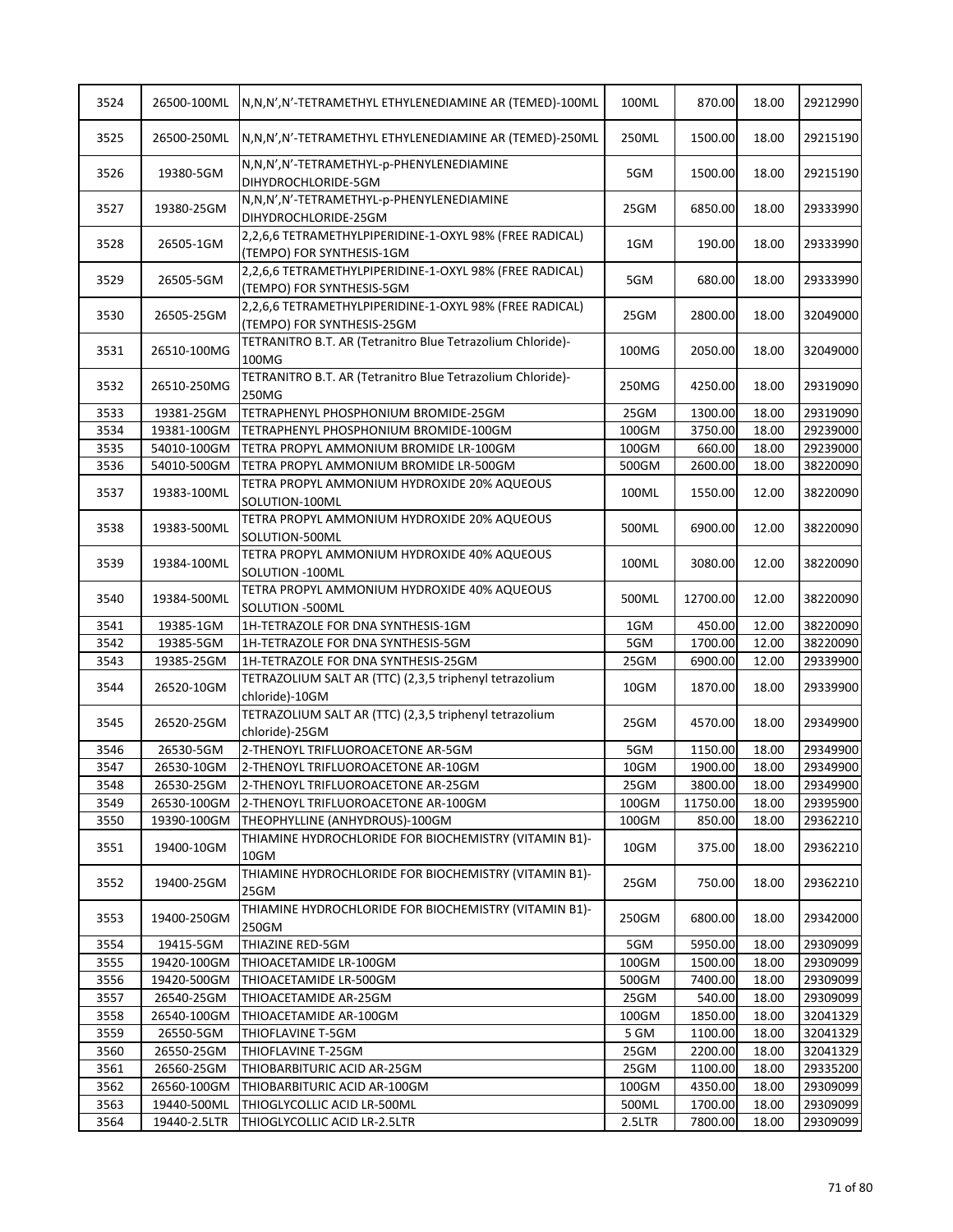| 3524 | 26500-100ML | N,N,N',N'-TETRAMETHYL ETHYLENEDIAMINE AR (TEMED)-100ML | 100ML | 870.00 | 18.00 | 29212990 |
|---|---|---|---|---|---|---|
| 3525 | 26500-250ML | N,N,N',N'-TETRAMETHYL ETHYLENEDIAMINE AR (TEMED)-250ML | 250ML | 1500.00 | 18.00 | 29215190 |
| 3526 | 19380-5GM | N,N,N',N'-TETRAMETHYL-p-PHENYLENEDIAMINE DIHYDROCHLORIDE-5GM | 5GM | 1500.00 | 18.00 | 29215190 |
| 3527 | 19380-25GM | N,N,N',N'-TETRAMETHYL-p-PHENYLENEDIAMINE DIHYDROCHLORIDE-25GM | 25GM | 6850.00 | 18.00 | 29333990 |
| 3528 | 26505-1GM | 2,2,6,6 TETRAMETHYLPIPERIDINE-1-OXYL 98% (FREE RADICAL) (TEMPO) FOR SYNTHESIS-1GM | 1GM | 190.00 | 18.00 | 29333990 |
| 3529 | 26505-5GM | 2,2,6,6 TETRAMETHYLPIPERIDINE-1-OXYL 98% (FREE RADICAL) (TEMPO) FOR SYNTHESIS-5GM | 5GM | 680.00 | 18.00 | 29333990 |
| 3530 | 26505-25GM | 2,2,6,6 TETRAMETHYLPIPERIDINE-1-OXYL 98% (FREE RADICAL) (TEMPO) FOR SYNTHESIS-25GM | 25GM | 2800.00 | 18.00 | 32049000 |
| 3531 | 26510-100MG | TETRANITRO B.T. AR (Tetranitro Blue Tetrazolium Chloride)-100MG | 100MG | 2050.00 | 18.00 | 32049000 |
| 3532 | 26510-250MG | TETRANITRO B.T. AR (Tetranitro Blue Tetrazolium Chloride)-250MG | 250MG | 4250.00 | 18.00 | 29319090 |
| 3533 | 19381-25GM | TETRAPHENYL PHOSPHONIUM BROMIDE-25GM | 25GM | 1300.00 | 18.00 | 29319090 |
| 3534 | 19381-100GM | TETRAPHENYL PHOSPHONIUM BROMIDE-100GM | 100GM | 3750.00 | 18.00 | 29239000 |
| 3535 | 54010-100GM | TETRA PROPYL AMMONIUM BROMIDE LR-100GM | 100GM | 660.00 | 18.00 | 29239000 |
| 3536 | 54010-500GM | TETRA PROPYL AMMONIUM BROMIDE LR-500GM | 500GM | 2600.00 | 18.00 | 38220090 |
| 3537 | 19383-100ML | TETRA PROPYL AMMONIUM HYDROXIDE 20% AQUEOUS SOLUTION-100ML | 100ML | 1550.00 | 12.00 | 38220090 |
| 3538 | 19383-500ML | TETRA PROPYL AMMONIUM HYDROXIDE 20% AQUEOUS SOLUTION-500ML | 500ML | 6900.00 | 12.00 | 38220090 |
| 3539 | 19384-100ML | TETRA PROPYL AMMONIUM HYDROXIDE 40% AQUEOUS SOLUTION -100ML | 100ML | 3080.00 | 12.00 | 38220090 |
| 3540 | 19384-500ML | TETRA PROPYL AMMONIUM HYDROXIDE 40% AQUEOUS SOLUTION -500ML | 500ML | 12700.00 | 12.00 | 38220090 |
| 3541 | 19385-1GM | 1H-TETRAZOLE FOR DNA SYNTHESIS-1GM | 1GM | 450.00 | 12.00 | 38220090 |
| 3542 | 19385-5GM | 1H-TETRAZOLE FOR DNA SYNTHESIS-5GM | 5GM | 1700.00 | 12.00 | 38220090 |
| 3543 | 19385-25GM | 1H-TETRAZOLE FOR DNA SYNTHESIS-25GM | 25GM | 6900.00 | 12.00 | 29339900 |
| 3544 | 26520-10GM | TETRAZOLIUM SALT AR (TTC) (2,3,5 triphenyl tetrazolium chloride)-10GM | 10GM | 1870.00 | 18.00 | 29339900 |
| 3545 | 26520-25GM | TETRAZOLIUM SALT AR (TTC) (2,3,5 triphenyl tetrazolium chloride)-25GM | 25GM | 4570.00 | 18.00 | 29349900 |
| 3546 | 26530-5GM | 2-THENOYL TRIFLUOROACETONE AR-5GM | 5GM | 1150.00 | 18.00 | 29349900 |
| 3547 | 26530-10GM | 2-THENOYL TRIFLUOROACETONE AR-10GM | 10GM | 1900.00 | 18.00 | 29349900 |
| 3548 | 26530-25GM | 2-THENOYL TRIFLUOROACETONE AR-25GM | 25GM | 3800.00 | 18.00 | 29349900 |
| 3549 | 26530-100GM | 2-THENOYL TRIFLUOROACETONE AR-100GM | 100GM | 11750.00 | 18.00 | 29395900 |
| 3550 | 19390-100GM | THEOPHYLLINE (ANHYDROUS)-100GM | 100GM | 850.00 | 18.00 | 29362210 |
| 3551 | 19400-10GM | THIAMINE HYDROCHLORIDE FOR BIOCHEMISTRY (VITAMIN B1)-10GM | 10GM | 375.00 | 18.00 | 29362210 |
| 3552 | 19400-25GM | THIAMINE HYDROCHLORIDE FOR BIOCHEMISTRY (VITAMIN B1)-25GM | 25GM | 750.00 | 18.00 | 29362210 |
| 3553 | 19400-250GM | THIAMINE HYDROCHLORIDE FOR BIOCHEMISTRY (VITAMIN B1)-250GM | 250GM | 6800.00 | 18.00 | 29342000 |
| 3554 | 19415-5GM | THIAZINE RED-5GM | 5GM | 5950.00 | 18.00 | 29309099 |
| 3555 | 19420-100GM | THIOACETAMIDE LR-100GM | 100GM | 1500.00 | 18.00 | 29309099 |
| 3556 | 19420-500GM | THIOACETAMIDE LR-500GM | 500GM | 7400.00 | 18.00 | 29309099 |
| 3557 | 26540-25GM | THIOACETAMIDE AR-25GM | 25GM | 540.00 | 18.00 | 29309099 |
| 3558 | 26540-100GM | THIOACETAMIDE AR-100GM | 100GM | 1850.00 | 18.00 | 32041329 |
| 3559 | 26550-5GM | THIOFLAVINE T-5GM | 5 GM | 1100.00 | 18.00 | 32041329 |
| 3560 | 26550-25GM | THIOFLAVINE T-25GM | 25GM | 2200.00 | 18.00 | 32041329 |
| 3561 | 26560-25GM | THIOBARBITURIC ACID AR-25GM | 25GM | 1100.00 | 18.00 | 29335200 |
| 3562 | 26560-100GM | THIOBARBITURIC ACID AR-100GM | 100GM | 4350.00 | 18.00 | 29309099 |
| 3563 | 19440-500ML | THIOGLYCOLLIC ACID LR-500ML | 500ML | 1700.00 | 18.00 | 29309099 |
| 3564 | 19440-2.5LTR | THIOGLYCOLLIC ACID LR-2.5LTR | 2.5LTR | 7800.00 | 18.00 | 29309099 |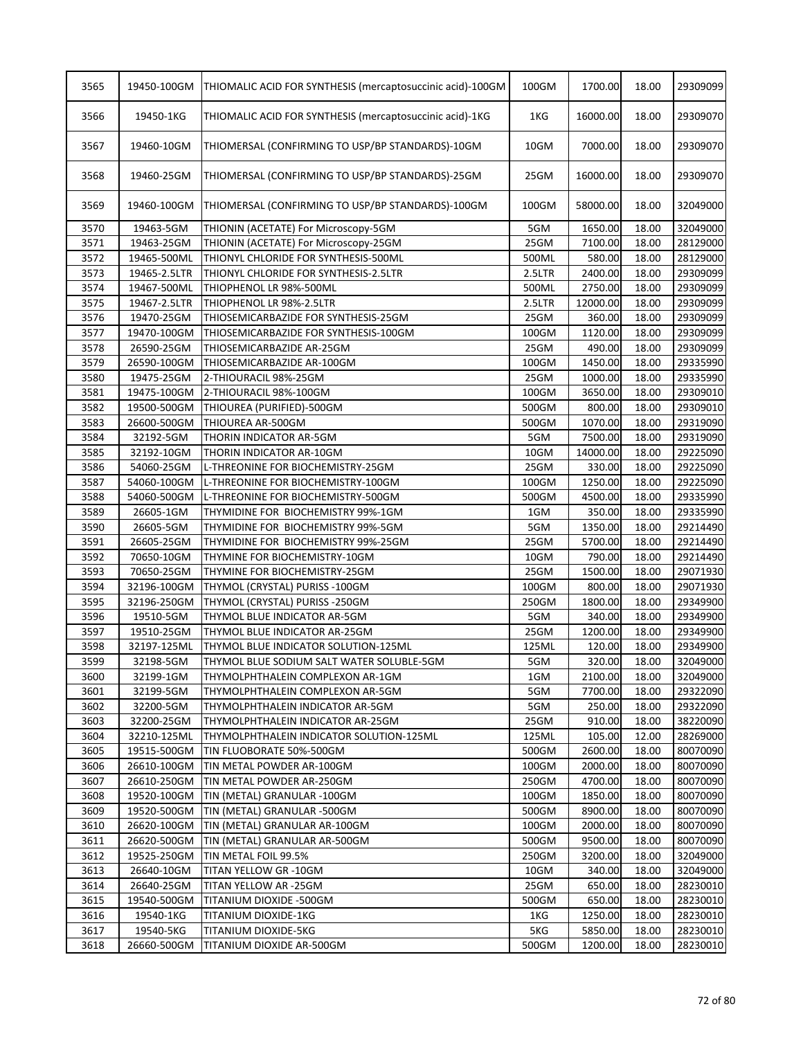| 3565 | 19450-100GM | THIOMALIC ACID FOR SYNTHESIS (mercaptosuccinic acid)-100GM | 100GM | 1700.00 | 18.00 | 29309099 |
|---|---|---|---|---|---|---|
| 3566 | 19450-1KG | THIOMALIC ACID FOR SYNTHESIS (mercaptosuccinic acid)-1KG | 1KG | 16000.00 | 18.00 | 29309070 |
| 3567 | 19460-10GM | THIOMERSAL (CONFIRMING TO USP/BP STANDARDS)-10GM | 10GM | 7000.00 | 18.00 | 29309070 |
| 3568 | 19460-25GM | THIOMERSAL (CONFIRMING TO USP/BP STANDARDS)-25GM | 25GM | 16000.00 | 18.00 | 29309070 |
| 3569 | 19460-100GM | THIOMERSAL (CONFIRMING TO USP/BP STANDARDS)-100GM | 100GM | 58000.00 | 18.00 | 32049000 |
| 3570 | 19463-5GM | THIONIN (ACETATE) For Microscopy-5GM | 5GM | 1650.00 | 18.00 | 32049000 |
| 3571 | 19463-25GM | THIONIN (ACETATE) For Microscopy-25GM | 25GM | 7100.00 | 18.00 | 28129000 |
| 3572 | 19465-500ML | THIONYL CHLORIDE FOR SYNTHESIS-500ML | 500ML | 580.00 | 18.00 | 28129000 |
| 3573 | 19465-2.5LTR | THIONYL CHLORIDE FOR SYNTHESIS-2.5LTR | 2.5LTR | 2400.00 | 18.00 | 29309099 |
| 3574 | 19467-500ML | THIOPHENOL LR 98%-500ML | 500ML | 2750.00 | 18.00 | 29309099 |
| 3575 | 19467-2.5LTR | THIOPHENOL LR 98%-2.5LTR | 2.5LTR | 12000.00 | 18.00 | 29309099 |
| 3576 | 19470-25GM | THIOSEMICARBAZIDE FOR SYNTHESIS-25GM | 25GM | 360.00 | 18.00 | 29309099 |
| 3577 | 19470-100GM | THIOSEMICARBAZIDE FOR SYNTHESIS-100GM | 100GM | 1120.00 | 18.00 | 29309099 |
| 3578 | 26590-25GM | THIOSEMICARBAZIDE AR-25GM | 25GM | 490.00 | 18.00 | 29309099 |
| 3579 | 26590-100GM | THIOSEMICARBAZIDE AR-100GM | 100GM | 1450.00 | 18.00 | 29335990 |
| 3580 | 19475-25GM | 2-THIOURACIL 98%-25GM | 25GM | 1000.00 | 18.00 | 29335990 |
| 3581 | 19475-100GM | 2-THIOURACIL 98%-100GM | 100GM | 3650.00 | 18.00 | 29309010 |
| 3582 | 19500-500GM | THIOUREA (PURIFIED)-500GM | 500GM | 800.00 | 18.00 | 29309010 |
| 3583 | 26600-500GM | THIOUREA AR-500GM | 500GM | 1070.00 | 18.00 | 29319090 |
| 3584 | 32192-5GM | THORIN INDICATOR AR-5GM | 5GM | 7500.00 | 18.00 | 29319090 |
| 3585 | 32192-10GM | THORIN INDICATOR AR-10GM | 10GM | 14000.00 | 18.00 | 29225090 |
| 3586 | 54060-25GM | L-THREONINE FOR BIOCHEMISTRY-25GM | 25GM | 330.00 | 18.00 | 29225090 |
| 3587 | 54060-100GM | L-THREONINE FOR BIOCHEMISTRY-100GM | 100GM | 1250.00 | 18.00 | 29225090 |
| 3588 | 54060-500GM | L-THREONINE FOR BIOCHEMISTRY-500GM | 500GM | 4500.00 | 18.00 | 29335990 |
| 3589 | 26605-1GM | THYMIDINE FOR BIOCHEMISTRY 99%-1GM | 1GM | 350.00 | 18.00 | 29335990 |
| 3590 | 26605-5GM | THYMIDINE FOR BIOCHEMISTRY 99%-5GM | 5GM | 1350.00 | 18.00 | 29214490 |
| 3591 | 26605-25GM | THYMIDINE FOR BIOCHEMISTRY 99%-25GM | 25GM | 5700.00 | 18.00 | 29214490 |
| 3592 | 70650-10GM | THYMINE FOR BIOCHEMISTRY-10GM | 10GM | 790.00 | 18.00 | 29214490 |
| 3593 | 70650-25GM | THYMINE FOR BIOCHEMISTRY-25GM | 25GM | 1500.00 | 18.00 | 29071930 |
| 3594 | 32196-100GM | THYMOL (CRYSTAL) PURISS -100GM | 100GM | 800.00 | 18.00 | 29071930 |
| 3595 | 32196-250GM | THYMOL (CRYSTAL) PURISS -250GM | 250GM | 1800.00 | 18.00 | 29349900 |
| 3596 | 19510-5GM | THYMOL BLUE INDICATOR AR-5GM | 5GM | 340.00 | 18.00 | 29349900 |
| 3597 | 19510-25GM | THYMOL BLUE INDICATOR AR-25GM | 25GM | 1200.00 | 18.00 | 29349900 |
| 3598 | 32197-125ML | THYMOL BLUE INDICATOR SOLUTION-125ML | 125ML | 120.00 | 18.00 | 29349900 |
| 3599 | 32198-5GM | THYMOL BLUE SODIUM SALT WATER SOLUBLE-5GM | 5GM | 320.00 | 18.00 | 32049000 |
| 3600 | 32199-1GM | THYMOLPHTHALEIN COMPLEXON AR-1GM | 1GM | 2100.00 | 18.00 | 32049000 |
| 3601 | 32199-5GM | THYMOLPHTHALEIN COMPLEXON AR-5GM | 5GM | 7700.00 | 18.00 | 29322090 |
| 3602 | 32200-5GM | THYMOLPHTHALEIN INDICATOR AR-5GM | 5GM | 250.00 | 18.00 | 29322090 |
| 3603 | 32200-25GM | THYMOLPHTHALEIN INDICATOR AR-25GM | 25GM | 910.00 | 18.00 | 38220090 |
| 3604 | 32210-125ML | THYMOLPHTHALEIN INDICATOR SOLUTION-125ML | 125ML | 105.00 | 12.00 | 28269000 |
| 3605 | 19515-500GM | TIN FLUOBORATE 50%-500GM | 500GM | 2600.00 | 18.00 | 80070090 |
| 3606 | 26610-100GM | TIN METAL POWDER AR-100GM | 100GM | 2000.00 | 18.00 | 80070090 |
| 3607 | 26610-250GM | TIN METAL POWDER AR-250GM | 250GM | 4700.00 | 18.00 | 80070090 |
| 3608 | 19520-100GM | TIN (METAL) GRANULAR -100GM | 100GM | 1850.00 | 18.00 | 80070090 |
| 3609 | 19520-500GM | TIN (METAL) GRANULAR -500GM | 500GM | 8900.00 | 18.00 | 80070090 |
| 3610 | 26620-100GM | TIN (METAL) GRANULAR AR-100GM | 100GM | 2000.00 | 18.00 | 80070090 |
| 3611 | 26620-500GM | TIN (METAL) GRANULAR AR-500GM | 500GM | 9500.00 | 18.00 | 80070090 |
| 3612 | 19525-250GM | TIN METAL FOIL 99.5% | 250GM | 3200.00 | 18.00 | 32049000 |
| 3613 | 26640-10GM | TITAN YELLOW GR -10GM | 10GM | 340.00 | 18.00 | 32049000 |
| 3614 | 26640-25GM | TITAN YELLOW AR -25GM | 25GM | 650.00 | 18.00 | 28230010 |
| 3615 | 19540-500GM | TITANIUM DIOXIDE -500GM | 500GM | 650.00 | 18.00 | 28230010 |
| 3616 | 19540-1KG | TITANIUM DIOXIDE-1KG | 1KG | 1250.00 | 18.00 | 28230010 |
| 3617 | 19540-5KG | TITANIUM DIOXIDE-5KG | 5KG | 5850.00 | 18.00 | 28230010 |
| 3618 | 26660-500GM | TITANIUM DIOXIDE AR-500GM | 500GM | 1200.00 | 18.00 | 28230010 |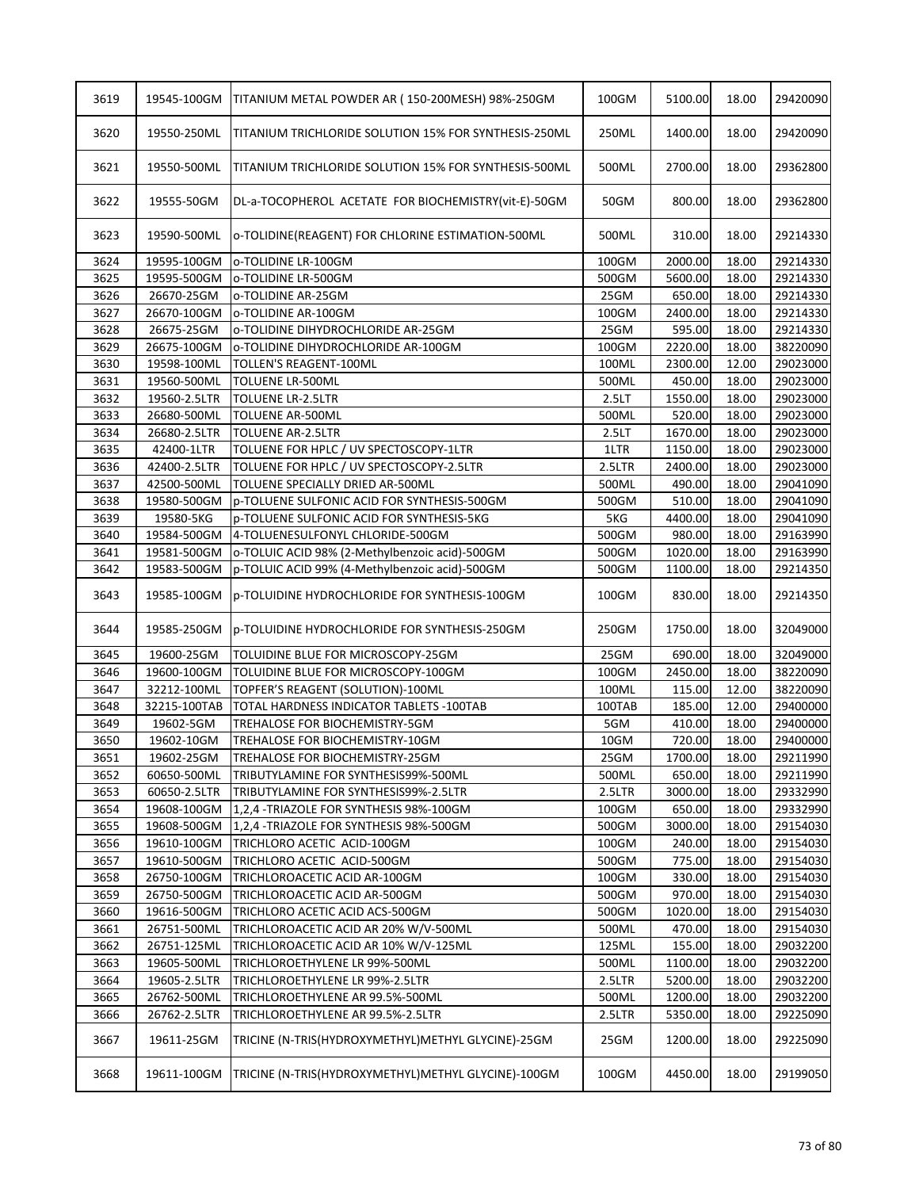| 3619 | 19545-100GM | TITANIUM METAL POWDER AR ( 150-200MESH) 98%-250GM | 100GM | 5100.00 | 18.00 | 29420090 |
|---|---|---|---|---|---|---|
| 3620 | 19550-250ML | TITANIUM TRICHLORIDE SOLUTION 15% FOR SYNTHESIS-250ML | 250ML | 1400.00 | 18.00 | 29420090 |
| 3621 | 19550-500ML | TITANIUM TRICHLORIDE SOLUTION 15% FOR SYNTHESIS-500ML | 500ML | 2700.00 | 18.00 | 29362800 |
| 3622 | 19555-50GM | DL-a-TOCOPHEROL ACETATE FOR BIOCHEMISTRY(vit-E)-50GM | 50GM | 800.00 | 18.00 | 29362800 |
| 3623 | 19590-500ML | o-TOLIDINE(REAGENT) FOR CHLORINE ESTIMATION-500ML | 500ML | 310.00 | 18.00 | 29214330 |
| 3624 | 19595-100GM | o-TOLIDINE LR-100GM | 100GM | 2000.00 | 18.00 | 29214330 |
| 3625 | 19595-500GM | o-TOLIDINE LR-500GM | 500GM | 5600.00 | 18.00 | 29214330 |
| 3626 | 26670-25GM | o-TOLIDINE AR-25GM | 25GM | 650.00 | 18.00 | 29214330 |
| 3627 | 26670-100GM | o-TOLIDINE AR-100GM | 100GM | 2400.00 | 18.00 | 29214330 |
| 3628 | 26675-25GM | o-TOLIDINE DIHYDROCHLORIDE AR-25GM | 25GM | 595.00 | 18.00 | 29214330 |
| 3629 | 26675-100GM | o-TOLIDINE DIHYDROCHLORIDE AR-100GM | 100GM | 2220.00 | 18.00 | 38220090 |
| 3630 | 19598-100ML | TOLLEN'S REAGENT-100ML | 100ML | 2300.00 | 12.00 | 29023000 |
| 3631 | 19560-500ML | TOLUENE LR-500ML | 500ML | 450.00 | 18.00 | 29023000 |
| 3632 | 19560-2.5LTR | TOLUENE LR-2.5LTR | 2.5LT | 1550.00 | 18.00 | 29023000 |
| 3633 | 26680-500ML | TOLUENE AR-500ML | 500ML | 520.00 | 18.00 | 29023000 |
| 3634 | 26680-2.5LTR | TOLUENE AR-2.5LTR | 2.5LT | 1670.00 | 18.00 | 29023000 |
| 3635 | 42400-1LTR | TOLUENE FOR HPLC / UV SPECTOSCOPY-1LTR | 1LTR | 1150.00 | 18.00 | 29023000 |
| 3636 | 42400-2.5LTR | TOLUENE FOR HPLC / UV SPECTOSCOPY-2.5LTR | 2.5LTR | 2400.00 | 18.00 | 29023000 |
| 3637 | 42500-500ML | TOLUENE SPECIALLY DRIED AR-500ML | 500ML | 490.00 | 18.00 | 29041090 |
| 3638 | 19580-500GM | p-TOLUENE SULFONIC ACID FOR SYNTHESIS-500GM | 500GM | 510.00 | 18.00 | 29041090 |
| 3639 | 19580-5KG | p-TOLUENE SULFONIC ACID FOR SYNTHESIS-5KG | 5KG | 4400.00 | 18.00 | 29041090 |
| 3640 | 19584-500GM | 4-TOLUENESULFONYL CHLORIDE-500GM | 500GM | 980.00 | 18.00 | 29163990 |
| 3641 | 19581-500GM | o-TOLUIC ACID 98% (2-Methylbenzoic acid)-500GM | 500GM | 1020.00 | 18.00 | 29163990 |
| 3642 | 19583-500GM | p-TOLUIC ACID 99% (4-Methylbenzoic acid)-500GM | 500GM | 1100.00 | 18.00 | 29214350 |
| 3643 | 19585-100GM | p-TOLUIDINE HYDROCHLORIDE FOR SYNTHESIS-100GM | 100GM | 830.00 | 18.00 | 29214350 |
| 3644 | 19585-250GM | p-TOLUIDINE HYDROCHLORIDE FOR SYNTHESIS-250GM | 250GM | 1750.00 | 18.00 | 32049000 |
| 3645 | 19600-25GM | TOLUIDINE BLUE FOR MICROSCOPY-25GM | 25GM | 690.00 | 18.00 | 32049000 |
| 3646 | 19600-100GM | TOLUIDINE BLUE FOR MICROSCOPY-100GM | 100GM | 2450.00 | 18.00 | 38220090 |
| 3647 | 32212-100ML | TOPFER'S REAGENT (SOLUTION)-100ML | 100ML | 115.00 | 12.00 | 38220090 |
| 3648 | 32215-100TAB | TOTAL HARDNESS INDICATOR TABLETS -100TAB | 100TAB | 185.00 | 12.00 | 29400000 |
| 3649 | 19602-5GM | TREHALOSE FOR BIOCHEMISTRY-5GM | 5GM | 410.00 | 18.00 | 29400000 |
| 3650 | 19602-10GM | TREHALOSE FOR BIOCHEMISTRY-10GM | 10GM | 720.00 | 18.00 | 29400000 |
| 3651 | 19602-25GM | TREHALOSE FOR BIOCHEMISTRY-25GM | 25GM | 1700.00 | 18.00 | 29211990 |
| 3652 | 60650-500ML | TRIBUTYLAMINE FOR SYNTHESIS99%-500ML | 500ML | 650.00 | 18.00 | 29211990 |
| 3653 | 60650-2.5LTR | TRIBUTYLAMINE FOR SYNTHESIS99%-2.5LTR | 2.5LTR | 3000.00 | 18.00 | 29332990 |
| 3654 | 19608-100GM | 1,2,4 -TRIAZOLE FOR SYNTHESIS 98%-100GM | 100GM | 650.00 | 18.00 | 29332990 |
| 3655 | 19608-500GM | 1,2,4 -TRIAZOLE FOR SYNTHESIS 98%-500GM | 500GM | 3000.00 | 18.00 | 29154030 |
| 3656 | 19610-100GM | TRICHLORO ACETIC ACID-100GM | 100GM | 240.00 | 18.00 | 29154030 |
| 3657 | 19610-500GM | TRICHLORO ACETIC ACID-500GM | 500GM | 775.00 | 18.00 | 29154030 |
| 3658 | 26750-100GM | TRICHLOROACETIC ACID AR-100GM | 100GM | 330.00 | 18.00 | 29154030 |
| 3659 | 26750-500GM | TRICHLOROACETIC ACID AR-500GM | 500GM | 970.00 | 18.00 | 29154030 |
| 3660 | 19616-500GM | TRICHLORO ACETIC ACID ACS-500GM | 500GM | 1020.00 | 18.00 | 29154030 |
| 3661 | 26751-500ML | TRICHLOROACETIC ACID AR 20% W/V-500ML | 500ML | 470.00 | 18.00 | 29154030 |
| 3662 | 26751-125ML | TRICHLOROACETIC ACID AR 10% W/V-125ML | 125ML | 155.00 | 18.00 | 29032200 |
| 3663 | 19605-500ML | TRICHLOROETHYLENE LR 99%-500ML | 500ML | 1100.00 | 18.00 | 29032200 |
| 3664 | 19605-2.5LTR | TRICHLOROETHYLENE LR 99%-2.5LTR | 2.5LTR | 5200.00 | 18.00 | 29032200 |
| 3665 | 26762-500ML | TRICHLOROETHYLENE AR 99.5%-500ML | 500ML | 1200.00 | 18.00 | 29032200 |
| 3666 | 26762-2.5LTR | TRICHLOROETHYLENE AR 99.5%-2.5LTR | 2.5LTR | 5350.00 | 18.00 | 29225090 |
| 3667 | 19611-25GM | TRICINE (N-TRIS(HYDROXYMETHYL)METHYL GLYCINE)-25GM | 25GM | 1200.00 | 18.00 | 29225090 |
| 3668 | 19611-100GM | TRICINE (N-TRIS(HYDROXYMETHYL)METHYL GLYCINE)-100GM | 100GM | 4450.00 | 18.00 | 29199050 |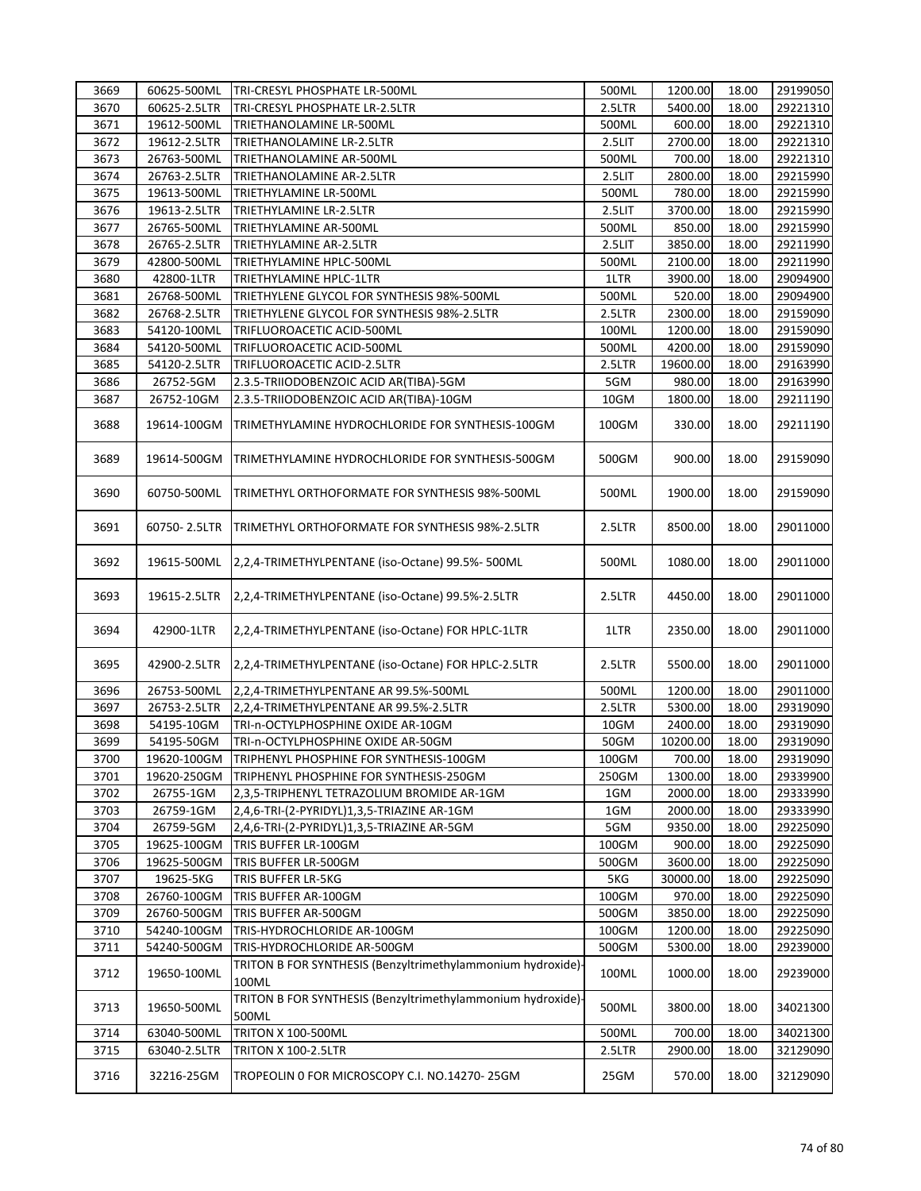| 3669 | 60625-500ML | TRI-CRESYL PHOSPHATE LR-500ML | 500ML | 1200.00 | 18.00 | 29199050 |
|---|---|---|---|---|---|---|
| 3670 | 60625-2.5LTR | TRI-CRESYL PHOSPHATE LR-2.5LTR | 2.5LTR | 5400.00 | 18.00 | 29221310 |
| 3671 | 19612-500ML | TRIETHANOLAMINE LR-500ML | 500ML | 600.00 | 18.00 | 29221310 |
| 3672 | 19612-2.5LTR | TRIETHANOLAMINE LR-2.5LTR | 2.5LIT | 2700.00 | 18.00 | 29221310 |
| 3673 | 26763-500ML | TRIETHANOLAMINE AR-500ML | 500ML | 700.00 | 18.00 | 29221310 |
| 3674 | 26763-2.5LTR | TRIETHANOLAMINE AR-2.5LTR | 2.5LIT | 2800.00 | 18.00 | 29215990 |
| 3675 | 19613-500ML | TRIETHYLAMINE LR-500ML | 500ML | 780.00 | 18.00 | 29215990 |
| 3676 | 19613-2.5LTR | TRIETHYLAMINE LR-2.5LTR | 2.5LIT | 3700.00 | 18.00 | 29215990 |
| 3677 | 26765-500ML | TRIETHYLAMINE AR-500ML | 500ML | 850.00 | 18.00 | 29215990 |
| 3678 | 26765-2.5LTR | TRIETHYLAMINE AR-2.5LTR | 2.5LIT | 3850.00 | 18.00 | 29211990 |
| 3679 | 42800-500ML | TRIETHYLAMINE HPLC-500ML | 500ML | 2100.00 | 18.00 | 29211990 |
| 3680 | 42800-1LTR | TRIETHYLAMINE HPLC-1LTR | 1LTR | 3900.00 | 18.00 | 29094900 |
| 3681 | 26768-500ML | TRIETHYLENE GLYCOL FOR SYNTHESIS 98%-500ML | 500ML | 520.00 | 18.00 | 29094900 |
| 3682 | 26768-2.5LTR | TRIETHYLENE GLYCOL FOR SYNTHESIS 98%-2.5LTR | 2.5LTR | 2300.00 | 18.00 | 29159090 |
| 3683 | 54120-100ML | TRIFLUOROACETIC ACID-500ML | 100ML | 1200.00 | 18.00 | 29159090 |
| 3684 | 54120-500ML | TRIFLUOROACETIC ACID-500ML | 500ML | 4200.00 | 18.00 | 29159090 |
| 3685 | 54120-2.5LTR | TRIFLUOROACETIC ACID-2.5LTR | 2.5LTR | 19600.00 | 18.00 | 29163990 |
| 3686 | 26752-5GM | 2.3.5-TRIIODOBENZOIC ACID AR(TIBA)-5GM | 5GM | 980.00 | 18.00 | 29163990 |
| 3687 | 26752-10GM | 2.3.5-TRIIODOBENZOIC ACID AR(TIBA)-10GM | 10GM | 1800.00 | 18.00 | 29211190 |
| 3688 | 19614-100GM | TRIMETHYLAMINE HYDROCHLORIDE FOR SYNTHESIS-100GM | 100GM | 330.00 | 18.00 | 29211190 |
| 3689 | 19614-500GM | TRIMETHYLAMINE HYDROCHLORIDE FOR SYNTHESIS-500GM | 500GM | 900.00 | 18.00 | 29159090 |
| 3690 | 60750-500ML | TRIMETHYL ORTHOFORMATE FOR SYNTHESIS 98%-500ML | 500ML | 1900.00 | 18.00 | 29159090 |
| 3691 | 60750- 2.5LTR | TRIMETHYL ORTHOFORMATE FOR SYNTHESIS 98%-2.5LTR | 2.5LTR | 8500.00 | 18.00 | 29011000 |
| 3692 | 19615-500ML | 2,2,4-TRIMETHYLPENTANE (iso-Octane) 99.5%- 500ML | 500ML | 1080.00 | 18.00 | 29011000 |
| 3693 | 19615-2.5LTR | 2,2,4-TRIMETHYLPENTANE (iso-Octane) 99.5%-2.5LTR | 2.5LTR | 4450.00 | 18.00 | 29011000 |
| 3694 | 42900-1LTR | 2,2,4-TRIMETHYLPENTANE (iso-Octane) FOR HPLC-1LTR | 1LTR | 2350.00 | 18.00 | 29011000 |
| 3695 | 42900-2.5LTR | 2,2,4-TRIMETHYLPENTANE (iso-Octane) FOR HPLC-2.5LTR | 2.5LTR | 5500.00 | 18.00 | 29011000 |
| 3696 | 26753-500ML | 2,2,4-TRIMETHYLPENTANE AR 99.5%-500ML | 500ML | 1200.00 | 18.00 | 29011000 |
| 3697 | 26753-2.5LTR | 2,2,4-TRIMETHYLPENTANE AR 99.5%-2.5LTR | 2.5LTR | 5300.00 | 18.00 | 29319090 |
| 3698 | 54195-10GM | TRI-n-OCTYLPHOSPHINE OXIDE AR-10GM | 10GM | 2400.00 | 18.00 | 29319090 |
| 3699 | 54195-50GM | TRI-n-OCTYLPHOSPHINE OXIDE AR-50GM | 50GM | 10200.00 | 18.00 | 29319090 |
| 3700 | 19620-100GM | TRIPHENYL PHOSPHINE FOR SYNTHESIS-100GM | 100GM | 700.00 | 18.00 | 29319090 |
| 3701 | 19620-250GM | TRIPHENYL PHOSPHINE FOR SYNTHESIS-250GM | 250GM | 1300.00 | 18.00 | 29339900 |
| 3702 | 26755-1GM | 2,3,5-TRIPHENYL TETRAZOLIUM BROMIDE AR-1GM | 1GM | 2000.00 | 18.00 | 29333990 |
| 3703 | 26759-1GM | 2,4,6-TRI-(2-PYRIDYL)1,3,5-TRIAZINE AR-1GM | 1GM | 2000.00 | 18.00 | 29333990 |
| 3704 | 26759-5GM | 2,4,6-TRI-(2-PYRIDYL)1,3,5-TRIAZINE AR-5GM | 5GM | 9350.00 | 18.00 | 29225090 |
| 3705 | 19625-100GM | TRIS BUFFER LR-100GM | 100GM | 900.00 | 18.00 | 29225090 |
| 3706 | 19625-500GM | TRIS BUFFER LR-500GM | 500GM | 3600.00 | 18.00 | 29225090 |
| 3707 | 19625-5KG | TRIS BUFFER LR-5KG | 5KG | 30000.00 | 18.00 | 29225090 |
| 3708 | 26760-100GM | TRIS BUFFER AR-100GM | 100GM | 970.00 | 18.00 | 29225090 |
| 3709 | 26760-500GM | TRIS BUFFER AR-500GM | 500GM | 3850.00 | 18.00 | 29225090 |
| 3710 | 54240-100GM | TRIS-HYDROCHLORIDE AR-100GM | 100GM | 1200.00 | 18.00 | 29225090 |
| 3711 | 54240-500GM | TRIS-HYDROCHLORIDE AR-500GM | 500GM | 5300.00 | 18.00 | 29239000 |
| 3712 | 19650-100ML | TRITON B FOR SYNTHESIS (Benzyltrimethylammonium hydroxide)-100ML | 100ML | 1000.00 | 18.00 | 29239000 |
| 3713 | 19650-500ML | TRITON B FOR SYNTHESIS (Benzyltrimethylammonium hydroxide)-500ML | 500ML | 3800.00 | 18.00 | 34021300 |
| 3714 | 63040-500ML | TRITON X 100-500ML | 500ML | 700.00 | 18.00 | 34021300 |
| 3715 | 63040-2.5LTR | TRITON X 100-2.5LTR | 2.5LTR | 2900.00 | 18.00 | 32129090 |
| 3716 | 32216-25GM | TROPEOLIN 0 FOR MICROSCOPY C.I. NO.14270- 25GM | 25GM | 570.00 | 18.00 | 32129090 |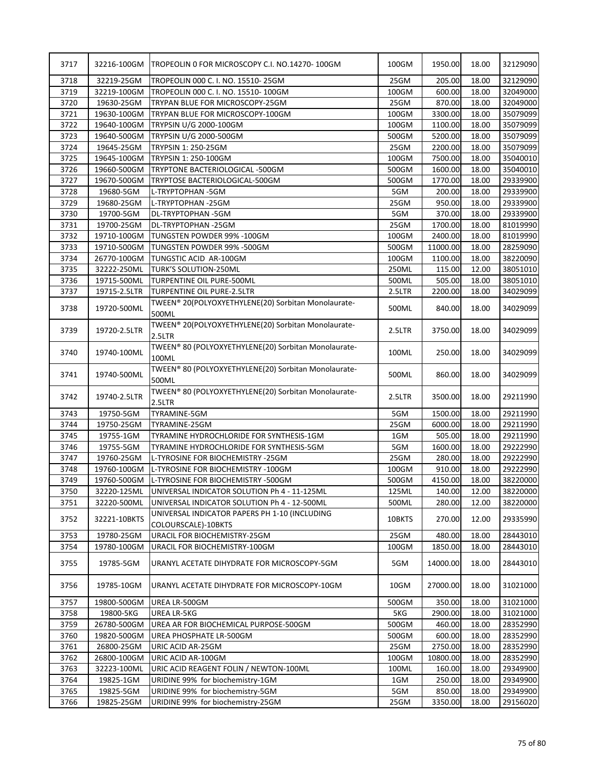| 3717 | 32216-100GM | TROPEOLIN 0 FOR MICROSCOPY C.I. NO.14270- 100GM | 100GM | 1950.00 | 18.00 | 32129090 |
|---|---|---|---|---|---|---|
| 3718 | 32219-25GM | TROPEOLIN 000 C. I. NO. 15510- 25GM | 25GM | 205.00 | 18.00 | 32129090 |
| 3719 | 32219-100GM | TROPEOLIN 000 C. I. NO. 15510- 100GM | 100GM | 600.00 | 18.00 | 32049000 |
| 3720 | 19630-25GM | TRYPAN BLUE FOR MICROSCOPY-25GM | 25GM | 870.00 | 18.00 | 32049000 |
| 3721 | 19630-100GM | TRYPAN BLUE FOR MICROSCOPY-100GM | 100GM | 3300.00 | 18.00 | 35079099 |
| 3722 | 19640-100GM | TRYPSIN U/G 2000-100GM | 100GM | 1100.00 | 18.00 | 35079099 |
| 3723 | 19640-500GM | TRYPSIN U/G 2000-500GM | 500GM | 5200.00 | 18.00 | 35079099 |
| 3724 | 19645-25GM | TRYPSIN 1: 250-25GM | 25GM | 2200.00 | 18.00 | 35079099 |
| 3725 | 19645-100GM | TRYPSIN 1: 250-100GM | 100GM | 7500.00 | 18.00 | 35040010 |
| 3726 | 19660-500GM | TRYPTONE BACTERIOLOGICAL -500GM | 500GM | 1600.00 | 18.00 | 35040010 |
| 3727 | 19670-500GM | TRYPTOSE BACTERIOLOGICAL-500GM | 500GM | 1770.00 | 18.00 | 29339900 |
| 3728 | 19680-5GM | L-TRYPTOPHAN -5GM | 5GM | 200.00 | 18.00 | 29339900 |
| 3729 | 19680-25GM | L-TRYPTOPHAN -25GM | 25GM | 950.00 | 18.00 | 29339900 |
| 3730 | 19700-5GM | DL-TRYPTOPHAN -5GM | 5GM | 370.00 | 18.00 | 29339900 |
| 3731 | 19700-25GM | DL-TRYPTOPHAN -25GM | 25GM | 1700.00 | 18.00 | 81019990 |
| 3732 | 19710-100GM | TUNGSTEN POWDER 99% -100GM | 100GM | 2400.00 | 18.00 | 81019990 |
| 3733 | 19710-500GM | TUNGSTEN POWDER 99% -500GM | 500GM | 11000.00 | 18.00 | 28259090 |
| 3734 | 26770-100GM | TUNGSTIC ACID AR-100GM | 100GM | 1100.00 | 18.00 | 38220090 |
| 3735 | 32222-250ML | TURK'S SOLUTION-250ML | 250ML | 115.00 | 12.00 | 38051010 |
| 3736 | 19715-500ML | TURPENTINE OIL PURE-500ML | 500ML | 505.00 | 18.00 | 38051010 |
| 3737 | 19715-2.5LTR | TURPENTINE OIL PURE-2.5LTR | 2.5LTR | 2200.00 | 18.00 | 34029099 |
| 3738 | 19720-500ML | TWEEN® 20(POLYOXYETHYLENE(20) Sorbitan Monolaurate-500ML | 500ML | 840.00 | 18.00 | 34029099 |
| 3739 | 19720-2.5LTR | TWEEN® 20(POLYOXYETHYLENE(20) Sorbitan Monolaurate-2.5LTR | 2.5LTR | 3750.00 | 18.00 | 34029099 |
| 3740 | 19740-100ML | TWEEN® 80 (POLYOXYETHYLENE(20) Sorbitan Monolaurate-100ML | 100ML | 250.00 | 18.00 | 34029099 |
| 3741 | 19740-500ML | TWEEN® 80 (POLYOXYETHYLENE(20) Sorbitan Monolaurate-500ML | 500ML | 860.00 | 18.00 | 34029099 |
| 3742 | 19740-2.5LTR | TWEEN® 80 (POLYOXYETHYLENE(20) Sorbitan Monolaurate-2.5LTR | 2.5LTR | 3500.00 | 18.00 | 29211990 |
| 3743 | 19750-5GM | TYRAMINE-5GM | 5GM | 1500.00 | 18.00 | 29211990 |
| 3744 | 19750-25GM | TYRAMINE-25GM | 25GM | 6000.00 | 18.00 | 29211990 |
| 3745 | 19755-1GM | TYRAMINE HYDROCHLORIDE FOR SYNTHESIS-1GM | 1GM | 505.00 | 18.00 | 29211990 |
| 3746 | 19755-5GM | TYRAMINE HYDROCHLORIDE FOR SYNTHESIS-5GM | 5GM | 1600.00 | 18.00 | 29222990 |
| 3747 | 19760-25GM | L-TYROSINE FOR BIOCHEMISTRY -25GM | 25GM | 280.00 | 18.00 | 29222990 |
| 3748 | 19760-100GM | L-TYROSINE FOR BIOCHEMISTRY -100GM | 100GM | 910.00 | 18.00 | 29222990 |
| 3749 | 19760-500GM | L-TYROSINE FOR BIOCHEMISTRY -500GM | 500GM | 4150.00 | 18.00 | 38220000 |
| 3750 | 32220-125ML | UNIVERSAL INDICATOR SOLUTION Ph 4 - 11-125ML | 125ML | 140.00 | 12.00 | 38220000 |
| 3751 | 32220-500ML | UNIVERSAL INDICATOR SOLUTION Ph 4 - 12-500ML | 500ML | 280.00 | 12.00 | 38220000 |
| 3752 | 32221-10BKTS | UNIVERSAL INDICATOR PAPERS PH 1-10 (INCLUDING COLOURSCALE)-10BKTS | 10BKTS | 270.00 | 12.00 | 29335990 |
| 3753 | 19780-25GM | URACIL FOR BIOCHEMISTRY-25GM | 25GM | 480.00 | 18.00 | 28443010 |
| 3754 | 19780-100GM | URACIL FOR BIOCHEMISTRY-100GM | 100GM | 1850.00 | 18.00 | 28443010 |
| 3755 | 19785-5GM | URANYL ACETATE DIHYDRATE FOR MICROSCOPY-5GM | 5GM | 14000.00 | 18.00 | 28443010 |
| 3756 | 19785-10GM | URANYL ACETATE DIHYDRATE FOR MICROSCOPY-10GM | 10GM | 27000.00 | 18.00 | 31021000 |
| 3757 | 19800-500GM | UREA LR-500GM | 500GM | 350.00 | 18.00 | 31021000 |
| 3758 | 19800-5KG | UREA LR-5KG | 5KG | 2900.00 | 18.00 | 31021000 |
| 3759 | 26780-500GM | UREA AR FOR BIOCHEMICAL PURPOSE-500GM | 500GM | 460.00 | 18.00 | 28352990 |
| 3760 | 19820-500GM | UREA PHOSPHATE LR-500GM | 500GM | 600.00 | 18.00 | 28352990 |
| 3761 | 26800-25GM | URIC ACID AR-25GM | 25GM | 2750.00 | 18.00 | 28352990 |
| 3762 | 26800-100GM | URIC ACID AR-100GM | 100GM | 10800.00 | 18.00 | 28352990 |
| 3763 | 32223-100ML | URIC ACID REAGENT FOLIN / NEWTON-100ML | 100ML | 160.00 | 18.00 | 29349900 |
| 3764 | 19825-1GM | URIDINE 99% for biochemistry-1GM | 1GM | 250.00 | 18.00 | 29349900 |
| 3765 | 19825-5GM | URIDINE 99% for biochemistry-5GM | 5GM | 850.00 | 18.00 | 29349900 |
| 3766 | 19825-25GM | URIDINE 99% for biochemistry-25GM | 25GM | 3350.00 | 18.00 | 29156020 |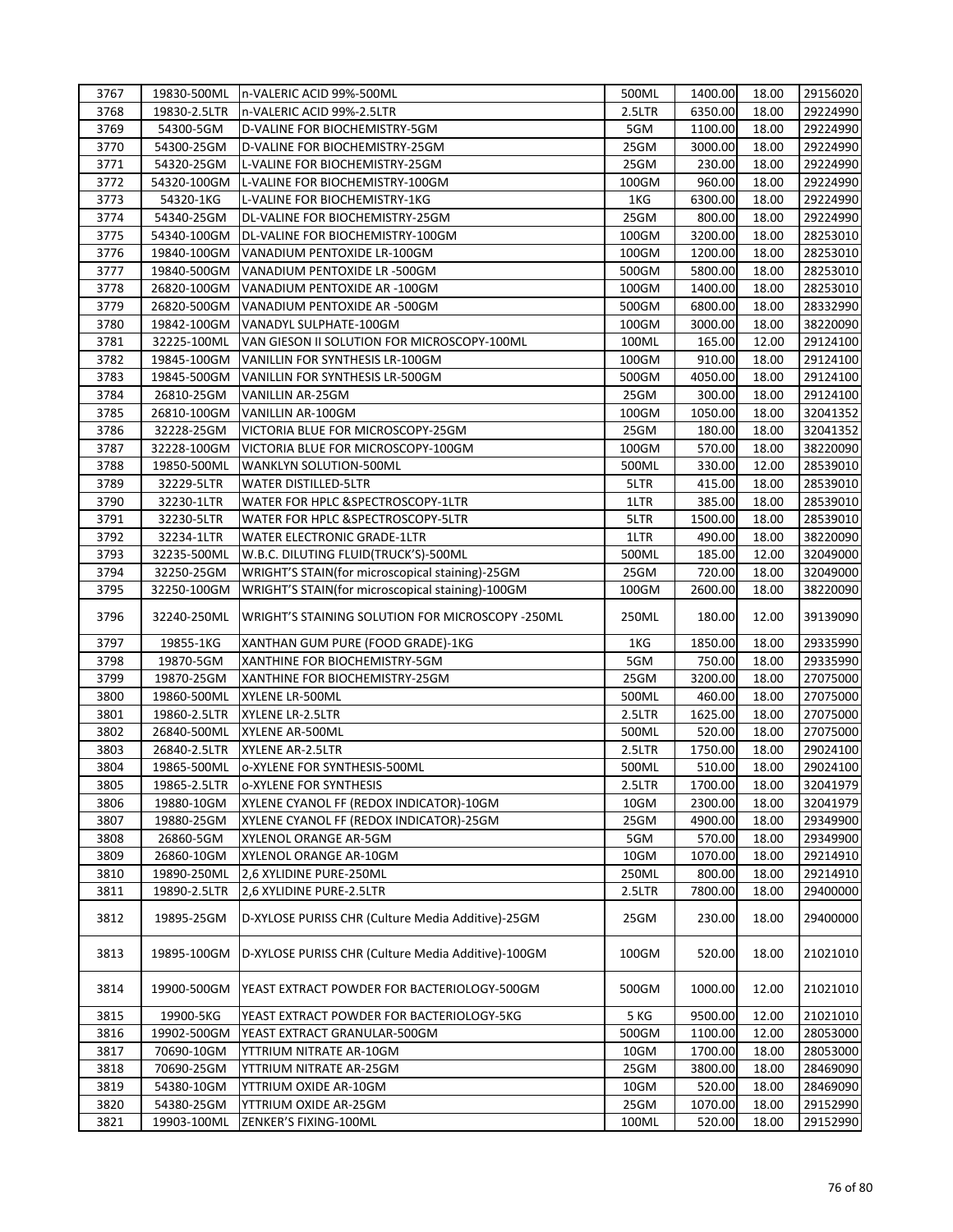| | | | | | | |
|---|---|---|---|---|---|---|
| 3767 | 19830-500ML | n-VALERIC ACID 99%-500ML | 500ML | 1400.00 | 18.00 | 29156020 |
| 3768 | 19830-2.5LTR | n-VALERIC ACID 99%-2.5LTR | 2.5LTR | 6350.00 | 18.00 | 29224990 |
| 3769 | 54300-5GM | D-VALINE FOR BIOCHEMISTRY-5GM | 5GM | 1100.00 | 18.00 | 29224990 |
| 3770 | 54300-25GM | D-VALINE FOR BIOCHEMISTRY-25GM | 25GM | 3000.00 | 18.00 | 29224990 |
| 3771 | 54320-25GM | L-VALINE FOR BIOCHEMISTRY-25GM | 25GM | 230.00 | 18.00 | 29224990 |
| 3772 | 54320-100GM | L-VALINE FOR BIOCHEMISTRY-100GM | 100GM | 960.00 | 18.00 | 29224990 |
| 3773 | 54320-1KG | L-VALINE FOR BIOCHEMISTRY-1KG | 1KG | 6300.00 | 18.00 | 29224990 |
| 3774 | 54340-25GM | DL-VALINE FOR BIOCHEMISTRY-25GM | 25GM | 800.00 | 18.00 | 29224990 |
| 3775 | 54340-100GM | DL-VALINE FOR BIOCHEMISTRY-100GM | 100GM | 3200.00 | 18.00 | 28253010 |
| 3776 | 19840-100GM | VANADIUM PENTOXIDE LR-100GM | 100GM | 1200.00 | 18.00 | 28253010 |
| 3777 | 19840-500GM | VANADIUM PENTOXIDE LR -500GM | 500GM | 5800.00 | 18.00 | 28253010 |
| 3778 | 26820-100GM | VANADIUM PENTOXIDE AR -100GM | 100GM | 1400.00 | 18.00 | 28253010 |
| 3779 | 26820-500GM | VANADIUM PENTOXIDE AR -500GM | 500GM | 6800.00 | 18.00 | 28332990 |
| 3780 | 19842-100GM | VANADYL SULPHATE-100GM | 100GM | 3000.00 | 18.00 | 38220090 |
| 3781 | 32225-100ML | VAN GIESON II SOLUTION FOR MICROSCOPY-100ML | 100ML | 165.00 | 12.00 | 29124100 |
| 3782 | 19845-100GM | VANILLIN FOR SYNTHESIS LR-100GM | 100GM | 910.00 | 18.00 | 29124100 |
| 3783 | 19845-500GM | VANILLIN FOR SYNTHESIS LR-500GM | 500GM | 4050.00 | 18.00 | 29124100 |
| 3784 | 26810-25GM | VANILLIN AR-25GM | 25GM | 300.00 | 18.00 | 29124100 |
| 3785 | 26810-100GM | VANILLIN AR-100GM | 100GM | 1050.00 | 18.00 | 32041352 |
| 3786 | 32228-25GM | VICTORIA BLUE FOR MICROSCOPY-25GM | 25GM | 180.00 | 18.00 | 32041352 |
| 3787 | 32228-100GM | VICTORIA BLUE FOR MICROSCOPY-100GM | 100GM | 570.00 | 18.00 | 38220090 |
| 3788 | 19850-500ML | WANKLYN SOLUTION-500ML | 500ML | 330.00 | 12.00 | 28539010 |
| 3789 | 32229-5LTR | WATER DISTILLED-5LTR | 5LTR | 415.00 | 18.00 | 28539010 |
| 3790 | 32230-1LTR | WATER FOR HPLC &SPECTROSCOPY-1LTR | 1LTR | 385.00 | 18.00 | 28539010 |
| 3791 | 32230-5LTR | WATER FOR HPLC &SPECTROSCOPY-5LTR | 5LTR | 1500.00 | 18.00 | 28539010 |
| 3792 | 32234-1LTR | WATER ELECTRONIC GRADE-1LTR | 1LTR | 490.00 | 18.00 | 38220090 |
| 3793 | 32235-500ML | W.B.C. DILUTING FLUID(TRUCK'S)-500ML | 500ML | 185.00 | 12.00 | 32049000 |
| 3794 | 32250-25GM | WRIGHT'S STAIN(for microscopical staining)-25GM | 25GM | 720.00 | 18.00 | 32049000 |
| 3795 | 32250-100GM | WRIGHT'S STAIN(for microscopical staining)-100GM | 100GM | 2600.00 | 18.00 | 38220090 |
| 3796 | 32240-250ML | WRIGHT'S STAINING SOLUTION FOR MICROSCOPY -250ML | 250ML | 180.00 | 12.00 | 39139090 |
| 3797 | 19855-1KG | XANTHAN GUM PURE (FOOD GRADE)-1KG | 1KG | 1850.00 | 18.00 | 29335990 |
| 3798 | 19870-5GM | XANTHINE FOR BIOCHEMISTRY-5GM | 5GM | 750.00 | 18.00 | 29335990 |
| 3799 | 19870-25GM | XANTHINE FOR BIOCHEMISTRY-25GM | 25GM | 3200.00 | 18.00 | 27075000 |
| 3800 | 19860-500ML | XYLENE LR-500ML | 500ML | 460.00 | 18.00 | 27075000 |
| 3801 | 19860-2.5LTR | XYLENE LR-2.5LTR | 2.5LTR | 1625.00 | 18.00 | 27075000 |
| 3802 | 26840-500ML | XYLENE AR-500ML | 500ML | 520.00 | 18.00 | 27075000 |
| 3803 | 26840-2.5LTR | XYLENE AR-2.5LTR | 2.5LTR | 1750.00 | 18.00 | 29024100 |
| 3804 | 19865-500ML | o-XYLENE FOR SYNTHESIS-500ML | 500ML | 510.00 | 18.00 | 29024100 |
| 3805 | 19865-2.5LTR | o-XYLENE FOR SYNTHESIS | 2.5LTR | 1700.00 | 18.00 | 32041979 |
| 3806 | 19880-10GM | XYLENE CYANOL FF (REDOX INDICATOR)-10GM | 10GM | 2300.00 | 18.00 | 32041979 |
| 3807 | 19880-25GM | XYLENE CYANOL FF (REDOX INDICATOR)-25GM | 25GM | 4900.00 | 18.00 | 29349900 |
| 3808 | 26860-5GM | XYLENOL ORANGE AR-5GM | 5GM | 570.00 | 18.00 | 29349900 |
| 3809 | 26860-10GM | XYLENOL ORANGE AR-10GM | 10GM | 1070.00 | 18.00 | 29214910 |
| 3810 | 19890-250ML | 2,6 XYLIDINE PURE-250ML | 250ML | 800.00 | 18.00 | 29214910 |
| 3811 | 19890-2.5LTR | 2,6 XYLIDINE PURE-2.5LTR | 2.5LTR | 7800.00 | 18.00 | 29400000 |
| 3812 | 19895-25GM | D-XYLOSE PURISS CHR (Culture Media Additive)-25GM | 25GM | 230.00 | 18.00 | 29400000 |
| 3813 | 19895-100GM | D-XYLOSE PURISS CHR (Culture Media Additive)-100GM | 100GM | 520.00 | 18.00 | 21021010 |
| 3814 | 19900-500GM | YEAST EXTRACT POWDER FOR BACTERIOLOGY-500GM | 500GM | 1000.00 | 12.00 | 21021010 |
| 3815 | 19900-5KG | YEAST EXTRACT POWDER FOR BACTERIOLOGY-5KG | 5 KG | 9500.00 | 12.00 | 21021010 |
| 3816 | 19902-500GM | YEAST EXTRACT GRANULAR-500GM | 500GM | 1100.00 | 12.00 | 28053000 |
| 3817 | 70690-10GM | YTTRIUM NITRATE AR-10GM | 10GM | 1700.00 | 18.00 | 28053000 |
| 3818 | 70690-25GM | YTTRIUM NITRATE AR-25GM | 25GM | 3800.00 | 18.00 | 28469090 |
| 3819 | 54380-10GM | YTTRIUM OXIDE AR-10GM | 10GM | 520.00 | 18.00 | 28469090 |
| 3820 | 54380-25GM | YTTRIUM OXIDE AR-25GM | 25GM | 1070.00 | 18.00 | 29152990 |
| 3821 | 19903-100ML | ZENKER'S FIXING-100ML | 100ML | 520.00 | 18.00 | 29152990 |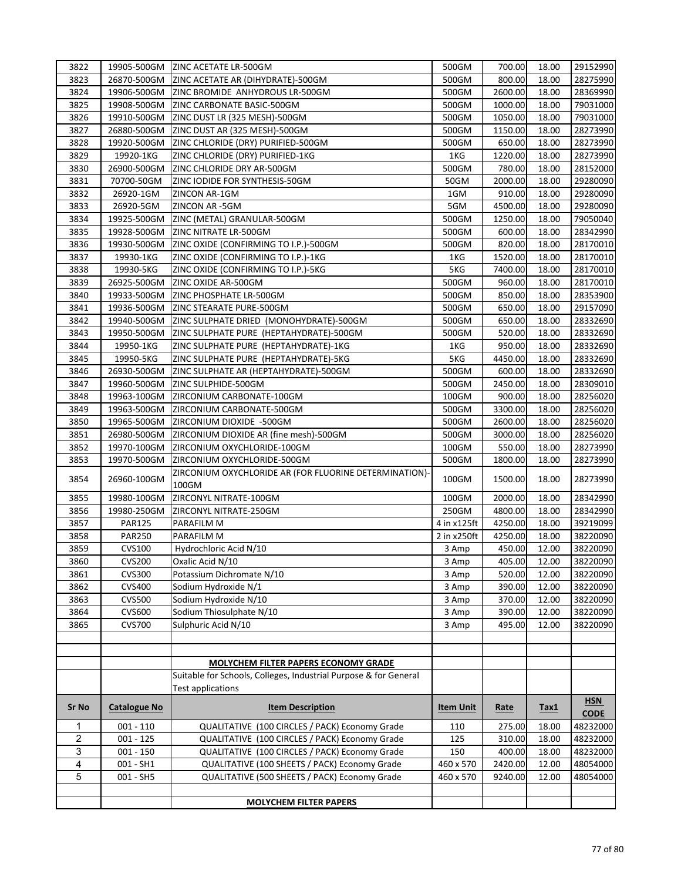| | | | | | | |
|---|---|---|---|---|---|---|
| 3822 | 19905-500GM | ZINC ACETATE LR-500GM | 500GM | 700.00 | 18.00 | 29152990 |
| 3823 | 26870-500GM | ZINC ACETATE AR (DIHYDRATE)-500GM | 500GM | 800.00 | 18.00 | 28275990 |
| 3824 | 19906-500GM | ZINC BROMIDE ANHYDROUS LR-500GM | 500GM | 2600.00 | 18.00 | 28369990 |
| 3825 | 19908-500GM | ZINC CARBONATE BASIC-500GM | 500GM | 1000.00 | 18.00 | 79031000 |
| 3826 | 19910-500GM | ZINC DUST LR (325 MESH)-500GM | 500GM | 1050.00 | 18.00 | 79031000 |
| 3827 | 26880-500GM | ZINC DUST AR (325 MESH)-500GM | 500GM | 1150.00 | 18.00 | 28273990 |
| 3828 | 19920-500GM | ZINC CHLORIDE (DRY) PURIFIED-500GM | 500GM | 650.00 | 18.00 | 28273990 |
| 3829 | 19920-1KG | ZINC CHLORIDE (DRY) PURIFIED-1KG | 1KG | 1220.00 | 18.00 | 28273990 |
| 3830 | 26900-500GM | ZINC CHLORIDE DRY AR-500GM | 500GM | 780.00 | 18.00 | 28152000 |
| 3831 | 70700-50GM | ZINC IODIDE FOR SYNTHESIS-50GM | 50GM | 2000.00 | 18.00 | 29280090 |
| 3832 | 26920-1GM | ZINCON AR-1GM | 1GM | 910.00 | 18.00 | 29280090 |
| 3833 | 26920-5GM | ZINCON AR -5GM | 5GM | 4500.00 | 18.00 | 29280090 |
| 3834 | 19925-500GM | ZINC (METAL) GRANULAR-500GM | 500GM | 1250.00 | 18.00 | 79050040 |
| 3835 | 19928-500GM | ZINC NITRATE LR-500GM | 500GM | 600.00 | 18.00 | 28342990 |
| 3836 | 19930-500GM | ZINC OXIDE (CONFIRMING TO I.P.)-500GM | 500GM | 820.00 | 18.00 | 28170010 |
| 3837 | 19930-1KG | ZINC OXIDE (CONFIRMING TO I.P.)-1KG | 1KG | 1520.00 | 18.00 | 28170010 |
| 3838 | 19930-5KG | ZINC OXIDE (CONFIRMING TO I.P.)-5KG | 5KG | 7400.00 | 18.00 | 28170010 |
| 3839 | 26925-500GM | ZINC OXIDE AR-500GM | 500GM | 960.00 | 18.00 | 28170010 |
| 3840 | 19933-500GM | ZINC PHOSPHATE LR-500GM | 500GM | 850.00 | 18.00 | 28353900 |
| 3841 | 19936-500GM | ZINC STEARATE PURE-500GM | 500GM | 650.00 | 18.00 | 29157090 |
| 3842 | 19940-500GM | ZINC SULPHATE DRIED (MONOHYDRATE)-500GM | 500GM | 650.00 | 18.00 | 28332690 |
| 3843 | 19950-500GM | ZINC SULPHATE PURE (HEPTAHYDRATE)-500GM | 500GM | 520.00 | 18.00 | 28332690 |
| 3844 | 19950-1KG | ZINC SULPHATE PURE (HEPTAHYDRATE)-1KG | 1KG | 950.00 | 18.00 | 28332690 |
| 3845 | 19950-5KG | ZINC SULPHATE PURE (HEPTAHYDRATE)-5KG | 5KG | 4450.00 | 18.00 | 28332690 |
| 3846 | 26930-500GM | ZINC SULPHATE AR (HEPTAHYDRATE)-500GM | 500GM | 600.00 | 18.00 | 28332690 |
| 3847 | 19960-500GM | ZINC SULPHIDE-500GM | 500GM | 2450.00 | 18.00 | 28309010 |
| 3848 | 19963-100GM | ZIRCONIUM CARBONATE-100GM | 100GM | 900.00 | 18.00 | 28256020 |
| 3849 | 19963-500GM | ZIRCONIUM CARBONATE-500GM | 500GM | 3300.00 | 18.00 | 28256020 |
| 3850 | 19965-500GM | ZIRCONIUM DIOXIDE -500GM | 500GM | 2600.00 | 18.00 | 28256020 |
| 3851 | 26980-500GM | ZIRCONIUM DIOXIDE AR (fine mesh)-500GM | 500GM | 3000.00 | 18.00 | 28256020 |
| 3852 | 19970-100GM | ZIRCONIUM OXYCHLORIDE-100GM | 100GM | 550.00 | 18.00 | 28273990 |
| 3853 | 19970-500GM | ZIRCONIUM OXYCHLORIDE-500GM | 500GM | 1800.00 | 18.00 | 28273990 |
| 3854 | 26960-100GM | ZIRCONIUM OXYCHLORIDE AR (FOR FLUORINE DETERMINATION)-100GM | 100GM | 1500.00 | 18.00 | 28273990 |
| 3855 | 19980-100GM | ZIRCONYL NITRATE-100GM | 100GM | 2000.00 | 18.00 | 28342990 |
| 3856 | 19980-250GM | ZIRCONYL NITRATE-250GM | 250GM | 4800.00 | 18.00 | 28342990 |
| 3857 | PAR125 | PARAFILM M | 4 in x125ft | 4250.00 | 18.00 | 39219099 |
| 3858 | PAR250 | PARAFILM M | 2 in x250ft | 4250.00 | 18.00 | 38220090 |
| 3859 | CVS100 | Hydrochloric Acid N/10 | 3 Amp | 450.00 | 12.00 | 38220090 |
| 3860 | CVS200 | Oxalic Acid N/10 | 3 Amp | 405.00 | 12.00 | 38220090 |
| 3861 | CVS300 | Potassium Dichromate N/10 | 3 Amp | 520.00 | 12.00 | 38220090 |
| 3862 | CVS400 | Sodium Hydroxide N/1 | 3 Amp | 390.00 | 12.00 | 38220090 |
| 3863 | CVS500 | Sodium Hydroxide N/10 | 3 Amp | 370.00 | 12.00 | 38220090 |
| 3864 | CVS600 | Sodium Thiosulphate N/10 | 3 Amp | 390.00 | 12.00 | 38220090 |
| 3865 | CVS700 | Sulphuric Acid N/10 | 3 Amp | 495.00 | 12.00 | 38220090 |

**MOLYCHEM FILTER PAPERS ECONOMY GRADE**

Suitable for Schools, Colleges, Industrial Purpose & for General Test applications

| Sr No | Catalogue No | Item Description | Item Unit | Rate | Tax1 | HSN CODE |
|---|---|---|---|---|---|---|
| 1 | 001 - 110 | QUALITATIVE (100 CIRCLES / PACK) Economy Grade | 110 | 275.00 | 18.00 | 48232000 |
| 2 | 001 - 125 | QUALITATIVE (100 CIRCLES / PACK) Economy Grade | 125 | 310.00 | 18.00 | 48232000 |
| 3 | 001 - 150 | QUALITATIVE (100 CIRCLES / PACK) Economy Grade | 150 | 400.00 | 18.00 | 48232000 |
| 4 | 001 - SH1 | QUALITATIVE (100 SHEETS / PACK) Economy Grade | 460 x 570 | 2420.00 | 12.00 | 48054000 |
| 5 | 001 - SH5 | QUALITATIVE (500 SHEETS / PACK) Economy Grade | 460 x 570 | 9240.00 | 12.00 | 48054000 |

**MOLYCHEM FILTER PAPERS**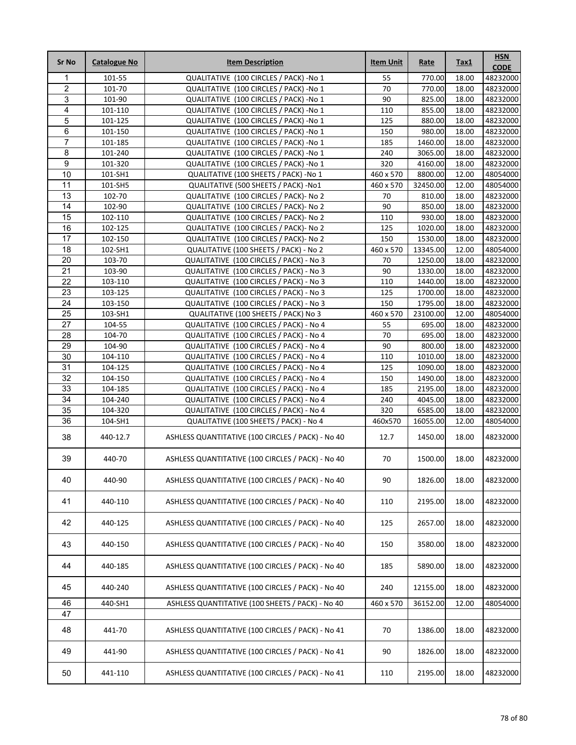| Sr No | Catalogue No | Item Description | Item Unit | Rate | Tax1 | HSN CODE |
|---|---|---|---|---|---|---|
| 1 | 101-55 | QUALITATIVE (100 CIRCLES / PACK) -No 1 | 55 | 770.00 | 18.00 | 48232000 |
| 2 | 101-70 | QUALITATIVE (100 CIRCLES / PACK) -No 1 | 70 | 770.00 | 18.00 | 48232000 |
| 3 | 101-90 | QUALITATIVE (100 CIRCLES / PACK) -No 1 | 90 | 825.00 | 18.00 | 48232000 |
| 4 | 101-110 | QUALITATIVE (100 CIRCLES / PACK) -No 1 | 110 | 855.00 | 18.00 | 48232000 |
| 5 | 101-125 | QUALITATIVE (100 CIRCLES / PACK) -No 1 | 125 | 880.00 | 18.00 | 48232000 |
| 6 | 101-150 | QUALITATIVE (100 CIRCLES / PACK) -No 1 | 150 | 980.00 | 18.00 | 48232000 |
| 7 | 101-185 | QUALITATIVE (100 CIRCLES / PACK) -No 1 | 185 | 1460.00 | 18.00 | 48232000 |
| 8 | 101-240 | QUALITATIVE (100 CIRCLES / PACK) -No 1 | 240 | 3065.00 | 18.00 | 48232000 |
| 9 | 101-320 | QUALITATIVE (100 CIRCLES / PACK) -No 1 | 320 | 4160.00 | 18.00 | 48232000 |
| 10 | 101-SH1 | QUALITATIVE (100 SHEETS / PACK) -No 1 | 460 x 570 | 8800.00 | 12.00 | 48054000 |
| 11 | 101-SH5 | QUALITATIVE (500 SHEETS / PACK) -No1 | 460 x 570 | 32450.00 | 12.00 | 48054000 |
| 13 | 102-70 | QUALITATIVE (100 CIRCLES / PACK)- No 2 | 70 | 810.00 | 18.00 | 48232000 |
| 14 | 102-90 | QUALITATIVE (100 CIRCLES / PACK)- No 2 | 90 | 850.00 | 18.00 | 48232000 |
| 15 | 102-110 | QUALITATIVE (100 CIRCLES / PACK)- No 2 | 110 | 930.00 | 18.00 | 48232000 |
| 16 | 102-125 | QUALITATIVE (100 CIRCLES / PACK)- No 2 | 125 | 1020.00 | 18.00 | 48232000 |
| 17 | 102-150 | QUALITATIVE (100 CIRCLES / PACK)- No 2 | 150 | 1530.00 | 18.00 | 48232000 |
| 18 | 102-SH1 | QUALITATIVE (100 SHEETS / PACK) - No 2 | 460 x 570 | 13345.00 | 12.00 | 48054000 |
| 20 | 103-70 | QUALITATIVE (100 CIRCLES / PACK) - No 3 | 70 | 1250.00 | 18.00 | 48232000 |
| 21 | 103-90 | QUALITATIVE (100 CIRCLES / PACK) - No 3 | 90 | 1330.00 | 18.00 | 48232000 |
| 22 | 103-110 | QUALITATIVE (100 CIRCLES / PACK) - No 3 | 110 | 1440.00 | 18.00 | 48232000 |
| 23 | 103-125 | QUALITATIVE (100 CIRCLES / PACK) - No 3 | 125 | 1700.00 | 18.00 | 48232000 |
| 24 | 103-150 | QUALITATIVE (100 CIRCLES / PACK) - No 3 | 150 | 1795.00 | 18.00 | 48232000 |
| 25 | 103-SH1 | QUALITATIVE (100 SHEETS / PACK) No 3 | 460 x 570 | 23100.00 | 12.00 | 48054000 |
| 27 | 104-55 | QUALITATIVE (100 CIRCLES / PACK) - No 4 | 55 | 695.00 | 18.00 | 48232000 |
| 28 | 104-70 | QUALITATIVE (100 CIRCLES / PACK) - No 4 | 70 | 695.00 | 18.00 | 48232000 |
| 29 | 104-90 | QUALITATIVE (100 CIRCLES / PACK) - No 4 | 90 | 800.00 | 18.00 | 48232000 |
| 30 | 104-110 | QUALITATIVE (100 CIRCLES / PACK) - No 4 | 110 | 1010.00 | 18.00 | 48232000 |
| 31 | 104-125 | QUALITATIVE (100 CIRCLES / PACK) - No 4 | 125 | 1090.00 | 18.00 | 48232000 |
| 32 | 104-150 | QUALITATIVE (100 CIRCLES / PACK) - No 4 | 150 | 1490.00 | 18.00 | 48232000 |
| 33 | 104-185 | QUALITATIVE (100 CIRCLES / PACK) - No 4 | 185 | 2195.00 | 18.00 | 48232000 |
| 34 | 104-240 | QUALITATIVE (100 CIRCLES / PACK) - No 4 | 240 | 4045.00 | 18.00 | 48232000 |
| 35 | 104-320 | QUALITATIVE (100 CIRCLES / PACK) - No 4 | 320 | 6585.00 | 18.00 | 48232000 |
| 36 | 104-SH1 | QUALITATIVE (100 SHEETS / PACK) - No 4 | 460x570 | 16055.00 | 12.00 | 48054000 |
| 38 | 440-12.7 | ASHLESS QUANTITATIVE (100 CIRCLES / PACK) - No 40 | 12.7 | 1450.00 | 18.00 | 48232000 |
| 39 | 440-70 | ASHLESS QUANTITATIVE (100 CIRCLES / PACK) - No 40 | 70 | 1500.00 | 18.00 | 48232000 |
| 40 | 440-90 | ASHLESS QUANTITATIVE (100 CIRCLES / PACK) - No 40 | 90 | 1826.00 | 18.00 | 48232000 |
| 41 | 440-110 | ASHLESS QUANTITATIVE (100 CIRCLES / PACK) - No 40 | 110 | 2195.00 | 18.00 | 48232000 |
| 42 | 440-125 | ASHLESS QUANTITATIVE (100 CIRCLES / PACK) - No 40 | 125 | 2657.00 | 18.00 | 48232000 |
| 43 | 440-150 | ASHLESS QUANTITATIVE (100 CIRCLES / PACK) - No 40 | 150 | 3580.00 | 18.00 | 48232000 |
| 44 | 440-185 | ASHLESS QUANTITATIVE (100 CIRCLES / PACK) - No 40 | 185 | 5890.00 | 18.00 | 48232000 |
| 45 | 440-240 | ASHLESS QUANTITATIVE (100 CIRCLES / PACK) - No 40 | 240 | 12155.00 | 18.00 | 48232000 |
| 46 | 440-SH1 | ASHLESS QUANTITATIVE (100 SHEETS / PACK) - No 40 | 460 x 570 | 36152.00 | 12.00 | 48054000 |
| 47 | | | | | | |
| 48 | 441-70 | ASHLESS QUANTITATIVE (100 CIRCLES / PACK) - No 41 | 70 | 1386.00 | 18.00 | 48232000 |
| 49 | 441-90 | ASHLESS QUANTITATIVE (100 CIRCLES / PACK) - No 41 | 90 | 1826.00 | 18.00 | 48232000 |
| 50 | 441-110 | ASHLESS QUANTITATIVE (100 CIRCLES / PACK) - No 41 | 110 | 2195.00 | 18.00 | 48232000 |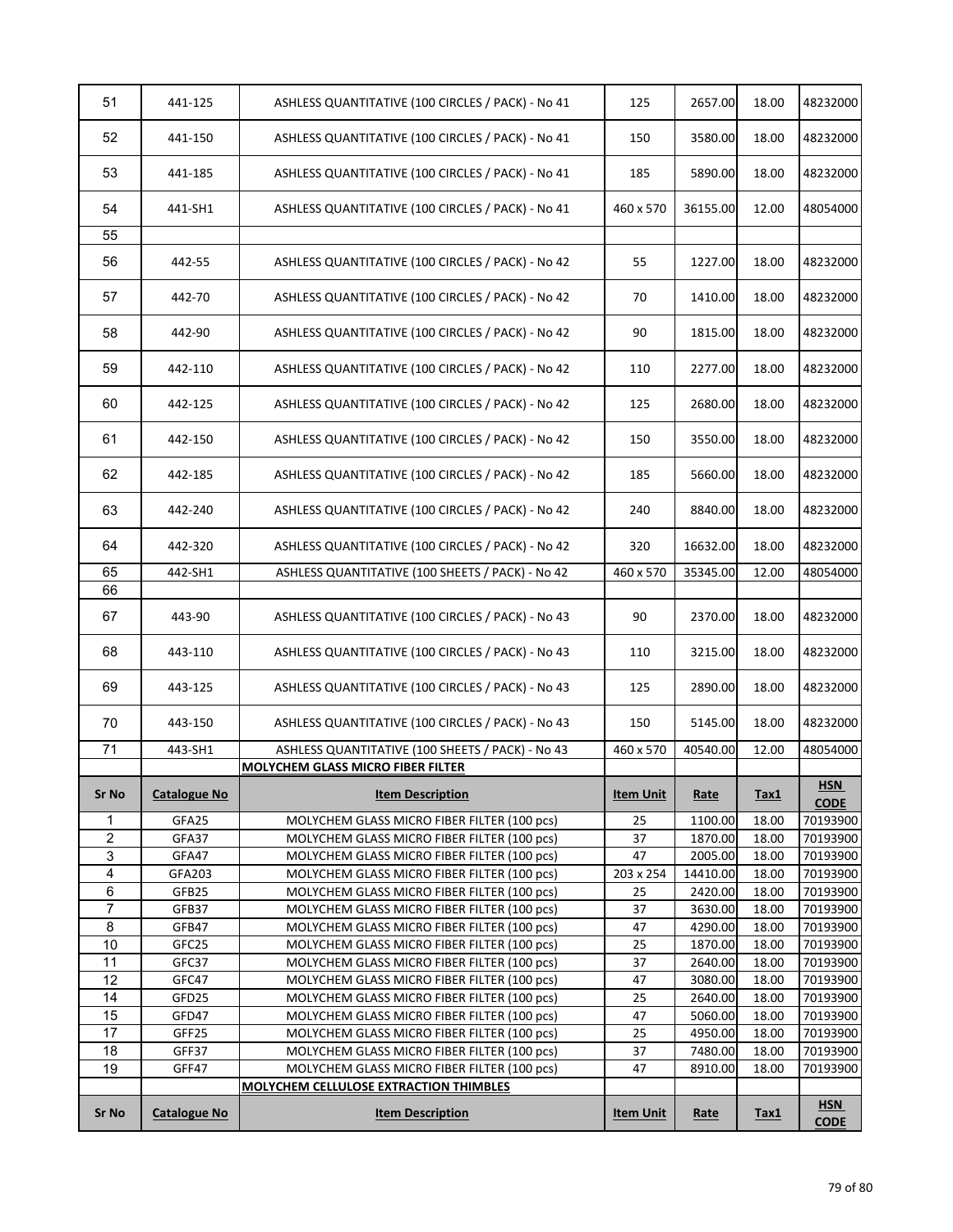| 51 | 441-125 | ASHLESS QUANTITATIVE (100 CIRCLES / PACK) - No 41 | 125 | 2657.00 | 18.00 | 48232000 |
|---|---|---|---|---|---|---|
| 52 | 441-150 | ASHLESS QUANTITATIVE (100 CIRCLES / PACK) - No 41 | 150 | 3580.00 | 18.00 | 48232000 |
| 53 | 441-185 | ASHLESS QUANTITATIVE (100 CIRCLES / PACK) - No 41 | 185 | 5890.00 | 18.00 | 48232000 |
| 54 | 441-SH1 | ASHLESS QUANTITATIVE (100 CIRCLES / PACK) - No 41 | 460 x 570 | 36155.00 | 12.00 | 48054000 |
| 55 | | | | | | |
| 56 | 442-55 | ASHLESS QUANTITATIVE (100 CIRCLES / PACK) - No 42 | 55 | 1227.00 | 18.00 | 48232000 |
| 57 | 442-70 | ASHLESS QUANTITATIVE (100 CIRCLES / PACK) - No 42 | 70 | 1410.00 | 18.00 | 48232000 |
| 58 | 442-90 | ASHLESS QUANTITATIVE (100 CIRCLES / PACK) - No 42 | 90 | 1815.00 | 18.00 | 48232000 |
| 59 | 442-110 | ASHLESS QUANTITATIVE (100 CIRCLES / PACK) - No 42 | 110 | 2277.00 | 18.00 | 48232000 |
| 60 | 442-125 | ASHLESS QUANTITATIVE (100 CIRCLES / PACK) - No 42 | 125 | 2680.00 | 18.00 | 48232000 |
| 61 | 442-150 | ASHLESS QUANTITATIVE (100 CIRCLES / PACK) - No 42 | 150 | 3550.00 | 18.00 | 48232000 |
| 62 | 442-185 | ASHLESS QUANTITATIVE (100 CIRCLES / PACK) - No 42 | 185 | 5660.00 | 18.00 | 48232000 |
| 63 | 442-240 | ASHLESS QUANTITATIVE (100 CIRCLES / PACK) - No 42 | 240 | 8840.00 | 18.00 | 48232000 |
| 64 | 442-320 | ASHLESS QUANTITATIVE (100 CIRCLES / PACK) - No 42 | 320 | 16632.00 | 18.00 | 48232000 |
| 65 | 442-SH1 | ASHLESS QUANTITATIVE (100 SHEETS / PACK) - No 42 | 460 x 570 | 35345.00 | 12.00 | 48054000 |
| 66 | | | | | | |
| 67 | 443-90 | ASHLESS QUANTITATIVE (100 CIRCLES / PACK) - No 43 | 90 | 2370.00 | 18.00 | 48232000 |
| 68 | 443-110 | ASHLESS QUANTITATIVE (100 CIRCLES / PACK) - No 43 | 110 | 3215.00 | 18.00 | 48232000 |
| 69 | 443-125 | ASHLESS QUANTITATIVE (100 CIRCLES / PACK) - No 43 | 125 | 2890.00 | 18.00 | 48232000 |
| 70 | 443-150 | ASHLESS QUANTITATIVE (100 CIRCLES / PACK) - No 43 | 150 | 5145.00 | 18.00 | 48232000 |
| 71 | 443-SH1 | ASHLESS QUANTITATIVE (100 SHEETS / PACK) - No 43 | 460 x 570 | 40540.00 | 12.00 | 48054000 |

**MOLYCHEM GLASS MICRO FIBER FILTER**

| Sr No | Catalogue No | Item Description | Item Unit | Rate | Tax1 | HSN CODE |
|---|---|---|---|---|---|---|
| 1 | GFA25 | MOLYCHEM GLASS MICRO FIBER FILTER (100 pcs) | 25 | 1100.00 | 18.00 | 70193900 |
| 2 | GFA37 | MOLYCHEM GLASS MICRO FIBER FILTER (100 pcs) | 37 | 1870.00 | 18.00 | 70193900 |
| 3 | GFA47 | MOLYCHEM GLASS MICRO FIBER FILTER (100 pcs) | 47 | 2005.00 | 18.00 | 70193900 |
| 4 | GFA203 | MOLYCHEM GLASS MICRO FIBER FILTER (100 pcs) | 203 x 254 | 14410.00 | 18.00 | 70193900 |
| 6 | GFB25 | MOLYCHEM GLASS MICRO FIBER FILTER (100 pcs) | 25 | 2420.00 | 18.00 | 70193900 |
| 7 | GFB37 | MOLYCHEM GLASS MICRO FIBER FILTER (100 pcs) | 37 | 3630.00 | 18.00 | 70193900 |
| 8 | GFB47 | MOLYCHEM GLASS MICRO FIBER FILTER (100 pcs) | 47 | 4290.00 | 18.00 | 70193900 |
| 10 | GFC25 | MOLYCHEM GLASS MICRO FIBER FILTER (100 pcs) | 25 | 1870.00 | 18.00 | 70193900 |
| 11 | GFC37 | MOLYCHEM GLASS MICRO FIBER FILTER (100 pcs) | 37 | 2640.00 | 18.00 | 70193900 |
| 12 | GFC47 | MOLYCHEM GLASS MICRO FIBER FILTER (100 pcs) | 47 | 3080.00 | 18.00 | 70193900 |
| 14 | GFD25 | MOLYCHEM GLASS MICRO FIBER FILTER (100 pcs) | 25 | 2640.00 | 18.00 | 70193900 |
| 15 | GFD47 | MOLYCHEM GLASS MICRO FIBER FILTER (100 pcs) | 47 | 5060.00 | 18.00 | 70193900 |
| 17 | GFF25 | MOLYCHEM GLASS MICRO FIBER FILTER (100 pcs) | 25 | 4950.00 | 18.00 | 70193900 |
| 18 | GFF37 | MOLYCHEM GLASS MICRO FIBER FILTER (100 pcs) | 37 | 7480.00 | 18.00 | 70193900 |
| 19 | GFF47 | MOLYCHEM GLASS MICRO FIBER FILTER (100 pcs) | 47 | 8910.00 | 18.00 | 70193900 |

**MOLYCHEM CELLULOSE EXTRACTION THIMBLES**

| Sr No | Catalogue No | Item Description | Item Unit | Rate | Tax1 | HSN CODE |
|---|---|---|---|---|---|---|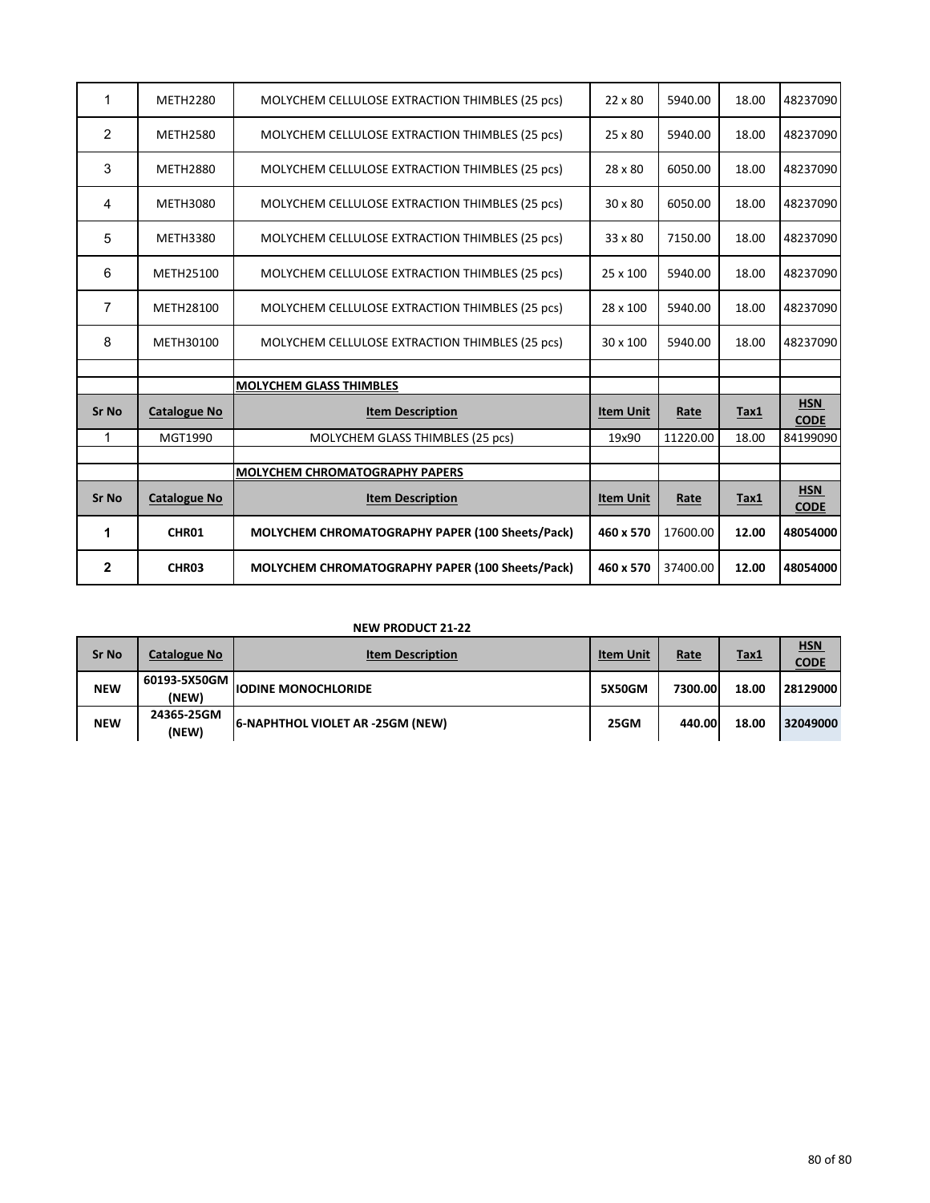| Sr No | Catalogue No | Item Description | Item Unit | Rate | Tax1 | HSN CODE |
|---|---|---|---|---|---|---|
| 1 | METH2280 | MOLYCHEM CELLULOSE EXTRACTION THIMBLES (25 pcs) | 22 x 80 | 5940.00 | 18.00 | 48237090 |
| 2 | METH2580 | MOLYCHEM CELLULOSE EXTRACTION THIMBLES (25 pcs) | 25 x 80 | 5940.00 | 18.00 | 48237090 |
| 3 | METH2880 | MOLYCHEM CELLULOSE EXTRACTION THIMBLES (25 pcs) | 28 x 80 | 6050.00 | 18.00 | 48237090 |
| 4 | METH3080 | MOLYCHEM CELLULOSE EXTRACTION THIMBLES (25 pcs) | 30 x 80 | 6050.00 | 18.00 | 48237090 |
| 5 | METH3380 | MOLYCHEM CELLULOSE EXTRACTION THIMBLES (25 pcs) | 33 x 80 | 7150.00 | 18.00 | 48237090 |
| 6 | METH25100 | MOLYCHEM CELLULOSE EXTRACTION THIMBLES (25 pcs) | 25 x 100 | 5940.00 | 18.00 | 48237090 |
| 7 | METH28100 | MOLYCHEM CELLULOSE EXTRACTION THIMBLES (25 pcs) | 28 x 100 | 5940.00 | 18.00 | 48237090 |
| 8 | METH30100 | MOLYCHEM CELLULOSE EXTRACTION THIMBLES (25 pcs) | 30 x 100 | 5940.00 | 18.00 | 48237090 |

**MOLYCHEM GLASS THIMBLES**

| Sr No | Catalogue No | Item Description | Item Unit | Rate | Tax1 | HSN CODE |
|---|---|---|---|---|---|---|
| 1 | MGT1990 | MOLYCHEM GLASS THIMBLES (25 pcs) | 19x90 | 11220.00 | 18.00 | 84199090 |

**MOLYCHEM CHROMATOGRAPHY PAPERS**

| Sr No | Catalogue No | Item Description | Item Unit | Rate | Tax1 | HSN CODE |
|---|---|---|---|---|---|---|
| **1** | **CHR01** | **MOLYCHEM CHROMATOGRAPHY PAPER (100 Sheets/Pack)** | **460 x 570** | 17600.00 | **12.00** | **48054000** |
| **2** | **CHR03** | **MOLYCHEM CHROMATOGRAPHY PAPER (100 Sheets/Pack)** | **460 x 570** | 37400.00 | **12.00** | **48054000** |

**NEW PRODUCT 21-22**

| Sr No | Catalogue No | Item Description | Item Unit | Rate | Tax1 | HSN CODE |
|---|---|---|---|---|---|---|
| **NEW** | **60193-5X50GM (NEW)** | **IODINE MONOCHLORIDE** | **5X50GM** | **7300.00** | **18.00** | **28129000** |
| **NEW** | **24365-25GM (NEW)** | **6-NAPHTHOL VIOLET AR -25GM (NEW)** | **25GM** | **440.00** | **18.00** | **32049000** |